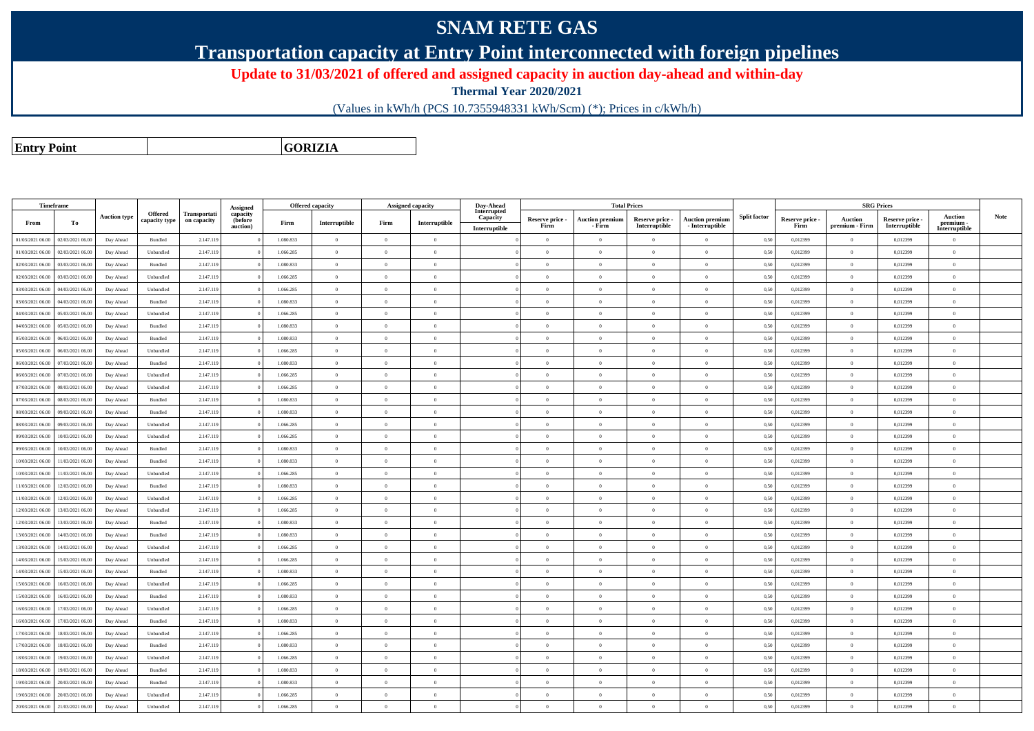# SNAM RETE GAS

## Transportation capacity at Entry Point interconnected with foreign pipelines

**Update to 31/03/2021 of offered and assigned capacity in auction day-ahead and within-day**

**Thermal Year 2020/2021**

(Values in kWh/h (PCS 10.7355948331 kWh/Scm) (*); Prices in c/kWh/h)

| **Entry Point** | **GORIZIA** |
|---|---|

| Timeframe | | Auction type | Offered capacity type | Transportation capacity | Assigned capacity (before auction) | Offered capacity | | Assigned capacity | | Day-Ahead Interrupted Capacity | Total Prices | | | | Split factor | SRG Prices | | | | Note |
|---|---|---|---|---|---|---|---|---|---|---|---|---|---|---|---|---|---|---|---|---|
| From | To | | | | | Firm | Interruptible | Firm | Interruptible | Interruptible | Reserve price - Firm | Auction premium - Firm | Reserve price - Interruptible | Auction premium - Interruptible | | Reserve price - Firm | Auction premium - Firm | Reserve price - Interruptible | Auction premium - Interruptible | |
| 01/03/2021 06.00 | 02/03/2021 06.00 | Day Ahead | Bundled | 2.147.119 | 0 | 1.080.833 | 0 | 0 | 0 | 0 | 0 | 0 | 0 | 0 | 0,50 | 0,012399 | 0 | 0,012399 | 0 | |
| 01/03/2021 06.00 | 02/03/2021 06.00 | Day Ahead | Unbundled | 2.147.119 | 0 | 1.066.285 | 0 | 0 | 0 | 0 | 0 | 0 | 0 | 0 | 0,50 | 0,012399 | 0 | 0,012399 | 0 | |
| 02/03/2021 06.00 | 03/03/2021 06.00 | Day Ahead | Bundled | 2.147.119 | 0 | 1.080.833 | 0 | 0 | 0 | 0 | 0 | 0 | 0 | 0 | 0,50 | 0,012399 | 0 | 0,012399 | 0 | |
| 02/03/2021 06.00 | 03/03/2021 06.00 | Day Ahead | Unbundled | 2.147.119 | 0 | 1.066.285 | 0 | 0 | 0 | 0 | 0 | 0 | 0 | 0 | 0,50 | 0,012399 | 0 | 0,012399 | 0 | |
| 03/03/2021 06.00 | 04/03/2021 06.00 | Day Ahead | Unbundled | 2.147.119 | 0 | 1.066.285 | 0 | 0 | 0 | 0 | 0 | 0 | 0 | 0 | 0,50 | 0,012399 | 0 | 0,012399 | 0 | |
| 03/03/2021 06.00 | 04/03/2021 06.00 | Day Ahead | Bundled | 2.147.119 | 0 | 1.080.833 | 0 | 0 | 0 | 0 | 0 | 0 | 0 | 0 | 0,50 | 0,012399 | 0 | 0,012399 | 0 | |
| 04/03/2021 06.00 | 05/03/2021 06.00 | Day Ahead | Unbundled | 2.147.119 | 0 | 1.066.285 | 0 | 0 | 0 | 0 | 0 | 0 | 0 | 0 | 0,50 | 0,012399 | 0 | 0,012399 | 0 | |
| 04/03/2021 06.00 | 05/03/2021 06.00 | Day Ahead | Bundled | 2.147.119 | 0 | 1.080.833 | 0 | 0 | 0 | 0 | 0 | 0 | 0 | 0 | 0,50 | 0,012399 | 0 | 0,012399 | 0 | |
| 05/03/2021 06.00 | 06/03/2021 06.00 | Day Ahead | Bundled | 2.147.119 | 0 | 1.080.833 | 0 | 0 | 0 | 0 | 0 | 0 | 0 | 0 | 0,50 | 0,012399 | 0 | 0,012399 | 0 | |
| 05/03/2021 06.00 | 06/03/2021 06.00 | Day Ahead | Unbundled | 2.147.119 | 0 | 1.066.285 | 0 | 0 | 0 | 0 | 0 | 0 | 0 | 0 | 0,50 | 0,012399 | 0 | 0,012399 | 0 | |
| 06/03/2021 06.00 | 07/03/2021 06.00 | Day Ahead | Bundled | 2.147.119 | 0 | 1.080.833 | 0 | 0 | 0 | 0 | 0 | 0 | 0 | 0 | 0,50 | 0,012399 | 0 | 0,012399 | 0 | |
| 06/03/2021 06.00 | 07/03/2021 06.00 | Day Ahead | Unbundled | 2.147.119 | 0 | 1.066.285 | 0 | 0 | 0 | 0 | 0 | 0 | 0 | 0 | 0,50 | 0,012399 | 0 | 0,012399 | 0 | |
| 07/03/2021 06.00 | 08/03/2021 06.00 | Day Ahead | Unbundled | 2.147.119 | 0 | 1.066.285 | 0 | 0 | 0 | 0 | 0 | 0 | 0 | 0 | 0,50 | 0,012399 | 0 | 0,012399 | 0 | |
| 07/03/2021 06.00 | 08/03/2021 06.00 | Day Ahead | Bundled | 2.147.119 | 0 | 1.080.833 | 0 | 0 | 0 | 0 | 0 | 0 | 0 | 0 | 0,50 | 0,012399 | 0 | 0,012399 | 0 | |
| 08/03/2021 06.00 | 09/03/2021 06.00 | Day Ahead | Bundled | 2.147.119 | 0 | 1.080.833 | 0 | 0 | 0 | 0 | 0 | 0 | 0 | 0 | 0,50 | 0,012399 | 0 | 0,012399 | 0 | |
| 08/03/2021 06.00 | 09/03/2021 06.00 | Day Ahead | Unbundled | 2.147.119 | 0 | 1.066.285 | 0 | 0 | 0 | 0 | 0 | 0 | 0 | 0 | 0,50 | 0,012399 | 0 | 0,012399 | 0 | |
| 09/03/2021 06.00 | 10/03/2021 06.00 | Day Ahead | Unbundled | 2.147.119 | 0 | 1.066.285 | 0 | 0 | 0 | 0 | 0 | 0 | 0 | 0 | 0,50 | 0,012399 | 0 | 0,012399 | 0 | |
| 09/03/2021 06.00 | 10/03/2021 06.00 | Day Ahead | Bundled | 2.147.119 | 0 | 1.080.833 | 0 | 0 | 0 | 0 | 0 | 0 | 0 | 0 | 0,50 | 0,012399 | 0 | 0,012399 | 0 | |
| 10/03/2021 06.00 | 11/03/2021 06.00 | Day Ahead | Bundled | 2.147.119 | 0 | 1.080.833 | 0 | 0 | 0 | 0 | 0 | 0 | 0 | 0 | 0,50 | 0,012399 | 0 | 0,012399 | 0 | |
| 10/03/2021 06.00 | 11/03/2021 06.00 | Day Ahead | Unbundled | 2.147.119 | 0 | 1.066.285 | 0 | 0 | 0 | 0 | 0 | 0 | 0 | 0 | 0,50 | 0,012399 | 0 | 0,012399 | 0 | |
| 11/03/2021 06.00 | 12/03/2021 06.00 | Day Ahead | Bundled | 2.147.119 | 0 | 1.080.833 | 0 | 0 | 0 | 0 | 0 | 0 | 0 | 0 | 0,50 | 0,012399 | 0 | 0,012399 | 0 | |
| 11/03/2021 06.00 | 12/03/2021 06.00 | Day Ahead | Unbundled | 2.147.119 | 0 | 1.066.285 | 0 | 0 | 0 | 0 | 0 | 0 | 0 | 0 | 0,50 | 0,012399 | 0 | 0,012399 | 0 | |
| 12/03/2021 06.00 | 13/03/2021 06.00 | Day Ahead | Unbundled | 2.147.119 | 0 | 1.066.285 | 0 | 0 | 0 | 0 | 0 | 0 | 0 | 0 | 0,50 | 0,012399 | 0 | 0,012399 | 0 | |
| 12/03/2021 06.00 | 13/03/2021 06.00 | Day Ahead | Bundled | 2.147.119 | 0 | 1.080.833 | 0 | 0 | 0 | 0 | 0 | 0 | 0 | 0 | 0,50 | 0,012399 | 0 | 0,012399 | 0 | |
| 13/03/2021 06.00 | 14/03/2021 06.00 | Day Ahead | Bundled | 2.147.119 | 0 | 1.080.833 | 0 | 0 | 0 | 0 | 0 | 0 | 0 | 0 | 0,50 | 0,012399 | 0 | 0,012399 | 0 | |
| 13/03/2021 06.00 | 14/03/2021 06.00 | Day Ahead | Unbundled | 2.147.119 | 0 | 1.066.285 | 0 | 0 | 0 | 0 | 0 | 0 | 0 | 0 | 0,50 | 0,012399 | 0 | 0,012399 | 0 | |
| 14/03/2021 06.00 | 15/03/2021 06.00 | Day Ahead | Unbundled | 2.147.119 | 0 | 1.066.285 | 0 | 0 | 0 | 0 | 0 | 0 | 0 | 0 | 0,50 | 0,012399 | 0 | 0,012399 | 0 | |
| 14/03/2021 06.00 | 15/03/2021 06.00 | Day Ahead | Bundled | 2.147.119 | 0 | 1.080.833 | 0 | 0 | 0 | 0 | 0 | 0 | 0 | 0 | 0,50 | 0,012399 | 0 | 0,012399 | 0 | |
| 15/03/2021 06.00 | 16/03/2021 06.00 | Day Ahead | Unbundled | 2.147.119 | 0 | 1.066.285 | 0 | 0 | 0 | 0 | 0 | 0 | 0 | 0 | 0,50 | 0,012399 | 0 | 0,012399 | 0 | |
| 15/03/2021 06.00 | 16/03/2021 06.00 | Day Ahead | Bundled | 2.147.119 | 0 | 1.080.833 | 0 | 0 | 0 | 0 | 0 | 0 | 0 | 0 | 0,50 | 0,012399 | 0 | 0,012399 | 0 | |
| 16/03/2021 06.00 | 17/03/2021 06.00 | Day Ahead | Unbundled | 2.147.119 | 0 | 1.066.285 | 0 | 0 | 0 | 0 | 0 | 0 | 0 | 0 | 0,50 | 0,012399 | 0 | 0,012399 | 0 | |
| 16/03/2021 06.00 | 17/03/2021 06.00 | Day Ahead | Bundled | 2.147.119 | 0 | 1.080.833 | 0 | 0 | 0 | 0 | 0 | 0 | 0 | 0 | 0,50 | 0,012399 | 0 | 0,012399 | 0 | |
| 17/03/2021 06.00 | 18/03/2021 06.00 | Day Ahead | Unbundled | 2.147.119 | 0 | 1.066.285 | 0 | 0 | 0 | 0 | 0 | 0 | 0 | 0 | 0,50 | 0,012399 | 0 | 0,012399 | 0 | |
| 17/03/2021 06.00 | 18/03/2021 06.00 | Day Ahead | Bundled | 2.147.119 | 0 | 1.080.833 | 0 | 0 | 0 | 0 | 0 | 0 | 0 | 0 | 0,50 | 0,012399 | 0 | 0,012399 | 0 | |
| 18/03/2021 06.00 | 19/03/2021 06.00 | Day Ahead | Unbundled | 2.147.119 | 0 | 1.066.285 | 0 | 0 | 0 | 0 | 0 | 0 | 0 | 0 | 0,50 | 0,012399 | 0 | 0,012399 | 0 | |
| 18/03/2021 06.00 | 19/03/2021 06.00 | Day Ahead | Bundled | 2.147.119 | 0 | 1.080.833 | 0 | 0 | 0 | 0 | 0 | 0 | 0 | 0 | 0,50 | 0,012399 | 0 | 0,012399 | 0 | |
| 19/03/2021 06.00 | 20/03/2021 06.00 | Day Ahead | Bundled | 2.147.119 | 0 | 1.080.833 | 0 | 0 | 0 | 0 | 0 | 0 | 0 | 0 | 0,50 | 0,012399 | 0 | 0,012399 | 0 | |
| 19/03/2021 06.00 | 20/03/2021 06.00 | Day Ahead | Unbundled | 2.147.119 | 0 | 1.066.285 | 0 | 0 | 0 | 0 | 0 | 0 | 0 | 0 | 0,50 | 0,012399 | 0 | 0,012399 | 0 | |
| 20/03/2021 06.00 | 21/03/2021 06.00 | Day Ahead | Unbundled | 2.147.119 | 0 | 1.066.285 | 0 | 0 | 0 | 0 | 0 | 0 | 0 | 0 | 0,50 | 0,012399 | 0 | 0,012399 | 0 | |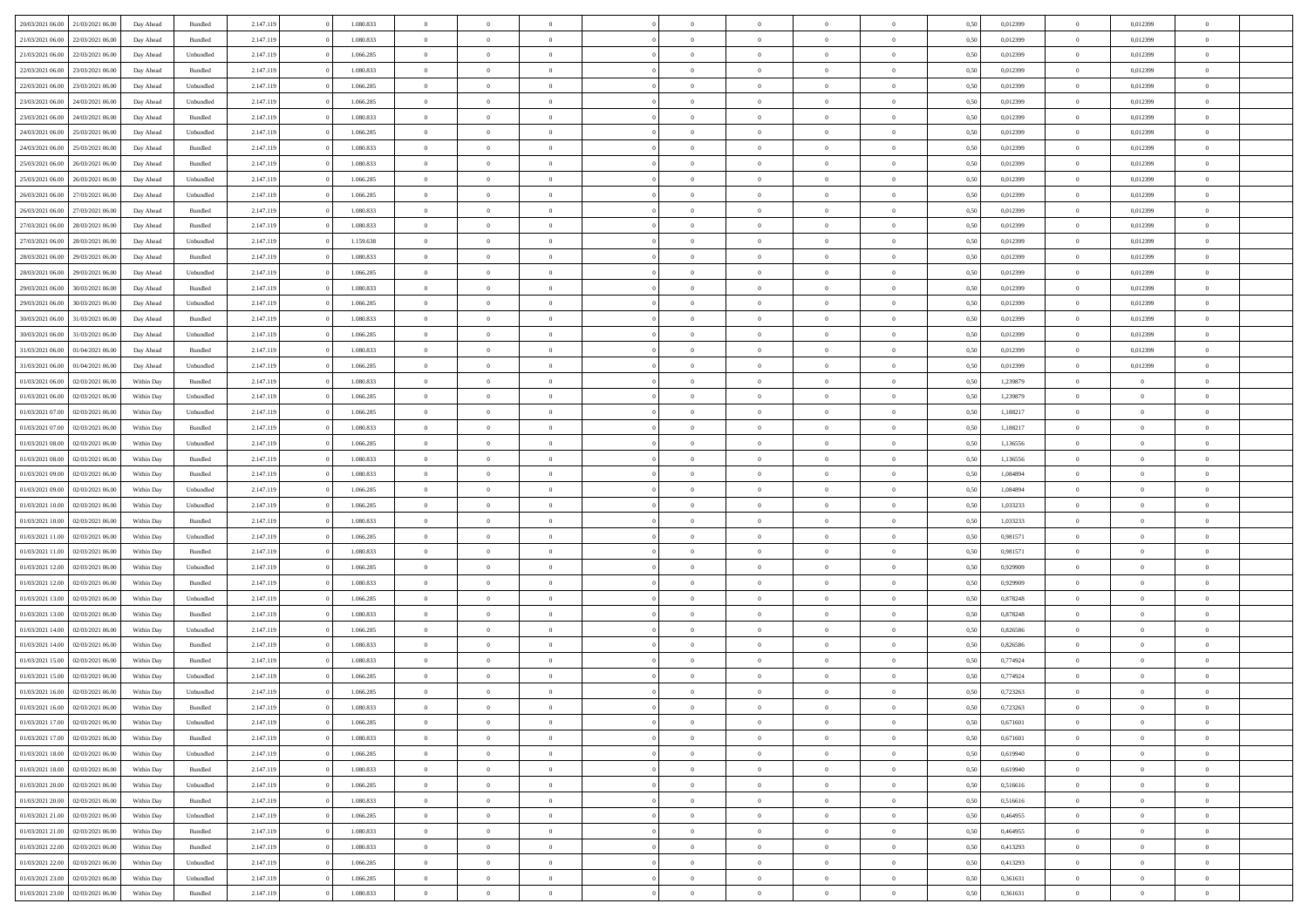| | | | | | | | | | | | | | | | | | | | | |
|---|---|---|---|---|---|---|---|---|---|---|---|---|---|---|---|---|---|---|---|---|
| 20/03/2021 06:00 | 21/03/2021 06:00 | Day Ahead | Bundled | 2.147.119 | 0 | 1.080.833 | 0 | 0 | 0 | | 0 | 0 | 0 | 0 | 0,50 | 0,012399 | 0 | 0,012399 | 0 | |
| 21/03/2021 06:00 | 22/03/2021 06:00 | Day Ahead | Bundled | 2.147.119 | 0 | 1.080.833 | 0 | 0 | 0 | | 0 | 0 | 0 | 0 | 0,50 | 0,012399 | 0 | 0,012399 | 0 | |
| 21/03/2021 06:00 | 22/03/2021 06:00 | Day Ahead | Unbundled | 2.147.119 | 0 | 1.066.285 | 0 | 0 | 0 | | 0 | 0 | 0 | 0 | 0,50 | 0,012399 | 0 | 0,012399 | 0 | |
| 22/03/2021 06:00 | 23/03/2021 06:00 | Day Ahead | Bundled | 2.147.119 | 0 | 1.080.833 | 0 | 0 | 0 | | 0 | 0 | 0 | 0 | 0,50 | 0,012399 | 0 | 0,012399 | 0 | |
| 22/03/2021 06:00 | 23/03/2021 06:00 | Day Ahead | Unbundled | 2.147.119 | 0 | 1.066.285 | 0 | 0 | 0 | | 0 | 0 | 0 | 0 | 0,50 | 0,012399 | 0 | 0,012399 | 0 | |
| 23/03/2021 06:00 | 24/03/2021 06:00 | Day Ahead | Unbundled | 2.147.119 | 0 | 1.066.285 | 0 | 0 | 0 | | 0 | 0 | 0 | 0 | 0,50 | 0,012399 | 0 | 0,012399 | 0 | |
| 23/03/2021 06:00 | 24/03/2021 06:00 | Day Ahead | Bundled | 2.147.119 | 0 | 1.080.833 | 0 | 0 | 0 | | 0 | 0 | 0 | 0 | 0,50 | 0,012399 | 0 | 0,012399 | 0 | |
| 24/03/2021 06:00 | 25/03/2021 06:00 | Day Ahead | Unbundled | 2.147.119 | 0 | 1.066.285 | 0 | 0 | 0 | | 0 | 0 | 0 | 0 | 0,50 | 0,012399 | 0 | 0,012399 | 0 | |
| 24/03/2021 06:00 | 25/03/2021 06:00 | Day Ahead | Bundled | 2.147.119 | 0 | 1.080.833 | 0 | 0 | 0 | | 0 | 0 | 0 | 0 | 0,50 | 0,012399 | 0 | 0,012399 | 0 | |
| 25/03/2021 06:00 | 26/03/2021 06:00 | Day Ahead | Bundled | 2.147.119 | 0 | 1.080.833 | 0 | 0 | 0 | | 0 | 0 | 0 | 0 | 0,50 | 0,012399 | 0 | 0,012399 | 0 | |
| 25/03/2021 06:00 | 26/03/2021 06:00 | Day Ahead | Unbundled | 2.147.119 | 0 | 1.066.285 | 0 | 0 | 0 | | 0 | 0 | 0 | 0 | 0,50 | 0,012399 | 0 | 0,012399 | 0 | |
| 26/03/2021 06:00 | 27/03/2021 06:00 | Day Ahead | Unbundled | 2.147.119 | 0 | 1.066.285 | 0 | 0 | 0 | | 0 | 0 | 0 | 0 | 0,50 | 0,012399 | 0 | 0,012399 | 0 | |
| 26/03/2021 06:00 | 27/03/2021 06:00 | Day Ahead | Bundled | 2.147.119 | 0 | 1.080.833 | 0 | 0 | 0 | | 0 | 0 | 0 | 0 | 0,50 | 0,012399 | 0 | 0,012399 | 0 | |
| 27/03/2021 06:00 | 28/03/2021 06:00 | Day Ahead | Bundled | 2.147.119 | 0 | 1.080.833 | 0 | 0 | 0 | | 0 | 0 | 0 | 0 | 0,50 | 0,012399 | 0 | 0,012399 | 0 | |
| 27/03/2021 06:00 | 28/03/2021 06:00 | Day Ahead | Unbundled | 2.147.119 | 0 | 1.159.638 | 0 | 0 | 0 | | 0 | 0 | 0 | 0 | 0,50 | 0,012399 | 0 | 0,012399 | 0 | |
| 28/03/2021 06:00 | 29/03/2021 06:00 | Day Ahead | Bundled | 2.147.119 | 0 | 1.080.833 | 0 | 0 | 0 | | 0 | 0 | 0 | 0 | 0,50 | 0,012399 | 0 | 0,012399 | 0 | |
| 28/03/2021 06:00 | 29/03/2021 06:00 | Day Ahead | Unbundled | 2.147.119 | 0 | 1.066.285 | 0 | 0 | 0 | | 0 | 0 | 0 | 0 | 0,50 | 0,012399 | 0 | 0,012399 | 0 | |
| 29/03/2021 06:00 | 30/03/2021 06:00 | Day Ahead | Bundled | 2.147.119 | 0 | 1.080.833 | 0 | 0 | 0 | | 0 | 0 | 0 | 0 | 0,50 | 0,012399 | 0 | 0,012399 | 0 | |
| 29/03/2021 06:00 | 30/03/2021 06:00 | Day Ahead | Unbundled | 2.147.119 | 0 | 1.066.285 | 0 | 0 | 0 | | 0 | 0 | 0 | 0 | 0,50 | 0,012399 | 0 | 0,012399 | 0 | |
| 30/03/2021 06:00 | 31/03/2021 06:00 | Day Ahead | Bundled | 2.147.119 | 0 | 1.080.833 | 0 | 0 | 0 | | 0 | 0 | 0 | 0 | 0,50 | 0,012399 | 0 | 0,012399 | 0 | |
| 30/03/2021 06:00 | 31/03/2021 06:00 | Day Ahead | Unbundled | 2.147.119 | 0 | 1.066.285 | 0 | 0 | 0 | | 0 | 0 | 0 | 0 | 0,50 | 0,012399 | 0 | 0,012399 | 0 | |
| 31/03/2021 06:00 | 01/04/2021 06:00 | Day Ahead | Bundled | 2.147.119 | 0 | 1.080.833 | 0 | 0 | 0 | | 0 | 0 | 0 | 0 | 0,50 | 0,012399 | 0 | 0,012399 | 0 | |
| 31/03/2021 06:00 | 01/04/2021 06:00 | Day Ahead | Unbundled | 2.147.119 | 0 | 1.066.285 | 0 | 0 | 0 | | 0 | 0 | 0 | 0 | 0,50 | 0,012399 | 0 | 0,012399 | 0 | |
| 01/03/2021 06:00 | 02/03/2021 06:00 | Within Day | Bundled | 2.147.119 | 0 | 1.080.833 | 0 | 0 | 0 | | 0 | 0 | 0 | 0 | 0,50 | 1,239879 | 0 | 0 | 0 | |
| 01/03/2021 06:00 | 02/03/2021 06:00 | Within Day | Unbundled | 2.147.119 | 0 | 1.066.285 | 0 | 0 | 0 | | 0 | 0 | 0 | 0 | 0,50 | 1,239879 | 0 | 0 | 0 | |
| 01/03/2021 07:00 | 02/03/2021 06:00 | Within Day | Unbundled | 2.147.119 | 0 | 1.066.285 | 0 | 0 | 0 | | 0 | 0 | 0 | 0 | 0,50 | 1,188217 | 0 | 0 | 0 | |
| 01/03/2021 07:00 | 02/03/2021 06:00 | Within Day | Bundled | 2.147.119 | 0 | 1.080.833 | 0 | 0 | 0 | | 0 | 0 | 0 | 0 | 0,50 | 1,188217 | 0 | 0 | 0 | |
| 01/03/2021 08:00 | 02/03/2021 06:00 | Within Day | Unbundled | 2.147.119 | 0 | 1.066.285 | 0 | 0 | 0 | | 0 | 0 | 0 | 0 | 0,50 | 1,136556 | 0 | 0 | 0 | |
| 01/03/2021 08:00 | 02/03/2021 06:00 | Within Day | Bundled | 2.147.119 | 0 | 1.080.833 | 0 | 0 | 0 | | 0 | 0 | 0 | 0 | 0,50 | 1,136556 | 0 | 0 | 0 | |
| 01/03/2021 09:00 | 02/03/2021 06:00 | Within Day | Bundled | 2.147.119 | 0 | 1.080.833 | 0 | 0 | 0 | | 0 | 0 | 0 | 0 | 0,50 | 1,084894 | 0 | 0 | 0 | |
| 01/03/2021 09:00 | 02/03/2021 06:00 | Within Day | Unbundled | 2.147.119 | 0 | 1.066.285 | 0 | 0 | 0 | | 0 | 0 | 0 | 0 | 0,50 | 1,084894 | 0 | 0 | 0 | |
| 01/03/2021 10:00 | 02/03/2021 06:00 | Within Day | Unbundled | 2.147.119 | 0 | 1.066.285 | 0 | 0 | 0 | | 0 | 0 | 0 | 0 | 0,50 | 1,033233 | 0 | 0 | 0 | |
| 01/03/2021 10:00 | 02/03/2021 06:00 | Within Day | Bundled | 2.147.119 | 0 | 1.080.833 | 0 | 0 | 0 | | 0 | 0 | 0 | 0 | 0,50 | 1,033233 | 0 | 0 | 0 | |
| 01/03/2021 11:00 | 02/03/2021 06:00 | Within Day | Unbundled | 2.147.119 | 0 | 1.066.285 | 0 | 0 | 0 | | 0 | 0 | 0 | 0 | 0,50 | 0,981571 | 0 | 0 | 0 | |
| 01/03/2021 11:00 | 02/03/2021 06:00 | Within Day | Bundled | 2.147.119 | 0 | 1.080.833 | 0 | 0 | 0 | | 0 | 0 | 0 | 0 | 0,50 | 0,981571 | 0 | 0 | 0 | |
| 01/03/2021 12:00 | 02/03/2021 06:00 | Within Day | Unbundled | 2.147.119 | 0 | 1.066.285 | 0 | 0 | 0 | | 0 | 0 | 0 | 0 | 0,50 | 0,929909 | 0 | 0 | 0 | |
| 01/03/2021 12:00 | 02/03/2021 06:00 | Within Day | Bundled | 2.147.119 | 0 | 1.080.833 | 0 | 0 | 0 | | 0 | 0 | 0 | 0 | 0,50 | 0,929909 | 0 | 0 | 0 | |
| 01/03/2021 13:00 | 02/03/2021 06:00 | Within Day | Unbundled | 2.147.119 | 0 | 1.066.285 | 0 | 0 | 0 | | 0 | 0 | 0 | 0 | 0,50 | 0,878248 | 0 | 0 | 0 | |
| 01/03/2021 13:00 | 02/03/2021 06:00 | Within Day | Bundled | 2.147.119 | 0 | 1.080.833 | 0 | 0 | 0 | | 0 | 0 | 0 | 0 | 0,50 | 0,878248 | 0 | 0 | 0 | |
| 01/03/2021 14:00 | 02/03/2021 06:00 | Within Day | Unbundled | 2.147.119 | 0 | 1.066.285 | 0 | 0 | 0 | | 0 | 0 | 0 | 0 | 0,50 | 0,826586 | 0 | 0 | 0 | |
| 01/03/2021 14:00 | 02/03/2021 06:00 | Within Day | Bundled | 2.147.119 | 0 | 1.080.833 | 0 | 0 | 0 | | 0 | 0 | 0 | 0 | 0,50 | 0,826586 | 0 | 0 | 0 | |
| 01/03/2021 15:00 | 02/03/2021 06:00 | Within Day | Bundled | 2.147.119 | 0 | 1.080.833 | 0 | 0 | 0 | | 0 | 0 | 0 | 0 | 0,50 | 0,774924 | 0 | 0 | 0 | |
| 01/03/2021 15:00 | 02/03/2021 06:00 | Within Day | Unbundled | 2.147.119 | 0 | 1.066.285 | 0 | 0 | 0 | | 0 | 0 | 0 | 0 | 0,50 | 0,774924 | 0 | 0 | 0 | |
| 01/03/2021 16:00 | 02/03/2021 06:00 | Within Day | Unbundled | 2.147.119 | 0 | 1.066.285 | 0 | 0 | 0 | | 0 | 0 | 0 | 0 | 0,50 | 0,723263 | 0 | 0 | 0 | |
| 01/03/2021 16:00 | 02/03/2021 06:00 | Within Day | Bundled | 2.147.119 | 0 | 1.080.833 | 0 | 0 | 0 | | 0 | 0 | 0 | 0 | 0,50 | 0,723263 | 0 | 0 | 0 | |
| 01/03/2021 17:00 | 02/03/2021 06:00 | Within Day | Unbundled | 2.147.119 | 0 | 1.066.285 | 0 | 0 | 0 | | 0 | 0 | 0 | 0 | 0,50 | 0,671601 | 0 | 0 | 0 | |
| 01/03/2021 17:00 | 02/03/2021 06:00 | Within Day | Bundled | 2.147.119 | 0 | 1.080.833 | 0 | 0 | 0 | | 0 | 0 | 0 | 0 | 0,50 | 0,671601 | 0 | 0 | 0 | |
| 01/03/2021 18:00 | 02/03/2021 06:00 | Within Day | Unbundled | 2.147.119 | 0 | 1.066.285 | 0 | 0 | 0 | | 0 | 0 | 0 | 0 | 0,50 | 0,619940 | 0 | 0 | 0 | |
| 01/03/2021 18:00 | 02/03/2021 06:00 | Within Day | Bundled | 2.147.119 | 0 | 1.080.833 | 0 | 0 | 0 | | 0 | 0 | 0 | 0 | 0,50 | 0,619940 | 0 | 0 | 0 | |
| 01/03/2021 20:00 | 02/03/2021 06:00 | Within Day | Unbundled | 2.147.119 | 0 | 1.066.285 | 0 | 0 | 0 | | 0 | 0 | 0 | 0 | 0,50 | 0,516616 | 0 | 0 | 0 | |
| 01/03/2021 20:00 | 02/03/2021 06:00 | Within Day | Bundled | 2.147.119 | 0 | 1.080.833 | 0 | 0 | 0 | | 0 | 0 | 0 | 0 | 0,50 | 0,516616 | 0 | 0 | 0 | |
| 01/03/2021 21:00 | 02/03/2021 06:00 | Within Day | Unbundled | 2.147.119 | 0 | 1.066.285 | 0 | 0 | 0 | | 0 | 0 | 0 | 0 | 0,50 | 0,464955 | 0 | 0 | 0 | |
| 01/03/2021 21:00 | 02/03/2021 06:00 | Within Day | Bundled | 2.147.119 | 0 | 1.080.833 | 0 | 0 | 0 | | 0 | 0 | 0 | 0 | 0,50 | 0,464955 | 0 | 0 | 0 | |
| 01/03/2021 22:00 | 02/03/2021 06:00 | Within Day | Bundled | 2.147.119 | 0 | 1.080.833 | 0 | 0 | 0 | | 0 | 0 | 0 | 0 | 0,50 | 0,413293 | 0 | 0 | 0 | |
| 01/03/2021 22:00 | 02/03/2021 06:00 | Within Day | Unbundled | 2.147.119 | 0 | 1.066.285 | 0 | 0 | 0 | | 0 | 0 | 0 | 0 | 0,50 | 0,413293 | 0 | 0 | 0 | |
| 01/03/2021 23:00 | 02/03/2021 06:00 | Within Day | Unbundled | 2.147.119 | 0 | 1.066.285 | 0 | 0 | 0 | | 0 | 0 | 0 | 0 | 0,50 | 0,361631 | 0 | 0 | 0 | |
| 01/03/2021 23:00 | 02/03/2021 06:00 | Within Day | Bundled | 2.147.119 | 0 | 1.080.833 | 0 | 0 | 0 | | 0 | 0 | 0 | 0 | 0,50 | 0,361631 | 0 | 0 | 0 | |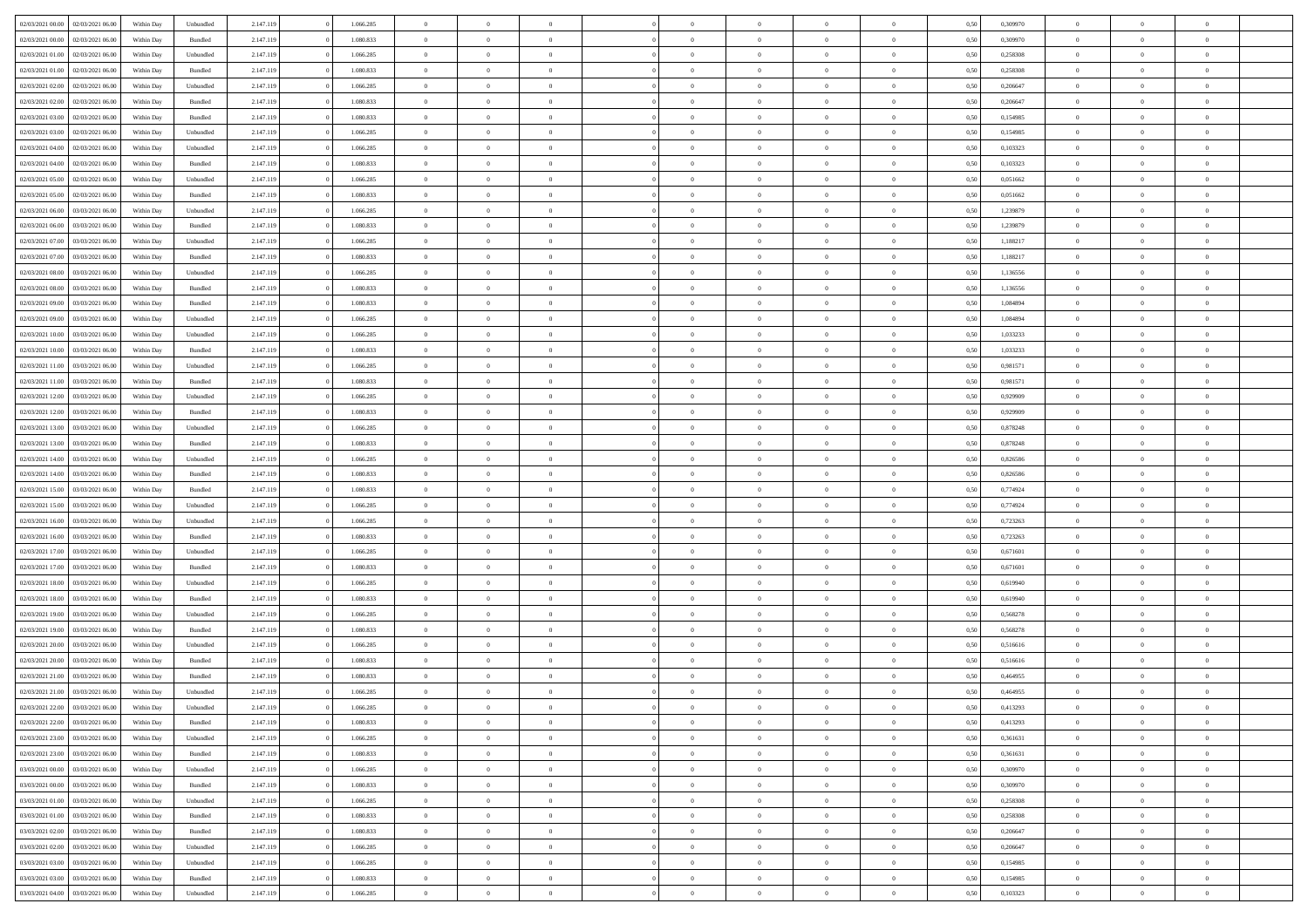| | | | | | | | | | | | | | | | | | | | | | |
|---|---|---|---|---|---|---|---|---|---|---|---|---|---|---|---|---|---|---|---|---|---|
| 02/03/2021 00:00 | 02/03/2021 06:00 | Within Day | Unbundled | 2.147.119 | 0 | 1.066.285 | 0 | 0 | 0 | | 0 | 0 | 0 | 0 | 0 | 0,50 | 0,309970 | 0 | 0 | 0 | |
| 02/03/2021 00:00 | 02/03/2021 06:00 | Within Day | Bundled | 2.147.119 | 0 | 1.080.833 | 0 | 0 | 0 | | 0 | 0 | 0 | 0 | 0 | 0,50 | 0,309970 | 0 | 0 | 0 | |
| 02/03/2021 01:00 | 02/03/2021 06:00 | Within Day | Unbundled | 2.147.119 | 0 | 1.066.285 | 0 | 0 | 0 | | 0 | 0 | 0 | 0 | 0 | 0,50 | 0,258308 | 0 | 0 | 0 | |
| 02/03/2021 01:00 | 02/03/2021 06:00 | Within Day | Bundled | 2.147.119 | 0 | 1.080.833 | 0 | 0 | 0 | | 0 | 0 | 0 | 0 | 0 | 0,50 | 0,258308 | 0 | 0 | 0 | |
| 02/03/2021 02:00 | 02/03/2021 06:00 | Within Day | Unbundled | 2.147.119 | 0 | 1.066.285 | 0 | 0 | 0 | | 0 | 0 | 0 | 0 | 0 | 0,50 | 0,206647 | 0 | 0 | 0 | |
| 02/03/2021 02:00 | 02/03/2021 06:00 | Within Day | Bundled | 2.147.119 | 0 | 1.080.833 | 0 | 0 | 0 | | 0 | 0 | 0 | 0 | 0 | 0,50 | 0,206647 | 0 | 0 | 0 | |
| 02/03/2021 03:00 | 02/03/2021 06:00 | Within Day | Bundled | 2.147.119 | 0 | 1.080.833 | 0 | 0 | 0 | | 0 | 0 | 0 | 0 | 0 | 0,50 | 0,154985 | 0 | 0 | 0 | |
| 02/03/2021 03:00 | 02/03/2021 06:00 | Within Day | Unbundled | 2.147.119 | 0 | 1.066.285 | 0 | 0 | 0 | | 0 | 0 | 0 | 0 | 0 | 0,50 | 0,154985 | 0 | 0 | 0 | |
| 02/03/2021 04:00 | 02/03/2021 06:00 | Within Day | Unbundled | 2.147.119 | 0 | 1.066.285 | 0 | 0 | 0 | | 0 | 0 | 0 | 0 | 0 | 0,50 | 0,103323 | 0 | 0 | 0 | |
| 02/03/2021 04:00 | 02/03/2021 06:00 | Within Day | Bundled | 2.147.119 | 0 | 1.080.833 | 0 | 0 | 0 | | 0 | 0 | 0 | 0 | 0 | 0,50 | 0,103323 | 0 | 0 | 0 | |
| 02/03/2021 05:00 | 02/03/2021 06:00 | Within Day | Unbundled | 2.147.119 | 0 | 1.066.285 | 0 | 0 | 0 | | 0 | 0 | 0 | 0 | 0 | 0,50 | 0,051662 | 0 | 0 | 0 | |
| 02/03/2021 05:00 | 02/03/2021 06:00 | Within Day | Bundled | 2.147.119 | 0 | 1.080.833 | 0 | 0 | 0 | | 0 | 0 | 0 | 0 | 0 | 0,50 | 0,051662 | 0 | 0 | 0 | |
| 02/03/2021 06:00 | 03/03/2021 06:00 | Within Day | Unbundled | 2.147.119 | 0 | 1.066.285 | 0 | 0 | 0 | | 0 | 0 | 0 | 0 | 0 | 0,50 | 1,239879 | 0 | 0 | 0 | |
| 02/03/2021 06:00 | 03/03/2021 06:00 | Within Day | Bundled | 2.147.119 | 0 | 1.080.833 | 0 | 0 | 0 | | 0 | 0 | 0 | 0 | 0 | 0,50 | 1,239879 | 0 | 0 | 0 | |
| 02/03/2021 07:00 | 03/03/2021 06:00 | Within Day | Unbundled | 2.147.119 | 0 | 1.066.285 | 0 | 0 | 0 | | 0 | 0 | 0 | 0 | 0 | 0,50 | 1,188217 | 0 | 0 | 0 | |
| 02/03/2021 07:00 | 03/03/2021 06:00 | Within Day | Bundled | 2.147.119 | 0 | 1.080.833 | 0 | 0 | 0 | | 0 | 0 | 0 | 0 | 0 | 0,50 | 1,188217 | 0 | 0 | 0 | |
| 02/03/2021 08:00 | 03/03/2021 06:00 | Within Day | Unbundled | 2.147.119 | 0 | 1.066.285 | 0 | 0 | 0 | | 0 | 0 | 0 | 0 | 0 | 0,50 | 1,136556 | 0 | 0 | 0 | |
| 02/03/2021 08:00 | 03/03/2021 06:00 | Within Day | Bundled | 2.147.119 | 0 | 1.080.833 | 0 | 0 | 0 | | 0 | 0 | 0 | 0 | 0 | 0,50 | 1,136556 | 0 | 0 | 0 | |
| 02/03/2021 09:00 | 03/03/2021 06:00 | Within Day | Bundled | 2.147.119 | 0 | 1.080.833 | 0 | 0 | 0 | | 0 | 0 | 0 | 0 | 0 | 0,50 | 1,084894 | 0 | 0 | 0 | |
| 02/03/2021 09:00 | 03/03/2021 06:00 | Within Day | Unbundled | 2.147.119 | 0 | 1.066.285 | 0 | 0 | 0 | | 0 | 0 | 0 | 0 | 0 | 0,50 | 1,084894 | 0 | 0 | 0 | |
| 02/03/2021 10:00 | 03/03/2021 06:00 | Within Day | Unbundled | 2.147.119 | 0 | 1.066.285 | 0 | 0 | 0 | | 0 | 0 | 0 | 0 | 0 | 0,50 | 1,033233 | 0 | 0 | 0 | |
| 02/03/2021 10:00 | 03/03/2021 06:00 | Within Day | Bundled | 2.147.119 | 0 | 1.080.833 | 0 | 0 | 0 | | 0 | 0 | 0 | 0 | 0 | 0,50 | 1,033233 | 0 | 0 | 0 | |
| 02/03/2021 11:00 | 03/03/2021 06:00 | Within Day | Unbundled | 2.147.119 | 0 | 1.066.285 | 0 | 0 | 0 | | 0 | 0 | 0 | 0 | 0 | 0,50 | 0,981571 | 0 | 0 | 0 | |
| 02/03/2021 11:00 | 03/03/2021 06:00 | Within Day | Bundled | 2.147.119 | 0 | 1.080.833 | 0 | 0 | 0 | | 0 | 0 | 0 | 0 | 0 | 0,50 | 0,981571 | 0 | 0 | 0 | |
| 02/03/2021 12:00 | 03/03/2021 06:00 | Within Day | Unbundled | 2.147.119 | 0 | 1.066.285 | 0 | 0 | 0 | | 0 | 0 | 0 | 0 | 0 | 0,50 | 0,929909 | 0 | 0 | 0 | |
| 02/03/2021 12:00 | 03/03/2021 06:00 | Within Day | Bundled | 2.147.119 | 0 | 1.080.833 | 0 | 0 | 0 | | 0 | 0 | 0 | 0 | 0 | 0,50 | 0,929909 | 0 | 0 | 0 | |
| 02/03/2021 13:00 | 03/03/2021 06:00 | Within Day | Unbundled | 2.147.119 | 0 | 1.066.285 | 0 | 0 | 0 | | 0 | 0 | 0 | 0 | 0 | 0,50 | 0,878248 | 0 | 0 | 0 | |
| 02/03/2021 13:00 | 03/03/2021 06:00 | Within Day | Bundled | 2.147.119 | 0 | 1.080.833 | 0 | 0 | 0 | | 0 | 0 | 0 | 0 | 0 | 0,50 | 0,878248 | 0 | 0 | 0 | |
| 02/03/2021 14:00 | 03/03/2021 06:00 | Within Day | Unbundled | 2.147.119 | 0 | 1.066.285 | 0 | 0 | 0 | | 0 | 0 | 0 | 0 | 0 | 0,50 | 0,826586 | 0 | 0 | 0 | |
| 02/03/2021 14:00 | 03/03/2021 06:00 | Within Day | Bundled | 2.147.119 | 0 | 1.080.833 | 0 | 0 | 0 | | 0 | 0 | 0 | 0 | 0 | 0,50 | 0,826586 | 0 | 0 | 0 | |
| 02/03/2021 15:00 | 03/03/2021 06:00 | Within Day | Bundled | 2.147.119 | 0 | 1.080.833 | 0 | 0 | 0 | | 0 | 0 | 0 | 0 | 0 | 0,50 | 0,774924 | 0 | 0 | 0 | |
| 02/03/2021 15:00 | 03/03/2021 06:00 | Within Day | Unbundled | 2.147.119 | 0 | 1.066.285 | 0 | 0 | 0 | | 0 | 0 | 0 | 0 | 0 | 0,50 | 0,774924 | 0 | 0 | 0 | |
| 02/03/2021 16:00 | 03/03/2021 06:00 | Within Day | Unbundled | 2.147.119 | 0 | 1.066.285 | 0 | 0 | 0 | | 0 | 0 | 0 | 0 | 0 | 0,50 | 0,723263 | 0 | 0 | 0 | |
| 02/03/2021 16:00 | 03/03/2021 06:00 | Within Day | Bundled | 2.147.119 | 0 | 1.080.833 | 0 | 0 | 0 | | 0 | 0 | 0 | 0 | 0 | 0,50 | 0,723263 | 0 | 0 | 0 | |
| 02/03/2021 17:00 | 03/03/2021 06:00 | Within Day | Unbundled | 2.147.119 | 0 | 1.066.285 | 0 | 0 | 0 | | 0 | 0 | 0 | 0 | 0 | 0,50 | 0,671601 | 0 | 0 | 0 | |
| 02/03/2021 17:00 | 03/03/2021 06:00 | Within Day | Bundled | 2.147.119 | 0 | 1.080.833 | 0 | 0 | 0 | | 0 | 0 | 0 | 0 | 0 | 0,50 | 0,671601 | 0 | 0 | 0 | |
| 02/03/2021 18:00 | 03/03/2021 06:00 | Within Day | Unbundled | 2.147.119 | 0 | 1.066.285 | 0 | 0 | 0 | | 0 | 0 | 0 | 0 | 0 | 0,50 | 0,619940 | 0 | 0 | 0 | |
| 02/03/2021 18:00 | 03/03/2021 06:00 | Within Day | Bundled | 2.147.119 | 0 | 1.080.833 | 0 | 0 | 0 | | 0 | 0 | 0 | 0 | 0 | 0,50 | 0,619940 | 0 | 0 | 0 | |
| 02/03/2021 19:00 | 03/03/2021 06:00 | Within Day | Unbundled | 2.147.119 | 0 | 1.066.285 | 0 | 0 | 0 | | 0 | 0 | 0 | 0 | 0 | 0,50 | 0,568278 | 0 | 0 | 0 | |
| 02/03/2021 19:00 | 03/03/2021 06:00 | Within Day | Bundled | 2.147.119 | 0 | 1.080.833 | 0 | 0 | 0 | | 0 | 0 | 0 | 0 | 0 | 0,50 | 0,568278 | 0 | 0 | 0 | |
| 02/03/2021 20:00 | 03/03/2021 06:00 | Within Day | Unbundled | 2.147.119 | 0 | 1.066.285 | 0 | 0 | 0 | | 0 | 0 | 0 | 0 | 0 | 0,50 | 0,516616 | 0 | 0 | 0 | |
| 02/03/2021 20:00 | 03/03/2021 06:00 | Within Day | Bundled | 2.147.119 | 0 | 1.080.833 | 0 | 0 | 0 | | 0 | 0 | 0 | 0 | 0 | 0,50 | 0,516616 | 0 | 0 | 0 | |
| 02/03/2021 21:00 | 03/03/2021 06:00 | Within Day | Bundled | 2.147.119 | 0 | 1.080.833 | 0 | 0 | 0 | | 0 | 0 | 0 | 0 | 0 | 0,50 | 0,464955 | 0 | 0 | 0 | |
| 02/03/2021 21:00 | 03/03/2021 06:00 | Within Day | Unbundled | 2.147.119 | 0 | 1.066.285 | 0 | 0 | 0 | | 0 | 0 | 0 | 0 | 0 | 0,50 | 0,464955 | 0 | 0 | 0 | |
| 02/03/2021 22:00 | 03/03/2021 06:00 | Within Day | Unbundled | 2.147.119 | 0 | 1.066.285 | 0 | 0 | 0 | | 0 | 0 | 0 | 0 | 0 | 0,50 | 0,413293 | 0 | 0 | 0 | |
| 02/03/2021 22:00 | 03/03/2021 06:00 | Within Day | Bundled | 2.147.119 | 0 | 1.080.833 | 0 | 0 | 0 | | 0 | 0 | 0 | 0 | 0 | 0,50 | 0,413293 | 0 | 0 | 0 | |
| 02/03/2021 23:00 | 03/03/2021 06:00 | Within Day | Unbundled | 2.147.119 | 0 | 1.066.285 | 0 | 0 | 0 | | 0 | 0 | 0 | 0 | 0 | 0,50 | 0,361631 | 0 | 0 | 0 | |
| 02/03/2021 23:00 | 03/03/2021 06:00 | Within Day | Bundled | 2.147.119 | 0 | 1.080.833 | 0 | 0 | 0 | | 0 | 0 | 0 | 0 | 0 | 0,50 | 0,361631 | 0 | 0 | 0 | |
| 03/03/2021 00:00 | 03/03/2021 06:00 | Within Day | Unbundled | 2.147.119 | 0 | 1.066.285 | 0 | 0 | 0 | | 0 | 0 | 0 | 0 | 0 | 0,50 | 0,309970 | 0 | 0 | 0 | |
| 03/03/2021 00:00 | 03/03/2021 06:00 | Within Day | Bundled | 2.147.119 | 0 | 1.080.833 | 0 | 0 | 0 | | 0 | 0 | 0 | 0 | 0 | 0,50 | 0,309970 | 0 | 0 | 0 | |
| 03/03/2021 01:00 | 03/03/2021 06:00 | Within Day | Unbundled | 2.147.119 | 0 | 1.066.285 | 0 | 0 | 0 | | 0 | 0 | 0 | 0 | 0 | 0,50 | 0,258308 | 0 | 0 | 0 | |
| 03/03/2021 01:00 | 03/03/2021 06:00 | Within Day | Bundled | 2.147.119 | 0 | 1.080.833 | 0 | 0 | 0 | | 0 | 0 | 0 | 0 | 0 | 0,50 | 0,258308 | 0 | 0 | 0 | |
| 03/03/2021 02:00 | 03/03/2021 06:00 | Within Day | Bundled | 2.147.119 | 0 | 1.080.833 | 0 | 0 | 0 | | 0 | 0 | 0 | 0 | 0 | 0,50 | 0,206647 | 0 | 0 | 0 | |
| 03/03/2021 02:00 | 03/03/2021 06:00 | Within Day | Unbundled | 2.147.119 | 0 | 1.066.285 | 0 | 0 | 0 | | 0 | 0 | 0 | 0 | 0 | 0,50 | 0,206647 | 0 | 0 | 0 | |
| 03/03/2021 03:00 | 03/03/2021 06:00 | Within Day | Unbundled | 2.147.119 | 0 | 1.066.285 | 0 | 0 | 0 | | 0 | 0 | 0 | 0 | 0 | 0,50 | 0,154985 | 0 | 0 | 0 | |
| 03/03/2021 03:00 | 03/03/2021 06:00 | Within Day | Bundled | 2.147.119 | 0 | 1.080.833 | 0 | 0 | 0 | | 0 | 0 | 0 | 0 | 0 | 0,50 | 0,154985 | 0 | 0 | 0 | |
| 03/03/2021 04:00 | 03/03/2021 06:00 | Within Day | Unbundled | 2.147.119 | 0 | 1.066.285 | 0 | 0 | 0 | | 0 | 0 | 0 | 0 | 0 | 0,50 | 0,103323 | 0 | 0 | 0 | |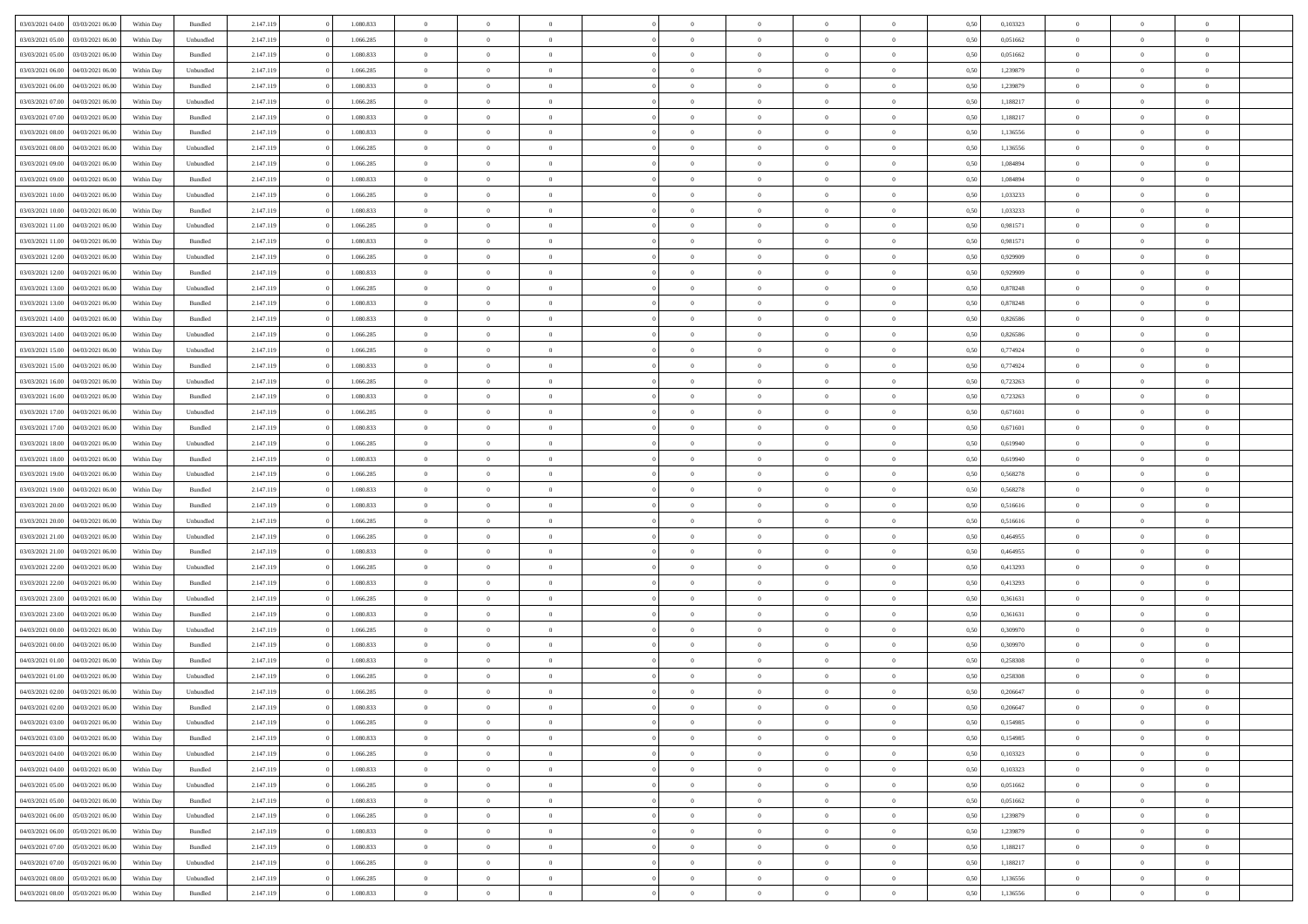| | | | | | | | | | | | | | | | | | | | | |
|---|---|---|---|---|---|---|---|---|---|---|---|---|---|---|---|---|---|---|---|---|
| 03/03/2021 04:00 | 03/03/2021 06:00 | Within Day | Bundled | 2.147.119 | 0 | 1.080.833 | 0 | 0 | 0 | 0 | 0 | 0 | 0 | 0 | 0,50 | 0,103323 | 0 | 0 | 0 | |
| 03/03/2021 05:00 | 03/03/2021 06:00 | Within Day | Unbundled | 2.147.119 | 0 | 1.066.285 | 0 | 0 | 0 | 0 | 0 | 0 | 0 | 0 | 0,50 | 0,051662 | 0 | 0 | 0 | |
| 03/03/2021 05:00 | 03/03/2021 06:00 | Within Day | Bundled | 2.147.119 | 0 | 1.080.833 | 0 | 0 | 0 | 0 | 0 | 0 | 0 | 0 | 0,50 | 0,051662 | 0 | 0 | 0 | |
| 03/03/2021 06:00 | 04/03/2021 06:00 | Within Day | Unbundled | 2.147.119 | 0 | 1.066.285 | 0 | 0 | 0 | 0 | 0 | 0 | 0 | 0 | 0,50 | 1,239879 | 0 | 0 | 0 | |
| 03/03/2021 06:00 | 04/03/2021 06:00 | Within Day | Bundled | 2.147.119 | 0 | 1.080.833 | 0 | 0 | 0 | 0 | 0 | 0 | 0 | 0 | 0,50 | 1,239879 | 0 | 0 | 0 | |
| 03/03/2021 07:00 | 04/03/2021 06:00 | Within Day | Unbundled | 2.147.119 | 0 | 1.066.285 | 0 | 0 | 0 | 0 | 0 | 0 | 0 | 0 | 0,50 | 1,188217 | 0 | 0 | 0 | |
| 03/03/2021 07:00 | 04/03/2021 06:00 | Within Day | Bundled | 2.147.119 | 0 | 1.080.833 | 0 | 0 | 0 | 0 | 0 | 0 | 0 | 0 | 0,50 | 1,188217 | 0 | 0 | 0 | |
| 03/03/2021 08:00 | 04/03/2021 06:00 | Within Day | Bundled | 2.147.119 | 0 | 1.080.833 | 0 | 0 | 0 | 0 | 0 | 0 | 0 | 0 | 0,50 | 1,136556 | 0 | 0 | 0 | |
| 03/03/2021 08:00 | 04/03/2021 06:00 | Within Day | Unbundled | 2.147.119 | 0 | 1.066.285 | 0 | 0 | 0 | 0 | 0 | 0 | 0 | 0 | 0,50 | 1,136556 | 0 | 0 | 0 | |
| 03/03/2021 09:00 | 04/03/2021 06:00 | Within Day | Unbundled | 2.147.119 | 0 | 1.066.285 | 0 | 0 | 0 | 0 | 0 | 0 | 0 | 0 | 0,50 | 1,084894 | 0 | 0 | 0 | |
| 03/03/2021 09:00 | 04/03/2021 06:00 | Within Day | Bundled | 2.147.119 | 0 | 1.080.833 | 0 | 0 | 0 | 0 | 0 | 0 | 0 | 0 | 0,50 | 1,084894 | 0 | 0 | 0 | |
| 03/03/2021 10:00 | 04/03/2021 06:00 | Within Day | Unbundled | 2.147.119 | 0 | 1.066.285 | 0 | 0 | 0 | 0 | 0 | 0 | 0 | 0 | 0,50 | 1,033233 | 0 | 0 | 0 | |
| 03/03/2021 10:00 | 04/03/2021 06:00 | Within Day | Bundled | 2.147.119 | 0 | 1.080.833 | 0 | 0 | 0 | 0 | 0 | 0 | 0 | 0 | 0,50 | 1,033233 | 0 | 0 | 0 | |
| 03/03/2021 11:00 | 04/03/2021 06:00 | Within Day | Unbundled | 2.147.119 | 0 | 1.066.285 | 0 | 0 | 0 | 0 | 0 | 0 | 0 | 0 | 0,50 | 0,981571 | 0 | 0 | 0 | |
| 03/03/2021 11:00 | 04/03/2021 06:00 | Within Day | Bundled | 2.147.119 | 0 | 1.080.833 | 0 | 0 | 0 | 0 | 0 | 0 | 0 | 0 | 0,50 | 0,981571 | 0 | 0 | 0 | |
| 03/03/2021 12:00 | 04/03/2021 06:00 | Within Day | Unbundled | 2.147.119 | 0 | 1.066.285 | 0 | 0 | 0 | 0 | 0 | 0 | 0 | 0 | 0,50 | 0,929909 | 0 | 0 | 0 | |
| 03/03/2021 12:00 | 04/03/2021 06:00 | Within Day | Bundled | 2.147.119 | 0 | 1.080.833 | 0 | 0 | 0 | 0 | 0 | 0 | 0 | 0 | 0,50 | 0,929909 | 0 | 0 | 0 | |
| 03/03/2021 13:00 | 04/03/2021 06:00 | Within Day | Unbundled | 2.147.119 | 0 | 1.066.285 | 0 | 0 | 0 | 0 | 0 | 0 | 0 | 0 | 0,50 | 0,878248 | 0 | 0 | 0 | |
| 03/03/2021 13:00 | 04/03/2021 06:00 | Within Day | Bundled | 2.147.119 | 0 | 1.080.833 | 0 | 0 | 0 | 0 | 0 | 0 | 0 | 0 | 0,50 | 0,878248 | 0 | 0 | 0 | |
| 03/03/2021 14:00 | 04/03/2021 06:00 | Within Day | Bundled | 2.147.119 | 0 | 1.080.833 | 0 | 0 | 0 | 0 | 0 | 0 | 0 | 0 | 0,50 | 0,826586 | 0 | 0 | 0 | |
| 03/03/2021 14:00 | 04/03/2021 06:00 | Within Day | Unbundled | 2.147.119 | 0 | 1.066.285 | 0 | 0 | 0 | 0 | 0 | 0 | 0 | 0 | 0,50 | 0,826586 | 0 | 0 | 0 | |
| 03/03/2021 15:00 | 04/03/2021 06:00 | Within Day | Unbundled | 2.147.119 | 0 | 1.066.285 | 0 | 0 | 0 | 0 | 0 | 0 | 0 | 0 | 0,50 | 0,774924 | 0 | 0 | 0 | |
| 03/03/2021 15:00 | 04/03/2021 06:00 | Within Day | Bundled | 2.147.119 | 0 | 1.080.833 | 0 | 0 | 0 | 0 | 0 | 0 | 0 | 0 | 0,50 | 0,774924 | 0 | 0 | 0 | |
| 03/03/2021 16:00 | 04/03/2021 06:00 | Within Day | Unbundled | 2.147.119 | 0 | 1.066.285 | 0 | 0 | 0 | 0 | 0 | 0 | 0 | 0 | 0,50 | 0,723263 | 0 | 0 | 0 | |
| 03/03/2021 16:00 | 04/03/2021 06:00 | Within Day | Bundled | 2.147.119 | 0 | 1.080.833 | 0 | 0 | 0 | 0 | 0 | 0 | 0 | 0 | 0,50 | 0,723263 | 0 | 0 | 0 | |
| 03/03/2021 17:00 | 04/03/2021 06:00 | Within Day | Unbundled | 2.147.119 | 0 | 1.066.285 | 0 | 0 | 0 | 0 | 0 | 0 | 0 | 0 | 0,50 | 0,671601 | 0 | 0 | 0 | |
| 03/03/2021 17:00 | 04/03/2021 06:00 | Within Day | Bundled | 2.147.119 | 0 | 1.080.833 | 0 | 0 | 0 | 0 | 0 | 0 | 0 | 0 | 0,50 | 0,671601 | 0 | 0 | 0 | |
| 03/03/2021 18:00 | 04/03/2021 06:00 | Within Day | Unbundled | 2.147.119 | 0 | 1.066.285 | 0 | 0 | 0 | 0 | 0 | 0 | 0 | 0 | 0,50 | 0,619940 | 0 | 0 | 0 | |
| 03/03/2021 18:00 | 04/03/2021 06:00 | Within Day | Bundled | 2.147.119 | 0 | 1.080.833 | 0 | 0 | 0 | 0 | 0 | 0 | 0 | 0 | 0,50 | 0,619940 | 0 | 0 | 0 | |
| 03/03/2021 19:00 | 04/03/2021 06:00 | Within Day | Unbundled | 2.147.119 | 0 | 1.066.285 | 0 | 0 | 0 | 0 | 0 | 0 | 0 | 0 | 0,50 | 0,568278 | 0 | 0 | 0 | |
| 03/03/2021 19:00 | 04/03/2021 06:00 | Within Day | Bundled | 2.147.119 | 0 | 1.080.833 | 0 | 0 | 0 | 0 | 0 | 0 | 0 | 0 | 0,50 | 0,568278 | 0 | 0 | 0 | |
| 03/03/2021 20:00 | 04/03/2021 06:00 | Within Day | Bundled | 2.147.119 | 0 | 1.080.833 | 0 | 0 | 0 | 0 | 0 | 0 | 0 | 0 | 0,50 | 0,516616 | 0 | 0 | 0 | |
| 03/03/2021 20:00 | 04/03/2021 06:00 | Within Day | Unbundled | 2.147.119 | 0 | 1.066.285 | 0 | 0 | 0 | 0 | 0 | 0 | 0 | 0 | 0,50 | 0,516616 | 0 | 0 | 0 | |
| 03/03/2021 21:00 | 04/03/2021 06:00 | Within Day | Unbundled | 2.147.119 | 0 | 1.066.285 | 0 | 0 | 0 | 0 | 0 | 0 | 0 | 0 | 0,50 | 0,464955 | 0 | 0 | 0 | |
| 03/03/2021 21:00 | 04/03/2021 06:00 | Within Day | Bundled | 2.147.119 | 0 | 1.080.833 | 0 | 0 | 0 | 0 | 0 | 0 | 0 | 0 | 0,50 | 0,464955 | 0 | 0 | 0 | |
| 03/03/2021 22:00 | 04/03/2021 06:00 | Within Day | Unbundled | 2.147.119 | 0 | 1.066.285 | 0 | 0 | 0 | 0 | 0 | 0 | 0 | 0 | 0,50 | 0,413293 | 0 | 0 | 0 | |
| 03/03/2021 22:00 | 04/03/2021 06:00 | Within Day | Bundled | 2.147.119 | 0 | 1.080.833 | 0 | 0 | 0 | 0 | 0 | 0 | 0 | 0 | 0,50 | 0,413293 | 0 | 0 | 0 | |
| 03/03/2021 23:00 | 04/03/2021 06:00 | Within Day | Unbundled | 2.147.119 | 0 | 1.066.285 | 0 | 0 | 0 | 0 | 0 | 0 | 0 | 0 | 0,50 | 0,361631 | 0 | 0 | 0 | |
| 03/03/2021 23:00 | 04/03/2021 06:00 | Within Day | Bundled | 2.147.119 | 0 | 1.080.833 | 0 | 0 | 0 | 0 | 0 | 0 | 0 | 0 | 0,50 | 0,361631 | 0 | 0 | 0 | |
| 04/03/2021 00:00 | 04/03/2021 06:00 | Within Day | Unbundled | 2.147.119 | 0 | 1.066.285 | 0 | 0 | 0 | 0 | 0 | 0 | 0 | 0 | 0,50 | 0,309970 | 0 | 0 | 0 | |
| 04/03/2021 00:00 | 04/03/2021 06:00 | Within Day | Bundled | 2.147.119 | 0 | 1.080.833 | 0 | 0 | 0 | 0 | 0 | 0 | 0 | 0 | 0,50 | 0,309970 | 0 | 0 | 0 | |
| 04/03/2021 01:00 | 04/03/2021 06:00 | Within Day | Bundled | 2.147.119 | 0 | 1.080.833 | 0 | 0 | 0 | 0 | 0 | 0 | 0 | 0 | 0,50 | 0,258308 | 0 | 0 | 0 | |
| 04/03/2021 01:00 | 04/03/2021 06:00 | Within Day | Unbundled | 2.147.119 | 0 | 1.066.285 | 0 | 0 | 0 | 0 | 0 | 0 | 0 | 0 | 0,50 | 0,258308 | 0 | 0 | 0 | |
| 04/03/2021 02:00 | 04/03/2021 06:00 | Within Day | Unbundled | 2.147.119 | 0 | 1.066.285 | 0 | 0 | 0 | 0 | 0 | 0 | 0 | 0 | 0,50 | 0,206647 | 0 | 0 | 0 | |
| 04/03/2021 02:00 | 04/03/2021 06:00 | Within Day | Bundled | 2.147.119 | 0 | 1.080.833 | 0 | 0 | 0 | 0 | 0 | 0 | 0 | 0 | 0,50 | 0,206647 | 0 | 0 | 0 | |
| 04/03/2021 03:00 | 04/03/2021 06:00 | Within Day | Unbundled | 2.147.119 | 0 | 1.066.285 | 0 | 0 | 0 | 0 | 0 | 0 | 0 | 0 | 0,50 | 0,154985 | 0 | 0 | 0 | |
| 04/03/2021 03:00 | 04/03/2021 06:00 | Within Day | Bundled | 2.147.119 | 0 | 1.080.833 | 0 | 0 | 0 | 0 | 0 | 0 | 0 | 0 | 0,50 | 0,154985 | 0 | 0 | 0 | |
| 04/03/2021 04:00 | 04/03/2021 06:00 | Within Day | Unbundled | 2.147.119 | 0 | 1.066.285 | 0 | 0 | 0 | 0 | 0 | 0 | 0 | 0 | 0,50 | 0,103323 | 0 | 0 | 0 | |
| 04/03/2021 04:00 | 04/03/2021 06:00 | Within Day | Bundled | 2.147.119 | 0 | 1.080.833 | 0 | 0 | 0 | 0 | 0 | 0 | 0 | 0 | 0,50 | 0,103323 | 0 | 0 | 0 | |
| 04/03/2021 05:00 | 04/03/2021 06:00 | Within Day | Unbundled | 2.147.119 | 0 | 1.066.285 | 0 | 0 | 0 | 0 | 0 | 0 | 0 | 0 | 0,50 | 0,051662 | 0 | 0 | 0 | |
| 04/03/2021 05:00 | 04/03/2021 06:00 | Within Day | Bundled | 2.147.119 | 0 | 1.080.833 | 0 | 0 | 0 | 0 | 0 | 0 | 0 | 0 | 0,50 | 0,051662 | 0 | 0 | 0 | |
| 04/03/2021 06:00 | 05/03/2021 06:00 | Within Day | Unbundled | 2.147.119 | 0 | 1.066.285 | 0 | 0 | 0 | 0 | 0 | 0 | 0 | 0 | 0,50 | 1,239879 | 0 | 0 | 0 | |
| 04/03/2021 06:00 | 05/03/2021 06:00 | Within Day | Bundled | 2.147.119 | 0 | 1.080.833 | 0 | 0 | 0 | 0 | 0 | 0 | 0 | 0 | 0,50 | 1,239879 | 0 | 0 | 0 | |
| 04/03/2021 07:00 | 05/03/2021 06:00 | Within Day | Bundled | 2.147.119 | 0 | 1.080.833 | 0 | 0 | 0 | 0 | 0 | 0 | 0 | 0 | 0,50 | 1,188217 | 0 | 0 | 0 | |
| 04/03/2021 07:00 | 05/03/2021 06:00 | Within Day | Unbundled | 2.147.119 | 0 | 1.066.285 | 0 | 0 | 0 | 0 | 0 | 0 | 0 | 0 | 0,50 | 1,188217 | 0 | 0 | 0 | |
| 04/03/2021 08:00 | 05/03/2021 06:00 | Within Day | Unbundled | 2.147.119 | 0 | 1.066.285 | 0 | 0 | 0 | 0 | 0 | 0 | 0 | 0 | 0,50 | 1,136556 | 0 | 0 | 0 | |
| 04/03/2021 08:00 | 05/03/2021 06:00 | Within Day | Bundled | 2.147.119 | 0 | 1.080.833 | 0 | 0 | 0 | 0 | 0 | 0 | 0 | 0 | 0,50 | 1,136556 | 0 | 0 | 0 | |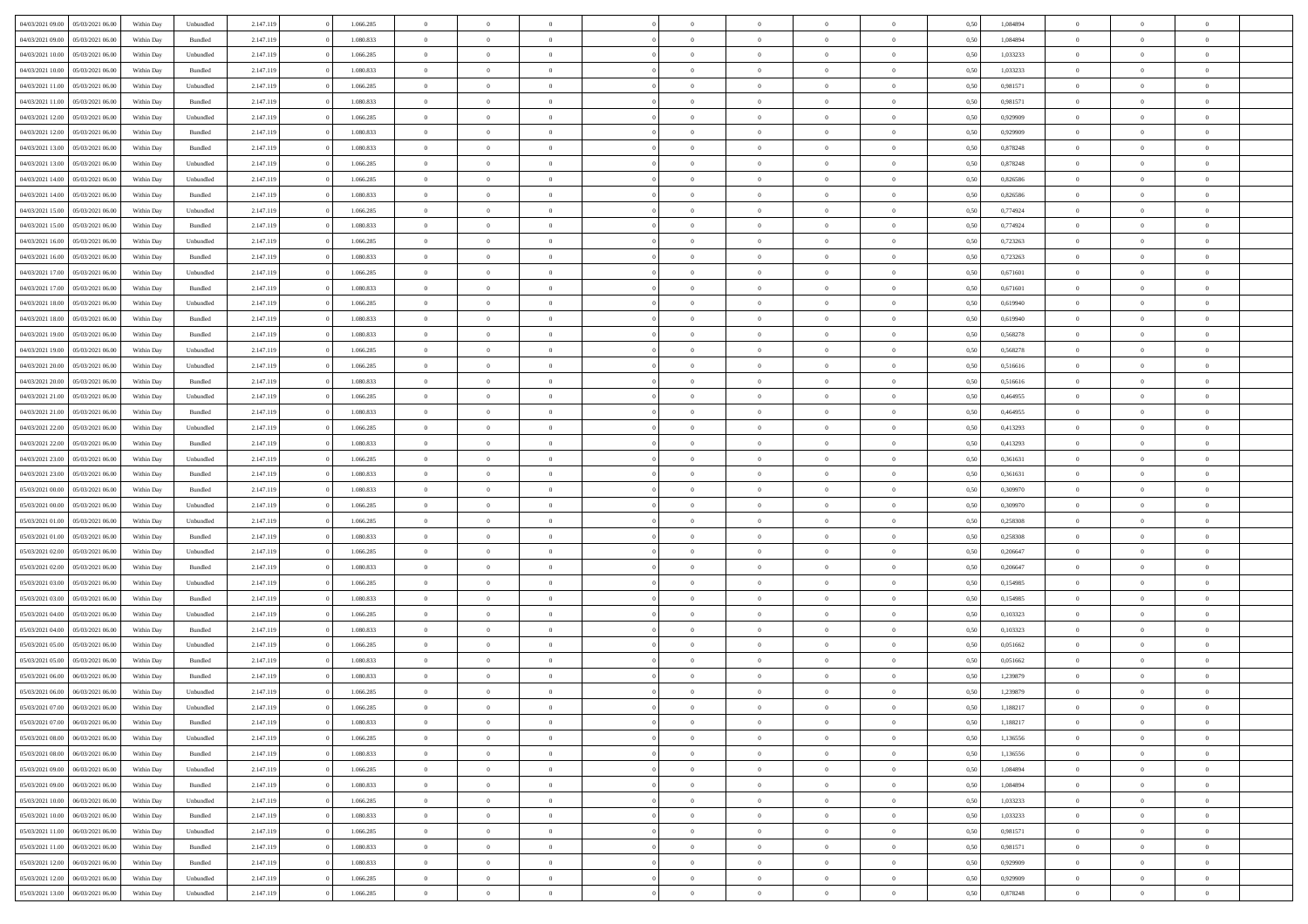| 04/03/2021 09:00 | 05/03/2021 06:00 | Within Day | Unbundled | 2.147.119 | 0 | 1.066.285 | 0 | 0 | 0 | 0 | 0 | 0 | 0 | 0 | 0,50 | 1,084894 | 0 | 0 | 0 |  |
|---|---|---|---|---|---|---|---|---|---|---|---|---|---|---|---|---|---|---|---|---|
| 04/03/2021 09:00 | 05/03/2021 06:00 | Within Day | Bundled | 2.147.119 | 0 | 1.080.833 | 0 | 0 | 0 | 0 | 0 | 0 | 0 | 0 | 0,50 | 1,084894 | 0 | 0 | 0 |  |
| 04/03/2021 10:00 | 05/03/2021 06:00 | Within Day | Unbundled | 2.147.119 | 0 | 1.066.285 | 0 | 0 | 0 | 0 | 0 | 0 | 0 | 0 | 0,50 | 1,033233 | 0 | 0 | 0 |  |
| 04/03/2021 10:00 | 05/03/2021 06:00 | Within Day | Bundled | 2.147.119 | 0 | 1.080.833 | 0 | 0 | 0 | 0 | 0 | 0 | 0 | 0 | 0,50 | 1,033233 | 0 | 0 | 0 |  |
| 04/03/2021 11:00 | 05/03/2021 06:00 | Within Day | Unbundled | 2.147.119 | 0 | 1.066.285 | 0 | 0 | 0 | 0 | 0 | 0 | 0 | 0 | 0,50 | 0,981571 | 0 | 0 | 0 |  |
| 04/03/2021 11:00 | 05/03/2021 06:00 | Within Day | Bundled | 2.147.119 | 0 | 1.080.833 | 0 | 0 | 0 | 0 | 0 | 0 | 0 | 0 | 0,50 | 0,981571 | 0 | 0 | 0 |  |
| 04/03/2021 12:00 | 05/03/2021 06:00 | Within Day | Unbundled | 2.147.119 | 0 | 1.066.285 | 0 | 0 | 0 | 0 | 0 | 0 | 0 | 0 | 0,50 | 0,929909 | 0 | 0 | 0 |  |
| 04/03/2021 12:00 | 05/03/2021 06:00 | Within Day | Bundled | 2.147.119 | 0 | 1.080.833 | 0 | 0 | 0 | 0 | 0 | 0 | 0 | 0 | 0,50 | 0,929909 | 0 | 0 | 0 |  |
| 04/03/2021 13:00 | 05/03/2021 06:00 | Within Day | Bundled | 2.147.119 | 0 | 1.080.833 | 0 | 0 | 0 | 0 | 0 | 0 | 0 | 0 | 0,50 | 0,878248 | 0 | 0 | 0 |  |
| 04/03/2021 13:00 | 05/03/2021 06:00 | Within Day | Unbundled | 2.147.119 | 0 | 1.066.285 | 0 | 0 | 0 | 0 | 0 | 0 | 0 | 0 | 0,50 | 0,878248 | 0 | 0 | 0 |  |
| 04/03/2021 14:00 | 05/03/2021 06:00 | Within Day | Unbundled | 2.147.119 | 0 | 1.066.285 | 0 | 0 | 0 | 0 | 0 | 0 | 0 | 0 | 0,50 | 0,826586 | 0 | 0 | 0 |  |
| 04/03/2021 14:00 | 05/03/2021 06:00 | Within Day | Bundled | 2.147.119 | 0 | 1.080.833 | 0 | 0 | 0 | 0 | 0 | 0 | 0 | 0 | 0,50 | 0,826586 | 0 | 0 | 0 |  |
| 04/03/2021 15:00 | 05/03/2021 06:00 | Within Day | Unbundled | 2.147.119 | 0 | 1.066.285 | 0 | 0 | 0 | 0 | 0 | 0 | 0 | 0 | 0,50 | 0,774924 | 0 | 0 | 0 |  |
| 04/03/2021 15:00 | 05/03/2021 06:00 | Within Day | Bundled | 2.147.119 | 0 | 1.080.833 | 0 | 0 | 0 | 0 | 0 | 0 | 0 | 0 | 0,50 | 0,774924 | 0 | 0 | 0 |  |
| 04/03/2021 16:00 | 05/03/2021 06:00 | Within Day | Unbundled | 2.147.119 | 0 | 1.066.285 | 0 | 0 | 0 | 0 | 0 | 0 | 0 | 0 | 0,50 | 0,723263 | 0 | 0 | 0 |  |
| 04/03/2021 16:00 | 05/03/2021 06:00 | Within Day | Bundled | 2.147.119 | 0 | 1.080.833 | 0 | 0 | 0 | 0 | 0 | 0 | 0 | 0 | 0,50 | 0,723263 | 0 | 0 | 0 |  |
| 04/03/2021 17:00 | 05/03/2021 06:00 | Within Day | Unbundled | 2.147.119 | 0 | 1.066.285 | 0 | 0 | 0 | 0 | 0 | 0 | 0 | 0 | 0,50 | 0,671601 | 0 | 0 | 0 |  |
| 04/03/2021 17:00 | 05/03/2021 06:00 | Within Day | Bundled | 2.147.119 | 0 | 1.080.833 | 0 | 0 | 0 | 0 | 0 | 0 | 0 | 0 | 0,50 | 0,671601 | 0 | 0 | 0 |  |
| 04/03/2021 18:00 | 05/03/2021 06:00 | Within Day | Unbundled | 2.147.119 | 0 | 1.066.285 | 0 | 0 | 0 | 0 | 0 | 0 | 0 | 0 | 0,50 | 0,619940 | 0 | 0 | 0 |  |
| 04/03/2021 18:00 | 05/03/2021 06:00 | Within Day | Bundled | 2.147.119 | 0 | 1.080.833 | 0 | 0 | 0 | 0 | 0 | 0 | 0 | 0 | 0,50 | 0,619940 | 0 | 0 | 0 |  |
| 04/03/2021 19:00 | 05/03/2021 06:00 | Within Day | Bundled | 2.147.119 | 0 | 1.080.833 | 0 | 0 | 0 | 0 | 0 | 0 | 0 | 0 | 0,50 | 0,568278 | 0 | 0 | 0 |  |
| 04/03/2021 19:00 | 05/03/2021 06:00 | Within Day | Unbundled | 2.147.119 | 0 | 1.066.285 | 0 | 0 | 0 | 0 | 0 | 0 | 0 | 0 | 0,50 | 0,568278 | 0 | 0 | 0 |  |
| 04/03/2021 20:00 | 05/03/2021 06:00 | Within Day | Unbundled | 2.147.119 | 0 | 1.066.285 | 0 | 0 | 0 | 0 | 0 | 0 | 0 | 0 | 0,50 | 0,516616 | 0 | 0 | 0 |  |
| 04/03/2021 20:00 | 05/03/2021 06:00 | Within Day | Bundled | 2.147.119 | 0 | 1.080.833 | 0 | 0 | 0 | 0 | 0 | 0 | 0 | 0 | 0,50 | 0,516616 | 0 | 0 | 0 |  |
| 04/03/2021 21:00 | 05/03/2021 06:00 | Within Day | Unbundled | 2.147.119 | 0 | 1.066.285 | 0 | 0 | 0 | 0 | 0 | 0 | 0 | 0 | 0,50 | 0,464955 | 0 | 0 | 0 |  |
| 04/03/2021 21:00 | 05/03/2021 06:00 | Within Day | Bundled | 2.147.119 | 0 | 1.080.833 | 0 | 0 | 0 | 0 | 0 | 0 | 0 | 0 | 0,50 | 0,464955 | 0 | 0 | 0 |  |
| 04/03/2021 22:00 | 05/03/2021 06:00 | Within Day | Unbundled | 2.147.119 | 0 | 1.066.285 | 0 | 0 | 0 | 0 | 0 | 0 | 0 | 0 | 0,50 | 0,413293 | 0 | 0 | 0 |  |
| 04/03/2021 22:00 | 05/03/2021 06:00 | Within Day | Bundled | 2.147.119 | 0 | 1.080.833 | 0 | 0 | 0 | 0 | 0 | 0 | 0 | 0 | 0,50 | 0,413293 | 0 | 0 | 0 |  |
| 04/03/2021 23:00 | 05/03/2021 06:00 | Within Day | Unbundled | 2.147.119 | 0 | 1.066.285 | 0 | 0 | 0 | 0 | 0 | 0 | 0 | 0 | 0,50 | 0,361631 | 0 | 0 | 0 |  |
| 04/03/2021 23:00 | 05/03/2021 06:00 | Within Day | Bundled | 2.147.119 | 0 | 1.080.833 | 0 | 0 | 0 | 0 | 0 | 0 | 0 | 0 | 0,50 | 0,361631 | 0 | 0 | 0 |  |
| 05/03/2021 00:00 | 05/03/2021 06:00 | Within Day | Bundled | 2.147.119 | 0 | 1.080.833 | 0 | 0 | 0 | 0 | 0 | 0 | 0 | 0 | 0,50 | 0,309970 | 0 | 0 | 0 |  |
| 05/03/2021 00:00 | 05/03/2021 06:00 | Within Day | Unbundled | 2.147.119 | 0 | 1.066.285 | 0 | 0 | 0 | 0 | 0 | 0 | 0 | 0 | 0,50 | 0,309970 | 0 | 0 | 0 |  |
| 05/03/2021 01:00 | 05/03/2021 06:00 | Within Day | Unbundled | 2.147.119 | 0 | 1.066.285 | 0 | 0 | 0 | 0 | 0 | 0 | 0 | 0 | 0,50 | 0,258308 | 0 | 0 | 0 |  |
| 05/03/2021 01:00 | 05/03/2021 06:00 | Within Day | Bundled | 2.147.119 | 0 | 1.080.833 | 0 | 0 | 0 | 0 | 0 | 0 | 0 | 0 | 0,50 | 0,258308 | 0 | 0 | 0 |  |
| 05/03/2021 02:00 | 05/03/2021 06:00 | Within Day | Unbundled | 2.147.119 | 0 | 1.066.285 | 0 | 0 | 0 | 0 | 0 | 0 | 0 | 0 | 0,50 | 0,206647 | 0 | 0 | 0 |  |
| 05/03/2021 02:00 | 05/03/2021 06:00 | Within Day | Bundled | 2.147.119 | 0 | 1.080.833 | 0 | 0 | 0 | 0 | 0 | 0 | 0 | 0 | 0,50 | 0,206647 | 0 | 0 | 0 |  |
| 05/03/2021 03:00 | 05/03/2021 06:00 | Within Day | Unbundled | 2.147.119 | 0 | 1.066.285 | 0 | 0 | 0 | 0 | 0 | 0 | 0 | 0 | 0,50 | 0,154985 | 0 | 0 | 0 |  |
| 05/03/2021 03:00 | 05/03/2021 06:00 | Within Day | Bundled | 2.147.119 | 0 | 1.080.833 | 0 | 0 | 0 | 0 | 0 | 0 | 0 | 0 | 0,50 | 0,154985 | 0 | 0 | 0 |  |
| 05/03/2021 04:00 | 05/03/2021 06:00 | Within Day | Unbundled | 2.147.119 | 0 | 1.066.285 | 0 | 0 | 0 | 0 | 0 | 0 | 0 | 0 | 0,50 | 0,103323 | 0 | 0 | 0 |  |
| 05/03/2021 04:00 | 05/03/2021 06:00 | Within Day | Bundled | 2.147.119 | 0 | 1.080.833 | 0 | 0 | 0 | 0 | 0 | 0 | 0 | 0 | 0,50 | 0,103323 | 0 | 0 | 0 |  |
| 05/03/2021 05:00 | 05/03/2021 06:00 | Within Day | Unbundled | 2.147.119 | 0 | 1.066.285 | 0 | 0 | 0 | 0 | 0 | 0 | 0 | 0 | 0,50 | 0,051662 | 0 | 0 | 0 |  |
| 05/03/2021 05:00 | 05/03/2021 06:00 | Within Day | Bundled | 2.147.119 | 0 | 1.080.833 | 0 | 0 | 0 | 0 | 0 | 0 | 0 | 0 | 0,50 | 0,051662 | 0 | 0 | 0 |  |
| 05/03/2021 06:00 | 06/03/2021 06:00 | Within Day | Bundled | 2.147.119 | 0 | 1.080.833 | 0 | 0 | 0 | 0 | 0 | 0 | 0 | 0 | 0,50 | 1,239879 | 0 | 0 | 0 |  |
| 05/03/2021 06:00 | 06/03/2021 06:00 | Within Day | Unbundled | 2.147.119 | 0 | 1.066.285 | 0 | 0 | 0 | 0 | 0 | 0 | 0 | 0 | 0,50 | 1,239879 | 0 | 0 | 0 |  |
| 05/03/2021 07:00 | 06/03/2021 06:00 | Within Day | Unbundled | 2.147.119 | 0 | 1.066.285 | 0 | 0 | 0 | 0 | 0 | 0 | 0 | 0 | 0,50 | 1,188217 | 0 | 0 | 0 |  |
| 05/03/2021 07:00 | 06/03/2021 06:00 | Within Day | Bundled | 2.147.119 | 0 | 1.080.833 | 0 | 0 | 0 | 0 | 0 | 0 | 0 | 0 | 0,50 | 1,188217 | 0 | 0 | 0 |  |
| 05/03/2021 08:00 | 06/03/2021 06:00 | Within Day | Unbundled | 2.147.119 | 0 | 1.066.285 | 0 | 0 | 0 | 0 | 0 | 0 | 0 | 0 | 0,50 | 1,136556 | 0 | 0 | 0 |  |
| 05/03/2021 08:00 | 06/03/2021 06:00 | Within Day | Bundled | 2.147.119 | 0 | 1.080.833 | 0 | 0 | 0 | 0 | 0 | 0 | 0 | 0 | 0,50 | 1,136556 | 0 | 0 | 0 |  |
| 05/03/2021 09:00 | 06/03/2021 06:00 | Within Day | Unbundled | 2.147.119 | 0 | 1.066.285 | 0 | 0 | 0 | 0 | 0 | 0 | 0 | 0 | 0,50 | 1,084894 | 0 | 0 | 0 |  |
| 05/03/2021 09:00 | 06/03/2021 06:00 | Within Day | Bundled | 2.147.119 | 0 | 1.080.833 | 0 | 0 | 0 | 0 | 0 | 0 | 0 | 0 | 0,50 | 1,084894 | 0 | 0 | 0 |  |
| 05/03/2021 10:00 | 06/03/2021 06:00 | Within Day | Unbundled | 2.147.119 | 0 | 1.066.285 | 0 | 0 | 0 | 0 | 0 | 0 | 0 | 0 | 0,50 | 1,033233 | 0 | 0 | 0 |  |
| 05/03/2021 10:00 | 06/03/2021 06:00 | Within Day | Bundled | 2.147.119 | 0 | 1.080.833 | 0 | 0 | 0 | 0 | 0 | 0 | 0 | 0 | 0,50 | 1,033233 | 0 | 0 | 0 |  |
| 05/03/2021 11:00 | 06/03/2021 06:00 | Within Day | Unbundled | 2.147.119 | 0 | 1.066.285 | 0 | 0 | 0 | 0 | 0 | 0 | 0 | 0 | 0,50 | 0,981571 | 0 | 0 | 0 |  |
| 05/03/2021 11:00 | 06/03/2021 06:00 | Within Day | Bundled | 2.147.119 | 0 | 1.080.833 | 0 | 0 | 0 | 0 | 0 | 0 | 0 | 0 | 0,50 | 0,981571 | 0 | 0 | 0 |  |
| 05/03/2021 12:00 | 06/03/2021 06:00 | Within Day | Bundled | 2.147.119 | 0 | 1.080.833 | 0 | 0 | 0 | 0 | 0 | 0 | 0 | 0 | 0,50 | 0,929909 | 0 | 0 | 0 |  |
| 05/03/2021 12:00 | 06/03/2021 06:00 | Within Day | Unbundled | 2.147.119 | 0 | 1.066.285 | 0 | 0 | 0 | 0 | 0 | 0 | 0 | 0 | 0,50 | 0,929909 | 0 | 0 | 0 |  |
| 05/03/2021 13:00 | 06/03/2021 06:00 | Within Day | Unbundled | 2.147.119 | 0 | 1.066.285 | 0 | 0 | 0 | 0 | 0 | 0 | 0 | 0 | 0,50 | 0,878248 | 0 | 0 | 0 |  |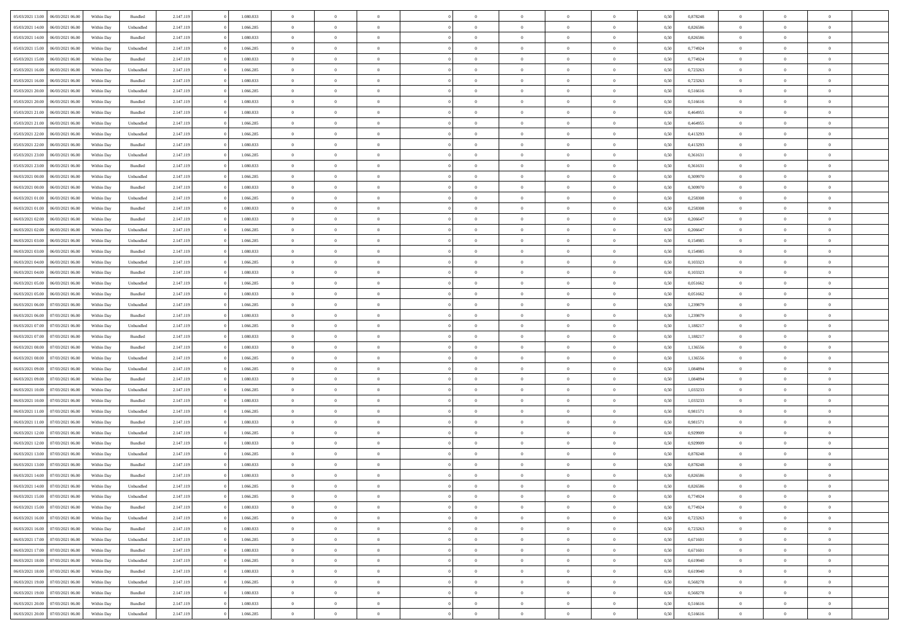| | | | | | | | | | | | | | | | | | | | | | |
|---|---|---|---|---|---|---|---|---|---|---|---|---|---|---|---|---|---|---|---|---|---|
| 05/03/2021 13:00 | 06/03/2021 06:00 | Within Day | Bundled | 2.147.119 | 0 | 1.080.833 | 0 | 0 | 0 | | 0 | 0 | 0 | 0 | 0 | 0,50 | 0,878248 | 0 | 0 | 0 | |
| 05/03/2021 14:00 | 06/03/2021 06:00 | Within Day | Unbundled | 2.147.119 | 0 | 1.066.285 | 0 | 0 | 0 | | 0 | 0 | 0 | 0 | 0 | 0,50 | 0,826586 | 0 | 0 | 0 | |
| 05/03/2021 14:00 | 06/03/2021 06:00 | Within Day | Bundled | 2.147.119 | 0 | 1.080.833 | 0 | 0 | 0 | | 0 | 0 | 0 | 0 | 0 | 0,50 | 0,826586 | 0 | 0 | 0 | |
| 05/03/2021 15:00 | 06/03/2021 06:00 | Within Day | Unbundled | 2.147.119 | 0 | 1.066.285 | 0 | 0 | 0 | | 0 | 0 | 0 | 0 | 0 | 0,50 | 0,774924 | 0 | 0 | 0 | |
| 05/03/2021 15:00 | 06/03/2021 06:00 | Within Day | Bundled | 2.147.119 | 0 | 1.080.833 | 0 | 0 | 0 | | 0 | 0 | 0 | 0 | 0 | 0,50 | 0,774924 | 0 | 0 | 0 | |
| 05/03/2021 16:00 | 06/03/2021 06:00 | Within Day | Unbundled | 2.147.119 | 0 | 1.066.285 | 0 | 0 | 0 | | 0 | 0 | 0 | 0 | 0 | 0,50 | 0,723263 | 0 | 0 | 0 | |
| 05/03/2021 16:00 | 06/03/2021 06:00 | Within Day | Bundled | 2.147.119 | 0 | 1.080.833 | 0 | 0 | 0 | | 0 | 0 | 0 | 0 | 0 | 0,50 | 0,723263 | 0 | 0 | 0 | |
| 05/03/2021 20:00 | 06/03/2021 06:00 | Within Day | Unbundled | 2.147.119 | 0 | 1.066.285 | 0 | 0 | 0 | | 0 | 0 | 0 | 0 | 0 | 0,50 | 0,516616 | 0 | 0 | 0 | |
| 05/03/2021 20:00 | 06/03/2021 06:00 | Within Day | Bundled | 2.147.119 | 0 | 1.080.833 | 0 | 0 | 0 | | 0 | 0 | 0 | 0 | 0 | 0,50 | 0,516616 | 0 | 0 | 0 | |
| 05/03/2021 21:00 | 06/03/2021 06:00 | Within Day | Bundled | 2.147.119 | 0 | 1.080.833 | 0 | 0 | 0 | | 0 | 0 | 0 | 0 | 0 | 0,50 | 0,464955 | 0 | 0 | 0 | |
| 05/03/2021 21:00 | 06/03/2021 06:00 | Within Day | Unbundled | 2.147.119 | 0 | 1.066.285 | 0 | 0 | 0 | | 0 | 0 | 0 | 0 | 0 | 0,50 | 0,464955 | 0 | 0 | 0 | |
| 05/03/2021 22:00 | 06/03/2021 06:00 | Within Day | Unbundled | 2.147.119 | 0 | 1.066.285 | 0 | 0 | 0 | | 0 | 0 | 0 | 0 | 0 | 0,50 | 0,413293 | 0 | 0 | 0 | |
| 05/03/2021 22:00 | 06/03/2021 06:00 | Within Day | Bundled | 2.147.119 | 0 | 1.080.833 | 0 | 0 | 0 | | 0 | 0 | 0 | 0 | 0 | 0,50 | 0,413293 | 0 | 0 | 0 | |
| 05/03/2021 23:00 | 06/03/2021 06:00 | Within Day | Unbundled | 2.147.119 | 0 | 1.066.285 | 0 | 0 | 0 | | 0 | 0 | 0 | 0 | 0 | 0,50 | 0,361631 | 0 | 0 | 0 | |
| 05/03/2021 23:00 | 06/03/2021 06:00 | Within Day | Bundled | 2.147.119 | 0 | 1.080.833 | 0 | 0 | 0 | | 0 | 0 | 0 | 0 | 0 | 0,50 | 0,361631 | 0 | 0 | 0 | |
| 06/03/2021 00:00 | 06/03/2021 06:00 | Within Day | Unbundled | 2.147.119 | 0 | 1.066.285 | 0 | 0 | 0 | | 0 | 0 | 0 | 0 | 0 | 0,50 | 0,309970 | 0 | 0 | 0 | |
| 06/03/2021 00:00 | 06/03/2021 06:00 | Within Day | Bundled | 2.147.119 | 0 | 1.080.833 | 0 | 0 | 0 | | 0 | 0 | 0 | 0 | 0 | 0,50 | 0,309970 | 0 | 0 | 0 | |
| 06/03/2021 01:00 | 06/03/2021 06:00 | Within Day | Unbundled | 2.147.119 | 0 | 1.066.285 | 0 | 0 | 0 | | 0 | 0 | 0 | 0 | 0 | 0,50 | 0,258308 | 0 | 0 | 0 | |
| 06/03/2021 01:00 | 06/03/2021 06:00 | Within Day | Bundled | 2.147.119 | 0 | 1.080.833 | 0 | 0 | 0 | | 0 | 0 | 0 | 0 | 0 | 0,50 | 0,258308 | 0 | 0 | 0 | |
| 06/03/2021 02:00 | 06/03/2021 06:00 | Within Day | Bundled | 2.147.119 | 0 | 1.080.833 | 0 | 0 | 0 | | 0 | 0 | 0 | 0 | 0 | 0,50 | 0,206647 | 0 | 0 | 0 | |
| 06/03/2021 02:00 | 06/03/2021 06:00 | Within Day | Unbundled | 2.147.119 | 0 | 1.066.285 | 0 | 0 | 0 | | 0 | 0 | 0 | 0 | 0 | 0,50 | 0,206647 | 0 | 0 | 0 | |
| 06/03/2021 03:00 | 06/03/2021 06:00 | Within Day | Unbundled | 2.147.119 | 0 | 1.066.285 | 0 | 0 | 0 | | 0 | 0 | 0 | 0 | 0 | 0,50 | 0,154985 | 0 | 0 | 0 | |
| 06/03/2021 03:00 | 06/03/2021 06:00 | Within Day | Bundled | 2.147.119 | 0 | 1.080.833 | 0 | 0 | 0 | | 0 | 0 | 0 | 0 | 0 | 0,50 | 0,154985 | 0 | 0 | 0 | |
| 06/03/2021 04:00 | 06/03/2021 06:00 | Within Day | Unbundled | 2.147.119 | 0 | 1.066.285 | 0 | 0 | 0 | | 0 | 0 | 0 | 0 | 0 | 0,50 | 0,103323 | 0 | 0 | 0 | |
| 06/03/2021 04:00 | 06/03/2021 06:00 | Within Day | Bundled | 2.147.119 | 0 | 1.080.833 | 0 | 0 | 0 | | 0 | 0 | 0 | 0 | 0 | 0,50 | 0,103323 | 0 | 0 | 0 | |
| 06/03/2021 05:00 | 06/03/2021 06:00 | Within Day | Unbundled | 2.147.119 | 0 | 1.066.285 | 0 | 0 | 0 | | 0 | 0 | 0 | 0 | 0 | 0,50 | 0,051662 | 0 | 0 | 0 | |
| 06/03/2021 05:00 | 06/03/2021 06:00 | Within Day | Bundled | 2.147.119 | 0 | 1.080.833 | 0 | 0 | 0 | | 0 | 0 | 0 | 0 | 0 | 0,50 | 0,051662 | 0 | 0 | 0 | |
| 06/03/2021 06:00 | 07/03/2021 06:00 | Within Day | Unbundled | 2.147.119 | 0 | 1.066.285 | 0 | 0 | 0 | | 0 | 0 | 0 | 0 | 0 | 0,50 | 1,239879 | 0 | 0 | 0 | |
| 06/03/2021 06:00 | 07/03/2021 06:00 | Within Day | Bundled | 2.147.119 | 0 | 1.080.833 | 0 | 0 | 0 | | 0 | 0 | 0 | 0 | 0 | 0,50 | 1,239879 | 0 | 0 | 0 | |
| 06/03/2021 07:00 | 07/03/2021 06:00 | Within Day | Unbundled | 2.147.119 | 0 | 1.066.285 | 0 | 0 | 0 | | 0 | 0 | 0 | 0 | 0 | 0,50 | 1,188217 | 0 | 0 | 0 | |
| 06/03/2021 07:00 | 07/03/2021 06:00 | Within Day | Bundled | 2.147.119 | 0 | 1.080.833 | 0 | 0 | 0 | | 0 | 0 | 0 | 0 | 0 | 0,50 | 1,188217 | 0 | 0 | 0 | |
| 06/03/2021 08:00 | 07/03/2021 06:00 | Within Day | Bundled | 2.147.119 | 0 | 1.080.833 | 0 | 0 | 0 | | 0 | 0 | 0 | 0 | 0 | 0,50 | 1,136556 | 0 | 0 | 0 | |
| 06/03/2021 08:00 | 07/03/2021 06:00 | Within Day | Unbundled | 2.147.119 | 0 | 1.066.285 | 0 | 0 | 0 | | 0 | 0 | 0 | 0 | 0 | 0,50 | 1,136556 | 0 | 0 | 0 | |
| 06/03/2021 09:00 | 07/03/2021 06:00 | Within Day | Unbundled | 2.147.119 | 0 | 1.066.285 | 0 | 0 | 0 | | 0 | 0 | 0 | 0 | 0 | 0,50 | 1,084894 | 0 | 0 | 0 | |
| 06/03/2021 09:00 | 07/03/2021 06:00 | Within Day | Bundled | 2.147.119 | 0 | 1.080.833 | 0 | 0 | 0 | | 0 | 0 | 0 | 0 | 0 | 0,50 | 1,084894 | 0 | 0 | 0 | |
| 06/03/2021 10:00 | 07/03/2021 06:00 | Within Day | Unbundled | 2.147.119 | 0 | 1.066.285 | 0 | 0 | 0 | | 0 | 0 | 0 | 0 | 0 | 0,50 | 1,033233 | 0 | 0 | 0 | |
| 06/03/2021 10:00 | 07/03/2021 06:00 | Within Day | Bundled | 2.147.119 | 0 | 1.080.833 | 0 | 0 | 0 | | 0 | 0 | 0 | 0 | 0 | 0,50 | 1,033233 | 0 | 0 | 0 | |
| 06/03/2021 11:00 | 07/03/2021 06:00 | Within Day | Unbundled | 2.147.119 | 0 | 1.066.285 | 0 | 0 | 0 | | 0 | 0 | 0 | 0 | 0 | 0,50 | 0,981571 | 0 | 0 | 0 | |
| 06/03/2021 11:00 | 07/03/2021 06:00 | Within Day | Bundled | 2.147.119 | 0 | 1.080.833 | 0 | 0 | 0 | | 0 | 0 | 0 | 0 | 0 | 0,50 | 0,981571 | 0 | 0 | 0 | |
| 06/03/2021 12:00 | 07/03/2021 06:00 | Within Day | Unbundled | 2.147.119 | 0 | 1.066.285 | 0 | 0 | 0 | | 0 | 0 | 0 | 0 | 0 | 0,50 | 0,929909 | 0 | 0 | 0 | |
| 06/03/2021 12:00 | 07/03/2021 06:00 | Within Day | Bundled | 2.147.119 | 0 | 1.080.833 | 0 | 0 | 0 | | 0 | 0 | 0 | 0 | 0 | 0,50 | 0,929909 | 0 | 0 | 0 | |
| 06/03/2021 13:00 | 07/03/2021 06:00 | Within Day | Unbundled | 2.147.119 | 0 | 1.066.285 | 0 | 0 | 0 | | 0 | 0 | 0 | 0 | 0 | 0,50 | 0,878248 | 0 | 0 | 0 | |
| 06/03/2021 13:00 | 07/03/2021 06:00 | Within Day | Bundled | 2.147.119 | 0 | 1.080.833 | 0 | 0 | 0 | | 0 | 0 | 0 | 0 | 0 | 0,50 | 0,878248 | 0 | 0 | 0 | |
| 06/03/2021 14:00 | 07/03/2021 06:00 | Within Day | Bundled | 2.147.119 | 0 | 1.080.833 | 0 | 0 | 0 | | 0 | 0 | 0 | 0 | 0 | 0,50 | 0,826586 | 0 | 0 | 0 | |
| 06/03/2021 14:00 | 07/03/2021 06:00 | Within Day | Unbundled | 2.147.119 | 0 | 1.066.285 | 0 | 0 | 0 | | 0 | 0 | 0 | 0 | 0 | 0,50 | 0,826586 | 0 | 0 | 0 | |
| 06/03/2021 15:00 | 07/03/2021 06:00 | Within Day | Unbundled | 2.147.119 | 0 | 1.066.285 | 0 | 0 | 0 | | 0 | 0 | 0 | 0 | 0 | 0,50 | 0,774924 | 0 | 0 | 0 | |
| 06/03/2021 15:00 | 07/03/2021 06:00 | Within Day | Bundled | 2.147.119 | 0 | 1.080.833 | 0 | 0 | 0 | | 0 | 0 | 0 | 0 | 0 | 0,50 | 0,774924 | 0 | 0 | 0 | |
| 06/03/2021 16:00 | 07/03/2021 06:00 | Within Day | Unbundled | 2.147.119 | 0 | 1.066.285 | 0 | 0 | 0 | | 0 | 0 | 0 | 0 | 0 | 0,50 | 0,723263 | 0 | 0 | 0 | |
| 06/03/2021 16:00 | 07/03/2021 06:00 | Within Day | Bundled | 2.147.119 | 0 | 1.080.833 | 0 | 0 | 0 | | 0 | 0 | 0 | 0 | 0 | 0,50 | 0,723263 | 0 | 0 | 0 | |
| 06/03/2021 17:00 | 07/03/2021 06:00 | Within Day | Unbundled | 2.147.119 | 0 | 1.066.285 | 0 | 0 | 0 | | 0 | 0 | 0 | 0 | 0 | 0,50 | 0,671601 | 0 | 0 | 0 | |
| 06/03/2021 17:00 | 07/03/2021 06:00 | Within Day | Bundled | 2.147.119 | 0 | 1.080.833 | 0 | 0 | 0 | | 0 | 0 | 0 | 0 | 0 | 0,50 | 0,671601 | 0 | 0 | 0 | |
| 06/03/2021 18:00 | 07/03/2021 06:00 | Within Day | Unbundled | 2.147.119 | 0 | 1.066.285 | 0 | 0 | 0 | | 0 | 0 | 0 | 0 | 0 | 0,50 | 0,619940 | 0 | 0 | 0 | |
| 06/03/2021 18:00 | 07/03/2021 06:00 | Within Day | Bundled | 2.147.119 | 0 | 1.080.833 | 0 | 0 | 0 | | 0 | 0 | 0 | 0 | 0 | 0,50 | 0,619940 | 0 | 0 | 0 | |
| 06/03/2021 19:00 | 07/03/2021 06:00 | Within Day | Unbundled | 2.147.119 | 0 | 1.066.285 | 0 | 0 | 0 | | 0 | 0 | 0 | 0 | 0 | 0,50 | 0,568278 | 0 | 0 | 0 | |
| 06/03/2021 19:00 | 07/03/2021 06:00 | Within Day | Bundled | 2.147.119 | 0 | 1.080.833 | 0 | 0 | 0 | | 0 | 0 | 0 | 0 | 0 | 0,50 | 0,568278 | 0 | 0 | 0 | |
| 06/03/2021 20:00 | 07/03/2021 06:00 | Within Day | Bundled | 2.147.119 | 0 | 1.080.833 | 0 | 0 | 0 | | 0 | 0 | 0 | 0 | 0 | 0,50 | 0,516616 | 0 | 0 | 0 | |
| 06/03/2021 20:00 | 07/03/2021 06:00 | Within Day | Unbundled | 2.147.119 | 0 | 1.066.285 | 0 | 0 | 0 | | 0 | 0 | 0 | 0 | 0 | 0,50 | 0,516616 | 0 | 0 | 0 | |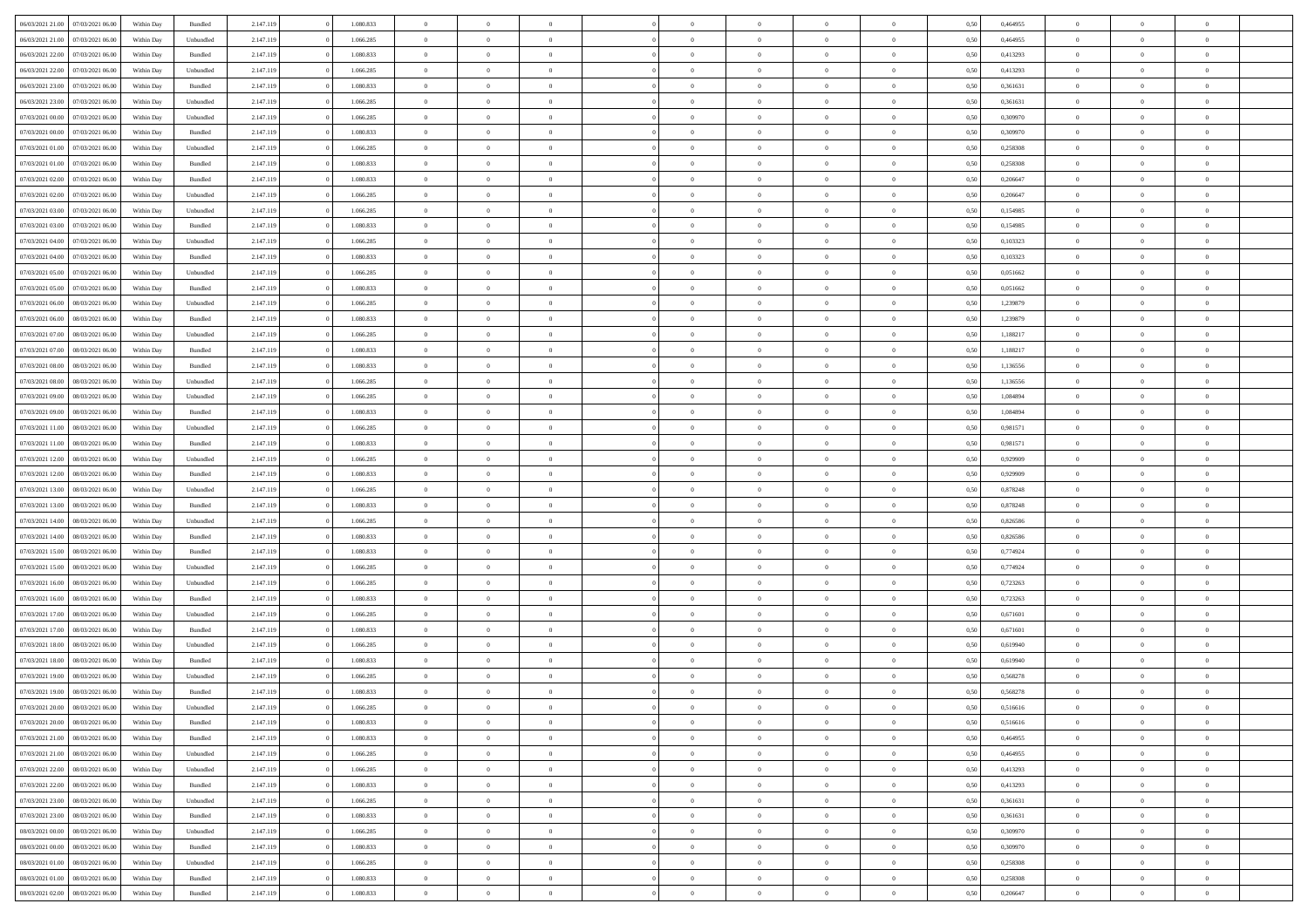| | | | | | | | | | | | | | | | | | | | | | |
|---|---|---|---|---|---|---|---|---|---|---|---|---|---|---|---|---|---|---|---|---|---|
| 06/03/2021 21:00 | 07/03/2021 06:00 | Within Day | Bundled | 2.147.119 | 0 | 1.080.833 | 0 | 0 | 0 | 0 | 0 | 0 | 0 | 0 | 0,50 | 0,464955 | 0 | 0 | 0 | | |
| 06/03/2021 21:00 | 07/03/2021 06:00 | Within Day | Unbundled | 2.147.119 | 0 | 1.066.285 | 0 | 0 | 0 | 0 | 0 | 0 | 0 | 0 | 0,50 | 0,464955 | 0 | 0 | 0 | | |
| 06/03/2021 22:00 | 07/03/2021 06:00 | Within Day | Bundled | 2.147.119 | 0 | 1.080.833 | 0 | 0 | 0 | 0 | 0 | 0 | 0 | 0 | 0,50 | 0,413293 | 0 | 0 | 0 | | |
| 06/03/2021 22:00 | 07/03/2021 06:00 | Within Day | Unbundled | 2.147.119 | 0 | 1.066.285 | 0 | 0 | 0 | 0 | 0 | 0 | 0 | 0 | 0,50 | 0,413293 | 0 | 0 | 0 | | |
| 06/03/2021 23:00 | 07/03/2021 06:00 | Within Day | Bundled | 2.147.119 | 0 | 1.080.833 | 0 | 0 | 0 | 0 | 0 | 0 | 0 | 0 | 0,50 | 0,361631 | 0 | 0 | 0 | | |
| 06/03/2021 23:00 | 07/03/2021 06:00 | Within Day | Unbundled | 2.147.119 | 0 | 1.066.285 | 0 | 0 | 0 | 0 | 0 | 0 | 0 | 0 | 0,50 | 0,361631 | 0 | 0 | 0 | | |
| 07/03/2021 00:00 | 07/03/2021 06:00 | Within Day | Unbundled | 2.147.119 | 0 | 1.066.285 | 0 | 0 | 0 | 0 | 0 | 0 | 0 | 0 | 0,50 | 0,309970 | 0 | 0 | 0 | | |
| 07/03/2021 00:00 | 07/03/2021 06:00 | Within Day | Bundled | 2.147.119 | 0 | 1.080.833 | 0 | 0 | 0 | 0 | 0 | 0 | 0 | 0 | 0,50 | 0,309970 | 0 | 0 | 0 | | |
| 07/03/2021 01:00 | 07/03/2021 06:00 | Within Day | Unbundled | 2.147.119 | 0 | 1.066.285 | 0 | 0 | 0 | 0 | 0 | 0 | 0 | 0 | 0,50 | 0,258308 | 0 | 0 | 0 | | |
| 07/03/2021 01:00 | 07/03/2021 06:00 | Within Day | Bundled | 2.147.119 | 0 | 1.080.833 | 0 | 0 | 0 | 0 | 0 | 0 | 0 | 0 | 0,50 | 0,258308 | 0 | 0 | 0 | | |
| 07/03/2021 02:00 | 07/03/2021 06:00 | Within Day | Bundled | 2.147.119 | 0 | 1.080.833 | 0 | 0 | 0 | 0 | 0 | 0 | 0 | 0 | 0,50 | 0,206647 | 0 | 0 | 0 | | |
| 07/03/2021 02:00 | 07/03/2021 06:00 | Within Day | Unbundled | 2.147.119 | 0 | 1.066.285 | 0 | 0 | 0 | 0 | 0 | 0 | 0 | 0 | 0,50 | 0,206647 | 0 | 0 | 0 | | |
| 07/03/2021 03:00 | 07/03/2021 06:00 | Within Day | Unbundled | 2.147.119 | 0 | 1.066.285 | 0 | 0 | 0 | 0 | 0 | 0 | 0 | 0 | 0,50 | 0,154985 | 0 | 0 | 0 | | |
| 07/03/2021 03:00 | 07/03/2021 06:00 | Within Day | Bundled | 2.147.119 | 0 | 1.080.833 | 0 | 0 | 0 | 0 | 0 | 0 | 0 | 0 | 0,50 | 0,154985 | 0 | 0 | 0 | | |
| 07/03/2021 04:00 | 07/03/2021 06:00 | Within Day | Unbundled | 2.147.119 | 0 | 1.066.285 | 0 | 0 | 0 | 0 | 0 | 0 | 0 | 0 | 0,50 | 0,103323 | 0 | 0 | 0 | | |
| 07/03/2021 04:00 | 07/03/2021 06:00 | Within Day | Bundled | 2.147.119 | 0 | 1.080.833 | 0 | 0 | 0 | 0 | 0 | 0 | 0 | 0 | 0,50 | 0,103323 | 0 | 0 | 0 | | |
| 07/03/2021 05:00 | 07/03/2021 06:00 | Within Day | Unbundled | 2.147.119 | 0 | 1.066.285 | 0 | 0 | 0 | 0 | 0 | 0 | 0 | 0 | 0,50 | 0,051662 | 0 | 0 | 0 | | |
| 07/03/2021 05:00 | 07/03/2021 06:00 | Within Day | Bundled | 2.147.119 | 0 | 1.080.833 | 0 | 0 | 0 | 0 | 0 | 0 | 0 | 0 | 0,50 | 0,051662 | 0 | 0 | 0 | | |
| 07/03/2021 06:00 | 08/03/2021 06:00 | Within Day | Unbundled | 2.147.119 | 0 | 1.066.285 | 0 | 0 | 0 | 0 | 0 | 0 | 0 | 0 | 0,50 | 1,239879 | 0 | 0 | 0 | | |
| 07/03/2021 06:00 | 08/03/2021 06:00 | Within Day | Bundled | 2.147.119 | 0 | 1.080.833 | 0 | 0 | 0 | 0 | 0 | 0 | 0 | 0 | 0,50 | 1,239879 | 0 | 0 | 0 | | |
| 07/03/2021 07:00 | 08/03/2021 06:00 | Within Day | Unbundled | 2.147.119 | 0 | 1.066.285 | 0 | 0 | 0 | 0 | 0 | 0 | 0 | 0 | 0,50 | 1,188217 | 0 | 0 | 0 | | |
| 07/03/2021 07:00 | 08/03/2021 06:00 | Within Day | Bundled | 2.147.119 | 0 | 1.080.833 | 0 | 0 | 0 | 0 | 0 | 0 | 0 | 0 | 0,50 | 1,188217 | 0 | 0 | 0 | | |
| 07/03/2021 08:00 | 08/03/2021 06:00 | Within Day | Bundled | 2.147.119 | 0 | 1.080.833 | 0 | 0 | 0 | 0 | 0 | 0 | 0 | 0 | 0,50 | 1,136556 | 0 | 0 | 0 | | |
| 07/03/2021 08:00 | 08/03/2021 06:00 | Within Day | Unbundled | 2.147.119 | 0 | 1.066.285 | 0 | 0 | 0 | 0 | 0 | 0 | 0 | 0 | 0,50 | 1,136556 | 0 | 0 | 0 | | |
| 07/03/2021 09:00 | 08/03/2021 06:00 | Within Day | Unbundled | 2.147.119 | 0 | 1.066.285 | 0 | 0 | 0 | 0 | 0 | 0 | 0 | 0 | 0,50 | 1,084894 | 0 | 0 | 0 | | |
| 07/03/2021 09:00 | 08/03/2021 06:00 | Within Day | Bundled | 2.147.119 | 0 | 1.080.833 | 0 | 0 | 0 | 0 | 0 | 0 | 0 | 0 | 0,50 | 1,084894 | 0 | 0 | 0 | | |
| 07/03/2021 11:00 | 08/03/2021 06:00 | Within Day | Unbundled | 2.147.119 | 0 | 1.066.285 | 0 | 0 | 0 | 0 | 0 | 0 | 0 | 0 | 0,50 | 0,981571 | 0 | 0 | 0 | | |
| 07/03/2021 11:00 | 08/03/2021 06:00 | Within Day | Bundled | 2.147.119 | 0 | 1.080.833 | 0 | 0 | 0 | 0 | 0 | 0 | 0 | 0 | 0,50 | 0,981571 | 0 | 0 | 0 | | |
| 07/03/2021 12:00 | 08/03/2021 06:00 | Within Day | Unbundled | 2.147.119 | 0 | 1.066.285 | 0 | 0 | 0 | 0 | 0 | 0 | 0 | 0 | 0,50 | 0,929909 | 0 | 0 | 0 | | |
| 07/03/2021 12:00 | 08/03/2021 06:00 | Within Day | Bundled | 2.147.119 | 0 | 1.080.833 | 0 | 0 | 0 | 0 | 0 | 0 | 0 | 0 | 0,50 | 0,929909 | 0 | 0 | 0 | | |
| 07/03/2021 13:00 | 08/03/2021 06:00 | Within Day | Unbundled | 2.147.119 | 0 | 1.066.285 | 0 | 0 | 0 | 0 | 0 | 0 | 0 | 0 | 0,50 | 0,878248 | 0 | 0 | 0 | | |
| 07/03/2021 13:00 | 08/03/2021 06:00 | Within Day | Bundled | 2.147.119 | 0 | 1.080.833 | 0 | 0 | 0 | 0 | 0 | 0 | 0 | 0 | 0,50 | 0,878248 | 0 | 0 | 0 | | |
| 07/03/2021 14:00 | 08/03/2021 06:00 | Within Day | Unbundled | 2.147.119 | 0 | 1.066.285 | 0 | 0 | 0 | 0 | 0 | 0 | 0 | 0 | 0,50 | 0,826586 | 0 | 0 | 0 | | |
| 07/03/2021 14:00 | 08/03/2021 06:00 | Within Day | Bundled | 2.147.119 | 0 | 1.080.833 | 0 | 0 | 0 | 0 | 0 | 0 | 0 | 0 | 0,50 | 0,826586 | 0 | 0 | 0 | | |
| 07/03/2021 15:00 | 08/03/2021 06:00 | Within Day | Bundled | 2.147.119 | 0 | 1.080.833 | 0 | 0 | 0 | 0 | 0 | 0 | 0 | 0 | 0,50 | 0,774924 | 0 | 0 | 0 | | |
| 07/03/2021 15:00 | 08/03/2021 06:00 | Within Day | Unbundled | 2.147.119 | 0 | 1.066.285 | 0 | 0 | 0 | 0 | 0 | 0 | 0 | 0 | 0,50 | 0,774924 | 0 | 0 | 0 | | |
| 07/03/2021 16:00 | 08/03/2021 06:00 | Within Day | Unbundled | 2.147.119 | 0 | 1.066.285 | 0 | 0 | 0 | 0 | 0 | 0 | 0 | 0 | 0,50 | 0,723263 | 0 | 0 | 0 | | |
| 07/03/2021 16:00 | 08/03/2021 06:00 | Within Day | Bundled | 2.147.119 | 0 | 1.080.833 | 0 | 0 | 0 | 0 | 0 | 0 | 0 | 0 | 0,50 | 0,723263 | 0 | 0 | 0 | | |
| 07/03/2021 17:00 | 08/03/2021 06:00 | Within Day | Unbundled | 2.147.119 | 0 | 1.066.285 | 0 | 0 | 0 | 0 | 0 | 0 | 0 | 0 | 0,50 | 0,671601 | 0 | 0 | 0 | | |
| 07/03/2021 17:00 | 08/03/2021 06:00 | Within Day | Bundled | 2.147.119 | 0 | 1.080.833 | 0 | 0 | 0 | 0 | 0 | 0 | 0 | 0 | 0,50 | 0,671601 | 0 | 0 | 0 | | |
| 07/03/2021 18:00 | 08/03/2021 06:00 | Within Day | Unbundled | 2.147.119 | 0 | 1.066.285 | 0 | 0 | 0 | 0 | 0 | 0 | 0 | 0 | 0,50 | 0,619940 | 0 | 0 | 0 | | |
| 07/03/2021 18:00 | 08/03/2021 06:00 | Within Day | Bundled | 2.147.119 | 0 | 1.080.833 | 0 | 0 | 0 | 0 | 0 | 0 | 0 | 0 | 0,50 | 0,619940 | 0 | 0 | 0 | | |
| 07/03/2021 19:00 | 08/03/2021 06:00 | Within Day | Unbundled | 2.147.119 | 0 | 1.066.285 | 0 | 0 | 0 | 0 | 0 | 0 | 0 | 0 | 0,50 | 0,568278 | 0 | 0 | 0 | | |
| 07/03/2021 19:00 | 08/03/2021 06:00 | Within Day | Bundled | 2.147.119 | 0 | 1.080.833 | 0 | 0 | 0 | 0 | 0 | 0 | 0 | 0 | 0,50 | 0,568278 | 0 | 0 | 0 | | |
| 07/03/2021 20:00 | 08/03/2021 06:00 | Within Day | Unbundled | 2.147.119 | 0 | 1.066.285 | 0 | 0 | 0 | 0 | 0 | 0 | 0 | 0 | 0,50 | 0,516616 | 0 | 0 | 0 | | |
| 07/03/2021 20:00 | 08/03/2021 06:00 | Within Day | Bundled | 2.147.119 | 0 | 1.080.833 | 0 | 0 | 0 | 0 | 0 | 0 | 0 | 0 | 0,50 | 0,516616 | 0 | 0 | 0 | | |
| 07/03/2021 21:00 | 08/03/2021 06:00 | Within Day | Bundled | 2.147.119 | 0 | 1.080.833 | 0 | 0 | 0 | 0 | 0 | 0 | 0 | 0 | 0,50 | 0,464955 | 0 | 0 | 0 | | |
| 07/03/2021 21:00 | 08/03/2021 06:00 | Within Day | Unbundled | 2.147.119 | 0 | 1.066.285 | 0 | 0 | 0 | 0 | 0 | 0 | 0 | 0 | 0,50 | 0,464955 | 0 | 0 | 0 | | |
| 07/03/2021 22:00 | 08/03/2021 06:00 | Within Day | Unbundled | 2.147.119 | 0 | 1.066.285 | 0 | 0 | 0 | 0 | 0 | 0 | 0 | 0 | 0,50 | 0,413293 | 0 | 0 | 0 | | |
| 07/03/2021 22:00 | 08/03/2021 06:00 | Within Day | Bundled | 2.147.119 | 0 | 1.080.833 | 0 | 0 | 0 | 0 | 0 | 0 | 0 | 0 | 0,50 | 0,413293 | 0 | 0 | 0 | | |
| 07/03/2021 23:00 | 08/03/2021 06:00 | Within Day | Unbundled | 2.147.119 | 0 | 1.066.285 | 0 | 0 | 0 | 0 | 0 | 0 | 0 | 0 | 0,50 | 0,361631 | 0 | 0 | 0 | | |
| 07/03/2021 23:00 | 08/03/2021 06:00 | Within Day | Bundled | 2.147.119 | 0 | 1.080.833 | 0 | 0 | 0 | 0 | 0 | 0 | 0 | 0 | 0,50 | 0,361631 | 0 | 0 | 0 | | |
| 08/03/2021 00:00 | 08/03/2021 06:00 | Within Day | Unbundled | 2.147.119 | 0 | 1.066.285 | 0 | 0 | 0 | 0 | 0 | 0 | 0 | 0 | 0,50 | 0,309970 | 0 | 0 | 0 | | |
| 08/03/2021 00:00 | 08/03/2021 06:00 | Within Day | Bundled | 2.147.119 | 0 | 1.080.833 | 0 | 0 | 0 | 0 | 0 | 0 | 0 | 0 | 0,50 | 0,309970 | 0 | 0 | 0 | | |
| 08/03/2021 01:00 | 08/03/2021 06:00 | Within Day | Unbundled | 2.147.119 | 0 | 1.066.285 | 0 | 0 | 0 | 0 | 0 | 0 | 0 | 0 | 0,50 | 0,258308 | 0 | 0 | 0 | | |
| 08/03/2021 01:00 | 08/03/2021 06:00 | Within Day | Bundled | 2.147.119 | 0 | 1.080.833 | 0 | 0 | 0 | 0 | 0 | 0 | 0 | 0 | 0,50 | 0,258308 | 0 | 0 | 0 | | |
| 08/03/2021 02:00 | 08/03/2021 06:00 | Within Day | Bundled | 2.147.119 | 0 | 1.080.833 | 0 | 0 | 0 | 0 | 0 | 0 | 0 | 0 | 0,50 | 0,206647 | 0 | 0 | 0 | | |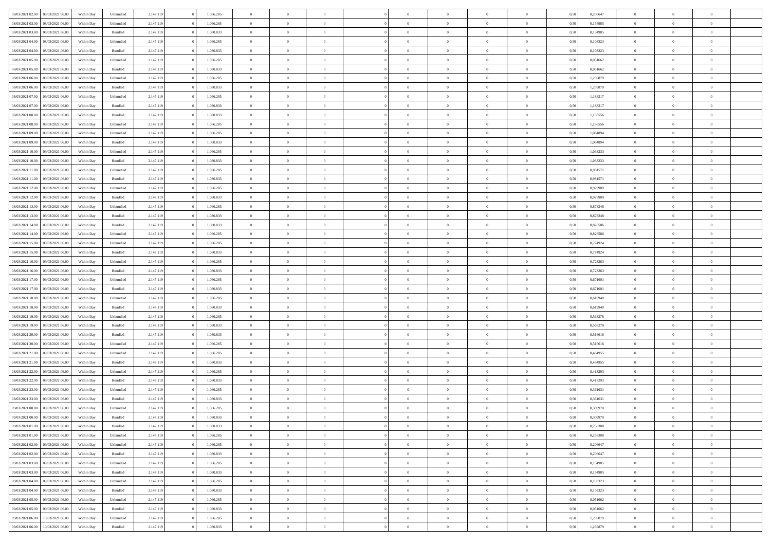| | | | | | | | | | | | | | | | | | | | | |
|---|---|---|---|---|---|---|---|---|---|---|---|---|---|---|---|---|---|---|---|---|
| 08/03/2021 02:00 | 08/03/2021 06:00 | Within Day | Unbundled | 2.147.119 | 0 | 1.066.285 | 0 | 0 | 0 | 0 | 0 | 0 | 0 | 0 | 0,50 | 0,206647 | 0 | 0 | 0 | |
| 08/03/2021 03:00 | 08/03/2021 06:00 | Within Day | Unbundled | 2.147.119 | 0 | 1.066.285 | 0 | 0 | 0 | 0 | 0 | 0 | 0 | 0 | 0,50 | 0,154985 | 0 | 0 | 0 | |
| 08/03/2021 03:00 | 08/03/2021 06:00 | Within Day | Bundled | 2.147.119 | 0 | 1.080.833 | 0 | 0 | 0 | 0 | 0 | 0 | 0 | 0 | 0,50 | 0,154985 | 0 | 0 | 0 | |
| 08/03/2021 04:00 | 08/03/2021 06:00 | Within Day | Unbundled | 2.147.119 | 0 | 1.066.285 | 0 | 0 | 0 | 0 | 0 | 0 | 0 | 0 | 0,50 | 0,103323 | 0 | 0 | 0 | |
| 08/03/2021 04:00 | 08/03/2021 06:00 | Within Day | Bundled | 2.147.119 | 0 | 1.080.833 | 0 | 0 | 0 | 0 | 0 | 0 | 0 | 0 | 0,50 | 0,103323 | 0 | 0 | 0 | |
| 08/03/2021 05:00 | 08/03/2021 06:00 | Within Day | Unbundled | 2.147.119 | 0 | 1.066.285 | 0 | 0 | 0 | 0 | 0 | 0 | 0 | 0 | 0,50 | 0,051662 | 0 | 0 | 0 | |
| 08/03/2021 05:00 | 08/03/2021 06:00 | Within Day | Bundled | 2.147.119 | 0 | 1.080.833 | 0 | 0 | 0 | 0 | 0 | 0 | 0 | 0 | 0,50 | 0,051662 | 0 | 0 | 0 | |
| 08/03/2021 06:00 | 09/03/2021 06:00 | Within Day | Unbundled | 2.147.119 | 0 | 1.066.285 | 0 | 0 | 0 | 0 | 0 | 0 | 0 | 0 | 0,50 | 1,239879 | 0 | 0 | 0 | |
| 08/03/2021 06:00 | 09/03/2021 06:00 | Within Day | Bundled | 2.147.119 | 0 | 1.080.833 | 0 | 0 | 0 | 0 | 0 | 0 | 0 | 0 | 0,50 | 1,239879 | 0 | 0 | 0 | |
| 08/03/2021 07:00 | 09/03/2021 06:00 | Within Day | Unbundled | 2.147.119 | 0 | 1.066.285 | 0 | 0 | 0 | 0 | 0 | 0 | 0 | 0 | 0,50 | 1,188217 | 0 | 0 | 0 | |
| 08/03/2021 07:00 | 09/03/2021 06:00 | Within Day | Bundled | 2.147.119 | 0 | 1.080.833 | 0 | 0 | 0 | 0 | 0 | 0 | 0 | 0 | 0,50 | 1,188217 | 0 | 0 | 0 | |
| 08/03/2021 08:00 | 09/03/2021 06:00 | Within Day | Bundled | 2.147.119 | 0 | 1.080.833 | 0 | 0 | 0 | 0 | 0 | 0 | 0 | 0 | 0,50 | 1,136556 | 0 | 0 | 0 | |
| 08/03/2021 08:00 | 09/03/2021 06:00 | Within Day | Unbundled | 2.147.119 | 0 | 1.066.285 | 0 | 0 | 0 | 0 | 0 | 0 | 0 | 0 | 0,50 | 1,136556 | 0 | 0 | 0 | |
| 08/03/2021 09:00 | 09/03/2021 06:00 | Within Day | Unbundled | 2.147.119 | 0 | 1.066.285 | 0 | 0 | 0 | 0 | 0 | 0 | 0 | 0 | 0,50 | 1,084894 | 0 | 0 | 0 | |
| 08/03/2021 09:00 | 09/03/2021 06:00 | Within Day | Bundled | 2.147.119 | 0 | 1.080.833 | 0 | 0 | 0 | 0 | 0 | 0 | 0 | 0 | 0,50 | 1,084894 | 0 | 0 | 0 | |
| 08/03/2021 10:00 | 09/03/2021 06:00 | Within Day | Unbundled | 2.147.119 | 0 | 1.066.285 | 0 | 0 | 0 | 0 | 0 | 0 | 0 | 0 | 0,50 | 1,033233 | 0 | 0 | 0 | |
| 08/03/2021 10:00 | 09/03/2021 06:00 | Within Day | Bundled | 2.147.119 | 0 | 1.080.833 | 0 | 0 | 0 | 0 | 0 | 0 | 0 | 0 | 0,50 | 1,033233 | 0 | 0 | 0 | |
| 08/03/2021 11:00 | 09/03/2021 06:00 | Within Day | Unbundled | 2.147.119 | 0 | 1.066.285 | 0 | 0 | 0 | 0 | 0 | 0 | 0 | 0 | 0,50 | 0,981571 | 0 | 0 | 0 | |
| 08/03/2021 11:00 | 09/03/2021 06:00 | Within Day | Bundled | 2.147.119 | 0 | 1.080.833 | 0 | 0 | 0 | 0 | 0 | 0 | 0 | 0 | 0,50 | 0,981571 | 0 | 0 | 0 | |
| 08/03/2021 12:00 | 09/03/2021 06:00 | Within Day | Unbundled | 2.147.119 | 0 | 1.066.285 | 0 | 0 | 0 | 0 | 0 | 0 | 0 | 0 | 0,50 | 0,929909 | 0 | 0 | 0 | |
| 08/03/2021 12:00 | 09/03/2021 06:00 | Within Day | Bundled | 2.147.119 | 0 | 1.080.833 | 0 | 0 | 0 | 0 | 0 | 0 | 0 | 0 | 0,50 | 0,929909 | 0 | 0 | 0 | |
| 08/03/2021 13:00 | 09/03/2021 06:00 | Within Day | Unbundled | 2.147.119 | 0 | 1.066.285 | 0 | 0 | 0 | 0 | 0 | 0 | 0 | 0 | 0,50 | 0,878248 | 0 | 0 | 0 | |
| 08/03/2021 13:00 | 09/03/2021 06:00 | Within Day | Bundled | 2.147.119 | 0 | 1.080.833 | 0 | 0 | 0 | 0 | 0 | 0 | 0 | 0 | 0,50 | 0,878248 | 0 | 0 | 0 | |
| 08/03/2021 14:00 | 09/03/2021 06:00 | Within Day | Bundled | 2.147.119 | 0 | 1.080.833 | 0 | 0 | 0 | 0 | 0 | 0 | 0 | 0 | 0,50 | 0,826586 | 0 | 0 | 0 | |
| 08/03/2021 14:00 | 09/03/2021 06:00 | Within Day | Unbundled | 2.147.119 | 0 | 1.066.285 | 0 | 0 | 0 | 0 | 0 | 0 | 0 | 0 | 0,50 | 0,826586 | 0 | 0 | 0 | |
| 08/03/2021 15:00 | 09/03/2021 06:00 | Within Day | Unbundled | 2.147.119 | 0 | 1.066.285 | 0 | 0 | 0 | 0 | 0 | 0 | 0 | 0 | 0,50 | 0,774924 | 0 | 0 | 0 | |
| 08/03/2021 15:00 | 09/03/2021 06:00 | Within Day | Bundled | 2.147.119 | 0 | 1.080.833 | 0 | 0 | 0 | 0 | 0 | 0 | 0 | 0 | 0,50 | 0,774924 | 0 | 0 | 0 | |
| 08/03/2021 16:00 | 09/03/2021 06:00 | Within Day | Unbundled | 2.147.119 | 0 | 1.066.285 | 0 | 0 | 0 | 0 | 0 | 0 | 0 | 0 | 0,50 | 0,723263 | 0 | 0 | 0 | |
| 08/03/2021 16:00 | 09/03/2021 06:00 | Within Day | Bundled | 2.147.119 | 0 | 1.080.833 | 0 | 0 | 0 | 0 | 0 | 0 | 0 | 0 | 0,50 | 0,723263 | 0 | 0 | 0 | |
| 08/03/2021 17:00 | 09/03/2021 06:00 | Within Day | Unbundled | 2.147.119 | 0 | 1.066.285 | 0 | 0 | 0 | 0 | 0 | 0 | 0 | 0 | 0,50 | 0,671601 | 0 | 0 | 0 | |
| 08/03/2021 17:00 | 09/03/2021 06:00 | Within Day | Bundled | 2.147.119 | 0 | 1.080.833 | 0 | 0 | 0 | 0 | 0 | 0 | 0 | 0 | 0,50 | 0,671601 | 0 | 0 | 0 | |
| 08/03/2021 18:00 | 09/03/2021 06:00 | Within Day | Unbundled | 2.147.119 | 0 | 1.066.285 | 0 | 0 | 0 | 0 | 0 | 0 | 0 | 0 | 0,50 | 0,619940 | 0 | 0 | 0 | |
| 08/03/2021 18:00 | 09/03/2021 06:00 | Within Day | Bundled | 2.147.119 | 0 | 1.080.833 | 0 | 0 | 0 | 0 | 0 | 0 | 0 | 0 | 0,50 | 0,619940 | 0 | 0 | 0 | |
| 08/03/2021 19:00 | 09/03/2021 06:00 | Within Day | Unbundled | 2.147.119 | 0 | 1.066.285 | 0 | 0 | 0 | 0 | 0 | 0 | 0 | 0 | 0,50 | 0,568278 | 0 | 0 | 0 | |
| 08/03/2021 19:00 | 09/03/2021 06:00 | Within Day | Bundled | 2.147.119 | 0 | 1.080.833 | 0 | 0 | 0 | 0 | 0 | 0 | 0 | 0 | 0,50 | 0,568278 | 0 | 0 | 0 | |
| 08/03/2021 20:00 | 09/03/2021 06:00 | Within Day | Bundled | 2.147.119 | 0 | 1.080.833 | 0 | 0 | 0 | 0 | 0 | 0 | 0 | 0 | 0,50 | 0,516616 | 0 | 0 | 0 | |
| 08/03/2021 20:00 | 09/03/2021 06:00 | Within Day | Unbundled | 2.147.119 | 0 | 1.066.285 | 0 | 0 | 0 | 0 | 0 | 0 | 0 | 0 | 0,50 | 0,516616 | 0 | 0 | 0 | |
| 08/03/2021 21:00 | 09/03/2021 06:00 | Within Day | Unbundled | 2.147.119 | 0 | 1.066.285 | 0 | 0 | 0 | 0 | 0 | 0 | 0 | 0 | 0,50 | 0,464955 | 0 | 0 | 0 | |
| 08/03/2021 21:00 | 09/03/2021 06:00 | Within Day | Bundled | 2.147.119 | 0 | 1.080.833 | 0 | 0 | 0 | 0 | 0 | 0 | 0 | 0 | 0,50 | 0,464955 | 0 | 0 | 0 | |
| 08/03/2021 22:00 | 09/03/2021 06:00 | Within Day | Unbundled | 2.147.119 | 0 | 1.066.285 | 0 | 0 | 0 | 0 | 0 | 0 | 0 | 0 | 0,50 | 0,413293 | 0 | 0 | 0 | |
| 08/03/2021 22:00 | 09/03/2021 06:00 | Within Day | Bundled | 2.147.119 | 0 | 1.080.833 | 0 | 0 | 0 | 0 | 0 | 0 | 0 | 0 | 0,50 | 0,413293 | 0 | 0 | 0 | |
| 08/03/2021 23:00 | 09/03/2021 06:00 | Within Day | Unbundled | 2.147.119 | 0 | 1.066.285 | 0 | 0 | 0 | 0 | 0 | 0 | 0 | 0 | 0,50 | 0,361631 | 0 | 0 | 0 | |
| 08/03/2021 23:00 | 09/03/2021 06:00 | Within Day | Bundled | 2.147.119 | 0 | 1.080.833 | 0 | 0 | 0 | 0 | 0 | 0 | 0 | 0 | 0,50 | 0,361631 | 0 | 0 | 0 | |
| 09/03/2021 00:00 | 09/03/2021 06:00 | Within Day | Unbundled | 2.147.119 | 0 | 1.066.285 | 0 | 0 | 0 | 0 | 0 | 0 | 0 | 0 | 0,50 | 0,309970 | 0 | 0 | 0 | |
| 09/03/2021 00:00 | 09/03/2021 06:00 | Within Day | Bundled | 2.147.119 | 0 | 1.080.833 | 0 | 0 | 0 | 0 | 0 | 0 | 0 | 0 | 0,50 | 0,309970 | 0 | 0 | 0 | |
| 09/03/2021 01:00 | 09/03/2021 06:00 | Within Day | Bundled | 2.147.119 | 0 | 1.080.833 | 0 | 0 | 0 | 0 | 0 | 0 | 0 | 0 | 0,50 | 0,258308 | 0 | 0 | 0 | |
| 09/03/2021 01:00 | 09/03/2021 06:00 | Within Day | Unbundled | 2.147.119 | 0 | 1.066.285 | 0 | 0 | 0 | 0 | 0 | 0 | 0 | 0 | 0,50 | 0,258308 | 0 | 0 | 0 | |
| 09/03/2021 02:00 | 09/03/2021 06:00 | Within Day | Unbundled | 2.147.119 | 0 | 1.066.285 | 0 | 0 | 0 | 0 | 0 | 0 | 0 | 0 | 0,50 | 0,206647 | 0 | 0 | 0 | |
| 09/03/2021 02:00 | 09/03/2021 06:00 | Within Day | Bundled | 2.147.119 | 0 | 1.080.833 | 0 | 0 | 0 | 0 | 0 | 0 | 0 | 0 | 0,50 | 0,206647 | 0 | 0 | 0 | |
| 09/03/2021 03:00 | 09/03/2021 06:00 | Within Day | Unbundled | 2.147.119 | 0 | 1.066.285 | 0 | 0 | 0 | 0 | 0 | 0 | 0 | 0 | 0,50 | 0,154985 | 0 | 0 | 0 | |
| 09/03/2021 03:00 | 09/03/2021 06:00 | Within Day | Bundled | 2.147.119 | 0 | 1.080.833 | 0 | 0 | 0 | 0 | 0 | 0 | 0 | 0 | 0,50 | 0,154985 | 0 | 0 | 0 | |
| 09/03/2021 04:00 | 09/03/2021 06:00 | Within Day | Unbundled | 2.147.119 | 0 | 1.066.285 | 0 | 0 | 0 | 0 | 0 | 0 | 0 | 0 | 0,50 | 0,103323 | 0 | 0 | 0 | |
| 09/03/2021 04:00 | 09/03/2021 06:00 | Within Day | Bundled | 2.147.119 | 0 | 1.080.833 | 0 | 0 | 0 | 0 | 0 | 0 | 0 | 0 | 0,50 | 0,103323 | 0 | 0 | 0 | |
| 09/03/2021 05:00 | 09/03/2021 06:00 | Within Day | Unbundled | 2.147.119 | 0 | 1.066.285 | 0 | 0 | 0 | 0 | 0 | 0 | 0 | 0 | 0,50 | 0,051662 | 0 | 0 | 0 | |
| 09/03/2021 05:00 | 09/03/2021 06:00 | Within Day | Bundled | 2.147.119 | 0 | 1.080.833 | 0 | 0 | 0 | 0 | 0 | 0 | 0 | 0 | 0,50 | 0,051662 | 0 | 0 | 0 | |
| 09/03/2021 06:00 | 10/03/2021 06:00 | Within Day | Unbundled | 2.147.119 | 0 | 1.066.285 | 0 | 0 | 0 | 0 | 0 | 0 | 0 | 0 | 0,50 | 1,239879 | 0 | 0 | 0 | |
| 09/03/2021 06:00 | 10/03/2021 06:00 | Within Day | Bundled | 2.147.119 | 0 | 1.080.833 | 0 | 0 | 0 | 0 | 0 | 0 | 0 | 0 | 0,50 | 1,239879 | 0 | 0 | 0 | |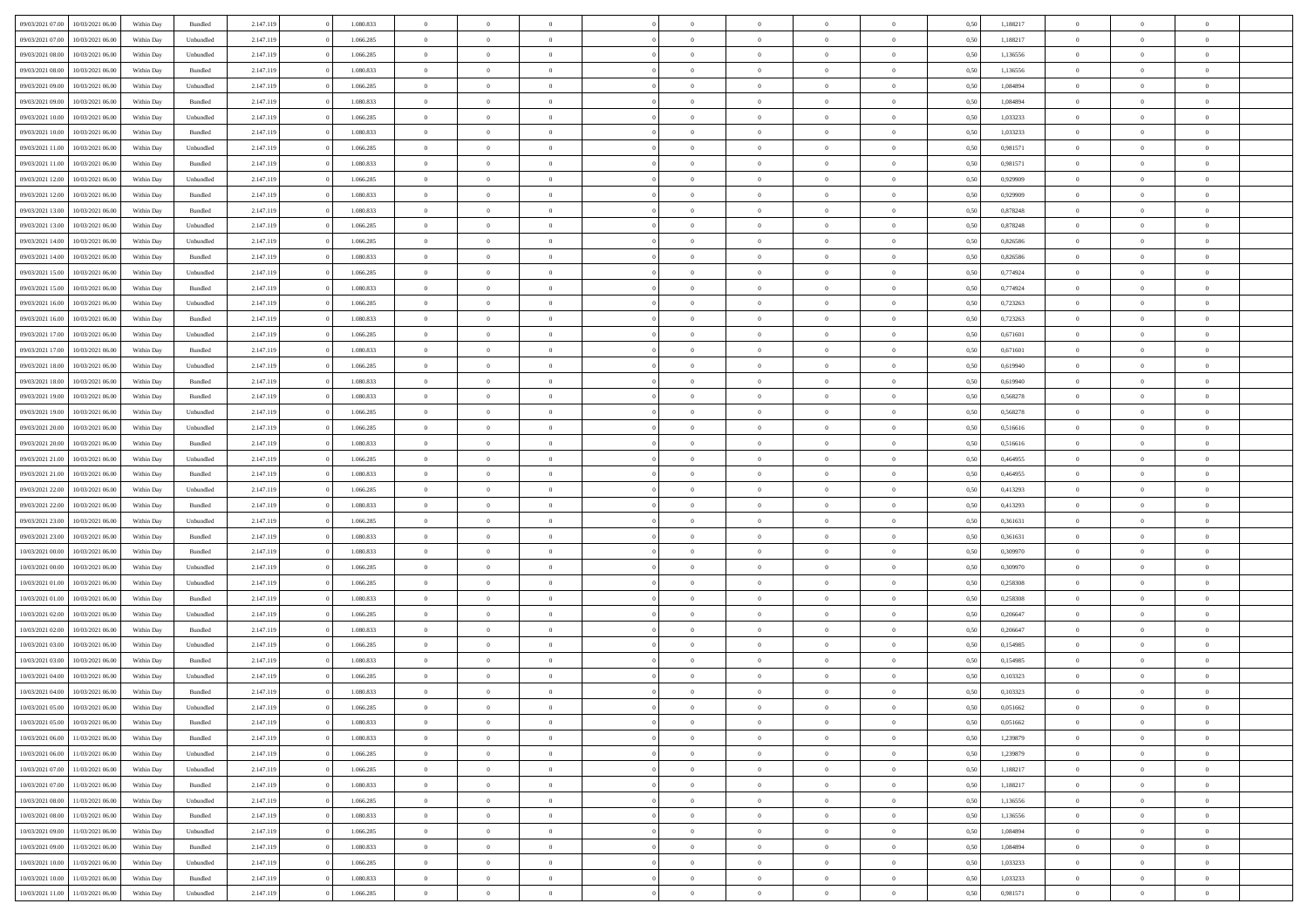| 09/03/2021 07:00 | 10/03/2021 06:00 | Within Day | Bundled | 2.147.119 | 0 | 1.080.833 | 0 | 0 | 0 | | 0 | 0 | 0 | 0 | 0,50 | 1,188217 | 0 | 0 | 0 |
|---|---|---|---|---|---|---|---|---|---|---|---|---|---|---|---|---|---|---|---|
| 09/03/2021 07:00 | 10/03/2021 06:00 | Within Day | Unbundled | 2.147.119 | 0 | 1.066.285 | 0 | 0 | 0 | | 0 | 0 | 0 | 0 | 0,50 | 1,188217 | 0 | 0 | 0 |
| 09/03/2021 08:00 | 10/03/2021 06:00 | Within Day | Unbundled | 2.147.119 | 0 | 1.066.285 | 0 | 0 | 0 | | 0 | 0 | 0 | 0 | 0,50 | 1,136556 | 0 | 0 | 0 |
| 09/03/2021 08:00 | 10/03/2021 06:00 | Within Day | Bundled | 2.147.119 | 0 | 1.080.833 | 0 | 0 | 0 | | 0 | 0 | 0 | 0 | 0,50 | 1,136556 | 0 | 0 | 0 |
| 09/03/2021 09:00 | 10/03/2021 06:00 | Within Day | Unbundled | 2.147.119 | 0 | 1.066.285 | 0 | 0 | 0 | | 0 | 0 | 0 | 0 | 0,50 | 1,084894 | 0 | 0 | 0 |
| 09/03/2021 09:00 | 10/03/2021 06:00 | Within Day | Bundled | 2.147.119 | 0 | 1.080.833 | 0 | 0 | 0 | | 0 | 0 | 0 | 0 | 0,50 | 1,084894 | 0 | 0 | 0 |
| 09/03/2021 10:00 | 10/03/2021 06:00 | Within Day | Unbundled | 2.147.119 | 0 | 1.066.285 | 0 | 0 | 0 | | 0 | 0 | 0 | 0 | 0,50 | 1,033233 | 0 | 0 | 0 |
| 09/03/2021 10:00 | 10/03/2021 06:00 | Within Day | Bundled | 2.147.119 | 0 | 1.080.833 | 0 | 0 | 0 | | 0 | 0 | 0 | 0 | 0,50 | 1,033233 | 0 | 0 | 0 |
| 09/03/2021 11:00 | 10/03/2021 06:00 | Within Day | Unbundled | 2.147.119 | 0 | 1.066.285 | 0 | 0 | 0 | | 0 | 0 | 0 | 0 | 0,50 | 0,981571 | 0 | 0 | 0 |
| 09/03/2021 11:00 | 10/03/2021 06:00 | Within Day | Bundled | 2.147.119 | 0 | 1.080.833 | 0 | 0 | 0 | | 0 | 0 | 0 | 0 | 0,50 | 0,981571 | 0 | 0 | 0 |
| 09/03/2021 12:00 | 10/03/2021 06:00 | Within Day | Unbundled | 2.147.119 | 0 | 1.066.285 | 0 | 0 | 0 | | 0 | 0 | 0 | 0 | 0,50 | 0,929909 | 0 | 0 | 0 |
| 09/03/2021 12:00 | 10/03/2021 06:00 | Within Day | Bundled | 2.147.119 | 0 | 1.080.833 | 0 | 0 | 0 | | 0 | 0 | 0 | 0 | 0,50 | 0,929909 | 0 | 0 | 0 |
| 09/03/2021 13:00 | 10/03/2021 06:00 | Within Day | Bundled | 2.147.119 | 0 | 1.080.833 | 0 | 0 | 0 | | 0 | 0 | 0 | 0 | 0,50 | 0,878248 | 0 | 0 | 0 |
| 09/03/2021 13:00 | 10/03/2021 06:00 | Within Day | Unbundled | 2.147.119 | 0 | 1.066.285 | 0 | 0 | 0 | | 0 | 0 | 0 | 0 | 0,50 | 0,878248 | 0 | 0 | 0 |
| 09/03/2021 14:00 | 10/03/2021 06:00 | Within Day | Unbundled | 2.147.119 | 0 | 1.066.285 | 0 | 0 | 0 | | 0 | 0 | 0 | 0 | 0,50 | 0,826586 | 0 | 0 | 0 |
| 09/03/2021 14:00 | 10/03/2021 06:00 | Within Day | Bundled | 2.147.119 | 0 | 1.080.833 | 0 | 0 | 0 | | 0 | 0 | 0 | 0 | 0,50 | 0,826586 | 0 | 0 | 0 |
| 09/03/2021 15:00 | 10/03/2021 06:00 | Within Day | Unbundled | 2.147.119 | 0 | 1.066.285 | 0 | 0 | 0 | | 0 | 0 | 0 | 0 | 0,50 | 0,774924 | 0 | 0 | 0 |
| 09/03/2021 15:00 | 10/03/2021 06:00 | Within Day | Bundled | 2.147.119 | 0 | 1.080.833 | 0 | 0 | 0 | | 0 | 0 | 0 | 0 | 0,50 | 0,774924 | 0 | 0 | 0 |
| 09/03/2021 16:00 | 10/03/2021 06:00 | Within Day | Unbundled | 2.147.119 | 0 | 1.066.285 | 0 | 0 | 0 | | 0 | 0 | 0 | 0 | 0,50 | 0,723263 | 0 | 0 | 0 |
| 09/03/2021 16:00 | 10/03/2021 06:00 | Within Day | Bundled | 2.147.119 | 0 | 1.080.833 | 0 | 0 | 0 | | 0 | 0 | 0 | 0 | 0,50 | 0,723263 | 0 | 0 | 0 |
| 09/03/2021 17:00 | 10/03/2021 06:00 | Within Day | Unbundled | 2.147.119 | 0 | 1.066.285 | 0 | 0 | 0 | | 0 | 0 | 0 | 0 | 0,50 | 0,671601 | 0 | 0 | 0 |
| 09/03/2021 17:00 | 10/03/2021 06:00 | Within Day | Bundled | 2.147.119 | 0 | 1.080.833 | 0 | 0 | 0 | | 0 | 0 | 0 | 0 | 0,50 | 0,671601 | 0 | 0 | 0 |
| 09/03/2021 18:00 | 10/03/2021 06:00 | Within Day | Unbundled | 2.147.119 | 0 | 1.066.285 | 0 | 0 | 0 | | 0 | 0 | 0 | 0 | 0,50 | 0,619940 | 0 | 0 | 0 |
| 09/03/2021 18:00 | 10/03/2021 06:00 | Within Day | Bundled | 2.147.119 | 0 | 1.080.833 | 0 | 0 | 0 | | 0 | 0 | 0 | 0 | 0,50 | 0,619940 | 0 | 0 | 0 |
| 09/03/2021 19:00 | 10/03/2021 06:00 | Within Day | Bundled | 2.147.119 | 0 | 1.080.833 | 0 | 0 | 0 | | 0 | 0 | 0 | 0 | 0,50 | 0,568278 | 0 | 0 | 0 |
| 09/03/2021 19:00 | 10/03/2021 06:00 | Within Day | Unbundled | 2.147.119 | 0 | 1.066.285 | 0 | 0 | 0 | | 0 | 0 | 0 | 0 | 0,50 | 0,568278 | 0 | 0 | 0 |
| 09/03/2021 20:00 | 10/03/2021 06:00 | Within Day | Unbundled | 2.147.119 | 0 | 1.066.285 | 0 | 0 | 0 | | 0 | 0 | 0 | 0 | 0,50 | 0,516616 | 0 | 0 | 0 |
| 09/03/2021 20:00 | 10/03/2021 06:00 | Within Day | Bundled | 2.147.119 | 0 | 1.080.833 | 0 | 0 | 0 | | 0 | 0 | 0 | 0 | 0,50 | 0,516616 | 0 | 0 | 0 |
| 09/03/2021 21:00 | 10/03/2021 06:00 | Within Day | Unbundled | 2.147.119 | 0 | 1.066.285 | 0 | 0 | 0 | | 0 | 0 | 0 | 0 | 0,50 | 0,464955 | 0 | 0 | 0 |
| 09/03/2021 21:00 | 10/03/2021 06:00 | Within Day | Bundled | 2.147.119 | 0 | 1.080.833 | 0 | 0 | 0 | | 0 | 0 | 0 | 0 | 0,50 | 0,464955 | 0 | 0 | 0 |
| 09/03/2021 22:00 | 10/03/2021 06:00 | Within Day | Unbundled | 2.147.119 | 0 | 1.066.285 | 0 | 0 | 0 | | 0 | 0 | 0 | 0 | 0,50 | 0,413293 | 0 | 0 | 0 |
| 09/03/2021 22:00 | 10/03/2021 06:00 | Within Day | Bundled | 2.147.119 | 0 | 1.080.833 | 0 | 0 | 0 | | 0 | 0 | 0 | 0 | 0,50 | 0,413293 | 0 | 0 | 0 |
| 09/03/2021 23:00 | 10/03/2021 06:00 | Within Day | Unbundled | 2.147.119 | 0 | 1.066.285 | 0 | 0 | 0 | | 0 | 0 | 0 | 0 | 0,50 | 0,361631 | 0 | 0 | 0 |
| 09/03/2021 23:00 | 10/03/2021 06:00 | Within Day | Bundled | 2.147.119 | 0 | 1.080.833 | 0 | 0 | 0 | | 0 | 0 | 0 | 0 | 0,50 | 0,361631 | 0 | 0 | 0 |
| 10/03/2021 00:00 | 10/03/2021 06:00 | Within Day | Bundled | 2.147.119 | 0 | 1.080.833 | 0 | 0 | 0 | | 0 | 0 | 0 | 0 | 0,50 | 0,309970 | 0 | 0 | 0 |
| 10/03/2021 00:00 | 10/03/2021 06:00 | Within Day | Unbundled | 2.147.119 | 0 | 1.066.285 | 0 | 0 | 0 | | 0 | 0 | 0 | 0 | 0,50 | 0,309970 | 0 | 0 | 0 |
| 10/03/2021 01:00 | 10/03/2021 06:00 | Within Day | Unbundled | 2.147.119 | 0 | 1.066.285 | 0 | 0 | 0 | | 0 | 0 | 0 | 0 | 0,50 | 0,258308 | 0 | 0 | 0 |
| 10/03/2021 01:00 | 10/03/2021 06:00 | Within Day | Bundled | 2.147.119 | 0 | 1.080.833 | 0 | 0 | 0 | | 0 | 0 | 0 | 0 | 0,50 | 0,258308 | 0 | 0 | 0 |
| 10/03/2021 02:00 | 10/03/2021 06:00 | Within Day | Unbundled | 2.147.119 | 0 | 1.066.285 | 0 | 0 | 0 | | 0 | 0 | 0 | 0 | 0,50 | 0,206647 | 0 | 0 | 0 |
| 10/03/2021 02:00 | 10/03/2021 06:00 | Within Day | Bundled | 2.147.119 | 0 | 1.080.833 | 0 | 0 | 0 | | 0 | 0 | 0 | 0 | 0,50 | 0,206647 | 0 | 0 | 0 |
| 10/03/2021 03:00 | 10/03/2021 06:00 | Within Day | Unbundled | 2.147.119 | 0 | 1.066.285 | 0 | 0 | 0 | | 0 | 0 | 0 | 0 | 0,50 | 0,154985 | 0 | 0 | 0 |
| 10/03/2021 03:00 | 10/03/2021 06:00 | Within Day | Bundled | 2.147.119 | 0 | 1.080.833 | 0 | 0 | 0 | | 0 | 0 | 0 | 0 | 0,50 | 0,154985 | 0 | 0 | 0 |
| 10/03/2021 04:00 | 10/03/2021 06:00 | Within Day | Unbundled | 2.147.119 | 0 | 1.066.285 | 0 | 0 | 0 | | 0 | 0 | 0 | 0 | 0,50 | 0,103323 | 0 | 0 | 0 |
| 10/03/2021 04:00 | 10/03/2021 06:00 | Within Day | Bundled | 2.147.119 | 0 | 1.080.833 | 0 | 0 | 0 | | 0 | 0 | 0 | 0 | 0,50 | 0,103323 | 0 | 0 | 0 |
| 10/03/2021 05:00 | 10/03/2021 06:00 | Within Day | Unbundled | 2.147.119 | 0 | 1.066.285 | 0 | 0 | 0 | | 0 | 0 | 0 | 0 | 0,50 | 0,051662 | 0 | 0 | 0 |
| 10/03/2021 05:00 | 10/03/2021 06:00 | Within Day | Bundled | 2.147.119 | 0 | 1.080.833 | 0 | 0 | 0 | | 0 | 0 | 0 | 0 | 0,50 | 0,051662 | 0 | 0 | 0 |
| 10/03/2021 06:00 | 11/03/2021 06:00 | Within Day | Bundled | 2.147.119 | 0 | 1.080.833 | 0 | 0 | 0 | | 0 | 0 | 0 | 0 | 0,50 | 1,239879 | 0 | 0 | 0 |
| 10/03/2021 06:00 | 11/03/2021 06:00 | Within Day | Unbundled | 2.147.119 | 0 | 1.066.285 | 0 | 0 | 0 | | 0 | 0 | 0 | 0 | 0,50 | 1,239879 | 0 | 0 | 0 |
| 10/03/2021 07:00 | 11/03/2021 06:00 | Within Day | Unbundled | 2.147.119 | 0 | 1.066.285 | 0 | 0 | 0 | | 0 | 0 | 0 | 0 | 0,50 | 1,188217 | 0 | 0 | 0 |
| 10/03/2021 07:00 | 11/03/2021 06:00 | Within Day | Bundled | 2.147.119 | 0 | 1.080.833 | 0 | 0 | 0 | | 0 | 0 | 0 | 0 | 0,50 | 1,188217 | 0 | 0 | 0 |
| 10/03/2021 08:00 | 11/03/2021 06:00 | Within Day | Unbundled | 2.147.119 | 0 | 1.066.285 | 0 | 0 | 0 | | 0 | 0 | 0 | 0 | 0,50 | 1,136556 | 0 | 0 | 0 |
| 10/03/2021 08:00 | 11/03/2021 06:00 | Within Day | Bundled | 2.147.119 | 0 | 1.080.833 | 0 | 0 | 0 | | 0 | 0 | 0 | 0 | 0,50 | 1,136556 | 0 | 0 | 0 |
| 10/03/2021 09:00 | 11/03/2021 06:00 | Within Day | Unbundled | 2.147.119 | 0 | 1.066.285 | 0 | 0 | 0 | | 0 | 0 | 0 | 0 | 0,50 | 1,084894 | 0 | 0 | 0 |
| 10/03/2021 09:00 | 11/03/2021 06:00 | Within Day | Bundled | 2.147.119 | 0 | 1.080.833 | 0 | 0 | 0 | | 0 | 0 | 0 | 0 | 0,50 | 1,084894 | 0 | 0 | 0 |
| 10/03/2021 10:00 | 11/03/2021 06:00 | Within Day | Unbundled | 2.147.119 | 0 | 1.066.285 | 0 | 0 | 0 | | 0 | 0 | 0 | 0 | 0,50 | 1,033233 | 0 | 0 | 0 |
| 10/03/2021 10:00 | 11/03/2021 06:00 | Within Day | Bundled | 2.147.119 | 0 | 1.080.833 | 0 | 0 | 0 | | 0 | 0 | 0 | 0 | 0,50 | 1,033233 | 0 | 0 | 0 |
| 10/03/2021 11:00 | 11/03/2021 06:00 | Within Day | Unbundled | 2.147.119 | 0 | 1.066.285 | 0 | 0 | 0 | | 0 | 0 | 0 | 0 | 0,50 | 0,981571 | 0 | 0 | 0 |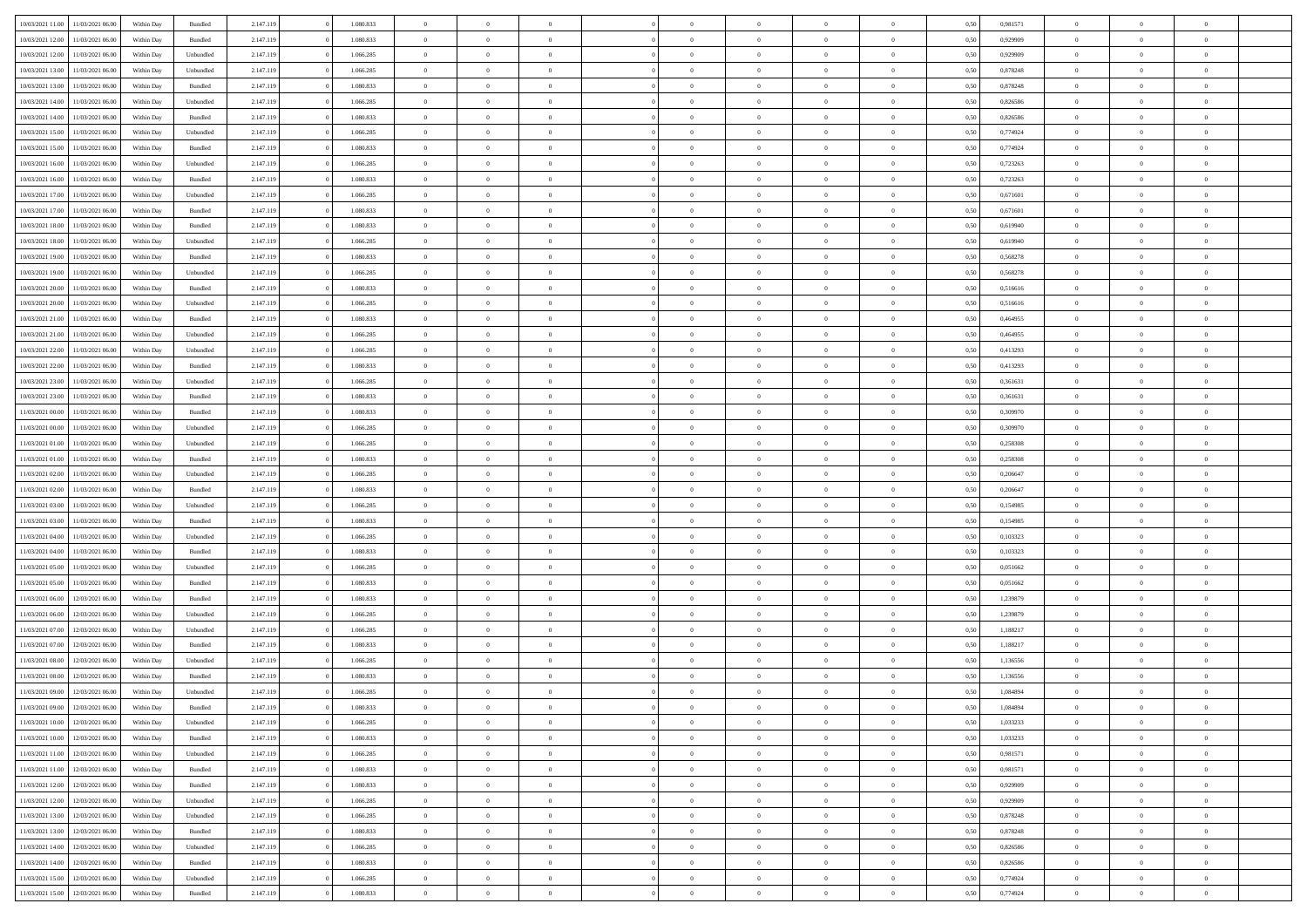| | | | | | | | | | | | | | | | | | | | | | |
|---|---|---|---|---|---|---|---|---|---|---|---|---|---|---|---|---|---|---|---|---|---|
| 10/03/2021 11:00 | 11/03/2021 06:00 | Within Day | Bundled | 2.147.119 | 0 | 1.080.833 | 0 | 0 | 0 | | 0 | 0 | 0 | 0 | 0 | 0,50 | 0,981571 | 0 | 0 | 0 | |
| 10/03/2021 12:00 | 11/03/2021 06:00 | Within Day | Bundled | 2.147.119 | 0 | 1.080.833 | 0 | 0 | 0 | | 0 | 0 | 0 | 0 | 0 | 0,50 | 0,929909 | 0 | 0 | 0 | |
| 10/03/2021 12:00 | 11/03/2021 06:00 | Within Day | Unbundled | 2.147.119 | 0 | 1.066.285 | 0 | 0 | 0 | | 0 | 0 | 0 | 0 | 0 | 0,50 | 0,929909 | 0 | 0 | 0 | |
| 10/03/2021 13:00 | 11/03/2021 06:00 | Within Day | Unbundled | 2.147.119 | 0 | 1.066.285 | 0 | 0 | 0 | | 0 | 0 | 0 | 0 | 0 | 0,50 | 0,878248 | 0 | 0 | 0 | |
| 10/03/2021 13:00 | 11/03/2021 06:00 | Within Day | Bundled | 2.147.119 | 0 | 1.080.833 | 0 | 0 | 0 | | 0 | 0 | 0 | 0 | 0 | 0,50 | 0,878248 | 0 | 0 | 0 | |
| 10/03/2021 14:00 | 11/03/2021 06:00 | Within Day | Unbundled | 2.147.119 | 0 | 1.066.285 | 0 | 0 | 0 | | 0 | 0 | 0 | 0 | 0 | 0,50 | 0,826586 | 0 | 0 | 0 | |
| 10/03/2021 14:00 | 11/03/2021 06:00 | Within Day | Bundled | 2.147.119 | 0 | 1.080.833 | 0 | 0 | 0 | | 0 | 0 | 0 | 0 | 0 | 0,50 | 0,826586 | 0 | 0 | 0 | |
| 10/03/2021 15:00 | 11/03/2021 06:00 | Within Day | Unbundled | 2.147.119 | 0 | 1.066.285 | 0 | 0 | 0 | | 0 | 0 | 0 | 0 | 0 | 0,50 | 0,774924 | 0 | 0 | 0 | |
| 10/03/2021 15:00 | 11/03/2021 06:00 | Within Day | Bundled | 2.147.119 | 0 | 1.080.833 | 0 | 0 | 0 | | 0 | 0 | 0 | 0 | 0 | 0,50 | 0,774924 | 0 | 0 | 0 | |
| 10/03/2021 16:00 | 11/03/2021 06:00 | Within Day | Unbundled | 2.147.119 | 0 | 1.066.285 | 0 | 0 | 0 | | 0 | 0 | 0 | 0 | 0 | 0,50 | 0,723263 | 0 | 0 | 0 | |
| 10/03/2021 16:00 | 11/03/2021 06:00 | Within Day | Bundled | 2.147.119 | 0 | 1.080.833 | 0 | 0 | 0 | | 0 | 0 | 0 | 0 | 0 | 0,50 | 0,723263 | 0 | 0 | 0 | |
| 10/03/2021 17:00 | 11/03/2021 06:00 | Within Day | Unbundled | 2.147.119 | 0 | 1.066.285 | 0 | 0 | 0 | | 0 | 0 | 0 | 0 | 0 | 0,50 | 0,671601 | 0 | 0 | 0 | |
| 10/03/2021 17:00 | 11/03/2021 06:00 | Within Day | Bundled | 2.147.119 | 0 | 1.080.833 | 0 | 0 | 0 | | 0 | 0 | 0 | 0 | 0 | 0,50 | 0,671601 | 0 | 0 | 0 | |
| 10/03/2021 18:00 | 11/03/2021 06:00 | Within Day | Bundled | 2.147.119 | 0 | 1.080.833 | 0 | 0 | 0 | | 0 | 0 | 0 | 0 | 0 | 0,50 | 0,619940 | 0 | 0 | 0 | |
| 10/03/2021 18:00 | 11/03/2021 06:00 | Within Day | Unbundled | 2.147.119 | 0 | 1.066.285 | 0 | 0 | 0 | | 0 | 0 | 0 | 0 | 0 | 0,50 | 0,619940 | 0 | 0 | 0 | |
| 10/03/2021 19:00 | 11/03/2021 06:00 | Within Day | Bundled | 2.147.119 | 0 | 1.080.833 | 0 | 0 | 0 | | 0 | 0 | 0 | 0 | 0 | 0,50 | 0,568278 | 0 | 0 | 0 | |
| 10/03/2021 19:00 | 11/03/2021 06:00 | Within Day | Unbundled | 2.147.119 | 0 | 1.066.285 | 0 | 0 | 0 | | 0 | 0 | 0 | 0 | 0 | 0,50 | 0,568278 | 0 | 0 | 0 | |
| 10/03/2021 20:00 | 11/03/2021 06:00 | Within Day | Bundled | 2.147.119 | 0 | 1.080.833 | 0 | 0 | 0 | | 0 | 0 | 0 | 0 | 0 | 0,50 | 0,516616 | 0 | 0 | 0 | |
| 10/03/2021 20:00 | 11/03/2021 06:00 | Within Day | Unbundled | 2.147.119 | 0 | 1.066.285 | 0 | 0 | 0 | | 0 | 0 | 0 | 0 | 0 | 0,50 | 0,516616 | 0 | 0 | 0 | |
| 10/03/2021 21:00 | 11/03/2021 06:00 | Within Day | Bundled | 2.147.119 | 0 | 1.080.833 | 0 | 0 | 0 | | 0 | 0 | 0 | 0 | 0 | 0,50 | 0,464955 | 0 | 0 | 0 | |
| 10/03/2021 21:00 | 11/03/2021 06:00 | Within Day | Unbundled | 2.147.119 | 0 | 1.066.285 | 0 | 0 | 0 | | 0 | 0 | 0 | 0 | 0 | 0,50 | 0,464955 | 0 | 0 | 0 | |
| 10/03/2021 22:00 | 11/03/2021 06:00 | Within Day | Unbundled | 2.147.119 | 0 | 1.066.285 | 0 | 0 | 0 | | 0 | 0 | 0 | 0 | 0 | 0,50 | 0,413293 | 0 | 0 | 0 | |
| 10/03/2021 22:00 | 11/03/2021 06:00 | Within Day | Bundled | 2.147.119 | 0 | 1.080.833 | 0 | 0 | 0 | | 0 | 0 | 0 | 0 | 0 | 0,50 | 0,413293 | 0 | 0 | 0 | |
| 10/03/2021 23:00 | 11/03/2021 06:00 | Within Day | Unbundled | 2.147.119 | 0 | 1.066.285 | 0 | 0 | 0 | | 0 | 0 | 0 | 0 | 0 | 0,50 | 0,361631 | 0 | 0 | 0 | |
| 10/03/2021 23:00 | 11/03/2021 06:00 | Within Day | Bundled | 2.147.119 | 0 | 1.080.833 | 0 | 0 | 0 | | 0 | 0 | 0 | 0 | 0 | 0,50 | 0,361631 | 0 | 0 | 0 | |
| 11/03/2021 00:00 | 11/03/2021 06:00 | Within Day | Bundled | 2.147.119 | 0 | 1.080.833 | 0 | 0 | 0 | | 0 | 0 | 0 | 0 | 0 | 0,50 | 0,309970 | 0 | 0 | 0 | |
| 11/03/2021 00:00 | 11/03/2021 06:00 | Within Day | Unbundled | 2.147.119 | 0 | 1.066.285 | 0 | 0 | 0 | | 0 | 0 | 0 | 0 | 0 | 0,50 | 0,309970 | 0 | 0 | 0 | |
| 11/03/2021 01:00 | 11/03/2021 06:00 | Within Day | Unbundled | 2.147.119 | 0 | 1.066.285 | 0 | 0 | 0 | | 0 | 0 | 0 | 0 | 0 | 0,50 | 0,258308 | 0 | 0 | 0 | |
| 11/03/2021 01:00 | 11/03/2021 06:00 | Within Day | Bundled | 2.147.119 | 0 | 1.080.833 | 0 | 0 | 0 | | 0 | 0 | 0 | 0 | 0 | 0,50 | 0,258308 | 0 | 0 | 0 | |
| 11/03/2021 02:00 | 11/03/2021 06:00 | Within Day | Unbundled | 2.147.119 | 0 | 1.066.285 | 0 | 0 | 0 | | 0 | 0 | 0 | 0 | 0 | 0,50 | 0,206647 | 0 | 0 | 0 | |
| 11/03/2021 02:00 | 11/03/2021 06:00 | Within Day | Bundled | 2.147.119 | 0 | 1.080.833 | 0 | 0 | 0 | | 0 | 0 | 0 | 0 | 0 | 0,50 | 0,206647 | 0 | 0 | 0 | |
| 11/03/2021 03:00 | 11/03/2021 06:00 | Within Day | Unbundled | 2.147.119 | 0 | 1.066.285 | 0 | 0 | 0 | | 0 | 0 | 0 | 0 | 0 | 0,50 | 0,154985 | 0 | 0 | 0 | |
| 11/03/2021 03:00 | 11/03/2021 06:00 | Within Day | Bundled | 2.147.119 | 0 | 1.080.833 | 0 | 0 | 0 | | 0 | 0 | 0 | 0 | 0 | 0,50 | 0,154985 | 0 | 0 | 0 | |
| 11/03/2021 04:00 | 11/03/2021 06:00 | Within Day | Unbundled | 2.147.119 | 0 | 1.066.285 | 0 | 0 | 0 | | 0 | 0 | 0 | 0 | 0 | 0,50 | 0,103323 | 0 | 0 | 0 | |
| 11/03/2021 04:00 | 11/03/2021 06:00 | Within Day | Bundled | 2.147.119 | 0 | 1.080.833 | 0 | 0 | 0 | | 0 | 0 | 0 | 0 | 0 | 0,50 | 0,103323 | 0 | 0 | 0 | |
| 11/03/2021 05:00 | 11/03/2021 06:00 | Within Day | Unbundled | 2.147.119 | 0 | 1.066.285 | 0 | 0 | 0 | | 0 | 0 | 0 | 0 | 0 | 0,50 | 0,051662 | 0 | 0 | 0 | |
| 11/03/2021 05:00 | 11/03/2021 06:00 | Within Day | Bundled | 2.147.119 | 0 | 1.080.833 | 0 | 0 | 0 | | 0 | 0 | 0 | 0 | 0 | 0,50 | 0,051662 | 0 | 0 | 0 | |
| 11/03/2021 06:00 | 12/03/2021 06:00 | Within Day | Bundled | 2.147.119 | 0 | 1.080.833 | 0 | 0 | 0 | | 0 | 0 | 0 | 0 | 0 | 0,50 | 1,239879 | 0 | 0 | 0 | |
| 11/03/2021 06:00 | 12/03/2021 06:00 | Within Day | Unbundled | 2.147.119 | 0 | 1.066.285 | 0 | 0 | 0 | | 0 | 0 | 0 | 0 | 0 | 0,50 | 1,239879 | 0 | 0 | 0 | |
| 11/03/2021 07:00 | 12/03/2021 06:00 | Within Day | Unbundled | 2.147.119 | 0 | 1.066.285 | 0 | 0 | 0 | | 0 | 0 | 0 | 0 | 0 | 0,50 | 1,188217 | 0 | 0 | 0 | |
| 11/03/2021 07:00 | 12/03/2021 06:00 | Within Day | Bundled | 2.147.119 | 0 | 1.080.833 | 0 | 0 | 0 | | 0 | 0 | 0 | 0 | 0 | 0,50 | 1,188217 | 0 | 0 | 0 | |
| 11/03/2021 08:00 | 12/03/2021 06:00 | Within Day | Unbundled | 2.147.119 | 0 | 1.066.285 | 0 | 0 | 0 | | 0 | 0 | 0 | 0 | 0 | 0,50 | 1,136556 | 0 | 0 | 0 | |
| 11/03/2021 08:00 | 12/03/2021 06:00 | Within Day | Bundled | 2.147.119 | 0 | 1.080.833 | 0 | 0 | 0 | | 0 | 0 | 0 | 0 | 0 | 0,50 | 1,136556 | 0 | 0 | 0 | |
| 11/03/2021 09:00 | 12/03/2021 06:00 | Within Day | Unbundled | 2.147.119 | 0 | 1.066.285 | 0 | 0 | 0 | | 0 | 0 | 0 | 0 | 0 | 0,50 | 1,084894 | 0 | 0 | 0 | |
| 11/03/2021 09:00 | 12/03/2021 06:00 | Within Day | Bundled | 2.147.119 | 0 | 1.080.833 | 0 | 0 | 0 | | 0 | 0 | 0 | 0 | 0 | 0,50 | 1,084894 | 0 | 0 | 0 | |
| 11/03/2021 10:00 | 12/03/2021 06:00 | Within Day | Unbundled | 2.147.119 | 0 | 1.066.285 | 0 | 0 | 0 | | 0 | 0 | 0 | 0 | 0 | 0,50 | 1,033233 | 0 | 0 | 0 | |
| 11/03/2021 10:00 | 12/03/2021 06:00 | Within Day | Bundled | 2.147.119 | 0 | 1.080.833 | 0 | 0 | 0 | | 0 | 0 | 0 | 0 | 0 | 0,50 | 1,033233 | 0 | 0 | 0 | |
| 11/03/2021 11:00 | 12/03/2021 06:00 | Within Day | Unbundled | 2.147.119 | 0 | 1.066.285 | 0 | 0 | 0 | | 0 | 0 | 0 | 0 | 0 | 0,50 | 0,981571 | 0 | 0 | 0 | |
| 11/03/2021 11:00 | 12/03/2021 06:00 | Within Day | Bundled | 2.147.119 | 0 | 1.080.833 | 0 | 0 | 0 | | 0 | 0 | 0 | 0 | 0 | 0,50 | 0,981571 | 0 | 0 | 0 | |
| 11/03/2021 12:00 | 12/03/2021 06:00 | Within Day | Bundled | 2.147.119 | 0 | 1.080.833 | 0 | 0 | 0 | | 0 | 0 | 0 | 0 | 0 | 0,50 | 0,929909 | 0 | 0 | 0 | |
| 11/03/2021 12:00 | 12/03/2021 06:00 | Within Day | Unbundled | 2.147.119 | 0 | 1.066.285 | 0 | 0 | 0 | | 0 | 0 | 0 | 0 | 0 | 0,50 | 0,929909 | 0 | 0 | 0 | |
| 11/03/2021 13:00 | 12/03/2021 06:00 | Within Day | Unbundled | 2.147.119 | 0 | 1.066.285 | 0 | 0 | 0 | | 0 | 0 | 0 | 0 | 0 | 0,50 | 0,878248 | 0 | 0 | 0 | |
| 11/03/2021 13:00 | 12/03/2021 06:00 | Within Day | Bundled | 2.147.119 | 0 | 1.080.833 | 0 | 0 | 0 | | 0 | 0 | 0 | 0 | 0 | 0,50 | 0,878248 | 0 | 0 | 0 | |
| 11/03/2021 14:00 | 12/03/2021 06:00 | Within Day | Unbundled | 2.147.119 | 0 | 1.066.285 | 0 | 0 | 0 | | 0 | 0 | 0 | 0 | 0 | 0,50 | 0,826586 | 0 | 0 | 0 | |
| 11/03/2021 14:00 | 12/03/2021 06:00 | Within Day | Bundled | 2.147.119 | 0 | 1.080.833 | 0 | 0 | 0 | | 0 | 0 | 0 | 0 | 0 | 0,50 | 0,826586 | 0 | 0 | 0 | |
| 11/03/2021 15:00 | 12/03/2021 06:00 | Within Day | Unbundled | 2.147.119 | 0 | 1.066.285 | 0 | 0 | 0 | | 0 | 0 | 0 | 0 | 0 | 0,50 | 0,774924 | 0 | 0 | 0 | |
| 11/03/2021 15:00 | 12/03/2021 06:00 | Within Day | Bundled | 2.147.119 | 0 | 1.080.833 | 0 | 0 | 0 | | 0 | 0 | 0 | 0 | 0 | 0,50 | 0,774924 | 0 | 0 | 0 | |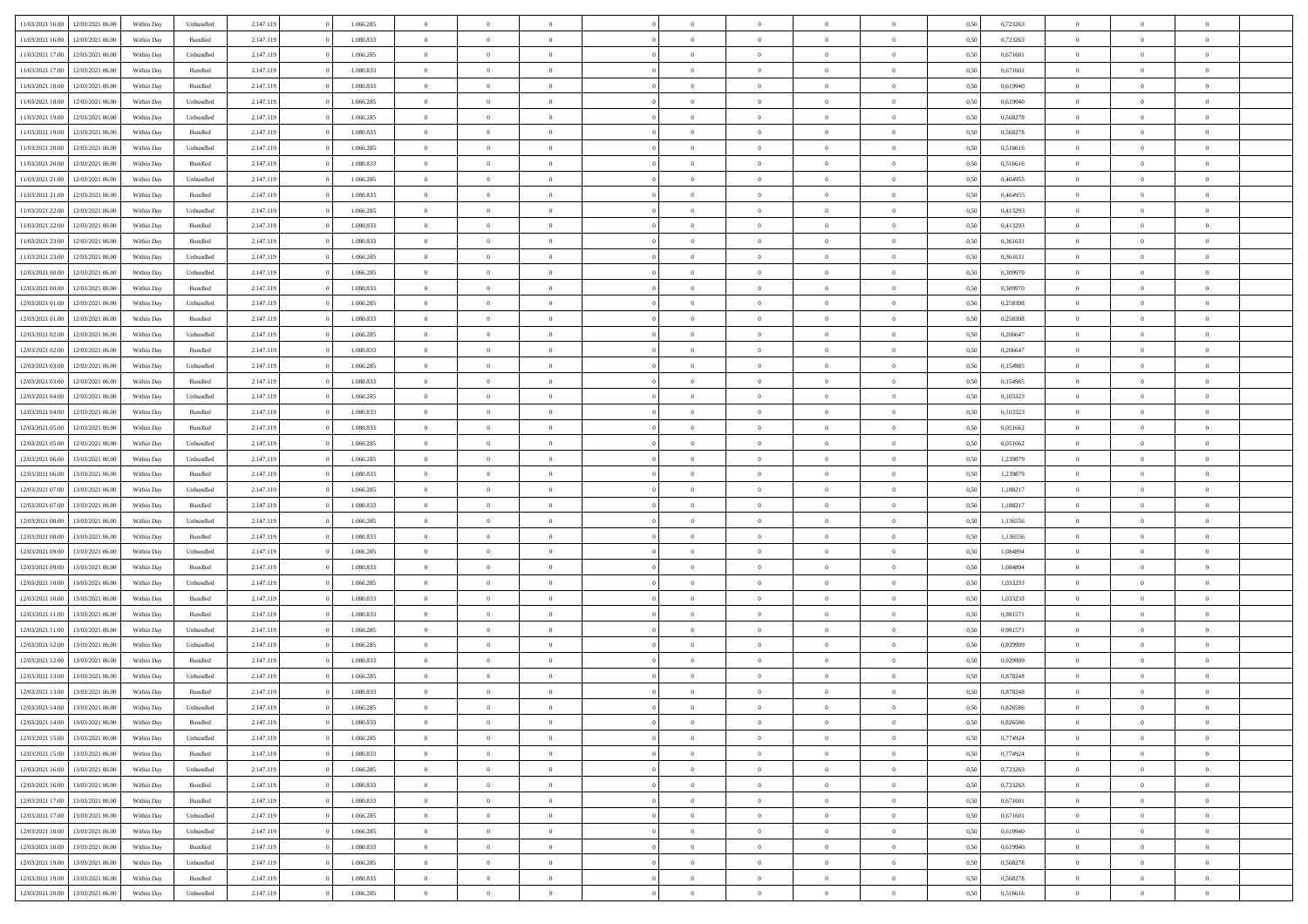| | | | | | | | | | | | | | | | | | | | | | |
|---|---|---|---|---|---|---|---|---|---|---|---|---|---|---|---|---|---|---|---|---|---|
| 11/03/2021 16:00 | 12/03/2021 06:00 | Within Day | Unbundled | 2.147.119 | 0 | 1.066.285 | 0 | 0 | 0 | | 0 | 0 | 0 | 0 | 0,50 | 0,723263 | 0 | 0 | 0 | |
| 11/03/2021 16:00 | 12/03/2021 06:00 | Within Day | Bundled | 2.147.119 | 0 | 1.080.833 | 0 | 0 | 0 | | 0 | 0 | 0 | 0 | 0,50 | 0,723263 | 0 | 0 | 0 | |
| 11/03/2021 17:00 | 12/03/2021 06:00 | Within Day | Unbundled | 2.147.119 | 0 | 1.066.285 | 0 | 0 | 0 | | 0 | 0 | 0 | 0 | 0,50 | 0,671601 | 0 | 0 | 0 | |
| 11/03/2021 17:00 | 12/03/2021 06:00 | Within Day | Bundled | 2.147.119 | 0 | 1.080.833 | 0 | 0 | 0 | | 0 | 0 | 0 | 0 | 0,50 | 0,671601 | 0 | 0 | 0 | |
| 11/03/2021 18:00 | 12/03/2021 06:00 | Within Day | Bundled | 2.147.119 | 0 | 1.080.833 | 0 | 0 | 0 | | 0 | 0 | 0 | 0 | 0,50 | 0,619940 | 0 | 0 | 0 | |
| 11/03/2021 18:00 | 12/03/2021 06:00 | Within Day | Unbundled | 2.147.119 | 0 | 1.066.285 | 0 | 0 | 0 | | 0 | 0 | 0 | 0 | 0,50 | 0,619940 | 0 | 0 | 0 | |
| 11/03/2021 19:00 | 12/03/2021 06:00 | Within Day | Unbundled | 2.147.119 | 0 | 1.066.285 | 0 | 0 | 0 | | 0 | 0 | 0 | 0 | 0,50 | 0,568278 | 0 | 0 | 0 | |
| 11/03/2021 19:00 | 12/03/2021 06:00 | Within Day | Bundled | 2.147.119 | 0 | 1.080.833 | 0 | 0 | 0 | | 0 | 0 | 0 | 0 | 0,50 | 0,568278 | 0 | 0 | 0 | |
| 11/03/2021 20:00 | 12/03/2021 06:00 | Within Day | Unbundled | 2.147.119 | 0 | 1.066.285 | 0 | 0 | 0 | | 0 | 0 | 0 | 0 | 0,50 | 0,516616 | 0 | 0 | 0 | |
| 11/03/2021 20:00 | 12/03/2021 06:00 | Within Day | Bundled | 2.147.119 | 0 | 1.080.833 | 0 | 0 | 0 | | 0 | 0 | 0 | 0 | 0,50 | 0,516616 | 0 | 0 | 0 | |
| 11/03/2021 21:00 | 12/03/2021 06:00 | Within Day | Unbundled | 2.147.119 | 0 | 1.066.285 | 0 | 0 | 0 | | 0 | 0 | 0 | 0 | 0,50 | 0,464955 | 0 | 0 | 0 | |
| 11/03/2021 21:00 | 12/03/2021 06:00 | Within Day | Bundled | 2.147.119 | 0 | 1.080.833 | 0 | 0 | 0 | | 0 | 0 | 0 | 0 | 0,50 | 0,464955 | 0 | 0 | 0 | |
| 11/03/2021 22:00 | 12/03/2021 06:00 | Within Day | Unbundled | 2.147.119 | 0 | 1.066.285 | 0 | 0 | 0 | | 0 | 0 | 0 | 0 | 0,50 | 0,413293 | 0 | 0 | 0 | |
| 11/03/2021 22:00 | 12/03/2021 06:00 | Within Day | Bundled | 2.147.119 | 0 | 1.080.833 | 0 | 0 | 0 | | 0 | 0 | 0 | 0 | 0,50 | 0,413293 | 0 | 0 | 0 | |
| 11/03/2021 23:00 | 12/03/2021 06:00 | Within Day | Bundled | 2.147.119 | 0 | 1.080.833 | 0 | 0 | 0 | | 0 | 0 | 0 | 0 | 0,50 | 0,361631 | 0 | 0 | 0 | |
| 11/03/2021 23:00 | 12/03/2021 06:00 | Within Day | Unbundled | 2.147.119 | 0 | 1.066.285 | 0 | 0 | 0 | | 0 | 0 | 0 | 0 | 0,50 | 0,361631 | 0 | 0 | 0 | |
| 12/03/2021 00:00 | 12/03/2021 06:00 | Within Day | Unbundled | 2.147.119 | 0 | 1.066.285 | 0 | 0 | 0 | | 0 | 0 | 0 | 0 | 0,50 | 0,309970 | 0 | 0 | 0 | |
| 12/03/2021 00:00 | 12/03/2021 06:00 | Within Day | Bundled | 2.147.119 | 0 | 1.080.833 | 0 | 0 | 0 | | 0 | 0 | 0 | 0 | 0,50 | 0,309970 | 0 | 0 | 0 | |
| 12/03/2021 01:00 | 12/03/2021 06:00 | Within Day | Unbundled | 2.147.119 | 0 | 1.066.285 | 0 | 0 | 0 | | 0 | 0 | 0 | 0 | 0,50 | 0,258308 | 0 | 0 | 0 | |
| 12/03/2021 01:00 | 12/03/2021 06:00 | Within Day | Bundled | 2.147.119 | 0 | 1.080.833 | 0 | 0 | 0 | | 0 | 0 | 0 | 0 | 0,50 | 0,258308 | 0 | 0 | 0 | |
| 12/03/2021 02:00 | 12/03/2021 06:00 | Within Day | Unbundled | 2.147.119 | 0 | 1.066.285 | 0 | 0 | 0 | | 0 | 0 | 0 | 0 | 0,50 | 0,206647 | 0 | 0 | 0 | |
| 12/03/2021 02:00 | 12/03/2021 06:00 | Within Day | Bundled | 2.147.119 | 0 | 1.080.833 | 0 | 0 | 0 | | 0 | 0 | 0 | 0 | 0,50 | 0,206647 | 0 | 0 | 0 | |
| 12/03/2021 03:00 | 12/03/2021 06:00 | Within Day | Unbundled | 2.147.119 | 0 | 1.066.285 | 0 | 0 | 0 | | 0 | 0 | 0 | 0 | 0,50 | 0,154985 | 0 | 0 | 0 | |
| 12/03/2021 03:00 | 12/03/2021 06:00 | Within Day | Bundled | 2.147.119 | 0 | 1.080.833 | 0 | 0 | 0 | | 0 | 0 | 0 | 0 | 0,50 | 0,154985 | 0 | 0 | 0 | |
| 12/03/2021 04:00 | 12/03/2021 06:00 | Within Day | Unbundled | 2.147.119 | 0 | 1.066.285 | 0 | 0 | 0 | | 0 | 0 | 0 | 0 | 0,50 | 0,103323 | 0 | 0 | 0 | |
| 12/03/2021 04:00 | 12/03/2021 06:00 | Within Day | Bundled | 2.147.119 | 0 | 1.080.833 | 0 | 0 | 0 | | 0 | 0 | 0 | 0 | 0,50 | 0,103323 | 0 | 0 | 0 | |
| 12/03/2021 05:00 | 12/03/2021 06:00 | Within Day | Bundled | 2.147.119 | 0 | 1.080.833 | 0 | 0 | 0 | | 0 | 0 | 0 | 0 | 0,50 | 0,051662 | 0 | 0 | 0 | |
| 12/03/2021 05:00 | 12/03/2021 06:00 | Within Day | Unbundled | 2.147.119 | 0 | 1.066.285 | 0 | 0 | 0 | | 0 | 0 | 0 | 0 | 0,50 | 0,051662 | 0 | 0 | 0 | |
| 12/03/2021 06:00 | 13/03/2021 06:00 | Within Day | Unbundled | 2.147.119 | 0 | 1.066.285 | 0 | 0 | 0 | | 0 | 0 | 0 | 0 | 0,50 | 1,239879 | 0 | 0 | 0 | |
| 12/03/2021 06:00 | 13/03/2021 06:00 | Within Day | Bundled | 2.147.119 | 0 | 1.080.833 | 0 | 0 | 0 | | 0 | 0 | 0 | 0 | 0,50 | 1,239879 | 0 | 0 | 0 | |
| 12/03/2021 07:00 | 13/03/2021 06:00 | Within Day | Unbundled | 2.147.119 | 0 | 1.066.285 | 0 | 0 | 0 | | 0 | 0 | 0 | 0 | 0,50 | 1,188217 | 0 | 0 | 0 | |
| 12/03/2021 07:00 | 13/03/2021 06:00 | Within Day | Bundled | 2.147.119 | 0 | 1.080.833 | 0 | 0 | 0 | | 0 | 0 | 0 | 0 | 0,50 | 1,188217 | 0 | 0 | 0 | |
| 12/03/2021 08:00 | 13/03/2021 06:00 | Within Day | Unbundled | 2.147.119 | 0 | 1.066.285 | 0 | 0 | 0 | | 0 | 0 | 0 | 0 | 0,50 | 1,136556 | 0 | 0 | 0 | |
| 12/03/2021 08:00 | 13/03/2021 06:00 | Within Day | Bundled | 2.147.119 | 0 | 1.080.833 | 0 | 0 | 0 | | 0 | 0 | 0 | 0 | 0,50 | 1,136556 | 0 | 0 | 0 | |
| 12/03/2021 09:00 | 13/03/2021 06:00 | Within Day | Unbundled | 2.147.119 | 0 | 1.066.285 | 0 | 0 | 0 | | 0 | 0 | 0 | 0 | 0,50 | 1,084894 | 0 | 0 | 0 | |
| 12/03/2021 09:00 | 13/03/2021 06:00 | Within Day | Bundled | 2.147.119 | 0 | 1.080.833 | 0 | 0 | 0 | | 0 | 0 | 0 | 0 | 0,50 | 1,084894 | 0 | 0 | 0 | |
| 12/03/2021 10:00 | 13/03/2021 06:00 | Within Day | Unbundled | 2.147.119 | 0 | 1.066.285 | 0 | 0 | 0 | | 0 | 0 | 0 | 0 | 0,50 | 1,033233 | 0 | 0 | 0 | |
| 12/03/2021 10:00 | 13/03/2021 06:00 | Within Day | Bundled | 2.147.119 | 0 | 1.080.833 | 0 | 0 | 0 | | 0 | 0 | 0 | 0 | 0,50 | 1,033233 | 0 | 0 | 0 | |
| 12/03/2021 11:00 | 13/03/2021 06:00 | Within Day | Bundled | 2.147.119 | 0 | 1.080.833 | 0 | 0 | 0 | | 0 | 0 | 0 | 0 | 0,50 | 0,981571 | 0 | 0 | 0 | |
| 12/03/2021 11:00 | 13/03/2021 06:00 | Within Day | Unbundled | 2.147.119 | 0 | 1.066.285 | 0 | 0 | 0 | | 0 | 0 | 0 | 0 | 0,50 | 0,981571 | 0 | 0 | 0 | |
| 12/03/2021 12:00 | 13/03/2021 06:00 | Within Day | Unbundled | 2.147.119 | 0 | 1.066.285 | 0 | 0 | 0 | | 0 | 0 | 0 | 0 | 0,50 | 0,929909 | 0 | 0 | 0 | |
| 12/03/2021 12:00 | 13/03/2021 06:00 | Within Day | Bundled | 2.147.119 | 0 | 1.080.833 | 0 | 0 | 0 | | 0 | 0 | 0 | 0 | 0,50 | 0,929909 | 0 | 0 | 0 | |
| 12/03/2021 13:00 | 13/03/2021 06:00 | Within Day | Unbundled | 2.147.119 | 0 | 1.066.285 | 0 | 0 | 0 | | 0 | 0 | 0 | 0 | 0,50 | 0,878248 | 0 | 0 | 0 | |
| 12/03/2021 13:00 | 13/03/2021 06:00 | Within Day | Bundled | 2.147.119 | 0 | 1.080.833 | 0 | 0 | 0 | | 0 | 0 | 0 | 0 | 0,50 | 0,878248 | 0 | 0 | 0 | |
| 12/03/2021 14:00 | 13/03/2021 06:00 | Within Day | Unbundled | 2.147.119 | 0 | 1.066.285 | 0 | 0 | 0 | | 0 | 0 | 0 | 0 | 0,50 | 0,826586 | 0 | 0 | 0 | |
| 12/03/2021 14:00 | 13/03/2021 06:00 | Within Day | Bundled | 2.147.119 | 0 | 1.080.833 | 0 | 0 | 0 | | 0 | 0 | 0 | 0 | 0,50 | 0,826586 | 0 | 0 | 0 | |
| 12/03/2021 15:00 | 13/03/2021 06:00 | Within Day | Unbundled | 2.147.119 | 0 | 1.066.285 | 0 | 0 | 0 | | 0 | 0 | 0 | 0 | 0,50 | 0,774924 | 0 | 0 | 0 | |
| 12/03/2021 15:00 | 13/03/2021 06:00 | Within Day | Bundled | 2.147.119 | 0 | 1.080.833 | 0 | 0 | 0 | | 0 | 0 | 0 | 0 | 0,50 | 0,774924 | 0 | 0 | 0 | |
| 12/03/2021 16:00 | 13/03/2021 06:00 | Within Day | Unbundled | 2.147.119 | 0 | 1.066.285 | 0 | 0 | 0 | | 0 | 0 | 0 | 0 | 0,50 | 0,723263 | 0 | 0 | 0 | |
| 12/03/2021 16:00 | 13/03/2021 06:00 | Within Day | Bundled | 2.147.119 | 0 | 1.080.833 | 0 | 0 | 0 | | 0 | 0 | 0 | 0 | 0,50 | 0,723263 | 0 | 0 | 0 | |
| 12/03/2021 17:00 | 13/03/2021 06:00 | Within Day | Bundled | 2.147.119 | 0 | 1.080.833 | 0 | 0 | 0 | | 0 | 0 | 0 | 0 | 0,50 | 0,671601 | 0 | 0 | 0 | |
| 12/03/2021 17:00 | 13/03/2021 06:00 | Within Day | Unbundled | 2.147.119 | 0 | 1.066.285 | 0 | 0 | 0 | | 0 | 0 | 0 | 0 | 0,50 | 0,671601 | 0 | 0 | 0 | |
| 12/03/2021 18:00 | 13/03/2021 06:00 | Within Day | Unbundled | 2.147.119 | 0 | 1.066.285 | 0 | 0 | 0 | | 0 | 0 | 0 | 0 | 0,50 | 0,619940 | 0 | 0 | 0 | |
| 12/03/2021 18:00 | 13/03/2021 06:00 | Within Day | Bundled | 2.147.119 | 0 | 1.080.833 | 0 | 0 | 0 | | 0 | 0 | 0 | 0 | 0,50 | 0,619940 | 0 | 0 | 0 | |
| 12/03/2021 19:00 | 13/03/2021 06:00 | Within Day | Unbundled | 2.147.119 | 0 | 1.066.285 | 0 | 0 | 0 | | 0 | 0 | 0 | 0 | 0,50 | 0,568278 | 0 | 0 | 0 | |
| 12/03/2021 19:00 | 13/03/2021 06:00 | Within Day | Bundled | 2.147.119 | 0 | 1.080.833 | 0 | 0 | 0 | | 0 | 0 | 0 | 0 | 0,50 | 0,568278 | 0 | 0 | 0 | |
| 12/03/2021 20:00 | 13/03/2021 06:00 | Within Day | Unbundled | 2.147.119 | 0 | 1.066.285 | 0 | 0 | 0 | | 0 | 0 | 0 | 0 | 0,50 | 0,516616 | 0 | 0 | 0 | |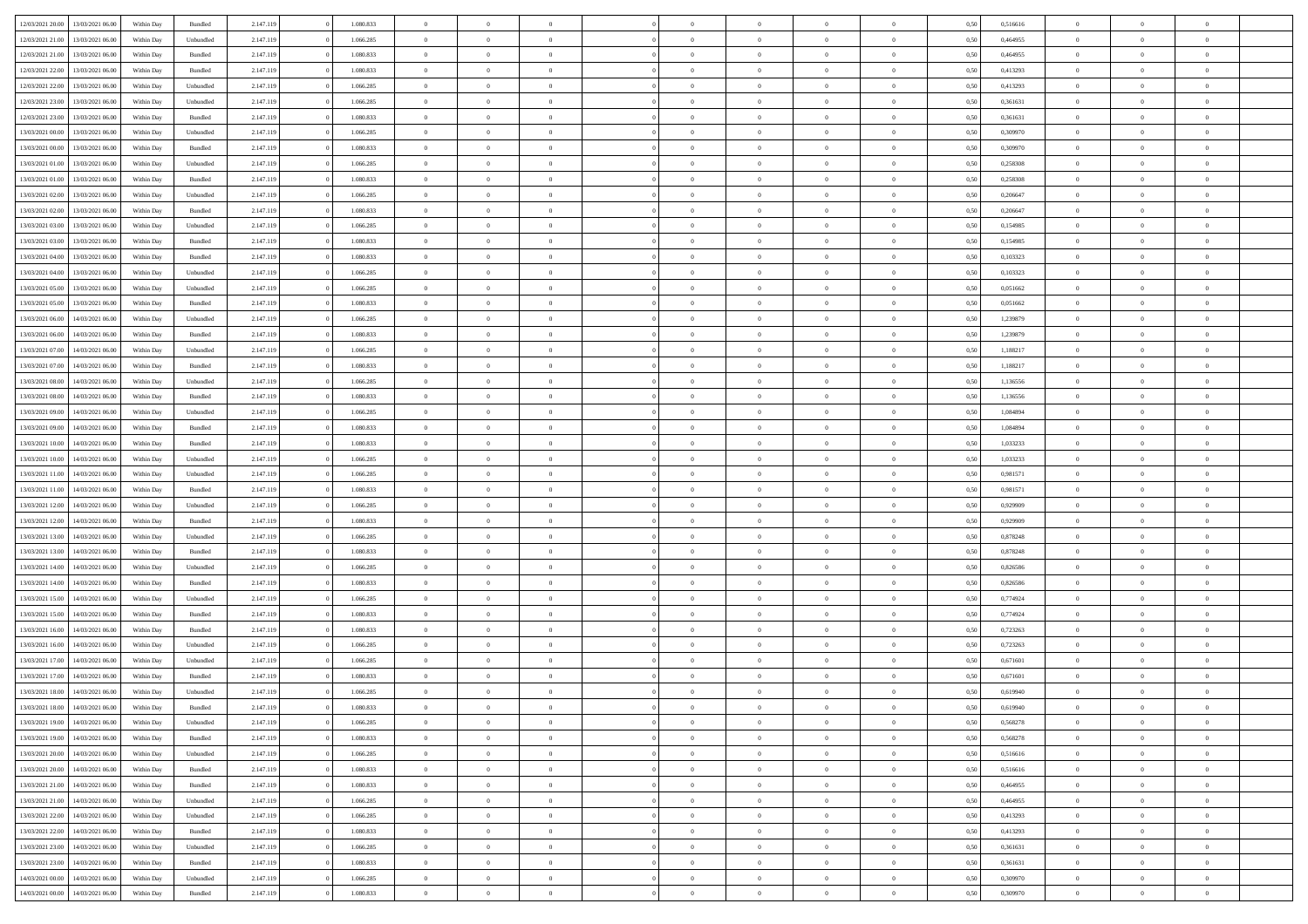| | | | | | | | | | | | | | | | | | | | | | | |
|---|---|---|---|---|---|---|---|---|---|---|---|---|---|---|---|---|---|---|---|---|---|---|
| 12/03/2021 20.00 | 13/03/2021 06.00 | Within Day | Bundled | 2.147.119 | 0 | 1.080.833 | 0 | 0 | 0 | | 0 | 0 | 0 | 0 | 0 | 0,50 | 0,516616 | 0 | 0 | 0 | |
| 12/03/2021 21.00 | 13/03/2021 06.00 | Within Day | Unbundled | 2.147.119 | 0 | 1.066.285 | 0 | 0 | 0 | | 0 | 0 | 0 | 0 | 0 | 0,50 | 0,464955 | 0 | 0 | 0 | |
| 12/03/2021 21.00 | 13/03/2021 06.00 | Within Day | Bundled | 2.147.119 | 0 | 1.080.833 | 0 | 0 | 0 | | 0 | 0 | 0 | 0 | 0 | 0,50 | 0,464955 | 0 | 0 | 0 | |
| 12/03/2021 22.00 | 13/03/2021 06.00 | Within Day | Bundled | 2.147.119 | 0 | 1.080.833 | 0 | 0 | 0 | | 0 | 0 | 0 | 0 | 0 | 0,50 | 0,413293 | 0 | 0 | 0 | |
| 12/03/2021 22.00 | 13/03/2021 06.00 | Within Day | Unbundled | 2.147.119 | 0 | 1.066.285 | 0 | 0 | 0 | | 0 | 0 | 0 | 0 | 0 | 0,50 | 0,413293 | 0 | 0 | 0 | |
| 12/03/2021 23.00 | 13/03/2021 06.00 | Within Day | Unbundled | 2.147.119 | 0 | 1.066.285 | 0 | 0 | 0 | | 0 | 0 | 0 | 0 | 0 | 0,50 | 0,361631 | 0 | 0 | 0 | |
| 12/03/2021 23.00 | 13/03/2021 06.00 | Within Day | Bundled | 2.147.119 | 0 | 1.080.833 | 0 | 0 | 0 | | 0 | 0 | 0 | 0 | 0 | 0,50 | 0,361631 | 0 | 0 | 0 | |
| 13/03/2021 00.00 | 13/03/2021 06.00 | Within Day | Unbundled | 2.147.119 | 0 | 1.066.285 | 0 | 0 | 0 | | 0 | 0 | 0 | 0 | 0 | 0,50 | 0,309970 | 0 | 0 | 0 | |
| 13/03/2021 00.00 | 13/03/2021 06.00 | Within Day | Bundled | 2.147.119 | 0 | 1.080.833 | 0 | 0 | 0 | | 0 | 0 | 0 | 0 | 0 | 0,50 | 0,309970 | 0 | 0 | 0 | |
| 13/03/2021 01.00 | 13/03/2021 06.00 | Within Day | Unbundled | 2.147.119 | 0 | 1.066.285 | 0 | 0 | 0 | | 0 | 0 | 0 | 0 | 0 | 0,50 | 0,258308 | 0 | 0 | 0 | |
| 13/03/2021 01.00 | 13/03/2021 06.00 | Within Day | Bundled | 2.147.119 | 0 | 1.080.833 | 0 | 0 | 0 | | 0 | 0 | 0 | 0 | 0 | 0,50 | 0,258308 | 0 | 0 | 0 | |
| 13/03/2021 02.00 | 13/03/2021 06.00 | Within Day | Unbundled | 2.147.119 | 0 | 1.066.285 | 0 | 0 | 0 | | 0 | 0 | 0 | 0 | 0 | 0,50 | 0,206647 | 0 | 0 | 0 | |
| 13/03/2021 02.00 | 13/03/2021 06.00 | Within Day | Bundled | 2.147.119 | 0 | 1.080.833 | 0 | 0 | 0 | | 0 | 0 | 0 | 0 | 0 | 0,50 | 0,206647 | 0 | 0 | 0 | |
| 13/03/2021 03.00 | 13/03/2021 06.00 | Within Day | Unbundled | 2.147.119 | 0 | 1.066.285 | 0 | 0 | 0 | | 0 | 0 | 0 | 0 | 0 | 0,50 | 0,154985 | 0 | 0 | 0 | |
| 13/03/2021 03.00 | 13/03/2021 06.00 | Within Day | Bundled | 2.147.119 | 0 | 1.080.833 | 0 | 0 | 0 | | 0 | 0 | 0 | 0 | 0 | 0,50 | 0,154985 | 0 | 0 | 0 | |
| 13/03/2021 04.00 | 13/03/2021 06.00 | Within Day | Bundled | 2.147.119 | 0 | 1.080.833 | 0 | 0 | 0 | | 0 | 0 | 0 | 0 | 0 | 0,50 | 0,103323 | 0 | 0 | 0 | |
| 13/03/2021 04.00 | 13/03/2021 06.00 | Within Day | Unbundled | 2.147.119 | 0 | 1.066.285 | 0 | 0 | 0 | | 0 | 0 | 0 | 0 | 0 | 0,50 | 0,103323 | 0 | 0 | 0 | |
| 13/03/2021 05.00 | 13/03/2021 06.00 | Within Day | Unbundled | 2.147.119 | 0 | 1.066.285 | 0 | 0 | 0 | | 0 | 0 | 0 | 0 | 0 | 0,50 | 0,051662 | 0 | 0 | 0 | |
| 13/03/2021 05.00 | 13/03/2021 06.00 | Within Day | Bundled | 2.147.119 | 0 | 1.080.833 | 0 | 0 | 0 | | 0 | 0 | 0 | 0 | 0 | 0,50 | 0,051662 | 0 | 0 | 0 | |
| 13/03/2021 06.00 | 14/03/2021 06.00 | Within Day | Unbundled | 2.147.119 | 0 | 1.066.285 | 0 | 0 | 0 | | 0 | 0 | 0 | 0 | 0 | 0,50 | 1,239879 | 0 | 0 | 0 | |
| 13/03/2021 06.00 | 14/03/2021 06.00 | Within Day | Bundled | 2.147.119 | 0 | 1.080.833 | 0 | 0 | 0 | | 0 | 0 | 0 | 0 | 0 | 0,50 | 1,239879 | 0 | 0 | 0 | |
| 13/03/2021 07.00 | 14/03/2021 06.00 | Within Day | Unbundled | 2.147.119 | 0 | 1.066.285 | 0 | 0 | 0 | | 0 | 0 | 0 | 0 | 0 | 0,50 | 1,188217 | 0 | 0 | 0 | |
| 13/03/2021 07.00 | 14/03/2021 06.00 | Within Day | Bundled | 2.147.119 | 0 | 1.080.833 | 0 | 0 | 0 | | 0 | 0 | 0 | 0 | 0 | 0,50 | 1,188217 | 0 | 0 | 0 | |
| 13/03/2021 08.00 | 14/03/2021 06.00 | Within Day | Unbundled | 2.147.119 | 0 | 1.066.285 | 0 | 0 | 0 | | 0 | 0 | 0 | 0 | 0 | 0,50 | 1,136556 | 0 | 0 | 0 | |
| 13/03/2021 08.00 | 14/03/2021 06.00 | Within Day | Bundled | 2.147.119 | 0 | 1.080.833 | 0 | 0 | 0 | | 0 | 0 | 0 | 0 | 0 | 0,50 | 1,136556 | 0 | 0 | 0 | |
| 13/03/2021 09.00 | 14/03/2021 06.00 | Within Day | Unbundled | 2.147.119 | 0 | 1.066.285 | 0 | 0 | 0 | | 0 | 0 | 0 | 0 | 0 | 0,50 | 1,084894 | 0 | 0 | 0 | |
| 13/03/2021 09.00 | 14/03/2021 06.00 | Within Day | Bundled | 2.147.119 | 0 | 1.080.833 | 0 | 0 | 0 | | 0 | 0 | 0 | 0 | 0 | 0,50 | 1,084894 | 0 | 0 | 0 | |
| 13/03/2021 10.00 | 14/03/2021 06.00 | Within Day | Bundled | 2.147.119 | 0 | 1.080.833 | 0 | 0 | 0 | | 0 | 0 | 0 | 0 | 0 | 0,50 | 1,033233 | 0 | 0 | 0 | |
| 13/03/2021 10.00 | 14/03/2021 06.00 | Within Day | Unbundled | 2.147.119 | 0 | 1.066.285 | 0 | 0 | 0 | | 0 | 0 | 0 | 0 | 0 | 0,50 | 1,033233 | 0 | 0 | 0 | |
| 13/03/2021 11.00 | 14/03/2021 06.00 | Within Day | Unbundled | 2.147.119 | 0 | 1.066.285 | 0 | 0 | 0 | | 0 | 0 | 0 | 0 | 0 | 0,50 | 0,981571 | 0 | 0 | 0 | |
| 13/03/2021 11.00 | 14/03/2021 06.00 | Within Day | Bundled | 2.147.119 | 0 | 1.080.833 | 0 | 0 | 0 | | 0 | 0 | 0 | 0 | 0 | 0,50 | 0,981571 | 0 | 0 | 0 | |
| 13/03/2021 12.00 | 14/03/2021 06.00 | Within Day | Unbundled | 2.147.119 | 0 | 1.066.285 | 0 | 0 | 0 | | 0 | 0 | 0 | 0 | 0 | 0,50 | 0,929909 | 0 | 0 | 0 | |
| 13/03/2021 12.00 | 14/03/2021 06.00 | Within Day | Bundled | 2.147.119 | 0 | 1.080.833 | 0 | 0 | 0 | | 0 | 0 | 0 | 0 | 0 | 0,50 | 0,929909 | 0 | 0 | 0 | |
| 13/03/2021 13.00 | 14/03/2021 06.00 | Within Day | Unbundled | 2.147.119 | 0 | 1.066.285 | 0 | 0 | 0 | | 0 | 0 | 0 | 0 | 0 | 0,50 | 0,878248 | 0 | 0 | 0 | |
| 13/03/2021 13.00 | 14/03/2021 06.00 | Within Day | Bundled | 2.147.119 | 0 | 1.080.833 | 0 | 0 | 0 | | 0 | 0 | 0 | 0 | 0 | 0,50 | 0,878248 | 0 | 0 | 0 | |
| 13/03/2021 14.00 | 14/03/2021 06.00 | Within Day | Unbundled | 2.147.119 | 0 | 1.066.285 | 0 | 0 | 0 | | 0 | 0 | 0 | 0 | 0 | 0,50 | 0,826586 | 0 | 0 | 0 | |
| 13/03/2021 14.00 | 14/03/2021 06.00 | Within Day | Bundled | 2.147.119 | 0 | 1.080.833 | 0 | 0 | 0 | | 0 | 0 | 0 | 0 | 0 | 0,50 | 0,826586 | 0 | 0 | 0 | |
| 13/03/2021 15.00 | 14/03/2021 06.00 | Within Day | Unbundled | 2.147.119 | 0 | 1.066.285 | 0 | 0 | 0 | | 0 | 0 | 0 | 0 | 0 | 0,50 | 0,774924 | 0 | 0 | 0 | |
| 13/03/2021 15.00 | 14/03/2021 06.00 | Within Day | Bundled | 2.147.119 | 0 | 1.080.833 | 0 | 0 | 0 | | 0 | 0 | 0 | 0 | 0 | 0,50 | 0,774924 | 0 | 0 | 0 | |
| 13/03/2021 16.00 | 14/03/2021 06.00 | Within Day | Bundled | 2.147.119 | 0 | 1.080.833 | 0 | 0 | 0 | | 0 | 0 | 0 | 0 | 0 | 0,50 | 0,723263 | 0 | 0 | 0 | |
| 13/03/2021 16.00 | 14/03/2021 06.00 | Within Day | Unbundled | 2.147.119 | 0 | 1.066.285 | 0 | 0 | 0 | | 0 | 0 | 0 | 0 | 0 | 0,50 | 0,723263 | 0 | 0 | 0 | |
| 13/03/2021 17.00 | 14/03/2021 06.00 | Within Day | Unbundled | 2.147.119 | 0 | 1.066.285 | 0 | 0 | 0 | | 0 | 0 | 0 | 0 | 0 | 0,50 | 0,671601 | 0 | 0 | 0 | |
| 13/03/2021 17.00 | 14/03/2021 06.00 | Within Day | Bundled | 2.147.119 | 0 | 1.080.833 | 0 | 0 | 0 | | 0 | 0 | 0 | 0 | 0 | 0,50 | 0,671601 | 0 | 0 | 0 | |
| 13/03/2021 18.00 | 14/03/2021 06.00 | Within Day | Unbundled | 2.147.119 | 0 | 1.066.285 | 0 | 0 | 0 | | 0 | 0 | 0 | 0 | 0 | 0,50 | 0,619940 | 0 | 0 | 0 | |
| 13/03/2021 18.00 | 14/03/2021 06.00 | Within Day | Bundled | 2.147.119 | 0 | 1.080.833 | 0 | 0 | 0 | | 0 | 0 | 0 | 0 | 0 | 0,50 | 0,619940 | 0 | 0 | 0 | |
| 13/03/2021 19.00 | 14/03/2021 06.00 | Within Day | Unbundled | 2.147.119 | 0 | 1.066.285 | 0 | 0 | 0 | | 0 | 0 | 0 | 0 | 0 | 0,50 | 0,568278 | 0 | 0 | 0 | |
| 13/03/2021 19.00 | 14/03/2021 06.00 | Within Day | Bundled | 2.147.119 | 0 | 1.080.833 | 0 | 0 | 0 | | 0 | 0 | 0 | 0 | 0 | 0,50 | 0,568278 | 0 | 0 | 0 | |
| 13/03/2021 20.00 | 14/03/2021 06.00 | Within Day | Unbundled | 2.147.119 | 0 | 1.066.285 | 0 | 0 | 0 | | 0 | 0 | 0 | 0 | 0 | 0,50 | 0,516616 | 0 | 0 | 0 | |
| 13/03/2021 20.00 | 14/03/2021 06.00 | Within Day | Bundled | 2.147.119 | 0 | 1.080.833 | 0 | 0 | 0 | | 0 | 0 | 0 | 0 | 0 | 0,50 | 0,516616 | 0 | 0 | 0 | |
| 13/03/2021 21.00 | 14/03/2021 06.00 | Within Day | Bundled | 2.147.119 | 0 | 1.080.833 | 0 | 0 | 0 | | 0 | 0 | 0 | 0 | 0 | 0,50 | 0,464955 | 0 | 0 | 0 | |
| 13/03/2021 21.00 | 14/03/2021 06.00 | Within Day | Unbundled | 2.147.119 | 0 | 1.066.285 | 0 | 0 | 0 | | 0 | 0 | 0 | 0 | 0 | 0,50 | 0,464955 | 0 | 0 | 0 | |
| 13/03/2021 22.00 | 14/03/2021 06.00 | Within Day | Unbundled | 2.147.119 | 0 | 1.066.285 | 0 | 0 | 0 | | 0 | 0 | 0 | 0 | 0 | 0,50 | 0,413293 | 0 | 0 | 0 | |
| 13/03/2021 22.00 | 14/03/2021 06.00 | Within Day | Bundled | 2.147.119 | 0 | 1.080.833 | 0 | 0 | 0 | | 0 | 0 | 0 | 0 | 0 | 0,50 | 0,413293 | 0 | 0 | 0 | |
| 13/03/2021 23.00 | 14/03/2021 06.00 | Within Day | Unbundled | 2.147.119 | 0 | 1.066.285 | 0 | 0 | 0 | | 0 | 0 | 0 | 0 | 0 | 0,50 | 0,361631 | 0 | 0 | 0 | |
| 13/03/2021 23.00 | 14/03/2021 06.00 | Within Day | Bundled | 2.147.119 | 0 | 1.080.833 | 0 | 0 | 0 | | 0 | 0 | 0 | 0 | 0 | 0,50 | 0,361631 | 0 | 0 | 0 | |
| 14/03/2021 00.00 | 14/03/2021 06.00 | Within Day | Unbundled | 2.147.119 | 0 | 1.066.285 | 0 | 0 | 0 | | 0 | 0 | 0 | 0 | 0 | 0,50 | 0,309970 | 0 | 0 | 0 | |
| 14/03/2021 00.00 | 14/03/2021 06.00 | Within Day | Bundled | 2.147.119 | 0 | 1.080.833 | 0 | 0 | 0 | | 0 | 0 | 0 | 0 | 0 | 0,50 | 0,309970 | 0 | 0 | 0 | |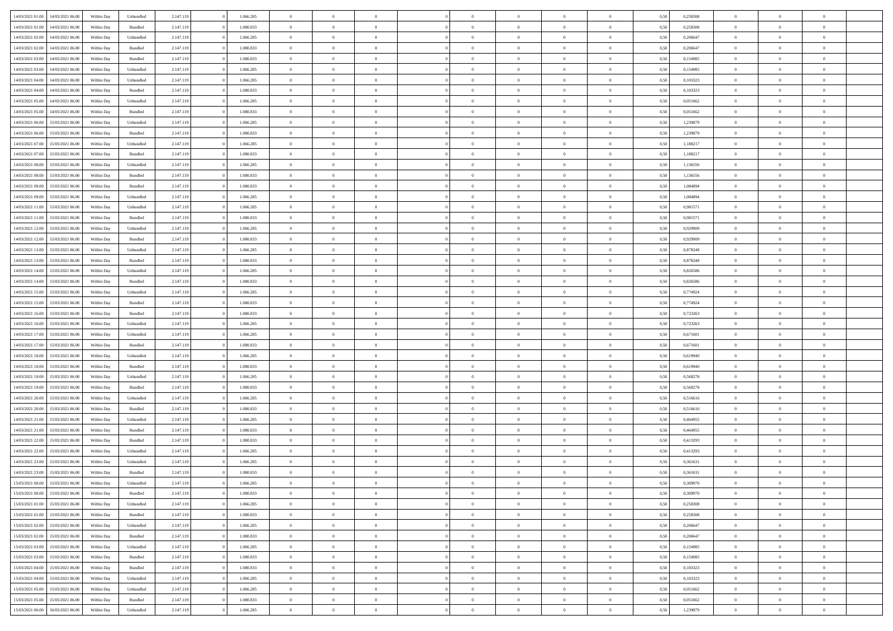| | | | | | | | | | | | | | | | | | | | | | |
|---|---|---|---|---|---|---|---|---|---|---|---|---|---|---|---|---|---|---|---|---|---|
| 14/03/2021 01:00 | 14/03/2021 06:00 | Within Day | Unbundled | 2.147.119 | 0 | 1.066.285 | 0 | 0 | 0 | | 0 | 0 | 0 | 0 | 0 | 0,50 | 0,258308 | 0 | 0 | 0 | |
| 14/03/2021 01:00 | 14/03/2021 06:00 | Within Day | Bundled | 2.147.119 | 0 | 1.080.833 | 0 | 0 | 0 | | 0 | 0 | 0 | 0 | 0 | 0,50 | 0,258308 | 0 | 0 | 0 | |
| 14/03/2021 02:00 | 14/03/2021 06:00 | Within Day | Unbundled | 2.147.119 | 0 | 1.066.285 | 0 | 0 | 0 | | 0 | 0 | 0 | 0 | 0 | 0,50 | 0,206647 | 0 | 0 | 0 | |
| 14/03/2021 02:00 | 14/03/2021 06:00 | Within Day | Bundled | 2.147.119 | 0 | 1.080.833 | 0 | 0 | 0 | | 0 | 0 | 0 | 0 | 0 | 0,50 | 0,206647 | 0 | 0 | 0 | |
| 14/03/2021 03:00 | 14/03/2021 06:00 | Within Day | Bundled | 2.147.119 | 0 | 1.080.833 | 0 | 0 | 0 | | 0 | 0 | 0 | 0 | 0 | 0,50 | 0,154985 | 0 | 0 | 0 | |
| 14/03/2021 03:00 | 14/03/2021 06:00 | Within Day | Unbundled | 2.147.119 | 0 | 1.066.285 | 0 | 0 | 0 | | 0 | 0 | 0 | 0 | 0 | 0,50 | 0,154985 | 0 | 0 | 0 | |
| 14/03/2021 04:00 | 14/03/2021 06:00 | Within Day | Unbundled | 2.147.119 | 0 | 1.066.285 | 0 | 0 | 0 | | 0 | 0 | 0 | 0 | 0 | 0,50 | 0,103323 | 0 | 0 | 0 | |
| 14/03/2021 04:00 | 14/03/2021 06:00 | Within Day | Bundled | 2.147.119 | 0 | 1.080.833 | 0 | 0 | 0 | | 0 | 0 | 0 | 0 | 0 | 0,50 | 0,103323 | 0 | 0 | 0 | |
| 14/03/2021 05:00 | 14/03/2021 06:00 | Within Day | Unbundled | 2.147.119 | 0 | 1.066.285 | 0 | 0 | 0 | | 0 | 0 | 0 | 0 | 0 | 0,50 | 0,051662 | 0 | 0 | 0 | |
| 14/03/2021 05:00 | 14/03/2021 06:00 | Within Day | Bundled | 2.147.119 | 0 | 1.080.833 | 0 | 0 | 0 | | 0 | 0 | 0 | 0 | 0 | 0,50 | 0,051662 | 0 | 0 | 0 | |
| 14/03/2021 06:00 | 15/03/2021 06:00 | Within Day | Unbundled | 2.147.119 | 0 | 1.066.285 | 0 | 0 | 0 | | 0 | 0 | 0 | 0 | 0 | 0,50 | 1,239879 | 0 | 0 | 0 | |
| 14/03/2021 06:00 | 15/03/2021 06:00 | Within Day | Bundled | 2.147.119 | 0 | 1.080.833 | 0 | 0 | 0 | | 0 | 0 | 0 | 0 | 0 | 0,50 | 1,239879 | 0 | 0 | 0 | |
| 14/03/2021 07:00 | 15/03/2021 06:00 | Within Day | Unbundled | 2.147.119 | 0 | 1.066.285 | 0 | 0 | 0 | | 0 | 0 | 0 | 0 | 0 | 0,50 | 1,188217 | 0 | 0 | 0 | |
| 14/03/2021 07:00 | 15/03/2021 06:00 | Within Day | Bundled | 2.147.119 | 0 | 1.080.833 | 0 | 0 | 0 | | 0 | 0 | 0 | 0 | 0 | 0,50 | 1,188217 | 0 | 0 | 0 | |
| 14/03/2021 08:00 | 15/03/2021 06:00 | Within Day | Unbundled | 2.147.119 | 0 | 1.066.285 | 0 | 0 | 0 | | 0 | 0 | 0 | 0 | 0 | 0,50 | 1,136556 | 0 | 0 | 0 | |
| 14/03/2021 08:00 | 15/03/2021 06:00 | Within Day | Bundled | 2.147.119 | 0 | 1.080.833 | 0 | 0 | 0 | | 0 | 0 | 0 | 0 | 0 | 0,50 | 1,136556 | 0 | 0 | 0 | |
| 14/03/2021 09:00 | 15/03/2021 06:00 | Within Day | Bundled | 2.147.119 | 0 | 1.080.833 | 0 | 0 | 0 | | 0 | 0 | 0 | 0 | 0 | 0,50 | 1,084894 | 0 | 0 | 0 | |
| 14/03/2021 09:00 | 15/03/2021 06:00 | Within Day | Unbundled | 2.147.119 | 0 | 1.066.285 | 0 | 0 | 0 | | 0 | 0 | 0 | 0 | 0 | 0,50 | 1,084894 | 0 | 0 | 0 | |
| 14/03/2021 11:00 | 15/03/2021 06:00 | Within Day | Unbundled | 2.147.119 | 0 | 1.066.285 | 0 | 0 | 0 | | 0 | 0 | 0 | 0 | 0 | 0,50 | 0,981571 | 0 | 0 | 0 | |
| 14/03/2021 11:00 | 15/03/2021 06:00 | Within Day | Bundled | 2.147.119 | 0 | 1.080.833 | 0 | 0 | 0 | | 0 | 0 | 0 | 0 | 0 | 0,50 | 0,981571 | 0 | 0 | 0 | |
| 14/03/2021 12:00 | 15/03/2021 06:00 | Within Day | Unbundled | 2.147.119 | 0 | 1.066.285 | 0 | 0 | 0 | | 0 | 0 | 0 | 0 | 0 | 0,50 | 0,929909 | 0 | 0 | 0 | |
| 14/03/2021 12:00 | 15/03/2021 06:00 | Within Day | Bundled | 2.147.119 | 0 | 1.080.833 | 0 | 0 | 0 | | 0 | 0 | 0 | 0 | 0 | 0,50 | 0,929909 | 0 | 0 | 0 | |
| 14/03/2021 13:00 | 15/03/2021 06:00 | Within Day | Unbundled | 2.147.119 | 0 | 1.066.285 | 0 | 0 | 0 | | 0 | 0 | 0 | 0 | 0 | 0,50 | 0,878248 | 0 | 0 | 0 | |
| 14/03/2021 13:00 | 15/03/2021 06:00 | Within Day | Bundled | 2.147.119 | 0 | 1.080.833 | 0 | 0 | 0 | | 0 | 0 | 0 | 0 | 0 | 0,50 | 0,878248 | 0 | 0 | 0 | |
| 14/03/2021 14:00 | 15/03/2021 06:00 | Within Day | Unbundled | 2.147.119 | 0 | 1.066.285 | 0 | 0 | 0 | | 0 | 0 | 0 | 0 | 0 | 0,50 | 0,826586 | 0 | 0 | 0 | |
| 14/03/2021 14:00 | 15/03/2021 06:00 | Within Day | Bundled | 2.147.119 | 0 | 1.080.833 | 0 | 0 | 0 | | 0 | 0 | 0 | 0 | 0 | 0,50 | 0,826586 | 0 | 0 | 0 | |
| 14/03/2021 15:00 | 15/03/2021 06:00 | Within Day | Unbundled | 2.147.119 | 0 | 1.066.285 | 0 | 0 | 0 | | 0 | 0 | 0 | 0 | 0 | 0,50 | 0,774924 | 0 | 0 | 0 | |
| 14/03/2021 15:00 | 15/03/2021 06:00 | Within Day | Bundled | 2.147.119 | 0 | 1.080.833 | 0 | 0 | 0 | | 0 | 0 | 0 | 0 | 0 | 0,50 | 0,774924 | 0 | 0 | 0 | |
| 14/03/2021 16:00 | 15/03/2021 06:00 | Within Day | Bundled | 2.147.119 | 0 | 1.080.833 | 0 | 0 | 0 | | 0 | 0 | 0 | 0 | 0 | 0,50 | 0,723263 | 0 | 0 | 0 | |
| 14/03/2021 16:00 | 15/03/2021 06:00 | Within Day | Unbundled | 2.147.119 | 0 | 1.066.285 | 0 | 0 | 0 | | 0 | 0 | 0 | 0 | 0 | 0,50 | 0,723263 | 0 | 0 | 0 | |
| 14/03/2021 17:00 | 15/03/2021 06:00 | Within Day | Unbundled | 2.147.119 | 0 | 1.066.285 | 0 | 0 | 0 | | 0 | 0 | 0 | 0 | 0 | 0,50 | 0,671601 | 0 | 0 | 0 | |
| 14/03/2021 17:00 | 15/03/2021 06:00 | Within Day | Bundled | 2.147.119 | 0 | 1.080.833 | 0 | 0 | 0 | | 0 | 0 | 0 | 0 | 0 | 0,50 | 0,671601 | 0 | 0 | 0 | |
| 14/03/2021 18:00 | 15/03/2021 06:00 | Within Day | Unbundled | 2.147.119 | 0 | 1.066.285 | 0 | 0 | 0 | | 0 | 0 | 0 | 0 | 0 | 0,50 | 0,619940 | 0 | 0 | 0 | |
| 14/03/2021 18:00 | 15/03/2021 06:00 | Within Day | Bundled | 2.147.119 | 0 | 1.080.833 | 0 | 0 | 0 | | 0 | 0 | 0 | 0 | 0 | 0,50 | 0,619940 | 0 | 0 | 0 | |
| 14/03/2021 19:00 | 15/03/2021 06:00 | Within Day | Unbundled | 2.147.119 | 0 | 1.066.285 | 0 | 0 | 0 | | 0 | 0 | 0 | 0 | 0 | 0,50 | 0,568278 | 0 | 0 | 0 | |
| 14/03/2021 19:00 | 15/03/2021 06:00 | Within Day | Bundled | 2.147.119 | 0 | 1.080.833 | 0 | 0 | 0 | | 0 | 0 | 0 | 0 | 0 | 0,50 | 0,568278 | 0 | 0 | 0 | |
| 14/03/2021 20:00 | 15/03/2021 06:00 | Within Day | Unbundled | 2.147.119 | 0 | 1.066.285 | 0 | 0 | 0 | | 0 | 0 | 0 | 0 | 0 | 0,50 | 0,516616 | 0 | 0 | 0 | |
| 14/03/2021 20:00 | 15/03/2021 06:00 | Within Day | Bundled | 2.147.119 | 0 | 1.080.833 | 0 | 0 | 0 | | 0 | 0 | 0 | 0 | 0 | 0,50 | 0,516616 | 0 | 0 | 0 | |
| 14/03/2021 21:00 | 15/03/2021 06:00 | Within Day | Unbundled | 2.147.119 | 0 | 1.066.285 | 0 | 0 | 0 | | 0 | 0 | 0 | 0 | 0 | 0,50 | 0,464955 | 0 | 0 | 0 | |
| 14/03/2021 21:00 | 15/03/2021 06:00 | Within Day | Bundled | 2.147.119 | 0 | 1.080.833 | 0 | 0 | 0 | | 0 | 0 | 0 | 0 | 0 | 0,50 | 0,464955 | 0 | 0 | 0 | |
| 14/03/2021 22:00 | 15/03/2021 06:00 | Within Day | Bundled | 2.147.119 | 0 | 1.080.833 | 0 | 0 | 0 | | 0 | 0 | 0 | 0 | 0 | 0,50 | 0,413293 | 0 | 0 | 0 | |
| 14/03/2021 22:00 | 15/03/2021 06:00 | Within Day | Unbundled | 2.147.119 | 0 | 1.066.285 | 0 | 0 | 0 | | 0 | 0 | 0 | 0 | 0 | 0,50 | 0,413293 | 0 | 0 | 0 | |
| 14/03/2021 23:00 | 15/03/2021 06:00 | Within Day | Unbundled | 2.147.119 | 0 | 1.066.285 | 0 | 0 | 0 | | 0 | 0 | 0 | 0 | 0 | 0,50 | 0,361631 | 0 | 0 | 0 | |
| 14/03/2021 23:00 | 15/03/2021 06:00 | Within Day | Bundled | 2.147.119 | 0 | 1.080.833 | 0 | 0 | 0 | | 0 | 0 | 0 | 0 | 0 | 0,50 | 0,361631 | 0 | 0 | 0 | |
| 15/03/2021 00:00 | 15/03/2021 06:00 | Within Day | Unbundled | 2.147.119 | 0 | 1.066.285 | 0 | 0 | 0 | | 0 | 0 | 0 | 0 | 0 | 0,50 | 0,309970 | 0 | 0 | 0 | |
| 15/03/2021 00:00 | 15/03/2021 06:00 | Within Day | Bundled | 2.147.119 | 0 | 1.080.833 | 0 | 0 | 0 | | 0 | 0 | 0 | 0 | 0 | 0,50 | 0,309970 | 0 | 0 | 0 | |
| 15/03/2021 01:00 | 15/03/2021 06:00 | Within Day | Unbundled | 2.147.119 | 0 | 1.066.285 | 0 | 0 | 0 | | 0 | 0 | 0 | 0 | 0 | 0,50 | 0,258308 | 0 | 0 | 0 | |
| 15/03/2021 01:00 | 15/03/2021 06:00 | Within Day | Bundled | 2.147.119 | 0 | 1.080.833 | 0 | 0 | 0 | | 0 | 0 | 0 | 0 | 0 | 0,50 | 0,258308 | 0 | 0 | 0 | |
| 15/03/2021 02:00 | 15/03/2021 06:00 | Within Day | Unbundled | 2.147.119 | 0 | 1.066.285 | 0 | 0 | 0 | | 0 | 0 | 0 | 0 | 0 | 0,50 | 0,206647 | 0 | 0 | 0 | |
| 15/03/2021 02:00 | 15/03/2021 06:00 | Within Day | Bundled | 2.147.119 | 0 | 1.080.833 | 0 | 0 | 0 | | 0 | 0 | 0 | 0 | 0 | 0,50 | 0,206647 | 0 | 0 | 0 | |
| 15/03/2021 03:00 | 15/03/2021 06:00 | Within Day | Unbundled | 2.147.119 | 0 | 1.066.285 | 0 | 0 | 0 | | 0 | 0 | 0 | 0 | 0 | 0,50 | 0,154985 | 0 | 0 | 0 | |
| 15/03/2021 03:00 | 15/03/2021 06:00 | Within Day | Bundled | 2.147.119 | 0 | 1.080.833 | 0 | 0 | 0 | | 0 | 0 | 0 | 0 | 0 | 0,50 | 0,154985 | 0 | 0 | 0 | |
| 15/03/2021 04:00 | 15/03/2021 06:00 | Within Day | Bundled | 2.147.119 | 0 | 1.080.833 | 0 | 0 | 0 | | 0 | 0 | 0 | 0 | 0 | 0,50 | 0,103323 | 0 | 0 | 0 | |
| 15/03/2021 04:00 | 15/03/2021 06:00 | Within Day | Unbundled | 2.147.119 | 0 | 1.066.285 | 0 | 0 | 0 | | 0 | 0 | 0 | 0 | 0 | 0,50 | 0,103323 | 0 | 0 | 0 | |
| 15/03/2021 05:00 | 15/03/2021 06:00 | Within Day | Unbundled | 2.147.119 | 0 | 1.066.285 | 0 | 0 | 0 | | 0 | 0 | 0 | 0 | 0 | 0,50 | 0,051662 | 0 | 0 | 0 | |
| 15/03/2021 05:00 | 15/03/2021 06:00 | Within Day | Bundled | 2.147.119 | 0 | 1.080.833 | 0 | 0 | 0 | | 0 | 0 | 0 | 0 | 0 | 0,50 | 0,051662 | 0 | 0 | 0 | |
| 15/03/2021 06:00 | 16/03/2021 06:00 | Within Day | Unbundled | 2.147.119 | 0 | 1.066.285 | 0 | 0 | 0 | | 0 | 0 | 0 | 0 | 0 | 0,50 | 1,239879 | 0 | 0 | 0 | |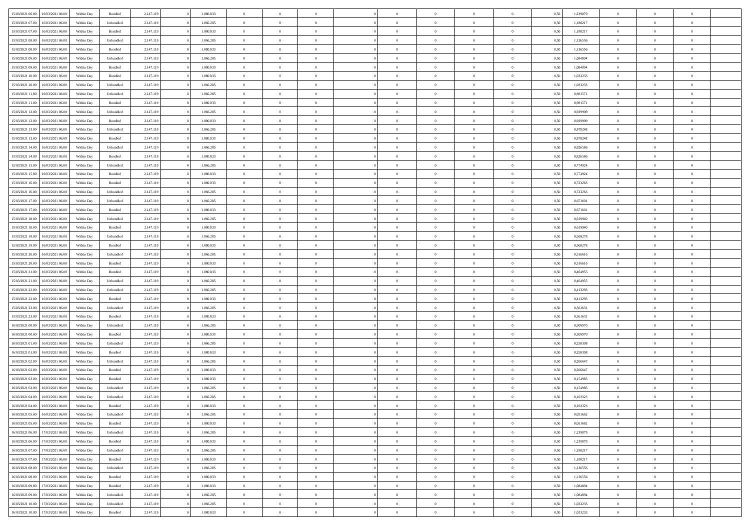| 15/03/2021 06:00 | 16/03/2021 06:00 | Within Day | Bundled | 2.147.119 | 0 | 1.080.833 | 0 | 0 | 0 | 0 | 0 | 0 | 0 | 0 | 0,50 | 1,239879 | 0 | 0 | 0 |
|---|---|---|---|---|---|---|---|---|---|---|---|---|---|---|---|---|---|---|---|
| 15/03/2021 07:00 | 16/03/2021 06:00 | Within Day | Unbundled | 2.147.119 | 0 | 1.066.285 | 0 | 0 | 0 | 0 | 0 | 0 | 0 | 0 | 0,50 | 1,188217 | 0 | 0 | 0 |
| 15/03/2021 07:00 | 16/03/2021 06:00 | Within Day | Bundled | 2.147.119 | 0 | 1.080.833 | 0 | 0 | 0 | 0 | 0 | 0 | 0 | 0 | 0,50 | 1,188217 | 0 | 0 | 0 |
| 15/03/2021 08:00 | 16/03/2021 06:00 | Within Day | Unbundled | 2.147.119 | 0 | 1.066.285 | 0 | 0 | 0 | 0 | 0 | 0 | 0 | 0 | 0,50 | 1,136556 | 0 | 0 | 0 |
| 15/03/2021 08:00 | 16/03/2021 06:00 | Within Day | Bundled | 2.147.119 | 0 | 1.080.833 | 0 | 0 | 0 | 0 | 0 | 0 | 0 | 0 | 0,50 | 1,136556 | 0 | 0 | 0 |
| 15/03/2021 09:00 | 16/03/2021 06:00 | Within Day | Unbundled | 2.147.119 | 0 | 1.066.285 | 0 | 0 | 0 | 0 | 0 | 0 | 0 | 0 | 0,50 | 1,084894 | 0 | 0 | 0 |
| 15/03/2021 09:00 | 16/03/2021 06:00 | Within Day | Bundled | 2.147.119 | 0 | 1.080.833 | 0 | 0 | 0 | 0 | 0 | 0 | 0 | 0 | 0,50 | 1,084894 | 0 | 0 | 0 |
| 15/03/2021 10:00 | 16/03/2021 06:00 | Within Day | Bundled | 2.147.119 | 0 | 1.080.833 | 0 | 0 | 0 | 0 | 0 | 0 | 0 | 0 | 0,50 | 1,033233 | 0 | 0 | 0 |
| 15/03/2021 10:00 | 16/03/2021 06:00 | Within Day | Unbundled | 2.147.119 | 0 | 1.066.285 | 0 | 0 | 0 | 0 | 0 | 0 | 0 | 0 | 0,50 | 1,033233 | 0 | 0 | 0 |
| 15/03/2021 11:00 | 16/03/2021 06:00 | Within Day | Unbundled | 2.147.119 | 0 | 1.066.285 | 0 | 0 | 0 | 0 | 0 | 0 | 0 | 0 | 0,50 | 0,981571 | 0 | 0 | 0 |
| 15/03/2021 11:00 | 16/03/2021 06:00 | Within Day | Bundled | 2.147.119 | 0 | 1.080.833 | 0 | 0 | 0 | 0 | 0 | 0 | 0 | 0 | 0,50 | 0,981571 | 0 | 0 | 0 |
| 15/03/2021 12:00 | 16/03/2021 06:00 | Within Day | Unbundled | 2.147.119 | 0 | 1.066.285 | 0 | 0 | 0 | 0 | 0 | 0 | 0 | 0 | 0,50 | 0,929909 | 0 | 0 | 0 |
| 15/03/2021 12:00 | 16/03/2021 06:00 | Within Day | Bundled | 2.147.119 | 0 | 1.080.833 | 0 | 0 | 0 | 0 | 0 | 0 | 0 | 0 | 0,50 | 0,929909 | 0 | 0 | 0 |
| 15/03/2021 13:00 | 16/03/2021 06:00 | Within Day | Unbundled | 2.147.119 | 0 | 1.066.285 | 0 | 0 | 0 | 0 | 0 | 0 | 0 | 0 | 0,50 | 0,878248 | 0 | 0 | 0 |
| 15/03/2021 13:00 | 16/03/2021 06:00 | Within Day | Bundled | 2.147.119 | 0 | 1.080.833 | 0 | 0 | 0 | 0 | 0 | 0 | 0 | 0 | 0,50 | 0,878248 | 0 | 0 | 0 |
| 15/03/2021 14:00 | 16/03/2021 06:00 | Within Day | Unbundled | 2.147.119 | 0 | 1.066.285 | 0 | 0 | 0 | 0 | 0 | 0 | 0 | 0 | 0,50 | 0,826586 | 0 | 0 | 0 |
| 15/03/2021 14:00 | 16/03/2021 06:00 | Within Day | Bundled | 2.147.119 | 0 | 1.080.833 | 0 | 0 | 0 | 0 | 0 | 0 | 0 | 0 | 0,50 | 0,826586 | 0 | 0 | 0 |
| 15/03/2021 15:00 | 16/03/2021 06:00 | Within Day | Unbundled | 2.147.119 | 0 | 1.066.285 | 0 | 0 | 0 | 0 | 0 | 0 | 0 | 0 | 0,50 | 0,774924 | 0 | 0 | 0 |
| 15/03/2021 15:00 | 16/03/2021 06:00 | Within Day | Bundled | 2.147.119 | 0 | 1.080.833 | 0 | 0 | 0 | 0 | 0 | 0 | 0 | 0 | 0,50 | 0,774924 | 0 | 0 | 0 |
| 15/03/2021 16:00 | 16/03/2021 06:00 | Within Day | Bundled | 2.147.119 | 0 | 1.080.833 | 0 | 0 | 0 | 0 | 0 | 0 | 0 | 0 | 0,50 | 0,723263 | 0 | 0 | 0 |
| 15/03/2021 16:00 | 16/03/2021 06:00 | Within Day | Unbundled | 2.147.119 | 0 | 1.066.285 | 0 | 0 | 0 | 0 | 0 | 0 | 0 | 0 | 0,50 | 0,723263 | 0 | 0 | 0 |
| 15/03/2021 17:00 | 16/03/2021 06:00 | Within Day | Unbundled | 2.147.119 | 0 | 1.066.285 | 0 | 0 | 0 | 0 | 0 | 0 | 0 | 0 | 0,50 | 0,671601 | 0 | 0 | 0 |
| 15/03/2021 17:00 | 16/03/2021 06:00 | Within Day | Bundled | 2.147.119 | 0 | 1.080.833 | 0 | 0 | 0 | 0 | 0 | 0 | 0 | 0 | 0,50 | 0,671601 | 0 | 0 | 0 |
| 15/03/2021 18:00 | 16/03/2021 06:00 | Within Day | Unbundled | 2.147.119 | 0 | 1.066.285 | 0 | 0 | 0 | 0 | 0 | 0 | 0 | 0 | 0,50 | 0,619940 | 0 | 0 | 0 |
| 15/03/2021 18:00 | 16/03/2021 06:00 | Within Day | Bundled | 2.147.119 | 0 | 1.080.833 | 0 | 0 | 0 | 0 | 0 | 0 | 0 | 0 | 0,50 | 0,619940 | 0 | 0 | 0 |
| 15/03/2021 19:00 | 16/03/2021 06:00 | Within Day | Unbundled | 2.147.119 | 0 | 1.066.285 | 0 | 0 | 0 | 0 | 0 | 0 | 0 | 0 | 0,50 | 0,568278 | 0 | 0 | 0 |
| 15/03/2021 19:00 | 16/03/2021 06:00 | Within Day | Bundled | 2.147.119 | 0 | 1.080.833 | 0 | 0 | 0 | 0 | 0 | 0 | 0 | 0 | 0,50 | 0,568278 | 0 | 0 | 0 |
| 15/03/2021 20:00 | 16/03/2021 06:00 | Within Day | Unbundled | 2.147.119 | 0 | 1.066.285 | 0 | 0 | 0 | 0 | 0 | 0 | 0 | 0 | 0,50 | 0,516616 | 0 | 0 | 0 |
| 15/03/2021 20:00 | 16/03/2021 06:00 | Within Day | Bundled | 2.147.119 | 0 | 1.080.833 | 0 | 0 | 0 | 0 | 0 | 0 | 0 | 0 | 0,50 | 0,516616 | 0 | 0 | 0 |
| 15/03/2021 21:00 | 16/03/2021 06:00 | Within Day | Bundled | 2.147.119 | 0 | 1.080.833 | 0 | 0 | 0 | 0 | 0 | 0 | 0 | 0 | 0,50 | 0,464955 | 0 | 0 | 0 |
| 15/03/2021 21:00 | 16/03/2021 06:00 | Within Day | Unbundled | 2.147.119 | 0 | 1.066.285 | 0 | 0 | 0 | 0 | 0 | 0 | 0 | 0 | 0,50 | 0,464955 | 0 | 0 | 0 |
| 15/03/2021 22:00 | 16/03/2021 06:00 | Within Day | Unbundled | 2.147.119 | 0 | 1.066.285 | 0 | 0 | 0 | 0 | 0 | 0 | 0 | 0 | 0,50 | 0,413293 | 0 | 0 | 0 |
| 15/03/2021 22:00 | 16/03/2021 06:00 | Within Day | Bundled | 2.147.119 | 0 | 1.080.833 | 0 | 0 | 0 | 0 | 0 | 0 | 0 | 0 | 0,50 | 0,413293 | 0 | 0 | 0 |
| 15/03/2021 23:00 | 16/03/2021 06:00 | Within Day | Unbundled | 2.147.119 | 0 | 1.066.285 | 0 | 0 | 0 | 0 | 0 | 0 | 0 | 0 | 0,50 | 0,361631 | 0 | 0 | 0 |
| 15/03/2021 23:00 | 16/03/2021 06:00 | Within Day | Bundled | 2.147.119 | 0 | 1.080.833 | 0 | 0 | 0 | 0 | 0 | 0 | 0 | 0 | 0,50 | 0,361631 | 0 | 0 | 0 |
| 16/03/2021 00:00 | 16/03/2021 06:00 | Within Day | Unbundled | 2.147.119 | 0 | 1.066.285 | 0 | 0 | 0 | 0 | 0 | 0 | 0 | 0 | 0,50 | 0,309970 | 0 | 0 | 0 |
| 16/03/2021 00:00 | 16/03/2021 06:00 | Within Day | Bundled | 2.147.119 | 0 | 1.080.833 | 0 | 0 | 0 | 0 | 0 | 0 | 0 | 0 | 0,50 | 0,309970 | 0 | 0 | 0 |
| 16/03/2021 01:00 | 16/03/2021 06:00 | Within Day | Unbundled | 2.147.119 | 0 | 1.066.285 | 0 | 0 | 0 | 0 | 0 | 0 | 0 | 0 | 0,50 | 0,258308 | 0 | 0 | 0 |
| 16/03/2021 01:00 | 16/03/2021 06:00 | Within Day | Bundled | 2.147.119 | 0 | 1.080.833 | 0 | 0 | 0 | 0 | 0 | 0 | 0 | 0 | 0,50 | 0,258308 | 0 | 0 | 0 |
| 16/03/2021 02:00 | 16/03/2021 06:00 | Within Day | Unbundled | 2.147.119 | 0 | 1.066.285 | 0 | 0 | 0 | 0 | 0 | 0 | 0 | 0 | 0,50 | 0,206647 | 0 | 0 | 0 |
| 16/03/2021 02:00 | 16/03/2021 06:00 | Within Day | Bundled | 2.147.119 | 0 | 1.080.833 | 0 | 0 | 0 | 0 | 0 | 0 | 0 | 0 | 0,50 | 0,206647 | 0 | 0 | 0 |
| 16/03/2021 03:00 | 16/03/2021 06:00 | Within Day | Bundled | 2.147.119 | 0 | 1.080.833 | 0 | 0 | 0 | 0 | 0 | 0 | 0 | 0 | 0,50 | 0,154985 | 0 | 0 | 0 |
| 16/03/2021 03:00 | 16/03/2021 06:00 | Within Day | Unbundled | 2.147.119 | 0 | 1.066.285 | 0 | 0 | 0 | 0 | 0 | 0 | 0 | 0 | 0,50 | 0,154985 | 0 | 0 | 0 |
| 16/03/2021 04:00 | 16/03/2021 06:00 | Within Day | Unbundled | 2.147.119 | 0 | 1.066.285 | 0 | 0 | 0 | 0 | 0 | 0 | 0 | 0 | 0,50 | 0,103323 | 0 | 0 | 0 |
| 16/03/2021 04:00 | 16/03/2021 06:00 | Within Day | Bundled | 2.147.119 | 0 | 1.080.833 | 0 | 0 | 0 | 0 | 0 | 0 | 0 | 0 | 0,50 | 0,103323 | 0 | 0 | 0 |
| 16/03/2021 05:00 | 16/03/2021 06:00 | Within Day | Unbundled | 2.147.119 | 0 | 1.066.285 | 0 | 0 | 0 | 0 | 0 | 0 | 0 | 0 | 0,50 | 0,051662 | 0 | 0 | 0 |
| 16/03/2021 05:00 | 16/03/2021 06:00 | Within Day | Bundled | 2.147.119 | 0 | 1.080.833 | 0 | 0 | 0 | 0 | 0 | 0 | 0 | 0 | 0,50 | 0,051662 | 0 | 0 | 0 |
| 16/03/2021 06:00 | 17/03/2021 06:00 | Within Day | Unbundled | 2.147.119 | 0 | 1.066.285 | 0 | 0 | 0 | 0 | 0 | 0 | 0 | 0 | 0,50 | 1,239879 | 0 | 0 | 0 |
| 16/03/2021 06:00 | 17/03/2021 06:00 | Within Day | Bundled | 2.147.119 | 0 | 1.080.833 | 0 | 0 | 0 | 0 | 0 | 0 | 0 | 0 | 0,50 | 1,239879 | 0 | 0 | 0 |
| 16/03/2021 07:00 | 17/03/2021 06:00 | Within Day | Unbundled | 2.147.119 | 0 | 1.066.285 | 0 | 0 | 0 | 0 | 0 | 0 | 0 | 0 | 0,50 | 1,188217 | 0 | 0 | 0 |
| 16/03/2021 07:00 | 17/03/2021 06:00 | Within Day | Bundled | 2.147.119 | 0 | 1.080.833 | 0 | 0 | 0 | 0 | 0 | 0 | 0 | 0 | 0,50 | 1,188217 | 0 | 0 | 0 |
| 16/03/2021 08:00 | 17/03/2021 06:00 | Within Day | Unbundled | 2.147.119 | 0 | 1.066.285 | 0 | 0 | 0 | 0 | 0 | 0 | 0 | 0 | 0,50 | 1,136556 | 0 | 0 | 0 |
| 16/03/2021 08:00 | 17/03/2021 06:00 | Within Day | Bundled | 2.147.119 | 0 | 1.080.833 | 0 | 0 | 0 | 0 | 0 | 0 | 0 | 0 | 0,50 | 1,136556 | 0 | 0 | 0 |
| 16/03/2021 09:00 | 17/03/2021 06:00 | Within Day | Bundled | 2.147.119 | 0 | 1.080.833 | 0 | 0 | 0 | 0 | 0 | 0 | 0 | 0 | 0,50 | 1,084894 | 0 | 0 | 0 |
| 16/03/2021 09:00 | 17/03/2021 06:00 | Within Day | Unbundled | 2.147.119 | 0 | 1.066.285 | 0 | 0 | 0 | 0 | 0 | 0 | 0 | 0 | 0,50 | 1,084894 | 0 | 0 | 0 |
| 16/03/2021 10:00 | 17/03/2021 06:00 | Within Day | Unbundled | 2.147.119 | 0 | 1.066.285 | 0 | 0 | 0 | 0 | 0 | 0 | 0 | 0 | 0,50 | 1,033233 | 0 | 0 | 0 |
| 16/03/2021 10:00 | 17/03/2021 06:00 | Within Day | Bundled | 2.147.119 | 0 | 1.080.833 | 0 | 0 | 0 | 0 | 0 | 0 | 0 | 0 | 0,50 | 1,033233 | 0 | 0 | 0 |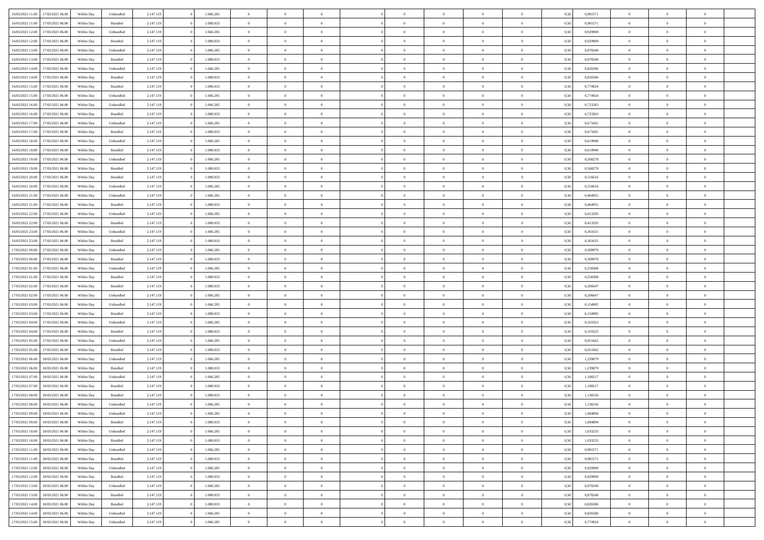| | | | | | | | | | | | | | | | | | | | | |
|---|---|---|---|---|---|---|---|---|---|---|---|---|---|---|---|---|---|---|---|---|
| 16/03/2021 11:00 | 17/03/2021 06:00 | Within Day | Unbundled | 2.147.119 | 0 | 1.066.285 | 0 | 0 | 0 | | 0 | 0 | 0 | 0 | 0,50 | 0,981571 | 0 | 0 | 0 | |
| 16/03/2021 11:00 | 17/03/2021 06:00 | Within Day | Bundled | 2.147.119 | 0 | 1.080.833 | 0 | 0 | 0 | | 0 | 0 | 0 | 0 | 0,50 | 0,981571 | 0 | 0 | 0 | |
| 16/03/2021 12:00 | 17/03/2021 06:00 | Within Day | Unbundled | 2.147.119 | 0 | 1.066.285 | 0 | 0 | 0 | | 0 | 0 | 0 | 0 | 0,50 | 0,929909 | 0 | 0 | 0 | |
| 16/03/2021 12:00 | 17/03/2021 06:00 | Within Day | Bundled | 2.147.119 | 0 | 1.080.833 | 0 | 0 | 0 | | 0 | 0 | 0 | 0 | 0,50 | 0,929909 | 0 | 0 | 0 | |
| 16/03/2021 13:00 | 17/03/2021 06:00 | Within Day | Unbundled | 2.147.119 | 0 | 1.066.285 | 0 | 0 | 0 | | 0 | 0 | 0 | 0 | 0,50 | 0,878248 | 0 | 0 | 0 | |
| 16/03/2021 13:00 | 17/03/2021 06:00 | Within Day | Bundled | 2.147.119 | 0 | 1.080.833 | 0 | 0 | 0 | | 0 | 0 | 0 | 0 | 0,50 | 0,878248 | 0 | 0 | 0 | |
| 16/03/2021 14:00 | 17/03/2021 06:00 | Within Day | Unbundled | 2.147.119 | 0 | 1.066.285 | 0 | 0 | 0 | | 0 | 0 | 0 | 0 | 0,50 | 0,826586 | 0 | 0 | 0 | |
| 16/03/2021 14:00 | 17/03/2021 06:00 | Within Day | Bundled | 2.147.119 | 0 | 1.080.833 | 0 | 0 | 0 | | 0 | 0 | 0 | 0 | 0,50 | 0,826586 | 0 | 0 | 0 | |
| 16/03/2021 15:00 | 17/03/2021 06:00 | Within Day | Bundled | 2.147.119 | 0 | 1.080.833 | 0 | 0 | 0 | | 0 | 0 | 0 | 0 | 0,50 | 0,774924 | 0 | 0 | 0 | |
| 16/03/2021 15:00 | 17/03/2021 06:00 | Within Day | Unbundled | 2.147.119 | 0 | 1.066.285 | 0 | 0 | 0 | | 0 | 0 | 0 | 0 | 0,50 | 0,774924 | 0 | 0 | 0 | |
| 16/03/2021 16:00 | 17/03/2021 06:00 | Within Day | Unbundled | 2.147.119 | 0 | 1.066.285 | 0 | 0 | 0 | | 0 | 0 | 0 | 0 | 0,50 | 0,723263 | 0 | 0 | 0 | |
| 16/03/2021 16:00 | 17/03/2021 06:00 | Within Day | Bundled | 2.147.119 | 0 | 1.080.833 | 0 | 0 | 0 | | 0 | 0 | 0 | 0 | 0,50 | 0,723263 | 0 | 0 | 0 | |
| 16/03/2021 17:00 | 17/03/2021 06:00 | Within Day | Unbundled | 2.147.119 | 0 | 1.066.285 | 0 | 0 | 0 | | 0 | 0 | 0 | 0 | 0,50 | 0,671601 | 0 | 0 | 0 | |
| 16/03/2021 17:00 | 17/03/2021 06:00 | Within Day | Bundled | 2.147.119 | 0 | 1.080.833 | 0 | 0 | 0 | | 0 | 0 | 0 | 0 | 0,50 | 0,671601 | 0 | 0 | 0 | |
| 16/03/2021 18:00 | 17/03/2021 06:00 | Within Day | Unbundled | 2.147.119 | 0 | 1.066.285 | 0 | 0 | 0 | | 0 | 0 | 0 | 0 | 0,50 | 0,619940 | 0 | 0 | 0 | |
| 16/03/2021 18:00 | 17/03/2021 06:00 | Within Day | Bundled | 2.147.119 | 0 | 1.080.833 | 0 | 0 | 0 | | 0 | 0 | 0 | 0 | 0,50 | 0,619940 | 0 | 0 | 0 | |
| 16/03/2021 19:00 | 17/03/2021 06:00 | Within Day | Unbundled | 2.147.119 | 0 | 1.066.285 | 0 | 0 | 0 | | 0 | 0 | 0 | 0 | 0,50 | 0,568278 | 0 | 0 | 0 | |
| 16/03/2021 19:00 | 17/03/2021 06:00 | Within Day | Bundled | 2.147.119 | 0 | 1.080.833 | 0 | 0 | 0 | | 0 | 0 | 0 | 0 | 0,50 | 0,568278 | 0 | 0 | 0 | |
| 16/03/2021 20:00 | 17/03/2021 06:00 | Within Day | Bundled | 2.147.119 | 0 | 1.080.833 | 0 | 0 | 0 | | 0 | 0 | 0 | 0 | 0,50 | 0,516616 | 0 | 0 | 0 | |
| 16/03/2021 20:00 | 17/03/2021 06:00 | Within Day | Unbundled | 2.147.119 | 0 | 1.066.285 | 0 | 0 | 0 | | 0 | 0 | 0 | 0 | 0,50 | 0,516616 | 0 | 0 | 0 | |
| 16/03/2021 21:00 | 17/03/2021 06:00 | Within Day | Unbundled | 2.147.119 | 0 | 1.066.285 | 0 | 0 | 0 | | 0 | 0 | 0 | 0 | 0,50 | 0,464955 | 0 | 0 | 0 | |
| 16/03/2021 21:00 | 17/03/2021 06:00 | Within Day | Bundled | 2.147.119 | 0 | 1.080.833 | 0 | 0 | 0 | | 0 | 0 | 0 | 0 | 0,50 | 0,464955 | 0 | 0 | 0 | |
| 16/03/2021 22:00 | 17/03/2021 06:00 | Within Day | Unbundled | 2.147.119 | 0 | 1.066.285 | 0 | 0 | 0 | | 0 | 0 | 0 | 0 | 0,50 | 0,413293 | 0 | 0 | 0 | |
| 16/03/2021 22:00 | 17/03/2021 06:00 | Within Day | Bundled | 2.147.119 | 0 | 1.080.833 | 0 | 0 | 0 | | 0 | 0 | 0 | 0 | 0,50 | 0,413293 | 0 | 0 | 0 | |
| 16/03/2021 23:00 | 17/03/2021 06:00 | Within Day | Unbundled | 2.147.119 | 0 | 1.066.285 | 0 | 0 | 0 | | 0 | 0 | 0 | 0 | 0,50 | 0,361631 | 0 | 0 | 0 | |
| 16/03/2021 23:00 | 17/03/2021 06:00 | Within Day | Bundled | 2.147.119 | 0 | 1.080.833 | 0 | 0 | 0 | | 0 | 0 | 0 | 0 | 0,50 | 0,361631 | 0 | 0 | 0 | |
| 17/03/2021 00:00 | 17/03/2021 06:00 | Within Day | Unbundled | 2.147.119 | 0 | 1.066.285 | 0 | 0 | 0 | | 0 | 0 | 0 | 0 | 0,50 | 0,309970 | 0 | 0 | 0 | |
| 17/03/2021 00:00 | 17/03/2021 06:00 | Within Day | Bundled | 2.147.119 | 0 | 1.080.833 | 0 | 0 | 0 | | 0 | 0 | 0 | 0 | 0,50 | 0,309970 | 0 | 0 | 0 | |
| 17/03/2021 01:00 | 17/03/2021 06:00 | Within Day | Unbundled | 2.147.119 | 0 | 1.066.285 | 0 | 0 | 0 | | 0 | 0 | 0 | 0 | 0,50 | 0,258308 | 0 | 0 | 0 | |
| 17/03/2021 01:00 | 17/03/2021 06:00 | Within Day | Bundled | 2.147.119 | 0 | 1.080.833 | 0 | 0 | 0 | | 0 | 0 | 0 | 0 | 0,50 | 0,258308 | 0 | 0 | 0 | |
| 17/03/2021 02:00 | 17/03/2021 06:00 | Within Day | Bundled | 2.147.119 | 0 | 1.080.833 | 0 | 0 | 0 | | 0 | 0 | 0 | 0 | 0,50 | 0,206647 | 0 | 0 | 0 | |
| 17/03/2021 02:00 | 17/03/2021 06:00 | Within Day | Unbundled | 2.147.119 | 0 | 1.066.285 | 0 | 0 | 0 | | 0 | 0 | 0 | 0 | 0,50 | 0,206647 | 0 | 0 | 0 | |
| 17/03/2021 03:00 | 17/03/2021 06:00 | Within Day | Unbundled | 2.147.119 | 0 | 1.066.285 | 0 | 0 | 0 | | 0 | 0 | 0 | 0 | 0,50 | 0,154985 | 0 | 0 | 0 | |
| 17/03/2021 03:00 | 17/03/2021 06:00 | Within Day | Bundled | 2.147.119 | 0 | 1.080.833 | 0 | 0 | 0 | | 0 | 0 | 0 | 0 | 0,50 | 0,154985 | 0 | 0 | 0 | |
| 17/03/2021 04:00 | 17/03/2021 06:00 | Within Day | Unbundled | 2.147.119 | 0 | 1.066.285 | 0 | 0 | 0 | | 0 | 0 | 0 | 0 | 0,50 | 0,103323 | 0 | 0 | 0 | |
| 17/03/2021 04:00 | 17/03/2021 06:00 | Within Day | Bundled | 2.147.119 | 0 | 1.080.833 | 0 | 0 | 0 | | 0 | 0 | 0 | 0 | 0,50 | 0,103323 | 0 | 0 | 0 | |
| 17/03/2021 05:00 | 17/03/2021 06:00 | Within Day | Unbundled | 2.147.119 | 0 | 1.066.285 | 0 | 0 | 0 | | 0 | 0 | 0 | 0 | 0,50 | 0,051662 | 0 | 0 | 0 | |
| 17/03/2021 05:00 | 17/03/2021 06:00 | Within Day | Bundled | 2.147.119 | 0 | 1.080.833 | 0 | 0 | 0 | | 0 | 0 | 0 | 0 | 0,50 | 0,051662 | 0 | 0 | 0 | |
| 17/03/2021 06:00 | 18/03/2021 06:00 | Within Day | Unbundled | 2.147.119 | 0 | 1.066.285 | 0 | 0 | 0 | | 0 | 0 | 0 | 0 | 0,50 | 1,239879 | 0 | 0 | 0 | |
| 17/03/2021 06:00 | 18/03/2021 06:00 | Within Day | Bundled | 2.147.119 | 0 | 1.080.833 | 0 | 0 | 0 | | 0 | 0 | 0 | 0 | 0,50 | 1,239879 | 0 | 0 | 0 | |
| 17/03/2021 07:00 | 18/03/2021 06:00 | Within Day | Unbundled | 2.147.119 | 0 | 1.066.285 | 0 | 0 | 0 | | 0 | 0 | 0 | 0 | 0,50 | 1,188217 | 0 | 0 | 0 | |
| 17/03/2021 07:00 | 18/03/2021 06:00 | Within Day | Bundled | 2.147.119 | 0 | 1.080.833 | 0 | 0 | 0 | | 0 | 0 | 0 | 0 | 0,50 | 1,188217 | 0 | 0 | 0 | |
| 17/03/2021 08:00 | 18/03/2021 06:00 | Within Day | Bundled | 2.147.119 | 0 | 1.080.833 | 0 | 0 | 0 | | 0 | 0 | 0 | 0 | 0,50 | 1,136556 | 0 | 0 | 0 | |
| 17/03/2021 08:00 | 18/03/2021 06:00 | Within Day | Unbundled | 2.147.119 | 0 | 1.066.285 | 0 | 0 | 0 | | 0 | 0 | 0 | 0 | 0,50 | 1,136556 | 0 | 0 | 0 | |
| 17/03/2021 09:00 | 18/03/2021 06:00 | Within Day | Unbundled | 2.147.119 | 0 | 1.066.285 | 0 | 0 | 0 | | 0 | 0 | 0 | 0 | 0,50 | 1,084894 | 0 | 0 | 0 | |
| 17/03/2021 09:00 | 18/03/2021 06:00 | Within Day | Bundled | 2.147.119 | 0 | 1.080.833 | 0 | 0 | 0 | | 0 | 0 | 0 | 0 | 0,50 | 1,084894 | 0 | 0 | 0 | |
| 17/03/2021 10:00 | 18/03/2021 06:00 | Within Day | Unbundled | 2.147.119 | 0 | 1.066.285 | 0 | 0 | 0 | | 0 | 0 | 0 | 0 | 0,50 | 1,033233 | 0 | 0 | 0 | |
| 17/03/2021 10:00 | 18/03/2021 06:00 | Within Day | Bundled | 2.147.119 | 0 | 1.080.833 | 0 | 0 | 0 | | 0 | 0 | 0 | 0 | 0,50 | 1,033233 | 0 | 0 | 0 | |
| 17/03/2021 11:00 | 18/03/2021 06:00 | Within Day | Unbundled | 2.147.119 | 0 | 1.066.285 | 0 | 0 | 0 | | 0 | 0 | 0 | 0 | 0,50 | 0,981571 | 0 | 0 | 0 | |
| 17/03/2021 11:00 | 18/03/2021 06:00 | Within Day | Bundled | 2.147.119 | 0 | 1.080.833 | 0 | 0 | 0 | | 0 | 0 | 0 | 0 | 0,50 | 0,981571 | 0 | 0 | 0 | |
| 17/03/2021 12:00 | 18/03/2021 06:00 | Within Day | Unbundled | 2.147.119 | 0 | 1.066.285 | 0 | 0 | 0 | | 0 | 0 | 0 | 0 | 0,50 | 0,929909 | 0 | 0 | 0 | |
| 17/03/2021 12:00 | 18/03/2021 06:00 | Within Day | Bundled | 2.147.119 | 0 | 1.080.833 | 0 | 0 | 0 | | 0 | 0 | 0 | 0 | 0,50 | 0,929909 | 0 | 0 | 0 | |
| 17/03/2021 13:00 | 18/03/2021 06:00 | Within Day | Unbundled | 2.147.119 | 0 | 1.066.285 | 0 | 0 | 0 | | 0 | 0 | 0 | 0 | 0,50 | 0,878248 | 0 | 0 | 0 | |
| 17/03/2021 13:00 | 18/03/2021 06:00 | Within Day | Bundled | 2.147.119 | 0 | 1.080.833 | 0 | 0 | 0 | | 0 | 0 | 0 | 0 | 0,50 | 0,878248 | 0 | 0 | 0 | |
| 17/03/2021 14:00 | 18/03/2021 06:00 | Within Day | Bundled | 2.147.119 | 0 | 1.080.833 | 0 | 0 | 0 | | 0 | 0 | 0 | 0 | 0,50 | 0,826586 | 0 | 0 | 0 | |
| 17/03/2021 14:00 | 18/03/2021 06:00 | Within Day | Unbundled | 2.147.119 | 0 | 1.066.285 | 0 | 0 | 0 | | 0 | 0 | 0 | 0 | 0,50 | 0,826586 | 0 | 0 | 0 | |
| 17/03/2021 15:00 | 18/03/2021 06:00 | Within Day | Unbundled | 2.147.119 | 0 | 1.066.285 | 0 | 0 | 0 | | 0 | 0 | 0 | 0 | 0,50 | 0,774924 | 0 | 0 | 0 | |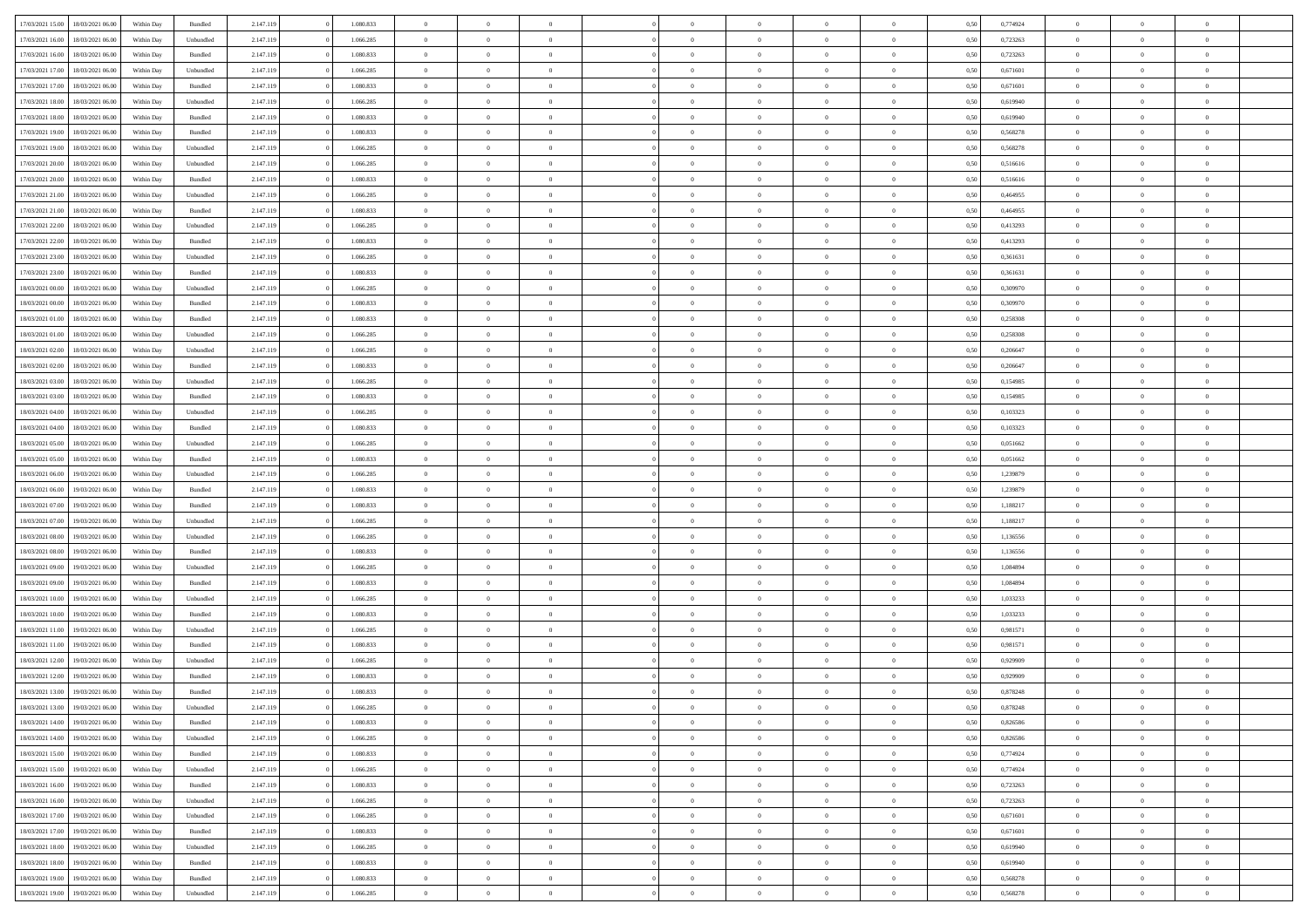| | | | | | | | | | | | | | | | | | | | | |
|---|---|---|---|---|---|---|---|---|---|---|---|---|---|---|---|---|---|---|---|---|
| 17/03/2021 15:00 | 18/03/2021 06:00 | Within Day | Bundled | 2.147.119 | 0 | 1.080.833 | 0 | 0 | 0 | | 0 | 0 | 0 | 0 | 0,50 | 0,774924 | 0 | 0 | 0 | |
| 17/03/2021 16:00 | 18/03/2021 06:00 | Within Day | Unbundled | 2.147.119 | 0 | 1.066.285 | 0 | 0 | 0 | | 0 | 0 | 0 | 0 | 0,50 | 0,723263 | 0 | 0 | 0 | |
| 17/03/2021 16:00 | 18/03/2021 06:00 | Within Day | Bundled | 2.147.119 | 0 | 1.080.833 | 0 | 0 | 0 | | 0 | 0 | 0 | 0 | 0,50 | 0,723263 | 0 | 0 | 0 | |
| 17/03/2021 17:00 | 18/03/2021 06:00 | Within Day | Unbundled | 2.147.119 | 0 | 1.066.285 | 0 | 0 | 0 | | 0 | 0 | 0 | 0 | 0,50 | 0,671601 | 0 | 0 | 0 | |
| 17/03/2021 17:00 | 18/03/2021 06:00 | Within Day | Bundled | 2.147.119 | 0 | 1.080.833 | 0 | 0 | 0 | | 0 | 0 | 0 | 0 | 0,50 | 0,671601 | 0 | 0 | 0 | |
| 17/03/2021 18:00 | 18/03/2021 06:00 | Within Day | Unbundled | 2.147.119 | 0 | 1.066.285 | 0 | 0 | 0 | | 0 | 0 | 0 | 0 | 0,50 | 0,619940 | 0 | 0 | 0 | |
| 17/03/2021 18:00 | 18/03/2021 06:00 | Within Day | Bundled | 2.147.119 | 0 | 1.080.833 | 0 | 0 | 0 | | 0 | 0 | 0 | 0 | 0,50 | 0,619940 | 0 | 0 | 0 | |
| 17/03/2021 19:00 | 18/03/2021 06:00 | Within Day | Bundled | 2.147.119 | 0 | 1.080.833 | 0 | 0 | 0 | | 0 | 0 | 0 | 0 | 0,50 | 0,568278 | 0 | 0 | 0 | |
| 17/03/2021 19:00 | 18/03/2021 06:00 | Within Day | Unbundled | 2.147.119 | 0 | 1.066.285 | 0 | 0 | 0 | | 0 | 0 | 0 | 0 | 0,50 | 0,568278 | 0 | 0 | 0 | |
| 17/03/2021 20:00 | 18/03/2021 06:00 | Within Day | Unbundled | 2.147.119 | 0 | 1.066.285 | 0 | 0 | 0 | | 0 | 0 | 0 | 0 | 0,50 | 0,516616 | 0 | 0 | 0 | |
| 17/03/2021 20:00 | 18/03/2021 06:00 | Within Day | Bundled | 2.147.119 | 0 | 1.080.833 | 0 | 0 | 0 | | 0 | 0 | 0 | 0 | 0,50 | 0,516616 | 0 | 0 | 0 | |
| 17/03/2021 21:00 | 18/03/2021 06:00 | Within Day | Unbundled | 2.147.119 | 0 | 1.066.285 | 0 | 0 | 0 | | 0 | 0 | 0 | 0 | 0,50 | 0,464955 | 0 | 0 | 0 | |
| 17/03/2021 21:00 | 18/03/2021 06:00 | Within Day | Bundled | 2.147.119 | 0 | 1.080.833 | 0 | 0 | 0 | | 0 | 0 | 0 | 0 | 0,50 | 0,464955 | 0 | 0 | 0 | |
| 17/03/2021 22:00 | 18/03/2021 06:00 | Within Day | Unbundled | 2.147.119 | 0 | 1.066.285 | 0 | 0 | 0 | | 0 | 0 | 0 | 0 | 0,50 | 0,413293 | 0 | 0 | 0 | |
| 17/03/2021 22:00 | 18/03/2021 06:00 | Within Day | Bundled | 2.147.119 | 0 | 1.080.833 | 0 | 0 | 0 | | 0 | 0 | 0 | 0 | 0,50 | 0,413293 | 0 | 0 | 0 | |
| 17/03/2021 23:00 | 18/03/2021 06:00 | Within Day | Unbundled | 2.147.119 | 0 | 1.066.285 | 0 | 0 | 0 | | 0 | 0 | 0 | 0 | 0,50 | 0,361631 | 0 | 0 | 0 | |
| 17/03/2021 23:00 | 18/03/2021 06:00 | Within Day | Bundled | 2.147.119 | 0 | 1.080.833 | 0 | 0 | 0 | | 0 | 0 | 0 | 0 | 0,50 | 0,361631 | 0 | 0 | 0 | |
| 18/03/2021 00:00 | 18/03/2021 06:00 | Within Day | Unbundled | 2.147.119 | 0 | 1.066.285 | 0 | 0 | 0 | | 0 | 0 | 0 | 0 | 0,50 | 0,309970 | 0 | 0 | 0 | |
| 18/03/2021 00:00 | 18/03/2021 06:00 | Within Day | Bundled | 2.147.119 | 0 | 1.080.833 | 0 | 0 | 0 | | 0 | 0 | 0 | 0 | 0,50 | 0,309970 | 0 | 0 | 0 | |
| 18/03/2021 01:00 | 18/03/2021 06:00 | Within Day | Bundled | 2.147.119 | 0 | 1.080.833 | 0 | 0 | 0 | | 0 | 0 | 0 | 0 | 0,50 | 0,258308 | 0 | 0 | 0 | |
| 18/03/2021 01:00 | 18/03/2021 06:00 | Within Day | Unbundled | 2.147.119 | 0 | 1.066.285 | 0 | 0 | 0 | | 0 | 0 | 0 | 0 | 0,50 | 0,258308 | 0 | 0 | 0 | |
| 18/03/2021 02:00 | 18/03/2021 06:00 | Within Day | Unbundled | 2.147.119 | 0 | 1.066.285 | 0 | 0 | 0 | | 0 | 0 | 0 | 0 | 0,50 | 0,206647 | 0 | 0 | 0 | |
| 18/03/2021 02:00 | 18/03/2021 06:00 | Within Day | Bundled | 2.147.119 | 0 | 1.080.833 | 0 | 0 | 0 | | 0 | 0 | 0 | 0 | 0,50 | 0,206647 | 0 | 0 | 0 | |
| 18/03/2021 03:00 | 18/03/2021 06:00 | Within Day | Unbundled | 2.147.119 | 0 | 1.066.285 | 0 | 0 | 0 | | 0 | 0 | 0 | 0 | 0,50 | 0,154985 | 0 | 0 | 0 | |
| 18/03/2021 03:00 | 18/03/2021 06:00 | Within Day | Bundled | 2.147.119 | 0 | 1.080.833 | 0 | 0 | 0 | | 0 | 0 | 0 | 0 | 0,50 | 0,154985 | 0 | 0 | 0 | |
| 18/03/2021 04:00 | 18/03/2021 06:00 | Within Day | Unbundled | 2.147.119 | 0 | 1.066.285 | 0 | 0 | 0 | | 0 | 0 | 0 | 0 | 0,50 | 0,103323 | 0 | 0 | 0 | |
| 18/03/2021 04:00 | 18/03/2021 06:00 | Within Day | Bundled | 2.147.119 | 0 | 1.080.833 | 0 | 0 | 0 | | 0 | 0 | 0 | 0 | 0,50 | 0,103323 | 0 | 0 | 0 | |
| 18/03/2021 05:00 | 18/03/2021 06:00 | Within Day | Unbundled | 2.147.119 | 0 | 1.066.285 | 0 | 0 | 0 | | 0 | 0 | 0 | 0 | 0,50 | 0,051662 | 0 | 0 | 0 | |
| 18/03/2021 05:00 | 18/03/2021 06:00 | Within Day | Bundled | 2.147.119 | 0 | 1.080.833 | 0 | 0 | 0 | | 0 | 0 | 0 | 0 | 0,50 | 0,051662 | 0 | 0 | 0 | |
| 18/03/2021 06:00 | 19/03/2021 06:00 | Within Day | Unbundled | 2.147.119 | 0 | 1.066.285 | 0 | 0 | 0 | | 0 | 0 | 0 | 0 | 0,50 | 1,239879 | 0 | 0 | 0 | |
| 18/03/2021 06:00 | 19/03/2021 06:00 | Within Day | Bundled | 2.147.119 | 0 | 1.080.833 | 0 | 0 | 0 | | 0 | 0 | 0 | 0 | 0,50 | 1,239879 | 0 | 0 | 0 | |
| 18/03/2021 07:00 | 19/03/2021 06:00 | Within Day | Bundled | 2.147.119 | 0 | 1.080.833 | 0 | 0 | 0 | | 0 | 0 | 0 | 0 | 0,50 | 1,188217 | 0 | 0 | 0 | |
| 18/03/2021 07:00 | 19/03/2021 06:00 | Within Day | Unbundled | 2.147.119 | 0 | 1.066.285 | 0 | 0 | 0 | | 0 | 0 | 0 | 0 | 0,50 | 1,188217 | 0 | 0 | 0 | |
| 18/03/2021 08:00 | 19/03/2021 06:00 | Within Day | Unbundled | 2.147.119 | 0 | 1.066.285 | 0 | 0 | 0 | | 0 | 0 | 0 | 0 | 0,50 | 1,136556 | 0 | 0 | 0 | |
| 18/03/2021 08:00 | 19/03/2021 06:00 | Within Day | Bundled | 2.147.119 | 0 | 1.080.833 | 0 | 0 | 0 | | 0 | 0 | 0 | 0 | 0,50 | 1,136556 | 0 | 0 | 0 | |
| 18/03/2021 09:00 | 19/03/2021 06:00 | Within Day | Unbundled | 2.147.119 | 0 | 1.066.285 | 0 | 0 | 0 | | 0 | 0 | 0 | 0 | 0,50 | 1,084894 | 0 | 0 | 0 | |
| 18/03/2021 09:00 | 19/03/2021 06:00 | Within Day | Bundled | 2.147.119 | 0 | 1.080.833 | 0 | 0 | 0 | | 0 | 0 | 0 | 0 | 0,50 | 1,084894 | 0 | 0 | 0 | |
| 18/03/2021 10:00 | 19/03/2021 06:00 | Within Day | Unbundled | 2.147.119 | 0 | 1.066.285 | 0 | 0 | 0 | | 0 | 0 | 0 | 0 | 0,50 | 1,033233 | 0 | 0 | 0 | |
| 18/03/2021 10:00 | 19/03/2021 06:00 | Within Day | Bundled | 2.147.119 | 0 | 1.080.833 | 0 | 0 | 0 | | 0 | 0 | 0 | 0 | 0,50 | 1,033233 | 0 | 0 | 0 | |
| 18/03/2021 11:00 | 19/03/2021 06:00 | Within Day | Unbundled | 2.147.119 | 0 | 1.066.285 | 0 | 0 | 0 | | 0 | 0 | 0 | 0 | 0,50 | 0,981571 | 0 | 0 | 0 | |
| 18/03/2021 11:00 | 19/03/2021 06:00 | Within Day | Bundled | 2.147.119 | 0 | 1.080.833 | 0 | 0 | 0 | | 0 | 0 | 0 | 0 | 0,50 | 0,981571 | 0 | 0 | 0 | |
| 18/03/2021 12:00 | 19/03/2021 06:00 | Within Day | Unbundled | 2.147.119 | 0 | 1.066.285 | 0 | 0 | 0 | | 0 | 0 | 0 | 0 | 0,50 | 0,929909 | 0 | 0 | 0 | |
| 18/03/2021 12:00 | 19/03/2021 06:00 | Within Day | Bundled | 2.147.119 | 0 | 1.080.833 | 0 | 0 | 0 | | 0 | 0 | 0 | 0 | 0,50 | 0,929909 | 0 | 0 | 0 | |
| 18/03/2021 13:00 | 19/03/2021 06:00 | Within Day | Bundled | 2.147.119 | 0 | 1.080.833 | 0 | 0 | 0 | | 0 | 0 | 0 | 0 | 0,50 | 0,878248 | 0 | 0 | 0 | |
| 18/03/2021 13:00 | 19/03/2021 06:00 | Within Day | Unbundled | 2.147.119 | 0 | 1.066.285 | 0 | 0 | 0 | | 0 | 0 | 0 | 0 | 0,50 | 0,878248 | 0 | 0 | 0 | |
| 18/03/2021 14:00 | 19/03/2021 06:00 | Within Day | Bundled | 2.147.119 | 0 | 1.080.833 | 0 | 0 | 0 | | 0 | 0 | 0 | 0 | 0,50 | 0,826586 | 0 | 0 | 0 | |
| 18/03/2021 14:00 | 19/03/2021 06:00 | Within Day | Unbundled | 2.147.119 | 0 | 1.066.285 | 0 | 0 | 0 | | 0 | 0 | 0 | 0 | 0,50 | 0,826586 | 0 | 0 | 0 | |
| 18/03/2021 15:00 | 19/03/2021 06:00 | Within Day | Bundled | 2.147.119 | 0 | 1.080.833 | 0 | 0 | 0 | | 0 | 0 | 0 | 0 | 0,50 | 0,774924 | 0 | 0 | 0 | |
| 18/03/2021 15:00 | 19/03/2021 06:00 | Within Day | Unbundled | 2.147.119 | 0 | 1.066.285 | 0 | 0 | 0 | | 0 | 0 | 0 | 0 | 0,50 | 0,774924 | 0 | 0 | 0 | |
| 18/03/2021 16:00 | 19/03/2021 06:00 | Within Day | Bundled | 2.147.119 | 0 | 1.080.833 | 0 | 0 | 0 | | 0 | 0 | 0 | 0 | 0,50 | 0,723263 | 0 | 0 | 0 | |
| 18/03/2021 16:00 | 19/03/2021 06:00 | Within Day | Unbundled | 2.147.119 | 0 | 1.066.285 | 0 | 0 | 0 | | 0 | 0 | 0 | 0 | 0,50 | 0,723263 | 0 | 0 | 0 | |
| 18/03/2021 17:00 | 19/03/2021 06:00 | Within Day | Unbundled | 2.147.119 | 0 | 1.066.285 | 0 | 0 | 0 | | 0 | 0 | 0 | 0 | 0,50 | 0,671601 | 0 | 0 | 0 | |
| 18/03/2021 17:00 | 19/03/2021 06:00 | Within Day | Bundled | 2.147.119 | 0 | 1.080.833 | 0 | 0 | 0 | | 0 | 0 | 0 | 0 | 0,50 | 0,671601 | 0 | 0 | 0 | |
| 18/03/2021 18:00 | 19/03/2021 06:00 | Within Day | Unbundled | 2.147.119 | 0 | 1.066.285 | 0 | 0 | 0 | | 0 | 0 | 0 | 0 | 0,50 | 0,619940 | 0 | 0 | 0 | |
| 18/03/2021 18:00 | 19/03/2021 06:00 | Within Day | Bundled | 2.147.119 | 0 | 1.080.833 | 0 | 0 | 0 | | 0 | 0 | 0 | 0 | 0,50 | 0,619940 | 0 | 0 | 0 | |
| 18/03/2021 19:00 | 19/03/2021 06:00 | Within Day | Bundled | 2.147.119 | 0 | 1.080.833 | 0 | 0 | 0 | | 0 | 0 | 0 | 0 | 0,50 | 0,568278 | 0 | 0 | 0 | |
| 18/03/2021 19:00 | 19/03/2021 06:00 | Within Day | Unbundled | 2.147.119 | 0 | 1.066.285 | 0 | 0 | 0 | | 0 | 0 | 0 | 0 | 0,50 | 0,568278 | 0 | 0 | 0 | |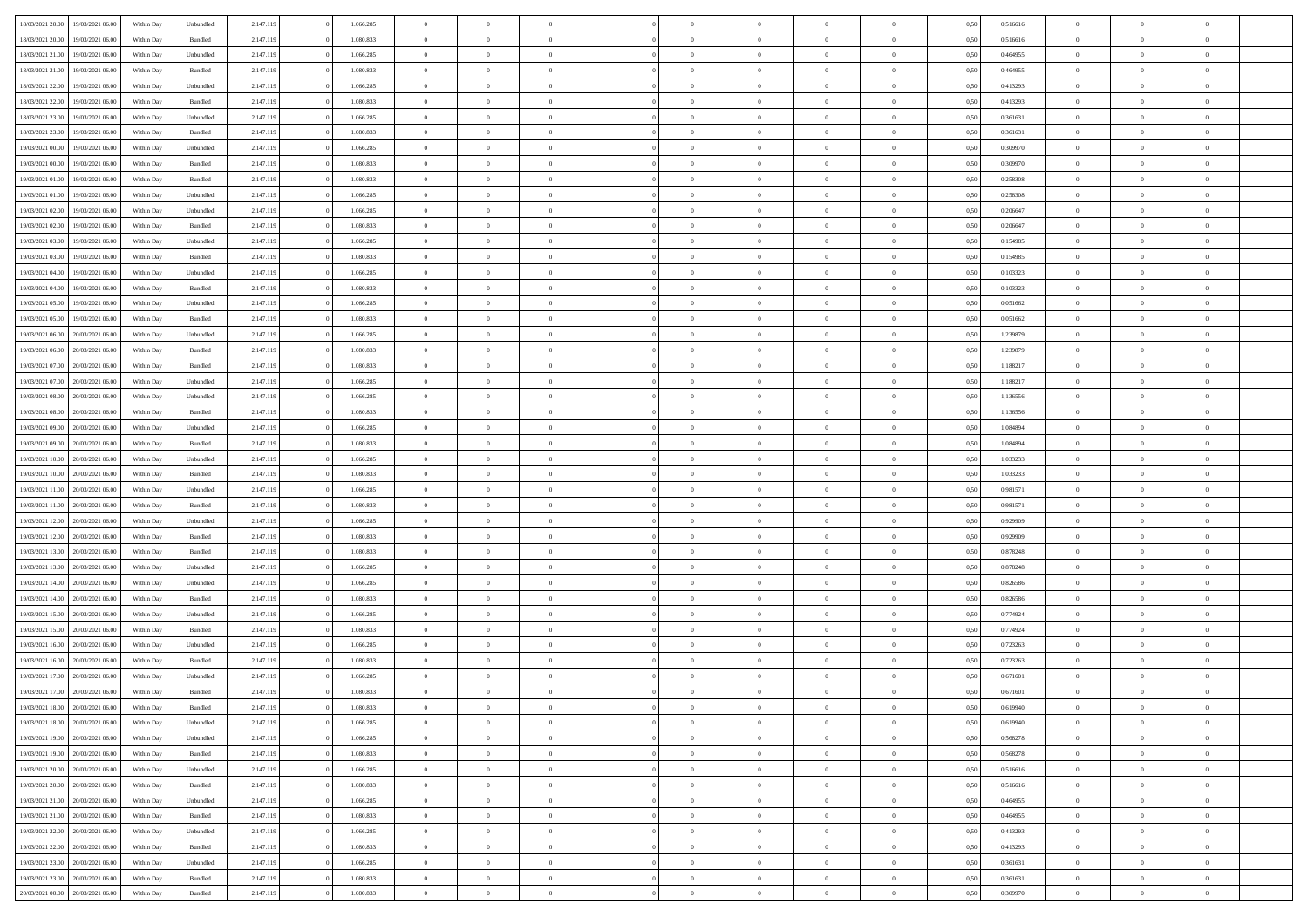| | | | | | | | | | | | | | | | | | | | | | |
|---|---|---|---|---|---|---|---|---|---|---|---|---|---|---|---|---|---|---|---|---|---|
| 18/03/2021 20.00 | 19/03/2021 06.00 | Within Day | Unbundled | 2.147.119 | 0 | 1.066.285 | 0 | 0 | 0 | | 0 | 0 | 0 | 0 | 0,50 | 0,516616 | 0 | 0 | 0 | |
| 18/03/2021 20.00 | 19/03/2021 06.00 | Within Day | Bundled | 2.147.119 | 0 | 1.080.833 | 0 | 0 | 0 | | 0 | 0 | 0 | 0 | 0,50 | 0,516616 | 0 | 0 | 0 | |
| 18/03/2021 21.00 | 19/03/2021 06.00 | Within Day | Unbundled | 2.147.119 | 0 | 1.066.285 | 0 | 0 | 0 | | 0 | 0 | 0 | 0 | 0,50 | 0,464955 | 0 | 0 | 0 | |
| 18/03/2021 21.00 | 19/03/2021 06.00 | Within Day | Bundled | 2.147.119 | 0 | 1.080.833 | 0 | 0 | 0 | | 0 | 0 | 0 | 0 | 0,50 | 0,464955 | 0 | 0 | 0 | |
| 18/03/2021 22.00 | 19/03/2021 06.00 | Within Day | Unbundled | 2.147.119 | 0 | 1.066.285 | 0 | 0 | 0 | | 0 | 0 | 0 | 0 | 0,50 | 0,413293 | 0 | 0 | 0 | |
| 18/03/2021 22.00 | 19/03/2021 06.00 | Within Day | Bundled | 2.147.119 | 0 | 1.080.833 | 0 | 0 | 0 | | 0 | 0 | 0 | 0 | 0,50 | 0,413293 | 0 | 0 | 0 | |
| 18/03/2021 23.00 | 19/03/2021 06.00 | Within Day | Unbundled | 2.147.119 | 0 | 1.066.285 | 0 | 0 | 0 | | 0 | 0 | 0 | 0 | 0,50 | 0,361631 | 0 | 0 | 0 | |
| 18/03/2021 23.00 | 19/03/2021 06.00 | Within Day | Bundled | 2.147.119 | 0 | 1.080.833 | 0 | 0 | 0 | | 0 | 0 | 0 | 0 | 0,50 | 0,361631 | 0 | 0 | 0 | |
| 19/03/2021 00.00 | 19/03/2021 06.00 | Within Day | Unbundled | 2.147.119 | 0 | 1.066.285 | 0 | 0 | 0 | | 0 | 0 | 0 | 0 | 0,50 | 0,309970 | 0 | 0 | 0 | |
| 19/03/2021 00.00 | 19/03/2021 06.00 | Within Day | Bundled | 2.147.119 | 0 | 1.080.833 | 0 | 0 | 0 | | 0 | 0 | 0 | 0 | 0,50 | 0,309970 | 0 | 0 | 0 | |
| 19/03/2021 01.00 | 19/03/2021 06.00 | Within Day | Bundled | 2.147.119 | 0 | 1.080.833 | 0 | 0 | 0 | | 0 | 0 | 0 | 0 | 0,50 | 0,258308 | 0 | 0 | 0 | |
| 19/03/2021 01.00 | 19/03/2021 06.00 | Within Day | Unbundled | 2.147.119 | 0 | 1.066.285 | 0 | 0 | 0 | | 0 | 0 | 0 | 0 | 0,50 | 0,258308 | 0 | 0 | 0 | |
| 19/03/2021 02.00 | 19/03/2021 06.00 | Within Day | Unbundled | 2.147.119 | 0 | 1.066.285 | 0 | 0 | 0 | | 0 | 0 | 0 | 0 | 0,50 | 0,206647 | 0 | 0 | 0 | |
| 19/03/2021 02.00 | 19/03/2021 06.00 | Within Day | Bundled | 2.147.119 | 0 | 1.080.833 | 0 | 0 | 0 | | 0 | 0 | 0 | 0 | 0,50 | 0,206647 | 0 | 0 | 0 | |
| 19/03/2021 03.00 | 19/03/2021 06.00 | Within Day | Unbundled | 2.147.119 | 0 | 1.066.285 | 0 | 0 | 0 | | 0 | 0 | 0 | 0 | 0,50 | 0,154985 | 0 | 0 | 0 | |
| 19/03/2021 03.00 | 19/03/2021 06.00 | Within Day | Bundled | 2.147.119 | 0 | 1.080.833 | 0 | 0 | 0 | | 0 | 0 | 0 | 0 | 0,50 | 0,154985 | 0 | 0 | 0 | |
| 19/03/2021 04.00 | 19/03/2021 06.00 | Within Day | Unbundled | 2.147.119 | 0 | 1.066.285 | 0 | 0 | 0 | | 0 | 0 | 0 | 0 | 0,50 | 0,103323 | 0 | 0 | 0 | |
| 19/03/2021 04.00 | 19/03/2021 06.00 | Within Day | Bundled | 2.147.119 | 0 | 1.080.833 | 0 | 0 | 0 | | 0 | 0 | 0 | 0 | 0,50 | 0,103323 | 0 | 0 | 0 | |
| 19/03/2021 05.00 | 19/03/2021 06.00 | Within Day | Unbundled | 2.147.119 | 0 | 1.066.285 | 0 | 0 | 0 | | 0 | 0 | 0 | 0 | 0,50 | 0,051662 | 0 | 0 | 0 | |
| 19/03/2021 05.00 | 19/03/2021 06.00 | Within Day | Bundled | 2.147.119 | 0 | 1.080.833 | 0 | 0 | 0 | | 0 | 0 | 0 | 0 | 0,50 | 0,051662 | 0 | 0 | 0 | |
| 19/03/2021 06.00 | 20/03/2021 06.00 | Within Day | Unbundled | 2.147.119 | 0 | 1.066.285 | 0 | 0 | 0 | | 0 | 0 | 0 | 0 | 0,50 | 1,239879 | 0 | 0 | 0 | |
| 19/03/2021 06.00 | 20/03/2021 06.00 | Within Day | Bundled | 2.147.119 | 0 | 1.080.833 | 0 | 0 | 0 | | 0 | 0 | 0 | 0 | 0,50 | 1,239879 | 0 | 0 | 0 | |
| 19/03/2021 07.00 | 20/03/2021 06.00 | Within Day | Bundled | 2.147.119 | 0 | 1.080.833 | 0 | 0 | 0 | | 0 | 0 | 0 | 0 | 0,50 | 1,188217 | 0 | 0 | 0 | |
| 19/03/2021 07.00 | 20/03/2021 06.00 | Within Day | Unbundled | 2.147.119 | 0 | 1.066.285 | 0 | 0 | 0 | | 0 | 0 | 0 | 0 | 0,50 | 1,188217 | 0 | 0 | 0 | |
| 19/03/2021 08.00 | 20/03/2021 06.00 | Within Day | Unbundled | 2.147.119 | 0 | 1.066.285 | 0 | 0 | 0 | | 0 | 0 | 0 | 0 | 0,50 | 1,136556 | 0 | 0 | 0 | |
| 19/03/2021 08.00 | 20/03/2021 06.00 | Within Day | Bundled | 2.147.119 | 0 | 1.080.833 | 0 | 0 | 0 | | 0 | 0 | 0 | 0 | 0,50 | 1,136556 | 0 | 0 | 0 | |
| 19/03/2021 09.00 | 20/03/2021 06.00 | Within Day | Unbundled | 2.147.119 | 0 | 1.066.285 | 0 | 0 | 0 | | 0 | 0 | 0 | 0 | 0,50 | 1,084894 | 0 | 0 | 0 | |
| 19/03/2021 09.00 | 20/03/2021 06.00 | Within Day | Bundled | 2.147.119 | 0 | 1.080.833 | 0 | 0 | 0 | | 0 | 0 | 0 | 0 | 0,50 | 1,084894 | 0 | 0 | 0 | |
| 19/03/2021 10.00 | 20/03/2021 06.00 | Within Day | Unbundled | 2.147.119 | 0 | 1.066.285 | 0 | 0 | 0 | | 0 | 0 | 0 | 0 | 0,50 | 1,033233 | 0 | 0 | 0 | |
| 19/03/2021 10.00 | 20/03/2021 06.00 | Within Day | Bundled | 2.147.119 | 0 | 1.080.833 | 0 | 0 | 0 | | 0 | 0 | 0 | 0 | 0,50 | 1,033233 | 0 | 0 | 0 | |
| 19/03/2021 11.00 | 20/03/2021 06.00 | Within Day | Unbundled | 2.147.119 | 0 | 1.066.285 | 0 | 0 | 0 | | 0 | 0 | 0 | 0 | 0,50 | 0,981571 | 0 | 0 | 0 | |
| 19/03/2021 11.00 | 20/03/2021 06.00 | Within Day | Bundled | 2.147.119 | 0 | 1.080.833 | 0 | 0 | 0 | | 0 | 0 | 0 | 0 | 0,50 | 0,981571 | 0 | 0 | 0 | |
| 19/03/2021 12.00 | 20/03/2021 06.00 | Within Day | Unbundled | 2.147.119 | 0 | 1.066.285 | 0 | 0 | 0 | | 0 | 0 | 0 | 0 | 0,50 | 0,929909 | 0 | 0 | 0 | |
| 19/03/2021 12.00 | 20/03/2021 06.00 | Within Day | Bundled | 2.147.119 | 0 | 1.080.833 | 0 | 0 | 0 | | 0 | 0 | 0 | 0 | 0,50 | 0,929909 | 0 | 0 | 0 | |
| 19/03/2021 13.00 | 20/03/2021 06.00 | Within Day | Bundled | 2.147.119 | 0 | 1.080.833 | 0 | 0 | 0 | | 0 | 0 | 0 | 0 | 0,50 | 0,878248 | 0 | 0 | 0 | |
| 19/03/2021 13.00 | 20/03/2021 06.00 | Within Day | Unbundled | 2.147.119 | 0 | 1.066.285 | 0 | 0 | 0 | | 0 | 0 | 0 | 0 | 0,50 | 0,878248 | 0 | 0 | 0 | |
| 19/03/2021 14.00 | 20/03/2021 06.00 | Within Day | Unbundled | 2.147.119 | 0 | 1.066.285 | 0 | 0 | 0 | | 0 | 0 | 0 | 0 | 0,50 | 0,826586 | 0 | 0 | 0 | |
| 19/03/2021 14.00 | 20/03/2021 06.00 | Within Day | Bundled | 2.147.119 | 0 | 1.080.833 | 0 | 0 | 0 | | 0 | 0 | 0 | 0 | 0,50 | 0,826586 | 0 | 0 | 0 | |
| 19/03/2021 15.00 | 20/03/2021 06.00 | Within Day | Unbundled | 2.147.119 | 0 | 1.066.285 | 0 | 0 | 0 | | 0 | 0 | 0 | 0 | 0,50 | 0,774924 | 0 | 0 | 0 | |
| 19/03/2021 15.00 | 20/03/2021 06.00 | Within Day | Bundled | 2.147.119 | 0 | 1.080.833 | 0 | 0 | 0 | | 0 | 0 | 0 | 0 | 0,50 | 0,774924 | 0 | 0 | 0 | |
| 19/03/2021 16.00 | 20/03/2021 06.00 | Within Day | Unbundled | 2.147.119 | 0 | 1.066.285 | 0 | 0 | 0 | | 0 | 0 | 0 | 0 | 0,50 | 0,723263 | 0 | 0 | 0 | |
| 19/03/2021 16.00 | 20/03/2021 06.00 | Within Day | Bundled | 2.147.119 | 0 | 1.080.833 | 0 | 0 | 0 | | 0 | 0 | 0 | 0 | 0,50 | 0,723263 | 0 | 0 | 0 | |
| 19/03/2021 17.00 | 20/03/2021 06.00 | Within Day | Unbundled | 2.147.119 | 0 | 1.066.285 | 0 | 0 | 0 | | 0 | 0 | 0 | 0 | 0,50 | 0,671601 | 0 | 0 | 0 | |
| 19/03/2021 17.00 | 20/03/2021 06.00 | Within Day | Bundled | 2.147.119 | 0 | 1.080.833 | 0 | 0 | 0 | | 0 | 0 | 0 | 0 | 0,50 | 0,671601 | 0 | 0 | 0 | |
| 19/03/2021 18.00 | 20/03/2021 06.00 | Within Day | Bundled | 2.147.119 | 0 | 1.080.833 | 0 | 0 | 0 | | 0 | 0 | 0 | 0 | 0,50 | 0,619940 | 0 | 0 | 0 | |
| 19/03/2021 18.00 | 20/03/2021 06.00 | Within Day | Unbundled | 2.147.119 | 0 | 1.066.285 | 0 | 0 | 0 | | 0 | 0 | 0 | 0 | 0,50 | 0,619940 | 0 | 0 | 0 | |
| 19/03/2021 19.00 | 20/03/2021 06.00 | Within Day | Unbundled | 2.147.119 | 0 | 1.066.285 | 0 | 0 | 0 | | 0 | 0 | 0 | 0 | 0,50 | 0,568278 | 0 | 0 | 0 | |
| 19/03/2021 19.00 | 20/03/2021 06.00 | Within Day | Bundled | 2.147.119 | 0 | 1.080.833 | 0 | 0 | 0 | | 0 | 0 | 0 | 0 | 0,50 | 0,568278 | 0 | 0 | 0 | |
| 19/03/2021 20.00 | 20/03/2021 06.00 | Within Day | Unbundled | 2.147.119 | 0 | 1.066.285 | 0 | 0 | 0 | | 0 | 0 | 0 | 0 | 0,50 | 0,516616 | 0 | 0 | 0 | |
| 19/03/2021 20.00 | 20/03/2021 06.00 | Within Day | Bundled | 2.147.119 | 0 | 1.080.833 | 0 | 0 | 0 | | 0 | 0 | 0 | 0 | 0,50 | 0,516616 | 0 | 0 | 0 | |
| 19/03/2021 21.00 | 20/03/2021 06.00 | Within Day | Unbundled | 2.147.119 | 0 | 1.066.285 | 0 | 0 | 0 | | 0 | 0 | 0 | 0 | 0,50 | 0,464955 | 0 | 0 | 0 | |
| 19/03/2021 21.00 | 20/03/2021 06.00 | Within Day | Bundled | 2.147.119 | 0 | 1.080.833 | 0 | 0 | 0 | | 0 | 0 | 0 | 0 | 0,50 | 0,464955 | 0 | 0 | 0 | |
| 19/03/2021 22.00 | 20/03/2021 06.00 | Within Day | Unbundled | 2.147.119 | 0 | 1.066.285 | 0 | 0 | 0 | | 0 | 0 | 0 | 0 | 0,50 | 0,413293 | 0 | 0 | 0 | |
| 19/03/2021 22.00 | 20/03/2021 06.00 | Within Day | Bundled | 2.147.119 | 0 | 1.080.833 | 0 | 0 | 0 | | 0 | 0 | 0 | 0 | 0,50 | 0,413293 | 0 | 0 | 0 | |
| 19/03/2021 23.00 | 20/03/2021 06.00 | Within Day | Unbundled | 2.147.119 | 0 | 1.066.285 | 0 | 0 | 0 | | 0 | 0 | 0 | 0 | 0,50 | 0,361631 | 0 | 0 | 0 | |
| 19/03/2021 23.00 | 20/03/2021 06.00 | Within Day | Bundled | 2.147.119 | 0 | 1.080.833 | 0 | 0 | 0 | | 0 | 0 | 0 | 0 | 0,50 | 0,361631 | 0 | 0 | 0 | |
| 20/03/2021 00.00 | 20/03/2021 06.00 | Within Day | Bundled | 2.147.119 | 0 | 1.080.833 | 0 | 0 | 0 | | 0 | 0 | 0 | 0 | 0,50 | 0,309970 | 0 | 0 | 0 | |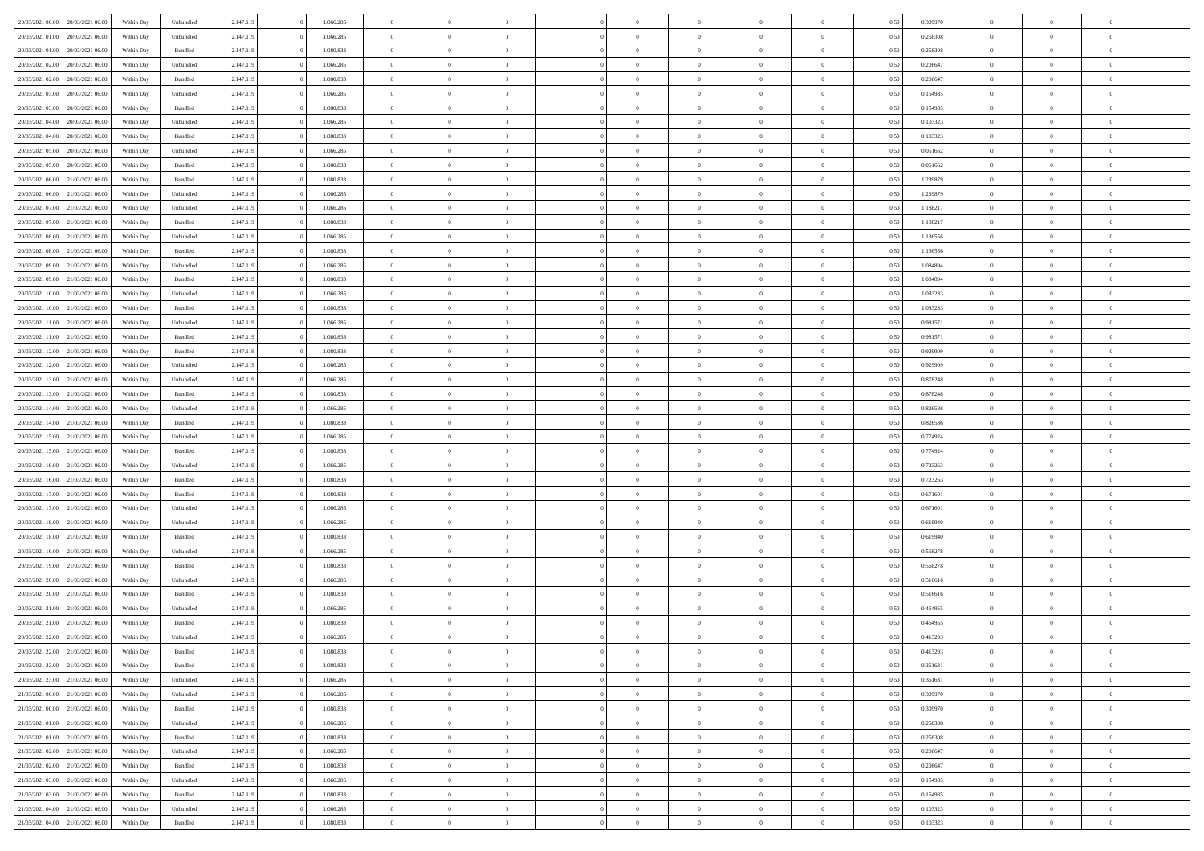| | | | | | | | | | | | | | | | | | | | | | |
|---|---|---|---|---|---|---|---|---|---|---|---|---|---|---|---|---|---|---|---|---|---|
| 20/03/2021 00:00 | 20/03/2021 06:00 | Within Day | Unbundled | 2.147.119 | 0 | 1.066.285 | 0 | 0 | 0 | | 0 | 0 | 0 | 0 | 0 | 0,50 | 0,309970 | 0 | 0 | 0 | |
| 20/03/2021 01:00 | 20/03/2021 06:00 | Within Day | Unbundled | 2.147.119 | 0 | 1.066.285 | 0 | 0 | 0 | | 0 | 0 | 0 | 0 | 0 | 0,50 | 0,258308 | 0 | 0 | 0 | |
| 20/03/2021 01:00 | 20/03/2021 06:00 | Within Day | Bundled | 2.147.119 | 0 | 1.080.833 | 0 | 0 | 0 | | 0 | 0 | 0 | 0 | 0 | 0,50 | 0,258308 | 0 | 0 | 0 | |
| 20/03/2021 02:00 | 20/03/2021 06:00 | Within Day | Unbundled | 2.147.119 | 0 | 1.066.285 | 0 | 0 | 0 | | 0 | 0 | 0 | 0 | 0 | 0,50 | 0,206647 | 0 | 0 | 0 | |
| 20/03/2021 02:00 | 20/03/2021 06:00 | Within Day | Bundled | 2.147.119 | 0 | 1.080.833 | 0 | 0 | 0 | | 0 | 0 | 0 | 0 | 0 | 0,50 | 0,206647 | 0 | 0 | 0 | |
| 20/03/2021 03:00 | 20/03/2021 06:00 | Within Day | Unbundled | 2.147.119 | 0 | 1.066.285 | 0 | 0 | 0 | | 0 | 0 | 0 | 0 | 0 | 0,50 | 0,154985 | 0 | 0 | 0 | |
| 20/03/2021 03:00 | 20/03/2021 06:00 | Within Day | Bundled | 2.147.119 | 0 | 1.080.833 | 0 | 0 | 0 | | 0 | 0 | 0 | 0 | 0 | 0,50 | 0,154985 | 0 | 0 | 0 | |
| 20/03/2021 04:00 | 20/03/2021 06:00 | Within Day | Unbundled | 2.147.119 | 0 | 1.066.285 | 0 | 0 | 0 | | 0 | 0 | 0 | 0 | 0 | 0,50 | 0,103323 | 0 | 0 | 0 | |
| 20/03/2021 04:00 | 20/03/2021 06:00 | Within Day | Bundled | 2.147.119 | 0 | 1.080.833 | 0 | 0 | 0 | | 0 | 0 | 0 | 0 | 0 | 0,50 | 0,103323 | 0 | 0 | 0 | |
| 20/03/2021 05:00 | 20/03/2021 06:00 | Within Day | Unbundled | 2.147.119 | 0 | 1.066.285 | 0 | 0 | 0 | | 0 | 0 | 0 | 0 | 0 | 0,50 | 0,051662 | 0 | 0 | 0 | |
| 20/03/2021 05:00 | 20/03/2021 06:00 | Within Day | Bundled | 2.147.119 | 0 | 1.080.833 | 0 | 0 | 0 | | 0 | 0 | 0 | 0 | 0 | 0,50 | 0,051662 | 0 | 0 | 0 | |
| 20/03/2021 06:00 | 21/03/2021 06:00 | Within Day | Bundled | 2.147.119 | 0 | 1.080.833 | 0 | 0 | 0 | | 0 | 0 | 0 | 0 | 0 | 0,50 | 1,239879 | 0 | 0 | 0 | |
| 20/03/2021 06:00 | 21/03/2021 06:00 | Within Day | Unbundled | 2.147.119 | 0 | 1.066.285 | 0 | 0 | 0 | | 0 | 0 | 0 | 0 | 0 | 0,50 | 1,239879 | 0 | 0 | 0 | |
| 20/03/2021 07:00 | 21/03/2021 06:00 | Within Day | Unbundled | 2.147.119 | 0 | 1.066.285 | 0 | 0 | 0 | | 0 | 0 | 0 | 0 | 0 | 0,50 | 1,188217 | 0 | 0 | 0 | |
| 20/03/2021 07:00 | 21/03/2021 06:00 | Within Day | Bundled | 2.147.119 | 0 | 1.080.833 | 0 | 0 | 0 | | 0 | 0 | 0 | 0 | 0 | 0,50 | 1,188217 | 0 | 0 | 0 | |
| 20/03/2021 08:00 | 21/03/2021 06:00 | Within Day | Unbundled | 2.147.119 | 0 | 1.066.285 | 0 | 0 | 0 | | 0 | 0 | 0 | 0 | 0 | 0,50 | 1,136556 | 0 | 0 | 0 | |
| 20/03/2021 08:00 | 21/03/2021 06:00 | Within Day | Bundled | 2.147.119 | 0 | 1.080.833 | 0 | 0 | 0 | | 0 | 0 | 0 | 0 | 0 | 0,50 | 1,136556 | 0 | 0 | 0 | |
| 20/03/2021 09:00 | 21/03/2021 06:00 | Within Day | Unbundled | 2.147.119 | 0 | 1.066.285 | 0 | 0 | 0 | | 0 | 0 | 0 | 0 | 0 | 0,50 | 1,084894 | 0 | 0 | 0 | |
| 20/03/2021 09:00 | 21/03/2021 06:00 | Within Day | Bundled | 2.147.119 | 0 | 1.080.833 | 0 | 0 | 0 | | 0 | 0 | 0 | 0 | 0 | 0,50 | 1,084894 | 0 | 0 | 0 | |
| 20/03/2021 10:00 | 21/03/2021 06:00 | Within Day | Unbundled | 2.147.119 | 0 | 1.066.285 | 0 | 0 | 0 | | 0 | 0 | 0 | 0 | 0 | 0,50 | 1,033233 | 0 | 0 | 0 | |
| 20/03/2021 10:00 | 21/03/2021 06:00 | Within Day | Bundled | 2.147.119 | 0 | 1.080.833 | 0 | 0 | 0 | | 0 | 0 | 0 | 0 | 0 | 0,50 | 1,033233 | 0 | 0 | 0 | |
| 20/03/2021 11:00 | 21/03/2021 06:00 | Within Day | Unbundled | 2.147.119 | 0 | 1.066.285 | 0 | 0 | 0 | | 0 | 0 | 0 | 0 | 0 | 0,50 | 0,981571 | 0 | 0 | 0 | |
| 20/03/2021 11:00 | 21/03/2021 06:00 | Within Day | Bundled | 2.147.119 | 0 | 1.080.833 | 0 | 0 | 0 | | 0 | 0 | 0 | 0 | 0 | 0,50 | 0,981571 | 0 | 0 | 0 | |
| 20/03/2021 12:00 | 21/03/2021 06:00 | Within Day | Bundled | 2.147.119 | 0 | 1.080.833 | 0 | 0 | 0 | | 0 | 0 | 0 | 0 | 0 | 0,50 | 0,929909 | 0 | 0 | 0 | |
| 20/03/2021 12:00 | 21/03/2021 06:00 | Within Day | Unbundled | 2.147.119 | 0 | 1.066.285 | 0 | 0 | 0 | | 0 | 0 | 0 | 0 | 0 | 0,50 | 0,929909 | 0 | 0 | 0 | |
| 20/03/2021 13:00 | 21/03/2021 06:00 | Within Day | Unbundled | 2.147.119 | 0 | 1.066.285 | 0 | 0 | 0 | | 0 | 0 | 0 | 0 | 0 | 0,50 | 0,878248 | 0 | 0 | 0 | |
| 20/03/2021 13:00 | 21/03/2021 06:00 | Within Day | Bundled | 2.147.119 | 0 | 1.080.833 | 0 | 0 | 0 | | 0 | 0 | 0 | 0 | 0 | 0,50 | 0,878248 | 0 | 0 | 0 | |
| 20/03/2021 14:00 | 21/03/2021 06:00 | Within Day | Unbundled | 2.147.119 | 0 | 1.066.285 | 0 | 0 | 0 | | 0 | 0 | 0 | 0 | 0 | 0,50 | 0,826586 | 0 | 0 | 0 | |
| 20/03/2021 14:00 | 21/03/2021 06:00 | Within Day | Bundled | 2.147.119 | 0 | 1.080.833 | 0 | 0 | 0 | | 0 | 0 | 0 | 0 | 0 | 0,50 | 0,826586 | 0 | 0 | 0 | |
| 20/03/2021 15:00 | 21/03/2021 06:00 | Within Day | Unbundled | 2.147.119 | 0 | 1.066.285 | 0 | 0 | 0 | | 0 | 0 | 0 | 0 | 0 | 0,50 | 0,774924 | 0 | 0 | 0 | |
| 20/03/2021 15:00 | 21/03/2021 06:00 | Within Day | Bundled | 2.147.119 | 0 | 1.080.833 | 0 | 0 | 0 | | 0 | 0 | 0 | 0 | 0 | 0,50 | 0,774924 | 0 | 0 | 0 | |
| 20/03/2021 16:00 | 21/03/2021 06:00 | Within Day | Unbundled | 2.147.119 | 0 | 1.066.285 | 0 | 0 | 0 | | 0 | 0 | 0 | 0 | 0 | 0,50 | 0,723263 | 0 | 0 | 0 | |
| 20/03/2021 16:00 | 21/03/2021 06:00 | Within Day | Bundled | 2.147.119 | 0 | 1.080.833 | 0 | 0 | 0 | | 0 | 0 | 0 | 0 | 0 | 0,50 | 0,723263 | 0 | 0 | 0 | |
| 20/03/2021 17:00 | 21/03/2021 06:00 | Within Day | Bundled | 2.147.119 | 0 | 1.080.833 | 0 | 0 | 0 | | 0 | 0 | 0 | 0 | 0 | 0,50 | 0,671601 | 0 | 0 | 0 | |
| 20/03/2021 17:00 | 21/03/2021 06:00 | Within Day | Unbundled | 2.147.119 | 0 | 1.066.285 | 0 | 0 | 0 | | 0 | 0 | 0 | 0 | 0 | 0,50 | 0,671601 | 0 | 0 | 0 | |
| 20/03/2021 18:00 | 21/03/2021 06:00 | Within Day | Unbundled | 2.147.119 | 0 | 1.066.285 | 0 | 0 | 0 | | 0 | 0 | 0 | 0 | 0 | 0,50 | 0,619940 | 0 | 0 | 0 | |
| 20/03/2021 18:00 | 21/03/2021 06:00 | Within Day | Bundled | 2.147.119 | 0 | 1.080.833 | 0 | 0 | 0 | | 0 | 0 | 0 | 0 | 0 | 0,50 | 0,619940 | 0 | 0 | 0 | |
| 20/03/2021 19:00 | 21/03/2021 06:00 | Within Day | Unbundled | 2.147.119 | 0 | 1.066.285 | 0 | 0 | 0 | | 0 | 0 | 0 | 0 | 0 | 0,50 | 0,568278 | 0 | 0 | 0 | |
| 20/03/2021 19:00 | 21/03/2021 06:00 | Within Day | Bundled | 2.147.119 | 0 | 1.080.833 | 0 | 0 | 0 | | 0 | 0 | 0 | 0 | 0 | 0,50 | 0,568278 | 0 | 0 | 0 | |
| 20/03/2021 20:00 | 21/03/2021 06:00 | Within Day | Unbundled | 2.147.119 | 0 | 1.066.285 | 0 | 0 | 0 | | 0 | 0 | 0 | 0 | 0 | 0,50 | 0,516616 | 0 | 0 | 0 | |
| 20/03/2021 20:00 | 21/03/2021 06:00 | Within Day | Bundled | 2.147.119 | 0 | 1.080.833 | 0 | 0 | 0 | | 0 | 0 | 0 | 0 | 0 | 0,50 | 0,516616 | 0 | 0 | 0 | |
| 20/03/2021 21:00 | 21/03/2021 06:00 | Within Day | Unbundled | 2.147.119 | 0 | 1.066.285 | 0 | 0 | 0 | | 0 | 0 | 0 | 0 | 0 | 0,50 | 0,464955 | 0 | 0 | 0 | |
| 20/03/2021 21:00 | 21/03/2021 06:00 | Within Day | Bundled | 2.147.119 | 0 | 1.080.833 | 0 | 0 | 0 | | 0 | 0 | 0 | 0 | 0 | 0,50 | 0,464955 | 0 | 0 | 0 | |
| 20/03/2021 22:00 | 21/03/2021 06:00 | Within Day | Unbundled | 2.147.119 | 0 | 1.066.285 | 0 | 0 | 0 | | 0 | 0 | 0 | 0 | 0 | 0,50 | 0,413293 | 0 | 0 | 0 | |
| 20/03/2021 22:00 | 21/03/2021 06:00 | Within Day | Bundled | 2.147.119 | 0 | 1.080.833 | 0 | 0 | 0 | | 0 | 0 | 0 | 0 | 0 | 0,50 | 0,413293 | 0 | 0 | 0 | |
| 20/03/2021 23:00 | 21/03/2021 06:00 | Within Day | Bundled | 2.147.119 | 0 | 1.080.833 | 0 | 0 | 0 | | 0 | 0 | 0 | 0 | 0 | 0,50 | 0,361631 | 0 | 0 | 0 | |
| 20/03/2021 23:00 | 21/03/2021 06:00 | Within Day | Unbundled | 2.147.119 | 0 | 1.066.285 | 0 | 0 | 0 | | 0 | 0 | 0 | 0 | 0 | 0,50 | 0,361631 | 0 | 0 | 0 | |
| 21/03/2021 00:00 | 21/03/2021 06:00 | Within Day | Unbundled | 2.147.119 | 0 | 1.066.285 | 0 | 0 | 0 | | 0 | 0 | 0 | 0 | 0 | 0,50 | 0,309970 | 0 | 0 | 0 | |
| 21/03/2021 00:00 | 21/03/2021 06:00 | Within Day | Bundled | 2.147.119 | 0 | 1.080.833 | 0 | 0 | 0 | | 0 | 0 | 0 | 0 | 0 | 0,50 | 0,309970 | 0 | 0 | 0 | |
| 21/03/2021 01:00 | 21/03/2021 06:00 | Within Day | Unbundled | 2.147.119 | 0 | 1.066.285 | 0 | 0 | 0 | | 0 | 0 | 0 | 0 | 0 | 0,50 | 0,258308 | 0 | 0 | 0 | |
| 21/03/2021 01:00 | 21/03/2021 06:00 | Within Day | Bundled | 2.147.119 | 0 | 1.080.833 | 0 | 0 | 0 | | 0 | 0 | 0 | 0 | 0 | 0,50 | 0,258308 | 0 | 0 | 0 | |
| 21/03/2021 02:00 | 21/03/2021 06:00 | Within Day | Unbundled | 2.147.119 | 0 | 1.066.285 | 0 | 0 | 0 | | 0 | 0 | 0 | 0 | 0 | 0,50 | 0,206647 | 0 | 0 | 0 | |
| 21/03/2021 02:00 | 21/03/2021 06:00 | Within Day | Bundled | 2.147.119 | 0 | 1.080.833 | 0 | 0 | 0 | | 0 | 0 | 0 | 0 | 0 | 0,50 | 0,206647 | 0 | 0 | 0 | |
| 21/03/2021 03:00 | 21/03/2021 06:00 | Within Day | Unbundled | 2.147.119 | 0 | 1.066.285 | 0 | 0 | 0 | | 0 | 0 | 0 | 0 | 0 | 0,50 | 0,154985 | 0 | 0 | 0 | |
| 21/03/2021 03:00 | 21/03/2021 06:00 | Within Day | Bundled | 2.147.119 | 0 | 1.080.833 | 0 | 0 | 0 | | 0 | 0 | 0 | 0 | 0 | 0,50 | 0,154985 | 0 | 0 | 0 | |
| 21/03/2021 04:00 | 21/03/2021 06:00 | Within Day | Unbundled | 2.147.119 | 0 | 1.066.285 | 0 | 0 | 0 | | 0 | 0 | 0 | 0 | 0 | 0,50 | 0,103323 | 0 | 0 | 0 | |
| 21/03/2021 04:00 | 21/03/2021 06:00 | Within Day | Bundled | 2.147.119 | 0 | 1.080.833 | 0 | 0 | 0 | | 0 | 0 | 0 | 0 | 0 | 0,50 | 0,103323 | 0 | 0 | 0 | |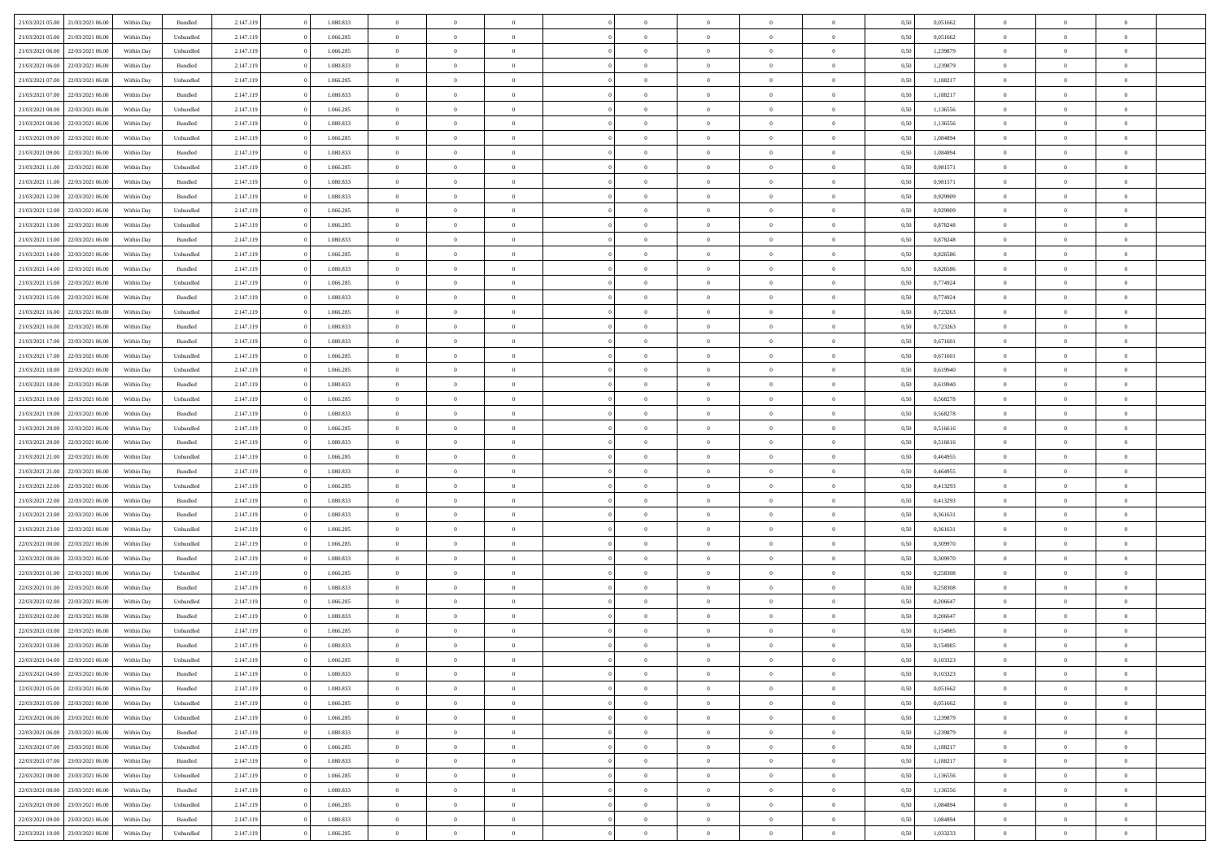| | | | | | | | | | | | | | | | | | | | | | |
|---|---|---|---|---|---|---|---|---|---|---|---|---|---|---|---|---|---|---|---|---|---|
| 21/03/2021 05:00 | 21/03/2021 06:00 | Within Day | Bundled | 2.147.119 | 0 | 1.080.833 | 0 | 0 | 0 | | 0 | 0 | 0 | 0 | 0 | 0,50 | 0,051662 | 0 | 0 | 0 | |
| 21/03/2021 05:00 | 21/03/2021 06:00 | Within Day | Unbundled | 2.147.119 | 0 | 1.066.285 | 0 | 0 | 0 | | 0 | 0 | 0 | 0 | 0 | 0,50 | 0,051662 | 0 | 0 | 0 | |
| 21/03/2021 06:00 | 22/03/2021 06:00 | Within Day | Unbundled | 2.147.119 | 0 | 1.066.285 | 0 | 0 | 0 | | 0 | 0 | 0 | 0 | 0 | 0,50 | 1,239879 | 0 | 0 | 0 | |
| 21/03/2021 06:00 | 22/03/2021 06:00 | Within Day | Bundled | 2.147.119 | 0 | 1.080.833 | 0 | 0 | 0 | | 0 | 0 | 0 | 0 | 0 | 0,50 | 1,239879 | 0 | 0 | 0 | |
| 21/03/2021 07:00 | 22/03/2021 06:00 | Within Day | Unbundled | 2.147.119 | 0 | 1.066.285 | 0 | 0 | 0 | | 0 | 0 | 0 | 0 | 0 | 0,50 | 1,188217 | 0 | 0 | 0 | |
| 21/03/2021 07:00 | 22/03/2021 06:00 | Within Day | Bundled | 2.147.119 | 0 | 1.080.833 | 0 | 0 | 0 | | 0 | 0 | 0 | 0 | 0 | 0,50 | 1,188217 | 0 | 0 | 0 | |
| 21/03/2021 08:00 | 22/03/2021 06:00 | Within Day | Unbundled | 2.147.119 | 0 | 1.066.285 | 0 | 0 | 0 | | 0 | 0 | 0 | 0 | 0 | 0,50 | 1,136556 | 0 | 0 | 0 | |
| 21/03/2021 08:00 | 22/03/2021 06:00 | Within Day | Bundled | 2.147.119 | 0 | 1.080.833 | 0 | 0 | 0 | | 0 | 0 | 0 | 0 | 0 | 0,50 | 1,136556 | 0 | 0 | 0 | |
| 21/03/2021 09:00 | 22/03/2021 06:00 | Within Day | Unbundled | 2.147.119 | 0 | 1.066.285 | 0 | 0 | 0 | | 0 | 0 | 0 | 0 | 0 | 0,50 | 1,084894 | 0 | 0 | 0 | |
| 21/03/2021 09:00 | 22/03/2021 06:00 | Within Day | Bundled | 2.147.119 | 0 | 1.080.833 | 0 | 0 | 0 | | 0 | 0 | 0 | 0 | 0 | 0,50 | 1,084894 | 0 | 0 | 0 | |
| 21/03/2021 11:00 | 22/03/2021 06:00 | Within Day | Unbundled | 2.147.119 | 0 | 1.066.285 | 0 | 0 | 0 | | 0 | 0 | 0 | 0 | 0 | 0,50 | 0,981571 | 0 | 0 | 0 | |
| 21/03/2021 11:00 | 22/03/2021 06:00 | Within Day | Bundled | 2.147.119 | 0 | 1.080.833 | 0 | 0 | 0 | | 0 | 0 | 0 | 0 | 0 | 0,50 | 0,981571 | 0 | 0 | 0 | |
| 21/03/2021 12:00 | 22/03/2021 06:00 | Within Day | Bundled | 2.147.119 | 0 | 1.080.833 | 0 | 0 | 0 | | 0 | 0 | 0 | 0 | 0 | 0,50 | 0,929909 | 0 | 0 | 0 | |
| 21/03/2021 12:00 | 22/03/2021 06:00 | Within Day | Unbundled | 2.147.119 | 0 | 1.066.285 | 0 | 0 | 0 | | 0 | 0 | 0 | 0 | 0 | 0,50 | 0,929909 | 0 | 0 | 0 | |
| 21/03/2021 13:00 | 22/03/2021 06:00 | Within Day | Unbundled | 2.147.119 | 0 | 1.066.285 | 0 | 0 | 0 | | 0 | 0 | 0 | 0 | 0 | 0,50 | 0,878248 | 0 | 0 | 0 | |
| 21/03/2021 13:00 | 22/03/2021 06:00 | Within Day | Bundled | 2.147.119 | 0 | 1.080.833 | 0 | 0 | 0 | | 0 | 0 | 0 | 0 | 0 | 0,50 | 0,878248 | 0 | 0 | 0 | |
| 21/03/2021 14:00 | 22/03/2021 06:00 | Within Day | Unbundled | 2.147.119 | 0 | 1.066.285 | 0 | 0 | 0 | | 0 | 0 | 0 | 0 | 0 | 0,50 | 0,826586 | 0 | 0 | 0 | |
| 21/03/2021 14:00 | 22/03/2021 06:00 | Within Day | Bundled | 2.147.119 | 0 | 1.080.833 | 0 | 0 | 0 | | 0 | 0 | 0 | 0 | 0 | 0,50 | 0,826586 | 0 | 0 | 0 | |
| 21/03/2021 15:00 | 22/03/2021 06:00 | Within Day | Unbundled | 2.147.119 | 0 | 1.066.285 | 0 | 0 | 0 | | 0 | 0 | 0 | 0 | 0 | 0,50 | 0,774924 | 0 | 0 | 0 | |
| 21/03/2021 15:00 | 22/03/2021 06:00 | Within Day | Bundled | 2.147.119 | 0 | 1.080.833 | 0 | 0 | 0 | | 0 | 0 | 0 | 0 | 0 | 0,50 | 0,774924 | 0 | 0 | 0 | |
| 21/03/2021 16:00 | 22/03/2021 06:00 | Within Day | Unbundled | 2.147.119 | 0 | 1.066.285 | 0 | 0 | 0 | | 0 | 0 | 0 | 0 | 0 | 0,50 | 0,723263 | 0 | 0 | 0 | |
| 21/03/2021 16:00 | 22/03/2021 06:00 | Within Day | Bundled | 2.147.119 | 0 | 1.080.833 | 0 | 0 | 0 | | 0 | 0 | 0 | 0 | 0 | 0,50 | 0,723263 | 0 | 0 | 0 | |
| 21/03/2021 17:00 | 22/03/2021 06:00 | Within Day | Bundled | 2.147.119 | 0 | 1.080.833 | 0 | 0 | 0 | | 0 | 0 | 0 | 0 | 0 | 0,50 | 0,671601 | 0 | 0 | 0 | |
| 21/03/2021 17:00 | 22/03/2021 06:00 | Within Day | Unbundled | 2.147.119 | 0 | 1.066.285 | 0 | 0 | 0 | | 0 | 0 | 0 | 0 | 0 | 0,50 | 0,671601 | 0 | 0 | 0 | |
| 21/03/2021 18:00 | 22/03/2021 06:00 | Within Day | Unbundled | 2.147.119 | 0 | 1.066.285 | 0 | 0 | 0 | | 0 | 0 | 0 | 0 | 0 | 0,50 | 0,619940 | 0 | 0 | 0 | |
| 21/03/2021 18:00 | 22/03/2021 06:00 | Within Day | Bundled | 2.147.119 | 0 | 1.080.833 | 0 | 0 | 0 | | 0 | 0 | 0 | 0 | 0 | 0,50 | 0,619940 | 0 | 0 | 0 | |
| 21/03/2021 19:00 | 22/03/2021 06:00 | Within Day | Unbundled | 2.147.119 | 0 | 1.066.285 | 0 | 0 | 0 | | 0 | 0 | 0 | 0 | 0 | 0,50 | 0,568278 | 0 | 0 | 0 | |
| 21/03/2021 19:00 | 22/03/2021 06:00 | Within Day | Bundled | 2.147.119 | 0 | 1.080.833 | 0 | 0 | 0 | | 0 | 0 | 0 | 0 | 0 | 0,50 | 0,568278 | 0 | 0 | 0 | |
| 21/03/2021 20:00 | 22/03/2021 06:00 | Within Day | Unbundled | 2.147.119 | 0 | 1.066.285 | 0 | 0 | 0 | | 0 | 0 | 0 | 0 | 0 | 0,50 | 0,516616 | 0 | 0 | 0 | |
| 21/03/2021 20:00 | 22/03/2021 06:00 | Within Day | Bundled | 2.147.119 | 0 | 1.080.833 | 0 | 0 | 0 | | 0 | 0 | 0 | 0 | 0 | 0,50 | 0,516616 | 0 | 0 | 0 | |
| 21/03/2021 21:00 | 22/03/2021 06:00 | Within Day | Unbundled | 2.147.119 | 0 | 1.066.285 | 0 | 0 | 0 | | 0 | 0 | 0 | 0 | 0 | 0,50 | 0,464955 | 0 | 0 | 0 | |
| 21/03/2021 21:00 | 22/03/2021 06:00 | Within Day | Bundled | 2.147.119 | 0 | 1.080.833 | 0 | 0 | 0 | | 0 | 0 | 0 | 0 | 0 | 0,50 | 0,464955 | 0 | 0 | 0 | |
| 21/03/2021 22:00 | 22/03/2021 06:00 | Within Day | Unbundled | 2.147.119 | 0 | 1.066.285 | 0 | 0 | 0 | | 0 | 0 | 0 | 0 | 0 | 0,50 | 0,413293 | 0 | 0 | 0 | |
| 21/03/2021 22:00 | 22/03/2021 06:00 | Within Day | Bundled | 2.147.119 | 0 | 1.080.833 | 0 | 0 | 0 | | 0 | 0 | 0 | 0 | 0 | 0,50 | 0,413293 | 0 | 0 | 0 | |
| 21/03/2021 23:00 | 22/03/2021 06:00 | Within Day | Bundled | 2.147.119 | 0 | 1.080.833 | 0 | 0 | 0 | | 0 | 0 | 0 | 0 | 0 | 0,50 | 0,361631 | 0 | 0 | 0 | |
| 21/03/2021 23:00 | 22/03/2021 06:00 | Within Day | Unbundled | 2.147.119 | 0 | 1.066.285 | 0 | 0 | 0 | | 0 | 0 | 0 | 0 | 0 | 0,50 | 0,361631 | 0 | 0 | 0 | |
| 22/03/2021 00:00 | 22/03/2021 06:00 | Within Day | Unbundled | 2.147.119 | 0 | 1.066.285 | 0 | 0 | 0 | | 0 | 0 | 0 | 0 | 0 | 0,50 | 0,309970 | 0 | 0 | 0 | |
| 22/03/2021 00:00 | 22/03/2021 06:00 | Within Day | Bundled | 2.147.119 | 0 | 1.080.833 | 0 | 0 | 0 | | 0 | 0 | 0 | 0 | 0 | 0,50 | 0,309970 | 0 | 0 | 0 | |
| 22/03/2021 01:00 | 22/03/2021 06:00 | Within Day | Unbundled | 2.147.119 | 0 | 1.066.285 | 0 | 0 | 0 | | 0 | 0 | 0 | 0 | 0 | 0,50 | 0,258308 | 0 | 0 | 0 | |
| 22/03/2021 01:00 | 22/03/2021 06:00 | Within Day | Bundled | 2.147.119 | 0 | 1.080.833 | 0 | 0 | 0 | | 0 | 0 | 0 | 0 | 0 | 0,50 | 0,258308 | 0 | 0 | 0 | |
| 22/03/2021 02:00 | 22/03/2021 06:00 | Within Day | Unbundled | 2.147.119 | 0 | 1.066.285 | 0 | 0 | 0 | | 0 | 0 | 0 | 0 | 0 | 0,50 | 0,206647 | 0 | 0 | 0 | |
| 22/03/2021 02:00 | 22/03/2021 06:00 | Within Day | Bundled | 2.147.119 | 0 | 1.080.833 | 0 | 0 | 0 | | 0 | 0 | 0 | 0 | 0 | 0,50 | 0,206647 | 0 | 0 | 0 | |
| 22/03/2021 03:00 | 22/03/2021 06:00 | Within Day | Unbundled | 2.147.119 | 0 | 1.066.285 | 0 | 0 | 0 | | 0 | 0 | 0 | 0 | 0 | 0,50 | 0,154985 | 0 | 0 | 0 | |
| 22/03/2021 03:00 | 22/03/2021 06:00 | Within Day | Bundled | 2.147.119 | 0 | 1.080.833 | 0 | 0 | 0 | | 0 | 0 | 0 | 0 | 0 | 0,50 | 0,154985 | 0 | 0 | 0 | |
| 22/03/2021 04:00 | 22/03/2021 06:00 | Within Day | Unbundled | 2.147.119 | 0 | 1.066.285 | 0 | 0 | 0 | | 0 | 0 | 0 | 0 | 0 | 0,50 | 0,103323 | 0 | 0 | 0 | |
| 22/03/2021 04:00 | 22/03/2021 06:00 | Within Day | Bundled | 2.147.119 | 0 | 1.080.833 | 0 | 0 | 0 | | 0 | 0 | 0 | 0 | 0 | 0,50 | 0,103323 | 0 | 0 | 0 | |
| 22/03/2021 05:00 | 22/03/2021 06:00 | Within Day | Bundled | 2.147.119 | 0 | 1.080.833 | 0 | 0 | 0 | | 0 | 0 | 0 | 0 | 0 | 0,50 | 0,051662 | 0 | 0 | 0 | |
| 22/03/2021 05:00 | 22/03/2021 06:00 | Within Day | Unbundled | 2.147.119 | 0 | 1.066.285 | 0 | 0 | 0 | | 0 | 0 | 0 | 0 | 0 | 0,50 | 0,051662 | 0 | 0 | 0 | |
| 22/03/2021 06:00 | 23/03/2021 06:00 | Within Day | Unbundled | 2.147.119 | 0 | 1.066.285 | 0 | 0 | 0 | | 0 | 0 | 0 | 0 | 0 | 0,50 | 1,239879 | 0 | 0 | 0 | |
| 22/03/2021 06:00 | 23/03/2021 06:00 | Within Day | Bundled | 2.147.119 | 0 | 1.080.833 | 0 | 0 | 0 | | 0 | 0 | 0 | 0 | 0 | 0,50 | 1,239879 | 0 | 0 | 0 | |
| 22/03/2021 07:00 | 23/03/2021 06:00 | Within Day | Unbundled | 2.147.119 | 0 | 1.066.285 | 0 | 0 | 0 | | 0 | 0 | 0 | 0 | 0 | 0,50 | 1,188217 | 0 | 0 | 0 | |
| 22/03/2021 07:00 | 23/03/2021 06:00 | Within Day | Bundled | 2.147.119 | 0 | 1.080.833 | 0 | 0 | 0 | | 0 | 0 | 0 | 0 | 0 | 0,50 | 1,188217 | 0 | 0 | 0 | |
| 22/03/2021 08:00 | 23/03/2021 06:00 | Within Day | Unbundled | 2.147.119 | 0 | 1.066.285 | 0 | 0 | 0 | | 0 | 0 | 0 | 0 | 0 | 0,50 | 1,136556 | 0 | 0 | 0 | |
| 22/03/2021 08:00 | 23/03/2021 06:00 | Within Day | Bundled | 2.147.119 | 0 | 1.080.833 | 0 | 0 | 0 | | 0 | 0 | 0 | 0 | 0 | 0,50 | 1,136556 | 0 | 0 | 0 | |
| 22/03/2021 09:00 | 23/03/2021 06:00 | Within Day | Unbundled | 2.147.119 | 0 | 1.066.285 | 0 | 0 | 0 | | 0 | 0 | 0 | 0 | 0 | 0,50 | 1,084894 | 0 | 0 | 0 | |
| 22/03/2021 09:00 | 23/03/2021 06:00 | Within Day | Bundled | 2.147.119 | 0 | 1.080.833 | 0 | 0 | 0 | | 0 | 0 | 0 | 0 | 0 | 0,50 | 1,084894 | 0 | 0 | 0 | |
| 22/03/2021 10:00 | 23/03/2021 06:00 | Within Day | Unbundled | 2.147.119 | 0 | 1.066.285 | 0 | 0 | 0 | | 0 | 0 | 0 | 0 | 0 | 0,50 | 1,033233 | 0 | 0 | 0 | |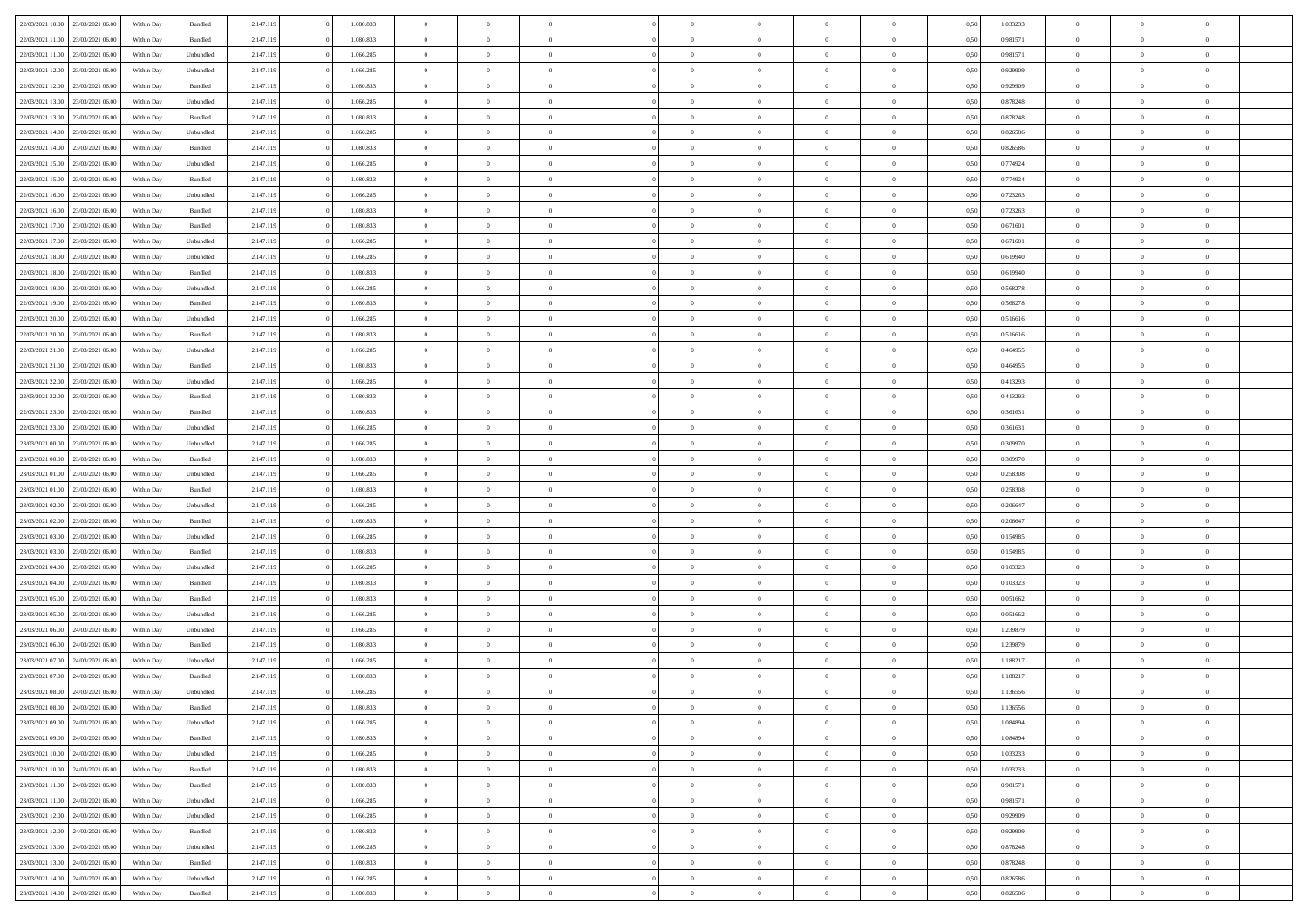| | | | | | | | | | | | | | | | | | | | | | |
|---|---|---|---|---|---|---|---|---|---|---|---|---|---|---|---|---|---|---|---|---|---|
| 22/03/2021 10:00 | 23/03/2021 06:00 | Within Day | Bundled | 2.147.119 | 0 | 1.080.833 | 0 | 0 | 0 | | 0 | 0 | 0 | 0 | 0,50 | 1,033233 | 0 | 0 | 0 | |
| 22/03/2021 11:00 | 23/03/2021 06:00 | Within Day | Bundled | 2.147.119 | 0 | 1.080.833 | 0 | 0 | 0 | | 0 | 0 | 0 | 0 | 0,50 | 0,981571 | 0 | 0 | 0 | |
| 22/03/2021 11:00 | 23/03/2021 06:00 | Within Day | Unbundled | 2.147.119 | 0 | 1.066.285 | 0 | 0 | 0 | | 0 | 0 | 0 | 0 | 0,50 | 0,981571 | 0 | 0 | 0 | |
| 22/03/2021 12:00 | 23/03/2021 06:00 | Within Day | Unbundled | 2.147.119 | 0 | 1.066.285 | 0 | 0 | 0 | | 0 | 0 | 0 | 0 | 0,50 | 0,929909 | 0 | 0 | 0 | |
| 22/03/2021 12:00 | 23/03/2021 06:00 | Within Day | Bundled | 2.147.119 | 0 | 1.080.833 | 0 | 0 | 0 | | 0 | 0 | 0 | 0 | 0,50 | 0,929909 | 0 | 0 | 0 | |
| 22/03/2021 13:00 | 23/03/2021 06:00 | Within Day | Unbundled | 2.147.119 | 0 | 1.066.285 | 0 | 0 | 0 | | 0 | 0 | 0 | 0 | 0,50 | 0,878248 | 0 | 0 | 0 | |
| 22/03/2021 13:00 | 23/03/2021 06:00 | Within Day | Bundled | 2.147.119 | 0 | 1.080.833 | 0 | 0 | 0 | | 0 | 0 | 0 | 0 | 0,50 | 0,878248 | 0 | 0 | 0 | |
| 22/03/2021 14:00 | 23/03/2021 06:00 | Within Day | Unbundled | 2.147.119 | 0 | 1.066.285 | 0 | 0 | 0 | | 0 | 0 | 0 | 0 | 0,50 | 0,826586 | 0 | 0 | 0 | |
| 22/03/2021 14:00 | 23/03/2021 06:00 | Within Day | Bundled | 2.147.119 | 0 | 1.080.833 | 0 | 0 | 0 | | 0 | 0 | 0 | 0 | 0,50 | 0,826586 | 0 | 0 | 0 | |
| 22/03/2021 15:00 | 23/03/2021 06:00 | Within Day | Unbundled | 2.147.119 | 0 | 1.066.285 | 0 | 0 | 0 | | 0 | 0 | 0 | 0 | 0,50 | 0,774924 | 0 | 0 | 0 | |
| 22/03/2021 15:00 | 23/03/2021 06:00 | Within Day | Bundled | 2.147.119 | 0 | 1.080.833 | 0 | 0 | 0 | | 0 | 0 | 0 | 0 | 0,50 | 0,774924 | 0 | 0 | 0 | |
| 22/03/2021 16:00 | 23/03/2021 06:00 | Within Day | Unbundled | 2.147.119 | 0 | 1.066.285 | 0 | 0 | 0 | | 0 | 0 | 0 | 0 | 0,50 | 0,723263 | 0 | 0 | 0 | |
| 22/03/2021 16:00 | 23/03/2021 06:00 | Within Day | Bundled | 2.147.119 | 0 | 1.080.833 | 0 | 0 | 0 | | 0 | 0 | 0 | 0 | 0,50 | 0,723263 | 0 | 0 | 0 | |
| 22/03/2021 17:00 | 23/03/2021 06:00 | Within Day | Bundled | 2.147.119 | 0 | 1.080.833 | 0 | 0 | 0 | | 0 | 0 | 0 | 0 | 0,50 | 0,671601 | 0 | 0 | 0 | |
| 22/03/2021 17:00 | 23/03/2021 06:00 | Within Day | Unbundled | 2.147.119 | 0 | 1.066.285 | 0 | 0 | 0 | | 0 | 0 | 0 | 0 | 0,50 | 0,671601 | 0 | 0 | 0 | |
| 22/03/2021 18:00 | 23/03/2021 06:00 | Within Day | Unbundled | 2.147.119 | 0 | 1.066.285 | 0 | 0 | 0 | | 0 | 0 | 0 | 0 | 0,50 | 0,619940 | 0 | 0 | 0 | |
| 22/03/2021 18:00 | 23/03/2021 06:00 | Within Day | Bundled | 2.147.119 | 0 | 1.080.833 | 0 | 0 | 0 | | 0 | 0 | 0 | 0 | 0,50 | 0,619940 | 0 | 0 | 0 | |
| 22/03/2021 19:00 | 23/03/2021 06:00 | Within Day | Unbundled | 2.147.119 | 0 | 1.066.285 | 0 | 0 | 0 | | 0 | 0 | 0 | 0 | 0,50 | 0,568278 | 0 | 0 | 0 | |
| 22/03/2021 19:00 | 23/03/2021 06:00 | Within Day | Bundled | 2.147.119 | 0 | 1.080.833 | 0 | 0 | 0 | | 0 | 0 | 0 | 0 | 0,50 | 0,568278 | 0 | 0 | 0 | |
| 22/03/2021 20:00 | 23/03/2021 06:00 | Within Day | Unbundled | 2.147.119 | 0 | 1.066.285 | 0 | 0 | 0 | | 0 | 0 | 0 | 0 | 0,50 | 0,516616 | 0 | 0 | 0 | |
| 22/03/2021 20:00 | 23/03/2021 06:00 | Within Day | Bundled | 2.147.119 | 0 | 1.080.833 | 0 | 0 | 0 | | 0 | 0 | 0 | 0 | 0,50 | 0,516616 | 0 | 0 | 0 | |
| 22/03/2021 21:00 | 23/03/2021 06:00 | Within Day | Unbundled | 2.147.119 | 0 | 1.066.285 | 0 | 0 | 0 | | 0 | 0 | 0 | 0 | 0,50 | 0,464955 | 0 | 0 | 0 | |
| 22/03/2021 21:00 | 23/03/2021 06:00 | Within Day | Bundled | 2.147.119 | 0 | 1.080.833 | 0 | 0 | 0 | | 0 | 0 | 0 | 0 | 0,50 | 0,464955 | 0 | 0 | 0 | |
| 22/03/2021 22:00 | 23/03/2021 06:00 | Within Day | Unbundled | 2.147.119 | 0 | 1.066.285 | 0 | 0 | 0 | | 0 | 0 | 0 | 0 | 0,50 | 0,413293 | 0 | 0 | 0 | |
| 22/03/2021 22:00 | 23/03/2021 06:00 | Within Day | Bundled | 2.147.119 | 0 | 1.080.833 | 0 | 0 | 0 | | 0 | 0 | 0 | 0 | 0,50 | 0,413293 | 0 | 0 | 0 | |
| 22/03/2021 23:00 | 23/03/2021 06:00 | Within Day | Bundled | 2.147.119 | 0 | 1.080.833 | 0 | 0 | 0 | | 0 | 0 | 0 | 0 | 0,50 | 0,361631 | 0 | 0 | 0 | |
| 22/03/2021 23:00 | 23/03/2021 06:00 | Within Day | Unbundled | 2.147.119 | 0 | 1.066.285 | 0 | 0 | 0 | | 0 | 0 | 0 | 0 | 0,50 | 0,361631 | 0 | 0 | 0 | |
| 23/03/2021 00:00 | 23/03/2021 06:00 | Within Day | Unbundled | 2.147.119 | 0 | 1.066.285 | 0 | 0 | 0 | | 0 | 0 | 0 | 0 | 0,50 | 0,309970 | 0 | 0 | 0 | |
| 23/03/2021 00:00 | 23/03/2021 06:00 | Within Day | Bundled | 2.147.119 | 0 | 1.080.833 | 0 | 0 | 0 | | 0 | 0 | 0 | 0 | 0,50 | 0,309970 | 0 | 0 | 0 | |
| 23/03/2021 01:00 | 23/03/2021 06:00 | Within Day | Unbundled | 2.147.119 | 0 | 1.066.285 | 0 | 0 | 0 | | 0 | 0 | 0 | 0 | 0,50 | 0,258308 | 0 | 0 | 0 | |
| 23/03/2021 01:00 | 23/03/2021 06:00 | Within Day | Bundled | 2.147.119 | 0 | 1.080.833 | 0 | 0 | 0 | | 0 | 0 | 0 | 0 | 0,50 | 0,258308 | 0 | 0 | 0 | |
| 23/03/2021 02:00 | 23/03/2021 06:00 | Within Day | Unbundled | 2.147.119 | 0 | 1.066.285 | 0 | 0 | 0 | | 0 | 0 | 0 | 0 | 0,50 | 0,206647 | 0 | 0 | 0 | |
| 23/03/2021 02:00 | 23/03/2021 06:00 | Within Day | Bundled | 2.147.119 | 0 | 1.080.833 | 0 | 0 | 0 | | 0 | 0 | 0 | 0 | 0,50 | 0,206647 | 0 | 0 | 0 | |
| 23/03/2021 03:00 | 23/03/2021 06:00 | Within Day | Unbundled | 2.147.119 | 0 | 1.066.285 | 0 | 0 | 0 | | 0 | 0 | 0 | 0 | 0,50 | 0,154985 | 0 | 0 | 0 | |
| 23/03/2021 03:00 | 23/03/2021 06:00 | Within Day | Bundled | 2.147.119 | 0 | 1.080.833 | 0 | 0 | 0 | | 0 | 0 | 0 | 0 | 0,50 | 0,154985 | 0 | 0 | 0 | |
| 23/03/2021 04:00 | 23/03/2021 06:00 | Within Day | Unbundled | 2.147.119 | 0 | 1.066.285 | 0 | 0 | 0 | | 0 | 0 | 0 | 0 | 0,50 | 0,103323 | 0 | 0 | 0 | |
| 23/03/2021 04:00 | 23/03/2021 06:00 | Within Day | Bundled | 2.147.119 | 0 | 1.080.833 | 0 | 0 | 0 | | 0 | 0 | 0 | 0 | 0,50 | 0,103323 | 0 | 0 | 0 | |
| 23/03/2021 05:00 | 23/03/2021 06:00 | Within Day | Bundled | 2.147.119 | 0 | 1.080.833 | 0 | 0 | 0 | | 0 | 0 | 0 | 0 | 0,50 | 0,051662 | 0 | 0 | 0 | |
| 23/03/2021 05:00 | 23/03/2021 06:00 | Within Day | Unbundled | 2.147.119 | 0 | 1.066.285 | 0 | 0 | 0 | | 0 | 0 | 0 | 0 | 0,50 | 0,051662 | 0 | 0 | 0 | |
| 23/03/2021 06:00 | 24/03/2021 06:00 | Within Day | Unbundled | 2.147.119 | 0 | 1.066.285 | 0 | 0 | 0 | | 0 | 0 | 0 | 0 | 0,50 | 1,239879 | 0 | 0 | 0 | |
| 23/03/2021 06:00 | 24/03/2021 06:00 | Within Day | Bundled | 2.147.119 | 0 | 1.080.833 | 0 | 0 | 0 | | 0 | 0 | 0 | 0 | 0,50 | 1,239879 | 0 | 0 | 0 | |
| 23/03/2021 07:00 | 24/03/2021 06:00 | Within Day | Unbundled | 2.147.119 | 0 | 1.066.285 | 0 | 0 | 0 | | 0 | 0 | 0 | 0 | 0,50 | 1,188217 | 0 | 0 | 0 | |
| 23/03/2021 07:00 | 24/03/2021 06:00 | Within Day | Bundled | 2.147.119 | 0 | 1.080.833 | 0 | 0 | 0 | | 0 | 0 | 0 | 0 | 0,50 | 1,188217 | 0 | 0 | 0 | |
| 23/03/2021 08:00 | 24/03/2021 06:00 | Within Day | Unbundled | 2.147.119 | 0 | 1.066.285 | 0 | 0 | 0 | | 0 | 0 | 0 | 0 | 0,50 | 1,136556 | 0 | 0 | 0 | |
| 23/03/2021 08:00 | 24/03/2021 06:00 | Within Day | Bundled | 2.147.119 | 0 | 1.080.833 | 0 | 0 | 0 | | 0 | 0 | 0 | 0 | 0,50 | 1,136556 | 0 | 0 | 0 | |
| 23/03/2021 09:00 | 24/03/2021 06:00 | Within Day | Unbundled | 2.147.119 | 0 | 1.066.285 | 0 | 0 | 0 | | 0 | 0 | 0 | 0 | 0,50 | 1,084894 | 0 | 0 | 0 | |
| 23/03/2021 09:00 | 24/03/2021 06:00 | Within Day | Bundled | 2.147.119 | 0 | 1.080.833 | 0 | 0 | 0 | | 0 | 0 | 0 | 0 | 0,50 | 1,084894 | 0 | 0 | 0 | |
| 23/03/2021 10:00 | 24/03/2021 06:00 | Within Day | Unbundled | 2.147.119 | 0 | 1.066.285 | 0 | 0 | 0 | | 0 | 0 | 0 | 0 | 0,50 | 1,033233 | 0 | 0 | 0 | |
| 23/03/2021 10:00 | 24/03/2021 06:00 | Within Day | Bundled | 2.147.119 | 0 | 1.080.833 | 0 | 0 | 0 | | 0 | 0 | 0 | 0 | 0,50 | 1,033233 | 0 | 0 | 0 | |
| 23/03/2021 11:00 | 24/03/2021 06:00 | Within Day | Bundled | 2.147.119 | 0 | 1.080.833 | 0 | 0 | 0 | | 0 | 0 | 0 | 0 | 0,50 | 0,981571 | 0 | 0 | 0 | |
| 23/03/2021 11:00 | 24/03/2021 06:00 | Within Day | Unbundled | 2.147.119 | 0 | 1.066.285 | 0 | 0 | 0 | | 0 | 0 | 0 | 0 | 0,50 | 0,981571 | 0 | 0 | 0 | |
| 23/03/2021 12:00 | 24/03/2021 06:00 | Within Day | Unbundled | 2.147.119 | 0 | 1.066.285 | 0 | 0 | 0 | | 0 | 0 | 0 | 0 | 0,50 | 0,929909 | 0 | 0 | 0 | |
| 23/03/2021 12:00 | 24/03/2021 06:00 | Within Day | Bundled | 2.147.119 | 0 | 1.080.833 | 0 | 0 | 0 | | 0 | 0 | 0 | 0 | 0,50 | 0,929909 | 0 | 0 | 0 | |
| 23/03/2021 13:00 | 24/03/2021 06:00 | Within Day | Unbundled | 2.147.119 | 0 | 1.066.285 | 0 | 0 | 0 | | 0 | 0 | 0 | 0 | 0,50 | 0,878248 | 0 | 0 | 0 | |
| 23/03/2021 13:00 | 24/03/2021 06:00 | Within Day | Bundled | 2.147.119 | 0 | 1.080.833 | 0 | 0 | 0 | | 0 | 0 | 0 | 0 | 0,50 | 0,878248 | 0 | 0 | 0 | |
| 23/03/2021 14:00 | 24/03/2021 06:00 | Within Day | Unbundled | 2.147.119 | 0 | 1.066.285 | 0 | 0 | 0 | | 0 | 0 | 0 | 0 | 0,50 | 0,826586 | 0 | 0 | 0 | |
| 23/03/2021 14:00 | 24/03/2021 06:00 | Within Day | Bundled | 2.147.119 | 0 | 1.080.833 | 0 | 0 | 0 | | 0 | 0 | 0 | 0 | 0,50 | 0,826586 | 0 | 0 | 0 | |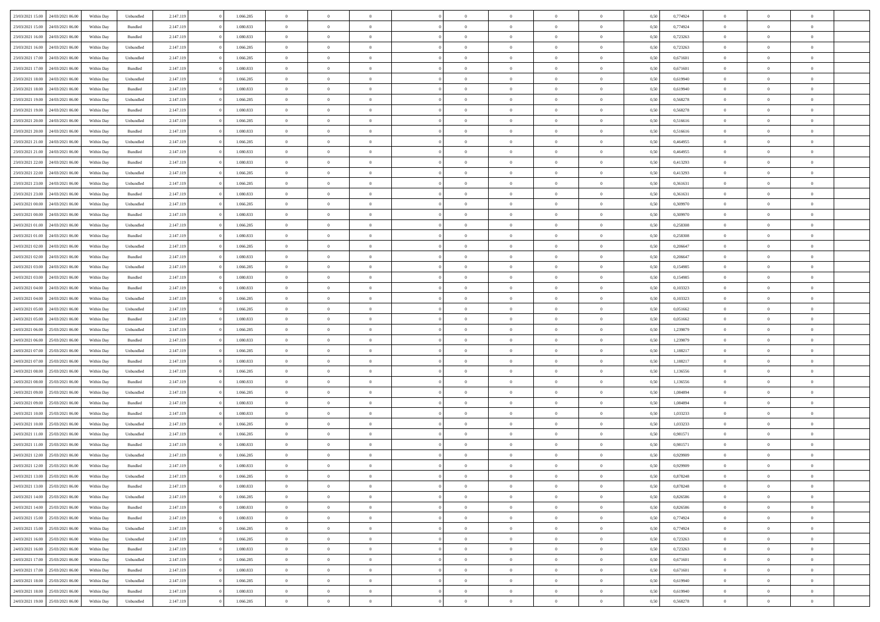| | | | | | | | | | | | | | | | | | | | | | |
|---|---|---|---|---|---|---|---|---|---|---|---|---|---|---|---|---|---|---|---|---|---|
| 23/03/2021 15:00 | 24/03/2021 06:00 | Within Day | Unbundled | 2.147.119 | 0 | 1.066.285 | 0 | 0 | 0 | | 0 | 0 | 0 | 0 | 0 | 0,50 | 0,774924 | 0 | 0 | 0 | |
| 23/03/2021 15:00 | 24/03/2021 06:00 | Within Day | Bundled | 2.147.119 | 0 | 1.080.833 | 0 | 0 | 0 | | 0 | 0 | 0 | 0 | 0 | 0,50 | 0,774924 | 0 | 0 | 0 | |
| 23/03/2021 16:00 | 24/03/2021 06:00 | Within Day | Bundled | 2.147.119 | 0 | 1.080.833 | 0 | 0 | 0 | | 0 | 0 | 0 | 0 | 0 | 0,50 | 0,723263 | 0 | 0 | 0 | |
| 23/03/2021 16:00 | 24/03/2021 06:00 | Within Day | Unbundled | 2.147.119 | 0 | 1.066.285 | 0 | 0 | 0 | | 0 | 0 | 0 | 0 | 0 | 0,50 | 0,723263 | 0 | 0 | 0 | |
| 23/03/2021 17:00 | 24/03/2021 06:00 | Within Day | Unbundled | 2.147.119 | 0 | 1.066.285 | 0 | 0 | 0 | | 0 | 0 | 0 | 0 | 0 | 0,50 | 0,671601 | 0 | 0 | 0 | |
| 23/03/2021 17:00 | 24/03/2021 06:00 | Within Day | Bundled | 2.147.119 | 0 | 1.080.833 | 0 | 0 | 0 | | 0 | 0 | 0 | 0 | 0 | 0,50 | 0,671601 | 0 | 0 | 0 | |
| 23/03/2021 18:00 | 24/03/2021 06:00 | Within Day | Unbundled | 2.147.119 | 0 | 1.066.285 | 0 | 0 | 0 | | 0 | 0 | 0 | 0 | 0 | 0,50 | 0,619940 | 0 | 0 | 0 | |
| 23/03/2021 18:00 | 24/03/2021 06:00 | Within Day | Bundled | 2.147.119 | 0 | 1.080.833 | 0 | 0 | 0 | | 0 | 0 | 0 | 0 | 0 | 0,50 | 0,619940 | 0 | 0 | 0 | |
| 23/03/2021 19:00 | 24/03/2021 06:00 | Within Day | Unbundled | 2.147.119 | 0 | 1.066.285 | 0 | 0 | 0 | | 0 | 0 | 0 | 0 | 0 | 0,50 | 0,568278 | 0 | 0 | 0 | |
| 23/03/2021 19:00 | 24/03/2021 06:00 | Within Day | Bundled | 2.147.119 | 0 | 1.080.833 | 0 | 0 | 0 | | 0 | 0 | 0 | 0 | 0 | 0,50 | 0,568278 | 0 | 0 | 0 | |
| 23/03/2021 20:00 | 24/03/2021 06:00 | Within Day | Unbundled | 2.147.119 | 0 | 1.066.285 | 0 | 0 | 0 | | 0 | 0 | 0 | 0 | 0 | 0,50 | 0,516616 | 0 | 0 | 0 | |
| 23/03/2021 20:00 | 24/03/2021 06:00 | Within Day | Bundled | 2.147.119 | 0 | 1.080.833 | 0 | 0 | 0 | | 0 | 0 | 0 | 0 | 0 | 0,50 | 0,516616 | 0 | 0 | 0 | |
| 23/03/2021 21:00 | 24/03/2021 06:00 | Within Day | Unbundled | 2.147.119 | 0 | 1.066.285 | 0 | 0 | 0 | | 0 | 0 | 0 | 0 | 0 | 0,50 | 0,464955 | 0 | 0 | 0 | |
| 23/03/2021 21:00 | 24/03/2021 06:00 | Within Day | Bundled | 2.147.119 | 0 | 1.080.833 | 0 | 0 | 0 | | 0 | 0 | 0 | 0 | 0 | 0,50 | 0,464955 | 0 | 0 | 0 | |
| 23/03/2021 22:00 | 24/03/2021 06:00 | Within Day | Bundled | 2.147.119 | 0 | 1.080.833 | 0 | 0 | 0 | | 0 | 0 | 0 | 0 | 0 | 0,50 | 0,413293 | 0 | 0 | 0 | |
| 23/03/2021 22:00 | 24/03/2021 06:00 | Within Day | Unbundled | 2.147.119 | 0 | 1.066.285 | 0 | 0 | 0 | | 0 | 0 | 0 | 0 | 0 | 0,50 | 0,413293 | 0 | 0 | 0 | |
| 23/03/2021 23:00 | 24/03/2021 06:00 | Within Day | Unbundled | 2.147.119 | 0 | 1.066.285 | 0 | 0 | 0 | | 0 | 0 | 0 | 0 | 0 | 0,50 | 0,361631 | 0 | 0 | 0 | |
| 23/03/2021 23:00 | 24/03/2021 06:00 | Within Day | Bundled | 2.147.119 | 0 | 1.080.833 | 0 | 0 | 0 | | 0 | 0 | 0 | 0 | 0 | 0,50 | 0,361631 | 0 | 0 | 0 | |
| 24/03/2021 00:00 | 24/03/2021 06:00 | Within Day | Unbundled | 2.147.119 | 0 | 1.066.285 | 0 | 0 | 0 | | 0 | 0 | 0 | 0 | 0 | 0,50 | 0,309970 | 0 | 0 | 0 | |
| 24/03/2021 00:00 | 24/03/2021 06:00 | Within Day | Bundled | 2.147.119 | 0 | 1.080.833 | 0 | 0 | 0 | | 0 | 0 | 0 | 0 | 0 | 0,50 | 0,309970 | 0 | 0 | 0 | |
| 24/03/2021 01:00 | 24/03/2021 06:00 | Within Day | Unbundled | 2.147.119 | 0 | 1.066.285 | 0 | 0 | 0 | | 0 | 0 | 0 | 0 | 0 | 0,50 | 0,258308 | 0 | 0 | 0 | |
| 24/03/2021 01:00 | 24/03/2021 06:00 | Within Day | Bundled | 2.147.119 | 0 | 1.080.833 | 0 | 0 | 0 | | 0 | 0 | 0 | 0 | 0 | 0,50 | 0,258308 | 0 | 0 | 0 | |
| 24/03/2021 02:00 | 24/03/2021 06:00 | Within Day | Unbundled | 2.147.119 | 0 | 1.066.285 | 0 | 0 | 0 | | 0 | 0 | 0 | 0 | 0 | 0,50 | 0,206647 | 0 | 0 | 0 | |
| 24/03/2021 02:00 | 24/03/2021 06:00 | Within Day | Bundled | 2.147.119 | 0 | 1.080.833 | 0 | 0 | 0 | | 0 | 0 | 0 | 0 | 0 | 0,50 | 0,206647 | 0 | 0 | 0 | |
| 24/03/2021 03:00 | 24/03/2021 06:00 | Within Day | Unbundled | 2.147.119 | 0 | 1.066.285 | 0 | 0 | 0 | | 0 | 0 | 0 | 0 | 0 | 0,50 | 0,154985 | 0 | 0 | 0 | |
| 24/03/2021 03:00 | 24/03/2021 06:00 | Within Day | Bundled | 2.147.119 | 0 | 1.080.833 | 0 | 0 | 0 | | 0 | 0 | 0 | 0 | 0 | 0,50 | 0,154985 | 0 | 0 | 0 | |
| 24/03/2021 04:00 | 24/03/2021 06:00 | Within Day | Bundled | 2.147.119 | 0 | 1.080.833 | 0 | 0 | 0 | | 0 | 0 | 0 | 0 | 0 | 0,50 | 0,103323 | 0 | 0 | 0 | |
| 24/03/2021 04:00 | 24/03/2021 06:00 | Within Day | Unbundled | 2.147.119 | 0 | 1.066.285 | 0 | 0 | 0 | | 0 | 0 | 0 | 0 | 0 | 0,50 | 0,103323 | 0 | 0 | 0 | |
| 24/03/2021 05:00 | 24/03/2021 06:00 | Within Day | Unbundled | 2.147.119 | 0 | 1.066.285 | 0 | 0 | 0 | | 0 | 0 | 0 | 0 | 0 | 0,50 | 0,051662 | 0 | 0 | 0 | |
| 24/03/2021 05:00 | 24/03/2021 06:00 | Within Day | Bundled | 2.147.119 | 0 | 1.080.833 | 0 | 0 | 0 | | 0 | 0 | 0 | 0 | 0 | 0,50 | 0,051662 | 0 | 0 | 0 | |
| 24/03/2021 06:00 | 25/03/2021 06:00 | Within Day | Unbundled | 2.147.119 | 0 | 1.066.285 | 0 | 0 | 0 | | 0 | 0 | 0 | 0 | 0 | 0,50 | 1,239879 | 0 | 0 | 0 | |
| 24/03/2021 06:00 | 25/03/2021 06:00 | Within Day | Bundled | 2.147.119 | 0 | 1.080.833 | 0 | 0 | 0 | | 0 | 0 | 0 | 0 | 0 | 0,50 | 1,239879 | 0 | 0 | 0 | |
| 24/03/2021 07:00 | 25/03/2021 06:00 | Within Day | Unbundled | 2.147.119 | 0 | 1.066.285 | 0 | 0 | 0 | | 0 | 0 | 0 | 0 | 0 | 0,50 | 1,188217 | 0 | 0 | 0 | |
| 24/03/2021 07:00 | 25/03/2021 06:00 | Within Day | Bundled | 2.147.119 | 0 | 1.080.833 | 0 | 0 | 0 | | 0 | 0 | 0 | 0 | 0 | 0,50 | 1,188217 | 0 | 0 | 0 | |
| 24/03/2021 08:00 | 25/03/2021 06:00 | Within Day | Unbundled | 2.147.119 | 0 | 1.066.285 | 0 | 0 | 0 | | 0 | 0 | 0 | 0 | 0 | 0,50 | 1,136556 | 0 | 0 | 0 | |
| 24/03/2021 08:00 | 25/03/2021 06:00 | Within Day | Bundled | 2.147.119 | 0 | 1.080.833 | 0 | 0 | 0 | | 0 | 0 | 0 | 0 | 0 | 0,50 | 1,136556 | 0 | 0 | 0 | |
| 24/03/2021 09:00 | 25/03/2021 06:00 | Within Day | Unbundled | 2.147.119 | 0 | 1.066.285 | 0 | 0 | 0 | | 0 | 0 | 0 | 0 | 0 | 0,50 | 1,084894 | 0 | 0 | 0 | |
| 24/03/2021 09:00 | 25/03/2021 06:00 | Within Day | Bundled | 2.147.119 | 0 | 1.080.833 | 0 | 0 | 0 | | 0 | 0 | 0 | 0 | 0 | 0,50 | 1,084894 | 0 | 0 | 0 | |
| 24/03/2021 10:00 | 25/03/2021 06:00 | Within Day | Bundled | 2.147.119 | 0 | 1.080.833 | 0 | 0 | 0 | | 0 | 0 | 0 | 0 | 0 | 0,50 | 1,033233 | 0 | 0 | 0 | |
| 24/03/2021 10:00 | 25/03/2021 06:00 | Within Day | Unbundled | 2.147.119 | 0 | 1.066.285 | 0 | 0 | 0 | | 0 | 0 | 0 | 0 | 0 | 0,50 | 1,033233 | 0 | 0 | 0 | |
| 24/03/2021 11:00 | 25/03/2021 06:00 | Within Day | Unbundled | 2.147.119 | 0 | 1.066.285 | 0 | 0 | 0 | | 0 | 0 | 0 | 0 | 0 | 0,50 | 0,981571 | 0 | 0 | 0 | |
| 24/03/2021 11:00 | 25/03/2021 06:00 | Within Day | Bundled | 2.147.119 | 0 | 1.080.833 | 0 | 0 | 0 | | 0 | 0 | 0 | 0 | 0 | 0,50 | 0,981571 | 0 | 0 | 0 | |
| 24/03/2021 12:00 | 25/03/2021 06:00 | Within Day | Unbundled | 2.147.119 | 0 | 1.066.285 | 0 | 0 | 0 | | 0 | 0 | 0 | 0 | 0 | 0,50 | 0,929909 | 0 | 0 | 0 | |
| 24/03/2021 12:00 | 25/03/2021 06:00 | Within Day | Bundled | 2.147.119 | 0 | 1.080.833 | 0 | 0 | 0 | | 0 | 0 | 0 | 0 | 0 | 0,50 | 0,929909 | 0 | 0 | 0 | |
| 24/03/2021 13:00 | 25/03/2021 06:00 | Within Day | Unbundled | 2.147.119 | 0 | 1.066.285 | 0 | 0 | 0 | | 0 | 0 | 0 | 0 | 0 | 0,50 | 0,878248 | 0 | 0 | 0 | |
| 24/03/2021 13:00 | 25/03/2021 06:00 | Within Day | Bundled | 2.147.119 | 0 | 1.080.833 | 0 | 0 | 0 | | 0 | 0 | 0 | 0 | 0 | 0,50 | 0,878248 | 0 | 0 | 0 | |
| 24/03/2021 14:00 | 25/03/2021 06:00 | Within Day | Unbundled | 2.147.119 | 0 | 1.066.285 | 0 | 0 | 0 | | 0 | 0 | 0 | 0 | 0 | 0,50 | 0,826586 | 0 | 0 | 0 | |
| 24/03/2021 14:00 | 25/03/2021 06:00 | Within Day | Bundled | 2.147.119 | 0 | 1.080.833 | 0 | 0 | 0 | | 0 | 0 | 0 | 0 | 0 | 0,50 | 0,826586 | 0 | 0 | 0 | |
| 24/03/2021 15:00 | 25/03/2021 06:00 | Within Day | Bundled | 2.147.119 | 0 | 1.080.833 | 0 | 0 | 0 | | 0 | 0 | 0 | 0 | 0 | 0,50 | 0,774924 | 0 | 0 | 0 | |
| 24/03/2021 15:00 | 25/03/2021 06:00 | Within Day | Unbundled | 2.147.119 | 0 | 1.066.285 | 0 | 0 | 0 | | 0 | 0 | 0 | 0 | 0 | 0,50 | 0,774924 | 0 | 0 | 0 | |
| 24/03/2021 16:00 | 25/03/2021 06:00 | Within Day | Unbundled | 2.147.119 | 0 | 1.066.285 | 0 | 0 | 0 | | 0 | 0 | 0 | 0 | 0 | 0,50 | 0,723263 | 0 | 0 | 0 | |
| 24/03/2021 16:00 | 25/03/2021 06:00 | Within Day | Bundled | 2.147.119 | 0 | 1.080.833 | 0 | 0 | 0 | | 0 | 0 | 0 | 0 | 0 | 0,50 | 0,723263 | 0 | 0 | 0 | |
| 24/03/2021 17:00 | 25/03/2021 06:00 | Within Day | Unbundled | 2.147.119 | 0 | 1.066.285 | 0 | 0 | 0 | | 0 | 0 | 0 | 0 | 0 | 0,50 | 0,671601 | 0 | 0 | 0 | |
| 24/03/2021 17:00 | 25/03/2021 06:00 | Within Day | Bundled | 2.147.119 | 0 | 1.080.833 | 0 | 0 | 0 | | 0 | 0 | 0 | 0 | 0 | 0,50 | 0,671601 | 0 | 0 | 0 | |
| 24/03/2021 18:00 | 25/03/2021 06:00 | Within Day | Unbundled | 2.147.119 | 0 | 1.066.285 | 0 | 0 | 0 | | 0 | 0 | 0 | 0 | 0 | 0,50 | 0,619940 | 0 | 0 | 0 | |
| 24/03/2021 18:00 | 25/03/2021 06:00 | Within Day | Bundled | 2.147.119 | 0 | 1.080.833 | 0 | 0 | 0 | | 0 | 0 | 0 | 0 | 0 | 0,50 | 0,619940 | 0 | 0 | 0 | |
| 24/03/2021 19:00 | 25/03/2021 06:00 | Within Day | Unbundled | 2.147.119 | 0 | 1.066.285 | 0 | 0 | 0 | | 0 | 0 | 0 | 0 | 0 | 0,50 | 0,568278 | 0 | 0 | 0 | |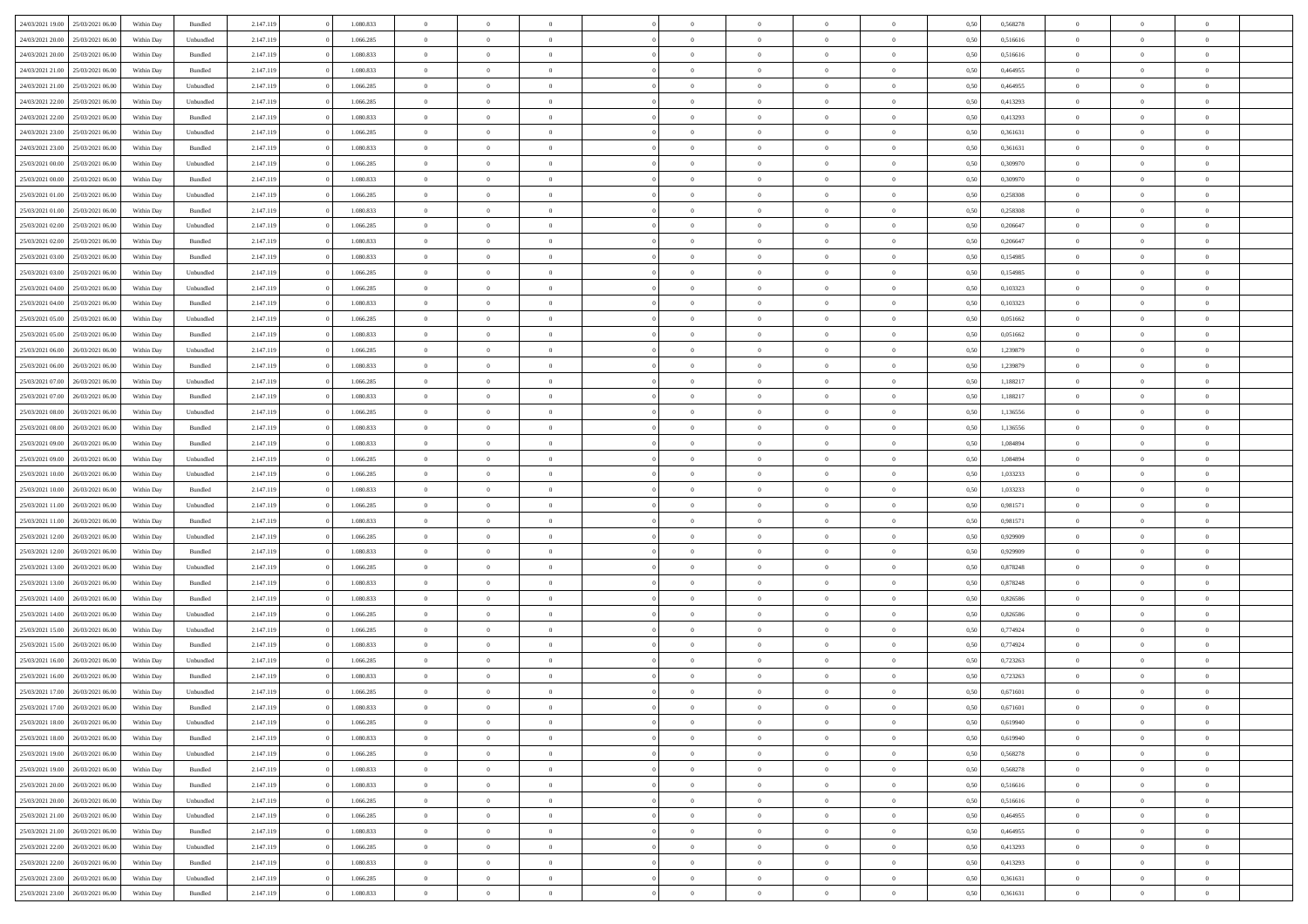| | | | | | | | | | | | | | | | | | | | | | |
|---|---|---|---|---|---|---|---|---|---|---|---|---|---|---|---|---|---|---|---|---|---|
| 24/03/2021 19:00 | 25/03/2021 06:00 | Within Day | Bundled | 2.147.119 | 0 | 1.080.833 | 0 | 0 | 0 | | 0 | 0 | 0 | 0 | 0 | 0,50 | 0,568278 | 0 | 0 | 0 | |
| 24/03/2021 20:00 | 25/03/2021 06:00 | Within Day | Unbundled | 2.147.119 | 0 | 1.066.285 | 0 | 0 | 0 | | 0 | 0 | 0 | 0 | 0 | 0,50 | 0,516616 | 0 | 0 | 0 | |
| 24/03/2021 20:00 | 25/03/2021 06:00 | Within Day | Bundled | 2.147.119 | 0 | 1.080.833 | 0 | 0 | 0 | | 0 | 0 | 0 | 0 | 0 | 0,50 | 0,516616 | 0 | 0 | 0 | |
| 24/03/2021 21:00 | 25/03/2021 06:00 | Within Day | Bundled | 2.147.119 | 0 | 1.080.833 | 0 | 0 | 0 | | 0 | 0 | 0 | 0 | 0 | 0,50 | 0,464955 | 0 | 0 | 0 | |
| 24/03/2021 21:00 | 25/03/2021 06:00 | Within Day | Unbundled | 2.147.119 | 0 | 1.066.285 | 0 | 0 | 0 | | 0 | 0 | 0 | 0 | 0 | 0,50 | 0,464955 | 0 | 0 | 0 | |
| 24/03/2021 22:00 | 25/03/2021 06:00 | Within Day | Unbundled | 2.147.119 | 0 | 1.066.285 | 0 | 0 | 0 | | 0 | 0 | 0 | 0 | 0 | 0,50 | 0,413293 | 0 | 0 | 0 | |
| 24/03/2021 22:00 | 25/03/2021 06:00 | Within Day | Bundled | 2.147.119 | 0 | 1.080.833 | 0 | 0 | 0 | | 0 | 0 | 0 | 0 | 0 | 0,50 | 0,413293 | 0 | 0 | 0 | |
| 24/03/2021 23:00 | 25/03/2021 06:00 | Within Day | Unbundled | 2.147.119 | 0 | 1.066.285 | 0 | 0 | 0 | | 0 | 0 | 0 | 0 | 0 | 0,50 | 0,361631 | 0 | 0 | 0 | |
| 24/03/2021 23:00 | 25/03/2021 06:00 | Within Day | Bundled | 2.147.119 | 0 | 1.080.833 | 0 | 0 | 0 | | 0 | 0 | 0 | 0 | 0 | 0,50 | 0,361631 | 0 | 0 | 0 | |
| 25/03/2021 00:00 | 25/03/2021 06:00 | Within Day | Unbundled | 2.147.119 | 0 | 1.066.285 | 0 | 0 | 0 | | 0 | 0 | 0 | 0 | 0 | 0,50 | 0,309970 | 0 | 0 | 0 | |
| 25/03/2021 00:00 | 25/03/2021 06:00 | Within Day | Bundled | 2.147.119 | 0 | 1.080.833 | 0 | 0 | 0 | | 0 | 0 | 0 | 0 | 0 | 0,50 | 0,309970 | 0 | 0 | 0 | |
| 25/03/2021 01:00 | 25/03/2021 06:00 | Within Day | Unbundled | 2.147.119 | 0 | 1.066.285 | 0 | 0 | 0 | | 0 | 0 | 0 | 0 | 0 | 0,50 | 0,258308 | 0 | 0 | 0 | |
| 25/03/2021 01:00 | 25/03/2021 06:00 | Within Day | Bundled | 2.147.119 | 0 | 1.080.833 | 0 | 0 | 0 | | 0 | 0 | 0 | 0 | 0 | 0,50 | 0,258308 | 0 | 0 | 0 | |
| 25/03/2021 02:00 | 25/03/2021 06:00 | Within Day | Unbundled | 2.147.119 | 0 | 1.066.285 | 0 | 0 | 0 | | 0 | 0 | 0 | 0 | 0 | 0,50 | 0,206647 | 0 | 0 | 0 | |
| 25/03/2021 02:00 | 25/03/2021 06:00 | Within Day | Bundled | 2.147.119 | 0 | 1.080.833 | 0 | 0 | 0 | | 0 | 0 | 0 | 0 | 0 | 0,50 | 0,206647 | 0 | 0 | 0 | |
| 25/03/2021 03:00 | 25/03/2021 06:00 | Within Day | Bundled | 2.147.119 | 0 | 1.080.833 | 0 | 0 | 0 | | 0 | 0 | 0 | 0 | 0 | 0,50 | 0,154985 | 0 | 0 | 0 | |
| 25/03/2021 03:00 | 25/03/2021 06:00 | Within Day | Unbundled | 2.147.119 | 0 | 1.066.285 | 0 | 0 | 0 | | 0 | 0 | 0 | 0 | 0 | 0,50 | 0,154985 | 0 | 0 | 0 | |
| 25/03/2021 04:00 | 25/03/2021 06:00 | Within Day | Unbundled | 2.147.119 | 0 | 1.066.285 | 0 | 0 | 0 | | 0 | 0 | 0 | 0 | 0 | 0,50 | 0,103323 | 0 | 0 | 0 | |
| 25/03/2021 04:00 | 25/03/2021 06:00 | Within Day | Bundled | 2.147.119 | 0 | 1.080.833 | 0 | 0 | 0 | | 0 | 0 | 0 | 0 | 0 | 0,50 | 0,103323 | 0 | 0 | 0 | |
| 25/03/2021 05:00 | 25/03/2021 06:00 | Within Day | Unbundled | 2.147.119 | 0 | 1.066.285 | 0 | 0 | 0 | | 0 | 0 | 0 | 0 | 0 | 0,50 | 0,051662 | 0 | 0 | 0 | |
| 25/03/2021 05:00 | 25/03/2021 06:00 | Within Day | Bundled | 2.147.119 | 0 | 1.080.833 | 0 | 0 | 0 | | 0 | 0 | 0 | 0 | 0 | 0,50 | 0,051662 | 0 | 0 | 0 | |
| 25/03/2021 06:00 | 26/03/2021 06:00 | Within Day | Unbundled | 2.147.119 | 0 | 1.066.285 | 0 | 0 | 0 | | 0 | 0 | 0 | 0 | 0 | 0,50 | 1,239879 | 0 | 0 | 0 | |
| 25/03/2021 06:00 | 26/03/2021 06:00 | Within Day | Bundled | 2.147.119 | 0 | 1.080.833 | 0 | 0 | 0 | | 0 | 0 | 0 | 0 | 0 | 0,50 | 1,239879 | 0 | 0 | 0 | |
| 25/03/2021 07:00 | 26/03/2021 06:00 | Within Day | Unbundled | 2.147.119 | 0 | 1.066.285 | 0 | 0 | 0 | | 0 | 0 | 0 | 0 | 0 | 0,50 | 1,188217 | 0 | 0 | 0 | |
| 25/03/2021 07:00 | 26/03/2021 06:00 | Within Day | Bundled | 2.147.119 | 0 | 1.080.833 | 0 | 0 | 0 | | 0 | 0 | 0 | 0 | 0 | 0,50 | 1,188217 | 0 | 0 | 0 | |
| 25/03/2021 08:00 | 26/03/2021 06:00 | Within Day | Unbundled | 2.147.119 | 0 | 1.066.285 | 0 | 0 | 0 | | 0 | 0 | 0 | 0 | 0 | 0,50 | 1,136556 | 0 | 0 | 0 | |
| 25/03/2021 08:00 | 26/03/2021 06:00 | Within Day | Bundled | 2.147.119 | 0 | 1.080.833 | 0 | 0 | 0 | | 0 | 0 | 0 | 0 | 0 | 0,50 | 1,136556 | 0 | 0 | 0 | |
| 25/03/2021 09:00 | 26/03/2021 06:00 | Within Day | Bundled | 2.147.119 | 0 | 1.080.833 | 0 | 0 | 0 | | 0 | 0 | 0 | 0 | 0 | 0,50 | 1,084894 | 0 | 0 | 0 | |
| 25/03/2021 09:00 | 26/03/2021 06:00 | Within Day | Unbundled | 2.147.119 | 0 | 1.066.285 | 0 | 0 | 0 | | 0 | 0 | 0 | 0 | 0 | 0,50 | 1,084894 | 0 | 0 | 0 | |
| 25/03/2021 10:00 | 26/03/2021 06:00 | Within Day | Unbundled | 2.147.119 | 0 | 1.066.285 | 0 | 0 | 0 | | 0 | 0 | 0 | 0 | 0 | 0,50 | 1,033233 | 0 | 0 | 0 | |
| 25/03/2021 10:00 | 26/03/2021 06:00 | Within Day | Bundled | 2.147.119 | 0 | 1.080.833 | 0 | 0 | 0 | | 0 | 0 | 0 | 0 | 0 | 0,50 | 1,033233 | 0 | 0 | 0 | |
| 25/03/2021 11:00 | 26/03/2021 06:00 | Within Day | Unbundled | 2.147.119 | 0 | 1.066.285 | 0 | 0 | 0 | | 0 | 0 | 0 | 0 | 0 | 0,50 | 0,981571 | 0 | 0 | 0 | |
| 25/03/2021 11:00 | 26/03/2021 06:00 | Within Day | Bundled | 2.147.119 | 0 | 1.080.833 | 0 | 0 | 0 | | 0 | 0 | 0 | 0 | 0 | 0,50 | 0,981571 | 0 | 0 | 0 | |
| 25/03/2021 12:00 | 26/03/2021 06:00 | Within Day | Unbundled | 2.147.119 | 0 | 1.066.285 | 0 | 0 | 0 | | 0 | 0 | 0 | 0 | 0 | 0,50 | 0,929909 | 0 | 0 | 0 | |
| 25/03/2021 12:00 | 26/03/2021 06:00 | Within Day | Bundled | 2.147.119 | 0 | 1.080.833 | 0 | 0 | 0 | | 0 | 0 | 0 | 0 | 0 | 0,50 | 0,929909 | 0 | 0 | 0 | |
| 25/03/2021 13:00 | 26/03/2021 06:00 | Within Day | Unbundled | 2.147.119 | 0 | 1.066.285 | 0 | 0 | 0 | | 0 | 0 | 0 | 0 | 0 | 0,50 | 0,878248 | 0 | 0 | 0 | |
| 25/03/2021 13:00 | 26/03/2021 06:00 | Within Day | Bundled | 2.147.119 | 0 | 1.080.833 | 0 | 0 | 0 | | 0 | 0 | 0 | 0 | 0 | 0,50 | 0,878248 | 0 | 0 | 0 | |
| 25/03/2021 14:00 | 26/03/2021 06:00 | Within Day | Bundled | 2.147.119 | 0 | 1.080.833 | 0 | 0 | 0 | | 0 | 0 | 0 | 0 | 0 | 0,50 | 0,826586 | 0 | 0 | 0 | |
| 25/03/2021 14:00 | 26/03/2021 06:00 | Within Day | Unbundled | 2.147.119 | 0 | 1.066.285 | 0 | 0 | 0 | | 0 | 0 | 0 | 0 | 0 | 0,50 | 0,826586 | 0 | 0 | 0 | |
| 25/03/2021 15:00 | 26/03/2021 06:00 | Within Day | Unbundled | 2.147.119 | 0 | 1.066.285 | 0 | 0 | 0 | | 0 | 0 | 0 | 0 | 0 | 0,50 | 0,774924 | 0 | 0 | 0 | |
| 25/03/2021 15:00 | 26/03/2021 06:00 | Within Day | Bundled | 2.147.119 | 0 | 1.080.833 | 0 | 0 | 0 | | 0 | 0 | 0 | 0 | 0 | 0,50 | 0,774924 | 0 | 0 | 0 | |
| 25/03/2021 16:00 | 26/03/2021 06:00 | Within Day | Unbundled | 2.147.119 | 0 | 1.066.285 | 0 | 0 | 0 | | 0 | 0 | 0 | 0 | 0 | 0,50 | 0,723263 | 0 | 0 | 0 | |
| 25/03/2021 16:00 | 26/03/2021 06:00 | Within Day | Bundled | 2.147.119 | 0 | 1.080.833 | 0 | 0 | 0 | | 0 | 0 | 0 | 0 | 0 | 0,50 | 0,723263 | 0 | 0 | 0 | |
| 25/03/2021 17:00 | 26/03/2021 06:00 | Within Day | Unbundled | 2.147.119 | 0 | 1.066.285 | 0 | 0 | 0 | | 0 | 0 | 0 | 0 | 0 | 0,50 | 0,671601 | 0 | 0 | 0 | |
| 25/03/2021 17:00 | 26/03/2021 06:00 | Within Day | Bundled | 2.147.119 | 0 | 1.080.833 | 0 | 0 | 0 | | 0 | 0 | 0 | 0 | 0 | 0,50 | 0,671601 | 0 | 0 | 0 | |
| 25/03/2021 18:00 | 26/03/2021 06:00 | Within Day | Unbundled | 2.147.119 | 0 | 1.066.285 | 0 | 0 | 0 | | 0 | 0 | 0 | 0 | 0 | 0,50 | 0,619940 | 0 | 0 | 0 | |
| 25/03/2021 18:00 | 26/03/2021 06:00 | Within Day | Bundled | 2.147.119 | 0 | 1.080.833 | 0 | 0 | 0 | | 0 | 0 | 0 | 0 | 0 | 0,50 | 0,619940 | 0 | 0 | 0 | |
| 25/03/2021 19:00 | 26/03/2021 06:00 | Within Day | Unbundled | 2.147.119 | 0 | 1.066.285 | 0 | 0 | 0 | | 0 | 0 | 0 | 0 | 0 | 0,50 | 0,568278 | 0 | 0 | 0 | |
| 25/03/2021 19:00 | 26/03/2021 06:00 | Within Day | Bundled | 2.147.119 | 0 | 1.080.833 | 0 | 0 | 0 | | 0 | 0 | 0 | 0 | 0 | 0,50 | 0,568278 | 0 | 0 | 0 | |
| 25/03/2021 20:00 | 26/03/2021 06:00 | Within Day | Bundled | 2.147.119 | 0 | 1.080.833 | 0 | 0 | 0 | | 0 | 0 | 0 | 0 | 0 | 0,50 | 0,516616 | 0 | 0 | 0 | |
| 25/03/2021 20:00 | 26/03/2021 06:00 | Within Day | Unbundled | 2.147.119 | 0 | 1.066.285 | 0 | 0 | 0 | | 0 | 0 | 0 | 0 | 0 | 0,50 | 0,516616 | 0 | 0 | 0 | |
| 25/03/2021 21:00 | 26/03/2021 06:00 | Within Day | Unbundled | 2.147.119 | 0 | 1.066.285 | 0 | 0 | 0 | | 0 | 0 | 0 | 0 | 0 | 0,50 | 0,464955 | 0 | 0 | 0 | |
| 25/03/2021 21:00 | 26/03/2021 06:00 | Within Day | Bundled | 2.147.119 | 0 | 1.080.833 | 0 | 0 | 0 | | 0 | 0 | 0 | 0 | 0 | 0,50 | 0,464955 | 0 | 0 | 0 | |
| 25/03/2021 22:00 | 26/03/2021 06:00 | Within Day | Unbundled | 2.147.119 | 0 | 1.066.285 | 0 | 0 | 0 | | 0 | 0 | 0 | 0 | 0 | 0,50 | 0,413293 | 0 | 0 | 0 | |
| 25/03/2021 22:00 | 26/03/2021 06:00 | Within Day | Bundled | 2.147.119 | 0 | 1.080.833 | 0 | 0 | 0 | | 0 | 0 | 0 | 0 | 0 | 0,50 | 0,413293 | 0 | 0 | 0 | |
| 25/03/2021 23:00 | 26/03/2021 06:00 | Within Day | Unbundled | 2.147.119 | 0 | 1.066.285 | 0 | 0 | 0 | | 0 | 0 | 0 | 0 | 0 | 0,50 | 0,361631 | 0 | 0 | 0 | |
| 25/03/2021 23:00 | 26/03/2021 06:00 | Within Day | Bundled | 2.147.119 | 0 | 1.080.833 | 0 | 0 | 0 | | 0 | 0 | 0 | 0 | 0 | 0,50 | 0,361631 | 0 | 0 | 0 | |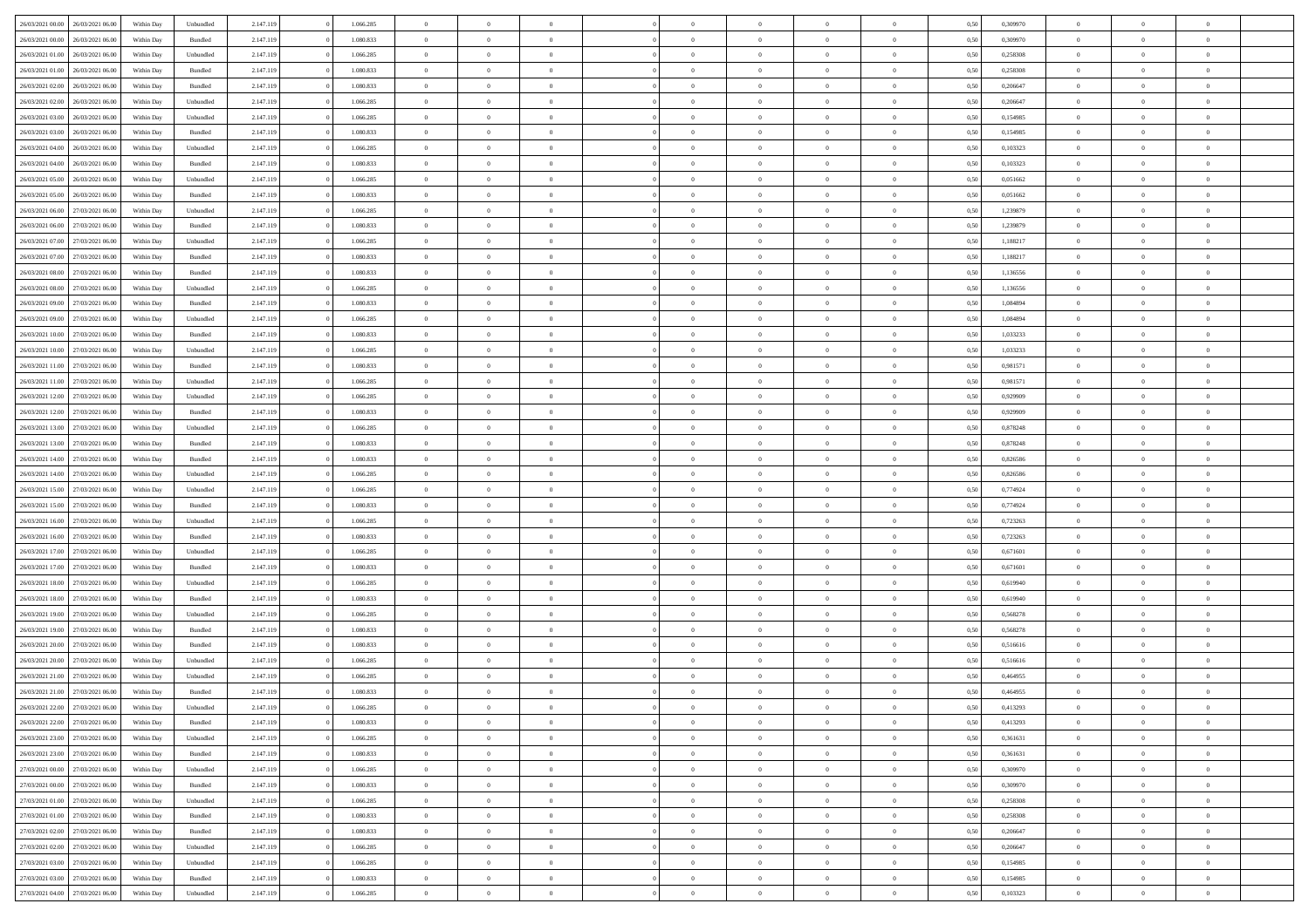| 26/03/2021 00:00 | 26/03/2021 06:00 | Within Day | Unbundled | 2.147.119 | 0 | 1.066.285 | 0 | 0 | 0 | | 0 | 0 | 0 | 0 | 0,50 | 0,309970 | 0 | 0 | 0 | |
|---|---|---|---|---|---|---|---|---|---|---|---|---|---|---|---|---|---|---|---|---|
| 26/03/2021 00:00 | 26/03/2021 06:00 | Within Day | Bundled | 2.147.119 | 0 | 1.080.833 | 0 | 0 | 0 | | 0 | 0 | 0 | 0 | 0,50 | 0,309970 | 0 | 0 | 0 | |
| 26/03/2021 01:00 | 26/03/2021 06:00 | Within Day | Unbundled | 2.147.119 | 0 | 1.066.285 | 0 | 0 | 0 | | 0 | 0 | 0 | 0 | 0,50 | 0,258308 | 0 | 0 | 0 | |
| 26/03/2021 01:00 | 26/03/2021 06:00 | Within Day | Bundled | 2.147.119 | 0 | 1.080.833 | 0 | 0 | 0 | | 0 | 0 | 0 | 0 | 0,50 | 0,258308 | 0 | 0 | 0 | |
| 26/03/2021 02:00 | 26/03/2021 06:00 | Within Day | Bundled | 2.147.119 | 0 | 1.080.833 | 0 | 0 | 0 | | 0 | 0 | 0 | 0 | 0,50 | 0,206647 | 0 | 0 | 0 | |
| 26/03/2021 02:00 | 26/03/2021 06:00 | Within Day | Unbundled | 2.147.119 | 0 | 1.066.285 | 0 | 0 | 0 | | 0 | 0 | 0 | 0 | 0,50 | 0,206647 | 0 | 0 | 0 | |
| 26/03/2021 03:00 | 26/03/2021 06:00 | Within Day | Unbundled | 2.147.119 | 0 | 1.066.285 | 0 | 0 | 0 | | 0 | 0 | 0 | 0 | 0,50 | 0,154985 | 0 | 0 | 0 | |
| 26/03/2021 03:00 | 26/03/2021 06:00 | Within Day | Bundled | 2.147.119 | 0 | 1.080.833 | 0 | 0 | 0 | | 0 | 0 | 0 | 0 | 0,50 | 0,154985 | 0 | 0 | 0 | |
| 26/03/2021 04:00 | 26/03/2021 06:00 | Within Day | Unbundled | 2.147.119 | 0 | 1.066.285 | 0 | 0 | 0 | | 0 | 0 | 0 | 0 | 0,50 | 0,103323 | 0 | 0 | 0 | |
| 26/03/2021 04:00 | 26/03/2021 06:00 | Within Day | Bundled | 2.147.119 | 0 | 1.080.833 | 0 | 0 | 0 | | 0 | 0 | 0 | 0 | 0,50 | 0,103323 | 0 | 0 | 0 | |
| 26/03/2021 05:00 | 26/03/2021 06:00 | Within Day | Unbundled | 2.147.119 | 0 | 1.066.285 | 0 | 0 | 0 | | 0 | 0 | 0 | 0 | 0,50 | 0,051662 | 0 | 0 | 0 | |
| 26/03/2021 05:00 | 26/03/2021 06:00 | Within Day | Bundled | 2.147.119 | 0 | 1.080.833 | 0 | 0 | 0 | | 0 | 0 | 0 | 0 | 0,50 | 0,051662 | 0 | 0 | 0 | |
| 26/03/2021 06:00 | 27/03/2021 06:00 | Within Day | Unbundled | 2.147.119 | 0 | 1.066.285 | 0 | 0 | 0 | | 0 | 0 | 0 | 0 | 0,50 | 1,239879 | 0 | 0 | 0 | |
| 26/03/2021 06:00 | 27/03/2021 06:00 | Within Day | Bundled | 2.147.119 | 0 | 1.080.833 | 0 | 0 | 0 | | 0 | 0 | 0 | 0 | 0,50 | 1,239879 | 0 | 0 | 0 | |
| 26/03/2021 07:00 | 27/03/2021 06:00 | Within Day | Unbundled | 2.147.119 | 0 | 1.066.285 | 0 | 0 | 0 | | 0 | 0 | 0 | 0 | 0,50 | 1,188217 | 0 | 0 | 0 | |
| 26/03/2021 07:00 | 27/03/2021 06:00 | Within Day | Bundled | 2.147.119 | 0 | 1.080.833 | 0 | 0 | 0 | | 0 | 0 | 0 | 0 | 0,50 | 1,188217 | 0 | 0 | 0 | |
| 26/03/2021 08:00 | 27/03/2021 06:00 | Within Day | Bundled | 2.147.119 | 0 | 1.080.833 | 0 | 0 | 0 | | 0 | 0 | 0 | 0 | 0,50 | 1,136556 | 0 | 0 | 0 | |
| 26/03/2021 08:00 | 27/03/2021 06:00 | Within Day | Unbundled | 2.147.119 | 0 | 1.066.285 | 0 | 0 | 0 | | 0 | 0 | 0 | 0 | 0,50 | 1,136556 | 0 | 0 | 0 | |
| 26/03/2021 09:00 | 27/03/2021 06:00 | Within Day | Bundled | 2.147.119 | 0 | 1.080.833 | 0 | 0 | 0 | | 0 | 0 | 0 | 0 | 0,50 | 1,084894 | 0 | 0 | 0 | |
| 26/03/2021 09:00 | 27/03/2021 06:00 | Within Day | Unbundled | 2.147.119 | 0 | 1.066.285 | 0 | 0 | 0 | | 0 | 0 | 0 | 0 | 0,50 | 1,084894 | 0 | 0 | 0 | |
| 26/03/2021 10:00 | 27/03/2021 06:00 | Within Day | Bundled | 2.147.119 | 0 | 1.080.833 | 0 | 0 | 0 | | 0 | 0 | 0 | 0 | 0,50 | 1,033233 | 0 | 0 | 0 | |
| 26/03/2021 10:00 | 27/03/2021 06:00 | Within Day | Unbundled | 2.147.119 | 0 | 1.066.285 | 0 | 0 | 0 | | 0 | 0 | 0 | 0 | 0,50 | 1,033233 | 0 | 0 | 0 | |
| 26/03/2021 11:00 | 27/03/2021 06:00 | Within Day | Bundled | 2.147.119 | 0 | 1.080.833 | 0 | 0 | 0 | | 0 | 0 | 0 | 0 | 0,50 | 0,981571 | 0 | 0 | 0 | |
| 26/03/2021 11:00 | 27/03/2021 06:00 | Within Day | Unbundled | 2.147.119 | 0 | 1.066.285 | 0 | 0 | 0 | | 0 | 0 | 0 | 0 | 0,50 | 0,981571 | 0 | 0 | 0 | |
| 26/03/2021 12:00 | 27/03/2021 06:00 | Within Day | Unbundled | 2.147.119 | 0 | 1.066.285 | 0 | 0 | 0 | | 0 | 0 | 0 | 0 | 0,50 | 0,929909 | 0 | 0 | 0 | |
| 26/03/2021 12:00 | 27/03/2021 06:00 | Within Day | Bundled | 2.147.119 | 0 | 1.080.833 | 0 | 0 | 0 | | 0 | 0 | 0 | 0 | 0,50 | 0,929909 | 0 | 0 | 0 | |
| 26/03/2021 13:00 | 27/03/2021 06:00 | Within Day | Unbundled | 2.147.119 | 0 | 1.066.285 | 0 | 0 | 0 | | 0 | 0 | 0 | 0 | 0,50 | 0,878248 | 0 | 0 | 0 | |
| 26/03/2021 13:00 | 27/03/2021 06:00 | Within Day | Bundled | 2.147.119 | 0 | 1.080.833 | 0 | 0 | 0 | | 0 | 0 | 0 | 0 | 0,50 | 0,878248 | 0 | 0 | 0 | |
| 26/03/2021 14:00 | 27/03/2021 06:00 | Within Day | Bundled | 2.147.119 | 0 | 1.080.833 | 0 | 0 | 0 | | 0 | 0 | 0 | 0 | 0,50 | 0,826586 | 0 | 0 | 0 | |
| 26/03/2021 14:00 | 27/03/2021 06:00 | Within Day | Unbundled | 2.147.119 | 0 | 1.066.285 | 0 | 0 | 0 | | 0 | 0 | 0 | 0 | 0,50 | 0,826586 | 0 | 0 | 0 | |
| 26/03/2021 15:00 | 27/03/2021 06:00 | Within Day | Unbundled | 2.147.119 | 0 | 1.066.285 | 0 | 0 | 0 | | 0 | 0 | 0 | 0 | 0,50 | 0,774924 | 0 | 0 | 0 | |
| 26/03/2021 15:00 | 27/03/2021 06:00 | Within Day | Bundled | 2.147.119 | 0 | 1.080.833 | 0 | 0 | 0 | | 0 | 0 | 0 | 0 | 0,50 | 0,774924 | 0 | 0 | 0 | |
| 26/03/2021 16:00 | 27/03/2021 06:00 | Within Day | Unbundled | 2.147.119 | 0 | 1.066.285 | 0 | 0 | 0 | | 0 | 0 | 0 | 0 | 0,50 | 0,723263 | 0 | 0 | 0 | |
| 26/03/2021 16:00 | 27/03/2021 06:00 | Within Day | Bundled | 2.147.119 | 0 | 1.080.833 | 0 | 0 | 0 | | 0 | 0 | 0 | 0 | 0,50 | 0,723263 | 0 | 0 | 0 | |
| 26/03/2021 17:00 | 27/03/2021 06:00 | Within Day | Unbundled | 2.147.119 | 0 | 1.066.285 | 0 | 0 | 0 | | 0 | 0 | 0 | 0 | 0,50 | 0,671601 | 0 | 0 | 0 | |
| 26/03/2021 17:00 | 27/03/2021 06:00 | Within Day | Bundled | 2.147.119 | 0 | 1.080.833 | 0 | 0 | 0 | | 0 | 0 | 0 | 0 | 0,50 | 0,671601 | 0 | 0 | 0 | |
| 26/03/2021 18:00 | 27/03/2021 06:00 | Within Day | Unbundled | 2.147.119 | 0 | 1.066.285 | 0 | 0 | 0 | | 0 | 0 | 0 | 0 | 0,50 | 0,619940 | 0 | 0 | 0 | |
| 26/03/2021 18:00 | 27/03/2021 06:00 | Within Day | Bundled | 2.147.119 | 0 | 1.080.833 | 0 | 0 | 0 | | 0 | 0 | 0 | 0 | 0,50 | 0,619940 | 0 | 0 | 0 | |
| 26/03/2021 19:00 | 27/03/2021 06:00 | Within Day | Unbundled | 2.147.119 | 0 | 1.066.285 | 0 | 0 | 0 | | 0 | 0 | 0 | 0 | 0,50 | 0,568278 | 0 | 0 | 0 | |
| 26/03/2021 19:00 | 27/03/2021 06:00 | Within Day | Bundled | 2.147.119 | 0 | 1.080.833 | 0 | 0 | 0 | | 0 | 0 | 0 | 0 | 0,50 | 0,568278 | 0 | 0 | 0 | |
| 26/03/2021 20:00 | 27/03/2021 06:00 | Within Day | Bundled | 2.147.119 | 0 | 1.080.833 | 0 | 0 | 0 | | 0 | 0 | 0 | 0 | 0,50 | 0,516616 | 0 | 0 | 0 | |
| 26/03/2021 20:00 | 27/03/2021 06:00 | Within Day | Unbundled | 2.147.119 | 0 | 1.066.285 | 0 | 0 | 0 | | 0 | 0 | 0 | 0 | 0,50 | 0,516616 | 0 | 0 | 0 | |
| 26/03/2021 21:00 | 27/03/2021 06:00 | Within Day | Unbundled | 2.147.119 | 0 | 1.066.285 | 0 | 0 | 0 | | 0 | 0 | 0 | 0 | 0,50 | 0,464955 | 0 | 0 | 0 | |
| 26/03/2021 21:00 | 27/03/2021 06:00 | Within Day | Bundled | 2.147.119 | 0 | 1.080.833 | 0 | 0 | 0 | | 0 | 0 | 0 | 0 | 0,50 | 0,464955 | 0 | 0 | 0 | |
| 26/03/2021 22:00 | 27/03/2021 06:00 | Within Day | Unbundled | 2.147.119 | 0 | 1.066.285 | 0 | 0 | 0 | | 0 | 0 | 0 | 0 | 0,50 | 0,413293 | 0 | 0 | 0 | |
| 26/03/2021 22:00 | 27/03/2021 06:00 | Within Day | Bundled | 2.147.119 | 0 | 1.080.833 | 0 | 0 | 0 | | 0 | 0 | 0 | 0 | 0,50 | 0,413293 | 0 | 0 | 0 | |
| 26/03/2021 23:00 | 27/03/2021 06:00 | Within Day | Unbundled | 2.147.119 | 0 | 1.066.285 | 0 | 0 | 0 | | 0 | 0 | 0 | 0 | 0,50 | 0,361631 | 0 | 0 | 0 | |
| 26/03/2021 23:00 | 27/03/2021 06:00 | Within Day | Bundled | 2.147.119 | 0 | 1.080.833 | 0 | 0 | 0 | | 0 | 0 | 0 | 0 | 0,50 | 0,361631 | 0 | 0 | 0 | |
| 27/03/2021 00:00 | 27/03/2021 06:00 | Within Day | Unbundled | 2.147.119 | 0 | 1.066.285 | 0 | 0 | 0 | | 0 | 0 | 0 | 0 | 0,50 | 0,309970 | 0 | 0 | 0 | |
| 27/03/2021 00:00 | 27/03/2021 06:00 | Within Day | Bundled | 2.147.119 | 0 | 1.080.833 | 0 | 0 | 0 | | 0 | 0 | 0 | 0 | 0,50 | 0,309970 | 0 | 0 | 0 | |
| 27/03/2021 01:00 | 27/03/2021 06:00 | Within Day | Unbundled | 2.147.119 | 0 | 1.066.285 | 0 | 0 | 0 | | 0 | 0 | 0 | 0 | 0,50 | 0,258308 | 0 | 0 | 0 | |
| 27/03/2021 01:00 | 27/03/2021 06:00 | Within Day | Bundled | 2.147.119 | 0 | 1.080.833 | 0 | 0 | 0 | | 0 | 0 | 0 | 0 | 0,50 | 0,258308 | 0 | 0 | 0 | |
| 27/03/2021 02:00 | 27/03/2021 06:00 | Within Day | Bundled | 2.147.119 | 0 | 1.080.833 | 0 | 0 | 0 | | 0 | 0 | 0 | 0 | 0,50 | 0,206647 | 0 | 0 | 0 | |
| 27/03/2021 02:00 | 27/03/2021 06:00 | Within Day | Unbundled | 2.147.119 | 0 | 1.066.285 | 0 | 0 | 0 | | 0 | 0 | 0 | 0 | 0,50 | 0,206647 | 0 | 0 | 0 | |
| 27/03/2021 03:00 | 27/03/2021 06:00 | Within Day | Unbundled | 2.147.119 | 0 | 1.066.285 | 0 | 0 | 0 | | 0 | 0 | 0 | 0 | 0,50 | 0,154985 | 0 | 0 | 0 | |
| 27/03/2021 03:00 | 27/03/2021 06:00 | Within Day | Bundled | 2.147.119 | 0 | 1.080.833 | 0 | 0 | 0 | | 0 | 0 | 0 | 0 | 0,50 | 0,154985 | 0 | 0 | 0 | |
| 27/03/2021 04:00 | 27/03/2021 06:00 | Within Day | Unbundled | 2.147.119 | 0 | 1.066.285 | 0 | 0 | 0 | | 0 | 0 | 0 | 0 | 0,50 | 0,103323 | 0 | 0 | 0 | |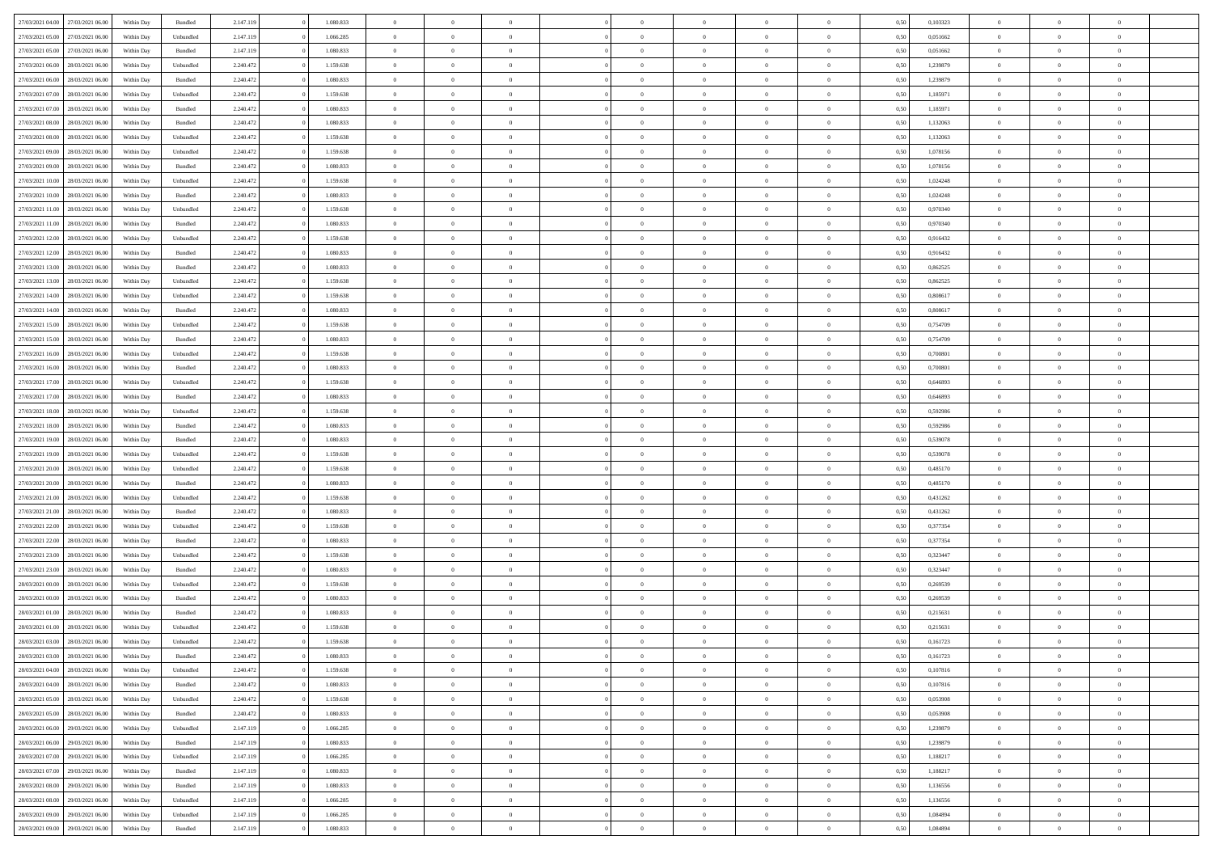| | | | | | | | | | | | | | | | | | | | | | |
|---|---|---|---|---|---|---|---|---|---|---|---|---|---|---|---|---|---|---|---|---|---|
| 27/03/2021 04:00 | 27/03/2021 06:00 | Within Day | Bundled | 2.147.119 | 0 | 1.080.833 | 0 | 0 | 0 | | 0 | 0 | 0 | 0 | 0,50 | 0,103323 | 0 | 0 | 0 | |
| 27/03/2021 05:00 | 27/03/2021 06:00 | Within Day | Unbundled | 2.147.119 | 0 | 1.066.285 | 0 | 0 | 0 | | 0 | 0 | 0 | 0 | 0,50 | 0,051662 | 0 | 0 | 0 | |
| 27/03/2021 05:00 | 27/03/2021 06:00 | Within Day | Bundled | 2.147.119 | 0 | 1.080.833 | 0 | 0 | 0 | | 0 | 0 | 0 | 0 | 0,50 | 0,051662 | 0 | 0 | 0 | |
| 27/03/2021 06:00 | 28/03/2021 06:00 | Within Day | Unbundled | 2.240.472 | 0 | 1.159.638 | 0 | 0 | 0 | | 0 | 0 | 0 | 0 | 0,50 | 1,239879 | 0 | 0 | 0 | |
| 27/03/2021 06:00 | 28/03/2021 06:00 | Within Day | Bundled | 2.240.472 | 0 | 1.080.833 | 0 | 0 | 0 | | 0 | 0 | 0 | 0 | 0,50 | 1,239879 | 0 | 0 | 0 | |
| 27/03/2021 07:00 | 28/03/2021 06:00 | Within Day | Unbundled | 2.240.472 | 0 | 1.159.638 | 0 | 0 | 0 | | 0 | 0 | 0 | 0 | 0,50 | 1,185971 | 0 | 0 | 0 | |
| 27/03/2021 07:00 | 28/03/2021 06:00 | Within Day | Bundled | 2.240.472 | 0 | 1.080.833 | 0 | 0 | 0 | | 0 | 0 | 0 | 0 | 0,50 | 1,185971 | 0 | 0 | 0 | |
| 27/03/2021 08:00 | 28/03/2021 06:00 | Within Day | Bundled | 2.240.472 | 0 | 1.080.833 | 0 | 0 | 0 | | 0 | 0 | 0 | 0 | 0,50 | 1,132063 | 0 | 0 | 0 | |
| 27/03/2021 08:00 | 28/03/2021 06:00 | Within Day | Unbundled | 2.240.472 | 0 | 1.159.638 | 0 | 0 | 0 | | 0 | 0 | 0 | 0 | 0,50 | 1,132063 | 0 | 0 | 0 | |
| 27/03/2021 09:00 | 28/03/2021 06:00 | Within Day | Unbundled | 2.240.472 | 0 | 1.159.638 | 0 | 0 | 0 | | 0 | 0 | 0 | 0 | 0,50 | 1,078156 | 0 | 0 | 0 | |
| 27/03/2021 09:00 | 28/03/2021 06:00 | Within Day | Bundled | 2.240.472 | 0 | 1.080.833 | 0 | 0 | 0 | | 0 | 0 | 0 | 0 | 0,50 | 1,078156 | 0 | 0 | 0 | |
| 27/03/2021 10:00 | 28/03/2021 06:00 | Within Day | Unbundled | 2.240.472 | 0 | 1.159.638 | 0 | 0 | 0 | | 0 | 0 | 0 | 0 | 0,50 | 1,024248 | 0 | 0 | 0 | |
| 27/03/2021 10:00 | 28/03/2021 06:00 | Within Day | Bundled | 2.240.472 | 0 | 1.080.833 | 0 | 0 | 0 | | 0 | 0 | 0 | 0 | 0,50 | 1,024248 | 0 | 0 | 0 | |
| 27/03/2021 11:00 | 28/03/2021 06:00 | Within Day | Unbundled | 2.240.472 | 0 | 1.159.638 | 0 | 0 | 0 | | 0 | 0 | 0 | 0 | 0,50 | 0,970340 | 0 | 0 | 0 | |
| 27/03/2021 11:00 | 28/03/2021 06:00 | Within Day | Bundled | 2.240.472 | 0 | 1.080.833 | 0 | 0 | 0 | | 0 | 0 | 0 | 0 | 0,50 | 0,970340 | 0 | 0 | 0 | |
| 27/03/2021 12:00 | 28/03/2021 06:00 | Within Day | Unbundled | 2.240.472 | 0 | 1.159.638 | 0 | 0 | 0 | | 0 | 0 | 0 | 0 | 0,50 | 0,916432 | 0 | 0 | 0 | |
| 27/03/2021 12:00 | 28/03/2021 06:00 | Within Day | Bundled | 2.240.472 | 0 | 1.080.833 | 0 | 0 | 0 | | 0 | 0 | 0 | 0 | 0,50 | 0,916432 | 0 | 0 | 0 | |
| 27/03/2021 13:00 | 28/03/2021 06:00 | Within Day | Bundled | 2.240.472 | 0 | 1.080.833 | 0 | 0 | 0 | | 0 | 0 | 0 | 0 | 0,50 | 0,862525 | 0 | 0 | 0 | |
| 27/03/2021 13:00 | 28/03/2021 06:00 | Within Day | Unbundled | 2.240.472 | 0 | 1.159.638 | 0 | 0 | 0 | | 0 | 0 | 0 | 0 | 0,50 | 0,862525 | 0 | 0 | 0 | |
| 27/03/2021 14:00 | 28/03/2021 06:00 | Within Day | Unbundled | 2.240.472 | 0 | 1.159.638 | 0 | 0 | 0 | | 0 | 0 | 0 | 0 | 0,50 | 0,808617 | 0 | 0 | 0 | |
| 27/03/2021 14:00 | 28/03/2021 06:00 | Within Day | Bundled | 2.240.472 | 0 | 1.080.833 | 0 | 0 | 0 | | 0 | 0 | 0 | 0 | 0,50 | 0,808617 | 0 | 0 | 0 | |
| 27/03/2021 15:00 | 28/03/2021 06:00 | Within Day | Unbundled | 2.240.472 | 0 | 1.159.638 | 0 | 0 | 0 | | 0 | 0 | 0 | 0 | 0,50 | 0,754709 | 0 | 0 | 0 | |
| 27/03/2021 15:00 | 28/03/2021 06:00 | Within Day | Bundled | 2.240.472 | 0 | 1.080.833 | 0 | 0 | 0 | | 0 | 0 | 0 | 0 | 0,50 | 0,754709 | 0 | 0 | 0 | |
| 27/03/2021 16:00 | 28/03/2021 06:00 | Within Day | Unbundled | 2.240.472 | 0 | 1.159.638 | 0 | 0 | 0 | | 0 | 0 | 0 | 0 | 0,50 | 0,700801 | 0 | 0 | 0 | |
| 27/03/2021 16:00 | 28/03/2021 06:00 | Within Day | Bundled | 2.240.472 | 0 | 1.080.833 | 0 | 0 | 0 | | 0 | 0 | 0 | 0 | 0,50 | 0,700801 | 0 | 0 | 0 | |
| 27/03/2021 17:00 | 28/03/2021 06:00 | Within Day | Unbundled | 2.240.472 | 0 | 1.159.638 | 0 | 0 | 0 | | 0 | 0 | 0 | 0 | 0,50 | 0,646893 | 0 | 0 | 0 | |
| 27/03/2021 17:00 | 28/03/2021 06:00 | Within Day | Bundled | 2.240.472 | 0 | 1.080.833 | 0 | 0 | 0 | | 0 | 0 | 0 | 0 | 0,50 | 0,646893 | 0 | 0 | 0 | |
| 27/03/2021 18:00 | 28/03/2021 06:00 | Within Day | Unbundled | 2.240.472 | 0 | 1.159.638 | 0 | 0 | 0 | | 0 | 0 | 0 | 0 | 0,50 | 0,592986 | 0 | 0 | 0 | |
| 27/03/2021 18:00 | 28/03/2021 06:00 | Within Day | Bundled | 2.240.472 | 0 | 1.080.833 | 0 | 0 | 0 | | 0 | 0 | 0 | 0 | 0,50 | 0,592986 | 0 | 0 | 0 | |
| 27/03/2021 19:00 | 28/03/2021 06:00 | Within Day | Bundled | 2.240.472 | 0 | 1.080.833 | 0 | 0 | 0 | | 0 | 0 | 0 | 0 | 0,50 | 0,539078 | 0 | 0 | 0 | |
| 27/03/2021 19:00 | 28/03/2021 06:00 | Within Day | Unbundled | 2.240.472 | 0 | 1.159.638 | 0 | 0 | 0 | | 0 | 0 | 0 | 0 | 0,50 | 0,539078 | 0 | 0 | 0 | |
| 27/03/2021 20:00 | 28/03/2021 06:00 | Within Day | Unbundled | 2.240.472 | 0 | 1.159.638 | 0 | 0 | 0 | | 0 | 0 | 0 | 0 | 0,50 | 0,485170 | 0 | 0 | 0 | |
| 27/03/2021 20:00 | 28/03/2021 06:00 | Within Day | Bundled | 2.240.472 | 0 | 1.080.833 | 0 | 0 | 0 | | 0 | 0 | 0 | 0 | 0,50 | 0,485170 | 0 | 0 | 0 | |
| 27/03/2021 21:00 | 28/03/2021 06:00 | Within Day | Unbundled | 2.240.472 | 0 | 1.159.638 | 0 | 0 | 0 | | 0 | 0 | 0 | 0 | 0,50 | 0,431262 | 0 | 0 | 0 | |
| 27/03/2021 21:00 | 28/03/2021 06:00 | Within Day | Bundled | 2.240.472 | 0 | 1.080.833 | 0 | 0 | 0 | | 0 | 0 | 0 | 0 | 0,50 | 0,431262 | 0 | 0 | 0 | |
| 27/03/2021 22:00 | 28/03/2021 06:00 | Within Day | Unbundled | 2.240.472 | 0 | 1.159.638 | 0 | 0 | 0 | | 0 | 0 | 0 | 0 | 0,50 | 0,377354 | 0 | 0 | 0 | |
| 27/03/2021 22:00 | 28/03/2021 06:00 | Within Day | Bundled | 2.240.472 | 0 | 1.080.833 | 0 | 0 | 0 | | 0 | 0 | 0 | 0 | 0,50 | 0,377354 | 0 | 0 | 0 | |
| 27/03/2021 23:00 | 28/03/2021 06:00 | Within Day | Unbundled | 2.240.472 | 0 | 1.159.638 | 0 | 0 | 0 | | 0 | 0 | 0 | 0 | 0,50 | 0,323447 | 0 | 0 | 0 | |
| 27/03/2021 23:00 | 28/03/2021 06:00 | Within Day | Bundled | 2.240.472 | 0 | 1.080.833 | 0 | 0 | 0 | | 0 | 0 | 0 | 0 | 0,50 | 0,323447 | 0 | 0 | 0 | |
| 28/03/2021 00:00 | 28/03/2021 06:00 | Within Day | Unbundled | 2.240.472 | 0 | 1.159.638 | 0 | 0 | 0 | | 0 | 0 | 0 | 0 | 0,50 | 0,269539 | 0 | 0 | 0 | |
| 28/03/2021 00:00 | 28/03/2021 06:00 | Within Day | Bundled | 2.240.472 | 0 | 1.080.833 | 0 | 0 | 0 | | 0 | 0 | 0 | 0 | 0,50 | 0,269539 | 0 | 0 | 0 | |
| 28/03/2021 01:00 | 28/03/2021 06:00 | Within Day | Bundled | 2.240.472 | 0 | 1.080.833 | 0 | 0 | 0 | | 0 | 0 | 0 | 0 | 0,50 | 0,215631 | 0 | 0 | 0 | |
| 28/03/2021 01:00 | 28/03/2021 06:00 | Within Day | Unbundled | 2.240.472 | 0 | 1.159.638 | 0 | 0 | 0 | | 0 | 0 | 0 | 0 | 0,50 | 0,215631 | 0 | 0 | 0 | |
| 28/03/2021 03:00 | 28/03/2021 06:00 | Within Day | Unbundled | 2.240.472 | 0 | 1.159.638 | 0 | 0 | 0 | | 0 | 0 | 0 | 0 | 0,50 | 0,161723 | 0 | 0 | 0 | |
| 28/03/2021 03:00 | 28/03/2021 06:00 | Within Day | Bundled | 2.240.472 | 0 | 1.080.833 | 0 | 0 | 0 | | 0 | 0 | 0 | 0 | 0,50 | 0,161723 | 0 | 0 | 0 | |
| 28/03/2021 04:00 | 28/03/2021 06:00 | Within Day | Unbundled | 2.240.472 | 0 | 1.159.638 | 0 | 0 | 0 | | 0 | 0 | 0 | 0 | 0,50 | 0,107816 | 0 | 0 | 0 | |
| 28/03/2021 04:00 | 28/03/2021 06:00 | Within Day | Bundled | 2.240.472 | 0 | 1.080.833 | 0 | 0 | 0 | | 0 | 0 | 0 | 0 | 0,50 | 0,107816 | 0 | 0 | 0 | |
| 28/03/2021 05:00 | 28/03/2021 06:00 | Within Day | Unbundled | 2.240.472 | 0 | 1.159.638 | 0 | 0 | 0 | | 0 | 0 | 0 | 0 | 0,50 | 0,053908 | 0 | 0 | 0 | |
| 28/03/2021 05:00 | 28/03/2021 06:00 | Within Day | Bundled | 2.240.472 | 0 | 1.080.833 | 0 | 0 | 0 | | 0 | 0 | 0 | 0 | 0,50 | 0,053908 | 0 | 0 | 0 | |
| 28/03/2021 06:00 | 29/03/2021 06:00 | Within Day | Unbundled | 2.147.119 | 0 | 1.066.285 | 0 | 0 | 0 | | 0 | 0 | 0 | 0 | 0,50 | 1,239879 | 0 | 0 | 0 | |
| 28/03/2021 06:00 | 29/03/2021 06:00 | Within Day | Bundled | 2.147.119 | 0 | 1.080.833 | 0 | 0 | 0 | | 0 | 0 | 0 | 0 | 0,50 | 1,239879 | 0 | 0 | 0 | |
| 28/03/2021 07:00 | 29/03/2021 06:00 | Within Day | Unbundled | 2.147.119 | 0 | 1.066.285 | 0 | 0 | 0 | | 0 | 0 | 0 | 0 | 0,50 | 1,188217 | 0 | 0 | 0 | |
| 28/03/2021 07:00 | 29/03/2021 06:00 | Within Day | Bundled | 2.147.119 | 0 | 1.080.833 | 0 | 0 | 0 | | 0 | 0 | 0 | 0 | 0,50 | 1,188217 | 0 | 0 | 0 | |
| 28/03/2021 08:00 | 29/03/2021 06:00 | Within Day | Bundled | 2.147.119 | 0 | 1.080.833 | 0 | 0 | 0 | | 0 | 0 | 0 | 0 | 0,50 | 1,136556 | 0 | 0 | 0 | |
| 28/03/2021 08:00 | 29/03/2021 06:00 | Within Day | Unbundled | 2.147.119 | 0 | 1.066.285 | 0 | 0 | 0 | | 0 | 0 | 0 | 0 | 0,50 | 1,136556 | 0 | 0 | 0 | |
| 28/03/2021 09:00 | 29/03/2021 06:00 | Within Day | Unbundled | 2.147.119 | 0 | 1.066.285 | 0 | 0 | 0 | | 0 | 0 | 0 | 0 | 0,50 | 1,084894 | 0 | 0 | 0 | |
| 28/03/2021 09:00 | 29/03/2021 06:00 | Within Day | Bundled | 2.147.119 | 0 | 1.080.833 | 0 | 0 | 0 | | 0 | 0 | 0 | 0 | 0,50 | 1,084894 | 0 | 0 | 0 | |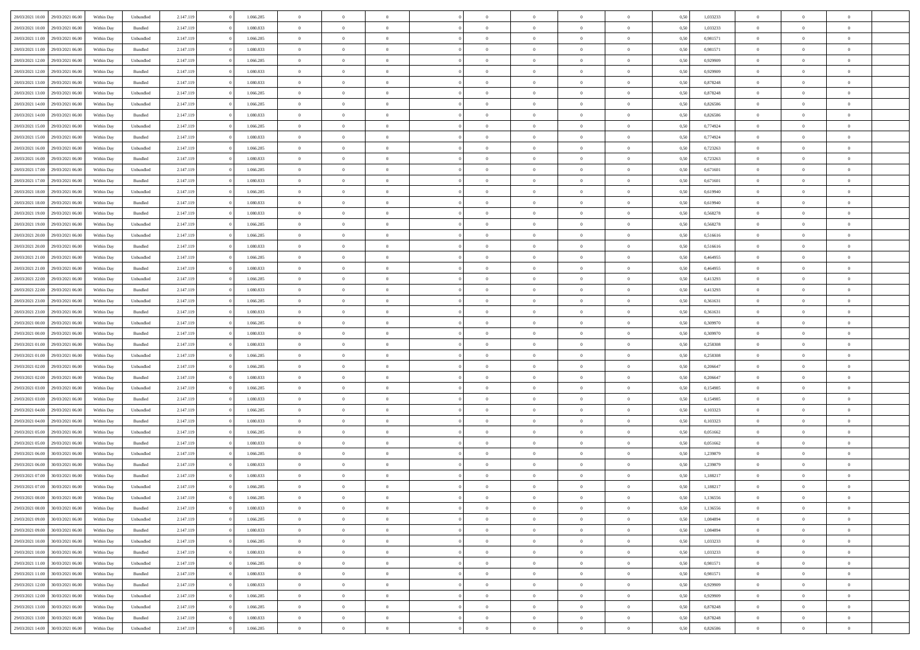| | | | | | | | | | | | | | | | | | | | | | |
|---|---|---|---|---|---|---|---|---|---|---|---|---|---|---|---|---|---|---|---|---|---|
| 28/03/2021 10:00 | 29/03/2021 06:00 | Within Day | Unbundled | 2.147.119 | 0 | 1.066.285 | 0 | 0 | 0 | | 0 | 0 | 0 | 0 | 0 | 0,50 | 1,033233 | 0 | 0 | 0 | |
| 28/03/2021 10:00 | 29/03/2021 06:00 | Within Day | Bundled | 2.147.119 | 0 | 1.080.833 | 0 | 0 | 0 | | 0 | 0 | 0 | 0 | 0 | 0,50 | 1,033233 | 0 | 0 | 0 | |
| 28/03/2021 11:00 | 29/03/2021 06:00 | Within Day | Unbundled | 2.147.119 | 0 | 1.066.285 | 0 | 0 | 0 | | 0 | 0 | 0 | 0 | 0 | 0,50 | 0,981571 | 0 | 0 | 0 | |
| 28/03/2021 11:00 | 29/03/2021 06:00 | Within Day | Bundled | 2.147.119 | 0 | 1.080.833 | 0 | 0 | 0 | | 0 | 0 | 0 | 0 | 0 | 0,50 | 0,981571 | 0 | 0 | 0 | |
| 28/03/2021 12:00 | 29/03/2021 06:00 | Within Day | Unbundled | 2.147.119 | 0 | 1.066.285 | 0 | 0 | 0 | | 0 | 0 | 0 | 0 | 0 | 0,50 | 0,929909 | 0 | 0 | 0 | |
| 28/03/2021 12:00 | 29/03/2021 06:00 | Within Day | Bundled | 2.147.119 | 0 | 1.080.833 | 0 | 0 | 0 | | 0 | 0 | 0 | 0 | 0 | 0,50 | 0,929909 | 0 | 0 | 0 | |
| 28/03/2021 13:00 | 29/03/2021 06:00 | Within Day | Bundled | 2.147.119 | 0 | 1.080.833 | 0 | 0 | 0 | | 0 | 0 | 0 | 0 | 0 | 0,50 | 0,878248 | 0 | 0 | 0 | |
| 28/03/2021 13:00 | 29/03/2021 06:00 | Within Day | Unbundled | 2.147.119 | 0 | 1.066.285 | 0 | 0 | 0 | | 0 | 0 | 0 | 0 | 0 | 0,50 | 0,878248 | 0 | 0 | 0 | |
| 28/03/2021 14:00 | 29/03/2021 06:00 | Within Day | Unbundled | 2.147.119 | 0 | 1.066.285 | 0 | 0 | 0 | | 0 | 0 | 0 | 0 | 0 | 0,50 | 0,826586 | 0 | 0 | 0 | |
| 28/03/2021 14:00 | 29/03/2021 06:00 | Within Day | Bundled | 2.147.119 | 0 | 1.080.833 | 0 | 0 | 0 | | 0 | 0 | 0 | 0 | 0 | 0,50 | 0,826586 | 0 | 0 | 0 | |
| 28/03/2021 15:00 | 29/03/2021 06:00 | Within Day | Unbundled | 2.147.119 | 0 | 1.066.285 | 0 | 0 | 0 | | 0 | 0 | 0 | 0 | 0 | 0,50 | 0,774924 | 0 | 0 | 0 | |
| 28/03/2021 15:00 | 29/03/2021 06:00 | Within Day | Bundled | 2.147.119 | 0 | 1.080.833 | 0 | 0 | 0 | | 0 | 0 | 0 | 0 | 0 | 0,50 | 0,774924 | 0 | 0 | 0 | |
| 28/03/2021 16:00 | 29/03/2021 06:00 | Within Day | Unbundled | 2.147.119 | 0 | 1.066.285 | 0 | 0 | 0 | | 0 | 0 | 0 | 0 | 0 | 0,50 | 0,723263 | 0 | 0 | 0 | |
| 28/03/2021 16:00 | 29/03/2021 06:00 | Within Day | Bundled | 2.147.119 | 0 | 1.080.833 | 0 | 0 | 0 | | 0 | 0 | 0 | 0 | 0 | 0,50 | 0,723263 | 0 | 0 | 0 | |
| 28/03/2021 17:00 | 29/03/2021 06:00 | Within Day | Unbundled | 2.147.119 | 0 | 1.066.285 | 0 | 0 | 0 | | 0 | 0 | 0 | 0 | 0 | 0,50 | 0,671601 | 0 | 0 | 0 | |
| 28/03/2021 17:00 | 29/03/2021 06:00 | Within Day | Bundled | 2.147.119 | 0 | 1.080.833 | 0 | 0 | 0 | | 0 | 0 | 0 | 0 | 0 | 0,50 | 0,671601 | 0 | 0 | 0 | |
| 28/03/2021 18:00 | 29/03/2021 06:00 | Within Day | Unbundled | 2.147.119 | 0 | 1.066.285 | 0 | 0 | 0 | | 0 | 0 | 0 | 0 | 0 | 0,50 | 0,619940 | 0 | 0 | 0 | |
| 28/03/2021 18:00 | 29/03/2021 06:00 | Within Day | Bundled | 2.147.119 | 0 | 1.080.833 | 0 | 0 | 0 | | 0 | 0 | 0 | 0 | 0 | 0,50 | 0,619940 | 0 | 0 | 0 | |
| 28/03/2021 19:00 | 29/03/2021 06:00 | Within Day | Bundled | 2.147.119 | 0 | 1.080.833 | 0 | 0 | 0 | | 0 | 0 | 0 | 0 | 0 | 0,50 | 0,568278 | 0 | 0 | 0 | |
| 28/03/2021 19:00 | 29/03/2021 06:00 | Within Day | Unbundled | 2.147.119 | 0 | 1.066.285 | 0 | 0 | 0 | | 0 | 0 | 0 | 0 | 0 | 0,50 | 0,568278 | 0 | 0 | 0 | |
| 28/03/2021 20:00 | 29/03/2021 06:00 | Within Day | Unbundled | 2.147.119 | 0 | 1.066.285 | 0 | 0 | 0 | | 0 | 0 | 0 | 0 | 0 | 0,50 | 0,516616 | 0 | 0 | 0 | |
| 28/03/2021 20:00 | 29/03/2021 06:00 | Within Day | Bundled | 2.147.119 | 0 | 1.080.833 | 0 | 0 | 0 | | 0 | 0 | 0 | 0 | 0 | 0,50 | 0,516616 | 0 | 0 | 0 | |
| 28/03/2021 21:00 | 29/03/2021 06:00 | Within Day | Unbundled | 2.147.119 | 0 | 1.066.285 | 0 | 0 | 0 | | 0 | 0 | 0 | 0 | 0 | 0,50 | 0,464955 | 0 | 0 | 0 | |
| 28/03/2021 21:00 | 29/03/2021 06:00 | Within Day | Bundled | 2.147.119 | 0 | 1.080.833 | 0 | 0 | 0 | | 0 | 0 | 0 | 0 | 0 | 0,50 | 0,464955 | 0 | 0 | 0 | |
| 28/03/2021 22:00 | 29/03/2021 06:00 | Within Day | Unbundled | 2.147.119 | 0 | 1.066.285 | 0 | 0 | 0 | | 0 | 0 | 0 | 0 | 0 | 0,50 | 0,413293 | 0 | 0 | 0 | |
| 28/03/2021 22:00 | 29/03/2021 06:00 | Within Day | Bundled | 2.147.119 | 0 | 1.080.833 | 0 | 0 | 0 | | 0 | 0 | 0 | 0 | 0 | 0,50 | 0,413293 | 0 | 0 | 0 | |
| 28/03/2021 23:00 | 29/03/2021 06:00 | Within Day | Unbundled | 2.147.119 | 0 | 1.066.285 | 0 | 0 | 0 | | 0 | 0 | 0 | 0 | 0 | 0,50 | 0,361631 | 0 | 0 | 0 | |
| 28/03/2021 23:00 | 29/03/2021 06:00 | Within Day | Bundled | 2.147.119 | 0 | 1.080.833 | 0 | 0 | 0 | | 0 | 0 | 0 | 0 | 0 | 0,50 | 0,361631 | 0 | 0 | 0 | |
| 29/03/2021 00:00 | 29/03/2021 06:00 | Within Day | Unbundled | 2.147.119 | 0 | 1.066.285 | 0 | 0 | 0 | | 0 | 0 | 0 | 0 | 0 | 0,50 | 0,309970 | 0 | 0 | 0 | |
| 29/03/2021 00:00 | 29/03/2021 06:00 | Within Day | Bundled | 2.147.119 | 0 | 1.080.833 | 0 | 0 | 0 | | 0 | 0 | 0 | 0 | 0 | 0,50 | 0,309970 | 0 | 0 | 0 | |
| 29/03/2021 01:00 | 29/03/2021 06:00 | Within Day | Bundled | 2.147.119 | 0 | 1.080.833 | 0 | 0 | 0 | | 0 | 0 | 0 | 0 | 0 | 0,50 | 0,258308 | 0 | 0 | 0 | |
| 29/03/2021 01:00 | 29/03/2021 06:00 | Within Day | Unbundled | 2.147.119 | 0 | 1.066.285 | 0 | 0 | 0 | | 0 | 0 | 0 | 0 | 0 | 0,50 | 0,258308 | 0 | 0 | 0 | |
| 29/03/2021 02:00 | 29/03/2021 06:00 | Within Day | Unbundled | 2.147.119 | 0 | 1.066.285 | 0 | 0 | 0 | | 0 | 0 | 0 | 0 | 0 | 0,50 | 0,206647 | 0 | 0 | 0 | |
| 29/03/2021 02:00 | 29/03/2021 06:00 | Within Day | Bundled | 2.147.119 | 0 | 1.080.833 | 0 | 0 | 0 | | 0 | 0 | 0 | 0 | 0 | 0,50 | 0,206647 | 0 | 0 | 0 | |
| 29/03/2021 03:00 | 29/03/2021 06:00 | Within Day | Unbundled | 2.147.119 | 0 | 1.066.285 | 0 | 0 | 0 | | 0 | 0 | 0 | 0 | 0 | 0,50 | 0,154985 | 0 | 0 | 0 | |
| 29/03/2021 03:00 | 29/03/2021 06:00 | Within Day | Bundled | 2.147.119 | 0 | 1.080.833 | 0 | 0 | 0 | | 0 | 0 | 0 | 0 | 0 | 0,50 | 0,154985 | 0 | 0 | 0 | |
| 29/03/2021 04:00 | 29/03/2021 06:00 | Within Day | Unbundled | 2.147.119 | 0 | 1.066.285 | 0 | 0 | 0 | | 0 | 0 | 0 | 0 | 0 | 0,50 | 0,103323 | 0 | 0 | 0 | |
| 29/03/2021 04:00 | 29/03/2021 06:00 | Within Day | Bundled | 2.147.119 | 0 | 1.080.833 | 0 | 0 | 0 | | 0 | 0 | 0 | 0 | 0 | 0,50 | 0,103323 | 0 | 0 | 0 | |
| 29/03/2021 05:00 | 29/03/2021 06:00 | Within Day | Unbundled | 2.147.119 | 0 | 1.066.285 | 0 | 0 | 0 | | 0 | 0 | 0 | 0 | 0 | 0,50 | 0,051662 | 0 | 0 | 0 | |
| 29/03/2021 05:00 | 29/03/2021 06:00 | Within Day | Bundled | 2.147.119 | 0 | 1.080.833 | 0 | 0 | 0 | | 0 | 0 | 0 | 0 | 0 | 0,50 | 0,051662 | 0 | 0 | 0 | |
| 29/03/2021 06:00 | 30/03/2021 06:00 | Within Day | Unbundled | 2.147.119 | 0 | 1.066.285 | 0 | 0 | 0 | | 0 | 0 | 0 | 0 | 0 | 0,50 | 1,239879 | 0 | 0 | 0 | |
| 29/03/2021 06:00 | 30/03/2021 06:00 | Within Day | Bundled | 2.147.119 | 0 | 1.080.833 | 0 | 0 | 0 | | 0 | 0 | 0 | 0 | 0 | 0,50 | 1,239879 | 0 | 0 | 0 | |
| 29/03/2021 07:00 | 30/03/2021 06:00 | Within Day | Bundled | 2.147.119 | 0 | 1.080.833 | 0 | 0 | 0 | | 0 | 0 | 0 | 0 | 0 | 0,50 | 1,188217 | 0 | 0 | 0 | |
| 29/03/2021 07:00 | 30/03/2021 06:00 | Within Day | Unbundled | 2.147.119 | 0 | 1.066.285 | 0 | 0 | 0 | | 0 | 0 | 0 | 0 | 0 | 0,50 | 1,188217 | 0 | 0 | 0 | |
| 29/03/2021 08:00 | 30/03/2021 06:00 | Within Day | Unbundled | 2.147.119 | 0 | 1.066.285 | 0 | 0 | 0 | | 0 | 0 | 0 | 0 | 0 | 0,50 | 1,136556 | 0 | 0 | 0 | |
| 29/03/2021 08:00 | 30/03/2021 06:00 | Within Day | Bundled | 2.147.119 | 0 | 1.080.833 | 0 | 0 | 0 | | 0 | 0 | 0 | 0 | 0 | 0,50 | 1,136556 | 0 | 0 | 0 | |
| 29/03/2021 09:00 | 30/03/2021 06:00 | Within Day | Unbundled | 2.147.119 | 0 | 1.066.285 | 0 | 0 | 0 | | 0 | 0 | 0 | 0 | 0 | 0,50 | 1,084894 | 0 | 0 | 0 | |
| 29/03/2021 09:00 | 30/03/2021 06:00 | Within Day | Bundled | 2.147.119 | 0 | 1.080.833 | 0 | 0 | 0 | | 0 | 0 | 0 | 0 | 0 | 0,50 | 1,084894 | 0 | 0 | 0 | |
| 29/03/2021 10:00 | 30/03/2021 06:00 | Within Day | Unbundled | 2.147.119 | 0 | 1.066.285 | 0 | 0 | 0 | | 0 | 0 | 0 | 0 | 0 | 0,50 | 1,033233 | 0 | 0 | 0 | |
| 29/03/2021 10:00 | 30/03/2021 06:00 | Within Day | Bundled | 2.147.119 | 0 | 1.080.833 | 0 | 0 | 0 | | 0 | 0 | 0 | 0 | 0 | 0,50 | 1,033233 | 0 | 0 | 0 | |
| 29/03/2021 11:00 | 30/03/2021 06:00 | Within Day | Unbundled | 2.147.119 | 0 | 1.066.285 | 0 | 0 | 0 | | 0 | 0 | 0 | 0 | 0 | 0,50 | 0,981571 | 0 | 0 | 0 | |
| 29/03/2021 11:00 | 30/03/2021 06:00 | Within Day | Bundled | 2.147.119 | 0 | 1.080.833 | 0 | 0 | 0 | | 0 | 0 | 0 | 0 | 0 | 0,50 | 0,981571 | 0 | 0 | 0 | |
| 29/03/2021 12:00 | 30/03/2021 06:00 | Within Day | Bundled | 2.147.119 | 0 | 1.080.833 | 0 | 0 | 0 | | 0 | 0 | 0 | 0 | 0 | 0,50 | 0,929909 | 0 | 0 | 0 | |
| 29/03/2021 12:00 | 30/03/2021 06:00 | Within Day | Unbundled | 2.147.119 | 0 | 1.066.285 | 0 | 0 | 0 | | 0 | 0 | 0 | 0 | 0 | 0,50 | 0,929909 | 0 | 0 | 0 | |
| 29/03/2021 13:00 | 30/03/2021 06:00 | Within Day | Unbundled | 2.147.119 | 0 | 1.066.285 | 0 | 0 | 0 | | 0 | 0 | 0 | 0 | 0 | 0,50 | 0,878248 | 0 | 0 | 0 | |
| 29/03/2021 13:00 | 30/03/2021 06:00 | Within Day | Bundled | 2.147.119 | 0 | 1.080.833 | 0 | 0 | 0 | | 0 | 0 | 0 | 0 | 0 | 0,50 | 0,878248 | 0 | 0 | 0 | |
| 29/03/2021 14:00 | 30/03/2021 06:00 | Within Day | Unbundled | 2.147.119 | 0 | 1.066.285 | 0 | 0 | 0 | | 0 | 0 | 0 | 0 | 0 | 0,50 | 0,826586 | 0 | 0 | 0 | |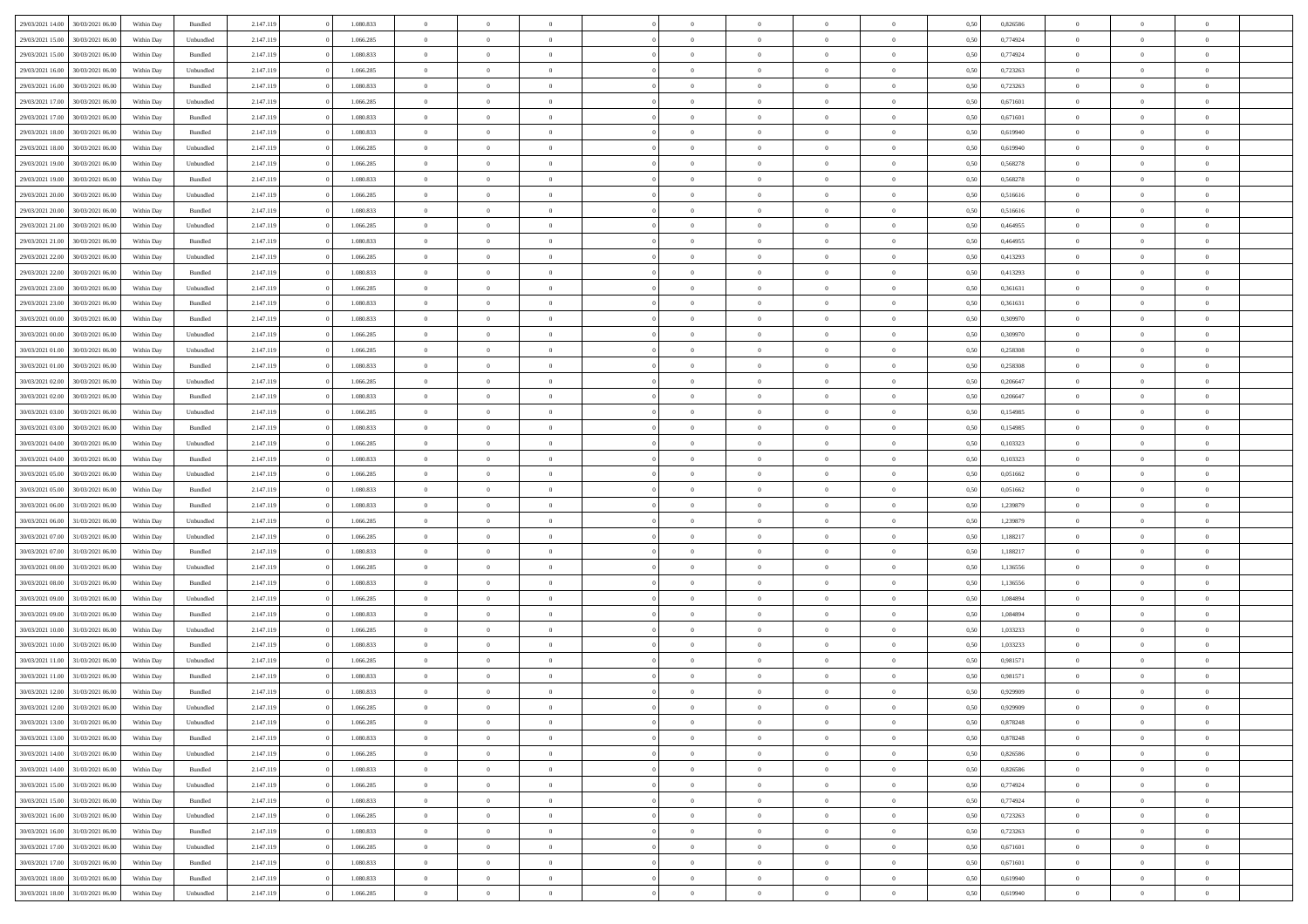| | | | | | | | | | | | | | | | | | | | | |
|---|---|---|---|---|---|---|---|---|---|---|---|---|---|---|---|---|---|---|---|---|
| 29/03/2021 14:00 | 30/03/2021 06:00 | Within Day | Bundled | 2.147.119 | 0 | 1.080.833 | 0 | 0 | 0 | 0 | 0 | 0 | 0 | 0 | 0,50 | 0,826586 | 0 | 0 | 0 | |
| 29/03/2021 15:00 | 30/03/2021 06:00 | Within Day | Unbundled | 2.147.119 | 0 | 1.066.285 | 0 | 0 | 0 | 0 | 0 | 0 | 0 | 0 | 0,50 | 0,774924 | 0 | 0 | 0 | |
| 29/03/2021 15:00 | 30/03/2021 06:00 | Within Day | Bundled | 2.147.119 | 0 | 1.080.833 | 0 | 0 | 0 | 0 | 0 | 0 | 0 | 0 | 0,50 | 0,774924 | 0 | 0 | 0 | |
| 29/03/2021 16:00 | 30/03/2021 06:00 | Within Day | Unbundled | 2.147.119 | 0 | 1.066.285 | 0 | 0 | 0 | 0 | 0 | 0 | 0 | 0 | 0,50 | 0,723263 | 0 | 0 | 0 | |
| 29/03/2021 16:00 | 30/03/2021 06:00 | Within Day | Bundled | 2.147.119 | 0 | 1.080.833 | 0 | 0 | 0 | 0 | 0 | 0 | 0 | 0 | 0,50 | 0,723263 | 0 | 0 | 0 | |
| 29/03/2021 17:00 | 30/03/2021 06:00 | Within Day | Unbundled | 2.147.119 | 0 | 1.066.285 | 0 | 0 | 0 | 0 | 0 | 0 | 0 | 0 | 0,50 | 0,671601 | 0 | 0 | 0 | |
| 29/03/2021 17:00 | 30/03/2021 06:00 | Within Day | Bundled | 2.147.119 | 0 | 1.080.833 | 0 | 0 | 0 | 0 | 0 | 0 | 0 | 0 | 0,50 | 0,671601 | 0 | 0 | 0 | |
| 29/03/2021 18:00 | 30/03/2021 06:00 | Within Day | Bundled | 2.147.119 | 0 | 1.080.833 | 0 | 0 | 0 | 0 | 0 | 0 | 0 | 0 | 0,50 | 0,619940 | 0 | 0 | 0 | |
| 29/03/2021 18:00 | 30/03/2021 06:00 | Within Day | Unbundled | 2.147.119 | 0 | 1.066.285 | 0 | 0 | 0 | 0 | 0 | 0 | 0 | 0 | 0,50 | 0,619940 | 0 | 0 | 0 | |
| 29/03/2021 19:00 | 30/03/2021 06:00 | Within Day | Unbundled | 2.147.119 | 0 | 1.066.285 | 0 | 0 | 0 | 0 | 0 | 0 | 0 | 0 | 0,50 | 0,568278 | 0 | 0 | 0 | |
| 29/03/2021 19:00 | 30/03/2021 06:00 | Within Day | Bundled | 2.147.119 | 0 | 1.080.833 | 0 | 0 | 0 | 0 | 0 | 0 | 0 | 0 | 0,50 | 0,568278 | 0 | 0 | 0 | |
| 29/03/2021 20:00 | 30/03/2021 06:00 | Within Day | Unbundled | 2.147.119 | 0 | 1.066.285 | 0 | 0 | 0 | 0 | 0 | 0 | 0 | 0 | 0,50 | 0,516616 | 0 | 0 | 0 | |
| 29/03/2021 20:00 | 30/03/2021 06:00 | Within Day | Bundled | 2.147.119 | 0 | 1.080.833 | 0 | 0 | 0 | 0 | 0 | 0 | 0 | 0 | 0,50 | 0,516616 | 0 | 0 | 0 | |
| 29/03/2021 21:00 | 30/03/2021 06:00 | Within Day | Unbundled | 2.147.119 | 0 | 1.066.285 | 0 | 0 | 0 | 0 | 0 | 0 | 0 | 0 | 0,50 | 0,464955 | 0 | 0 | 0 | |
| 29/03/2021 21:00 | 30/03/2021 06:00 | Within Day | Bundled | 2.147.119 | 0 | 1.080.833 | 0 | 0 | 0 | 0 | 0 | 0 | 0 | 0 | 0,50 | 0,464955 | 0 | 0 | 0 | |
| 29/03/2021 22:00 | 30/03/2021 06:00 | Within Day | Unbundled | 2.147.119 | 0 | 1.066.285 | 0 | 0 | 0 | 0 | 0 | 0 | 0 | 0 | 0,50 | 0,413293 | 0 | 0 | 0 | |
| 29/03/2021 22:00 | 30/03/2021 06:00 | Within Day | Bundled | 2.147.119 | 0 | 1.080.833 | 0 | 0 | 0 | 0 | 0 | 0 | 0 | 0 | 0,50 | 0,413293 | 0 | 0 | 0 | |
| 29/03/2021 23:00 | 30/03/2021 06:00 | Within Day | Unbundled | 2.147.119 | 0 | 1.066.285 | 0 | 0 | 0 | 0 | 0 | 0 | 0 | 0 | 0,50 | 0,361631 | 0 | 0 | 0 | |
| 29/03/2021 23:00 | 30/03/2021 06:00 | Within Day | Bundled | 2.147.119 | 0 | 1.080.833 | 0 | 0 | 0 | 0 | 0 | 0 | 0 | 0 | 0,50 | 0,361631 | 0 | 0 | 0 | |
| 30/03/2021 00:00 | 30/03/2021 06:00 | Within Day | Bundled | 2.147.119 | 0 | 1.080.833 | 0 | 0 | 0 | 0 | 0 | 0 | 0 | 0 | 0,50 | 0,309970 | 0 | 0 | 0 | |
| 30/03/2021 00:00 | 30/03/2021 06:00 | Within Day | Unbundled | 2.147.119 | 0 | 1.066.285 | 0 | 0 | 0 | 0 | 0 | 0 | 0 | 0 | 0,50 | 0,309970 | 0 | 0 | 0 | |
| 30/03/2021 01:00 | 30/03/2021 06:00 | Within Day | Unbundled | 2.147.119 | 0 | 1.066.285 | 0 | 0 | 0 | 0 | 0 | 0 | 0 | 0 | 0,50 | 0,258308 | 0 | 0 | 0 | |
| 30/03/2021 01:00 | 30/03/2021 06:00 | Within Day | Bundled | 2.147.119 | 0 | 1.080.833 | 0 | 0 | 0 | 0 | 0 | 0 | 0 | 0 | 0,50 | 0,258308 | 0 | 0 | 0 | |
| 30/03/2021 02:00 | 30/03/2021 06:00 | Within Day | Unbundled | 2.147.119 | 0 | 1.066.285 | 0 | 0 | 0 | 0 | 0 | 0 | 0 | 0 | 0,50 | 0,206647 | 0 | 0 | 0 | |
| 30/03/2021 02:00 | 30/03/2021 06:00 | Within Day | Bundled | 2.147.119 | 0 | 1.080.833 | 0 | 0 | 0 | 0 | 0 | 0 | 0 | 0 | 0,50 | 0,206647 | 0 | 0 | 0 | |
| 30/03/2021 03:00 | 30/03/2021 06:00 | Within Day | Unbundled | 2.147.119 | 0 | 1.066.285 | 0 | 0 | 0 | 0 | 0 | 0 | 0 | 0 | 0,50 | 0,154985 | 0 | 0 | 0 | |
| 30/03/2021 03:00 | 30/03/2021 06:00 | Within Day | Bundled | 2.147.119 | 0 | 1.080.833 | 0 | 0 | 0 | 0 | 0 | 0 | 0 | 0 | 0,50 | 0,154985 | 0 | 0 | 0 | |
| 30/03/2021 04:00 | 30/03/2021 06:00 | Within Day | Unbundled | 2.147.119 | 0 | 1.066.285 | 0 | 0 | 0 | 0 | 0 | 0 | 0 | 0 | 0,50 | 0,103323 | 0 | 0 | 0 | |
| 30/03/2021 04:00 | 30/03/2021 06:00 | Within Day | Bundled | 2.147.119 | 0 | 1.080.833 | 0 | 0 | 0 | 0 | 0 | 0 | 0 | 0 | 0,50 | 0,103323 | 0 | 0 | 0 | |
| 30/03/2021 05:00 | 30/03/2021 06:00 | Within Day | Unbundled | 2.147.119 | 0 | 1.066.285 | 0 | 0 | 0 | 0 | 0 | 0 | 0 | 0 | 0,50 | 0,051662 | 0 | 0 | 0 | |
| 30/03/2021 05:00 | 30/03/2021 06:00 | Within Day | Bundled | 2.147.119 | 0 | 1.080.833 | 0 | 0 | 0 | 0 | 0 | 0 | 0 | 0 | 0,50 | 0,051662 | 0 | 0 | 0 | |
| 30/03/2021 06:00 | 31/03/2021 06:00 | Within Day | Bundled | 2.147.119 | 0 | 1.080.833 | 0 | 0 | 0 | 0 | 0 | 0 | 0 | 0 | 0,50 | 1,239879 | 0 | 0 | 0 | |
| 30/03/2021 06:00 | 31/03/2021 06:00 | Within Day | Unbundled | 2.147.119 | 0 | 1.066.285 | 0 | 0 | 0 | 0 | 0 | 0 | 0 | 0 | 0,50 | 1,239879 | 0 | 0 | 0 | |
| 30/03/2021 07:00 | 31/03/2021 06:00 | Within Day | Unbundled | 2.147.119 | 0 | 1.066.285 | 0 | 0 | 0 | 0 | 0 | 0 | 0 | 0 | 0,50 | 1,188217 | 0 | 0 | 0 | |
| 30/03/2021 07:00 | 31/03/2021 06:00 | Within Day | Bundled | 2.147.119 | 0 | 1.080.833 | 0 | 0 | 0 | 0 | 0 | 0 | 0 | 0 | 0,50 | 1,188217 | 0 | 0 | 0 | |
| 30/03/2021 08:00 | 31/03/2021 06:00 | Within Day | Unbundled | 2.147.119 | 0 | 1.066.285 | 0 | 0 | 0 | 0 | 0 | 0 | 0 | 0 | 0,50 | 1,136556 | 0 | 0 | 0 | |
| 30/03/2021 08:00 | 31/03/2021 06:00 | Within Day | Bundled | 2.147.119 | 0 | 1.080.833 | 0 | 0 | 0 | 0 | 0 | 0 | 0 | 0 | 0,50 | 1,136556 | 0 | 0 | 0 | |
| 30/03/2021 09:00 | 31/03/2021 06:00 | Within Day | Unbundled | 2.147.119 | 0 | 1.066.285 | 0 | 0 | 0 | 0 | 0 | 0 | 0 | 0 | 0,50 | 1,084894 | 0 | 0 | 0 | |
| 30/03/2021 09:00 | 31/03/2021 06:00 | Within Day | Bundled | 2.147.119 | 0 | 1.080.833 | 0 | 0 | 0 | 0 | 0 | 0 | 0 | 0 | 0,50 | 1,084894 | 0 | 0 | 0 | |
| 30/03/2021 10:00 | 31/03/2021 06:00 | Within Day | Unbundled | 2.147.119 | 0 | 1.066.285 | 0 | 0 | 0 | 0 | 0 | 0 | 0 | 0 | 0,50 | 1,033233 | 0 | 0 | 0 | |
| 30/03/2021 10:00 | 31/03/2021 06:00 | Within Day | Bundled | 2.147.119 | 0 | 1.080.833 | 0 | 0 | 0 | 0 | 0 | 0 | 0 | 0 | 0,50 | 1,033233 | 0 | 0 | 0 | |
| 30/03/2021 11:00 | 31/03/2021 06:00 | Within Day | Unbundled | 2.147.119 | 0 | 1.066.285 | 0 | 0 | 0 | 0 | 0 | 0 | 0 | 0 | 0,50 | 0,981571 | 0 | 0 | 0 | |
| 30/03/2021 11:00 | 31/03/2021 06:00 | Within Day | Bundled | 2.147.119 | 0 | 1.080.833 | 0 | 0 | 0 | 0 | 0 | 0 | 0 | 0 | 0,50 | 0,981571 | 0 | 0 | 0 | |
| 30/03/2021 12:00 | 31/03/2021 06:00 | Within Day | Bundled | 2.147.119 | 0 | 1.080.833 | 0 | 0 | 0 | 0 | 0 | 0 | 0 | 0 | 0,50 | 0,929909 | 0 | 0 | 0 | |
| 30/03/2021 12:00 | 31/03/2021 06:00 | Within Day | Unbundled | 2.147.119 | 0 | 1.066.285 | 0 | 0 | 0 | 0 | 0 | 0 | 0 | 0 | 0,50 | 0,929909 | 0 | 0 | 0 | |
| 30/03/2021 13:00 | 31/03/2021 06:00 | Within Day | Unbundled | 2.147.119 | 0 | 1.066.285 | 0 | 0 | 0 | 0 | 0 | 0 | 0 | 0 | 0,50 | 0,878248 | 0 | 0 | 0 | |
| 30/03/2021 13:00 | 31/03/2021 06:00 | Within Day | Bundled | 2.147.119 | 0 | 1.080.833 | 0 | 0 | 0 | 0 | 0 | 0 | 0 | 0 | 0,50 | 0,878248 | 0 | 0 | 0 | |
| 30/03/2021 14:00 | 31/03/2021 06:00 | Within Day | Unbundled | 2.147.119 | 0 | 1.066.285 | 0 | 0 | 0 | 0 | 0 | 0 | 0 | 0 | 0,50 | 0,826586 | 0 | 0 | 0 | |
| 30/03/2021 14:00 | 31/03/2021 06:00 | Within Day | Bundled | 2.147.119 | 0 | 1.080.833 | 0 | 0 | 0 | 0 | 0 | 0 | 0 | 0 | 0,50 | 0,826586 | 0 | 0 | 0 | |
| 30/03/2021 15:00 | 31/03/2021 06:00 | Within Day | Unbundled | 2.147.119 | 0 | 1.066.285 | 0 | 0 | 0 | 0 | 0 | 0 | 0 | 0 | 0,50 | 0,774924 | 0 | 0 | 0 | |
| 30/03/2021 15:00 | 31/03/2021 06:00 | Within Day | Bundled | 2.147.119 | 0 | 1.080.833 | 0 | 0 | 0 | 0 | 0 | 0 | 0 | 0 | 0,50 | 0,774924 | 0 | 0 | 0 | |
| 30/03/2021 16:00 | 31/03/2021 06:00 | Within Day | Unbundled | 2.147.119 | 0 | 1.066.285 | 0 | 0 | 0 | 0 | 0 | 0 | 0 | 0 | 0,50 | 0,723263 | 0 | 0 | 0 | |
| 30/03/2021 16:00 | 31/03/2021 06:00 | Within Day | Bundled | 2.147.119 | 0 | 1.080.833 | 0 | 0 | 0 | 0 | 0 | 0 | 0 | 0 | 0,50 | 0,723263 | 0 | 0 | 0 | |
| 30/03/2021 17:00 | 31/03/2021 06:00 | Within Day | Unbundled | 2.147.119 | 0 | 1.066.285 | 0 | 0 | 0 | 0 | 0 | 0 | 0 | 0 | 0,50 | 0,671601 | 0 | 0 | 0 | |
| 30/03/2021 17:00 | 31/03/2021 06:00 | Within Day | Bundled | 2.147.119 | 0 | 1.080.833 | 0 | 0 | 0 | 0 | 0 | 0 | 0 | 0 | 0,50 | 0,671601 | 0 | 0 | 0 | |
| 30/03/2021 18:00 | 31/03/2021 06:00 | Within Day | Bundled | 2.147.119 | 0 | 1.080.833 | 0 | 0 | 0 | 0 | 0 | 0 | 0 | 0 | 0,50 | 0,619940 | 0 | 0 | 0 | |
| 30/03/2021 18:00 | 31/03/2021 06:00 | Within Day | Unbundled | 2.147.119 | 0 | 1.066.285 | 0 | 0 | 0 | 0 | 0 | 0 | 0 | 0 | 0,50 | 0,619940 | 0 | 0 | 0 | |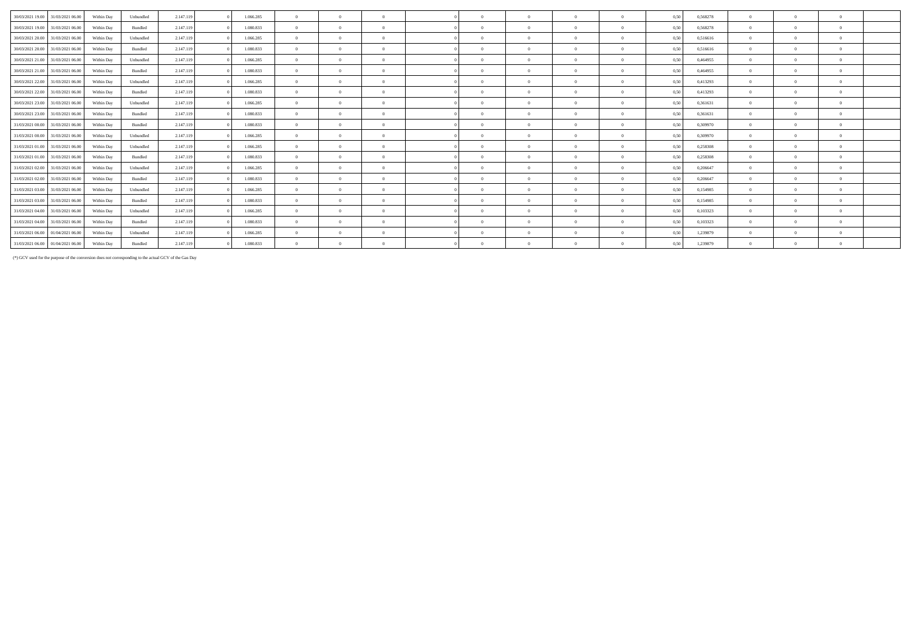| | | | | | | | | | | | | | | | | | | | | |
|---|---|---|---|---|---|---|---|---|---|---|---|---|---|---|---|---|---|---|---|---|
| 30/03/2021 19.00 | 31/03/2021 06.00 | Within Day | Unbundled | 2.147.119 | 0 | 1.066.285 | 0 | 0 | 0 | 0 | 0 | 0 | 0 | 0 | 0,50 | 0,568278 | 0 | 0 | 0 | |
| 30/03/2021 19.00 | 31/03/2021 06.00 | Within Day | Bundled | 2.147.119 | 0 | 1.080.833 | 0 | 0 | 0 | 0 | 0 | 0 | 0 | 0 | 0,50 | 0,568278 | 0 | 0 | 0 | |
| 30/03/2021 20.00 | 31/03/2021 06.00 | Within Day | Unbundled | 2.147.119 | 0 | 1.066.285 | 0 | 0 | 0 | 0 | 0 | 0 | 0 | 0 | 0,50 | 0,516616 | 0 | 0 | 0 | |
| 30/03/2021 20.00 | 31/03/2021 06.00 | Within Day | Bundled | 2.147.119 | 0 | 1.080.833 | 0 | 0 | 0 | 0 | 0 | 0 | 0 | 0 | 0,50 | 0,516616 | 0 | 0 | 0 | |
| 30/03/2021 21.00 | 31/03/2021 06.00 | Within Day | Unbundled | 2.147.119 | 0 | 1.066.285 | 0 | 0 | 0 | 0 | 0 | 0 | 0 | 0 | 0,50 | 0,464955 | 0 | 0 | 0 | |
| 30/03/2021 21.00 | 31/03/2021 06.00 | Within Day | Bundled | 2.147.119 | 0 | 1.080.833 | 0 | 0 | 0 | 0 | 0 | 0 | 0 | 0 | 0,50 | 0,464955 | 0 | 0 | 0 | |
| 30/03/2021 22.00 | 31/03/2021 06.00 | Within Day | Unbundled | 2.147.119 | 0 | 1.066.285 | 0 | 0 | 0 | 0 | 0 | 0 | 0 | 0 | 0,50 | 0,413293 | 0 | 0 | 0 | |
| 30/03/2021 22.00 | 31/03/2021 06.00 | Within Day | Bundled | 2.147.119 | 0 | 1.080.833 | 0 | 0 | 0 | 0 | 0 | 0 | 0 | 0 | 0,50 | 0,413293 | 0 | 0 | 0 | |
| 30/03/2021 23.00 | 31/03/2021 06.00 | Within Day | Unbundled | 2.147.119 | 0 | 1.066.285 | 0 | 0 | 0 | 0 | 0 | 0 | 0 | 0 | 0,50 | 0,361631 | 0 | 0 | 0 | |
| 30/03/2021 23.00 | 31/03/2021 06.00 | Within Day | Bundled | 2.147.119 | 0 | 1.080.833 | 0 | 0 | 0 | 0 | 0 | 0 | 0 | 0 | 0,50 | 0,361631 | 0 | 0 | 0 | |
| 31/03/2021 00.00 | 31/03/2021 06.00 | Within Day | Bundled | 2.147.119 | 0 | 1.080.833 | 0 | 0 | 0 | 0 | 0 | 0 | 0 | 0 | 0,50 | 0,309970 | 0 | 0 | 0 | |
| 31/03/2021 00.00 | 31/03/2021 06.00 | Within Day | Unbundled | 2.147.119 | 0 | 1.066.285 | 0 | 0 | 0 | 0 | 0 | 0 | 0 | 0 | 0,50 | 0,309970 | 0 | 0 | 0 | |
| 31/03/2021 01.00 | 31/03/2021 06.00 | Within Day | Unbundled | 2.147.119 | 0 | 1.066.285 | 0 | 0 | 0 | 0 | 0 | 0 | 0 | 0 | 0,50 | 0,258308 | 0 | 0 | 0 | |
| 31/03/2021 01.00 | 31/03/2021 06.00 | Within Day | Bundled | 2.147.119 | 0 | 1.080.833 | 0 | 0 | 0 | 0 | 0 | 0 | 0 | 0 | 0,50 | 0,258308 | 0 | 0 | 0 | |
| 31/03/2021 02.00 | 31/03/2021 06.00 | Within Day | Unbundled | 2.147.119 | 0 | 1.066.285 | 0 | 0 | 0 | 0 | 0 | 0 | 0 | 0 | 0,50 | 0,206647 | 0 | 0 | 0 | |
| 31/03/2021 02.00 | 31/03/2021 06.00 | Within Day | Bundled | 2.147.119 | 0 | 1.080.833 | 0 | 0 | 0 | 0 | 0 | 0 | 0 | 0 | 0,50 | 0,206647 | 0 | 0 | 0 | |
| 31/03/2021 03.00 | 31/03/2021 06.00 | Within Day | Unbundled | 2.147.119 | 0 | 1.066.285 | 0 | 0 | 0 | 0 | 0 | 0 | 0 | 0 | 0,50 | 0,154985 | 0 | 0 | 0 | |
| 31/03/2021 03.00 | 31/03/2021 06.00 | Within Day | Bundled | 2.147.119 | 0 | 1.080.833 | 0 | 0 | 0 | 0 | 0 | 0 | 0 | 0 | 0,50 | 0,154985 | 0 | 0 | 0 | |
| 31/03/2021 04.00 | 31/03/2021 06.00 | Within Day | Unbundled | 2.147.119 | 0 | 1.066.285 | 0 | 0 | 0 | 0 | 0 | 0 | 0 | 0 | 0,50 | 0,103323 | 0 | 0 | 0 | |
| 31/03/2021 04.00 | 31/03/2021 06.00 | Within Day | Bundled | 2.147.119 | 0 | 1.080.833 | 0 | 0 | 0 | 0 | 0 | 0 | 0 | 0 | 0,50 | 0,103323 | 0 | 0 | 0 | |
| 31/03/2021 06.00 | 01/04/2021 06.00 | Within Day | Unbundled | 2.147.119 | 0 | 1.066.285 | 0 | 0 | 0 | 0 | 0 | 0 | 0 | 0 | 0,50 | 1,239879 | 0 | 0 | 0 | |
| 31/03/2021 06.00 | 01/04/2021 06.00 | Within Day | Bundled | 2.147.119 | 0 | 1.080.833 | 0 | 0 | 0 | 0 | 0 | 0 | 0 | 0 | 0,50 | 1,239879 | 0 | 0 | 0 | |

(*) GCV used for the purpose of the conversion does not corresponding to the actual GCV of the Gas Day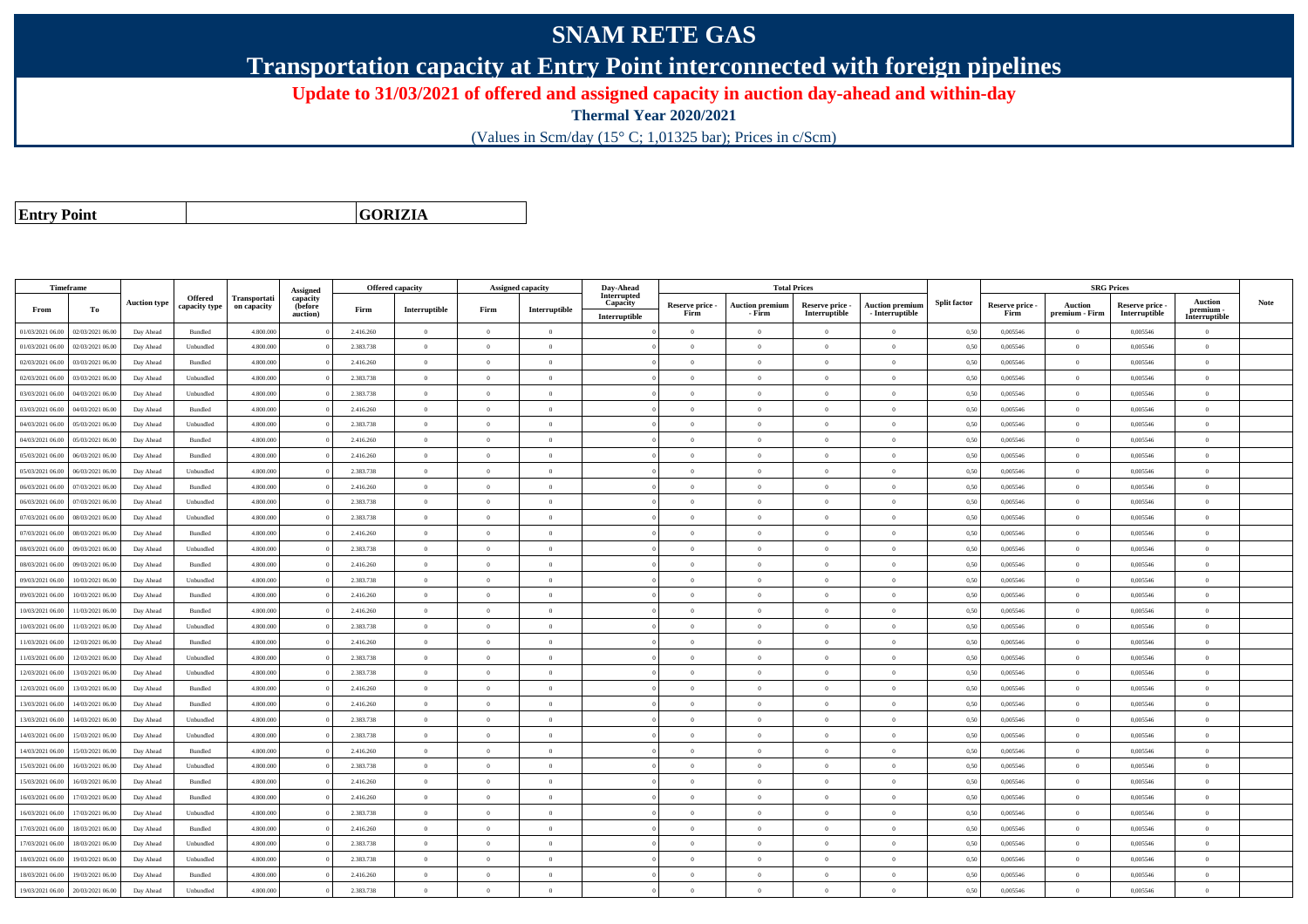# SNAM RETE GAS

## Transportation capacity at Entry Point interconnected with foreign pipelines

### Update to 31/03/2021 of offered and assigned capacity in auction day-ahead and within-day

**Thermal Year 2020/2021**

(Values in Scm/day (15° C; 1,01325 bar); Prices in c/Scm)

| **Entry Point** | | **GORIZIA** |
|---|---|---|

| Timeframe | | Auction type | Offered capacity type | Transportation capacity | Assigned capacity (before auction) | Offered capacity | | Assigned capacity | | Day-Ahead Interrupted Capacity | Total Prices | | | | Split factor | SRG Prices | | | | Note |
|---|---|---|---|---|---|---|---|---|---|---|---|---|---|---|---|---|---|---|---|---|
| From | To | | | | | Firm | Interruptible | Firm | Interruptible | Interruptible | Reserve price - Firm | Auction premium - Firm | Reserve price - Interruptible | Auction premium - Interruptible | | Reserve price - Firm | Auction premium - Firm | Reserve price - Interruptible | Auction premium - Interruptible | |
| 01/03/2021 06.00 | 02/03/2021 06.00 | Day Ahead | Bundled | 4.800.000 | 0 | 2.416.260 | 0 | 0 | 0 | 0 | 0 | 0 | 0 | 0 | 0,50 | 0,005546 | 0 | 0,005546 | 0 | |
| 01/03/2021 06.00 | 02/03/2021 06.00 | Day Ahead | Unbundled | 4.800.000 | 0 | 2.383.738 | 0 | 0 | 0 | 0 | 0 | 0 | 0 | 0 | 0,50 | 0,005546 | 0 | 0,005546 | 0 | |
| 02/03/2021 06.00 | 03/03/2021 06.00 | Day Ahead | Bundled | 4.800.000 | 0 | 2.416.260 | 0 | 0 | 0 | 0 | 0 | 0 | 0 | 0 | 0,50 | 0,005546 | 0 | 0,005546 | 0 | |
| 02/03/2021 06.00 | 03/03/2021 06.00 | Day Ahead | Unbundled | 4.800.000 | 0 | 2.383.738 | 0 | 0 | 0 | 0 | 0 | 0 | 0 | 0 | 0,50 | 0,005546 | 0 | 0,005546 | 0 | |
| 03/03/2021 06.00 | 04/03/2021 06.00 | Day Ahead | Unbundled | 4.800.000 | 0 | 2.383.738 | 0 | 0 | 0 | 0 | 0 | 0 | 0 | 0 | 0,50 | 0,005546 | 0 | 0,005546 | 0 | |
| 03/03/2021 06.00 | 04/03/2021 06.00 | Day Ahead | Bundled | 4.800.000 | 0 | 2.416.260 | 0 | 0 | 0 | 0 | 0 | 0 | 0 | 0 | 0,50 | 0,005546 | 0 | 0,005546 | 0 | |
| 04/03/2021 06.00 | 05/03/2021 06.00 | Day Ahead | Unbundled | 4.800.000 | 0 | 2.383.738 | 0 | 0 | 0 | 0 | 0 | 0 | 0 | 0 | 0,50 | 0,005546 | 0 | 0,005546 | 0 | |
| 04/03/2021 06.00 | 05/03/2021 06.00 | Day Ahead | Bundled | 4.800.000 | 0 | 2.416.260 | 0 | 0 | 0 | 0 | 0 | 0 | 0 | 0 | 0,50 | 0,005546 | 0 | 0,005546 | 0 | |
| 05/03/2021 06.00 | 06/03/2021 06.00 | Day Ahead | Bundled | 4.800.000 | 0 | 2.416.260 | 0 | 0 | 0 | 0 | 0 | 0 | 0 | 0 | 0,50 | 0,005546 | 0 | 0,005546 | 0 | |
| 05/03/2021 06.00 | 06/03/2021 06.00 | Day Ahead | Unbundled | 4.800.000 | 0 | 2.383.738 | 0 | 0 | 0 | 0 | 0 | 0 | 0 | 0 | 0,50 | 0,005546 | 0 | 0,005546 | 0 | |
| 06/03/2021 06.00 | 07/03/2021 06.00 | Day Ahead | Bundled | 4.800.000 | 0 | 2.416.260 | 0 | 0 | 0 | 0 | 0 | 0 | 0 | 0 | 0,50 | 0,005546 | 0 | 0,005546 | 0 | |
| 06/03/2021 06.00 | 07/03/2021 06.00 | Day Ahead | Unbundled | 4.800.000 | 0 | 2.383.738 | 0 | 0 | 0 | 0 | 0 | 0 | 0 | 0 | 0,50 | 0,005546 | 0 | 0,005546 | 0 | |
| 07/03/2021 06.00 | 08/03/2021 06.00 | Day Ahead | Unbundled | 4.800.000 | 0 | 2.383.738 | 0 | 0 | 0 | 0 | 0 | 0 | 0 | 0 | 0,50 | 0,005546 | 0 | 0,005546 | 0 | |
| 07/03/2021 06.00 | 08/03/2021 06.00 | Day Ahead | Bundled | 4.800.000 | 0 | 2.416.260 | 0 | 0 | 0 | 0 | 0 | 0 | 0 | 0 | 0,50 | 0,005546 | 0 | 0,005546 | 0 | |
| 08/03/2021 06.00 | 09/03/2021 06.00 | Day Ahead | Unbundled | 4.800.000 | 0 | 2.383.738 | 0 | 0 | 0 | 0 | 0 | 0 | 0 | 0 | 0,50 | 0,005546 | 0 | 0,005546 | 0 | |
| 08/03/2021 06.00 | 09/03/2021 06.00 | Day Ahead | Bundled | 4.800.000 | 0 | 2.416.260 | 0 | 0 | 0 | 0 | 0 | 0 | 0 | 0 | 0,50 | 0,005546 | 0 | 0,005546 | 0 | |
| 09/03/2021 06.00 | 10/03/2021 06.00 | Day Ahead | Unbundled | 4.800.000 | 0 | 2.383.738 | 0 | 0 | 0 | 0 | 0 | 0 | 0 | 0 | 0,50 | 0,005546 | 0 | 0,005546 | 0 | |
| 09/03/2021 06.00 | 10/03/2021 06.00 | Day Ahead | Bundled | 4.800.000 | 0 | 2.416.260 | 0 | 0 | 0 | 0 | 0 | 0 | 0 | 0 | 0,50 | 0,005546 | 0 | 0,005546 | 0 | |
| 10/03/2021 06.00 | 11/03/2021 06.00 | Day Ahead | Bundled | 4.800.000 | 0 | 2.416.260 | 0 | 0 | 0 | 0 | 0 | 0 | 0 | 0 | 0,50 | 0,005546 | 0 | 0,005546 | 0 | |
| 10/03/2021 06.00 | 11/03/2021 06.00 | Day Ahead | Unbundled | 4.800.000 | 0 | 2.383.738 | 0 | 0 | 0 | 0 | 0 | 0 | 0 | 0 | 0,50 | 0,005546 | 0 | 0,005546 | 0 | |
| 11/03/2021 06.00 | 12/03/2021 06.00 | Day Ahead | Bundled | 4.800.000 | 0 | 2.416.260 | 0 | 0 | 0 | 0 | 0 | 0 | 0 | 0 | 0,50 | 0,005546 | 0 | 0,005546 | 0 | |
| 11/03/2021 06.00 | 12/03/2021 06.00 | Day Ahead | Unbundled | 4.800.000 | 0 | 2.383.738 | 0 | 0 | 0 | 0 | 0 | 0 | 0 | 0 | 0,50 | 0,005546 | 0 | 0,005546 | 0 | |
| 12/03/2021 06.00 | 13/03/2021 06.00 | Day Ahead | Unbundled | 4.800.000 | 0 | 2.383.738 | 0 | 0 | 0 | 0 | 0 | 0 | 0 | 0 | 0,50 | 0,005546 | 0 | 0,005546 | 0 | |
| 12/03/2021 06.00 | 13/03/2021 06.00 | Day Ahead | Bundled | 4.800.000 | 0 | 2.416.260 | 0 | 0 | 0 | 0 | 0 | 0 | 0 | 0 | 0,50 | 0,005546 | 0 | 0,005546 | 0 | |
| 13/03/2021 06.00 | 14/03/2021 06.00 | Day Ahead | Bundled | 4.800.000 | 0 | 2.416.260 | 0 | 0 | 0 | 0 | 0 | 0 | 0 | 0 | 0,50 | 0,005546 | 0 | 0,005546 | 0 | |
| 13/03/2021 06.00 | 14/03/2021 06.00 | Day Ahead | Unbundled | 4.800.000 | 0 | 2.383.738 | 0 | 0 | 0 | 0 | 0 | 0 | 0 | 0 | 0,50 | 0,005546 | 0 | 0,005546 | 0 | |
| 14/03/2021 06.00 | 15/03/2021 06.00 | Day Ahead | Unbundled | 4.800.000 | 0 | 2.383.738 | 0 | 0 | 0 | 0 | 0 | 0 | 0 | 0 | 0,50 | 0,005546 | 0 | 0,005546 | 0 | |
| 14/03/2021 06.00 | 15/03/2021 06.00 | Day Ahead | Bundled | 4.800.000 | 0 | 2.416.260 | 0 | 0 | 0 | 0 | 0 | 0 | 0 | 0 | 0,50 | 0,005546 | 0 | 0,005546 | 0 | |
| 15/03/2021 06.00 | 16/03/2021 06.00 | Day Ahead | Unbundled | 4.800.000 | 0 | 2.383.738 | 0 | 0 | 0 | 0 | 0 | 0 | 0 | 0 | 0,50 | 0,005546 | 0 | 0,005546 | 0 | |
| 15/03/2021 06.00 | 16/03/2021 06.00 | Day Ahead | Bundled | 4.800.000 | 0 | 2.416.260 | 0 | 0 | 0 | 0 | 0 | 0 | 0 | 0 | 0,50 | 0,005546 | 0 | 0,005546 | 0 | |
| 16/03/2021 06.00 | 17/03/2021 06.00 | Day Ahead | Bundled | 4.800.000 | 0 | 2.416.260 | 0 | 0 | 0 | 0 | 0 | 0 | 0 | 0 | 0,50 | 0,005546 | 0 | 0,005546 | 0 | |
| 16/03/2021 06.00 | 17/03/2021 06.00 | Day Ahead | Unbundled | 4.800.000 | 0 | 2.383.738 | 0 | 0 | 0 | 0 | 0 | 0 | 0 | 0 | 0,50 | 0,005546 | 0 | 0,005546 | 0 | |
| 17/03/2021 06.00 | 18/03/2021 06.00 | Day Ahead | Bundled | 4.800.000 | 0 | 2.416.260 | 0 | 0 | 0 | 0 | 0 | 0 | 0 | 0 | 0,50 | 0,005546 | 0 | 0,005546 | 0 | |
| 17/03/2021 06.00 | 18/03/2021 06.00 | Day Ahead | Unbundled | 4.800.000 | 0 | 2.383.738 | 0 | 0 | 0 | 0 | 0 | 0 | 0 | 0 | 0,50 | 0,005546 | 0 | 0,005546 | 0 | |
| 18/03/2021 06.00 | 19/03/2021 06.00 | Day Ahead | Unbundled | 4.800.000 | 0 | 2.383.738 | 0 | 0 | 0 | 0 | 0 | 0 | 0 | 0 | 0,50 | 0,005546 | 0 | 0,005546 | 0 | |
| 18/03/2021 06.00 | 19/03/2021 06.00 | Day Ahead | Bundled | 4.800.000 | 0 | 2.416.260 | 0 | 0 | 0 | 0 | 0 | 0 | 0 | 0 | 0,50 | 0,005546 | 0 | 0,005546 | 0 | |
| 19/03/2021 06.00 | 20/03/2021 06.00 | Day Ahead | Unbundled | 4.800.000 | 0 | 2.383.738 | 0 | 0 | 0 | 0 | 0 | 0 | 0 | 0 | 0,50 | 0,005546 | 0 | 0,005546 | 0 | |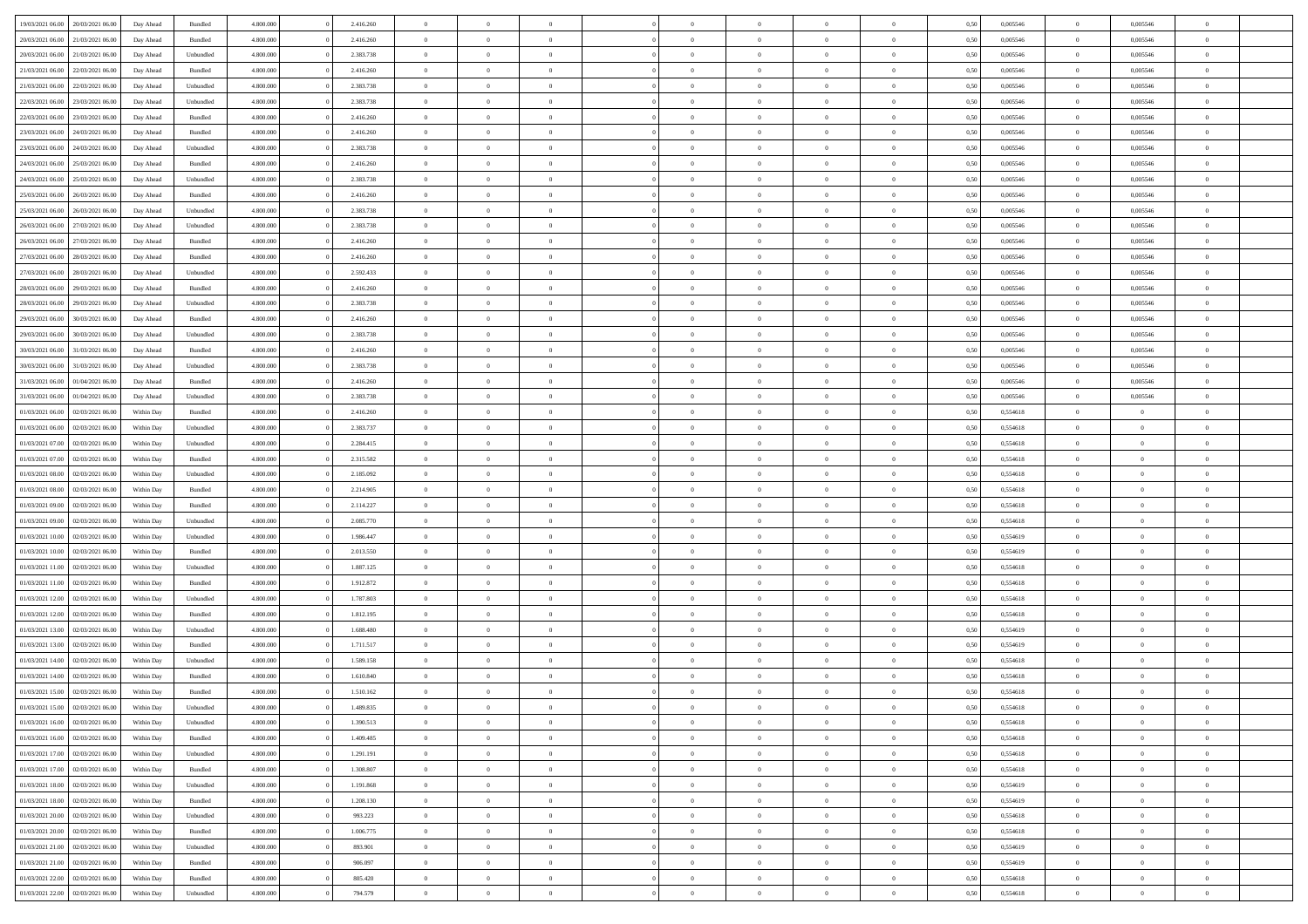| | | | | | | | | | | | | | | | | | | | | | |
|---|---|---|---|---|---|---|---|---|---|---|---|---|---|---|---|---|---|---|---|---|---|
| 19/03/2021 06:00 | 20/03/2021 06:00 | Day Ahead | Bundled | 4.800.000 | 0 | 2.416.260 | 0 | 0 | 0 | | 0 | 0 | 0 | 0 | 0,50 | 0,005546 | 0 | 0,005546 | 0 | |
| 20/03/2021 06:00 | 21/03/2021 06:00 | Day Ahead | Bundled | 4.800.000 | 0 | 2.416.260 | 0 | 0 | 0 | | 0 | 0 | 0 | 0 | 0,50 | 0,005546 | 0 | 0,005546 | 0 | |
| 20/03/2021 06:00 | 21/03/2021 06:00 | Day Ahead | Unbundled | 4.800.000 | 0 | 2.383.738 | 0 | 0 | 0 | | 0 | 0 | 0 | 0 | 0,50 | 0,005546 | 0 | 0,005546 | 0 | |
| 21/03/2021 06:00 | 22/03/2021 06:00 | Day Ahead | Bundled | 4.800.000 | 0 | 2.416.260 | 0 | 0 | 0 | | 0 | 0 | 0 | 0 | 0,50 | 0,005546 | 0 | 0,005546 | 0 | |
| 21/03/2021 06:00 | 22/03/2021 06:00 | Day Ahead | Unbundled | 4.800.000 | 0 | 2.383.738 | 0 | 0 | 0 | | 0 | 0 | 0 | 0 | 0,50 | 0,005546 | 0 | 0,005546 | 0 | |
| 22/03/2021 06:00 | 23/03/2021 06:00 | Day Ahead | Unbundled | 4.800.000 | 0 | 2.383.738 | 0 | 0 | 0 | | 0 | 0 | 0 | 0 | 0,50 | 0,005546 | 0 | 0,005546 | 0 | |
| 22/03/2021 06:00 | 23/03/2021 06:00 | Day Ahead | Bundled | 4.800.000 | 0 | 2.416.260 | 0 | 0 | 0 | | 0 | 0 | 0 | 0 | 0,50 | 0,005546 | 0 | 0,005546 | 0 | |
| 23/03/2021 06:00 | 24/03/2021 06:00 | Day Ahead | Bundled | 4.800.000 | 0 | 2.416.260 | 0 | 0 | 0 | | 0 | 0 | 0 | 0 | 0,50 | 0,005546 | 0 | 0,005546 | 0 | |
| 23/03/2021 06:00 | 24/03/2021 06:00 | Day Ahead | Unbundled | 4.800.000 | 0 | 2.383.738 | 0 | 0 | 0 | | 0 | 0 | 0 | 0 | 0,50 | 0,005546 | 0 | 0,005546 | 0 | |
| 24/03/2021 06:00 | 25/03/2021 06:00 | Day Ahead | Bundled | 4.800.000 | 0 | 2.416.260 | 0 | 0 | 0 | | 0 | 0 | 0 | 0 | 0,50 | 0,005546 | 0 | 0,005546 | 0 | |
| 24/03/2021 06:00 | 25/03/2021 06:00 | Day Ahead | Unbundled | 4.800.000 | 0 | 2.383.738 | 0 | 0 | 0 | | 0 | 0 | 0 | 0 | 0,50 | 0,005546 | 0 | 0,005546 | 0 | |
| 25/03/2021 06:00 | 26/03/2021 06:00 | Day Ahead | Bundled | 4.800.000 | 0 | 2.416.260 | 0 | 0 | 0 | | 0 | 0 | 0 | 0 | 0,50 | 0,005546 | 0 | 0,005546 | 0 | |
| 25/03/2021 06:00 | 26/03/2021 06:00 | Day Ahead | Unbundled | 4.800.000 | 0 | 2.383.738 | 0 | 0 | 0 | | 0 | 0 | 0 | 0 | 0,50 | 0,005546 | 0 | 0,005546 | 0 | |
| 26/03/2021 06:00 | 27/03/2021 06:00 | Day Ahead | Unbundled | 4.800.000 | 0 | 2.383.738 | 0 | 0 | 0 | | 0 | 0 | 0 | 0 | 0,50 | 0,005546 | 0 | 0,005546 | 0 | |
| 26/03/2021 06:00 | 27/03/2021 06:00 | Day Ahead | Bundled | 4.800.000 | 0 | 2.416.260 | 0 | 0 | 0 | | 0 | 0 | 0 | 0 | 0,50 | 0,005546 | 0 | 0,005546 | 0 | |
| 27/03/2021 06:00 | 28/03/2021 06:00 | Day Ahead | Bundled | 4.800.000 | 0 | 2.416.260 | 0 | 0 | 0 | | 0 | 0 | 0 | 0 | 0,50 | 0,005546 | 0 | 0,005546 | 0 | |
| 27/03/2021 06:00 | 28/03/2021 06:00 | Day Ahead | Unbundled | 4.800.000 | 0 | 2.592.433 | 0 | 0 | 0 | | 0 | 0 | 0 | 0 | 0,50 | 0,005546 | 0 | 0,005546 | 0 | |
| 28/03/2021 06:00 | 29/03/2021 06:00 | Day Ahead | Bundled | 4.800.000 | 0 | 2.416.260 | 0 | 0 | 0 | | 0 | 0 | 0 | 0 | 0,50 | 0,005546 | 0 | 0,005546 | 0 | |
| 28/03/2021 06:00 | 29/03/2021 06:00 | Day Ahead | Unbundled | 4.800.000 | 0 | 2.383.738 | 0 | 0 | 0 | | 0 | 0 | 0 | 0 | 0,50 | 0,005546 | 0 | 0,005546 | 0 | |
| 29/03/2021 06:00 | 30/03/2021 06:00 | Day Ahead | Bundled | 4.800.000 | 0 | 2.416.260 | 0 | 0 | 0 | | 0 | 0 | 0 | 0 | 0,50 | 0,005546 | 0 | 0,005546 | 0 | |
| 29/03/2021 06:00 | 30/03/2021 06:00 | Day Ahead | Unbundled | 4.800.000 | 0 | 2.383.738 | 0 | 0 | 0 | | 0 | 0 | 0 | 0 | 0,50 | 0,005546 | 0 | 0,005546 | 0 | |
| 30/03/2021 06:00 | 31/03/2021 06:00 | Day Ahead | Bundled | 4.800.000 | 0 | 2.416.260 | 0 | 0 | 0 | | 0 | 0 | 0 | 0 | 0,50 | 0,005546 | 0 | 0,005546 | 0 | |
| 30/03/2021 06:00 | 31/03/2021 06:00 | Day Ahead | Unbundled | 4.800.000 | 0 | 2.383.738 | 0 | 0 | 0 | | 0 | 0 | 0 | 0 | 0,50 | 0,005546 | 0 | 0,005546 | 0 | |
| 31/03/2021 06:00 | 01/04/2021 06:00 | Day Ahead | Bundled | 4.800.000 | 0 | 2.416.260 | 0 | 0 | 0 | | 0 | 0 | 0 | 0 | 0,50 | 0,005546 | 0 | 0,005546 | 0 | |
| 31/03/2021 06:00 | 01/04/2021 06:00 | Day Ahead | Unbundled | 4.800.000 | 0 | 2.383.738 | 0 | 0 | 0 | | 0 | 0 | 0 | 0 | 0,50 | 0,005546 | 0 | 0,005546 | 0 | |
| 01/03/2021 06:00 | 02/03/2021 06:00 | Within Day | Bundled | 4.800.000 | 0 | 2.416.260 | 0 | 0 | 0 | | 0 | 0 | 0 | 0 | 0,50 | 0,554618 | 0 | 0 | 0 | |
| 01/03/2021 06:00 | 02/03/2021 06:00 | Within Day | Unbundled | 4.800.000 | 0 | 2.383.737 | 0 | 0 | 0 | | 0 | 0 | 0 | 0 | 0,50 | 0,554618 | 0 | 0 | 0 | |
| 01/03/2021 07:00 | 02/03/2021 06:00 | Within Day | Unbundled | 4.800.000 | 0 | 2.284.415 | 0 | 0 | 0 | | 0 | 0 | 0 | 0 | 0,50 | 0,554618 | 0 | 0 | 0 | |
| 01/03/2021 07:00 | 02/03/2021 06:00 | Within Day | Bundled | 4.800.000 | 0 | 2.315.582 | 0 | 0 | 0 | | 0 | 0 | 0 | 0 | 0,50 | 0,554618 | 0 | 0 | 0 | |
| 01/03/2021 08:00 | 02/03/2021 06:00 | Within Day | Unbundled | 4.800.000 | 0 | 2.185.092 | 0 | 0 | 0 | | 0 | 0 | 0 | 0 | 0,50 | 0,554618 | 0 | 0 | 0 | |
| 01/03/2021 08:00 | 02/03/2021 06:00 | Within Day | Bundled | 4.800.000 | 0 | 2.214.905 | 0 | 0 | 0 | | 0 | 0 | 0 | 0 | 0,50 | 0,554618 | 0 | 0 | 0 | |
| 01/03/2021 09:00 | 02/03/2021 06:00 | Within Day | Bundled | 4.800.000 | 0 | 2.114.227 | 0 | 0 | 0 | | 0 | 0 | 0 | 0 | 0,50 | 0,554618 | 0 | 0 | 0 | |
| 01/03/2021 09:00 | 02/03/2021 06:00 | Within Day | Unbundled | 4.800.000 | 0 | 2.085.770 | 0 | 0 | 0 | | 0 | 0 | 0 | 0 | 0,50 | 0,554618 | 0 | 0 | 0 | |
| 01/03/2021 10:00 | 02/03/2021 06:00 | Within Day | Unbundled | 4.800.000 | 0 | 1.986.447 | 0 | 0 | 0 | | 0 | 0 | 0 | 0 | 0,50 | 0,554619 | 0 | 0 | 0 | |
| 01/03/2021 10:00 | 02/03/2021 06:00 | Within Day | Bundled | 4.800.000 | 0 | 2.013.550 | 0 | 0 | 0 | | 0 | 0 | 0 | 0 | 0,50 | 0,554619 | 0 | 0 | 0 | |
| 01/03/2021 11:00 | 02/03/2021 06:00 | Within Day | Unbundled | 4.800.000 | 0 | 1.887.125 | 0 | 0 | 0 | | 0 | 0 | 0 | 0 | 0,50 | 0,554618 | 0 | 0 | 0 | |
| 01/03/2021 11:00 | 02/03/2021 06:00 | Within Day | Bundled | 4.800.000 | 0 | 1.912.872 | 0 | 0 | 0 | | 0 | 0 | 0 | 0 | 0,50 | 0,554618 | 0 | 0 | 0 | |
| 01/03/2021 12:00 | 02/03/2021 06:00 | Within Day | Unbundled | 4.800.000 | 0 | 1.787.803 | 0 | 0 | 0 | | 0 | 0 | 0 | 0 | 0,50 | 0,554618 | 0 | 0 | 0 | |
| 01/03/2021 12:00 | 02/03/2021 06:00 | Within Day | Bundled | 4.800.000 | 0 | 1.812.195 | 0 | 0 | 0 | | 0 | 0 | 0 | 0 | 0,50 | 0,554618 | 0 | 0 | 0 | |
| 01/03/2021 13:00 | 02/03/2021 06:00 | Within Day | Unbundled | 4.800.000 | 0 | 1.688.480 | 0 | 0 | 0 | | 0 | 0 | 0 | 0 | 0,50 | 0,554619 | 0 | 0 | 0 | |
| 01/03/2021 13:00 | 02/03/2021 06:00 | Within Day | Bundled | 4.800.000 | 0 | 1.711.517 | 0 | 0 | 0 | | 0 | 0 | 0 | 0 | 0,50 | 0,554619 | 0 | 0 | 0 | |
| 01/03/2021 14:00 | 02/03/2021 06:00 | Within Day | Unbundled | 4.800.000 | 0 | 1.589.158 | 0 | 0 | 0 | | 0 | 0 | 0 | 0 | 0,50 | 0,554618 | 0 | 0 | 0 | |
| 01/03/2021 14:00 | 02/03/2021 06:00 | Within Day | Bundled | 4.800.000 | 0 | 1.610.840 | 0 | 0 | 0 | | 0 | 0 | 0 | 0 | 0,50 | 0,554618 | 0 | 0 | 0 | |
| 01/03/2021 15:00 | 02/03/2021 06:00 | Within Day | Bundled | 4.800.000 | 0 | 1.510.162 | 0 | 0 | 0 | | 0 | 0 | 0 | 0 | 0,50 | 0,554618 | 0 | 0 | 0 | |
| 01/03/2021 15:00 | 02/03/2021 06:00 | Within Day | Unbundled | 4.800.000 | 0 | 1.489.835 | 0 | 0 | 0 | | 0 | 0 | 0 | 0 | 0,50 | 0,554618 | 0 | 0 | 0 | |
| 01/03/2021 16:00 | 02/03/2021 06:00 | Within Day | Unbundled | 4.800.000 | 0 | 1.390.513 | 0 | 0 | 0 | | 0 | 0 | 0 | 0 | 0,50 | 0,554618 | 0 | 0 | 0 | |
| 01/03/2021 16:00 | 02/03/2021 06:00 | Within Day | Bundled | 4.800.000 | 0 | 1.409.485 | 0 | 0 | 0 | | 0 | 0 | 0 | 0 | 0,50 | 0,554618 | 0 | 0 | 0 | |
| 01/03/2021 17:00 | 02/03/2021 06:00 | Within Day | Unbundled | 4.800.000 | 0 | 1.291.191 | 0 | 0 | 0 | | 0 | 0 | 0 | 0 | 0,50 | 0,554618 | 0 | 0 | 0 | |
| 01/03/2021 17:00 | 02/03/2021 06:00 | Within Day | Bundled | 4.800.000 | 0 | 1.308.807 | 0 | 0 | 0 | | 0 | 0 | 0 | 0 | 0,50 | 0,554618 | 0 | 0 | 0 | |
| 01/03/2021 18:00 | 02/03/2021 06:00 | Within Day | Unbundled | 4.800.000 | 0 | 1.191.868 | 0 | 0 | 0 | | 0 | 0 | 0 | 0 | 0,50 | 0,554619 | 0 | 0 | 0 | |
| 01/03/2021 18:00 | 02/03/2021 06:00 | Within Day | Bundled | 4.800.000 | 0 | 1.208.130 | 0 | 0 | 0 | | 0 | 0 | 0 | 0 | 0,50 | 0,554619 | 0 | 0 | 0 | |
| 01/03/2021 20:00 | 02/03/2021 06:00 | Within Day | Unbundled | 4.800.000 | 0 | 993.223 | 0 | 0 | 0 | | 0 | 0 | 0 | 0 | 0,50 | 0,554618 | 0 | 0 | 0 | |
| 01/03/2021 20:00 | 02/03/2021 06:00 | Within Day | Bundled | 4.800.000 | 0 | 1.006.775 | 0 | 0 | 0 | | 0 | 0 | 0 | 0 | 0,50 | 0,554618 | 0 | 0 | 0 | |
| 01/03/2021 21:00 | 02/03/2021 06:00 | Within Day | Unbundled | 4.800.000 | 0 | 893.901 | 0 | 0 | 0 | | 0 | 0 | 0 | 0 | 0,50 | 0,554619 | 0 | 0 | 0 | |
| 01/03/2021 21:00 | 02/03/2021 06:00 | Within Day | Bundled | 4.800.000 | 0 | 906.097 | 0 | 0 | 0 | | 0 | 0 | 0 | 0 | 0,50 | 0,554619 | 0 | 0 | 0 | |
| 01/03/2021 22:00 | 02/03/2021 06:00 | Within Day | Bundled | 4.800.000 | 0 | 805.420 | 0 | 0 | 0 | | 0 | 0 | 0 | 0 | 0,50 | 0,554618 | 0 | 0 | 0 | |
| 01/03/2021 22:00 | 02/03/2021 06:00 | Within Day | Unbundled | 4.800.000 | 0 | 794.579 | 0 | 0 | 0 | | 0 | 0 | 0 | 0 | 0,50 | 0,554618 | 0 | 0 | 0 | |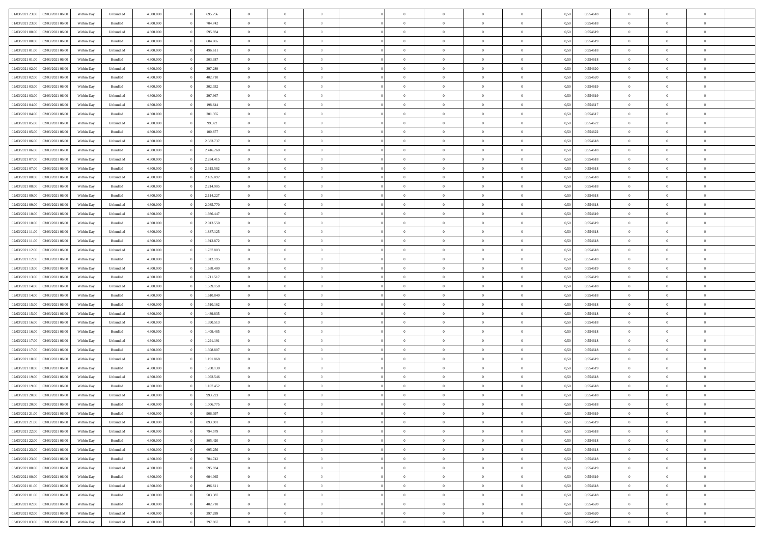| | | | | | | | | | | | | | | | | | | | | |
|---|---|---|---|---|---|---|---|---|---|---|---|---|---|---|---|---|---|---|---|---|
| 01/03/2021 23:00 | 02/03/2021 06:00 | Within Day | Unbundled | 4.800.000 | 0 | 695.256 | 0 | 0 | 0 | | 0 | 0 | 0 | 0 | 0,50 | 0,554618 | 0 | 0 | 0 | |
| 01/03/2021 23:00 | 02/03/2021 06:00 | Within Day | Bundled | 4.800.000 | 0 | 704.742 | 0 | 0 | 0 | | 0 | 0 | 0 | 0 | 0,50 | 0,554618 | 0 | 0 | 0 | |
| 02/03/2021 00:00 | 02/03/2021 06:00 | Within Day | Unbundled | 4.800.000 | 0 | 595.934 | 0 | 0 | 0 | | 0 | 0 | 0 | 0 | 0,50 | 0,554619 | 0 | 0 | 0 | |
| 02/03/2021 00:00 | 02/03/2021 06:00 | Within Day | Bundled | 4.800.000 | 0 | 604.065 | 0 | 0 | 0 | | 0 | 0 | 0 | 0 | 0,50 | 0,554619 | 0 | 0 | 0 | |
| 02/03/2021 01:00 | 02/03/2021 06:00 | Within Day | Unbundled | 4.800.000 | 0 | 496.611 | 0 | 0 | 0 | | 0 | 0 | 0 | 0 | 0,50 | 0,554618 | 0 | 0 | 0 | |
| 02/03/2021 01:00 | 02/03/2021 06:00 | Within Day | Bundled | 4.800.000 | 0 | 503.387 | 0 | 0 | 0 | | 0 | 0 | 0 | 0 | 0,50 | 0,554618 | 0 | 0 | 0 | |
| 02/03/2021 02:00 | 02/03/2021 06:00 | Within Day | Unbundled | 4.800.000 | 0 | 397.289 | 0 | 0 | 0 | | 0 | 0 | 0 | 0 | 0,50 | 0,554620 | 0 | 0 | 0 | |
| 02/03/2021 02:00 | 02/03/2021 06:00 | Within Day | Bundled | 4.800.000 | 0 | 402.710 | 0 | 0 | 0 | | 0 | 0 | 0 | 0 | 0,50 | 0,554620 | 0 | 0 | 0 | |
| 02/03/2021 03:00 | 02/03/2021 06:00 | Within Day | Bundled | 4.800.000 | 0 | 302.032 | 0 | 0 | 0 | | 0 | 0 | 0 | 0 | 0,50 | 0,554619 | 0 | 0 | 0 | |
| 02/03/2021 03:00 | 02/03/2021 06:00 | Within Day | Unbundled | 4.800.000 | 0 | 297.967 | 0 | 0 | 0 | | 0 | 0 | 0 | 0 | 0,50 | 0,554619 | 0 | 0 | 0 | |
| 02/03/2021 04:00 | 02/03/2021 06:00 | Within Day | Unbundled | 4.800.000 | 0 | 198.644 | 0 | 0 | 0 | | 0 | 0 | 0 | 0 | 0,50 | 0,554617 | 0 | 0 | 0 | |
| 02/03/2021 04:00 | 02/03/2021 06:00 | Within Day | Bundled | 4.800.000 | 0 | 201.355 | 0 | 0 | 0 | | 0 | 0 | 0 | 0 | 0,50 | 0,554617 | 0 | 0 | 0 | |
| 02/03/2021 05:00 | 02/03/2021 06:00 | Within Day | Unbundled | 4.800.000 | 0 | 99.322 | 0 | 0 | 0 | | 0 | 0 | 0 | 0 | 0,50 | 0,554622 | 0 | 0 | 0 | |
| 02/03/2021 05:00 | 02/03/2021 06:00 | Within Day | Bundled | 4.800.000 | 0 | 100.677 | 0 | 0 | 0 | | 0 | 0 | 0 | 0 | 0,50 | 0,554622 | 0 | 0 | 0 | |
| 02/03/2021 06:00 | 03/03/2021 06:00 | Within Day | Unbundled | 4.800.000 | 0 | 2.383.737 | 0 | 0 | 0 | | 0 | 0 | 0 | 0 | 0,50 | 0,554618 | 0 | 0 | 0 | |
| 02/03/2021 06:00 | 03/03/2021 06:00 | Within Day | Bundled | 4.800.000 | 0 | 2.416.260 | 0 | 0 | 0 | | 0 | 0 | 0 | 0 | 0,50 | 0,554618 | 0 | 0 | 0 | |
| 02/03/2021 07:00 | 03/03/2021 06:00 | Within Day | Unbundled | 4.800.000 | 0 | 2.284.415 | 0 | 0 | 0 | | 0 | 0 | 0 | 0 | 0,50 | 0,554618 | 0 | 0 | 0 | |
| 02/03/2021 07:00 | 03/03/2021 06:00 | Within Day | Bundled | 4.800.000 | 0 | 2.315.582 | 0 | 0 | 0 | | 0 | 0 | 0 | 0 | 0,50 | 0,554618 | 0 | 0 | 0 | |
| 02/03/2021 08:00 | 03/03/2021 06:00 | Within Day | Unbundled | 4.800.000 | 0 | 2.185.092 | 0 | 0 | 0 | | 0 | 0 | 0 | 0 | 0,50 | 0,554618 | 0 | 0 | 0 | |
| 02/03/2021 08:00 | 03/03/2021 06:00 | Within Day | Bundled | 4.800.000 | 0 | 2.214.905 | 0 | 0 | 0 | | 0 | 0 | 0 | 0 | 0,50 | 0,554618 | 0 | 0 | 0 | |
| 02/03/2021 09:00 | 03/03/2021 06:00 | Within Day | Bundled | 4.800.000 | 0 | 2.114.227 | 0 | 0 | 0 | | 0 | 0 | 0 | 0 | 0,50 | 0,554618 | 0 | 0 | 0 | |
| 02/03/2021 09:00 | 03/03/2021 06:00 | Within Day | Unbundled | 4.800.000 | 0 | 2.085.770 | 0 | 0 | 0 | | 0 | 0 | 0 | 0 | 0,50 | 0,554618 | 0 | 0 | 0 | |
| 02/03/2021 10:00 | 03/03/2021 06:00 | Within Day | Unbundled | 4.800.000 | 0 | 1.986.447 | 0 | 0 | 0 | | 0 | 0 | 0 | 0 | 0,50 | 0,554619 | 0 | 0 | 0 | |
| 02/03/2021 10:00 | 03/03/2021 06:00 | Within Day | Bundled | 4.800.000 | 0 | 2.013.550 | 0 | 0 | 0 | | 0 | 0 | 0 | 0 | 0,50 | 0,554619 | 0 | 0 | 0 | |
| 02/03/2021 11:00 | 03/03/2021 06:00 | Within Day | Unbundled | 4.800.000 | 0 | 1.887.125 | 0 | 0 | 0 | | 0 | 0 | 0 | 0 | 0,50 | 0,554618 | 0 | 0 | 0 | |
| 02/03/2021 11:00 | 03/03/2021 06:00 | Within Day | Bundled | 4.800.000 | 0 | 1.912.872 | 0 | 0 | 0 | | 0 | 0 | 0 | 0 | 0,50 | 0,554618 | 0 | 0 | 0 | |
| 02/03/2021 12:00 | 03/03/2021 06:00 | Within Day | Unbundled | 4.800.000 | 0 | 1.787.803 | 0 | 0 | 0 | | 0 | 0 | 0 | 0 | 0,50 | 0,554618 | 0 | 0 | 0 | |
| 02/03/2021 12:00 | 03/03/2021 06:00 | Within Day | Bundled | 4.800.000 | 0 | 1.812.195 | 0 | 0 | 0 | | 0 | 0 | 0 | 0 | 0,50 | 0,554618 | 0 | 0 | 0 | |
| 02/03/2021 13:00 | 03/03/2021 06:00 | Within Day | Unbundled | 4.800.000 | 0 | 1.688.480 | 0 | 0 | 0 | | 0 | 0 | 0 | 0 | 0,50 | 0,554619 | 0 | 0 | 0 | |
| 02/03/2021 13:00 | 03/03/2021 06:00 | Within Day | Bundled | 4.800.000 | 0 | 1.711.517 | 0 | 0 | 0 | | 0 | 0 | 0 | 0 | 0,50 | 0,554619 | 0 | 0 | 0 | |
| 02/03/2021 14:00 | 03/03/2021 06:00 | Within Day | Unbundled | 4.800.000 | 0 | 1.589.158 | 0 | 0 | 0 | | 0 | 0 | 0 | 0 | 0,50 | 0,554618 | 0 | 0 | 0 | |
| 02/03/2021 14:00 | 03/03/2021 06:00 | Within Day | Bundled | 4.800.000 | 0 | 1.610.840 | 0 | 0 | 0 | | 0 | 0 | 0 | 0 | 0,50 | 0,554618 | 0 | 0 | 0 | |
| 02/03/2021 15:00 | 03/03/2021 06:00 | Within Day | Bundled | 4.800.000 | 0 | 1.510.162 | 0 | 0 | 0 | | 0 | 0 | 0 | 0 | 0,50 | 0,554618 | 0 | 0 | 0 | |
| 02/03/2021 15:00 | 03/03/2021 06:00 | Within Day | Unbundled | 4.800.000 | 0 | 1.489.835 | 0 | 0 | 0 | | 0 | 0 | 0 | 0 | 0,50 | 0,554618 | 0 | 0 | 0 | |
| 02/03/2021 16:00 | 03/03/2021 06:00 | Within Day | Unbundled | 4.800.000 | 0 | 1.390.513 | 0 | 0 | 0 | | 0 | 0 | 0 | 0 | 0,50 | 0,554618 | 0 | 0 | 0 | |
| 02/03/2021 16:00 | 03/03/2021 06:00 | Within Day | Bundled | 4.800.000 | 0 | 1.409.485 | 0 | 0 | 0 | | 0 | 0 | 0 | 0 | 0,50 | 0,554618 | 0 | 0 | 0 | |
| 02/03/2021 17:00 | 03/03/2021 06:00 | Within Day | Unbundled | 4.800.000 | 0 | 1.291.191 | 0 | 0 | 0 | | 0 | 0 | 0 | 0 | 0,50 | 0,554618 | 0 | 0 | 0 | |
| 02/03/2021 17:00 | 03/03/2021 06:00 | Within Day | Bundled | 4.800.000 | 0 | 1.308.807 | 0 | 0 | 0 | | 0 | 0 | 0 | 0 | 0,50 | 0,554618 | 0 | 0 | 0 | |
| 02/03/2021 18:00 | 03/03/2021 06:00 | Within Day | Unbundled | 4.800.000 | 0 | 1.191.868 | 0 | 0 | 0 | | 0 | 0 | 0 | 0 | 0,50 | 0,554619 | 0 | 0 | 0 | |
| 02/03/2021 18:00 | 03/03/2021 06:00 | Within Day | Bundled | 4.800.000 | 0 | 1.208.130 | 0 | 0 | 0 | | 0 | 0 | 0 | 0 | 0,50 | 0,554619 | 0 | 0 | 0 | |
| 02/03/2021 19:00 | 03/03/2021 06:00 | Within Day | Unbundled | 4.800.000 | 0 | 1.092.546 | 0 | 0 | 0 | | 0 | 0 | 0 | 0 | 0,50 | 0,554618 | 0 | 0 | 0 | |
| 02/03/2021 19:00 | 03/03/2021 06:00 | Within Day | Bundled | 4.800.000 | 0 | 1.107.452 | 0 | 0 | 0 | | 0 | 0 | 0 | 0 | 0,50 | 0,554618 | 0 | 0 | 0 | |
| 02/03/2021 20:00 | 03/03/2021 06:00 | Within Day | Unbundled | 4.800.000 | 0 | 993.223 | 0 | 0 | 0 | | 0 | 0 | 0 | 0 | 0,50 | 0,554618 | 0 | 0 | 0 | |
| 02/03/2021 20:00 | 03/03/2021 06:00 | Within Day | Bundled | 4.800.000 | 0 | 1.006.775 | 0 | 0 | 0 | | 0 | 0 | 0 | 0 | 0,50 | 0,554618 | 0 | 0 | 0 | |
| 02/03/2021 21:00 | 03/03/2021 06:00 | Within Day | Bundled | 4.800.000 | 0 | 906.097 | 0 | 0 | 0 | | 0 | 0 | 0 | 0 | 0,50 | 0,554619 | 0 | 0 | 0 | |
| 02/03/2021 21:00 | 03/03/2021 06:00 | Within Day | Unbundled | 4.800.000 | 0 | 893.901 | 0 | 0 | 0 | | 0 | 0 | 0 | 0 | 0,50 | 0,554619 | 0 | 0 | 0 | |
| 02/03/2021 22:00 | 03/03/2021 06:00 | Within Day | Unbundled | 4.800.000 | 0 | 794.579 | 0 | 0 | 0 | | 0 | 0 | 0 | 0 | 0,50 | 0,554618 | 0 | 0 | 0 | |
| 02/03/2021 22:00 | 03/03/2021 06:00 | Within Day | Bundled | 4.800.000 | 0 | 805.420 | 0 | 0 | 0 | | 0 | 0 | 0 | 0 | 0,50 | 0,554618 | 0 | 0 | 0 | |
| 02/03/2021 23:00 | 03/03/2021 06:00 | Within Day | Unbundled | 4.800.000 | 0 | 695.256 | 0 | 0 | 0 | | 0 | 0 | 0 | 0 | 0,50 | 0,554618 | 0 | 0 | 0 | |
| 02/03/2021 23:00 | 03/03/2021 06:00 | Within Day | Bundled | 4.800.000 | 0 | 704.742 | 0 | 0 | 0 | | 0 | 0 | 0 | 0 | 0,50 | 0,554618 | 0 | 0 | 0 | |
| 03/03/2021 00:00 | 03/03/2021 06:00 | Within Day | Unbundled | 4.800.000 | 0 | 595.934 | 0 | 0 | 0 | | 0 | 0 | 0 | 0 | 0,50 | 0,554619 | 0 | 0 | 0 | |
| 03/03/2021 00:00 | 03/03/2021 06:00 | Within Day | Bundled | 4.800.000 | 0 | 604.065 | 0 | 0 | 0 | | 0 | 0 | 0 | 0 | 0,50 | 0,554619 | 0 | 0 | 0 | |
| 03/03/2021 01:00 | 03/03/2021 06:00 | Within Day | Unbundled | 4.800.000 | 0 | 496.611 | 0 | 0 | 0 | | 0 | 0 | 0 | 0 | 0,50 | 0,554618 | 0 | 0 | 0 | |
| 03/03/2021 01:00 | 03/03/2021 06:00 | Within Day | Bundled | 4.800.000 | 0 | 503.387 | 0 | 0 | 0 | | 0 | 0 | 0 | 0 | 0,50 | 0,554618 | 0 | 0 | 0 | |
| 03/03/2021 02:00 | 03/03/2021 06:00 | Within Day | Bundled | 4.800.000 | 0 | 402.710 | 0 | 0 | 0 | | 0 | 0 | 0 | 0 | 0,50 | 0,554620 | 0 | 0 | 0 | |
| 03/03/2021 02:00 | 03/03/2021 06:00 | Within Day | Unbundled | 4.800.000 | 0 | 397.289 | 0 | 0 | 0 | | 0 | 0 | 0 | 0 | 0,50 | 0,554620 | 0 | 0 | 0 | |
| 03/03/2021 03:00 | 03/03/2021 06:00 | Within Day | Unbundled | 4.800.000 | 0 | 297.967 | 0 | 0 | 0 | | 0 | 0 | 0 | 0 | 0,50 | 0,554619 | 0 | 0 | 0 | |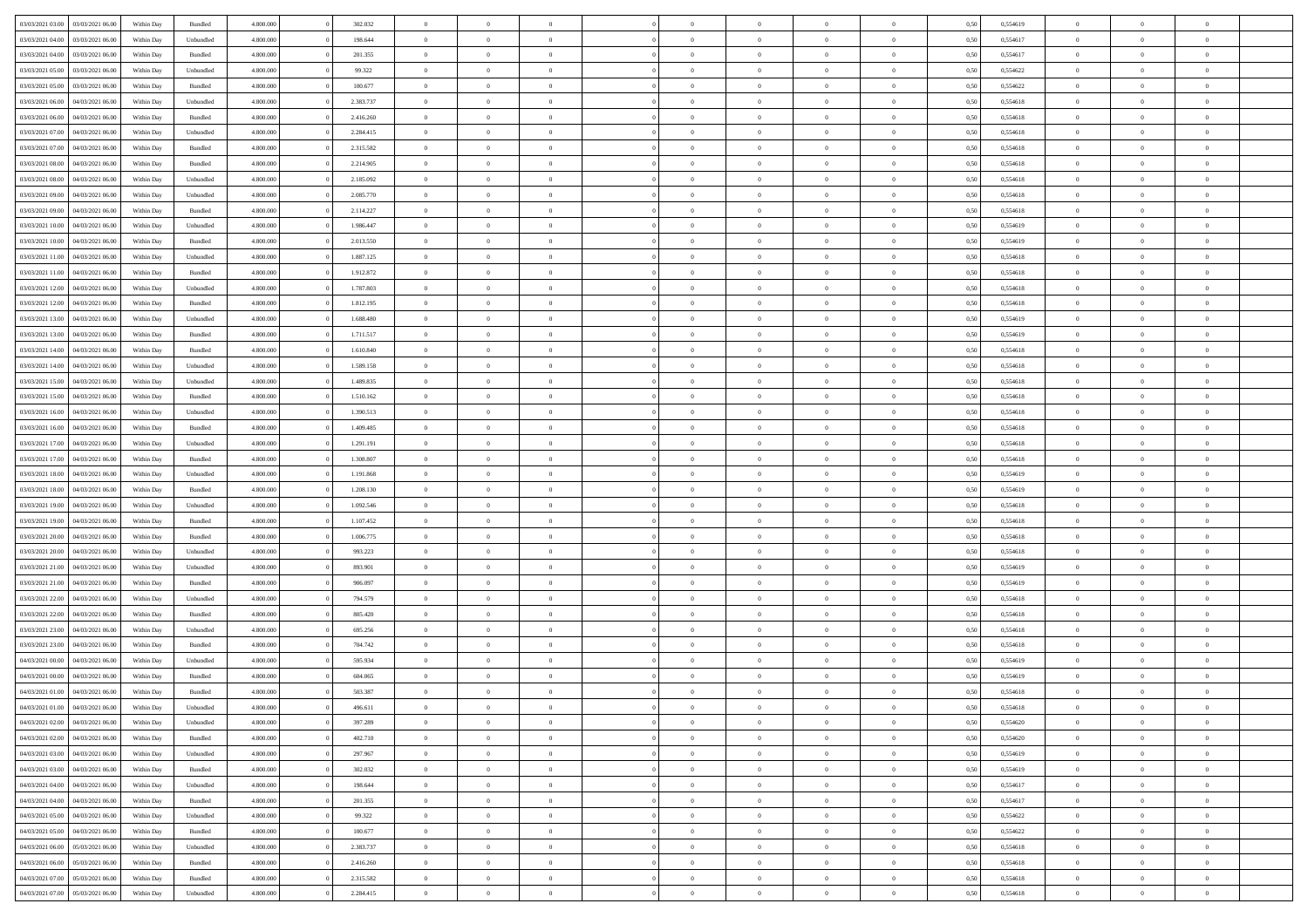| | | | | | | | | | | | | | | | | | | | | | |
|---|---|---|---|---|---|---|---|---|---|---|---|---|---|---|---|---|---|---|---|---|---|
| 03/03/2021 03:00 | 03/03/2021 06:00 | Within Day | Bundled | 4.800.000 | 0 | 302.032 | 0 | 0 | 0 | | 0 | 0 | 0 | 0 | 0 | 0,50 | 0,554619 | 0 | 0 | 0 | |
| 03/03/2021 04:00 | 03/03/2021 06:00 | Within Day | Unbundled | 4.800.000 | 0 | 198.644 | 0 | 0 | 0 | | 0 | 0 | 0 | 0 | 0 | 0,50 | 0,554617 | 0 | 0 | 0 | |
| 03/03/2021 04:00 | 03/03/2021 06:00 | Within Day | Bundled | 4.800.000 | 0 | 201.355 | 0 | 0 | 0 | | 0 | 0 | 0 | 0 | 0 | 0,50 | 0,554617 | 0 | 0 | 0 | |
| 03/03/2021 05:00 | 03/03/2021 06:00 | Within Day | Unbundled | 4.800.000 | 0 | 99.322 | 0 | 0 | 0 | | 0 | 0 | 0 | 0 | 0 | 0,50 | 0,554622 | 0 | 0 | 0 | |
| 03/03/2021 05:00 | 03/03/2021 06:00 | Within Day | Bundled | 4.800.000 | 0 | 100.677 | 0 | 0 | 0 | | 0 | 0 | 0 | 0 | 0 | 0,50 | 0,554622 | 0 | 0 | 0 | |
| 03/03/2021 06:00 | 04/03/2021 06:00 | Within Day | Unbundled | 4.800.000 | 0 | 2.383.737 | 0 | 0 | 0 | | 0 | 0 | 0 | 0 | 0 | 0,50 | 0,554618 | 0 | 0 | 0 | |
| 03/03/2021 06:00 | 04/03/2021 06:00 | Within Day | Bundled | 4.800.000 | 0 | 2.416.260 | 0 | 0 | 0 | | 0 | 0 | 0 | 0 | 0 | 0,50 | 0,554618 | 0 | 0 | 0 | |
| 03/03/2021 07:00 | 04/03/2021 06:00 | Within Day | Unbundled | 4.800.000 | 0 | 2.284.415 | 0 | 0 | 0 | | 0 | 0 | 0 | 0 | 0 | 0,50 | 0,554618 | 0 | 0 | 0 | |
| 03/03/2021 07:00 | 04/03/2021 06:00 | Within Day | Bundled | 4.800.000 | 0 | 2.315.582 | 0 | 0 | 0 | | 0 | 0 | 0 | 0 | 0 | 0,50 | 0,554618 | 0 | 0 | 0 | |
| 03/03/2021 08:00 | 04/03/2021 06:00 | Within Day | Bundled | 4.800.000 | 0 | 2.214.905 | 0 | 0 | 0 | | 0 | 0 | 0 | 0 | 0 | 0,50 | 0,554618 | 0 | 0 | 0 | |
| 03/03/2021 08:00 | 04/03/2021 06:00 | Within Day | Unbundled | 4.800.000 | 0 | 2.185.092 | 0 | 0 | 0 | | 0 | 0 | 0 | 0 | 0 | 0,50 | 0,554618 | 0 | 0 | 0 | |
| 03/03/2021 09:00 | 04/03/2021 06:00 | Within Day | Unbundled | 4.800.000 | 0 | 2.085.770 | 0 | 0 | 0 | | 0 | 0 | 0 | 0 | 0 | 0,50 | 0,554618 | 0 | 0 | 0 | |
| 03/03/2021 09:00 | 04/03/2021 06:00 | Within Day | Bundled | 4.800.000 | 0 | 2.114.227 | 0 | 0 | 0 | | 0 | 0 | 0 | 0 | 0 | 0,50 | 0,554618 | 0 | 0 | 0 | |
| 03/03/2021 10:00 | 04/03/2021 06:00 | Within Day | Unbundled | 4.800.000 | 0 | 1.986.447 | 0 | 0 | 0 | | 0 | 0 | 0 | 0 | 0 | 0,50 | 0,554619 | 0 | 0 | 0 | |
| 03/03/2021 10:00 | 04/03/2021 06:00 | Within Day | Bundled | 4.800.000 | 0 | 2.013.550 | 0 | 0 | 0 | | 0 | 0 | 0 | 0 | 0 | 0,50 | 0,554619 | 0 | 0 | 0 | |
| 03/03/2021 11:00 | 04/03/2021 06:00 | Within Day | Unbundled | 4.800.000 | 0 | 1.887.125 | 0 | 0 | 0 | | 0 | 0 | 0 | 0 | 0 | 0,50 | 0,554618 | 0 | 0 | 0 | |
| 03/03/2021 11:00 | 04/03/2021 06:00 | Within Day | Bundled | 4.800.000 | 0 | 1.912.872 | 0 | 0 | 0 | | 0 | 0 | 0 | 0 | 0 | 0,50 | 0,554618 | 0 | 0 | 0 | |
| 03/03/2021 12:00 | 04/03/2021 06:00 | Within Day | Unbundled | 4.800.000 | 0 | 1.787.803 | 0 | 0 | 0 | | 0 | 0 | 0 | 0 | 0 | 0,50 | 0,554618 | 0 | 0 | 0 | |
| 03/03/2021 12:00 | 04/03/2021 06:00 | Within Day | Bundled | 4.800.000 | 0 | 1.812.195 | 0 | 0 | 0 | | 0 | 0 | 0 | 0 | 0 | 0,50 | 0,554618 | 0 | 0 | 0 | |
| 03/03/2021 13:00 | 04/03/2021 06:00 | Within Day | Unbundled | 4.800.000 | 0 | 1.688.480 | 0 | 0 | 0 | | 0 | 0 | 0 | 0 | 0 | 0,50 | 0,554619 | 0 | 0 | 0 | |
| 03/03/2021 13:00 | 04/03/2021 06:00 | Within Day | Bundled | 4.800.000 | 0 | 1.711.517 | 0 | 0 | 0 | | 0 | 0 | 0 | 0 | 0 | 0,50 | 0,554619 | 0 | 0 | 0 | |
| 03/03/2021 14:00 | 04/03/2021 06:00 | Within Day | Bundled | 4.800.000 | 0 | 1.610.840 | 0 | 0 | 0 | | 0 | 0 | 0 | 0 | 0 | 0,50 | 0,554618 | 0 | 0 | 0 | |
| 03/03/2021 14:00 | 04/03/2021 06:00 | Within Day | Unbundled | 4.800.000 | 0 | 1.589.158 | 0 | 0 | 0 | | 0 | 0 | 0 | 0 | 0 | 0,50 | 0,554618 | 0 | 0 | 0 | |
| 03/03/2021 15:00 | 04/03/2021 06:00 | Within Day | Unbundled | 4.800.000 | 0 | 1.489.835 | 0 | 0 | 0 | | 0 | 0 | 0 | 0 | 0 | 0,50 | 0,554618 | 0 | 0 | 0 | |
| 03/03/2021 15:00 | 04/03/2021 06:00 | Within Day | Bundled | 4.800.000 | 0 | 1.510.162 | 0 | 0 | 0 | | 0 | 0 | 0 | 0 | 0 | 0,50 | 0,554618 | 0 | 0 | 0 | |
| 03/03/2021 16:00 | 04/03/2021 06:00 | Within Day | Unbundled | 4.800.000 | 0 | 1.390.513 | 0 | 0 | 0 | | 0 | 0 | 0 | 0 | 0 | 0,50 | 0,554618 | 0 | 0 | 0 | |
| 03/03/2021 16:00 | 04/03/2021 06:00 | Within Day | Bundled | 4.800.000 | 0 | 1.409.485 | 0 | 0 | 0 | | 0 | 0 | 0 | 0 | 0 | 0,50 | 0,554618 | 0 | 0 | 0 | |
| 03/03/2021 17:00 | 04/03/2021 06:00 | Within Day | Unbundled | 4.800.000 | 0 | 1.291.191 | 0 | 0 | 0 | | 0 | 0 | 0 | 0 | 0 | 0,50 | 0,554618 | 0 | 0 | 0 | |
| 03/03/2021 17:00 | 04/03/2021 06:00 | Within Day | Bundled | 4.800.000 | 0 | 1.308.807 | 0 | 0 | 0 | | 0 | 0 | 0 | 0 | 0 | 0,50 | 0,554618 | 0 | 0 | 0 | |
| 03/03/2021 18:00 | 04/03/2021 06:00 | Within Day | Unbundled | 4.800.000 | 0 | 1.191.868 | 0 | 0 | 0 | | 0 | 0 | 0 | 0 | 0 | 0,50 | 0,554619 | 0 | 0 | 0 | |
| 03/03/2021 18:00 | 04/03/2021 06:00 | Within Day | Bundled | 4.800.000 | 0 | 1.208.130 | 0 | 0 | 0 | | 0 | 0 | 0 | 0 | 0 | 0,50 | 0,554619 | 0 | 0 | 0 | |
| 03/03/2021 19:00 | 04/03/2021 06:00 | Within Day | Unbundled | 4.800.000 | 0 | 1.092.546 | 0 | 0 | 0 | | 0 | 0 | 0 | 0 | 0 | 0,50 | 0,554618 | 0 | 0 | 0 | |
| 03/03/2021 19:00 | 04/03/2021 06:00 | Within Day | Bundled | 4.800.000 | 0 | 1.107.452 | 0 | 0 | 0 | | 0 | 0 | 0 | 0 | 0 | 0,50 | 0,554618 | 0 | 0 | 0 | |
| 03/03/2021 20:00 | 04/03/2021 06:00 | Within Day | Bundled | 4.800.000 | 0 | 1.006.775 | 0 | 0 | 0 | | 0 | 0 | 0 | 0 | 0 | 0,50 | 0,554618 | 0 | 0 | 0 | |
| 03/03/2021 20:00 | 04/03/2021 06:00 | Within Day | Unbundled | 4.800.000 | 0 | 993.223 | 0 | 0 | 0 | | 0 | 0 | 0 | 0 | 0 | 0,50 | 0,554618 | 0 | 0 | 0 | |
| 03/03/2021 21:00 | 04/03/2021 06:00 | Within Day | Unbundled | 4.800.000 | 0 | 893.901 | 0 | 0 | 0 | | 0 | 0 | 0 | 0 | 0 | 0,50 | 0,554619 | 0 | 0 | 0 | |
| 03/03/2021 21:00 | 04/03/2021 06:00 | Within Day | Bundled | 4.800.000 | 0 | 906.097 | 0 | 0 | 0 | | 0 | 0 | 0 | 0 | 0 | 0,50 | 0,554619 | 0 | 0 | 0 | |
| 03/03/2021 22:00 | 04/03/2021 06:00 | Within Day | Unbundled | 4.800.000 | 0 | 794.579 | 0 | 0 | 0 | | 0 | 0 | 0 | 0 | 0 | 0,50 | 0,554618 | 0 | 0 | 0 | |
| 03/03/2021 22:00 | 04/03/2021 06:00 | Within Day | Bundled | 4.800.000 | 0 | 805.420 | 0 | 0 | 0 | | 0 | 0 | 0 | 0 | 0 | 0,50 | 0,554618 | 0 | 0 | 0 | |
| 03/03/2021 23:00 | 04/03/2021 06:00 | Within Day | Unbundled | 4.800.000 | 0 | 695.256 | 0 | 0 | 0 | | 0 | 0 | 0 | 0 | 0 | 0,50 | 0,554618 | 0 | 0 | 0 | |
| 03/03/2021 23:00 | 04/03/2021 06:00 | Within Day | Bundled | 4.800.000 | 0 | 704.742 | 0 | 0 | 0 | | 0 | 0 | 0 | 0 | 0 | 0,50 | 0,554618 | 0 | 0 | 0 | |
| 04/03/2021 00:00 | 04/03/2021 06:00 | Within Day | Unbundled | 4.800.000 | 0 | 595.934 | 0 | 0 | 0 | | 0 | 0 | 0 | 0 | 0 | 0,50 | 0,554619 | 0 | 0 | 0 | |
| 04/03/2021 00:00 | 04/03/2021 06:00 | Within Day | Bundled | 4.800.000 | 0 | 604.065 | 0 | 0 | 0 | | 0 | 0 | 0 | 0 | 0 | 0,50 | 0,554619 | 0 | 0 | 0 | |
| 04/03/2021 01:00 | 04/03/2021 06:00 | Within Day | Bundled | 4.800.000 | 0 | 503.387 | 0 | 0 | 0 | | 0 | 0 | 0 | 0 | 0 | 0,50 | 0,554618 | 0 | 0 | 0 | |
| 04/03/2021 01:00 | 04/03/2021 06:00 | Within Day | Unbundled | 4.800.000 | 0 | 496.611 | 0 | 0 | 0 | | 0 | 0 | 0 | 0 | 0 | 0,50 | 0,554618 | 0 | 0 | 0 | |
| 04/03/2021 02:00 | 04/03/2021 06:00 | Within Day | Unbundled | 4.800.000 | 0 | 397.289 | 0 | 0 | 0 | | 0 | 0 | 0 | 0 | 0 | 0,50 | 0,554620 | 0 | 0 | 0 | |
| 04/03/2021 02:00 | 04/03/2021 06:00 | Within Day | Bundled | 4.800.000 | 0 | 402.710 | 0 | 0 | 0 | | 0 | 0 | 0 | 0 | 0 | 0,50 | 0,554620 | 0 | 0 | 0 | |
| 04/03/2021 03:00 | 04/03/2021 06:00 | Within Day | Unbundled | 4.800.000 | 0 | 297.967 | 0 | 0 | 0 | | 0 | 0 | 0 | 0 | 0 | 0,50 | 0,554619 | 0 | 0 | 0 | |
| 04/03/2021 03:00 | 04/03/2021 06:00 | Within Day | Bundled | 4.800.000 | 0 | 302.032 | 0 | 0 | 0 | | 0 | 0 | 0 | 0 | 0 | 0,50 | 0,554619 | 0 | 0 | 0 | |
| 04/03/2021 04:00 | 04/03/2021 06:00 | Within Day | Unbundled | 4.800.000 | 0 | 198.644 | 0 | 0 | 0 | | 0 | 0 | 0 | 0 | 0 | 0,50 | 0,554617 | 0 | 0 | 0 | |
| 04/03/2021 04:00 | 04/03/2021 06:00 | Within Day | Bundled | 4.800.000 | 0 | 201.355 | 0 | 0 | 0 | | 0 | 0 | 0 | 0 | 0 | 0,50 | 0,554617 | 0 | 0 | 0 | |
| 04/03/2021 05:00 | 04/03/2021 06:00 | Within Day | Unbundled | 4.800.000 | 0 | 99.322 | 0 | 0 | 0 | | 0 | 0 | 0 | 0 | 0 | 0,50 | 0,554622 | 0 | 0 | 0 | |
| 04/03/2021 05:00 | 04/03/2021 06:00 | Within Day | Bundled | 4.800.000 | 0 | 100.677 | 0 | 0 | 0 | | 0 | 0 | 0 | 0 | 0 | 0,50 | 0,554622 | 0 | 0 | 0 | |
| 04/03/2021 06:00 | 05/03/2021 06:00 | Within Day | Unbundled | 4.800.000 | 0 | 2.383.737 | 0 | 0 | 0 | | 0 | 0 | 0 | 0 | 0 | 0,50 | 0,554618 | 0 | 0 | 0 | |
| 04/03/2021 06:00 | 05/03/2021 06:00 | Within Day | Bundled | 4.800.000 | 0 | 2.416.260 | 0 | 0 | 0 | | 0 | 0 | 0 | 0 | 0 | 0,50 | 0,554618 | 0 | 0 | 0 | |
| 04/03/2021 07:00 | 05/03/2021 06:00 | Within Day | Bundled | 4.800.000 | 0 | 2.315.582 | 0 | 0 | 0 | | 0 | 0 | 0 | 0 | 0 | 0,50 | 0,554618 | 0 | 0 | 0 | |
| 04/03/2021 07:00 | 05/03/2021 06:00 | Within Day | Unbundled | 4.800.000 | 0 | 2.284.415 | 0 | 0 | 0 | | 0 | 0 | 0 | 0 | 0 | 0,50 | 0,554618 | 0 | 0 | 0 | |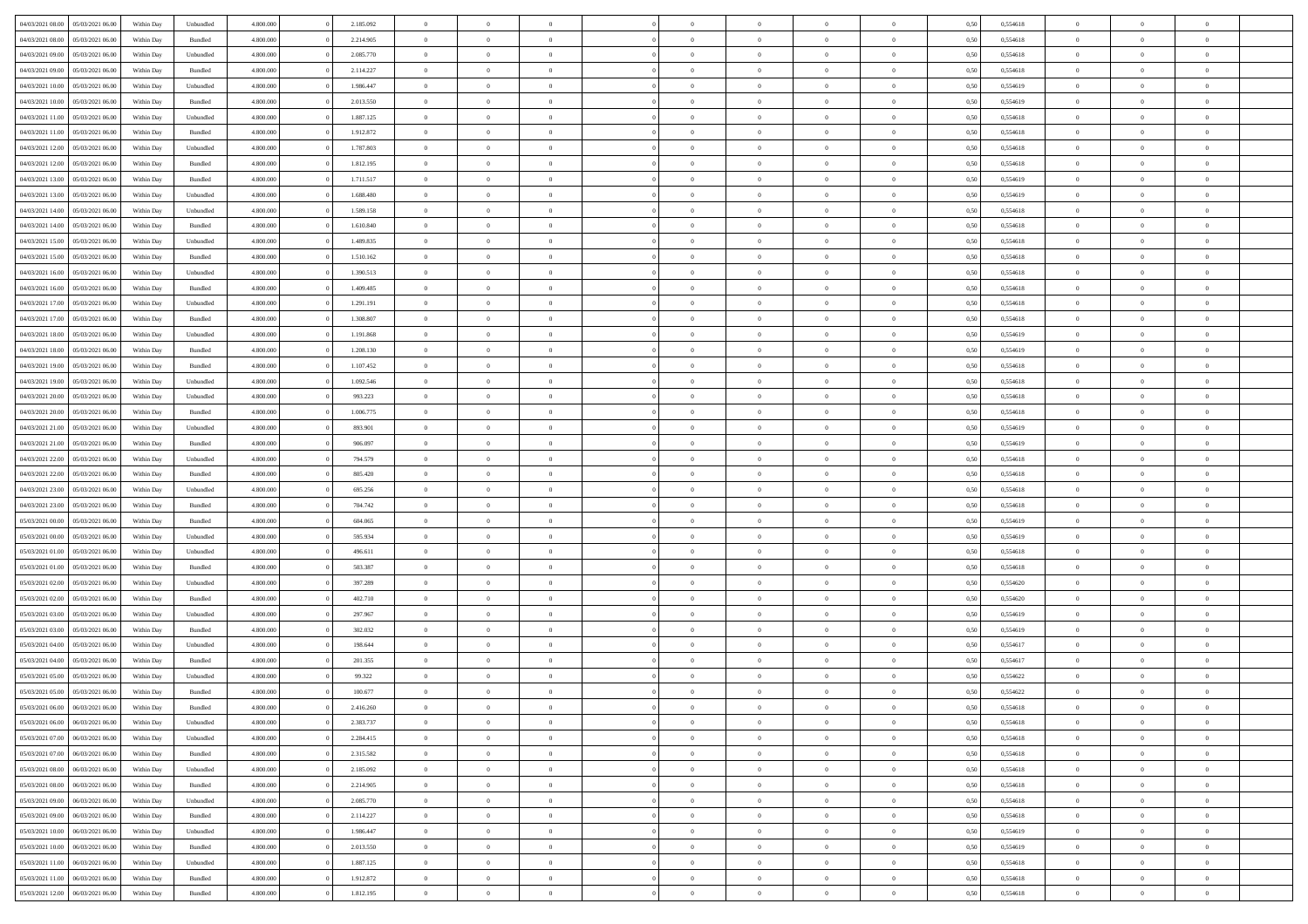| | | | | | | | | | | | | | | | | | | | | | |
|---|---|---|---|---|---|---|---|---|---|---|---|---|---|---|---|---|---|---|---|---|---|
| 04/03/2021 08:00 | 05/03/2021 06:00 | Within Day | Unbundled | 4.800.000 | 0 | 2.185.092 | 0 | 0 | 0 | | 0 | 0 | 0 | 0 | 0,50 | 0,554618 | 0 | 0 | 0 | |
| 04/03/2021 08:00 | 05/03/2021 06:00 | Within Day | Bundled | 4.800.000 | 0 | 2.214.905 | 0 | 0 | 0 | | 0 | 0 | 0 | 0 | 0,50 | 0,554618 | 0 | 0 | 0 | |
| 04/03/2021 09:00 | 05/03/2021 06:00 | Within Day | Unbundled | 4.800.000 | 0 | 2.085.770 | 0 | 0 | 0 | | 0 | 0 | 0 | 0 | 0,50 | 0,554618 | 0 | 0 | 0 | |
| 04/03/2021 09:00 | 05/03/2021 06:00 | Within Day | Bundled | 4.800.000 | 0 | 2.114.227 | 0 | 0 | 0 | | 0 | 0 | 0 | 0 | 0,50 | 0,554618 | 0 | 0 | 0 | |
| 04/03/2021 10:00 | 05/03/2021 06:00 | Within Day | Unbundled | 4.800.000 | 0 | 1.986.447 | 0 | 0 | 0 | | 0 | 0 | 0 | 0 | 0,50 | 0,554619 | 0 | 0 | 0 | |
| 04/03/2021 10:00 | 05/03/2021 06:00 | Within Day | Bundled | 4.800.000 | 0 | 2.013.550 | 0 | 0 | 0 | | 0 | 0 | 0 | 0 | 0,50 | 0,554619 | 0 | 0 | 0 | |
| 04/03/2021 11:00 | 05/03/2021 06:00 | Within Day | Unbundled | 4.800.000 | 0 | 1.887.125 | 0 | 0 | 0 | | 0 | 0 | 0 | 0 | 0,50 | 0,554618 | 0 | 0 | 0 | |
| 04/03/2021 11:00 | 05/03/2021 06:00 | Within Day | Bundled | 4.800.000 | 0 | 1.912.872 | 0 | 0 | 0 | | 0 | 0 | 0 | 0 | 0,50 | 0,554618 | 0 | 0 | 0 | |
| 04/03/2021 12:00 | 05/03/2021 06:00 | Within Day | Unbundled | 4.800.000 | 0 | 1.787.803 | 0 | 0 | 0 | | 0 | 0 | 0 | 0 | 0,50 | 0,554618 | 0 | 0 | 0 | |
| 04/03/2021 12:00 | 05/03/2021 06:00 | Within Day | Bundled | 4.800.000 | 0 | 1.812.195 | 0 | 0 | 0 | | 0 | 0 | 0 | 0 | 0,50 | 0,554618 | 0 | 0 | 0 | |
| 04/03/2021 13:00 | 05/03/2021 06:00 | Within Day | Bundled | 4.800.000 | 0 | 1.711.517 | 0 | 0 | 0 | | 0 | 0 | 0 | 0 | 0,50 | 0,554619 | 0 | 0 | 0 | |
| 04/03/2021 13:00 | 05/03/2021 06:00 | Within Day | Unbundled | 4.800.000 | 0 | 1.688.480 | 0 | 0 | 0 | | 0 | 0 | 0 | 0 | 0,50 | 0,554619 | 0 | 0 | 0 | |
| 04/03/2021 14:00 | 05/03/2021 06:00 | Within Day | Unbundled | 4.800.000 | 0 | 1.589.158 | 0 | 0 | 0 | | 0 | 0 | 0 | 0 | 0,50 | 0,554618 | 0 | 0 | 0 | |
| 04/03/2021 14:00 | 05/03/2021 06:00 | Within Day | Bundled | 4.800.000 | 0 | 1.610.840 | 0 | 0 | 0 | | 0 | 0 | 0 | 0 | 0,50 | 0,554618 | 0 | 0 | 0 | |
| 04/03/2021 15:00 | 05/03/2021 06:00 | Within Day | Unbundled | 4.800.000 | 0 | 1.489.835 | 0 | 0 | 0 | | 0 | 0 | 0 | 0 | 0,50 | 0,554618 | 0 | 0 | 0 | |
| 04/03/2021 15:00 | 05/03/2021 06:00 | Within Day | Bundled | 4.800.000 | 0 | 1.510.162 | 0 | 0 | 0 | | 0 | 0 | 0 | 0 | 0,50 | 0,554618 | 0 | 0 | 0 | |
| 04/03/2021 16:00 | 05/03/2021 06:00 | Within Day | Unbundled | 4.800.000 | 0 | 1.390.513 | 0 | 0 | 0 | | 0 | 0 | 0 | 0 | 0,50 | 0,554618 | 0 | 0 | 0 | |
| 04/03/2021 16:00 | 05/03/2021 06:00 | Within Day | Bundled | 4.800.000 | 0 | 1.409.485 | 0 | 0 | 0 | | 0 | 0 | 0 | 0 | 0,50 | 0,554618 | 0 | 0 | 0 | |
| 04/03/2021 17:00 | 05/03/2021 06:00 | Within Day | Unbundled | 4.800.000 | 0 | 1.291.191 | 0 | 0 | 0 | | 0 | 0 | 0 | 0 | 0,50 | 0,554618 | 0 | 0 | 0 | |
| 04/03/2021 17:00 | 05/03/2021 06:00 | Within Day | Bundled | 4.800.000 | 0 | 1.308.807 | 0 | 0 | 0 | | 0 | 0 | 0 | 0 | 0,50 | 0,554618 | 0 | 0 | 0 | |
| 04/03/2021 18:00 | 05/03/2021 06:00 | Within Day | Unbundled | 4.800.000 | 0 | 1.191.868 | 0 | 0 | 0 | | 0 | 0 | 0 | 0 | 0,50 | 0,554619 | 0 | 0 | 0 | |
| 04/03/2021 18:00 | 05/03/2021 06:00 | Within Day | Bundled | 4.800.000 | 0 | 1.208.130 | 0 | 0 | 0 | | 0 | 0 | 0 | 0 | 0,50 | 0,554619 | 0 | 0 | 0 | |
| 04/03/2021 19:00 | 05/03/2021 06:00 | Within Day | Bundled | 4.800.000 | 0 | 1.107.452 | 0 | 0 | 0 | | 0 | 0 | 0 | 0 | 0,50 | 0,554618 | 0 | 0 | 0 | |
| 04/03/2021 19:00 | 05/03/2021 06:00 | Within Day | Unbundled | 4.800.000 | 0 | 1.092.546 | 0 | 0 | 0 | | 0 | 0 | 0 | 0 | 0,50 | 0,554618 | 0 | 0 | 0 | |
| 04/03/2021 20:00 | 05/03/2021 06:00 | Within Day | Unbundled | 4.800.000 | 0 | 993.223 | 0 | 0 | 0 | | 0 | 0 | 0 | 0 | 0,50 | 0,554618 | 0 | 0 | 0 | |
| 04/03/2021 20:00 | 05/03/2021 06:00 | Within Day | Bundled | 4.800.000 | 0 | 1.006.775 | 0 | 0 | 0 | | 0 | 0 | 0 | 0 | 0,50 | 0,554618 | 0 | 0 | 0 | |
| 04/03/2021 21:00 | 05/03/2021 06:00 | Within Day | Unbundled | 4.800.000 | 0 | 893.901 | 0 | 0 | 0 | | 0 | 0 | 0 | 0 | 0,50 | 0,554619 | 0 | 0 | 0 | |
| 04/03/2021 21:00 | 05/03/2021 06:00 | Within Day | Bundled | 4.800.000 | 0 | 906.097 | 0 | 0 | 0 | | 0 | 0 | 0 | 0 | 0,50 | 0,554619 | 0 | 0 | 0 | |
| 04/03/2021 22:00 | 05/03/2021 06:00 | Within Day | Unbundled | 4.800.000 | 0 | 794.579 | 0 | 0 | 0 | | 0 | 0 | 0 | 0 | 0,50 | 0,554618 | 0 | 0 | 0 | |
| 04/03/2021 22:00 | 05/03/2021 06:00 | Within Day | Bundled | 4.800.000 | 0 | 805.420 | 0 | 0 | 0 | | 0 | 0 | 0 | 0 | 0,50 | 0,554618 | 0 | 0 | 0 | |
| 04/03/2021 23:00 | 05/03/2021 06:00 | Within Day | Unbundled | 4.800.000 | 0 | 695.256 | 0 | 0 | 0 | | 0 | 0 | 0 | 0 | 0,50 | 0,554618 | 0 | 0 | 0 | |
| 04/03/2021 23:00 | 05/03/2021 06:00 | Within Day | Bundled | 4.800.000 | 0 | 704.742 | 0 | 0 | 0 | | 0 | 0 | 0 | 0 | 0,50 | 0,554618 | 0 | 0 | 0 | |
| 05/03/2021 00:00 | 05/03/2021 06:00 | Within Day | Bundled | 4.800.000 | 0 | 604.065 | 0 | 0 | 0 | | 0 | 0 | 0 | 0 | 0,50 | 0,554619 | 0 | 0 | 0 | |
| 05/03/2021 00:00 | 05/03/2021 06:00 | Within Day | Unbundled | 4.800.000 | 0 | 595.934 | 0 | 0 | 0 | | 0 | 0 | 0 | 0 | 0,50 | 0,554619 | 0 | 0 | 0 | |
| 05/03/2021 01:00 | 05/03/2021 06:00 | Within Day | Unbundled | 4.800.000 | 0 | 496.611 | 0 | 0 | 0 | | 0 | 0 | 0 | 0 | 0,50 | 0,554618 | 0 | 0 | 0 | |
| 05/03/2021 01:00 | 05/03/2021 06:00 | Within Day | Bundled | 4.800.000 | 0 | 503.387 | 0 | 0 | 0 | | 0 | 0 | 0 | 0 | 0,50 | 0,554618 | 0 | 0 | 0 | |
| 05/03/2021 02:00 | 05/03/2021 06:00 | Within Day | Unbundled | 4.800.000 | 0 | 397.289 | 0 | 0 | 0 | | 0 | 0 | 0 | 0 | 0,50 | 0,554620 | 0 | 0 | 0 | |
| 05/03/2021 02:00 | 05/03/2021 06:00 | Within Day | Bundled | 4.800.000 | 0 | 402.710 | 0 | 0 | 0 | | 0 | 0 | 0 | 0 | 0,50 | 0,554620 | 0 | 0 | 0 | |
| 05/03/2021 03:00 | 05/03/2021 06:00 | Within Day | Unbundled | 4.800.000 | 0 | 297.967 | 0 | 0 | 0 | | 0 | 0 | 0 | 0 | 0,50 | 0,554619 | 0 | 0 | 0 | |
| 05/03/2021 03:00 | 05/03/2021 06:00 | Within Day | Bundled | 4.800.000 | 0 | 302.032 | 0 | 0 | 0 | | 0 | 0 | 0 | 0 | 0,50 | 0,554619 | 0 | 0 | 0 | |
| 05/03/2021 04:00 | 05/03/2021 06:00 | Within Day | Unbundled | 4.800.000 | 0 | 198.644 | 0 | 0 | 0 | | 0 | 0 | 0 | 0 | 0,50 | 0,554617 | 0 | 0 | 0 | |
| 05/03/2021 04:00 | 05/03/2021 06:00 | Within Day | Bundled | 4.800.000 | 0 | 201.355 | 0 | 0 | 0 | | 0 | 0 | 0 | 0 | 0,50 | 0,554617 | 0 | 0 | 0 | |
| 05/03/2021 05:00 | 05/03/2021 06:00 | Within Day | Unbundled | 4.800.000 | 0 | 99.322 | 0 | 0 | 0 | | 0 | 0 | 0 | 0 | 0,50 | 0,554622 | 0 | 0 | 0 | |
| 05/03/2021 05:00 | 05/03/2021 06:00 | Within Day | Bundled | 4.800.000 | 0 | 100.677 | 0 | 0 | 0 | | 0 | 0 | 0 | 0 | 0,50 | 0,554622 | 0 | 0 | 0 | |
| 05/03/2021 06:00 | 06/03/2021 06:00 | Within Day | Bundled | 4.800.000 | 0 | 2.416.260 | 0 | 0 | 0 | | 0 | 0 | 0 | 0 | 0,50 | 0,554618 | 0 | 0 | 0 | |
| 05/03/2021 06:00 | 06/03/2021 06:00 | Within Day | Unbundled | 4.800.000 | 0 | 2.383.737 | 0 | 0 | 0 | | 0 | 0 | 0 | 0 | 0,50 | 0,554618 | 0 | 0 | 0 | |
| 05/03/2021 07:00 | 06/03/2021 06:00 | Within Day | Unbundled | 4.800.000 | 0 | 2.284.415 | 0 | 0 | 0 | | 0 | 0 | 0 | 0 | 0,50 | 0,554618 | 0 | 0 | 0 | |
| 05/03/2021 07:00 | 06/03/2021 06:00 | Within Day | Bundled | 4.800.000 | 0 | 2.315.582 | 0 | 0 | 0 | | 0 | 0 | 0 | 0 | 0,50 | 0,554618 | 0 | 0 | 0 | |
| 05/03/2021 08:00 | 06/03/2021 06:00 | Within Day | Unbundled | 4.800.000 | 0 | 2.185.092 | 0 | 0 | 0 | | 0 | 0 | 0 | 0 | 0,50 | 0,554618 | 0 | 0 | 0 | |
| 05/03/2021 08:00 | 06/03/2021 06:00 | Within Day | Bundled | 4.800.000 | 0 | 2.214.905 | 0 | 0 | 0 | | 0 | 0 | 0 | 0 | 0,50 | 0,554618 | 0 | 0 | 0 | |
| 05/03/2021 09:00 | 06/03/2021 06:00 | Within Day | Unbundled | 4.800.000 | 0 | 2.085.770 | 0 | 0 | 0 | | 0 | 0 | 0 | 0 | 0,50 | 0,554618 | 0 | 0 | 0 | |
| 05/03/2021 09:00 | 06/03/2021 06:00 | Within Day | Bundled | 4.800.000 | 0 | 2.114.227 | 0 | 0 | 0 | | 0 | 0 | 0 | 0 | 0,50 | 0,554618 | 0 | 0 | 0 | |
| 05/03/2021 10:00 | 06/03/2021 06:00 | Within Day | Unbundled | 4.800.000 | 0 | 1.986.447 | 0 | 0 | 0 | | 0 | 0 | 0 | 0 | 0,50 | 0,554619 | 0 | 0 | 0 | |
| 05/03/2021 10:00 | 06/03/2021 06:00 | Within Day | Bundled | 4.800.000 | 0 | 2.013.550 | 0 | 0 | 0 | | 0 | 0 | 0 | 0 | 0,50 | 0,554619 | 0 | 0 | 0 | |
| 05/03/2021 11:00 | 06/03/2021 06:00 | Within Day | Unbundled | 4.800.000 | 0 | 1.887.125 | 0 | 0 | 0 | | 0 | 0 | 0 | 0 | 0,50 | 0,554618 | 0 | 0 | 0 | |
| 05/03/2021 11:00 | 06/03/2021 06:00 | Within Day | Bundled | 4.800.000 | 0 | 1.912.872 | 0 | 0 | 0 | | 0 | 0 | 0 | 0 | 0,50 | 0,554618 | 0 | 0 | 0 | |
| 05/03/2021 12:00 | 06/03/2021 06:00 | Within Day | Bundled | 4.800.000 | 0 | 1.812.195 | 0 | 0 | 0 | | 0 | 0 | 0 | 0 | 0,50 | 0,554618 | 0 | 0 | 0 | |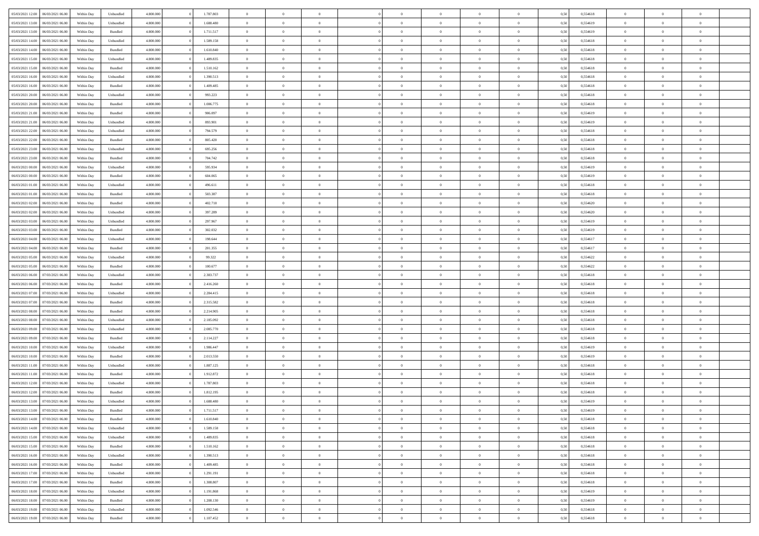| | | | | | | | | | | | | | | | | | | | | | |
|---|---|---|---|---|---|---|---|---|---|---|---|---|---|---|---|---|---|---|---|---|---|
| 05/03/2021 12:00 | 06/03/2021 06:00 | Within Day | Unbundled | 4.800.000 | 0 | 1.787.803 | 0 | 0 | 0 | | 0 | 0 | 0 | 0 | 0 | 0,50 | 0,554618 | 0 | 0 | 0 | |
| 05/03/2021 13:00 | 06/03/2021 06:00 | Within Day | Unbundled | 4.800.000 | 0 | 1.688.480 | 0 | 0 | 0 | | 0 | 0 | 0 | 0 | 0 | 0,50 | 0,554619 | 0 | 0 | 0 | |
| 05/03/2021 13:00 | 06/03/2021 06:00 | Within Day | Bundled | 4.800.000 | 0 | 1.711.517 | 0 | 0 | 0 | | 0 | 0 | 0 | 0 | 0 | 0,50 | 0,554619 | 0 | 0 | 0 | |
| 05/03/2021 14:00 | 06/03/2021 06:00 | Within Day | Unbundled | 4.800.000 | 0 | 1.589.158 | 0 | 0 | 0 | | 0 | 0 | 0 | 0 | 0 | 0,50 | 0,554618 | 0 | 0 | 0 | |
| 05/03/2021 14:00 | 06/03/2021 06:00 | Within Day | Bundled | 4.800.000 | 0 | 1.610.840 | 0 | 0 | 0 | | 0 | 0 | 0 | 0 | 0 | 0,50 | 0,554618 | 0 | 0 | 0 | |
| 05/03/2021 15:00 | 06/03/2021 06:00 | Within Day | Unbundled | 4.800.000 | 0 | 1.489.835 | 0 | 0 | 0 | | 0 | 0 | 0 | 0 | 0 | 0,50 | 0,554618 | 0 | 0 | 0 | |
| 05/03/2021 15:00 | 06/03/2021 06:00 | Within Day | Bundled | 4.800.000 | 0 | 1.510.162 | 0 | 0 | 0 | | 0 | 0 | 0 | 0 | 0 | 0,50 | 0,554618 | 0 | 0 | 0 | |
| 05/03/2021 16:00 | 06/03/2021 06:00 | Within Day | Unbundled | 4.800.000 | 0 | 1.390.513 | 0 | 0 | 0 | | 0 | 0 | 0 | 0 | 0 | 0,50 | 0,554618 | 0 | 0 | 0 | |
| 05/03/2021 16:00 | 06/03/2021 06:00 | Within Day | Bundled | 4.800.000 | 0 | 1.409.485 | 0 | 0 | 0 | | 0 | 0 | 0 | 0 | 0 | 0,50 | 0,554618 | 0 | 0 | 0 | |
| 05/03/2021 20:00 | 06/03/2021 06:00 | Within Day | Unbundled | 4.800.000 | 0 | 993.223 | 0 | 0 | 0 | | 0 | 0 | 0 | 0 | 0 | 0,50 | 0,554618 | 0 | 0 | 0 | |
| 05/03/2021 20:00 | 06/03/2021 06:00 | Within Day | Bundled | 4.800.000 | 0 | 1.006.775 | 0 | 0 | 0 | | 0 | 0 | 0 | 0 | 0 | 0,50 | 0,554618 | 0 | 0 | 0 | |
| 05/03/2021 21:00 | 06/03/2021 06:00 | Within Day | Bundled | 4.800.000 | 0 | 906.097 | 0 | 0 | 0 | | 0 | 0 | 0 | 0 | 0 | 0,50 | 0,554619 | 0 | 0 | 0 | |
| 05/03/2021 21:00 | 06/03/2021 06:00 | Within Day | Unbundled | 4.800.000 | 0 | 893.901 | 0 | 0 | 0 | | 0 | 0 | 0 | 0 | 0 | 0,50 | 0,554619 | 0 | 0 | 0 | |
| 05/03/2021 22:00 | 06/03/2021 06:00 | Within Day | Unbundled | 4.800.000 | 0 | 794.579 | 0 | 0 | 0 | | 0 | 0 | 0 | 0 | 0 | 0,50 | 0,554618 | 0 | 0 | 0 | |
| 05/03/2021 22:00 | 06/03/2021 06:00 | Within Day | Bundled | 4.800.000 | 0 | 805.420 | 0 | 0 | 0 | | 0 | 0 | 0 | 0 | 0 | 0,50 | 0,554618 | 0 | 0 | 0 | |
| 05/03/2021 23:00 | 06/03/2021 06:00 | Within Day | Unbundled | 4.800.000 | 0 | 695.256 | 0 | 0 | 0 | | 0 | 0 | 0 | 0 | 0 | 0,50 | 0,554618 | 0 | 0 | 0 | |
| 05/03/2021 23:00 | 06/03/2021 06:00 | Within Day | Bundled | 4.800.000 | 0 | 704.742 | 0 | 0 | 0 | | 0 | 0 | 0 | 0 | 0 | 0,50 | 0,554618 | 0 | 0 | 0 | |
| 06/03/2021 00:00 | 06/03/2021 06:00 | Within Day | Unbundled | 4.800.000 | 0 | 595.934 | 0 | 0 | 0 | | 0 | 0 | 0 | 0 | 0 | 0,50 | 0,554619 | 0 | 0 | 0 | |
| 06/03/2021 00:00 | 06/03/2021 06:00 | Within Day | Bundled | 4.800.000 | 0 | 604.065 | 0 | 0 | 0 | | 0 | 0 | 0 | 0 | 0 | 0,50 | 0,554619 | 0 | 0 | 0 | |
| 06/03/2021 01:00 | 06/03/2021 06:00 | Within Day | Unbundled | 4.800.000 | 0 | 496.611 | 0 | 0 | 0 | | 0 | 0 | 0 | 0 | 0 | 0,50 | 0,554618 | 0 | 0 | 0 | |
| 06/03/2021 01:00 | 06/03/2021 06:00 | Within Day | Bundled | 4.800.000 | 0 | 503.387 | 0 | 0 | 0 | | 0 | 0 | 0 | 0 | 0 | 0,50 | 0,554618 | 0 | 0 | 0 | |
| 06/03/2021 02:00 | 06/03/2021 06:00 | Within Day | Bundled | 4.800.000 | 0 | 402.710 | 0 | 0 | 0 | | 0 | 0 | 0 | 0 | 0 | 0,50 | 0,554620 | 0 | 0 | 0 | |
| 06/03/2021 02:00 | 06/03/2021 06:00 | Within Day | Unbundled | 4.800.000 | 0 | 397.289 | 0 | 0 | 0 | | 0 | 0 | 0 | 0 | 0 | 0,50 | 0,554620 | 0 | 0 | 0 | |
| 06/03/2021 03:00 | 06/03/2021 06:00 | Within Day | Unbundled | 4.800.000 | 0 | 297.967 | 0 | 0 | 0 | | 0 | 0 | 0 | 0 | 0 | 0,50 | 0,554619 | 0 | 0 | 0 | |
| 06/03/2021 03:00 | 06/03/2021 06:00 | Within Day | Bundled | 4.800.000 | 0 | 302.032 | 0 | 0 | 0 | | 0 | 0 | 0 | 0 | 0 | 0,50 | 0,554619 | 0 | 0 | 0 | |
| 06/03/2021 04:00 | 06/03/2021 06:00 | Within Day | Unbundled | 4.800.000 | 0 | 198.644 | 0 | 0 | 0 | | 0 | 0 | 0 | 0 | 0 | 0,50 | 0,554617 | 0 | 0 | 0 | |
| 06/03/2021 04:00 | 06/03/2021 06:00 | Within Day | Bundled | 4.800.000 | 0 | 201.355 | 0 | 0 | 0 | | 0 | 0 | 0 | 0 | 0 | 0,50 | 0,554617 | 0 | 0 | 0 | |
| 06/03/2021 05:00 | 06/03/2021 06:00 | Within Day | Unbundled | 4.800.000 | 0 | 99.322 | 0 | 0 | 0 | | 0 | 0 | 0 | 0 | 0 | 0,50 | 0,554622 | 0 | 0 | 0 | |
| 06/03/2021 05:00 | 06/03/2021 06:00 | Within Day | Bundled | 4.800.000 | 0 | 100.677 | 0 | 0 | 0 | | 0 | 0 | 0 | 0 | 0 | 0,50 | 0,554622 | 0 | 0 | 0 | |
| 06/03/2021 06:00 | 07/03/2021 06:00 | Within Day | Unbundled | 4.800.000 | 0 | 2.383.737 | 0 | 0 | 0 | | 0 | 0 | 0 | 0 | 0 | 0,50 | 0,554618 | 0 | 0 | 0 | |
| 06/03/2021 06:00 | 07/03/2021 06:00 | Within Day | Bundled | 4.800.000 | 0 | 2.416.260 | 0 | 0 | 0 | | 0 | 0 | 0 | 0 | 0 | 0,50 | 0,554618 | 0 | 0 | 0 | |
| 06/03/2021 07:00 | 07/03/2021 06:00 | Within Day | Unbundled | 4.800.000 | 0 | 2.284.415 | 0 | 0 | 0 | | 0 | 0 | 0 | 0 | 0 | 0,50 | 0,554618 | 0 | 0 | 0 | |
| 06/03/2021 07:00 | 07/03/2021 06:00 | Within Day | Bundled | 4.800.000 | 0 | 2.315.582 | 0 | 0 | 0 | | 0 | 0 | 0 | 0 | 0 | 0,50 | 0,554618 | 0 | 0 | 0 | |
| 06/03/2021 08:00 | 07/03/2021 06:00 | Within Day | Bundled | 4.800.000 | 0 | 2.214.905 | 0 | 0 | 0 | | 0 | 0 | 0 | 0 | 0 | 0,50 | 0,554618 | 0 | 0 | 0 | |
| 06/03/2021 08:00 | 07/03/2021 06:00 | Within Day | Unbundled | 4.800.000 | 0 | 2.185.092 | 0 | 0 | 0 | | 0 | 0 | 0 | 0 | 0 | 0,50 | 0,554618 | 0 | 0 | 0 | |
| 06/03/2021 09:00 | 07/03/2021 06:00 | Within Day | Unbundled | 4.800.000 | 0 | 2.085.770 | 0 | 0 | 0 | | 0 | 0 | 0 | 0 | 0 | 0,50 | 0,554618 | 0 | 0 | 0 | |
| 06/03/2021 09:00 | 07/03/2021 06:00 | Within Day | Bundled | 4.800.000 | 0 | 2.114.227 | 0 | 0 | 0 | | 0 | 0 | 0 | 0 | 0 | 0,50 | 0,554618 | 0 | 0 | 0 | |
| 06/03/2021 10:00 | 07/03/2021 06:00 | Within Day | Unbundled | 4.800.000 | 0 | 1.986.447 | 0 | 0 | 0 | | 0 | 0 | 0 | 0 | 0 | 0,50 | 0,554619 | 0 | 0 | 0 | |
| 06/03/2021 10:00 | 07/03/2021 06:00 | Within Day | Bundled | 4.800.000 | 0 | 2.013.550 | 0 | 0 | 0 | | 0 | 0 | 0 | 0 | 0 | 0,50 | 0,554619 | 0 | 0 | 0 | |
| 06/03/2021 11:00 | 07/03/2021 06:00 | Within Day | Unbundled | 4.800.000 | 0 | 1.887.125 | 0 | 0 | 0 | | 0 | 0 | 0 | 0 | 0 | 0,50 | 0,554618 | 0 | 0 | 0 | |
| 06/03/2021 11:00 | 07/03/2021 06:00 | Within Day | Bundled | 4.800.000 | 0 | 1.912.872 | 0 | 0 | 0 | | 0 | 0 | 0 | 0 | 0 | 0,50 | 0,554618 | 0 | 0 | 0 | |
| 06/03/2021 12:00 | 07/03/2021 06:00 | Within Day | Unbundled | 4.800.000 | 0 | 1.787.803 | 0 | 0 | 0 | | 0 | 0 | 0 | 0 | 0 | 0,50 | 0,554618 | 0 | 0 | 0 | |
| 06/03/2021 12:00 | 07/03/2021 06:00 | Within Day | Bundled | 4.800.000 | 0 | 1.812.195 | 0 | 0 | 0 | | 0 | 0 | 0 | 0 | 0 | 0,50 | 0,554618 | 0 | 0 | 0 | |
| 06/03/2021 13:00 | 07/03/2021 06:00 | Within Day | Unbundled | 4.800.000 | 0 | 1.688.480 | 0 | 0 | 0 | | 0 | 0 | 0 | 0 | 0 | 0,50 | 0,554619 | 0 | 0 | 0 | |
| 06/03/2021 13:00 | 07/03/2021 06:00 | Within Day | Bundled | 4.800.000 | 0 | 1.711.517 | 0 | 0 | 0 | | 0 | 0 | 0 | 0 | 0 | 0,50 | 0,554619 | 0 | 0 | 0 | |
| 06/03/2021 14:00 | 07/03/2021 06:00 | Within Day | Bundled | 4.800.000 | 0 | 1.610.840 | 0 | 0 | 0 | | 0 | 0 | 0 | 0 | 0 | 0,50 | 0,554618 | 0 | 0 | 0 | |
| 06/03/2021 14:00 | 07/03/2021 06:00 | Within Day | Unbundled | 4.800.000 | 0 | 1.589.158 | 0 | 0 | 0 | | 0 | 0 | 0 | 0 | 0 | 0,50 | 0,554618 | 0 | 0 | 0 | |
| 06/03/2021 15:00 | 07/03/2021 06:00 | Within Day | Unbundled | 4.800.000 | 0 | 1.489.835 | 0 | 0 | 0 | | 0 | 0 | 0 | 0 | 0 | 0,50 | 0,554618 | 0 | 0 | 0 | |
| 06/03/2021 15:00 | 07/03/2021 06:00 | Within Day | Bundled | 4.800.000 | 0 | 1.510.162 | 0 | 0 | 0 | | 0 | 0 | 0 | 0 | 0 | 0,50 | 0,554618 | 0 | 0 | 0 | |
| 06/03/2021 16:00 | 07/03/2021 06:00 | Within Day | Unbundled | 4.800.000 | 0 | 1.390.513 | 0 | 0 | 0 | | 0 | 0 | 0 | 0 | 0 | 0,50 | 0,554618 | 0 | 0 | 0 | |
| 06/03/2021 16:00 | 07/03/2021 06:00 | Within Day | Bundled | 4.800.000 | 0 | 1.409.485 | 0 | 0 | 0 | | 0 | 0 | 0 | 0 | 0 | 0,50 | 0,554618 | 0 | 0 | 0 | |
| 06/03/2021 17:00 | 07/03/2021 06:00 | Within Day | Unbundled | 4.800.000 | 0 | 1.291.191 | 0 | 0 | 0 | | 0 | 0 | 0 | 0 | 0 | 0,50 | 0,554618 | 0 | 0 | 0 | |
| 06/03/2021 17:00 | 07/03/2021 06:00 | Within Day | Bundled | 4.800.000 | 0 | 1.308.807 | 0 | 0 | 0 | | 0 | 0 | 0 | 0 | 0 | 0,50 | 0,554618 | 0 | 0 | 0 | |
| 06/03/2021 18:00 | 07/03/2021 06:00 | Within Day | Unbundled | 4.800.000 | 0 | 1.191.868 | 0 | 0 | 0 | | 0 | 0 | 0 | 0 | 0 | 0,50 | 0,554619 | 0 | 0 | 0 | |
| 06/03/2021 18:00 | 07/03/2021 06:00 | Within Day | Bundled | 4.800.000 | 0 | 1.208.130 | 0 | 0 | 0 | | 0 | 0 | 0 | 0 | 0 | 0,50 | 0,554619 | 0 | 0 | 0 | |
| 06/03/2021 19:00 | 07/03/2021 06:00 | Within Day | Unbundled | 4.800.000 | 0 | 1.092.546 | 0 | 0 | 0 | | 0 | 0 | 0 | 0 | 0 | 0,50 | 0,554618 | 0 | 0 | 0 | |
| 06/03/2021 19:00 | 07/03/2021 06:00 | Within Day | Bundled | 4.800.000 | 0 | 1.107.452 | 0 | 0 | 0 | | 0 | 0 | 0 | 0 | 0 | 0,50 | 0,554618 | 0 | 0 | 0 | |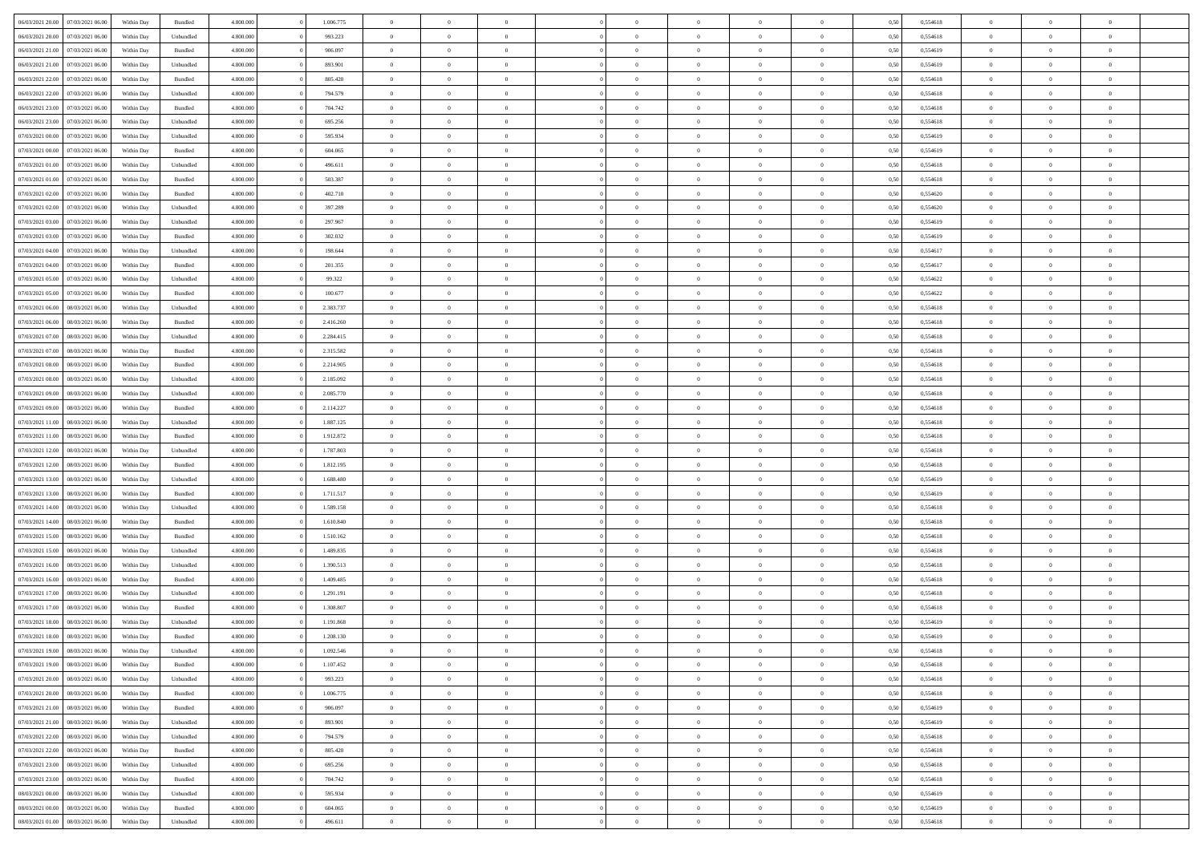| | | | | | | | | | | | | | | | | | | | | |
|---|---|---|---|---|---|---|---|---|---|---|---|---|---|---|---|---|---|---|---|---|
| 06/03/2021 20:00 | 07/03/2021 06:00 | Within Day | Bundled | 4.800.000 | 0 | 1.006.775 | 0 | 0 | 0 | | 0 | 0 | 0 | 0 | 0,50 | 0,554618 | 0 | 0 | 0 | |
| 06/03/2021 20:00 | 07/03/2021 06:00 | Within Day | Unbundled | 4.800.000 | 0 | 993.223 | 0 | 0 | 0 | | 0 | 0 | 0 | 0 | 0,50 | 0,554618 | 0 | 0 | 0 | |
| 06/03/2021 21:00 | 07/03/2021 06:00 | Within Day | Bundled | 4.800.000 | 0 | 906.097 | 0 | 0 | 0 | | 0 | 0 | 0 | 0 | 0,50 | 0,554619 | 0 | 0 | 0 | |
| 06/03/2021 21:00 | 07/03/2021 06:00 | Within Day | Unbundled | 4.800.000 | 0 | 893.901 | 0 | 0 | 0 | | 0 | 0 | 0 | 0 | 0,50 | 0,554619 | 0 | 0 | 0 | |
| 06/03/2021 22:00 | 07/03/2021 06:00 | Within Day | Bundled | 4.800.000 | 0 | 805.420 | 0 | 0 | 0 | | 0 | 0 | 0 | 0 | 0,50 | 0,554618 | 0 | 0 | 0 | |
| 06/03/2021 22:00 | 07/03/2021 06:00 | Within Day | Unbundled | 4.800.000 | 0 | 794.579 | 0 | 0 | 0 | | 0 | 0 | 0 | 0 | 0,50 | 0,554618 | 0 | 0 | 0 | |
| 06/03/2021 23:00 | 07/03/2021 06:00 | Within Day | Bundled | 4.800.000 | 0 | 704.742 | 0 | 0 | 0 | | 0 | 0 | 0 | 0 | 0,50 | 0,554618 | 0 | 0 | 0 | |
| 06/03/2021 23:00 | 07/03/2021 06:00 | Within Day | Unbundled | 4.800.000 | 0 | 695.256 | 0 | 0 | 0 | | 0 | 0 | 0 | 0 | 0,50 | 0,554618 | 0 | 0 | 0 | |
| 07/03/2021 00:00 | 07/03/2021 06:00 | Within Day | Unbundled | 4.800.000 | 0 | 595.934 | 0 | 0 | 0 | | 0 | 0 | 0 | 0 | 0,50 | 0,554619 | 0 | 0 | 0 | |
| 07/03/2021 00:00 | 07/03/2021 06:00 | Within Day | Bundled | 4.800.000 | 0 | 604.065 | 0 | 0 | 0 | | 0 | 0 | 0 | 0 | 0,50 | 0,554619 | 0 | 0 | 0 | |
| 07/03/2021 01:00 | 07/03/2021 06:00 | Within Day | Unbundled | 4.800.000 | 0 | 496.611 | 0 | 0 | 0 | | 0 | 0 | 0 | 0 | 0,50 | 0,554618 | 0 | 0 | 0 | |
| 07/03/2021 01:00 | 07/03/2021 06:00 | Within Day | Bundled | 4.800.000 | 0 | 503.387 | 0 | 0 | 0 | | 0 | 0 | 0 | 0 | 0,50 | 0,554618 | 0 | 0 | 0 | |
| 07/03/2021 02:00 | 07/03/2021 06:00 | Within Day | Bundled | 4.800.000 | 0 | 402.710 | 0 | 0 | 0 | | 0 | 0 | 0 | 0 | 0,50 | 0,554620 | 0 | 0 | 0 | |
| 07/03/2021 02:00 | 07/03/2021 06:00 | Within Day | Unbundled | 4.800.000 | 0 | 397.289 | 0 | 0 | 0 | | 0 | 0 | 0 | 0 | 0,50 | 0,554620 | 0 | 0 | 0 | |
| 07/03/2021 03:00 | 07/03/2021 06:00 | Within Day | Unbundled | 4.800.000 | 0 | 297.967 | 0 | 0 | 0 | | 0 | 0 | 0 | 0 | 0,50 | 0,554619 | 0 | 0 | 0 | |
| 07/03/2021 03:00 | 07/03/2021 06:00 | Within Day | Bundled | 4.800.000 | 0 | 302.032 | 0 | 0 | 0 | | 0 | 0 | 0 | 0 | 0,50 | 0,554619 | 0 | 0 | 0 | |
| 07/03/2021 04:00 | 07/03/2021 06:00 | Within Day | Unbundled | 4.800.000 | 0 | 198.644 | 0 | 0 | 0 | | 0 | 0 | 0 | 0 | 0,50 | 0,554617 | 0 | 0 | 0 | |
| 07/03/2021 04:00 | 07/03/2021 06:00 | Within Day | Bundled | 4.800.000 | 0 | 201.355 | 0 | 0 | 0 | | 0 | 0 | 0 | 0 | 0,50 | 0,554617 | 0 | 0 | 0 | |
| 07/03/2021 05:00 | 07/03/2021 06:00 | Within Day | Unbundled | 4.800.000 | 0 | 99.322 | 0 | 0 | 0 | | 0 | 0 | 0 | 0 | 0,50 | 0,554622 | 0 | 0 | 0 | |
| 07/03/2021 05:00 | 07/03/2021 06:00 | Within Day | Bundled | 4.800.000 | 0 | 100.677 | 0 | 0 | 0 | | 0 | 0 | 0 | 0 | 0,50 | 0,554622 | 0 | 0 | 0 | |
| 07/03/2021 06:00 | 08/03/2021 06:00 | Within Day | Unbundled | 4.800.000 | 0 | 2.383.737 | 0 | 0 | 0 | | 0 | 0 | 0 | 0 | 0,50 | 0,554618 | 0 | 0 | 0 | |
| 07/03/2021 06:00 | 08/03/2021 06:00 | Within Day | Bundled | 4.800.000 | 0 | 2.416.260 | 0 | 0 | 0 | | 0 | 0 | 0 | 0 | 0,50 | 0,554618 | 0 | 0 | 0 | |
| 07/03/2021 07:00 | 08/03/2021 06:00 | Within Day | Unbundled | 4.800.000 | 0 | 2.284.415 | 0 | 0 | 0 | | 0 | 0 | 0 | 0 | 0,50 | 0,554618 | 0 | 0 | 0 | |
| 07/03/2021 07:00 | 08/03/2021 06:00 | Within Day | Bundled | 4.800.000 | 0 | 2.315.582 | 0 | 0 | 0 | | 0 | 0 | 0 | 0 | 0,50 | 0,554618 | 0 | 0 | 0 | |
| 07/03/2021 08:00 | 08/03/2021 06:00 | Within Day | Bundled | 4.800.000 | 0 | 2.214.905 | 0 | 0 | 0 | | 0 | 0 | 0 | 0 | 0,50 | 0,554618 | 0 | 0 | 0 | |
| 07/03/2021 08:00 | 08/03/2021 06:00 | Within Day | Unbundled | 4.800.000 | 0 | 2.185.092 | 0 | 0 | 0 | | 0 | 0 | 0 | 0 | 0,50 | 0,554618 | 0 | 0 | 0 | |
| 07/03/2021 09:00 | 08/03/2021 06:00 | Within Day | Unbundled | 4.800.000 | 0 | 2.085.770 | 0 | 0 | 0 | | 0 | 0 | 0 | 0 | 0,50 | 0,554618 | 0 | 0 | 0 | |
| 07/03/2021 09:00 | 08/03/2021 06:00 | Within Day | Bundled | 4.800.000 | 0 | 2.114.227 | 0 | 0 | 0 | | 0 | 0 | 0 | 0 | 0,50 | 0,554618 | 0 | 0 | 0 | |
| 07/03/2021 11:00 | 08/03/2021 06:00 | Within Day | Unbundled | 4.800.000 | 0 | 1.887.125 | 0 | 0 | 0 | | 0 | 0 | 0 | 0 | 0,50 | 0,554618 | 0 | 0 | 0 | |
| 07/03/2021 11:00 | 08/03/2021 06:00 | Within Day | Bundled | 4.800.000 | 0 | 1.912.872 | 0 | 0 | 0 | | 0 | 0 | 0 | 0 | 0,50 | 0,554618 | 0 | 0 | 0 | |
| 07/03/2021 12:00 | 08/03/2021 06:00 | Within Day | Unbundled | 4.800.000 | 0 | 1.787.803 | 0 | 0 | 0 | | 0 | 0 | 0 | 0 | 0,50 | 0,554618 | 0 | 0 | 0 | |
| 07/03/2021 12:00 | 08/03/2021 06:00 | Within Day | Bundled | 4.800.000 | 0 | 1.812.195 | 0 | 0 | 0 | | 0 | 0 | 0 | 0 | 0,50 | 0,554618 | 0 | 0 | 0 | |
| 07/03/2021 13:00 | 08/03/2021 06:00 | Within Day | Unbundled | 4.800.000 | 0 | 1.688.480 | 0 | 0 | 0 | | 0 | 0 | 0 | 0 | 0,50 | 0,554619 | 0 | 0 | 0 | |
| 07/03/2021 13:00 | 08/03/2021 06:00 | Within Day | Bundled | 4.800.000 | 0 | 1.711.517 | 0 | 0 | 0 | | 0 | 0 | 0 | 0 | 0,50 | 0,554619 | 0 | 0 | 0 | |
| 07/03/2021 14:00 | 08/03/2021 06:00 | Within Day | Unbundled | 4.800.000 | 0 | 1.589.158 | 0 | 0 | 0 | | 0 | 0 | 0 | 0 | 0,50 | 0,554618 | 0 | 0 | 0 | |
| 07/03/2021 14:00 | 08/03/2021 06:00 | Within Day | Bundled | 4.800.000 | 0 | 1.610.840 | 0 | 0 | 0 | | 0 | 0 | 0 | 0 | 0,50 | 0,554618 | 0 | 0 | 0 | |
| 07/03/2021 15:00 | 08/03/2021 06:00 | Within Day | Bundled | 4.800.000 | 0 | 1.510.162 | 0 | 0 | 0 | | 0 | 0 | 0 | 0 | 0,50 | 0,554618 | 0 | 0 | 0 | |
| 07/03/2021 15:00 | 08/03/2021 06:00 | Within Day | Unbundled | 4.800.000 | 0 | 1.489.835 | 0 | 0 | 0 | | 0 | 0 | 0 | 0 | 0,50 | 0,554618 | 0 | 0 | 0 | |
| 07/03/2021 16:00 | 08/03/2021 06:00 | Within Day | Unbundled | 4.800.000 | 0 | 1.390.513 | 0 | 0 | 0 | | 0 | 0 | 0 | 0 | 0,50 | 0,554618 | 0 | 0 | 0 | |
| 07/03/2021 16:00 | 08/03/2021 06:00 | Within Day | Bundled | 4.800.000 | 0 | 1.409.485 | 0 | 0 | 0 | | 0 | 0 | 0 | 0 | 0,50 | 0,554618 | 0 | 0 | 0 | |
| 07/03/2021 17:00 | 08/03/2021 06:00 | Within Day | Unbundled | 4.800.000 | 0 | 1.291.191 | 0 | 0 | 0 | | 0 | 0 | 0 | 0 | 0,50 | 0,554618 | 0 | 0 | 0 | |
| 07/03/2021 17:00 | 08/03/2021 06:00 | Within Day | Bundled | 4.800.000 | 0 | 1.308.807 | 0 | 0 | 0 | | 0 | 0 | 0 | 0 | 0,50 | 0,554618 | 0 | 0 | 0 | |
| 07/03/2021 18:00 | 08/03/2021 06:00 | Within Day | Unbundled | 4.800.000 | 0 | 1.191.868 | 0 | 0 | 0 | | 0 | 0 | 0 | 0 | 0,50 | 0,554619 | 0 | 0 | 0 | |
| 07/03/2021 18:00 | 08/03/2021 06:00 | Within Day | Bundled | 4.800.000 | 0 | 1.208.130 | 0 | 0 | 0 | | 0 | 0 | 0 | 0 | 0,50 | 0,554619 | 0 | 0 | 0 | |
| 07/03/2021 19:00 | 08/03/2021 06:00 | Within Day | Unbundled | 4.800.000 | 0 | 1.092.546 | 0 | 0 | 0 | | 0 | 0 | 0 | 0 | 0,50 | 0,554618 | 0 | 0 | 0 | |
| 07/03/2021 19:00 | 08/03/2021 06:00 | Within Day | Bundled | 4.800.000 | 0 | 1.107.452 | 0 | 0 | 0 | | 0 | 0 | 0 | 0 | 0,50 | 0,554618 | 0 | 0 | 0 | |
| 07/03/2021 20:00 | 08/03/2021 06:00 | Within Day | Unbundled | 4.800.000 | 0 | 993.223 | 0 | 0 | 0 | | 0 | 0 | 0 | 0 | 0,50 | 0,554618 | 0 | 0 | 0 | |
| 07/03/2021 20:00 | 08/03/2021 06:00 | Within Day | Bundled | 4.800.000 | 0 | 1.006.775 | 0 | 0 | 0 | | 0 | 0 | 0 | 0 | 0,50 | 0,554618 | 0 | 0 | 0 | |
| 07/03/2021 21:00 | 08/03/2021 06:00 | Within Day | Bundled | 4.800.000 | 0 | 906.097 | 0 | 0 | 0 | | 0 | 0 | 0 | 0 | 0,50 | 0,554619 | 0 | 0 | 0 | |
| 07/03/2021 21:00 | 08/03/2021 06:00 | Within Day | Unbundled | 4.800.000 | 0 | 893.901 | 0 | 0 | 0 | | 0 | 0 | 0 | 0 | 0,50 | 0,554619 | 0 | 0 | 0 | |
| 07/03/2021 22:00 | 08/03/2021 06:00 | Within Day | Unbundled | 4.800.000 | 0 | 794.579 | 0 | 0 | 0 | | 0 | 0 | 0 | 0 | 0,50 | 0,554618 | 0 | 0 | 0 | |
| 07/03/2021 22:00 | 08/03/2021 06:00 | Within Day | Bundled | 4.800.000 | 0 | 805.420 | 0 | 0 | 0 | | 0 | 0 | 0 | 0 | 0,50 | 0,554618 | 0 | 0 | 0 | |
| 07/03/2021 23:00 | 08/03/2021 06:00 | Within Day | Unbundled | 4.800.000 | 0 | 695.256 | 0 | 0 | 0 | | 0 | 0 | 0 | 0 | 0,50 | 0,554618 | 0 | 0 | 0 | |
| 07/03/2021 23:00 | 08/03/2021 06:00 | Within Day | Bundled | 4.800.000 | 0 | 704.742 | 0 | 0 | 0 | | 0 | 0 | 0 | 0 | 0,50 | 0,554618 | 0 | 0 | 0 | |
| 08/03/2021 00:00 | 08/03/2021 06:00 | Within Day | Unbundled | 4.800.000 | 0 | 595.934 | 0 | 0 | 0 | | 0 | 0 | 0 | 0 | 0,50 | 0,554619 | 0 | 0 | 0 | |
| 08/03/2021 00:00 | 08/03/2021 06:00 | Within Day | Bundled | 4.800.000 | 0 | 604.065 | 0 | 0 | 0 | | 0 | 0 | 0 | 0 | 0,50 | 0,554619 | 0 | 0 | 0 | |
| 08/03/2021 01:00 | 08/03/2021 06:00 | Within Day | Unbundled | 4.800.000 | 0 | 496.611 | 0 | 0 | 0 | | 0 | 0 | 0 | 0 | 0,50 | 0,554618 | 0 | 0 | 0 | |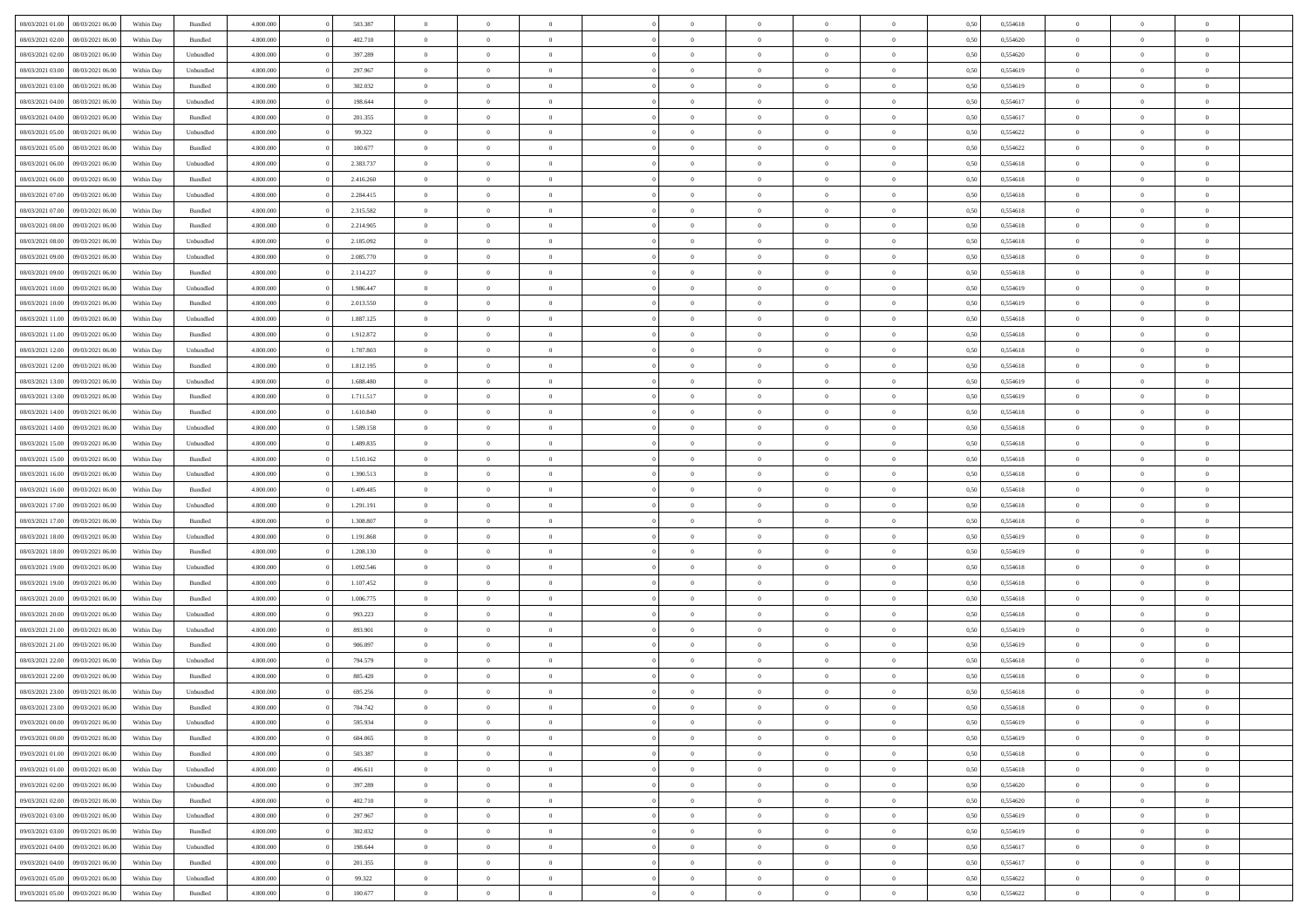| | | | | | | | | | | | | | | | | | | | | |
|---|---|---|---|---|---|---|---|---|---|---|---|---|---|---|---|---|---|---|---|---|
| 08/03/2021 01:00 | 08/03/2021 06:00 | Within Day | Bundled | 4.800.000 | 0 | 503.387 | 0 | 0 | 0 | | 0 | 0 | 0 | 0 | 0,50 | 0,554618 | 0 | 0 | 0 | |
| 08/03/2021 02:00 | 08/03/2021 06:00 | Within Day | Bundled | 4.800.000 | 0 | 402.710 | 0 | 0 | 0 | | 0 | 0 | 0 | 0 | 0,50 | 0,554620 | 0 | 0 | 0 | |
| 08/03/2021 02:00 | 08/03/2021 06:00 | Within Day | Unbundled | 4.800.000 | 0 | 397.289 | 0 | 0 | 0 | | 0 | 0 | 0 | 0 | 0,50 | 0,554620 | 0 | 0 | 0 | |
| 08/03/2021 03:00 | 08/03/2021 06:00 | Within Day | Unbundled | 4.800.000 | 0 | 297.967 | 0 | 0 | 0 | | 0 | 0 | 0 | 0 | 0,50 | 0,554619 | 0 | 0 | 0 | |
| 08/03/2021 03:00 | 08/03/2021 06:00 | Within Day | Bundled | 4.800.000 | 0 | 302.032 | 0 | 0 | 0 | | 0 | 0 | 0 | 0 | 0,50 | 0,554619 | 0 | 0 | 0 | |
| 08/03/2021 04:00 | 08/03/2021 06:00 | Within Day | Unbundled | 4.800.000 | 0 | 198.644 | 0 | 0 | 0 | | 0 | 0 | 0 | 0 | 0,50 | 0,554617 | 0 | 0 | 0 | |
| 08/03/2021 04:00 | 08/03/2021 06:00 | Within Day | Bundled | 4.800.000 | 0 | 201.355 | 0 | 0 | 0 | | 0 | 0 | 0 | 0 | 0,50 | 0,554617 | 0 | 0 | 0 | |
| 08/03/2021 05:00 | 08/03/2021 06:00 | Within Day | Unbundled | 4.800.000 | 0 | 99.322 | 0 | 0 | 0 | | 0 | 0 | 0 | 0 | 0,50 | 0,554622 | 0 | 0 | 0 | |
| 08/03/2021 05:00 | 08/03/2021 06:00 | Within Day | Bundled | 4.800.000 | 0 | 100.677 | 0 | 0 | 0 | | 0 | 0 | 0 | 0 | 0,50 | 0,554622 | 0 | 0 | 0 | |
| 08/03/2021 06:00 | 09/03/2021 06:00 | Within Day | Unbundled | 4.800.000 | 0 | 2.383.737 | 0 | 0 | 0 | | 0 | 0 | 0 | 0 | 0,50 | 0,554618 | 0 | 0 | 0 | |
| 08/03/2021 06:00 | 09/03/2021 06:00 | Within Day | Bundled | 4.800.000 | 0 | 2.416.260 | 0 | 0 | 0 | | 0 | 0 | 0 | 0 | 0,50 | 0,554618 | 0 | 0 | 0 | |
| 08/03/2021 07:00 | 09/03/2021 06:00 | Within Day | Unbundled | 4.800.000 | 0 | 2.284.415 | 0 | 0 | 0 | | 0 | 0 | 0 | 0 | 0,50 | 0,554618 | 0 | 0 | 0 | |
| 08/03/2021 07:00 | 09/03/2021 06:00 | Within Day | Bundled | 4.800.000 | 0 | 2.315.582 | 0 | 0 | 0 | | 0 | 0 | 0 | 0 | 0,50 | 0,554618 | 0 | 0 | 0 | |
| 08/03/2021 08:00 | 09/03/2021 06:00 | Within Day | Bundled | 4.800.000 | 0 | 2.214.905 | 0 | 0 | 0 | | 0 | 0 | 0 | 0 | 0,50 | 0,554618 | 0 | 0 | 0 | |
| 08/03/2021 08:00 | 09/03/2021 06:00 | Within Day | Unbundled | 4.800.000 | 0 | 2.185.092 | 0 | 0 | 0 | | 0 | 0 | 0 | 0 | 0,50 | 0,554618 | 0 | 0 | 0 | |
| 08/03/2021 09:00 | 09/03/2021 06:00 | Within Day | Unbundled | 4.800.000 | 0 | 2.085.770 | 0 | 0 | 0 | | 0 | 0 | 0 | 0 | 0,50 | 0,554618 | 0 | 0 | 0 | |
| 08/03/2021 09:00 | 09/03/2021 06:00 | Within Day | Bundled | 4.800.000 | 0 | 2.114.227 | 0 | 0 | 0 | | 0 | 0 | 0 | 0 | 0,50 | 0,554618 | 0 | 0 | 0 | |
| 08/03/2021 10:00 | 09/03/2021 06:00 | Within Day | Unbundled | 4.800.000 | 0 | 1.986.447 | 0 | 0 | 0 | | 0 | 0 | 0 | 0 | 0,50 | 0,554619 | 0 | 0 | 0 | |
| 08/03/2021 10:00 | 09/03/2021 06:00 | Within Day | Bundled | 4.800.000 | 0 | 2.013.550 | 0 | 0 | 0 | | 0 | 0 | 0 | 0 | 0,50 | 0,554619 | 0 | 0 | 0 | |
| 08/03/2021 11:00 | 09/03/2021 06:00 | Within Day | Unbundled | 4.800.000 | 0 | 1.887.125 | 0 | 0 | 0 | | 0 | 0 | 0 | 0 | 0,50 | 0,554618 | 0 | 0 | 0 | |
| 08/03/2021 11:00 | 09/03/2021 06:00 | Within Day | Bundled | 4.800.000 | 0 | 1.912.872 | 0 | 0 | 0 | | 0 | 0 | 0 | 0 | 0,50 | 0,554618 | 0 | 0 | 0 | |
| 08/03/2021 12:00 | 09/03/2021 06:00 | Within Day | Unbundled | 4.800.000 | 0 | 1.787.803 | 0 | 0 | 0 | | 0 | 0 | 0 | 0 | 0,50 | 0,554618 | 0 | 0 | 0 | |
| 08/03/2021 12:00 | 09/03/2021 06:00 | Within Day | Bundled | 4.800.000 | 0 | 1.812.195 | 0 | 0 | 0 | | 0 | 0 | 0 | 0 | 0,50 | 0,554618 | 0 | 0 | 0 | |
| 08/03/2021 13:00 | 09/03/2021 06:00 | Within Day | Unbundled | 4.800.000 | 0 | 1.688.480 | 0 | 0 | 0 | | 0 | 0 | 0 | 0 | 0,50 | 0,554619 | 0 | 0 | 0 | |
| 08/03/2021 13:00 | 09/03/2021 06:00 | Within Day | Bundled | 4.800.000 | 0 | 1.711.517 | 0 | 0 | 0 | | 0 | 0 | 0 | 0 | 0,50 | 0,554619 | 0 | 0 | 0 | |
| 08/03/2021 14:00 | 09/03/2021 06:00 | Within Day | Bundled | 4.800.000 | 0 | 1.610.840 | 0 | 0 | 0 | | 0 | 0 | 0 | 0 | 0,50 | 0,554618 | 0 | 0 | 0 | |
| 08/03/2021 14:00 | 09/03/2021 06:00 | Within Day | Unbundled | 4.800.000 | 0 | 1.589.158 | 0 | 0 | 0 | | 0 | 0 | 0 | 0 | 0,50 | 0,554618 | 0 | 0 | 0 | |
| 08/03/2021 15:00 | 09/03/2021 06:00 | Within Day | Unbundled | 4.800.000 | 0 | 1.489.835 | 0 | 0 | 0 | | 0 | 0 | 0 | 0 | 0,50 | 0,554618 | 0 | 0 | 0 | |
| 08/03/2021 15:00 | 09/03/2021 06:00 | Within Day | Bundled | 4.800.000 | 0 | 1.510.162 | 0 | 0 | 0 | | 0 | 0 | 0 | 0 | 0,50 | 0,554618 | 0 | 0 | 0 | |
| 08/03/2021 16:00 | 09/03/2021 06:00 | Within Day | Unbundled | 4.800.000 | 0 | 1.390.513 | 0 | 0 | 0 | | 0 | 0 | 0 | 0 | 0,50 | 0,554618 | 0 | 0 | 0 | |
| 08/03/2021 16:00 | 09/03/2021 06:00 | Within Day | Bundled | 4.800.000 | 0 | 1.409.485 | 0 | 0 | 0 | | 0 | 0 | 0 | 0 | 0,50 | 0,554618 | 0 | 0 | 0 | |
| 08/03/2021 17:00 | 09/03/2021 06:00 | Within Day | Unbundled | 4.800.000 | 0 | 1.291.191 | 0 | 0 | 0 | | 0 | 0 | 0 | 0 | 0,50 | 0,554618 | 0 | 0 | 0 | |
| 08/03/2021 17:00 | 09/03/2021 06:00 | Within Day | Bundled | 4.800.000 | 0 | 1.308.807 | 0 | 0 | 0 | | 0 | 0 | 0 | 0 | 0,50 | 0,554618 | 0 | 0 | 0 | |
| 08/03/2021 18:00 | 09/03/2021 06:00 | Within Day | Unbundled | 4.800.000 | 0 | 1.191.868 | 0 | 0 | 0 | | 0 | 0 | 0 | 0 | 0,50 | 0,554619 | 0 | 0 | 0 | |
| 08/03/2021 18:00 | 09/03/2021 06:00 | Within Day | Bundled | 4.800.000 | 0 | 1.208.130 | 0 | 0 | 0 | | 0 | 0 | 0 | 0 | 0,50 | 0,554619 | 0 | 0 | 0 | |
| 08/03/2021 19:00 | 09/03/2021 06:00 | Within Day | Unbundled | 4.800.000 | 0 | 1.092.546 | 0 | 0 | 0 | | 0 | 0 | 0 | 0 | 0,50 | 0,554618 | 0 | 0 | 0 | |
| 08/03/2021 19:00 | 09/03/2021 06:00 | Within Day | Bundled | 4.800.000 | 0 | 1.107.452 | 0 | 0 | 0 | | 0 | 0 | 0 | 0 | 0,50 | 0,554618 | 0 | 0 | 0 | |
| 08/03/2021 20:00 | 09/03/2021 06:00 | Within Day | Bundled | 4.800.000 | 0 | 1.006.775 | 0 | 0 | 0 | | 0 | 0 | 0 | 0 | 0,50 | 0,554618 | 0 | 0 | 0 | |
| 08/03/2021 20:00 | 09/03/2021 06:00 | Within Day | Unbundled | 4.800.000 | 0 | 993.223 | 0 | 0 | 0 | | 0 | 0 | 0 | 0 | 0,50 | 0,554618 | 0 | 0 | 0 | |
| 08/03/2021 21:00 | 09/03/2021 06:00 | Within Day | Unbundled | 4.800.000 | 0 | 893.901 | 0 | 0 | 0 | | 0 | 0 | 0 | 0 | 0,50 | 0,554619 | 0 | 0 | 0 | |
| 08/03/2021 21:00 | 09/03/2021 06:00 | Within Day | Bundled | 4.800.000 | 0 | 906.097 | 0 | 0 | 0 | | 0 | 0 | 0 | 0 | 0,50 | 0,554619 | 0 | 0 | 0 | |
| 08/03/2021 22:00 | 09/03/2021 06:00 | Within Day | Unbundled | 4.800.000 | 0 | 794.579 | 0 | 0 | 0 | | 0 | 0 | 0 | 0 | 0,50 | 0,554618 | 0 | 0 | 0 | |
| 08/03/2021 22:00 | 09/03/2021 06:00 | Within Day | Bundled | 4.800.000 | 0 | 805.420 | 0 | 0 | 0 | | 0 | 0 | 0 | 0 | 0,50 | 0,554618 | 0 | 0 | 0 | |
| 08/03/2021 23:00 | 09/03/2021 06:00 | Within Day | Unbundled | 4.800.000 | 0 | 695.256 | 0 | 0 | 0 | | 0 | 0 | 0 | 0 | 0,50 | 0,554618 | 0 | 0 | 0 | |
| 08/03/2021 23:00 | 09/03/2021 06:00 | Within Day | Bundled | 4.800.000 | 0 | 704.742 | 0 | 0 | 0 | | 0 | 0 | 0 | 0 | 0,50 | 0,554618 | 0 | 0 | 0 | |
| 09/03/2021 00:00 | 09/03/2021 06:00 | Within Day | Unbundled | 4.800.000 | 0 | 595.934 | 0 | 0 | 0 | | 0 | 0 | 0 | 0 | 0,50 | 0,554619 | 0 | 0 | 0 | |
| 09/03/2021 00:00 | 09/03/2021 06:00 | Within Day | Bundled | 4.800.000 | 0 | 604.065 | 0 | 0 | 0 | | 0 | 0 | 0 | 0 | 0,50 | 0,554619 | 0 | 0 | 0 | |
| 09/03/2021 01:00 | 09/03/2021 06:00 | Within Day | Bundled | 4.800.000 | 0 | 503.387 | 0 | 0 | 0 | | 0 | 0 | 0 | 0 | 0,50 | 0,554618 | 0 | 0 | 0 | |
| 09/03/2021 01:00 | 09/03/2021 06:00 | Within Day | Unbundled | 4.800.000 | 0 | 496.611 | 0 | 0 | 0 | | 0 | 0 | 0 | 0 | 0,50 | 0,554618 | 0 | 0 | 0 | |
| 09/03/2021 02:00 | 09/03/2021 06:00 | Within Day | Unbundled | 4.800.000 | 0 | 397.289 | 0 | 0 | 0 | | 0 | 0 | 0 | 0 | 0,50 | 0,554620 | 0 | 0 | 0 | |
| 09/03/2021 02:00 | 09/03/2021 06:00 | Within Day | Bundled | 4.800.000 | 0 | 402.710 | 0 | 0 | 0 | | 0 | 0 | 0 | 0 | 0,50 | 0,554620 | 0 | 0 | 0 | |
| 09/03/2021 03:00 | 09/03/2021 06:00 | Within Day | Unbundled | 4.800.000 | 0 | 297.967 | 0 | 0 | 0 | | 0 | 0 | 0 | 0 | 0,50 | 0,554619 | 0 | 0 | 0 | |
| 09/03/2021 03:00 | 09/03/2021 06:00 | Within Day | Bundled | 4.800.000 | 0 | 302.032 | 0 | 0 | 0 | | 0 | 0 | 0 | 0 | 0,50 | 0,554619 | 0 | 0 | 0 | |
| 09/03/2021 04:00 | 09/03/2021 06:00 | Within Day | Unbundled | 4.800.000 | 0 | 198.644 | 0 | 0 | 0 | | 0 | 0 | 0 | 0 | 0,50 | 0,554617 | 0 | 0 | 0 | |
| 09/03/2021 04:00 | 09/03/2021 06:00 | Within Day | Bundled | 4.800.000 | 0 | 201.355 | 0 | 0 | 0 | | 0 | 0 | 0 | 0 | 0,50 | 0,554617 | 0 | 0 | 0 | |
| 09/03/2021 05:00 | 09/03/2021 06:00 | Within Day | Unbundled | 4.800.000 | 0 | 99.322 | 0 | 0 | 0 | | 0 | 0 | 0 | 0 | 0,50 | 0,554622 | 0 | 0 | 0 | |
| 09/03/2021 05:00 | 09/03/2021 06:00 | Within Day | Bundled | 4.800.000 | 0 | 100.677 | 0 | 0 | 0 | | 0 | 0 | 0 | 0 | 0,50 | 0,554622 | 0 | 0 | 0 | |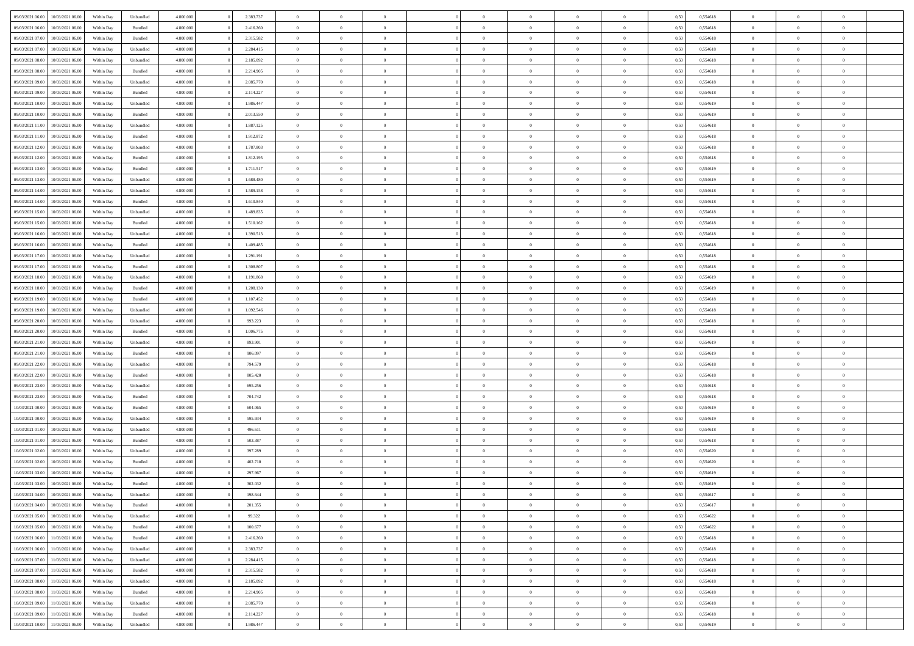| 09/03/2021 06:00 | 10/03/2021 06:00 | Within Day | Unbundled | 4.800.000 | 0 | 2.383.737 | 0 | 0 | 0 | 0 | 0 | 0 | 0 | 0 | 0,50 | 0,554618 | 0 | 0 | 0 |
|---|---|---|---|---|---|---|---|---|---|---|---|---|---|---|---|---|---|---|---|
| 09/03/2021 06:00 | 10/03/2021 06:00 | Within Day | Bundled | 4.800.000 | 0 | 2.416.260 | 0 | 0 | 0 | 0 | 0 | 0 | 0 | 0 | 0,50 | 0,554618 | 0 | 0 | 0 |
| 09/03/2021 07:00 | 10/03/2021 06:00 | Within Day | Bundled | 4.800.000 | 0 | 2.315.582 | 0 | 0 | 0 | 0 | 0 | 0 | 0 | 0 | 0,50 | 0,554618 | 0 | 0 | 0 |
| 09/03/2021 07:00 | 10/03/2021 06:00 | Within Day | Unbundled | 4.800.000 | 0 | 2.284.415 | 0 | 0 | 0 | 0 | 0 | 0 | 0 | 0 | 0,50 | 0,554618 | 0 | 0 | 0 |
| 09/03/2021 08:00 | 10/03/2021 06:00 | Within Day | Unbundled | 4.800.000 | 0 | 2.185.092 | 0 | 0 | 0 | 0 | 0 | 0 | 0 | 0 | 0,50 | 0,554618 | 0 | 0 | 0 |
| 09/03/2021 08:00 | 10/03/2021 06:00 | Within Day | Bundled | 4.800.000 | 0 | 2.214.905 | 0 | 0 | 0 | 0 | 0 | 0 | 0 | 0 | 0,50 | 0,554618 | 0 | 0 | 0 |
| 09/03/2021 09:00 | 10/03/2021 06:00 | Within Day | Unbundled | 4.800.000 | 0 | 2.085.770 | 0 | 0 | 0 | 0 | 0 | 0 | 0 | 0 | 0,50 | 0,554618 | 0 | 0 | 0 |
| 09/03/2021 09:00 | 10/03/2021 06:00 | Within Day | Bundled | 4.800.000 | 0 | 2.114.227 | 0 | 0 | 0 | 0 | 0 | 0 | 0 | 0 | 0,50 | 0,554618 | 0 | 0 | 0 |
| 09/03/2021 10:00 | 10/03/2021 06:00 | Within Day | Unbundled | 4.800.000 | 0 | 1.986.447 | 0 | 0 | 0 | 0 | 0 | 0 | 0 | 0 | 0,50 | 0,554619 | 0 | 0 | 0 |
| 09/03/2021 10:00 | 10/03/2021 06:00 | Within Day | Bundled | 4.800.000 | 0 | 2.013.550 | 0 | 0 | 0 | 0 | 0 | 0 | 0 | 0 | 0,50 | 0,554619 | 0 | 0 | 0 |
| 09/03/2021 11:00 | 10/03/2021 06:00 | Within Day | Unbundled | 4.800.000 | 0 | 1.887.125 | 0 | 0 | 0 | 0 | 0 | 0 | 0 | 0 | 0,50 | 0,554618 | 0 | 0 | 0 |
| 09/03/2021 11:00 | 10/03/2021 06:00 | Within Day | Bundled | 4.800.000 | 0 | 1.912.872 | 0 | 0 | 0 | 0 | 0 | 0 | 0 | 0 | 0,50 | 0,554618 | 0 | 0 | 0 |
| 09/03/2021 12:00 | 10/03/2021 06:00 | Within Day | Unbundled | 4.800.000 | 0 | 1.787.803 | 0 | 0 | 0 | 0 | 0 | 0 | 0 | 0 | 0,50 | 0,554618 | 0 | 0 | 0 |
| 09/03/2021 12:00 | 10/03/2021 06:00 | Within Day | Bundled | 4.800.000 | 0 | 1.812.195 | 0 | 0 | 0 | 0 | 0 | 0 | 0 | 0 | 0,50 | 0,554618 | 0 | 0 | 0 |
| 09/03/2021 13:00 | 10/03/2021 06:00 | Within Day | Bundled | 4.800.000 | 0 | 1.711.517 | 0 | 0 | 0 | 0 | 0 | 0 | 0 | 0 | 0,50 | 0,554619 | 0 | 0 | 0 |
| 09/03/2021 13:00 | 10/03/2021 06:00 | Within Day | Unbundled | 4.800.000 | 0 | 1.688.480 | 0 | 0 | 0 | 0 | 0 | 0 | 0 | 0 | 0,50 | 0,554619 | 0 | 0 | 0 |
| 09/03/2021 14:00 | 10/03/2021 06:00 | Within Day | Unbundled | 4.800.000 | 0 | 1.589.158 | 0 | 0 | 0 | 0 | 0 | 0 | 0 | 0 | 0,50 | 0,554618 | 0 | 0 | 0 |
| 09/03/2021 14:00 | 10/03/2021 06:00 | Within Day | Bundled | 4.800.000 | 0 | 1.610.840 | 0 | 0 | 0 | 0 | 0 | 0 | 0 | 0 | 0,50 | 0,554618 | 0 | 0 | 0 |
| 09/03/2021 15:00 | 10/03/2021 06:00 | Within Day | Unbundled | 4.800.000 | 0 | 1.489.835 | 0 | 0 | 0 | 0 | 0 | 0 | 0 | 0 | 0,50 | 0,554618 | 0 | 0 | 0 |
| 09/03/2021 15:00 | 10/03/2021 06:00 | Within Day | Bundled | 4.800.000 | 0 | 1.510.162 | 0 | 0 | 0 | 0 | 0 | 0 | 0 | 0 | 0,50 | 0,554618 | 0 | 0 | 0 |
| 09/03/2021 16:00 | 10/03/2021 06:00 | Within Day | Unbundled | 4.800.000 | 0 | 1.390.513 | 0 | 0 | 0 | 0 | 0 | 0 | 0 | 0 | 0,50 | 0,554618 | 0 | 0 | 0 |
| 09/03/2021 16:00 | 10/03/2021 06:00 | Within Day | Bundled | 4.800.000 | 0 | 1.409.485 | 0 | 0 | 0 | 0 | 0 | 0 | 0 | 0 | 0,50 | 0,554618 | 0 | 0 | 0 |
| 09/03/2021 17:00 | 10/03/2021 06:00 | Within Day | Unbundled | 4.800.000 | 0 | 1.291.191 | 0 | 0 | 0 | 0 | 0 | 0 | 0 | 0 | 0,50 | 0,554618 | 0 | 0 | 0 |
| 09/03/2021 17:00 | 10/03/2021 06:00 | Within Day | Bundled | 4.800.000 | 0 | 1.308.807 | 0 | 0 | 0 | 0 | 0 | 0 | 0 | 0 | 0,50 | 0,554618 | 0 | 0 | 0 |
| 09/03/2021 18:00 | 10/03/2021 06:00 | Within Day | Unbundled | 4.800.000 | 0 | 1.191.868 | 0 | 0 | 0 | 0 | 0 | 0 | 0 | 0 | 0,50 | 0,554619 | 0 | 0 | 0 |
| 09/03/2021 18:00 | 10/03/2021 06:00 | Within Day | Bundled | 4.800.000 | 0 | 1.208.130 | 0 | 0 | 0 | 0 | 0 | 0 | 0 | 0 | 0,50 | 0,554619 | 0 | 0 | 0 |
| 09/03/2021 19:00 | 10/03/2021 06:00 | Within Day | Bundled | 4.800.000 | 0 | 1.107.452 | 0 | 0 | 0 | 0 | 0 | 0 | 0 | 0 | 0,50 | 0,554618 | 0 | 0 | 0 |
| 09/03/2021 19:00 | 10/03/2021 06:00 | Within Day | Unbundled | 4.800.000 | 0 | 1.092.546 | 0 | 0 | 0 | 0 | 0 | 0 | 0 | 0 | 0,50 | 0,554618 | 0 | 0 | 0 |
| 09/03/2021 20:00 | 10/03/2021 06:00 | Within Day | Unbundled | 4.800.000 | 0 | 993.223 | 0 | 0 | 0 | 0 | 0 | 0 | 0 | 0 | 0,50 | 0,554618 | 0 | 0 | 0 |
| 09/03/2021 20:00 | 10/03/2021 06:00 | Within Day | Bundled | 4.800.000 | 0 | 1.006.775 | 0 | 0 | 0 | 0 | 0 | 0 | 0 | 0 | 0,50 | 0,554618 | 0 | 0 | 0 |
| 09/03/2021 21:00 | 10/03/2021 06:00 | Within Day | Unbundled | 4.800.000 | 0 | 893.901 | 0 | 0 | 0 | 0 | 0 | 0 | 0 | 0 | 0,50 | 0,554619 | 0 | 0 | 0 |
| 09/03/2021 21:00 | 10/03/2021 06:00 | Within Day | Bundled | 4.800.000 | 0 | 906.097 | 0 | 0 | 0 | 0 | 0 | 0 | 0 | 0 | 0,50 | 0,554619 | 0 | 0 | 0 |
| 09/03/2021 22:00 | 10/03/2021 06:00 | Within Day | Unbundled | 4.800.000 | 0 | 794.579 | 0 | 0 | 0 | 0 | 0 | 0 | 0 | 0 | 0,50 | 0,554618 | 0 | 0 | 0 |
| 09/03/2021 22:00 | 10/03/2021 06:00 | Within Day | Bundled | 4.800.000 | 0 | 805.420 | 0 | 0 | 0 | 0 | 0 | 0 | 0 | 0 | 0,50 | 0,554618 | 0 | 0 | 0 |
| 09/03/2021 23:00 | 10/03/2021 06:00 | Within Day | Unbundled | 4.800.000 | 0 | 695.256 | 0 | 0 | 0 | 0 | 0 | 0 | 0 | 0 | 0,50 | 0,554618 | 0 | 0 | 0 |
| 09/03/2021 23:00 | 10/03/2021 06:00 | Within Day | Bundled | 4.800.000 | 0 | 704.742 | 0 | 0 | 0 | 0 | 0 | 0 | 0 | 0 | 0,50 | 0,554618 | 0 | 0 | 0 |
| 10/03/2021 00:00 | 10/03/2021 06:00 | Within Day | Bundled | 4.800.000 | 0 | 604.065 | 0 | 0 | 0 | 0 | 0 | 0 | 0 | 0 | 0,50 | 0,554619 | 0 | 0 | 0 |
| 10/03/2021 00:00 | 10/03/2021 06:00 | Within Day | Unbundled | 4.800.000 | 0 | 595.934 | 0 | 0 | 0 | 0 | 0 | 0 | 0 | 0 | 0,50 | 0,554619 | 0 | 0 | 0 |
| 10/03/2021 01:00 | 10/03/2021 06:00 | Within Day | Unbundled | 4.800.000 | 0 | 496.611 | 0 | 0 | 0 | 0 | 0 | 0 | 0 | 0 | 0,50 | 0,554618 | 0 | 0 | 0 |
| 10/03/2021 01:00 | 10/03/2021 06:00 | Within Day | Bundled | 4.800.000 | 0 | 503.387 | 0 | 0 | 0 | 0 | 0 | 0 | 0 | 0 | 0,50 | 0,554618 | 0 | 0 | 0 |
| 10/03/2021 02:00 | 10/03/2021 06:00 | Within Day | Unbundled | 4.800.000 | 0 | 397.289 | 0 | 0 | 0 | 0 | 0 | 0 | 0 | 0 | 0,50 | 0,554620 | 0 | 0 | 0 |
| 10/03/2021 02:00 | 10/03/2021 06:00 | Within Day | Bundled | 4.800.000 | 0 | 402.710 | 0 | 0 | 0 | 0 | 0 | 0 | 0 | 0 | 0,50 | 0,554620 | 0 | 0 | 0 |
| 10/03/2021 03:00 | 10/03/2021 06:00 | Within Day | Unbundled | 4.800.000 | 0 | 297.967 | 0 | 0 | 0 | 0 | 0 | 0 | 0 | 0 | 0,50 | 0,554619 | 0 | 0 | 0 |
| 10/03/2021 03:00 | 10/03/2021 06:00 | Within Day | Bundled | 4.800.000 | 0 | 302.032 | 0 | 0 | 0 | 0 | 0 | 0 | 0 | 0 | 0,50 | 0,554619 | 0 | 0 | 0 |
| 10/03/2021 04:00 | 10/03/2021 06:00 | Within Day | Unbundled | 4.800.000 | 0 | 198.644 | 0 | 0 | 0 | 0 | 0 | 0 | 0 | 0 | 0,50 | 0,554617 | 0 | 0 | 0 |
| 10/03/2021 04:00 | 10/03/2021 06:00 | Within Day | Bundled | 4.800.000 | 0 | 201.355 | 0 | 0 | 0 | 0 | 0 | 0 | 0 | 0 | 0,50 | 0,554617 | 0 | 0 | 0 |
| 10/03/2021 05:00 | 10/03/2021 06:00 | Within Day | Unbundled | 4.800.000 | 0 | 99.322 | 0 | 0 | 0 | 0 | 0 | 0 | 0 | 0 | 0,50 | 0,554622 | 0 | 0 | 0 |
| 10/03/2021 05:00 | 10/03/2021 06:00 | Within Day | Bundled | 4.800.000 | 0 | 100.677 | 0 | 0 | 0 | 0 | 0 | 0 | 0 | 0 | 0,50 | 0,554622 | 0 | 0 | 0 |
| 10/03/2021 06:00 | 11/03/2021 06:00 | Within Day | Bundled | 4.800.000 | 0 | 2.416.260 | 0 | 0 | 0 | 0 | 0 | 0 | 0 | 0 | 0,50 | 0,554618 | 0 | 0 | 0 |
| 10/03/2021 06:00 | 11/03/2021 06:00 | Within Day | Unbundled | 4.800.000 | 0 | 2.383.737 | 0 | 0 | 0 | 0 | 0 | 0 | 0 | 0 | 0,50 | 0,554618 | 0 | 0 | 0 |
| 10/03/2021 07:00 | 11/03/2021 06:00 | Within Day | Unbundled | 4.800.000 | 0 | 2.284.415 | 0 | 0 | 0 | 0 | 0 | 0 | 0 | 0 | 0,50 | 0,554618 | 0 | 0 | 0 |
| 10/03/2021 07:00 | 11/03/2021 06:00 | Within Day | Bundled | 4.800.000 | 0 | 2.315.582 | 0 | 0 | 0 | 0 | 0 | 0 | 0 | 0 | 0,50 | 0,554618 | 0 | 0 | 0 |
| 10/03/2021 08:00 | 11/03/2021 06:00 | Within Day | Unbundled | 4.800.000 | 0 | 2.185.092 | 0 | 0 | 0 | 0 | 0 | 0 | 0 | 0 | 0,50 | 0,554618 | 0 | 0 | 0 |
| 10/03/2021 08:00 | 11/03/2021 06:00 | Within Day | Bundled | 4.800.000 | 0 | 2.214.905 | 0 | 0 | 0 | 0 | 0 | 0 | 0 | 0 | 0,50 | 0,554618 | 0 | 0 | 0 |
| 10/03/2021 09:00 | 11/03/2021 06:00 | Within Day | Unbundled | 4.800.000 | 0 | 2.085.770 | 0 | 0 | 0 | 0 | 0 | 0 | 0 | 0 | 0,50 | 0,554618 | 0 | 0 | 0 |
| 10/03/2021 09:00 | 11/03/2021 06:00 | Within Day | Bundled | 4.800.000 | 0 | 2.114.227 | 0 | 0 | 0 | 0 | 0 | 0 | 0 | 0 | 0,50 | 0,554618 | 0 | 0 | 0 |
| 10/03/2021 10:00 | 11/03/2021 06:00 | Within Day | Unbundled | 4.800.000 | 0 | 1.986.447 | 0 | 0 | 0 | 0 | 0 | 0 | 0 | 0 | 0,50 | 0,554619 | 0 | 0 | 0 |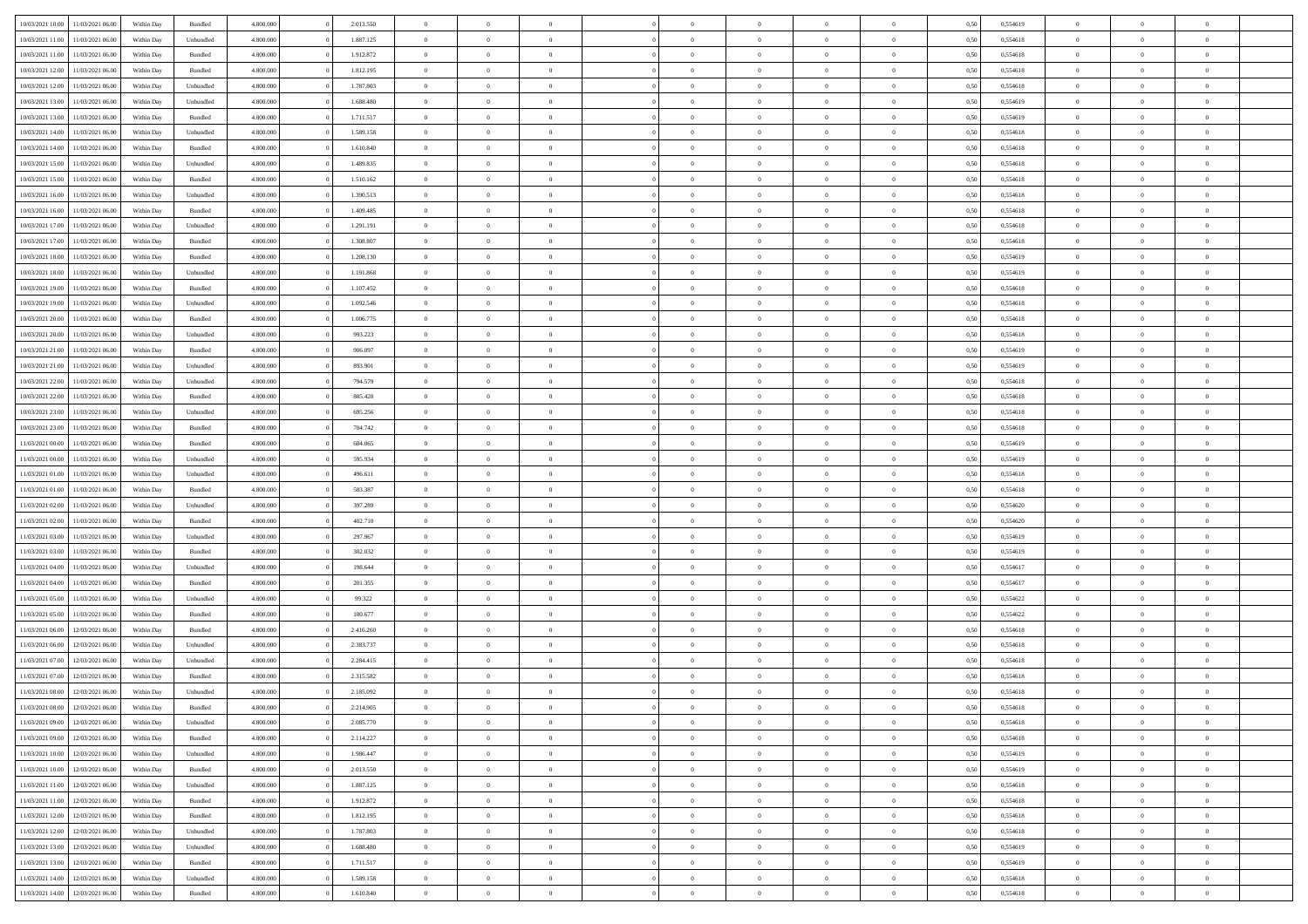| | | | | | | | | | | | | | | | | | | | | | |
|---|---|---|---|---|---|---|---|---|---|---|---|---|---|---|---|---|---|---|---|---|---|
| 10/03/2021 10:00 | 11/03/2021 06:00 | Within Day | Bundled | 4.800.000 | 0 | 2.013.550 | 0 | 0 | 0 | | 0 | 0 | 0 | 0 | 0,50 | 0,554619 | 0 | 0 | 0 | |
| 10/03/2021 11:00 | 11/03/2021 06:00 | Within Day | Unbundled | 4.800.000 | 0 | 1.887.125 | 0 | 0 | 0 | | 0 | 0 | 0 | 0 | 0,50 | 0,554618 | 0 | 0 | 0 | |
| 10/03/2021 11:00 | 11/03/2021 06:00 | Within Day | Bundled | 4.800.000 | 0 | 1.912.872 | 0 | 0 | 0 | | 0 | 0 | 0 | 0 | 0,50 | 0,554618 | 0 | 0 | 0 | |
| 10/03/2021 12:00 | 11/03/2021 06:00 | Within Day | Bundled | 4.800.000 | 0 | 1.812.195 | 0 | 0 | 0 | | 0 | 0 | 0 | 0 | 0,50 | 0,554618 | 0 | 0 | 0 | |
| 10/03/2021 12:00 | 11/03/2021 06:00 | Within Day | Unbundled | 4.800.000 | 0 | 1.787.803 | 0 | 0 | 0 | | 0 | 0 | 0 | 0 | 0,50 | 0,554618 | 0 | 0 | 0 | |
| 10/03/2021 13:00 | 11/03/2021 06:00 | Within Day | Unbundled | 4.800.000 | 0 | 1.688.480 | 0 | 0 | 0 | | 0 | 0 | 0 | 0 | 0,50 | 0,554619 | 0 | 0 | 0 | |
| 10/03/2021 13:00 | 11/03/2021 06:00 | Within Day | Bundled | 4.800.000 | 0 | 1.711.517 | 0 | 0 | 0 | | 0 | 0 | 0 | 0 | 0,50 | 0,554619 | 0 | 0 | 0 | |
| 10/03/2021 14:00 | 11/03/2021 06:00 | Within Day | Unbundled | 4.800.000 | 0 | 1.589.158 | 0 | 0 | 0 | | 0 | 0 | 0 | 0 | 0,50 | 0,554618 | 0 | 0 | 0 | |
| 10/03/2021 14:00 | 11/03/2021 06:00 | Within Day | Bundled | 4.800.000 | 0 | 1.610.840 | 0 | 0 | 0 | | 0 | 0 | 0 | 0 | 0,50 | 0,554618 | 0 | 0 | 0 | |
| 10/03/2021 15:00 | 11/03/2021 06:00 | Within Day | Unbundled | 4.800.000 | 0 | 1.489.835 | 0 | 0 | 0 | | 0 | 0 | 0 | 0 | 0,50 | 0,554618 | 0 | 0 | 0 | |
| 10/03/2021 15:00 | 11/03/2021 06:00 | Within Day | Bundled | 4.800.000 | 0 | 1.510.162 | 0 | 0 | 0 | | 0 | 0 | 0 | 0 | 0,50 | 0,554618 | 0 | 0 | 0 | |
| 10/03/2021 16:00 | 11/03/2021 06:00 | Within Day | Unbundled | 4.800.000 | 0 | 1.390.513 | 0 | 0 | 0 | | 0 | 0 | 0 | 0 | 0,50 | 0,554618 | 0 | 0 | 0 | |
| 10/03/2021 16:00 | 11/03/2021 06:00 | Within Day | Bundled | 4.800.000 | 0 | 1.409.485 | 0 | 0 | 0 | | 0 | 0 | 0 | 0 | 0,50 | 0,554618 | 0 | 0 | 0 | |
| 10/03/2021 17:00 | 11/03/2021 06:00 | Within Day | Unbundled | 4.800.000 | 0 | 1.291.191 | 0 | 0 | 0 | | 0 | 0 | 0 | 0 | 0,50 | 0,554618 | 0 | 0 | 0 | |
| 10/03/2021 17:00 | 11/03/2021 06:00 | Within Day | Bundled | 4.800.000 | 0 | 1.308.807 | 0 | 0 | 0 | | 0 | 0 | 0 | 0 | 0,50 | 0,554618 | 0 | 0 | 0 | |
| 10/03/2021 18:00 | 11/03/2021 06:00 | Within Day | Bundled | 4.800.000 | 0 | 1.208.130 | 0 | 0 | 0 | | 0 | 0 | 0 | 0 | 0,50 | 0,554619 | 0 | 0 | 0 | |
| 10/03/2021 18:00 | 11/03/2021 06:00 | Within Day | Unbundled | 4.800.000 | 0 | 1.191.868 | 0 | 0 | 0 | | 0 | 0 | 0 | 0 | 0,50 | 0,554619 | 0 | 0 | 0 | |
| 10/03/2021 19:00 | 11/03/2021 06:00 | Within Day | Bundled | 4.800.000 | 0 | 1.107.452 | 0 | 0 | 0 | | 0 | 0 | 0 | 0 | 0,50 | 0,554618 | 0 | 0 | 0 | |
| 10/03/2021 19:00 | 11/03/2021 06:00 | Within Day | Unbundled | 4.800.000 | 0 | 1.092.546 | 0 | 0 | 0 | | 0 | 0 | 0 | 0 | 0,50 | 0,554618 | 0 | 0 | 0 | |
| 10/03/2021 20:00 | 11/03/2021 06:00 | Within Day | Bundled | 4.800.000 | 0 | 1.006.775 | 0 | 0 | 0 | | 0 | 0 | 0 | 0 | 0,50 | 0,554618 | 0 | 0 | 0 | |
| 10/03/2021 20:00 | 11/03/2021 06:00 | Within Day | Unbundled | 4.800.000 | 0 | 993.223 | 0 | 0 | 0 | | 0 | 0 | 0 | 0 | 0,50 | 0,554618 | 0 | 0 | 0 | |
| 10/03/2021 21:00 | 11/03/2021 06:00 | Within Day | Bundled | 4.800.000 | 0 | 906.097 | 0 | 0 | 0 | | 0 | 0 | 0 | 0 | 0,50 | 0,554619 | 0 | 0 | 0 | |
| 10/03/2021 21:00 | 11/03/2021 06:00 | Within Day | Unbundled | 4.800.000 | 0 | 893.901 | 0 | 0 | 0 | | 0 | 0 | 0 | 0 | 0,50 | 0,554619 | 0 | 0 | 0 | |
| 10/03/2021 22:00 | 11/03/2021 06:00 | Within Day | Unbundled | 4.800.000 | 0 | 794.579 | 0 | 0 | 0 | | 0 | 0 | 0 | 0 | 0,50 | 0,554618 | 0 | 0 | 0 | |
| 10/03/2021 22:00 | 11/03/2021 06:00 | Within Day | Bundled | 4.800.000 | 0 | 805.420 | 0 | 0 | 0 | | 0 | 0 | 0 | 0 | 0,50 | 0,554618 | 0 | 0 | 0 | |
| 10/03/2021 23:00 | 11/03/2021 06:00 | Within Day | Unbundled | 4.800.000 | 0 | 695.256 | 0 | 0 | 0 | | 0 | 0 | 0 | 0 | 0,50 | 0,554618 | 0 | 0 | 0 | |
| 10/03/2021 23:00 | 11/03/2021 06:00 | Within Day | Bundled | 4.800.000 | 0 | 704.742 | 0 | 0 | 0 | | 0 | 0 | 0 | 0 | 0,50 | 0,554618 | 0 | 0 | 0 | |
| 11/03/2021 00:00 | 11/03/2021 06:00 | Within Day | Bundled | 4.800.000 | 0 | 604.065 | 0 | 0 | 0 | | 0 | 0 | 0 | 0 | 0,50 | 0,554619 | 0 | 0 | 0 | |
| 11/03/2021 00:00 | 11/03/2021 06:00 | Within Day | Unbundled | 4.800.000 | 0 | 595.934 | 0 | 0 | 0 | | 0 | 0 | 0 | 0 | 0,50 | 0,554619 | 0 | 0 | 0 | |
| 11/03/2021 01:00 | 11/03/2021 06:00 | Within Day | Unbundled | 4.800.000 | 0 | 496.611 | 0 | 0 | 0 | | 0 | 0 | 0 | 0 | 0,50 | 0,554618 | 0 | 0 | 0 | |
| 11/03/2021 01:00 | 11/03/2021 06:00 | Within Day | Bundled | 4.800.000 | 0 | 503.387 | 0 | 0 | 0 | | 0 | 0 | 0 | 0 | 0,50 | 0,554618 | 0 | 0 | 0 | |
| 11/03/2021 02:00 | 11/03/2021 06:00 | Within Day | Unbundled | 4.800.000 | 0 | 397.289 | 0 | 0 | 0 | | 0 | 0 | 0 | 0 | 0,50 | 0,554620 | 0 | 0 | 0 | |
| 11/03/2021 02:00 | 11/03/2021 06:00 | Within Day | Bundled | 4.800.000 | 0 | 402.710 | 0 | 0 | 0 | | 0 | 0 | 0 | 0 | 0,50 | 0,554620 | 0 | 0 | 0 | |
| 11/03/2021 03:00 | 11/03/2021 06:00 | Within Day | Unbundled | 4.800.000 | 0 | 297.967 | 0 | 0 | 0 | | 0 | 0 | 0 | 0 | 0,50 | 0,554619 | 0 | 0 | 0 | |
| 11/03/2021 03:00 | 11/03/2021 06:00 | Within Day | Bundled | 4.800.000 | 0 | 302.032 | 0 | 0 | 0 | | 0 | 0 | 0 | 0 | 0,50 | 0,554619 | 0 | 0 | 0 | |
| 11/03/2021 04:00 | 11/03/2021 06:00 | Within Day | Unbundled | 4.800.000 | 0 | 198.644 | 0 | 0 | 0 | | 0 | 0 | 0 | 0 | 0,50 | 0,554617 | 0 | 0 | 0 | |
| 11/03/2021 04:00 | 11/03/2021 06:00 | Within Day | Bundled | 4.800.000 | 0 | 201.355 | 0 | 0 | 0 | | 0 | 0 | 0 | 0 | 0,50 | 0,554617 | 0 | 0 | 0 | |
| 11/03/2021 05:00 | 11/03/2021 06:00 | Within Day | Unbundled | 4.800.000 | 0 | 99.322 | 0 | 0 | 0 | | 0 | 0 | 0 | 0 | 0,50 | 0,554622 | 0 | 0 | 0 | |
| 11/03/2021 05:00 | 11/03/2021 06:00 | Within Day | Bundled | 4.800.000 | 0 | 100.677 | 0 | 0 | 0 | | 0 | 0 | 0 | 0 | 0,50 | 0,554622 | 0 | 0 | 0 | |
| 11/03/2021 06:00 | 12/03/2021 06:00 | Within Day | Bundled | 4.800.000 | 0 | 2.416.260 | 0 | 0 | 0 | | 0 | 0 | 0 | 0 | 0,50 | 0,554618 | 0 | 0 | 0 | |
| 11/03/2021 06:00 | 12/03/2021 06:00 | Within Day | Unbundled | 4.800.000 | 0 | 2.383.737 | 0 | 0 | 0 | | 0 | 0 | 0 | 0 | 0,50 | 0,554618 | 0 | 0 | 0 | |
| 11/03/2021 07:00 | 12/03/2021 06:00 | Within Day | Unbundled | 4.800.000 | 0 | 2.284.415 | 0 | 0 | 0 | | 0 | 0 | 0 | 0 | 0,50 | 0,554618 | 0 | 0 | 0 | |
| 11/03/2021 07:00 | 12/03/2021 06:00 | Within Day | Bundled | 4.800.000 | 0 | 2.315.582 | 0 | 0 | 0 | | 0 | 0 | 0 | 0 | 0,50 | 0,554618 | 0 | 0 | 0 | |
| 11/03/2021 08:00 | 12/03/2021 06:00 | Within Day | Unbundled | 4.800.000 | 0 | 2.185.092 | 0 | 0 | 0 | | 0 | 0 | 0 | 0 | 0,50 | 0,554618 | 0 | 0 | 0 | |
| 11/03/2021 08:00 | 12/03/2021 06:00 | Within Day | Bundled | 4.800.000 | 0 | 2.214.905 | 0 | 0 | 0 | | 0 | 0 | 0 | 0 | 0,50 | 0,554618 | 0 | 0 | 0 | |
| 11/03/2021 09:00 | 12/03/2021 06:00 | Within Day | Unbundled | 4.800.000 | 0 | 2.085.770 | 0 | 0 | 0 | | 0 | 0 | 0 | 0 | 0,50 | 0,554618 | 0 | 0 | 0 | |
| 11/03/2021 09:00 | 12/03/2021 06:00 | Within Day | Bundled | 4.800.000 | 0 | 2.114.227 | 0 | 0 | 0 | | 0 | 0 | 0 | 0 | 0,50 | 0,554618 | 0 | 0 | 0 | |
| 11/03/2021 10:00 | 12/03/2021 06:00 | Within Day | Unbundled | 4.800.000 | 0 | 1.986.447 | 0 | 0 | 0 | | 0 | 0 | 0 | 0 | 0,50 | 0,554619 | 0 | 0 | 0 | |
| 11/03/2021 10:00 | 12/03/2021 06:00 | Within Day | Bundled | 4.800.000 | 0 | 2.013.550 | 0 | 0 | 0 | | 0 | 0 | 0 | 0 | 0,50 | 0,554619 | 0 | 0 | 0 | |
| 11/03/2021 11:00 | 12/03/2021 06:00 | Within Day | Unbundled | 4.800.000 | 0 | 1.887.125 | 0 | 0 | 0 | | 0 | 0 | 0 | 0 | 0,50 | 0,554618 | 0 | 0 | 0 | |
| 11/03/2021 11:00 | 12/03/2021 06:00 | Within Day | Bundled | 4.800.000 | 0 | 1.912.872 | 0 | 0 | 0 | | 0 | 0 | 0 | 0 | 0,50 | 0,554618 | 0 | 0 | 0 | |
| 11/03/2021 12:00 | 12/03/2021 06:00 | Within Day | Bundled | 4.800.000 | 0 | 1.812.195 | 0 | 0 | 0 | | 0 | 0 | 0 | 0 | 0,50 | 0,554618 | 0 | 0 | 0 | |
| 11/03/2021 12:00 | 12/03/2021 06:00 | Within Day | Unbundled | 4.800.000 | 0 | 1.787.803 | 0 | 0 | 0 | | 0 | 0 | 0 | 0 | 0,50 | 0,554618 | 0 | 0 | 0 | |
| 11/03/2021 13:00 | 12/03/2021 06:00 | Within Day | Unbundled | 4.800.000 | 0 | 1.688.480 | 0 | 0 | 0 | | 0 | 0 | 0 | 0 | 0,50 | 0,554619 | 0 | 0 | 0 | |
| 11/03/2021 13:00 | 12/03/2021 06:00 | Within Day | Bundled | 4.800.000 | 0 | 1.711.517 | 0 | 0 | 0 | | 0 | 0 | 0 | 0 | 0,50 | 0,554619 | 0 | 0 | 0 | |
| 11/03/2021 14:00 | 12/03/2021 06:00 | Within Day | Unbundled | 4.800.000 | 0 | 1.589.158 | 0 | 0 | 0 | | 0 | 0 | 0 | 0 | 0,50 | 0,554618 | 0 | 0 | 0 | |
| 11/03/2021 14:00 | 12/03/2021 06:00 | Within Day | Bundled | 4.800.000 | 0 | 1.610.840 | 0 | 0 | 0 | | 0 | 0 | 0 | 0 | 0,50 | 0,554618 | 0 | 0 | 0 | |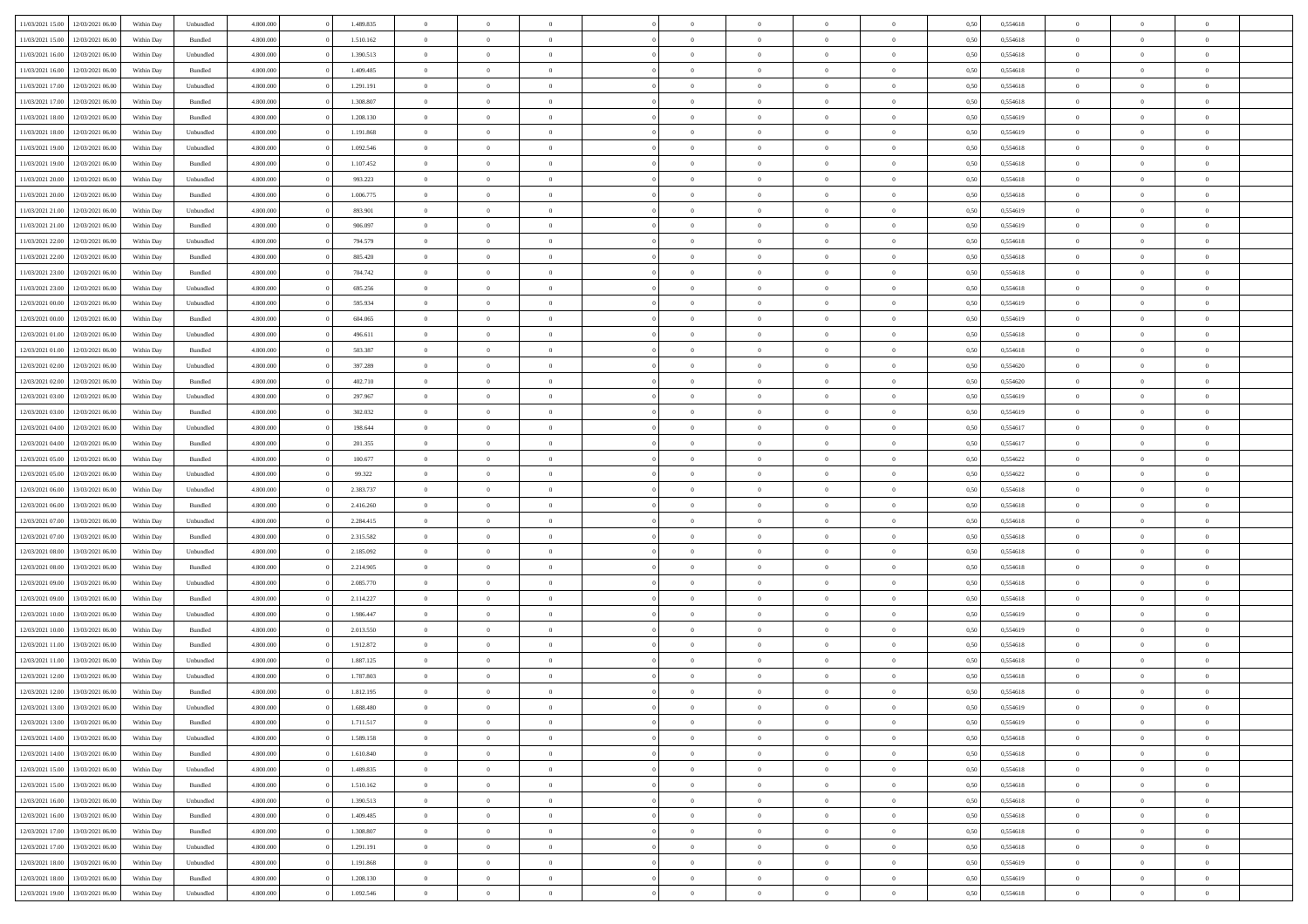| | | | | | | | | | | | | | | | | | | | | | |
|---|---|---|---|---|---|---|---|---|---|---|---|---|---|---|---|---|---|---|---|---|---|
| 11/03/2021 15:00 | 12/03/2021 06:00 | Within Day | Unbundled | 4.800.000 | 0 | 1.489.835 | 0 | 0 | 0 | | 0 | 0 | 0 | 0 | 0 | 0,50 | 0,554618 | 0 | 0 | 0 | |
| 11/03/2021 15:00 | 12/03/2021 06:00 | Within Day | Bundled | 4.800.000 | 0 | 1.510.162 | 0 | 0 | 0 | | 0 | 0 | 0 | 0 | 0 | 0,50 | 0,554618 | 0 | 0 | 0 | |
| 11/03/2021 16:00 | 12/03/2021 06:00 | Within Day | Unbundled | 4.800.000 | 0 | 1.390.513 | 0 | 0 | 0 | | 0 | 0 | 0 | 0 | 0 | 0,50 | 0,554618 | 0 | 0 | 0 | |
| 11/03/2021 16:00 | 12/03/2021 06:00 | Within Day | Bundled | 4.800.000 | 0 | 1.409.485 | 0 | 0 | 0 | | 0 | 0 | 0 | 0 | 0 | 0,50 | 0,554618 | 0 | 0 | 0 | |
| 11/03/2021 17:00 | 12/03/2021 06:00 | Within Day | Unbundled | 4.800.000 | 0 | 1.291.191 | 0 | 0 | 0 | | 0 | 0 | 0 | 0 | 0 | 0,50 | 0,554618 | 0 | 0 | 0 | |
| 11/03/2021 17:00 | 12/03/2021 06:00 | Within Day | Bundled | 4.800.000 | 0 | 1.308.807 | 0 | 0 | 0 | | 0 | 0 | 0 | 0 | 0 | 0,50 | 0,554618 | 0 | 0 | 0 | |
| 11/03/2021 18:00 | 12/03/2021 06:00 | Within Day | Bundled | 4.800.000 | 0 | 1.208.130 | 0 | 0 | 0 | | 0 | 0 | 0 | 0 | 0 | 0,50 | 0,554619 | 0 | 0 | 0 | |
| 11/03/2021 18:00 | 12/03/2021 06:00 | Within Day | Unbundled | 4.800.000 | 0 | 1.191.868 | 0 | 0 | 0 | | 0 | 0 | 0 | 0 | 0 | 0,50 | 0,554619 | 0 | 0 | 0 | |
| 11/03/2021 19:00 | 12/03/2021 06:00 | Within Day | Unbundled | 4.800.000 | 0 | 1.092.546 | 0 | 0 | 0 | | 0 | 0 | 0 | 0 | 0 | 0,50 | 0,554618 | 0 | 0 | 0 | |
| 11/03/2021 19:00 | 12/03/2021 06:00 | Within Day | Bundled | 4.800.000 | 0 | 1.107.452 | 0 | 0 | 0 | | 0 | 0 | 0 | 0 | 0 | 0,50 | 0,554618 | 0 | 0 | 0 | |
| 11/03/2021 20:00 | 12/03/2021 06:00 | Within Day | Unbundled | 4.800.000 | 0 | 993.223 | 0 | 0 | 0 | | 0 | 0 | 0 | 0 | 0 | 0,50 | 0,554618 | 0 | 0 | 0 | |
| 11/03/2021 20:00 | 12/03/2021 06:00 | Within Day | Bundled | 4.800.000 | 0 | 1.006.775 | 0 | 0 | 0 | | 0 | 0 | 0 | 0 | 0 | 0,50 | 0,554618 | 0 | 0 | 0 | |
| 11/03/2021 21:00 | 12/03/2021 06:00 | Within Day | Unbundled | 4.800.000 | 0 | 893.901 | 0 | 0 | 0 | | 0 | 0 | 0 | 0 | 0 | 0,50 | 0,554619 | 0 | 0 | 0 | |
| 11/03/2021 21:00 | 12/03/2021 06:00 | Within Day | Bundled | 4.800.000 | 0 | 906.097 | 0 | 0 | 0 | | 0 | 0 | 0 | 0 | 0 | 0,50 | 0,554619 | 0 | 0 | 0 | |
| 11/03/2021 22:00 | 12/03/2021 06:00 | Within Day | Unbundled | 4.800.000 | 0 | 794.579 | 0 | 0 | 0 | | 0 | 0 | 0 | 0 | 0 | 0,50 | 0,554618 | 0 | 0 | 0 | |
| 11/03/2021 22:00 | 12/03/2021 06:00 | Within Day | Bundled | 4.800.000 | 0 | 805.420 | 0 | 0 | 0 | | 0 | 0 | 0 | 0 | 0 | 0,50 | 0,554618 | 0 | 0 | 0 | |
| 11/03/2021 23:00 | 12/03/2021 06:00 | Within Day | Bundled | 4.800.000 | 0 | 704.742 | 0 | 0 | 0 | | 0 | 0 | 0 | 0 | 0 | 0,50 | 0,554618 | 0 | 0 | 0 | |
| 11/03/2021 23:00 | 12/03/2021 06:00 | Within Day | Unbundled | 4.800.000 | 0 | 695.256 | 0 | 0 | 0 | | 0 | 0 | 0 | 0 | 0 | 0,50 | 0,554618 | 0 | 0 | 0 | |
| 12/03/2021 00:00 | 12/03/2021 06:00 | Within Day | Unbundled | 4.800.000 | 0 | 595.934 | 0 | 0 | 0 | | 0 | 0 | 0 | 0 | 0 | 0,50 | 0,554619 | 0 | 0 | 0 | |
| 12/03/2021 00:00 | 12/03/2021 06:00 | Within Day | Bundled | 4.800.000 | 0 | 604.065 | 0 | 0 | 0 | | 0 | 0 | 0 | 0 | 0 | 0,50 | 0,554619 | 0 | 0 | 0 | |
| 12/03/2021 01:00 | 12/03/2021 06:00 | Within Day | Unbundled | 4.800.000 | 0 | 496.611 | 0 | 0 | 0 | | 0 | 0 | 0 | 0 | 0 | 0,50 | 0,554618 | 0 | 0 | 0 | |
| 12/03/2021 01:00 | 12/03/2021 06:00 | Within Day | Bundled | 4.800.000 | 0 | 503.387 | 0 | 0 | 0 | | 0 | 0 | 0 | 0 | 0 | 0,50 | 0,554618 | 0 | 0 | 0 | |
| 12/03/2021 02:00 | 12/03/2021 06:00 | Within Day | Unbundled | 4.800.000 | 0 | 397.289 | 0 | 0 | 0 | | 0 | 0 | 0 | 0 | 0 | 0,50 | 0,554620 | 0 | 0 | 0 | |
| 12/03/2021 02:00 | 12/03/2021 06:00 | Within Day | Bundled | 4.800.000 | 0 | 402.710 | 0 | 0 | 0 | | 0 | 0 | 0 | 0 | 0 | 0,50 | 0,554620 | 0 | 0 | 0 | |
| 12/03/2021 03:00 | 12/03/2021 06:00 | Within Day | Unbundled | 4.800.000 | 0 | 297.967 | 0 | 0 | 0 | | 0 | 0 | 0 | 0 | 0 | 0,50 | 0,554619 | 0 | 0 | 0 | |
| 12/03/2021 03:00 | 12/03/2021 06:00 | Within Day | Bundled | 4.800.000 | 0 | 302.032 | 0 | 0 | 0 | | 0 | 0 | 0 | 0 | 0 | 0,50 | 0,554619 | 0 | 0 | 0 | |
| 12/03/2021 04:00 | 12/03/2021 06:00 | Within Day | Unbundled | 4.800.000 | 0 | 198.644 | 0 | 0 | 0 | | 0 | 0 | 0 | 0 | 0 | 0,50 | 0,554617 | 0 | 0 | 0 | |
| 12/03/2021 04:00 | 12/03/2021 06:00 | Within Day | Bundled | 4.800.000 | 0 | 201.355 | 0 | 0 | 0 | | 0 | 0 | 0 | 0 | 0 | 0,50 | 0,554617 | 0 | 0 | 0 | |
| 12/03/2021 05:00 | 12/03/2021 06:00 | Within Day | Bundled | 4.800.000 | 0 | 100.677 | 0 | 0 | 0 | | 0 | 0 | 0 | 0 | 0 | 0,50 | 0,554622 | 0 | 0 | 0 | |
| 12/03/2021 05:00 | 12/03/2021 06:00 | Within Day | Unbundled | 4.800.000 | 0 | 99.322 | 0 | 0 | 0 | | 0 | 0 | 0 | 0 | 0 | 0,50 | 0,554622 | 0 | 0 | 0 | |
| 12/03/2021 06:00 | 13/03/2021 06:00 | Within Day | Unbundled | 4.800.000 | 0 | 2.383.737 | 0 | 0 | 0 | | 0 | 0 | 0 | 0 | 0 | 0,50 | 0,554618 | 0 | 0 | 0 | |
| 12/03/2021 06:00 | 13/03/2021 06:00 | Within Day | Bundled | 4.800.000 | 0 | 2.416.260 | 0 | 0 | 0 | | 0 | 0 | 0 | 0 | 0 | 0,50 | 0,554618 | 0 | 0 | 0 | |
| 12/03/2021 07:00 | 13/03/2021 06:00 | Within Day | Unbundled | 4.800.000 | 0 | 2.284.415 | 0 | 0 | 0 | | 0 | 0 | 0 | 0 | 0 | 0,50 | 0,554618 | 0 | 0 | 0 | |
| 12/03/2021 07:00 | 13/03/2021 06:00 | Within Day | Bundled | 4.800.000 | 0 | 2.315.582 | 0 | 0 | 0 | | 0 | 0 | 0 | 0 | 0 | 0,50 | 0,554618 | 0 | 0 | 0 | |
| 12/03/2021 08:00 | 13/03/2021 06:00 | Within Day | Unbundled | 4.800.000 | 0 | 2.185.092 | 0 | 0 | 0 | | 0 | 0 | 0 | 0 | 0 | 0,50 | 0,554618 | 0 | 0 | 0 | |
| 12/03/2021 08:00 | 13/03/2021 06:00 | Within Day | Bundled | 4.800.000 | 0 | 2.214.905 | 0 | 0 | 0 | | 0 | 0 | 0 | 0 | 0 | 0,50 | 0,554618 | 0 | 0 | 0 | |
| 12/03/2021 09:00 | 13/03/2021 06:00 | Within Day | Unbundled | 4.800.000 | 0 | 2.085.770 | 0 | 0 | 0 | | 0 | 0 | 0 | 0 | 0 | 0,50 | 0,554618 | 0 | 0 | 0 | |
| 12/03/2021 09:00 | 13/03/2021 06:00 | Within Day | Bundled | 4.800.000 | 0 | 2.114.227 | 0 | 0 | 0 | | 0 | 0 | 0 | 0 | 0 | 0,50 | 0,554618 | 0 | 0 | 0 | |
| 12/03/2021 10:00 | 13/03/2021 06:00 | Within Day | Unbundled | 4.800.000 | 0 | 1.986.447 | 0 | 0 | 0 | | 0 | 0 | 0 | 0 | 0 | 0,50 | 0,554619 | 0 | 0 | 0 | |
| 12/03/2021 10:00 | 13/03/2021 06:00 | Within Day | Bundled | 4.800.000 | 0 | 2.013.550 | 0 | 0 | 0 | | 0 | 0 | 0 | 0 | 0 | 0,50 | 0,554619 | 0 | 0 | 0 | |
| 12/03/2021 11:00 | 13/03/2021 06:00 | Within Day | Bundled | 4.800.000 | 0 | 1.912.872 | 0 | 0 | 0 | | 0 | 0 | 0 | 0 | 0 | 0,50 | 0,554618 | 0 | 0 | 0 | |
| 12/03/2021 11:00 | 13/03/2021 06:00 | Within Day | Unbundled | 4.800.000 | 0 | 1.887.125 | 0 | 0 | 0 | | 0 | 0 | 0 | 0 | 0 | 0,50 | 0,554618 | 0 | 0 | 0 | |
| 12/03/2021 12:00 | 13/03/2021 06:00 | Within Day | Unbundled | 4.800.000 | 0 | 1.787.803 | 0 | 0 | 0 | | 0 | 0 | 0 | 0 | 0 | 0,50 | 0,554618 | 0 | 0 | 0 | |
| 12/03/2021 12:00 | 13/03/2021 06:00 | Within Day | Bundled | 4.800.000 | 0 | 1.812.195 | 0 | 0 | 0 | | 0 | 0 | 0 | 0 | 0 | 0,50 | 0,554618 | 0 | 0 | 0 | |
| 12/03/2021 13:00 | 13/03/2021 06:00 | Within Day | Unbundled | 4.800.000 | 0 | 1.688.480 | 0 | 0 | 0 | | 0 | 0 | 0 | 0 | 0 | 0,50 | 0,554619 | 0 | 0 | 0 | |
| 12/03/2021 13:00 | 13/03/2021 06:00 | Within Day | Bundled | 4.800.000 | 0 | 1.711.517 | 0 | 0 | 0 | | 0 | 0 | 0 | 0 | 0 | 0,50 | 0,554619 | 0 | 0 | 0 | |
| 12/03/2021 14:00 | 13/03/2021 06:00 | Within Day | Unbundled | 4.800.000 | 0 | 1.589.158 | 0 | 0 | 0 | | 0 | 0 | 0 | 0 | 0 | 0,50 | 0,554618 | 0 | 0 | 0 | |
| 12/03/2021 14:00 | 13/03/2021 06:00 | Within Day | Bundled | 4.800.000 | 0 | 1.610.840 | 0 | 0 | 0 | | 0 | 0 | 0 | 0 | 0 | 0,50 | 0,554618 | 0 | 0 | 0 | |
| 12/03/2021 15:00 | 13/03/2021 06:00 | Within Day | Unbundled | 4.800.000 | 0 | 1.489.835 | 0 | 0 | 0 | | 0 | 0 | 0 | 0 | 0 | 0,50 | 0,554618 | 0 | 0 | 0 | |
| 12/03/2021 15:00 | 13/03/2021 06:00 | Within Day | Bundled | 4.800.000 | 0 | 1.510.162 | 0 | 0 | 0 | | 0 | 0 | 0 | 0 | 0 | 0,50 | 0,554618 | 0 | 0 | 0 | |
| 12/03/2021 16:00 | 13/03/2021 06:00 | Within Day | Unbundled | 4.800.000 | 0 | 1.390.513 | 0 | 0 | 0 | | 0 | 0 | 0 | 0 | 0 | 0,50 | 0,554618 | 0 | 0 | 0 | |
| 12/03/2021 16:00 | 13/03/2021 06:00 | Within Day | Bundled | 4.800.000 | 0 | 1.409.485 | 0 | 0 | 0 | | 0 | 0 | 0 | 0 | 0 | 0,50 | 0,554618 | 0 | 0 | 0 | |
| 12/03/2021 17:00 | 13/03/2021 06:00 | Within Day | Bundled | 4.800.000 | 0 | 1.308.807 | 0 | 0 | 0 | | 0 | 0 | 0 | 0 | 0 | 0,50 | 0,554618 | 0 | 0 | 0 | |
| 12/03/2021 17:00 | 13/03/2021 06:00 | Within Day | Unbundled | 4.800.000 | 0 | 1.291.191 | 0 | 0 | 0 | | 0 | 0 | 0 | 0 | 0 | 0,50 | 0,554618 | 0 | 0 | 0 | |
| 12/03/2021 18:00 | 13/03/2021 06:00 | Within Day | Unbundled | 4.800.000 | 0 | 1.191.868 | 0 | 0 | 0 | | 0 | 0 | 0 | 0 | 0 | 0,50 | 0,554619 | 0 | 0 | 0 | |
| 12/03/2021 18:00 | 13/03/2021 06:00 | Within Day | Bundled | 4.800.000 | 0 | 1.208.130 | 0 | 0 | 0 | | 0 | 0 | 0 | 0 | 0 | 0,50 | 0,554619 | 0 | 0 | 0 | |
| 12/03/2021 19:00 | 13/03/2021 06:00 | Within Day | Unbundled | 4.800.000 | 0 | 1.092.546 | 0 | 0 | 0 | | 0 | 0 | 0 | 0 | 0 | 0,50 | 0,554618 | 0 | 0 | 0 | |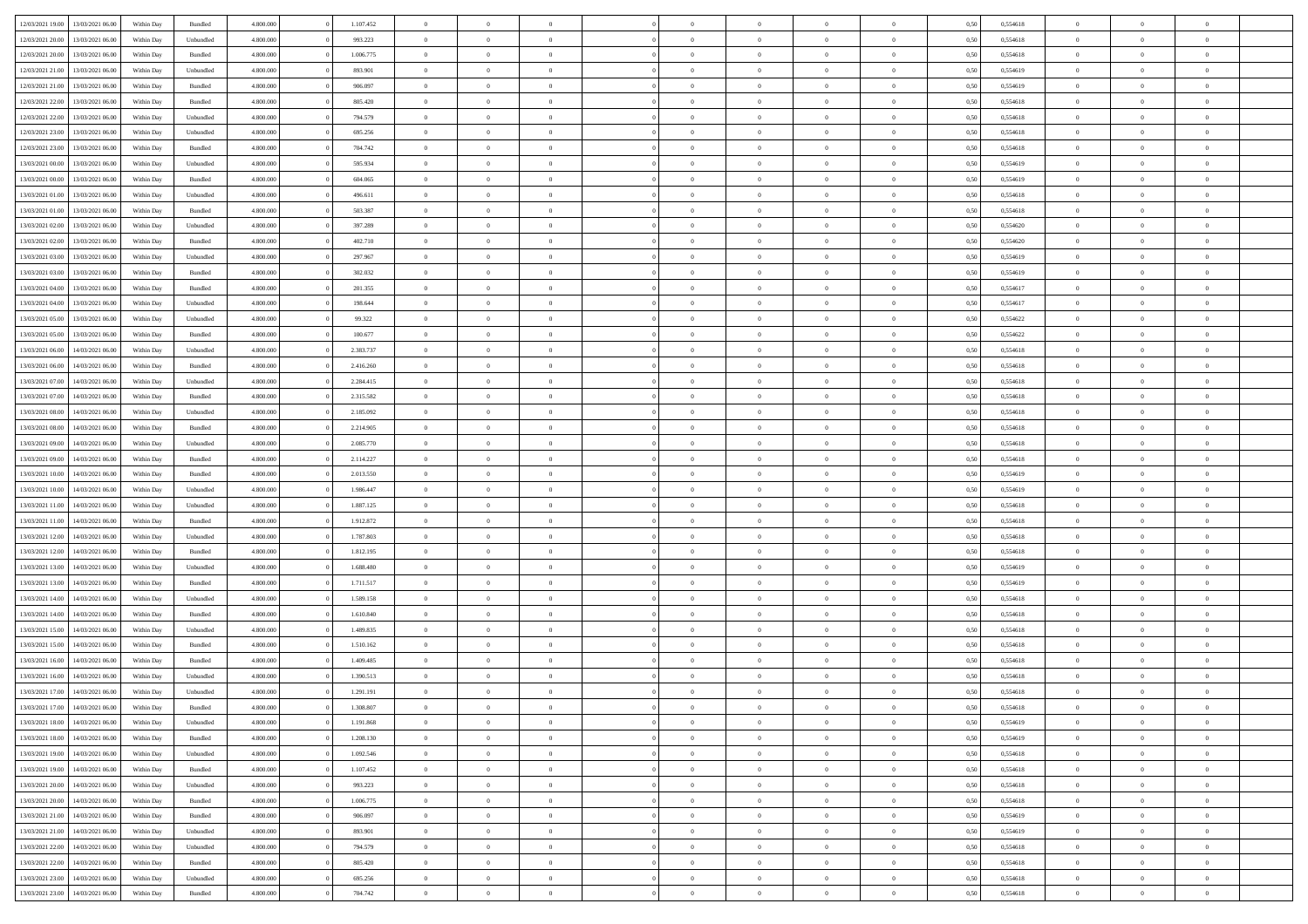| | | | | | | | | | | | | | | | | | | | | |
|---|---|---|---|---|---|---|---|---|---|---|---|---|---|---|---|---|---|---|---|---|
| 12/03/2021 19:00 | 13/03/2021 06:00 | Within Day | Bundled | 4.800.000 | 0 | 1.107.452 | 0 | 0 | 0 | | 0 | 0 | 0 | 0 | 0,50 | 0,554618 | 0 | 0 | 0 | |
| 12/03/2021 20:00 | 13/03/2021 06:00 | Within Day | Unbundled | 4.800.000 | 0 | 993.223 | 0 | 0 | 0 | | 0 | 0 | 0 | 0 | 0,50 | 0,554618 | 0 | 0 | 0 | |
| 12/03/2021 20:00 | 13/03/2021 06:00 | Within Day | Bundled | 4.800.000 | 0 | 1.006.775 | 0 | 0 | 0 | | 0 | 0 | 0 | 0 | 0,50 | 0,554618 | 0 | 0 | 0 | |
| 12/03/2021 21:00 | 13/03/2021 06:00 | Within Day | Unbundled | 4.800.000 | 0 | 893.901 | 0 | 0 | 0 | | 0 | 0 | 0 | 0 | 0,50 | 0,554619 | 0 | 0 | 0 | |
| 12/03/2021 21:00 | 13/03/2021 06:00 | Within Day | Bundled | 4.800.000 | 0 | 906.097 | 0 | 0 | 0 | | 0 | 0 | 0 | 0 | 0,50 | 0,554619 | 0 | 0 | 0 | |
| 12/03/2021 22:00 | 13/03/2021 06:00 | Within Day | Bundled | 4.800.000 | 0 | 805.420 | 0 | 0 | 0 | | 0 | 0 | 0 | 0 | 0,50 | 0,554618 | 0 | 0 | 0 | |
| 12/03/2021 22:00 | 13/03/2021 06:00 | Within Day | Unbundled | 4.800.000 | 0 | 794.579 | 0 | 0 | 0 | | 0 | 0 | 0 | 0 | 0,50 | 0,554618 | 0 | 0 | 0 | |
| 12/03/2021 23:00 | 13/03/2021 06:00 | Within Day | Unbundled | 4.800.000 | 0 | 695.256 | 0 | 0 | 0 | | 0 | 0 | 0 | 0 | 0,50 | 0,554618 | 0 | 0 | 0 | |
| 12/03/2021 23:00 | 13/03/2021 06:00 | Within Day | Bundled | 4.800.000 | 0 | 704.742 | 0 | 0 | 0 | | 0 | 0 | 0 | 0 | 0,50 | 0,554618 | 0 | 0 | 0 | |
| 13/03/2021 00:00 | 13/03/2021 06:00 | Within Day | Unbundled | 4.800.000 | 0 | 595.934 | 0 | 0 | 0 | | 0 | 0 | 0 | 0 | 0,50 | 0,554619 | 0 | 0 | 0 | |
| 13/03/2021 00:00 | 13/03/2021 06:00 | Within Day | Bundled | 4.800.000 | 0 | 604.065 | 0 | 0 | 0 | | 0 | 0 | 0 | 0 | 0,50 | 0,554619 | 0 | 0 | 0 | |
| 13/03/2021 01:00 | 13/03/2021 06:00 | Within Day | Unbundled | 4.800.000 | 0 | 496.611 | 0 | 0 | 0 | | 0 | 0 | 0 | 0 | 0,50 | 0,554618 | 0 | 0 | 0 | |
| 13/03/2021 01:00 | 13/03/2021 06:00 | Within Day | Bundled | 4.800.000 | 0 | 503.387 | 0 | 0 | 0 | | 0 | 0 | 0 | 0 | 0,50 | 0,554618 | 0 | 0 | 0 | |
| 13/03/2021 02:00 | 13/03/2021 06:00 | Within Day | Unbundled | 4.800.000 | 0 | 397.289 | 0 | 0 | 0 | | 0 | 0 | 0 | 0 | 0,50 | 0,554620 | 0 | 0 | 0 | |
| 13/03/2021 02:00 | 13/03/2021 06:00 | Within Day | Bundled | 4.800.000 | 0 | 402.710 | 0 | 0 | 0 | | 0 | 0 | 0 | 0 | 0,50 | 0,554620 | 0 | 0 | 0 | |
| 13/03/2021 03:00 | 13/03/2021 06:00 | Within Day | Unbundled | 4.800.000 | 0 | 297.967 | 0 | 0 | 0 | | 0 | 0 | 0 | 0 | 0,50 | 0,554619 | 0 | 0 | 0 | |
| 13/03/2021 03:00 | 13/03/2021 06:00 | Within Day | Bundled | 4.800.000 | 0 | 302.032 | 0 | 0 | 0 | | 0 | 0 | 0 | 0 | 0,50 | 0,554619 | 0 | 0 | 0 | |
| 13/03/2021 04:00 | 13/03/2021 06:00 | Within Day | Bundled | 4.800.000 | 0 | 201.355 | 0 | 0 | 0 | | 0 | 0 | 0 | 0 | 0,50 | 0,554617 | 0 | 0 | 0 | |
| 13/03/2021 04:00 | 13/03/2021 06:00 | Within Day | Unbundled | 4.800.000 | 0 | 198.644 | 0 | 0 | 0 | | 0 | 0 | 0 | 0 | 0,50 | 0,554617 | 0 | 0 | 0 | |
| 13/03/2021 05:00 | 13/03/2021 06:00 | Within Day | Unbundled | 4.800.000 | 0 | 99.322 | 0 | 0 | 0 | | 0 | 0 | 0 | 0 | 0,50 | 0,554622 | 0 | 0 | 0 | |
| 13/03/2021 05:00 | 13/03/2021 06:00 | Within Day | Bundled | 4.800.000 | 0 | 100.677 | 0 | 0 | 0 | | 0 | 0 | 0 | 0 | 0,50 | 0,554622 | 0 | 0 | 0 | |
| 13/03/2021 06:00 | 14/03/2021 06:00 | Within Day | Unbundled | 4.800.000 | 0 | 2.383.737 | 0 | 0 | 0 | | 0 | 0 | 0 | 0 | 0,50 | 0,554618 | 0 | 0 | 0 | |
| 13/03/2021 06:00 | 14/03/2021 06:00 | Within Day | Bundled | 4.800.000 | 0 | 2.416.260 | 0 | 0 | 0 | | 0 | 0 | 0 | 0 | 0,50 | 0,554618 | 0 | 0 | 0 | |
| 13/03/2021 07:00 | 14/03/2021 06:00 | Within Day | Unbundled | 4.800.000 | 0 | 2.284.415 | 0 | 0 | 0 | | 0 | 0 | 0 | 0 | 0,50 | 0,554618 | 0 | 0 | 0 | |
| 13/03/2021 07:00 | 14/03/2021 06:00 | Within Day | Bundled | 4.800.000 | 0 | 2.315.582 | 0 | 0 | 0 | | 0 | 0 | 0 | 0 | 0,50 | 0,554618 | 0 | 0 | 0 | |
| 13/03/2021 08:00 | 14/03/2021 06:00 | Within Day | Unbundled | 4.800.000 | 0 | 2.185.092 | 0 | 0 | 0 | | 0 | 0 | 0 | 0 | 0,50 | 0,554618 | 0 | 0 | 0 | |
| 13/03/2021 08:00 | 14/03/2021 06:00 | Within Day | Bundled | 4.800.000 | 0 | 2.214.905 | 0 | 0 | 0 | | 0 | 0 | 0 | 0 | 0,50 | 0,554618 | 0 | 0 | 0 | |
| 13/03/2021 09:00 | 14/03/2021 06:00 | Within Day | Unbundled | 4.800.000 | 0 | 2.085.770 | 0 | 0 | 0 | | 0 | 0 | 0 | 0 | 0,50 | 0,554618 | 0 | 0 | 0 | |
| 13/03/2021 09:00 | 14/03/2021 06:00 | Within Day | Bundled | 4.800.000 | 0 | 2.114.227 | 0 | 0 | 0 | | 0 | 0 | 0 | 0 | 0,50 | 0,554618 | 0 | 0 | 0 | |
| 13/03/2021 10:00 | 14/03/2021 06:00 | Within Day | Bundled | 4.800.000 | 0 | 2.013.550 | 0 | 0 | 0 | | 0 | 0 | 0 | 0 | 0,50 | 0,554619 | 0 | 0 | 0 | |
| 13/03/2021 10:00 | 14/03/2021 06:00 | Within Day | Unbundled | 4.800.000 | 0 | 1.986.447 | 0 | 0 | 0 | | 0 | 0 | 0 | 0 | 0,50 | 0,554619 | 0 | 0 | 0 | |
| 13/03/2021 11:00 | 14/03/2021 06:00 | Within Day | Unbundled | 4.800.000 | 0 | 1.887.125 | 0 | 0 | 0 | | 0 | 0 | 0 | 0 | 0,50 | 0,554618 | 0 | 0 | 0 | |
| 13/03/2021 11:00 | 14/03/2021 06:00 | Within Day | Bundled | 4.800.000 | 0 | 1.912.872 | 0 | 0 | 0 | | 0 | 0 | 0 | 0 | 0,50 | 0,554618 | 0 | 0 | 0 | |
| 13/03/2021 12:00 | 14/03/2021 06:00 | Within Day | Unbundled | 4.800.000 | 0 | 1.787.803 | 0 | 0 | 0 | | 0 | 0 | 0 | 0 | 0,50 | 0,554618 | 0 | 0 | 0 | |
| 13/03/2021 12:00 | 14/03/2021 06:00 | Within Day | Bundled | 4.800.000 | 0 | 1.812.195 | 0 | 0 | 0 | | 0 | 0 | 0 | 0 | 0,50 | 0,554618 | 0 | 0 | 0 | |
| 13/03/2021 13:00 | 14/03/2021 06:00 | Within Day | Unbundled | 4.800.000 | 0 | 1.688.480 | 0 | 0 | 0 | | 0 | 0 | 0 | 0 | 0,50 | 0,554619 | 0 | 0 | 0 | |
| 13/03/2021 13:00 | 14/03/2021 06:00 | Within Day | Bundled | 4.800.000 | 0 | 1.711.517 | 0 | 0 | 0 | | 0 | 0 | 0 | 0 | 0,50 | 0,554619 | 0 | 0 | 0 | |
| 13/03/2021 14:00 | 14/03/2021 06:00 | Within Day | Unbundled | 4.800.000 | 0 | 1.589.158 | 0 | 0 | 0 | | 0 | 0 | 0 | 0 | 0,50 | 0,554618 | 0 | 0 | 0 | |
| 13/03/2021 14:00 | 14/03/2021 06:00 | Within Day | Bundled | 4.800.000 | 0 | 1.610.840 | 0 | 0 | 0 | | 0 | 0 | 0 | 0 | 0,50 | 0,554618 | 0 | 0 | 0 | |
| 13/03/2021 15:00 | 14/03/2021 06:00 | Within Day | Unbundled | 4.800.000 | 0 | 1.489.835 | 0 | 0 | 0 | | 0 | 0 | 0 | 0 | 0,50 | 0,554618 | 0 | 0 | 0 | |
| 13/03/2021 15:00 | 14/03/2021 06:00 | Within Day | Bundled | 4.800.000 | 0 | 1.510.162 | 0 | 0 | 0 | | 0 | 0 | 0 | 0 | 0,50 | 0,554618 | 0 | 0 | 0 | |
| 13/03/2021 16:00 | 14/03/2021 06:00 | Within Day | Bundled | 4.800.000 | 0 | 1.409.485 | 0 | 0 | 0 | | 0 | 0 | 0 | 0 | 0,50 | 0,554618 | 0 | 0 | 0 | |
| 13/03/2021 16:00 | 14/03/2021 06:00 | Within Day | Unbundled | 4.800.000 | 0 | 1.390.513 | 0 | 0 | 0 | | 0 | 0 | 0 | 0 | 0,50 | 0,554618 | 0 | 0 | 0 | |
| 13/03/2021 17:00 | 14/03/2021 06:00 | Within Day | Unbundled | 4.800.000 | 0 | 1.291.191 | 0 | 0 | 0 | | 0 | 0 | 0 | 0 | 0,50 | 0,554618 | 0 | 0 | 0 | |
| 13/03/2021 17:00 | 14/03/2021 06:00 | Within Day | Bundled | 4.800.000 | 0 | 1.308.807 | 0 | 0 | 0 | | 0 | 0 | 0 | 0 | 0,50 | 0,554618 | 0 | 0 | 0 | |
| 13/03/2021 18:00 | 14/03/2021 06:00 | Within Day | Unbundled | 4.800.000 | 0 | 1.191.868 | 0 | 0 | 0 | | 0 | 0 | 0 | 0 | 0,50 | 0,554619 | 0 | 0 | 0 | |
| 13/03/2021 18:00 | 14/03/2021 06:00 | Within Day | Bundled | 4.800.000 | 0 | 1.208.130 | 0 | 0 | 0 | | 0 | 0 | 0 | 0 | 0,50 | 0,554619 | 0 | 0 | 0 | |
| 13/03/2021 19:00 | 14/03/2021 06:00 | Within Day | Unbundled | 4.800.000 | 0 | 1.092.546 | 0 | 0 | 0 | | 0 | 0 | 0 | 0 | 0,50 | 0,554618 | 0 | 0 | 0 | |
| 13/03/2021 19:00 | 14/03/2021 06:00 | Within Day | Bundled | 4.800.000 | 0 | 1.107.452 | 0 | 0 | 0 | | 0 | 0 | 0 | 0 | 0,50 | 0,554618 | 0 | 0 | 0 | |
| 13/03/2021 20:00 | 14/03/2021 06:00 | Within Day | Unbundled | 4.800.000 | 0 | 993.223 | 0 | 0 | 0 | | 0 | 0 | 0 | 0 | 0,50 | 0,554618 | 0 | 0 | 0 | |
| 13/03/2021 20:00 | 14/03/2021 06:00 | Within Day | Bundled | 4.800.000 | 0 | 1.006.775 | 0 | 0 | 0 | | 0 | 0 | 0 | 0 | 0,50 | 0,554618 | 0 | 0 | 0 | |
| 13/03/2021 21:00 | 14/03/2021 06:00 | Within Day | Bundled | 4.800.000 | 0 | 906.097 | 0 | 0 | 0 | | 0 | 0 | 0 | 0 | 0,50 | 0,554619 | 0 | 0 | 0 | |
| 13/03/2021 21:00 | 14/03/2021 06:00 | Within Day | Unbundled | 4.800.000 | 0 | 893.901 | 0 | 0 | 0 | | 0 | 0 | 0 | 0 | 0,50 | 0,554619 | 0 | 0 | 0 | |
| 13/03/2021 22:00 | 14/03/2021 06:00 | Within Day | Unbundled | 4.800.000 | 0 | 794.579 | 0 | 0 | 0 | | 0 | 0 | 0 | 0 | 0,50 | 0,554618 | 0 | 0 | 0 | |
| 13/03/2021 22:00 | 14/03/2021 06:00 | Within Day | Bundled | 4.800.000 | 0 | 805.420 | 0 | 0 | 0 | | 0 | 0 | 0 | 0 | 0,50 | 0,554618 | 0 | 0 | 0 | |
| 13/03/2021 23:00 | 14/03/2021 06:00 | Within Day | Unbundled | 4.800.000 | 0 | 695.256 | 0 | 0 | 0 | | 0 | 0 | 0 | 0 | 0,50 | 0,554618 | 0 | 0 | 0 | |
| 13/03/2021 23:00 | 14/03/2021 06:00 | Within Day | Bundled | 4.800.000 | 0 | 704.742 | 0 | 0 | 0 | | 0 | 0 | 0 | 0 | 0,50 | 0,554618 | 0 | 0 | 0 | |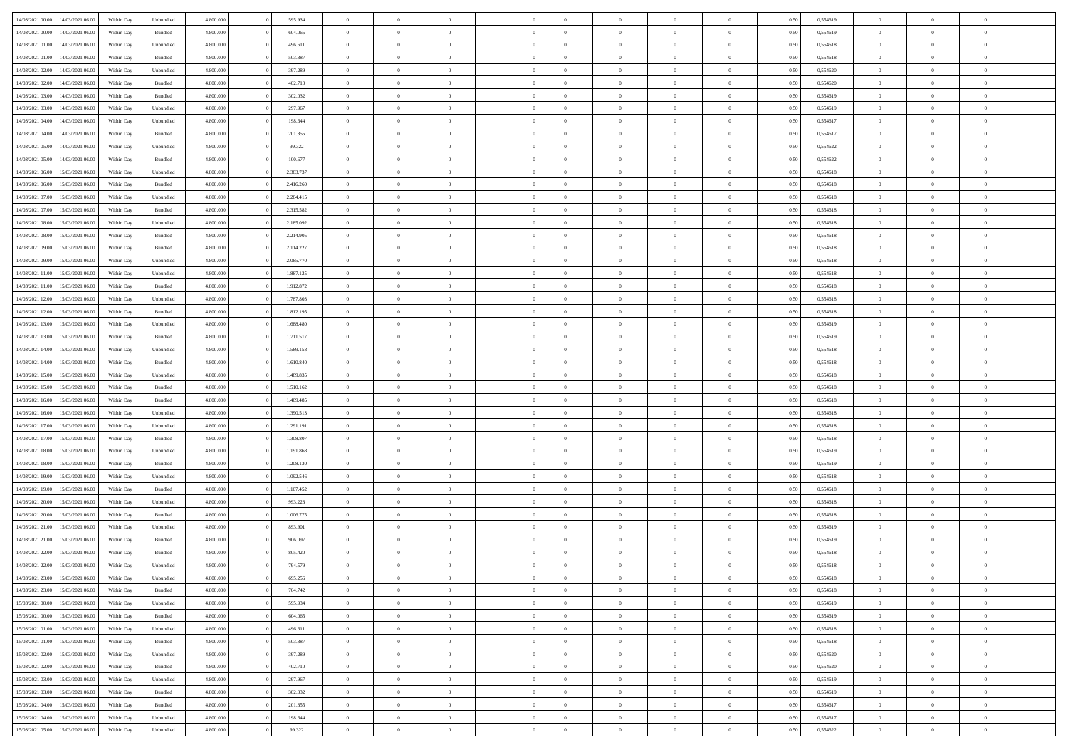| | | | | | | | | | | | | | | | | | | | | | |
|---|---|---|---|---|---|---|---|---|---|---|---|---|---|---|---|---|---|---|---|---|---|
| 14/03/2021 00:00 | 14/03/2021 06:00 | Within Day | Unbundled | 4.800.000 | 0 | 595.934 | 0 | 0 | 0 | | 0 | 0 | 0 | 0 | 0,50 | 0,554619 | 0 | 0 | 0 | |
| 14/03/2021 00:00 | 14/03/2021 06:00 | Within Day | Bundled | 4.800.000 | 0 | 604.065 | 0 | 0 | 0 | | 0 | 0 | 0 | 0 | 0,50 | 0,554619 | 0 | 0 | 0 | |
| 14/03/2021 01:00 | 14/03/2021 06:00 | Within Day | Unbundled | 4.800.000 | 0 | 496.611 | 0 | 0 | 0 | | 0 | 0 | 0 | 0 | 0,50 | 0,554618 | 0 | 0 | 0 | |
| 14/03/2021 01:00 | 14/03/2021 06:00 | Within Day | Bundled | 4.800.000 | 0 | 503.387 | 0 | 0 | 0 | | 0 | 0 | 0 | 0 | 0,50 | 0,554618 | 0 | 0 | 0 | |
| 14/03/2021 02:00 | 14/03/2021 06:00 | Within Day | Unbundled | 4.800.000 | 0 | 397.289 | 0 | 0 | 0 | | 0 | 0 | 0 | 0 | 0,50 | 0,554620 | 0 | 0 | 0 | |
| 14/03/2021 02:00 | 14/03/2021 06:00 | Within Day | Bundled | 4.800.000 | 0 | 402.710 | 0 | 0 | 0 | | 0 | 0 | 0 | 0 | 0,50 | 0,554620 | 0 | 0 | 0 | |
| 14/03/2021 03:00 | 14/03/2021 06:00 | Within Day | Bundled | 4.800.000 | 0 | 302.032 | 0 | 0 | 0 | | 0 | 0 | 0 | 0 | 0,50 | 0,554619 | 0 | 0 | 0 | |
| 14/03/2021 03:00 | 14/03/2021 06:00 | Within Day | Unbundled | 4.800.000 | 0 | 297.967 | 0 | 0 | 0 | | 0 | 0 | 0 | 0 | 0,50 | 0,554619 | 0 | 0 | 0 | |
| 14/03/2021 04:00 | 14/03/2021 06:00 | Within Day | Unbundled | 4.800.000 | 0 | 198.644 | 0 | 0 | 0 | | 0 | 0 | 0 | 0 | 0,50 | 0,554617 | 0 | 0 | 0 | |
| 14/03/2021 04:00 | 14/03/2021 06:00 | Within Day | Bundled | 4.800.000 | 0 | 201.355 | 0 | 0 | 0 | | 0 | 0 | 0 | 0 | 0,50 | 0,554617 | 0 | 0 | 0 | |
| 14/03/2021 05:00 | 14/03/2021 06:00 | Within Day | Unbundled | 4.800.000 | 0 | 99.322 | 0 | 0 | 0 | | 0 | 0 | 0 | 0 | 0,50 | 0,554622 | 0 | 0 | 0 | |
| 14/03/2021 05:00 | 14/03/2021 06:00 | Within Day | Bundled | 4.800.000 | 0 | 100.677 | 0 | 0 | 0 | | 0 | 0 | 0 | 0 | 0,50 | 0,554622 | 0 | 0 | 0 | |
| 14/03/2021 06:00 | 15/03/2021 06:00 | Within Day | Unbundled | 4.800.000 | 0 | 2.383.737 | 0 | 0 | 0 | | 0 | 0 | 0 | 0 | 0,50 | 0,554618 | 0 | 0 | 0 | |
| 14/03/2021 06:00 | 15/03/2021 06:00 | Within Day | Bundled | 4.800.000 | 0 | 2.416.260 | 0 | 0 | 0 | | 0 | 0 | 0 | 0 | 0,50 | 0,554618 | 0 | 0 | 0 | |
| 14/03/2021 07:00 | 15/03/2021 06:00 | Within Day | Unbundled | 4.800.000 | 0 | 2.284.415 | 0 | 0 | 0 | | 0 | 0 | 0 | 0 | 0,50 | 0,554618 | 0 | 0 | 0 | |
| 14/03/2021 07:00 | 15/03/2021 06:00 | Within Day | Bundled | 4.800.000 | 0 | 2.315.582 | 0 | 0 | 0 | | 0 | 0 | 0 | 0 | 0,50 | 0,554618 | 0 | 0 | 0 | |
| 14/03/2021 08:00 | 15/03/2021 06:00 | Within Day | Unbundled | 4.800.000 | 0 | 2.185.092 | 0 | 0 | 0 | | 0 | 0 | 0 | 0 | 0,50 | 0,554618 | 0 | 0 | 0 | |
| 14/03/2021 08:00 | 15/03/2021 06:00 | Within Day | Bundled | 4.800.000 | 0 | 2.214.905 | 0 | 0 | 0 | | 0 | 0 | 0 | 0 | 0,50 | 0,554618 | 0 | 0 | 0 | |
| 14/03/2021 09:00 | 15/03/2021 06:00 | Within Day | Bundled | 4.800.000 | 0 | 2.114.227 | 0 | 0 | 0 | | 0 | 0 | 0 | 0 | 0,50 | 0,554618 | 0 | 0 | 0 | |
| 14/03/2021 09:00 | 15/03/2021 06:00 | Within Day | Unbundled | 4.800.000 | 0 | 2.085.770 | 0 | 0 | 0 | | 0 | 0 | 0 | 0 | 0,50 | 0,554618 | 0 | 0 | 0 | |
| 14/03/2021 11:00 | 15/03/2021 06:00 | Within Day | Unbundled | 4.800.000 | 0 | 1.887.125 | 0 | 0 | 0 | | 0 | 0 | 0 | 0 | 0,50 | 0,554618 | 0 | 0 | 0 | |
| 14/03/2021 11:00 | 15/03/2021 06:00 | Within Day | Bundled | 4.800.000 | 0 | 1.912.872 | 0 | 0 | 0 | | 0 | 0 | 0 | 0 | 0,50 | 0,554618 | 0 | 0 | 0 | |
| 14/03/2021 12:00 | 15/03/2021 06:00 | Within Day | Unbundled | 4.800.000 | 0 | 1.787.803 | 0 | 0 | 0 | | 0 | 0 | 0 | 0 | 0,50 | 0,554618 | 0 | 0 | 0 | |
| 14/03/2021 12:00 | 15/03/2021 06:00 | Within Day | Bundled | 4.800.000 | 0 | 1.812.195 | 0 | 0 | 0 | | 0 | 0 | 0 | 0 | 0,50 | 0,554618 | 0 | 0 | 0 | |
| 14/03/2021 13:00 | 15/03/2021 06:00 | Within Day | Unbundled | 4.800.000 | 0 | 1.688.480 | 0 | 0 | 0 | | 0 | 0 | 0 | 0 | 0,50 | 0,554619 | 0 | 0 | 0 | |
| 14/03/2021 13:00 | 15/03/2021 06:00 | Within Day | Bundled | 4.800.000 | 0 | 1.711.517 | 0 | 0 | 0 | | 0 | 0 | 0 | 0 | 0,50 | 0,554619 | 0 | 0 | 0 | |
| 14/03/2021 14:00 | 15/03/2021 06:00 | Within Day | Unbundled | 4.800.000 | 0 | 1.589.158 | 0 | 0 | 0 | | 0 | 0 | 0 | 0 | 0,50 | 0,554618 | 0 | 0 | 0 | |
| 14/03/2021 14:00 | 15/03/2021 06:00 | Within Day | Bundled | 4.800.000 | 0 | 1.610.840 | 0 | 0 | 0 | | 0 | 0 | 0 | 0 | 0,50 | 0,554618 | 0 | 0 | 0 | |
| 14/03/2021 15:00 | 15/03/2021 06:00 | Within Day | Unbundled | 4.800.000 | 0 | 1.489.835 | 0 | 0 | 0 | | 0 | 0 | 0 | 0 | 0,50 | 0,554618 | 0 | 0 | 0 | |
| 14/03/2021 15:00 | 15/03/2021 06:00 | Within Day | Bundled | 4.800.000 | 0 | 1.510.162 | 0 | 0 | 0 | | 0 | 0 | 0 | 0 | 0,50 | 0,554618 | 0 | 0 | 0 | |
| 14/03/2021 16:00 | 15/03/2021 06:00 | Within Day | Bundled | 4.800.000 | 0 | 1.409.485 | 0 | 0 | 0 | | 0 | 0 | 0 | 0 | 0,50 | 0,554618 | 0 | 0 | 0 | |
| 14/03/2021 16:00 | 15/03/2021 06:00 | Within Day | Unbundled | 4.800.000 | 0 | 1.390.513 | 0 | 0 | 0 | | 0 | 0 | 0 | 0 | 0,50 | 0,554618 | 0 | 0 | 0 | |
| 14/03/2021 17:00 | 15/03/2021 06:00 | Within Day | Unbundled | 4.800.000 | 0 | 1.291.191 | 0 | 0 | 0 | | 0 | 0 | 0 | 0 | 0,50 | 0,554618 | 0 | 0 | 0 | |
| 14/03/2021 17:00 | 15/03/2021 06:00 | Within Day | Bundled | 4.800.000 | 0 | 1.308.807 | 0 | 0 | 0 | | 0 | 0 | 0 | 0 | 0,50 | 0,554618 | 0 | 0 | 0 | |
| 14/03/2021 18:00 | 15/03/2021 06:00 | Within Day | Unbundled | 4.800.000 | 0 | 1.191.868 | 0 | 0 | 0 | | 0 | 0 | 0 | 0 | 0,50 | 0,554619 | 0 | 0 | 0 | |
| 14/03/2021 18:00 | 15/03/2021 06:00 | Within Day | Bundled | 4.800.000 | 0 | 1.208.130 | 0 | 0 | 0 | | 0 | 0 | 0 | 0 | 0,50 | 0,554619 | 0 | 0 | 0 | |
| 14/03/2021 19:00 | 15/03/2021 06:00 | Within Day | Unbundled | 4.800.000 | 0 | 1.092.546 | 0 | 0 | 0 | | 0 | 0 | 0 | 0 | 0,50 | 0,554618 | 0 | 0 | 0 | |
| 14/03/2021 19:00 | 15/03/2021 06:00 | Within Day | Bundled | 4.800.000 | 0 | 1.107.452 | 0 | 0 | 0 | | 0 | 0 | 0 | 0 | 0,50 | 0,554618 | 0 | 0 | 0 | |
| 14/03/2021 20:00 | 15/03/2021 06:00 | Within Day | Unbundled | 4.800.000 | 0 | 993.223 | 0 | 0 | 0 | | 0 | 0 | 0 | 0 | 0,50 | 0,554618 | 0 | 0 | 0 | |
| 14/03/2021 20:00 | 15/03/2021 06:00 | Within Day | Bundled | 4.800.000 | 0 | 1.006.775 | 0 | 0 | 0 | | 0 | 0 | 0 | 0 | 0,50 | 0,554618 | 0 | 0 | 0 | |
| 14/03/2021 21:00 | 15/03/2021 06:00 | Within Day | Unbundled | 4.800.000 | 0 | 893.901 | 0 | 0 | 0 | | 0 | 0 | 0 | 0 | 0,50 | 0,554619 | 0 | 0 | 0 | |
| 14/03/2021 21:00 | 15/03/2021 06:00 | Within Day | Bundled | 4.800.000 | 0 | 906.097 | 0 | 0 | 0 | | 0 | 0 | 0 | 0 | 0,50 | 0,554619 | 0 | 0 | 0 | |
| 14/03/2021 22:00 | 15/03/2021 06:00 | Within Day | Bundled | 4.800.000 | 0 | 805.420 | 0 | 0 | 0 | | 0 | 0 | 0 | 0 | 0,50 | 0,554618 | 0 | 0 | 0 | |
| 14/03/2021 22:00 | 15/03/2021 06:00 | Within Day | Unbundled | 4.800.000 | 0 | 794.579 | 0 | 0 | 0 | | 0 | 0 | 0 | 0 | 0,50 | 0,554618 | 0 | 0 | 0 | |
| 14/03/2021 23:00 | 15/03/2021 06:00 | Within Day | Unbundled | 4.800.000 | 0 | 695.256 | 0 | 0 | 0 | | 0 | 0 | 0 | 0 | 0,50 | 0,554618 | 0 | 0 | 0 | |
| 14/03/2021 23:00 | 15/03/2021 06:00 | Within Day | Bundled | 4.800.000 | 0 | 704.742 | 0 | 0 | 0 | | 0 | 0 | 0 | 0 | 0,50 | 0,554618 | 0 | 0 | 0 | |
| 15/03/2021 00:00 | 15/03/2021 06:00 | Within Day | Unbundled | 4.800.000 | 0 | 595.934 | 0 | 0 | 0 | | 0 | 0 | 0 | 0 | 0,50 | 0,554619 | 0 | 0 | 0 | |
| 15/03/2021 00:00 | 15/03/2021 06:00 | Within Day | Bundled | 4.800.000 | 0 | 604.065 | 0 | 0 | 0 | | 0 | 0 | 0 | 0 | 0,50 | 0,554619 | 0 | 0 | 0 | |
| 15/03/2021 01:00 | 15/03/2021 06:00 | Within Day | Unbundled | 4.800.000 | 0 | 496.611 | 0 | 0 | 0 | | 0 | 0 | 0 | 0 | 0,50 | 0,554618 | 0 | 0 | 0 | |
| 15/03/2021 01:00 | 15/03/2021 06:00 | Within Day | Bundled | 4.800.000 | 0 | 503.387 | 0 | 0 | 0 | | 0 | 0 | 0 | 0 | 0,50 | 0,554618 | 0 | 0 | 0 | |
| 15/03/2021 02:00 | 15/03/2021 06:00 | Within Day | Unbundled | 4.800.000 | 0 | 397.289 | 0 | 0 | 0 | | 0 | 0 | 0 | 0 | 0,50 | 0,554620 | 0 | 0 | 0 | |
| 15/03/2021 02:00 | 15/03/2021 06:00 | Within Day | Bundled | 4.800.000 | 0 | 402.710 | 0 | 0 | 0 | | 0 | 0 | 0 | 0 | 0,50 | 0,554620 | 0 | 0 | 0 | |
| 15/03/2021 03:00 | 15/03/2021 06:00 | Within Day | Unbundled | 4.800.000 | 0 | 297.967 | 0 | 0 | 0 | | 0 | 0 | 0 | 0 | 0,50 | 0,554619 | 0 | 0 | 0 | |
| 15/03/2021 03:00 | 15/03/2021 06:00 | Within Day | Bundled | 4.800.000 | 0 | 302.032 | 0 | 0 | 0 | | 0 | 0 | 0 | 0 | 0,50 | 0,554619 | 0 | 0 | 0 | |
| 15/03/2021 04:00 | 15/03/2021 06:00 | Within Day | Bundled | 4.800.000 | 0 | 201.355 | 0 | 0 | 0 | | 0 | 0 | 0 | 0 | 0,50 | 0,554617 | 0 | 0 | 0 | |
| 15/03/2021 04:00 | 15/03/2021 06:00 | Within Day | Unbundled | 4.800.000 | 0 | 198.644 | 0 | 0 | 0 | | 0 | 0 | 0 | 0 | 0,50 | 0,554617 | 0 | 0 | 0 | |
| 15/03/2021 05:00 | 15/03/2021 06:00 | Within Day | Unbundled | 4.800.000 | 0 | 99.322 | 0 | 0 | 0 | | 0 | 0 | 0 | 0 | 0,50 | 0,554622 | 0 | 0 | 0 | |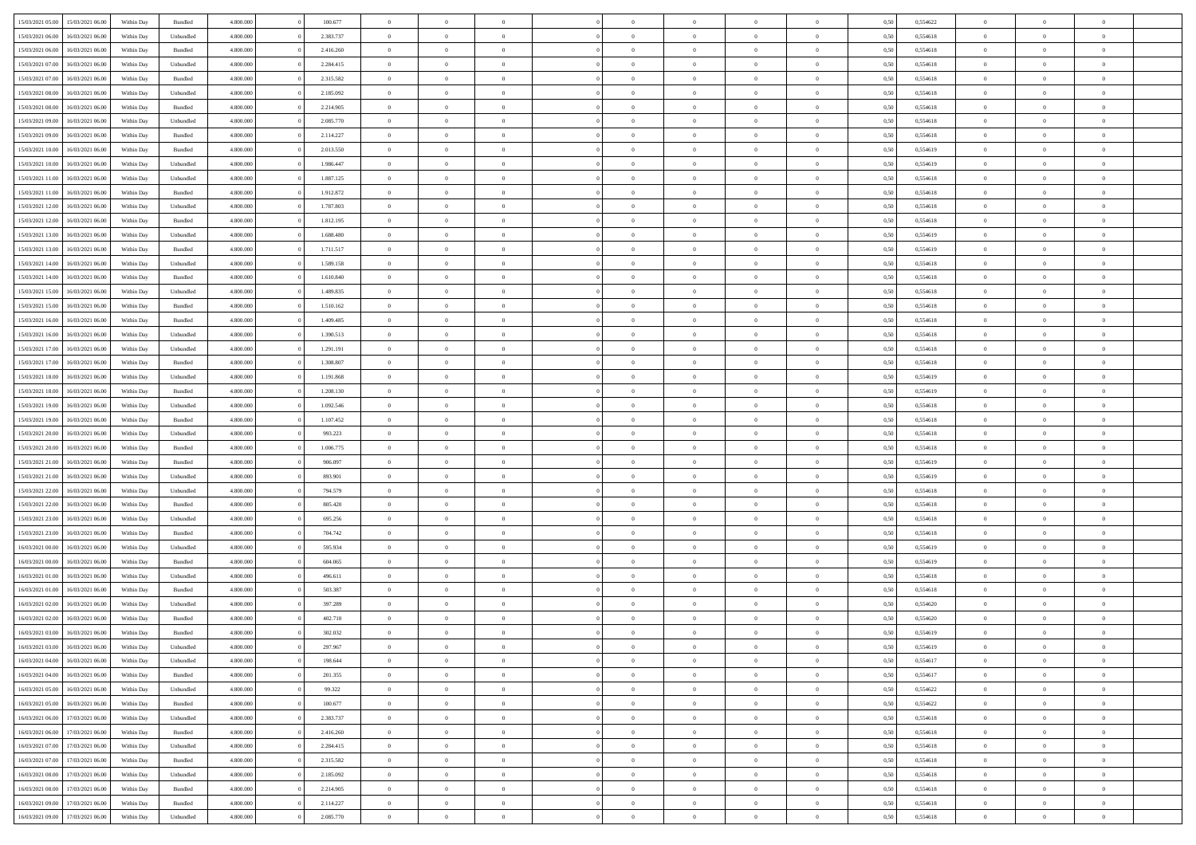| | | | | | | | | | | | | | | | | | | | | |
|---|---|---|---|---|---|---|---|---|---|---|---|---|---|---|---|---|---|---|---|---|
| 15/03/2021 05.00 | 15/03/2021 06.00 | Within Day | Bundled | 4.800.000 | 0 | 100.677 | 0 | 0 | 0 | | 0 | 0 | 0 | 0 | 0,50 | 0,554622 | 0 | 0 | 0 | |
| 15/03/2021 06.00 | 16/03/2021 06.00 | Within Day | Unbundled | 4.800.000 | 0 | 2.383.737 | 0 | 0 | 0 | | 0 | 0 | 0 | 0 | 0,50 | 0,554618 | 0 | 0 | 0 | |
| 15/03/2021 06.00 | 16/03/2021 06.00 | Within Day | Bundled | 4.800.000 | 0 | 2.416.260 | 0 | 0 | 0 | | 0 | 0 | 0 | 0 | 0,50 | 0,554618 | 0 | 0 | 0 | |
| 15/03/2021 07.00 | 16/03/2021 06.00 | Within Day | Unbundled | 4.800.000 | 0 | 2.284.415 | 0 | 0 | 0 | | 0 | 0 | 0 | 0 | 0,50 | 0,554618 | 0 | 0 | 0 | |
| 15/03/2021 07.00 | 16/03/2021 06.00 | Within Day | Bundled | 4.800.000 | 0 | 2.315.582 | 0 | 0 | 0 | | 0 | 0 | 0 | 0 | 0,50 | 0,554618 | 0 | 0 | 0 | |
| 15/03/2021 08.00 | 16/03/2021 06.00 | Within Day | Unbundled | 4.800.000 | 0 | 2.185.092 | 0 | 0 | 0 | | 0 | 0 | 0 | 0 | 0,50 | 0,554618 | 0 | 0 | 0 | |
| 15/03/2021 08.00 | 16/03/2021 06.00 | Within Day | Bundled | 4.800.000 | 0 | 2.214.905 | 0 | 0 | 0 | | 0 | 0 | 0 | 0 | 0,50 | 0,554618 | 0 | 0 | 0 | |
| 15/03/2021 09.00 | 16/03/2021 06.00 | Within Day | Unbundled | 4.800.000 | 0 | 2.085.770 | 0 | 0 | 0 | | 0 | 0 | 0 | 0 | 0,50 | 0,554618 | 0 | 0 | 0 | |
| 15/03/2021 09.00 | 16/03/2021 06.00 | Within Day | Bundled | 4.800.000 | 0 | 2.114.227 | 0 | 0 | 0 | | 0 | 0 | 0 | 0 | 0,50 | 0,554618 | 0 | 0 | 0 | |
| 15/03/2021 10.00 | 16/03/2021 06.00 | Within Day | Bundled | 4.800.000 | 0 | 2.013.550 | 0 | 0 | 0 | | 0 | 0 | 0 | 0 | 0,50 | 0,554619 | 0 | 0 | 0 | |
| 15/03/2021 10.00 | 16/03/2021 06.00 | Within Day | Unbundled | 4.800.000 | 0 | 1.986.447 | 0 | 0 | 0 | | 0 | 0 | 0 | 0 | 0,50 | 0,554619 | 0 | 0 | 0 | |
| 15/03/2021 11.00 | 16/03/2021 06.00 | Within Day | Unbundled | 4.800.000 | 0 | 1.887.125 | 0 | 0 | 0 | | 0 | 0 | 0 | 0 | 0,50 | 0,554618 | 0 | 0 | 0 | |
| 15/03/2021 11.00 | 16/03/2021 06.00 | Within Day | Bundled | 4.800.000 | 0 | 1.912.872 | 0 | 0 | 0 | | 0 | 0 | 0 | 0 | 0,50 | 0,554618 | 0 | 0 | 0 | |
| 15/03/2021 12.00 | 16/03/2021 06.00 | Within Day | Unbundled | 4.800.000 | 0 | 1.787.803 | 0 | 0 | 0 | | 0 | 0 | 0 | 0 | 0,50 | 0,554618 | 0 | 0 | 0 | |
| 15/03/2021 12.00 | 16/03/2021 06.00 | Within Day | Bundled | 4.800.000 | 0 | 1.812.195 | 0 | 0 | 0 | | 0 | 0 | 0 | 0 | 0,50 | 0,554618 | 0 | 0 | 0 | |
| 15/03/2021 13.00 | 16/03/2021 06.00 | Within Day | Unbundled | 4.800.000 | 0 | 1.688.480 | 0 | 0 | 0 | | 0 | 0 | 0 | 0 | 0,50 | 0,554619 | 0 | 0 | 0 | |
| 15/03/2021 13.00 | 16/03/2021 06.00 | Within Day | Bundled | 4.800.000 | 0 | 1.711.517 | 0 | 0 | 0 | | 0 | 0 | 0 | 0 | 0,50 | 0,554619 | 0 | 0 | 0 | |
| 15/03/2021 14.00 | 16/03/2021 06.00 | Within Day | Unbundled | 4.800.000 | 0 | 1.589.158 | 0 | 0 | 0 | | 0 | 0 | 0 | 0 | 0,50 | 0,554618 | 0 | 0 | 0 | |
| 15/03/2021 14.00 | 16/03/2021 06.00 | Within Day | Bundled | 4.800.000 | 0 | 1.610.840 | 0 | 0 | 0 | | 0 | 0 | 0 | 0 | 0,50 | 0,554618 | 0 | 0 | 0 | |
| 15/03/2021 15.00 | 16/03/2021 06.00 | Within Day | Unbundled | 4.800.000 | 0 | 1.489.835 | 0 | 0 | 0 | | 0 | 0 | 0 | 0 | 0,50 | 0,554618 | 0 | 0 | 0 | |
| 15/03/2021 15.00 | 16/03/2021 06.00 | Within Day | Bundled | 4.800.000 | 0 | 1.510.162 | 0 | 0 | 0 | | 0 | 0 | 0 | 0 | 0,50 | 0,554618 | 0 | 0 | 0 | |
| 15/03/2021 16.00 | 16/03/2021 06.00 | Within Day | Bundled | 4.800.000 | 0 | 1.409.485 | 0 | 0 | 0 | | 0 | 0 | 0 | 0 | 0,50 | 0,554618 | 0 | 0 | 0 | |
| 15/03/2021 16.00 | 16/03/2021 06.00 | Within Day | Unbundled | 4.800.000 | 0 | 1.390.513 | 0 | 0 | 0 | | 0 | 0 | 0 | 0 | 0,50 | 0,554618 | 0 | 0 | 0 | |
| 15/03/2021 17.00 | 16/03/2021 06.00 | Within Day | Unbundled | 4.800.000 | 0 | 1.291.191 | 0 | 0 | 0 | | 0 | 0 | 0 | 0 | 0,50 | 0,554618 | 0 | 0 | 0 | |
| 15/03/2021 17.00 | 16/03/2021 06.00 | Within Day | Bundled | 4.800.000 | 0 | 1.308.807 | 0 | 0 | 0 | | 0 | 0 | 0 | 0 | 0,50 | 0,554618 | 0 | 0 | 0 | |
| 15/03/2021 18.00 | 16/03/2021 06.00 | Within Day | Unbundled | 4.800.000 | 0 | 1.191.868 | 0 | 0 | 0 | | 0 | 0 | 0 | 0 | 0,50 | 0,554619 | 0 | 0 | 0 | |
| 15/03/2021 18.00 | 16/03/2021 06.00 | Within Day | Bundled | 4.800.000 | 0 | 1.208.130 | 0 | 0 | 0 | | 0 | 0 | 0 | 0 | 0,50 | 0,554619 | 0 | 0 | 0 | |
| 15/03/2021 19.00 | 16/03/2021 06.00 | Within Day | Unbundled | 4.800.000 | 0 | 1.092.546 | 0 | 0 | 0 | | 0 | 0 | 0 | 0 | 0,50 | 0,554618 | 0 | 0 | 0 | |
| 15/03/2021 19.00 | 16/03/2021 06.00 | Within Day | Bundled | 4.800.000 | 0 | 1.107.452 | 0 | 0 | 0 | | 0 | 0 | 0 | 0 | 0,50 | 0,554618 | 0 | 0 | 0 | |
| 15/03/2021 20.00 | 16/03/2021 06.00 | Within Day | Unbundled | 4.800.000 | 0 | 993.223 | 0 | 0 | 0 | | 0 | 0 | 0 | 0 | 0,50 | 0,554618 | 0 | 0 | 0 | |
| 15/03/2021 20.00 | 16/03/2021 06.00 | Within Day | Bundled | 4.800.000 | 0 | 1.006.775 | 0 | 0 | 0 | | 0 | 0 | 0 | 0 | 0,50 | 0,554618 | 0 | 0 | 0 | |
| 15/03/2021 21.00 | 16/03/2021 06.00 | Within Day | Bundled | 4.800.000 | 0 | 906.097 | 0 | 0 | 0 | | 0 | 0 | 0 | 0 | 0,50 | 0,554619 | 0 | 0 | 0 | |
| 15/03/2021 21.00 | 16/03/2021 06.00 | Within Day | Unbundled | 4.800.000 | 0 | 893.901 | 0 | 0 | 0 | | 0 | 0 | 0 | 0 | 0,50 | 0,554619 | 0 | 0 | 0 | |
| 15/03/2021 22.00 | 16/03/2021 06.00 | Within Day | Unbundled | 4.800.000 | 0 | 794.579 | 0 | 0 | 0 | | 0 | 0 | 0 | 0 | 0,50 | 0,554618 | 0 | 0 | 0 | |
| 15/03/2021 22.00 | 16/03/2021 06.00 | Within Day | Bundled | 4.800.000 | 0 | 805.420 | 0 | 0 | 0 | | 0 | 0 | 0 | 0 | 0,50 | 0,554618 | 0 | 0 | 0 | |
| 15/03/2021 23.00 | 16/03/2021 06.00 | Within Day | Unbundled | 4.800.000 | 0 | 695.256 | 0 | 0 | 0 | | 0 | 0 | 0 | 0 | 0,50 | 0,554618 | 0 | 0 | 0 | |
| 15/03/2021 23.00 | 16/03/2021 06.00 | Within Day | Bundled | 4.800.000 | 0 | 704.742 | 0 | 0 | 0 | | 0 | 0 | 0 | 0 | 0,50 | 0,554618 | 0 | 0 | 0 | |
| 16/03/2021 00.00 | 16/03/2021 06.00 | Within Day | Unbundled | 4.800.000 | 0 | 595.934 | 0 | 0 | 0 | | 0 | 0 | 0 | 0 | 0,50 | 0,554619 | 0 | 0 | 0 | |
| 16/03/2021 00.00 | 16/03/2021 06.00 | Within Day | Bundled | 4.800.000 | 0 | 604.065 | 0 | 0 | 0 | | 0 | 0 | 0 | 0 | 0,50 | 0,554619 | 0 | 0 | 0 | |
| 16/03/2021 01.00 | 16/03/2021 06.00 | Within Day | Unbundled | 4.800.000 | 0 | 496.611 | 0 | 0 | 0 | | 0 | 0 | 0 | 0 | 0,50 | 0,554618 | 0 | 0 | 0 | |
| 16/03/2021 01.00 | 16/03/2021 06.00 | Within Day | Bundled | 4.800.000 | 0 | 503.387 | 0 | 0 | 0 | | 0 | 0 | 0 | 0 | 0,50 | 0,554618 | 0 | 0 | 0 | |
| 16/03/2021 02.00 | 16/03/2021 06.00 | Within Day | Unbundled | 4.800.000 | 0 | 397.289 | 0 | 0 | 0 | | 0 | 0 | 0 | 0 | 0,50 | 0,554620 | 0 | 0 | 0 | |
| 16/03/2021 02.00 | 16/03/2021 06.00 | Within Day | Bundled | 4.800.000 | 0 | 402.710 | 0 | 0 | 0 | | 0 | 0 | 0 | 0 | 0,50 | 0,554620 | 0 | 0 | 0 | |
| 16/03/2021 03.00 | 16/03/2021 06.00 | Within Day | Bundled | 4.800.000 | 0 | 302.032 | 0 | 0 | 0 | | 0 | 0 | 0 | 0 | 0,50 | 0,554619 | 0 | 0 | 0 | |
| 16/03/2021 03.00 | 16/03/2021 06.00 | Within Day | Unbundled | 4.800.000 | 0 | 297.967 | 0 | 0 | 0 | | 0 | 0 | 0 | 0 | 0,50 | 0,554619 | 0 | 0 | 0 | |
| 16/03/2021 04.00 | 16/03/2021 06.00 | Within Day | Unbundled | 4.800.000 | 0 | 198.644 | 0 | 0 | 0 | | 0 | 0 | 0 | 0 | 0,50 | 0,554617 | 0 | 0 | 0 | |
| 16/03/2021 04.00 | 16/03/2021 06.00 | Within Day | Bundled | 4.800.000 | 0 | 201.355 | 0 | 0 | 0 | | 0 | 0 | 0 | 0 | 0,50 | 0,554617 | 0 | 0 | 0 | |
| 16/03/2021 05.00 | 16/03/2021 06.00 | Within Day | Unbundled | 4.800.000 | 0 | 99.322 | 0 | 0 | 0 | | 0 | 0 | 0 | 0 | 0,50 | 0,554622 | 0 | 0 | 0 | |
| 16/03/2021 05.00 | 16/03/2021 06.00 | Within Day | Bundled | 4.800.000 | 0 | 100.677 | 0 | 0 | 0 | | 0 | 0 | 0 | 0 | 0,50 | 0,554622 | 0 | 0 | 0 | |
| 16/03/2021 06.00 | 17/03/2021 06.00 | Within Day | Unbundled | 4.800.000 | 0 | 2.383.737 | 0 | 0 | 0 | | 0 | 0 | 0 | 0 | 0,50 | 0,554618 | 0 | 0 | 0 | |
| 16/03/2021 06.00 | 17/03/2021 06.00 | Within Day | Bundled | 4.800.000 | 0 | 2.416.260 | 0 | 0 | 0 | | 0 | 0 | 0 | 0 | 0,50 | 0,554618 | 0 | 0 | 0 | |
| 16/03/2021 07.00 | 17/03/2021 06.00 | Within Day | Unbundled | 4.800.000 | 0 | 2.284.415 | 0 | 0 | 0 | | 0 | 0 | 0 | 0 | 0,50 | 0,554618 | 0 | 0 | 0 | |
| 16/03/2021 07.00 | 17/03/2021 06.00 | Within Day | Bundled | 4.800.000 | 0 | 2.315.582 | 0 | 0 | 0 | | 0 | 0 | 0 | 0 | 0,50 | 0,554618 | 0 | 0 | 0 | |
| 16/03/2021 08.00 | 17/03/2021 06.00 | Within Day | Unbundled | 4.800.000 | 0 | 2.185.092 | 0 | 0 | 0 | | 0 | 0 | 0 | 0 | 0,50 | 0,554618 | 0 | 0 | 0 | |
| 16/03/2021 08.00 | 17/03/2021 06.00 | Within Day | Bundled | 4.800.000 | 0 | 2.214.905 | 0 | 0 | 0 | | 0 | 0 | 0 | 0 | 0,50 | 0,554618 | 0 | 0 | 0 | |
| 16/03/2021 09.00 | 17/03/2021 06.00 | Within Day | Bundled | 4.800.000 | 0 | 2.114.227 | 0 | 0 | 0 | | 0 | 0 | 0 | 0 | 0,50 | 0,554618 | 0 | 0 | 0 | |
| 16/03/2021 09.00 | 17/03/2021 06.00 | Within Day | Unbundled | 4.800.000 | 0 | 2.085.770 | 0 | 0 | 0 | | 0 | 0 | 0 | 0 | 0,50 | 0,554618 | 0 | 0 | 0 | |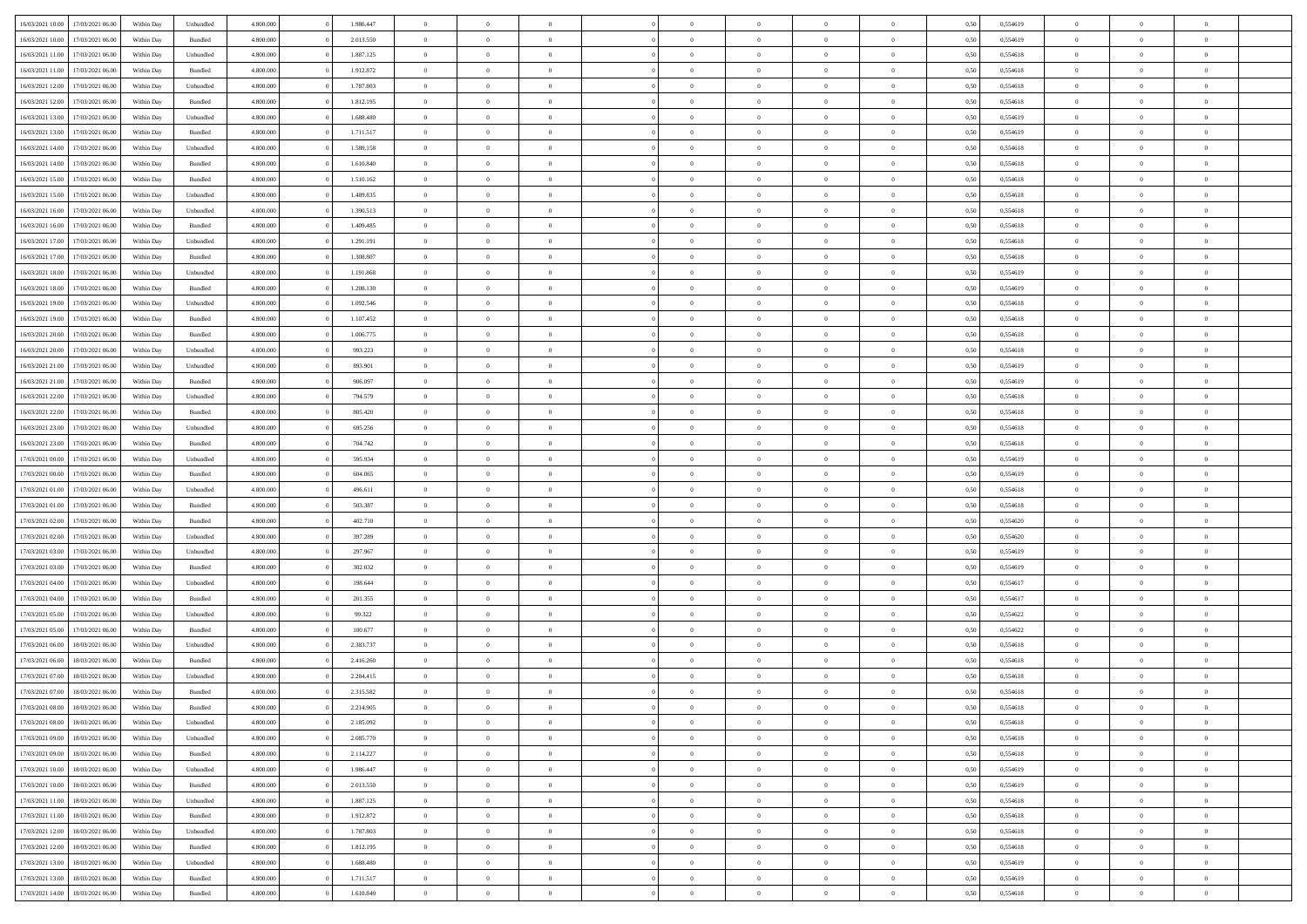| | | | | | | | | | | | | | | | | | | | | | |
|---|---|---|---|---|---|---|---|---|---|---|---|---|---|---|---|---|---|---|---|---|---|
| 16/03/2021 10:00 | 17/03/2021 06:00 | Within Day | Unbundled | 4.800.000 | 0 | 1.986.447 | 0 | 0 | 0 | | 0 | 0 | 0 | 0 | 0,50 | 0,554619 | 0 | 0 | 0 | |
| 16/03/2021 10:00 | 17/03/2021 06:00 | Within Day | Bundled | 4.800.000 | 0 | 2.013.550 | 0 | 0 | 0 | | 0 | 0 | 0 | 0 | 0,50 | 0,554619 | 0 | 0 | 0 | |
| 16/03/2021 11:00 | 17/03/2021 06:00 | Within Day | Unbundled | 4.800.000 | 0 | 1.887.125 | 0 | 0 | 0 | | 0 | 0 | 0 | 0 | 0,50 | 0,554618 | 0 | 0 | 0 | |
| 16/03/2021 11:00 | 17/03/2021 06:00 | Within Day | Bundled | 4.800.000 | 0 | 1.912.872 | 0 | 0 | 0 | | 0 | 0 | 0 | 0 | 0,50 | 0,554618 | 0 | 0 | 0 | |
| 16/03/2021 12:00 | 17/03/2021 06:00 | Within Day | Unbundled | 4.800.000 | 0 | 1.787.803 | 0 | 0 | 0 | | 0 | 0 | 0 | 0 | 0,50 | 0,554618 | 0 | 0 | 0 | |
| 16/03/2021 12:00 | 17/03/2021 06:00 | Within Day | Bundled | 4.800.000 | 0 | 1.812.195 | 0 | 0 | 0 | | 0 | 0 | 0 | 0 | 0,50 | 0,554618 | 0 | 0 | 0 | |
| 16/03/2021 13:00 | 17/03/2021 06:00 | Within Day | Unbundled | 4.800.000 | 0 | 1.688.480 | 0 | 0 | 0 | | 0 | 0 | 0 | 0 | 0,50 | 0,554619 | 0 | 0 | 0 | |
| 16/03/2021 13:00 | 17/03/2021 06:00 | Within Day | Bundled | 4.800.000 | 0 | 1.711.517 | 0 | 0 | 0 | | 0 | 0 | 0 | 0 | 0,50 | 0,554619 | 0 | 0 | 0 | |
| 16/03/2021 14:00 | 17/03/2021 06:00 | Within Day | Unbundled | 4.800.000 | 0 | 1.589.158 | 0 | 0 | 0 | | 0 | 0 | 0 | 0 | 0,50 | 0,554618 | 0 | 0 | 0 | |
| 16/03/2021 14:00 | 17/03/2021 06:00 | Within Day | Bundled | 4.800.000 | 0 | 1.610.840 | 0 | 0 | 0 | | 0 | 0 | 0 | 0 | 0,50 | 0,554618 | 0 | 0 | 0 | |
| 16/03/2021 15:00 | 17/03/2021 06:00 | Within Day | Bundled | 4.800.000 | 0 | 1.510.162 | 0 | 0 | 0 | | 0 | 0 | 0 | 0 | 0,50 | 0,554618 | 0 | 0 | 0 | |
| 16/03/2021 15:00 | 17/03/2021 06:00 | Within Day | Unbundled | 4.800.000 | 0 | 1.489.835 | 0 | 0 | 0 | | 0 | 0 | 0 | 0 | 0,50 | 0,554618 | 0 | 0 | 0 | |
| 16/03/2021 16:00 | 17/03/2021 06:00 | Within Day | Unbundled | 4.800.000 | 0 | 1.390.513 | 0 | 0 | 0 | | 0 | 0 | 0 | 0 | 0,50 | 0,554618 | 0 | 0 | 0 | |
| 16/03/2021 16:00 | 17/03/2021 06:00 | Within Day | Bundled | 4.800.000 | 0 | 1.409.485 | 0 | 0 | 0 | | 0 | 0 | 0 | 0 | 0,50 | 0,554618 | 0 | 0 | 0 | |
| 16/03/2021 17:00 | 17/03/2021 06:00 | Within Day | Unbundled | 4.800.000 | 0 | 1.291.191 | 0 | 0 | 0 | | 0 | 0 | 0 | 0 | 0,50 | 0,554618 | 0 | 0 | 0 | |
| 16/03/2021 17:00 | 17/03/2021 06:00 | Within Day | Bundled | 4.800.000 | 0 | 1.308.807 | 0 | 0 | 0 | | 0 | 0 | 0 | 0 | 0,50 | 0,554618 | 0 | 0 | 0 | |
| 16/03/2021 18:00 | 17/03/2021 06:00 | Within Day | Unbundled | 4.800.000 | 0 | 1.191.868 | 0 | 0 | 0 | | 0 | 0 | 0 | 0 | 0,50 | 0,554619 | 0 | 0 | 0 | |
| 16/03/2021 18:00 | 17/03/2021 06:00 | Within Day | Bundled | 4.800.000 | 0 | 1.208.130 | 0 | 0 | 0 | | 0 | 0 | 0 | 0 | 0,50 | 0,554619 | 0 | 0 | 0 | |
| 16/03/2021 19:00 | 17/03/2021 06:00 | Within Day | Unbundled | 4.800.000 | 0 | 1.092.546 | 0 | 0 | 0 | | 0 | 0 | 0 | 0 | 0,50 | 0,554618 | 0 | 0 | 0 | |
| 16/03/2021 19:00 | 17/03/2021 06:00 | Within Day | Bundled | 4.800.000 | 0 | 1.107.452 | 0 | 0 | 0 | | 0 | 0 | 0 | 0 | 0,50 | 0,554618 | 0 | 0 | 0 | |
| 16/03/2021 20:00 | 17/03/2021 06:00 | Within Day | Bundled | 4.800.000 | 0 | 1.006.775 | 0 | 0 | 0 | | 0 | 0 | 0 | 0 | 0,50 | 0,554618 | 0 | 0 | 0 | |
| 16/03/2021 20:00 | 17/03/2021 06:00 | Within Day | Unbundled | 4.800.000 | 0 | 993.223 | 0 | 0 | 0 | | 0 | 0 | 0 | 0 | 0,50 | 0,554618 | 0 | 0 | 0 | |
| 16/03/2021 21:00 | 17/03/2021 06:00 | Within Day | Unbundled | 4.800.000 | 0 | 893.901 | 0 | 0 | 0 | | 0 | 0 | 0 | 0 | 0,50 | 0,554619 | 0 | 0 | 0 | |
| 16/03/2021 21:00 | 17/03/2021 06:00 | Within Day | Bundled | 4.800.000 | 0 | 906.097 | 0 | 0 | 0 | | 0 | 0 | 0 | 0 | 0,50 | 0,554619 | 0 | 0 | 0 | |
| 16/03/2021 22:00 | 17/03/2021 06:00 | Within Day | Unbundled | 4.800.000 | 0 | 794.579 | 0 | 0 | 0 | | 0 | 0 | 0 | 0 | 0,50 | 0,554618 | 0 | 0 | 0 | |
| 16/03/2021 22:00 | 17/03/2021 06:00 | Within Day | Bundled | 4.800.000 | 0 | 805.420 | 0 | 0 | 0 | | 0 | 0 | 0 | 0 | 0,50 | 0,554618 | 0 | 0 | 0 | |
| 16/03/2021 23:00 | 17/03/2021 06:00 | Within Day | Unbundled | 4.800.000 | 0 | 695.256 | 0 | 0 | 0 | | 0 | 0 | 0 | 0 | 0,50 | 0,554618 | 0 | 0 | 0 | |
| 16/03/2021 23:00 | 17/03/2021 06:00 | Within Day | Bundled | 4.800.000 | 0 | 704.742 | 0 | 0 | 0 | | 0 | 0 | 0 | 0 | 0,50 | 0,554618 | 0 | 0 | 0 | |
| 17/03/2021 00:00 | 17/03/2021 06:00 | Within Day | Unbundled | 4.800.000 | 0 | 595.934 | 0 | 0 | 0 | | 0 | 0 | 0 | 0 | 0,50 | 0,554619 | 0 | 0 | 0 | |
| 17/03/2021 00:00 | 17/03/2021 06:00 | Within Day | Bundled | 4.800.000 | 0 | 604.065 | 0 | 0 | 0 | | 0 | 0 | 0 | 0 | 0,50 | 0,554619 | 0 | 0 | 0 | |
| 17/03/2021 01:00 | 17/03/2021 06:00 | Within Day | Unbundled | 4.800.000 | 0 | 496.611 | 0 | 0 | 0 | | 0 | 0 | 0 | 0 | 0,50 | 0,554618 | 0 | 0 | 0 | |
| 17/03/2021 01:00 | 17/03/2021 06:00 | Within Day | Bundled | 4.800.000 | 0 | 503.387 | 0 | 0 | 0 | | 0 | 0 | 0 | 0 | 0,50 | 0,554618 | 0 | 0 | 0 | |
| 17/03/2021 02:00 | 17/03/2021 06:00 | Within Day | Bundled | 4.800.000 | 0 | 402.710 | 0 | 0 | 0 | | 0 | 0 | 0 | 0 | 0,50 | 0,554620 | 0 | 0 | 0 | |
| 17/03/2021 02:00 | 17/03/2021 06:00 | Within Day | Unbundled | 4.800.000 | 0 | 397.289 | 0 | 0 | 0 | | 0 | 0 | 0 | 0 | 0,50 | 0,554620 | 0 | 0 | 0 | |
| 17/03/2021 03:00 | 17/03/2021 06:00 | Within Day | Unbundled | 4.800.000 | 0 | 297.967 | 0 | 0 | 0 | | 0 | 0 | 0 | 0 | 0,50 | 0,554619 | 0 | 0 | 0 | |
| 17/03/2021 03:00 | 17/03/2021 06:00 | Within Day | Bundled | 4.800.000 | 0 | 302.032 | 0 | 0 | 0 | | 0 | 0 | 0 | 0 | 0,50 | 0,554619 | 0 | 0 | 0 | |
| 17/03/2021 04:00 | 17/03/2021 06:00 | Within Day | Unbundled | 4.800.000 | 0 | 198.644 | 0 | 0 | 0 | | 0 | 0 | 0 | 0 | 0,50 | 0,554617 | 0 | 0 | 0 | |
| 17/03/2021 04:00 | 17/03/2021 06:00 | Within Day | Bundled | 4.800.000 | 0 | 201.355 | 0 | 0 | 0 | | 0 | 0 | 0 | 0 | 0,50 | 0,554617 | 0 | 0 | 0 | |
| 17/03/2021 05:00 | 17/03/2021 06:00 | Within Day | Unbundled | 4.800.000 | 0 | 99.322 | 0 | 0 | 0 | | 0 | 0 | 0 | 0 | 0,50 | 0,554622 | 0 | 0 | 0 | |
| 17/03/2021 05:00 | 17/03/2021 06:00 | Within Day | Bundled | 4.800.000 | 0 | 100.677 | 0 | 0 | 0 | | 0 | 0 | 0 | 0 | 0,50 | 0,554622 | 0 | 0 | 0 | |
| 17/03/2021 06:00 | 18/03/2021 06:00 | Within Day | Unbundled | 4.800.000 | 0 | 2.383.737 | 0 | 0 | 0 | | 0 | 0 | 0 | 0 | 0,50 | 0,554618 | 0 | 0 | 0 | |
| 17/03/2021 06:00 | 18/03/2021 06:00 | Within Day | Bundled | 4.800.000 | 0 | 2.416.260 | 0 | 0 | 0 | | 0 | 0 | 0 | 0 | 0,50 | 0,554618 | 0 | 0 | 0 | |
| 17/03/2021 07:00 | 18/03/2021 06:00 | Within Day | Unbundled | 4.800.000 | 0 | 2.284.415 | 0 | 0 | 0 | | 0 | 0 | 0 | 0 | 0,50 | 0,554618 | 0 | 0 | 0 | |
| 17/03/2021 07:00 | 18/03/2021 06:00 | Within Day | Bundled | 4.800.000 | 0 | 2.315.582 | 0 | 0 | 0 | | 0 | 0 | 0 | 0 | 0,50 | 0,554618 | 0 | 0 | 0 | |
| 17/03/2021 08:00 | 18/03/2021 06:00 | Within Day | Bundled | 4.800.000 | 0 | 2.214.905 | 0 | 0 | 0 | | 0 | 0 | 0 | 0 | 0,50 | 0,554618 | 0 | 0 | 0 | |
| 17/03/2021 08:00 | 18/03/2021 06:00 | Within Day | Unbundled | 4.800.000 | 0 | 2.185.092 | 0 | 0 | 0 | | 0 | 0 | 0 | 0 | 0,50 | 0,554618 | 0 | 0 | 0 | |
| 17/03/2021 09:00 | 18/03/2021 06:00 | Within Day | Unbundled | 4.800.000 | 0 | 2.085.770 | 0 | 0 | 0 | | 0 | 0 | 0 | 0 | 0,50 | 0,554618 | 0 | 0 | 0 | |
| 17/03/2021 09:00 | 18/03/2021 06:00 | Within Day | Bundled | 4.800.000 | 0 | 2.114.227 | 0 | 0 | 0 | | 0 | 0 | 0 | 0 | 0,50 | 0,554618 | 0 | 0 | 0 | |
| 17/03/2021 10:00 | 18/03/2021 06:00 | Within Day | Unbundled | 4.800.000 | 0 | 1.986.447 | 0 | 0 | 0 | | 0 | 0 | 0 | 0 | 0,50 | 0,554619 | 0 | 0 | 0 | |
| 17/03/2021 10:00 | 18/03/2021 06:00 | Within Day | Bundled | 4.800.000 | 0 | 2.013.550 | 0 | 0 | 0 | | 0 | 0 | 0 | 0 | 0,50 | 0,554619 | 0 | 0 | 0 | |
| 17/03/2021 11:00 | 18/03/2021 06:00 | Within Day | Unbundled | 4.800.000 | 0 | 1.887.125 | 0 | 0 | 0 | | 0 | 0 | 0 | 0 | 0,50 | 0,554618 | 0 | 0 | 0 | |
| 17/03/2021 11:00 | 18/03/2021 06:00 | Within Day | Bundled | 4.800.000 | 0 | 1.912.872 | 0 | 0 | 0 | | 0 | 0 | 0 | 0 | 0,50 | 0,554618 | 0 | 0 | 0 | |
| 17/03/2021 12:00 | 18/03/2021 06:00 | Within Day | Unbundled | 4.800.000 | 0 | 1.787.803 | 0 | 0 | 0 | | 0 | 0 | 0 | 0 | 0,50 | 0,554618 | 0 | 0 | 0 | |
| 17/03/2021 12:00 | 18/03/2021 06:00 | Within Day | Bundled | 4.800.000 | 0 | 1.812.195 | 0 | 0 | 0 | | 0 | 0 | 0 | 0 | 0,50 | 0,554618 | 0 | 0 | 0 | |
| 17/03/2021 13:00 | 18/03/2021 06:00 | Within Day | Unbundled | 4.800.000 | 0 | 1.688.480 | 0 | 0 | 0 | | 0 | 0 | 0 | 0 | 0,50 | 0,554619 | 0 | 0 | 0 | |
| 17/03/2021 13:00 | 18/03/2021 06:00 | Within Day | Bundled | 4.800.000 | 0 | 1.711.517 | 0 | 0 | 0 | | 0 | 0 | 0 | 0 | 0,50 | 0,554619 | 0 | 0 | 0 | |
| 17/03/2021 14:00 | 18/03/2021 06:00 | Within Day | Bundled | 4.800.000 | 0 | 1.610.840 | 0 | 0 | 0 | | 0 | 0 | 0 | 0 | 0,50 | 0,554618 | 0 | 0 | 0 | |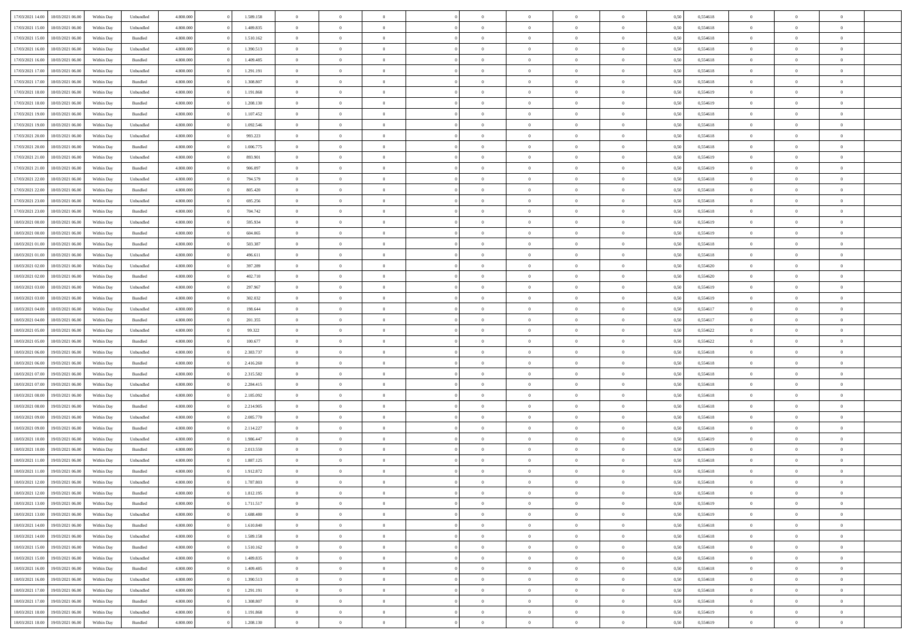| | | | | | | | | | | | | | | | | | | | | | |
|---|---|---|---|---|---|---|---|---|---|---|---|---|---|---|---|---|---|---|---|---|---|
| 17/03/2021 14:00 | 18/03/2021 06:00 | Within Day | Unbundled | 4.800.000 | 0 | 1.589.158 | 0 | 0 | 0 | | 0 | 0 | 0 | 0 | 0,50 | 0,554618 | 0 | 0 | 0 | |
| 17/03/2021 15:00 | 18/03/2021 06:00 | Within Day | Unbundled | 4.800.000 | 0 | 1.489.835 | 0 | 0 | 0 | | 0 | 0 | 0 | 0 | 0,50 | 0,554618 | 0 | 0 | 0 | |
| 17/03/2021 15:00 | 18/03/2021 06:00 | Within Day | Bundled | 4.800.000 | 0 | 1.510.162 | 0 | 0 | 0 | | 0 | 0 | 0 | 0 | 0,50 | 0,554618 | 0 | 0 | 0 | |
| 17/03/2021 16:00 | 18/03/2021 06:00 | Within Day | Unbundled | 4.800.000 | 0 | 1.390.513 | 0 | 0 | 0 | | 0 | 0 | 0 | 0 | 0,50 | 0,554618 | 0 | 0 | 0 | |
| 17/03/2021 16:00 | 18/03/2021 06:00 | Within Day | Bundled | 4.800.000 | 0 | 1.409.485 | 0 | 0 | 0 | | 0 | 0 | 0 | 0 | 0,50 | 0,554618 | 0 | 0 | 0 | |
| 17/03/2021 17:00 | 18/03/2021 06:00 | Within Day | Unbundled | 4.800.000 | 0 | 1.291.191 | 0 | 0 | 0 | | 0 | 0 | 0 | 0 | 0,50 | 0,554618 | 0 | 0 | 0 | |
| 17/03/2021 17:00 | 18/03/2021 06:00 | Within Day | Bundled | 4.800.000 | 0 | 1.308.807 | 0 | 0 | 0 | | 0 | 0 | 0 | 0 | 0,50 | 0,554618 | 0 | 0 | 0 | |
| 17/03/2021 18:00 | 18/03/2021 06:00 | Within Day | Unbundled | 4.800.000 | 0 | 1.191.868 | 0 | 0 | 0 | | 0 | 0 | 0 | 0 | 0,50 | 0,554619 | 0 | 0 | 0 | |
| 17/03/2021 18:00 | 18/03/2021 06:00 | Within Day | Bundled | 4.800.000 | 0 | 1.208.130 | 0 | 0 | 0 | | 0 | 0 | 0 | 0 | 0,50 | 0,554619 | 0 | 0 | 0 | |
| 17/03/2021 19:00 | 18/03/2021 06:00 | Within Day | Bundled | 4.800.000 | 0 | 1.107.452 | 0 | 0 | 0 | | 0 | 0 | 0 | 0 | 0,50 | 0,554618 | 0 | 0 | 0 | |
| 17/03/2021 19:00 | 18/03/2021 06:00 | Within Day | Unbundled | 4.800.000 | 0 | 1.092.546 | 0 | 0 | 0 | | 0 | 0 | 0 | 0 | 0,50 | 0,554618 | 0 | 0 | 0 | |
| 17/03/2021 20:00 | 18/03/2021 06:00 | Within Day | Unbundled | 4.800.000 | 0 | 993.223 | 0 | 0 | 0 | | 0 | 0 | 0 | 0 | 0,50 | 0,554618 | 0 | 0 | 0 | |
| 17/03/2021 20:00 | 18/03/2021 06:00 | Within Day | Bundled | 4.800.000 | 0 | 1.006.775 | 0 | 0 | 0 | | 0 | 0 | 0 | 0 | 0,50 | 0,554618 | 0 | 0 | 0 | |
| 17/03/2021 21:00 | 18/03/2021 06:00 | Within Day | Unbundled | 4.800.000 | 0 | 893.901 | 0 | 0 | 0 | | 0 | 0 | 0 | 0 | 0,50 | 0,554619 | 0 | 0 | 0 | |
| 17/03/2021 21:00 | 18/03/2021 06:00 | Within Day | Bundled | 4.800.000 | 0 | 906.097 | 0 | 0 | 0 | | 0 | 0 | 0 | 0 | 0,50 | 0,554619 | 0 | 0 | 0 | |
| 17/03/2021 22:00 | 18/03/2021 06:00 | Within Day | Unbundled | 4.800.000 | 0 | 794.579 | 0 | 0 | 0 | | 0 | 0 | 0 | 0 | 0,50 | 0,554618 | 0 | 0 | 0 | |
| 17/03/2021 22:00 | 18/03/2021 06:00 | Within Day | Bundled | 4.800.000 | 0 | 805.420 | 0 | 0 | 0 | | 0 | 0 | 0 | 0 | 0,50 | 0,554618 | 0 | 0 | 0 | |
| 17/03/2021 23:00 | 18/03/2021 06:00 | Within Day | Unbundled | 4.800.000 | 0 | 695.256 | 0 | 0 | 0 | | 0 | 0 | 0 | 0 | 0,50 | 0,554618 | 0 | 0 | 0 | |
| 17/03/2021 23:00 | 18/03/2021 06:00 | Within Day | Bundled | 4.800.000 | 0 | 704.742 | 0 | 0 | 0 | | 0 | 0 | 0 | 0 | 0,50 | 0,554618 | 0 | 0 | 0 | |
| 18/03/2021 00:00 | 18/03/2021 06:00 | Within Day | Unbundled | 4.800.000 | 0 | 595.934 | 0 | 0 | 0 | | 0 | 0 | 0 | 0 | 0,50 | 0,554619 | 0 | 0 | 0 | |
| 18/03/2021 00:00 | 18/03/2021 06:00 | Within Day | Bundled | 4.800.000 | 0 | 604.065 | 0 | 0 | 0 | | 0 | 0 | 0 | 0 | 0,50 | 0,554619 | 0 | 0 | 0 | |
| 18/03/2021 01:00 | 18/03/2021 06:00 | Within Day | Bundled | 4.800.000 | 0 | 503.387 | 0 | 0 | 0 | | 0 | 0 | 0 | 0 | 0,50 | 0,554618 | 0 | 0 | 0 | |
| 18/03/2021 01:00 | 18/03/2021 06:00 | Within Day | Unbundled | 4.800.000 | 0 | 496.611 | 0 | 0 | 0 | | 0 | 0 | 0 | 0 | 0,50 | 0,554618 | 0 | 0 | 0 | |
| 18/03/2021 02:00 | 18/03/2021 06:00 | Within Day | Unbundled | 4.800.000 | 0 | 397.289 | 0 | 0 | 0 | | 0 | 0 | 0 | 0 | 0,50 | 0,554620 | 0 | 0 | 0 | |
| 18/03/2021 02:00 | 18/03/2021 06:00 | Within Day | Bundled | 4.800.000 | 0 | 402.710 | 0 | 0 | 0 | | 0 | 0 | 0 | 0 | 0,50 | 0,554620 | 0 | 0 | 0 | |
| 18/03/2021 03:00 | 18/03/2021 06:00 | Within Day | Unbundled | 4.800.000 | 0 | 297.967 | 0 | 0 | 0 | | 0 | 0 | 0 | 0 | 0,50 | 0,554619 | 0 | 0 | 0 | |
| 18/03/2021 03:00 | 18/03/2021 06:00 | Within Day | Bundled | 4.800.000 | 0 | 302.032 | 0 | 0 | 0 | | 0 | 0 | 0 | 0 | 0,50 | 0,554619 | 0 | 0 | 0 | |
| 18/03/2021 04:00 | 18/03/2021 06:00 | Within Day | Unbundled | 4.800.000 | 0 | 198.644 | 0 | 0 | 0 | | 0 | 0 | 0 | 0 | 0,50 | 0,554617 | 0 | 0 | 0 | |
| 18/03/2021 04:00 | 18/03/2021 06:00 | Within Day | Bundled | 4.800.000 | 0 | 201.355 | 0 | 0 | 0 | | 0 | 0 | 0 | 0 | 0,50 | 0,554617 | 0 | 0 | 0 | |
| 18/03/2021 05:00 | 18/03/2021 06:00 | Within Day | Unbundled | 4.800.000 | 0 | 99.322 | 0 | 0 | 0 | | 0 | 0 | 0 | 0 | 0,50 | 0,554622 | 0 | 0 | 0 | |
| 18/03/2021 05:00 | 18/03/2021 06:00 | Within Day | Bundled | 4.800.000 | 0 | 100.677 | 0 | 0 | 0 | | 0 | 0 | 0 | 0 | 0,50 | 0,554622 | 0 | 0 | 0 | |
| 18/03/2021 06:00 | 19/03/2021 06:00 | Within Day | Unbundled | 4.800.000 | 0 | 2.383.737 | 0 | 0 | 0 | | 0 | 0 | 0 | 0 | 0,50 | 0,554618 | 0 | 0 | 0 | |
| 18/03/2021 06:00 | 19/03/2021 06:00 | Within Day | Bundled | 4.800.000 | 0 | 2.416.260 | 0 | 0 | 0 | | 0 | 0 | 0 | 0 | 0,50 | 0,554618 | 0 | 0 | 0 | |
| 18/03/2021 07:00 | 19/03/2021 06:00 | Within Day | Bundled | 4.800.000 | 0 | 2.315.582 | 0 | 0 | 0 | | 0 | 0 | 0 | 0 | 0,50 | 0,554618 | 0 | 0 | 0 | |
| 18/03/2021 07:00 | 19/03/2021 06:00 | Within Day | Unbundled | 4.800.000 | 0 | 2.284.415 | 0 | 0 | 0 | | 0 | 0 | 0 | 0 | 0,50 | 0,554618 | 0 | 0 | 0 | |
| 18/03/2021 08:00 | 19/03/2021 06:00 | Within Day | Unbundled | 4.800.000 | 0 | 2.185.092 | 0 | 0 | 0 | | 0 | 0 | 0 | 0 | 0,50 | 0,554618 | 0 | 0 | 0 | |
| 18/03/2021 08:00 | 19/03/2021 06:00 | Within Day | Bundled | 4.800.000 | 0 | 2.214.905 | 0 | 0 | 0 | | 0 | 0 | 0 | 0 | 0,50 | 0,554618 | 0 | 0 | 0 | |
| 18/03/2021 09:00 | 19/03/2021 06:00 | Within Day | Unbundled | 4.800.000 | 0 | 2.085.770 | 0 | 0 | 0 | | 0 | 0 | 0 | 0 | 0,50 | 0,554618 | 0 | 0 | 0 | |
| 18/03/2021 09:00 | 19/03/2021 06:00 | Within Day | Bundled | 4.800.000 | 0 | 2.114.227 | 0 | 0 | 0 | | 0 | 0 | 0 | 0 | 0,50 | 0,554618 | 0 | 0 | 0 | |
| 18/03/2021 10:00 | 19/03/2021 06:00 | Within Day | Unbundled | 4.800.000 | 0 | 1.986.447 | 0 | 0 | 0 | | 0 | 0 | 0 | 0 | 0,50 | 0,554619 | 0 | 0 | 0 | |
| 18/03/2021 10:00 | 19/03/2021 06:00 | Within Day | Bundled | 4.800.000 | 0 | 2.013.550 | 0 | 0 | 0 | | 0 | 0 | 0 | 0 | 0,50 | 0,554619 | 0 | 0 | 0 | |
| 18/03/2021 11:00 | 19/03/2021 06:00 | Within Day | Unbundled | 4.800.000 | 0 | 1.887.125 | 0 | 0 | 0 | | 0 | 0 | 0 | 0 | 0,50 | 0,554618 | 0 | 0 | 0 | |
| 18/03/2021 11:00 | 19/03/2021 06:00 | Within Day | Bundled | 4.800.000 | 0 | 1.912.872 | 0 | 0 | 0 | | 0 | 0 | 0 | 0 | 0,50 | 0,554618 | 0 | 0 | 0 | |
| 18/03/2021 12:00 | 19/03/2021 06:00 | Within Day | Unbundled | 4.800.000 | 0 | 1.787.803 | 0 | 0 | 0 | | 0 | 0 | 0 | 0 | 0,50 | 0,554618 | 0 | 0 | 0 | |
| 18/03/2021 12:00 | 19/03/2021 06:00 | Within Day | Bundled | 4.800.000 | 0 | 1.812.195 | 0 | 0 | 0 | | 0 | 0 | 0 | 0 | 0,50 | 0,554618 | 0 | 0 | 0 | |
| 18/03/2021 13:00 | 19/03/2021 06:00 | Within Day | Bundled | 4.800.000 | 0 | 1.711.517 | 0 | 0 | 0 | | 0 | 0 | 0 | 0 | 0,50 | 0,554619 | 0 | 0 | 0 | |
| 18/03/2021 13:00 | 19/03/2021 06:00 | Within Day | Unbundled | 4.800.000 | 0 | 1.688.480 | 0 | 0 | 0 | | 0 | 0 | 0 | 0 | 0,50 | 0,554619 | 0 | 0 | 0 | |
| 18/03/2021 14:00 | 19/03/2021 06:00 | Within Day | Bundled | 4.800.000 | 0 | 1.610.840 | 0 | 0 | 0 | | 0 | 0 | 0 | 0 | 0,50 | 0,554618 | 0 | 0 | 0 | |
| 18/03/2021 14:00 | 19/03/2021 06:00 | Within Day | Unbundled | 4.800.000 | 0 | 1.589.158 | 0 | 0 | 0 | | 0 | 0 | 0 | 0 | 0,50 | 0,554618 | 0 | 0 | 0 | |
| 18/03/2021 15:00 | 19/03/2021 06:00 | Within Day | Bundled | 4.800.000 | 0 | 1.510.162 | 0 | 0 | 0 | | 0 | 0 | 0 | 0 | 0,50 | 0,554618 | 0 | 0 | 0 | |
| 18/03/2021 15:00 | 19/03/2021 06:00 | Within Day | Unbundled | 4.800.000 | 0 | 1.489.835 | 0 | 0 | 0 | | 0 | 0 | 0 | 0 | 0,50 | 0,554618 | 0 | 0 | 0 | |
| 18/03/2021 16:00 | 19/03/2021 06:00 | Within Day | Bundled | 4.800.000 | 0 | 1.409.485 | 0 | 0 | 0 | | 0 | 0 | 0 | 0 | 0,50 | 0,554618 | 0 | 0 | 0 | |
| 18/03/2021 16:00 | 19/03/2021 06:00 | Within Day | Unbundled | 4.800.000 | 0 | 1.390.513 | 0 | 0 | 0 | | 0 | 0 | 0 | 0 | 0,50 | 0,554618 | 0 | 0 | 0 | |
| 18/03/2021 17:00 | 19/03/2021 06:00 | Within Day | Unbundled | 4.800.000 | 0 | 1.291.191 | 0 | 0 | 0 | | 0 | 0 | 0 | 0 | 0,50 | 0,554618 | 0 | 0 | 0 | |
| 18/03/2021 17:00 | 19/03/2021 06:00 | Within Day | Bundled | 4.800.000 | 0 | 1.308.807 | 0 | 0 | 0 | | 0 | 0 | 0 | 0 | 0,50 | 0,554618 | 0 | 0 | 0 | |
| 18/03/2021 18:00 | 19/03/2021 06:00 | Within Day | Unbundled | 4.800.000 | 0 | 1.191.868 | 0 | 0 | 0 | | 0 | 0 | 0 | 0 | 0,50 | 0,554619 | 0 | 0 | 0 | |
| 18/03/2021 18:00 | 19/03/2021 06:00 | Within Day | Bundled | 4.800.000 | 0 | 1.208.130 | 0 | 0 | 0 | | 0 | 0 | 0 | 0 | 0,50 | 0,554619 | 0 | 0 | 0 | |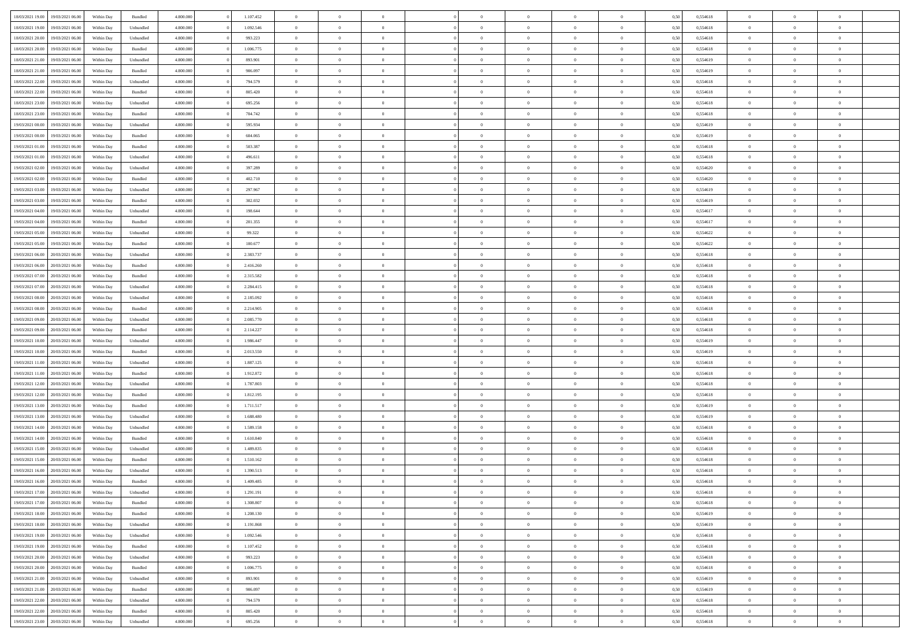| | | | | | | | | | | | | | | | | | | | | | |
|---|---|---|---|---|---|---|---|---|---|---|---|---|---|---|---|---|---|---|---|---|---|
| 18/03/2021 19:00 | 19/03/2021 06:00 | Within Day | Bundled | 4.800.000 | 0 | 1.107.452 | 0 | 0 | 0 | | 0 | 0 | 0 | 0 | 0,50 | 0,554618 | 0 | 0 | 0 | |
| 18/03/2021 19:00 | 19/03/2021 06:00 | Within Day | Unbundled | 4.800.000 | 0 | 1.092.546 | 0 | 0 | 0 | | 0 | 0 | 0 | 0 | 0,50 | 0,554618 | 0 | 0 | 0 | |
| 18/03/2021 20:00 | 19/03/2021 06:00 | Within Day | Unbundled | 4.800.000 | 0 | 993.223 | 0 | 0 | 0 | | 0 | 0 | 0 | 0 | 0,50 | 0,554618 | 0 | 0 | 0 | |
| 18/03/2021 20:00 | 19/03/2021 06:00 | Within Day | Bundled | 4.800.000 | 0 | 1.006.775 | 0 | 0 | 0 | | 0 | 0 | 0 | 0 | 0,50 | 0,554618 | 0 | 0 | 0 | |
| 18/03/2021 21:00 | 19/03/2021 06:00 | Within Day | Unbundled | 4.800.000 | 0 | 893.901 | 0 | 0 | 0 | | 0 | 0 | 0 | 0 | 0,50 | 0,554619 | 0 | 0 | 0 | |
| 18/03/2021 21:00 | 19/03/2021 06:00 | Within Day | Bundled | 4.800.000 | 0 | 906.097 | 0 | 0 | 0 | | 0 | 0 | 0 | 0 | 0,50 | 0,554619 | 0 | 0 | 0 | |
| 18/03/2021 22:00 | 19/03/2021 06:00 | Within Day | Unbundled | 4.800.000 | 0 | 794.579 | 0 | 0 | 0 | | 0 | 0 | 0 | 0 | 0,50 | 0,554618 | 0 | 0 | 0 | |
| 18/03/2021 22:00 | 19/03/2021 06:00 | Within Day | Bundled | 4.800.000 | 0 | 805.420 | 0 | 0 | 0 | | 0 | 0 | 0 | 0 | 0,50 | 0,554618 | 0 | 0 | 0 | |
| 18/03/2021 23:00 | 19/03/2021 06:00 | Within Day | Unbundled | 4.800.000 | 0 | 695.256 | 0 | 0 | 0 | | 0 | 0 | 0 | 0 | 0,50 | 0,554618 | 0 | 0 | 0 | |
| 18/03/2021 23:00 | 19/03/2021 06:00 | Within Day | Bundled | 4.800.000 | 0 | 704.742 | 0 | 0 | 0 | | 0 | 0 | 0 | 0 | 0,50 | 0,554618 | 0 | 0 | 0 | |
| 19/03/2021 00:00 | 19/03/2021 06:00 | Within Day | Unbundled | 4.800.000 | 0 | 595.934 | 0 | 0 | 0 | | 0 | 0 | 0 | 0 | 0,50 | 0,554619 | 0 | 0 | 0 | |
| 19/03/2021 00:00 | 19/03/2021 06:00 | Within Day | Bundled | 4.800.000 | 0 | 604.065 | 0 | 0 | 0 | | 0 | 0 | 0 | 0 | 0,50 | 0,554619 | 0 | 0 | 0 | |
| 19/03/2021 01:00 | 19/03/2021 06:00 | Within Day | Bundled | 4.800.000 | 0 | 503.387 | 0 | 0 | 0 | | 0 | 0 | 0 | 0 | 0,50 | 0,554618 | 0 | 0 | 0 | |
| 19/03/2021 01:00 | 19/03/2021 06:00 | Within Day | Unbundled | 4.800.000 | 0 | 496.611 | 0 | 0 | 0 | | 0 | 0 | 0 | 0 | 0,50 | 0,554618 | 0 | 0 | 0 | |
| 19/03/2021 02:00 | 19/03/2021 06:00 | Within Day | Unbundled | 4.800.000 | 0 | 397.289 | 0 | 0 | 0 | | 0 | 0 | 0 | 0 | 0,50 | 0,554620 | 0 | 0 | 0 | |
| 19/03/2021 02:00 | 19/03/2021 06:00 | Within Day | Bundled | 4.800.000 | 0 | 402.710 | 0 | 0 | 0 | | 0 | 0 | 0 | 0 | 0,50 | 0,554620 | 0 | 0 | 0 | |
| 19/03/2021 03:00 | 19/03/2021 06:00 | Within Day | Unbundled | 4.800.000 | 0 | 297.967 | 0 | 0 | 0 | | 0 | 0 | 0 | 0 | 0,50 | 0,554619 | 0 | 0 | 0 | |
| 19/03/2021 03:00 | 19/03/2021 06:00 | Within Day | Bundled | 4.800.000 | 0 | 302.032 | 0 | 0 | 0 | | 0 | 0 | 0 | 0 | 0,50 | 0,554619 | 0 | 0 | 0 | |
| 19/03/2021 04:00 | 19/03/2021 06:00 | Within Day | Unbundled | 4.800.000 | 0 | 198.644 | 0 | 0 | 0 | | 0 | 0 | 0 | 0 | 0,50 | 0,554617 | 0 | 0 | 0 | |
| 19/03/2021 04:00 | 19/03/2021 06:00 | Within Day | Bundled | 4.800.000 | 0 | 201.355 | 0 | 0 | 0 | | 0 | 0 | 0 | 0 | 0,50 | 0,554617 | 0 | 0 | 0 | |
| 19/03/2021 05:00 | 19/03/2021 06:00 | Within Day | Unbundled | 4.800.000 | 0 | 99.322 | 0 | 0 | 0 | | 0 | 0 | 0 | 0 | 0,50 | 0,554622 | 0 | 0 | 0 | |
| 19/03/2021 05:00 | 19/03/2021 06:00 | Within Day | Bundled | 4.800.000 | 0 | 100.677 | 0 | 0 | 0 | | 0 | 0 | 0 | 0 | 0,50 | 0,554622 | 0 | 0 | 0 | |
| 19/03/2021 06:00 | 20/03/2021 06:00 | Within Day | Unbundled | 4.800.000 | 0 | 2.383.737 | 0 | 0 | 0 | | 0 | 0 | 0 | 0 | 0,50 | 0,554618 | 0 | 0 | 0 | |
| 19/03/2021 06:00 | 20/03/2021 06:00 | Within Day | Bundled | 4.800.000 | 0 | 2.416.260 | 0 | 0 | 0 | | 0 | 0 | 0 | 0 | 0,50 | 0,554618 | 0 | 0 | 0 | |
| 19/03/2021 07:00 | 20/03/2021 06:00 | Within Day | Bundled | 4.800.000 | 0 | 2.315.582 | 0 | 0 | 0 | | 0 | 0 | 0 | 0 | 0,50 | 0,554618 | 0 | 0 | 0 | |
| 19/03/2021 07:00 | 20/03/2021 06:00 | Within Day | Unbundled | 4.800.000 | 0 | 2.284.415 | 0 | 0 | 0 | | 0 | 0 | 0 | 0 | 0,50 | 0,554618 | 0 | 0 | 0 | |
| 19/03/2021 08:00 | 20/03/2021 06:00 | Within Day | Unbundled | 4.800.000 | 0 | 2.185.092 | 0 | 0 | 0 | | 0 | 0 | 0 | 0 | 0,50 | 0,554618 | 0 | 0 | 0 | |
| 19/03/2021 08:00 | 20/03/2021 06:00 | Within Day | Bundled | 4.800.000 | 0 | 2.214.905 | 0 | 0 | 0 | | 0 | 0 | 0 | 0 | 0,50 | 0,554618 | 0 | 0 | 0 | |
| 19/03/2021 09:00 | 20/03/2021 06:00 | Within Day | Unbundled | 4.800.000 | 0 | 2.085.770 | 0 | 0 | 0 | | 0 | 0 | 0 | 0 | 0,50 | 0,554618 | 0 | 0 | 0 | |
| 19/03/2021 09:00 | 20/03/2021 06:00 | Within Day | Bundled | 4.800.000 | 0 | 2.114.227 | 0 | 0 | 0 | | 0 | 0 | 0 | 0 | 0,50 | 0,554618 | 0 | 0 | 0 | |
| 19/03/2021 10:00 | 20/03/2021 06:00 | Within Day | Unbundled | 4.800.000 | 0 | 1.986.447 | 0 | 0 | 0 | | 0 | 0 | 0 | 0 | 0,50 | 0,554619 | 0 | 0 | 0 | |
| 19/03/2021 10:00 | 20/03/2021 06:00 | Within Day | Bundled | 4.800.000 | 0 | 2.013.550 | 0 | 0 | 0 | | 0 | 0 | 0 | 0 | 0,50 | 0,554619 | 0 | 0 | 0 | |
| 19/03/2021 11:00 | 20/03/2021 06:00 | Within Day | Unbundled | 4.800.000 | 0 | 1.887.125 | 0 | 0 | 0 | | 0 | 0 | 0 | 0 | 0,50 | 0,554618 | 0 | 0 | 0 | |
| 19/03/2021 11:00 | 20/03/2021 06:00 | Within Day | Bundled | 4.800.000 | 0 | 1.912.872 | 0 | 0 | 0 | | 0 | 0 | 0 | 0 | 0,50 | 0,554618 | 0 | 0 | 0 | |
| 19/03/2021 12:00 | 20/03/2021 06:00 | Within Day | Unbundled | 4.800.000 | 0 | 1.787.803 | 0 | 0 | 0 | | 0 | 0 | 0 | 0 | 0,50 | 0,554618 | 0 | 0 | 0 | |
| 19/03/2021 12:00 | 20/03/2021 06:00 | Within Day | Bundled | 4.800.000 | 0 | 1.812.195 | 0 | 0 | 0 | | 0 | 0 | 0 | 0 | 0,50 | 0,554618 | 0 | 0 | 0 | |
| 19/03/2021 13:00 | 20/03/2021 06:00 | Within Day | Bundled | 4.800.000 | 0 | 1.711.517 | 0 | 0 | 0 | | 0 | 0 | 0 | 0 | 0,50 | 0,554619 | 0 | 0 | 0 | |
| 19/03/2021 13:00 | 20/03/2021 06:00 | Within Day | Unbundled | 4.800.000 | 0 | 1.688.480 | 0 | 0 | 0 | | 0 | 0 | 0 | 0 | 0,50 | 0,554619 | 0 | 0 | 0 | |
| 19/03/2021 14:00 | 20/03/2021 06:00 | Within Day | Unbundled | 4.800.000 | 0 | 1.589.158 | 0 | 0 | 0 | | 0 | 0 | 0 | 0 | 0,50 | 0,554618 | 0 | 0 | 0 | |
| 19/03/2021 14:00 | 20/03/2021 06:00 | Within Day | Bundled | 4.800.000 | 0 | 1.610.840 | 0 | 0 | 0 | | 0 | 0 | 0 | 0 | 0,50 | 0,554618 | 0 | 0 | 0 | |
| 19/03/2021 15:00 | 20/03/2021 06:00 | Within Day | Unbundled | 4.800.000 | 0 | 1.489.835 | 0 | 0 | 0 | | 0 | 0 | 0 | 0 | 0,50 | 0,554618 | 0 | 0 | 0 | |
| 19/03/2021 15:00 | 20/03/2021 06:00 | Within Day | Bundled | 4.800.000 | 0 | 1.510.162 | 0 | 0 | 0 | | 0 | 0 | 0 | 0 | 0,50 | 0,554618 | 0 | 0 | 0 | |
| 19/03/2021 16:00 | 20/03/2021 06:00 | Within Day | Unbundled | 4.800.000 | 0 | 1.390.513 | 0 | 0 | 0 | | 0 | 0 | 0 | 0 | 0,50 | 0,554618 | 0 | 0 | 0 | |
| 19/03/2021 16:00 | 20/03/2021 06:00 | Within Day | Bundled | 4.800.000 | 0 | 1.409.485 | 0 | 0 | 0 | | 0 | 0 | 0 | 0 | 0,50 | 0,554618 | 0 | 0 | 0 | |
| 19/03/2021 17:00 | 20/03/2021 06:00 | Within Day | Unbundled | 4.800.000 | 0 | 1.291.191 | 0 | 0 | 0 | | 0 | 0 | 0 | 0 | 0,50 | 0,554618 | 0 | 0 | 0 | |
| 19/03/2021 17:00 | 20/03/2021 06:00 | Within Day | Bundled | 4.800.000 | 0 | 1.308.807 | 0 | 0 | 0 | | 0 | 0 | 0 | 0 | 0,50 | 0,554618 | 0 | 0 | 0 | |
| 19/03/2021 18:00 | 20/03/2021 06:00 | Within Day | Bundled | 4.800.000 | 0 | 1.208.130 | 0 | 0 | 0 | | 0 | 0 | 0 | 0 | 0,50 | 0,554619 | 0 | 0 | 0 | |
| 19/03/2021 18:00 | 20/03/2021 06:00 | Within Day | Unbundled | 4.800.000 | 0 | 1.191.868 | 0 | 0 | 0 | | 0 | 0 | 0 | 0 | 0,50 | 0,554619 | 0 | 0 | 0 | |
| 19/03/2021 19:00 | 20/03/2021 06:00 | Within Day | Unbundled | 4.800.000 | 0 | 1.092.546 | 0 | 0 | 0 | | 0 | 0 | 0 | 0 | 0,50 | 0,554618 | 0 | 0 | 0 | |
| 19/03/2021 19:00 | 20/03/2021 06:00 | Within Day | Bundled | 4.800.000 | 0 | 1.107.452 | 0 | 0 | 0 | | 0 | 0 | 0 | 0 | 0,50 | 0,554618 | 0 | 0 | 0 | |
| 19/03/2021 20:00 | 20/03/2021 06:00 | Within Day | Unbundled | 4.800.000 | 0 | 993.223 | 0 | 0 | 0 | | 0 | 0 | 0 | 0 | 0,50 | 0,554618 | 0 | 0 | 0 | |
| 19/03/2021 20:00 | 20/03/2021 06:00 | Within Day | Bundled | 4.800.000 | 0 | 1.006.775 | 0 | 0 | 0 | | 0 | 0 | 0 | 0 | 0,50 | 0,554618 | 0 | 0 | 0 | |
| 19/03/2021 21:00 | 20/03/2021 06:00 | Within Day | Unbundled | 4.800.000 | 0 | 893.901 | 0 | 0 | 0 | | 0 | 0 | 0 | 0 | 0,50 | 0,554619 | 0 | 0 | 0 | |
| 19/03/2021 21:00 | 20/03/2021 06:00 | Within Day | Bundled | 4.800.000 | 0 | 906.097 | 0 | 0 | 0 | | 0 | 0 | 0 | 0 | 0,50 | 0,554619 | 0 | 0 | 0 | |
| 19/03/2021 22:00 | 20/03/2021 06:00 | Within Day | Unbundled | 4.800.000 | 0 | 794.579 | 0 | 0 | 0 | | 0 | 0 | 0 | 0 | 0,50 | 0,554618 | 0 | 0 | 0 | |
| 19/03/2021 22:00 | 20/03/2021 06:00 | Within Day | Bundled | 4.800.000 | 0 | 805.420 | 0 | 0 | 0 | | 0 | 0 | 0 | 0 | 0,50 | 0,554618 | 0 | 0 | 0 | |
| 19/03/2021 23:00 | 20/03/2021 06:00 | Within Day | Unbundled | 4.800.000 | 0 | 695.256 | 0 | 0 | 0 | | 0 | 0 | 0 | 0 | 0,50 | 0,554618 | 0 | 0 | 0 | |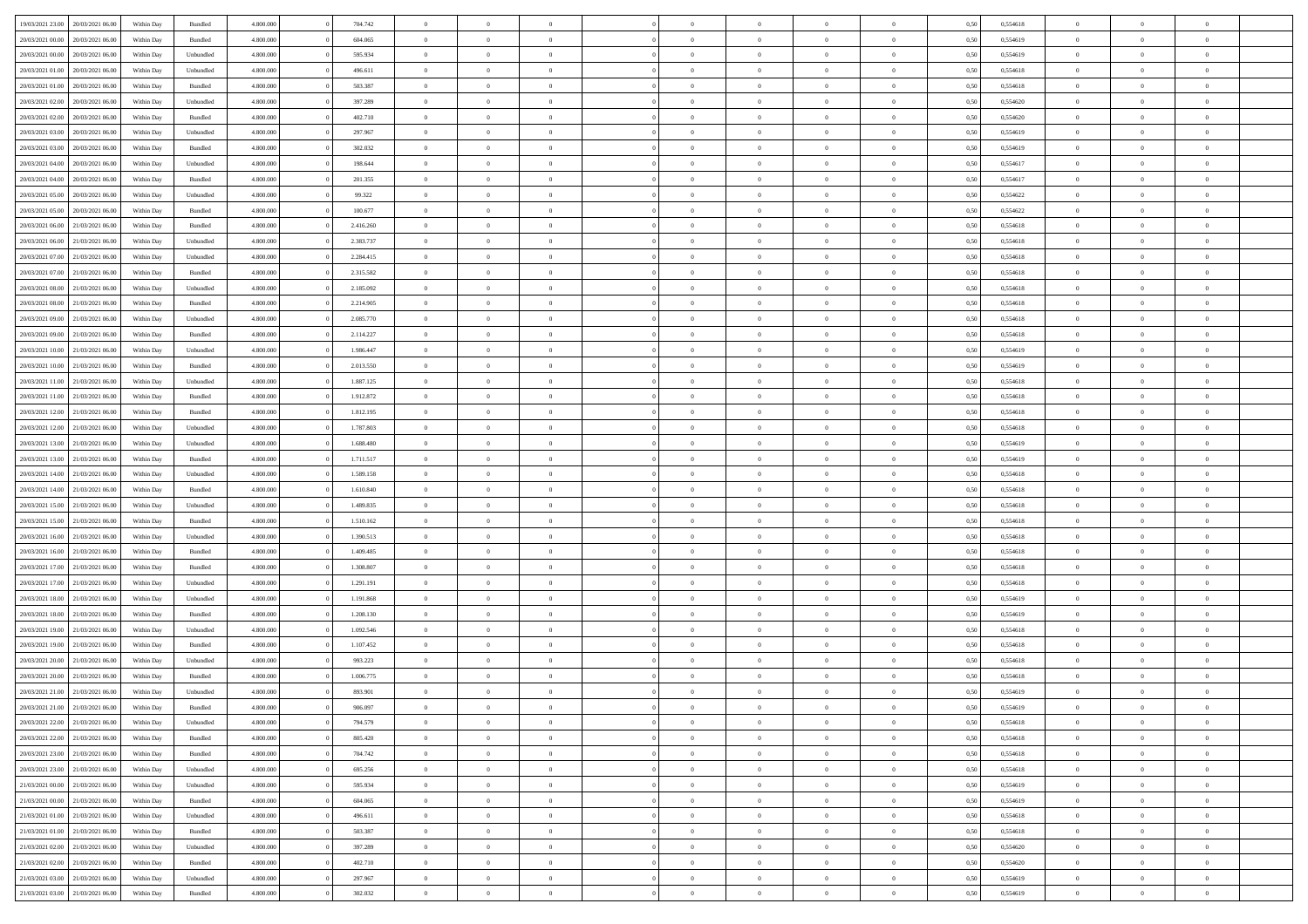| | | | | | | | | | | | | | | | | | | | | |
|---|---|---|---|---|---|---|---|---|---|---|---|---|---|---|---|---|---|---|---|---|
| 19/03/2021 23:00 | 20/03/2021 06:00 | Within Day | Bundled | 4.800.000 | 0 | 704.742 | 0 | 0 | 0 | | 0 | 0 | 0 | 0 | 0,50 | 0,554618 | 0 | 0 | 0 | |
| 20/03/2021 00:00 | 20/03/2021 06:00 | Within Day | Bundled | 4.800.000 | 0 | 604.065 | 0 | 0 | 0 | | 0 | 0 | 0 | 0 | 0,50 | 0,554619 | 0 | 0 | 0 | |
| 20/03/2021 00:00 | 20/03/2021 06:00 | Within Day | Unbundled | 4.800.000 | 0 | 595.934 | 0 | 0 | 0 | | 0 | 0 | 0 | 0 | 0,50 | 0,554619 | 0 | 0 | 0 | |
| 20/03/2021 01:00 | 20/03/2021 06:00 | Within Day | Unbundled | 4.800.000 | 0 | 496.611 | 0 | 0 | 0 | | 0 | 0 | 0 | 0 | 0,50 | 0,554618 | 0 | 0 | 0 | |
| 20/03/2021 01:00 | 20/03/2021 06:00 | Within Day | Bundled | 4.800.000 | 0 | 503.387 | 0 | 0 | 0 | | 0 | 0 | 0 | 0 | 0,50 | 0,554618 | 0 | 0 | 0 | |
| 20/03/2021 02:00 | 20/03/2021 06:00 | Within Day | Unbundled | 4.800.000 | 0 | 397.289 | 0 | 0 | 0 | | 0 | 0 | 0 | 0 | 0,50 | 0,554620 | 0 | 0 | 0 | |
| 20/03/2021 02:00 | 20/03/2021 06:00 | Within Day | Bundled | 4.800.000 | 0 | 402.710 | 0 | 0 | 0 | | 0 | 0 | 0 | 0 | 0,50 | 0,554620 | 0 | 0 | 0 | |
| 20/03/2021 03:00 | 20/03/2021 06:00 | Within Day | Unbundled | 4.800.000 | 0 | 297.967 | 0 | 0 | 0 | | 0 | 0 | 0 | 0 | 0,50 | 0,554619 | 0 | 0 | 0 | |
| 20/03/2021 03:00 | 20/03/2021 06:00 | Within Day | Bundled | 4.800.000 | 0 | 302.032 | 0 | 0 | 0 | | 0 | 0 | 0 | 0 | 0,50 | 0,554619 | 0 | 0 | 0 | |
| 20/03/2021 04:00 | 20/03/2021 06:00 | Within Day | Unbundled | 4.800.000 | 0 | 198.644 | 0 | 0 | 0 | | 0 | 0 | 0 | 0 | 0,50 | 0,554617 | 0 | 0 | 0 | |
| 20/03/2021 04:00 | 20/03/2021 06:00 | Within Day | Bundled | 4.800.000 | 0 | 201.355 | 0 | 0 | 0 | | 0 | 0 | 0 | 0 | 0,50 | 0,554617 | 0 | 0 | 0 | |
| 20/03/2021 05:00 | 20/03/2021 06:00 | Within Day | Unbundled | 4.800.000 | 0 | 99.322 | 0 | 0 | 0 | | 0 | 0 | 0 | 0 | 0,50 | 0,554622 | 0 | 0 | 0 | |
| 20/03/2021 05:00 | 20/03/2021 06:00 | Within Day | Bundled | 4.800.000 | 0 | 100.677 | 0 | 0 | 0 | | 0 | 0 | 0 | 0 | 0,50 | 0,554622 | 0 | 0 | 0 | |
| 20/03/2021 06:00 | 21/03/2021 06:00 | Within Day | Bundled | 4.800.000 | 0 | 2.416.260 | 0 | 0 | 0 | | 0 | 0 | 0 | 0 | 0,50 | 0,554618 | 0 | 0 | 0 | |
| 20/03/2021 06:00 | 21/03/2021 06:00 | Within Day | Unbundled | 4.800.000 | 0 | 2.383.737 | 0 | 0 | 0 | | 0 | 0 | 0 | 0 | 0,50 | 0,554618 | 0 | 0 | 0 | |
| 20/03/2021 07:00 | 21/03/2021 06:00 | Within Day | Unbundled | 4.800.000 | 0 | 2.284.415 | 0 | 0 | 0 | | 0 | 0 | 0 | 0 | 0,50 | 0,554618 | 0 | 0 | 0 | |
| 20/03/2021 07:00 | 21/03/2021 06:00 | Within Day | Bundled | 4.800.000 | 0 | 2.315.582 | 0 | 0 | 0 | | 0 | 0 | 0 | 0 | 0,50 | 0,554618 | 0 | 0 | 0 | |
| 20/03/2021 08:00 | 21/03/2021 06:00 | Within Day | Unbundled | 4.800.000 | 0 | 2.185.092 | 0 | 0 | 0 | | 0 | 0 | 0 | 0 | 0,50 | 0,554618 | 0 | 0 | 0 | |
| 20/03/2021 08:00 | 21/03/2021 06:00 | Within Day | Bundled | 4.800.000 | 0 | 2.214.905 | 0 | 0 | 0 | | 0 | 0 | 0 | 0 | 0,50 | 0,554618 | 0 | 0 | 0 | |
| 20/03/2021 09:00 | 21/03/2021 06:00 | Within Day | Unbundled | 4.800.000 | 0 | 2.085.770 | 0 | 0 | 0 | | 0 | 0 | 0 | 0 | 0,50 | 0,554618 | 0 | 0 | 0 | |
| 20/03/2021 09:00 | 21/03/2021 06:00 | Within Day | Bundled | 4.800.000 | 0 | 2.114.227 | 0 | 0 | 0 | | 0 | 0 | 0 | 0 | 0,50 | 0,554618 | 0 | 0 | 0 | |
| 20/03/2021 10:00 | 21/03/2021 06:00 | Within Day | Unbundled | 4.800.000 | 0 | 1.986.447 | 0 | 0 | 0 | | 0 | 0 | 0 | 0 | 0,50 | 0,554619 | 0 | 0 | 0 | |
| 20/03/2021 10:00 | 21/03/2021 06:00 | Within Day | Bundled | 4.800.000 | 0 | 2.013.550 | 0 | 0 | 0 | | 0 | 0 | 0 | 0 | 0,50 | 0,554619 | 0 | 0 | 0 | |
| 20/03/2021 11:00 | 21/03/2021 06:00 | Within Day | Unbundled | 4.800.000 | 0 | 1.887.125 | 0 | 0 | 0 | | 0 | 0 | 0 | 0 | 0,50 | 0,554618 | 0 | 0 | 0 | |
| 20/03/2021 11:00 | 21/03/2021 06:00 | Within Day | Bundled | 4.800.000 | 0 | 1.912.872 | 0 | 0 | 0 | | 0 | 0 | 0 | 0 | 0,50 | 0,554618 | 0 | 0 | 0 | |
| 20/03/2021 12:00 | 21/03/2021 06:00 | Within Day | Bundled | 4.800.000 | 0 | 1.812.195 | 0 | 0 | 0 | | 0 | 0 | 0 | 0 | 0,50 | 0,554618 | 0 | 0 | 0 | |
| 20/03/2021 12:00 | 21/03/2021 06:00 | Within Day | Unbundled | 4.800.000 | 0 | 1.787.803 | 0 | 0 | 0 | | 0 | 0 | 0 | 0 | 0,50 | 0,554618 | 0 | 0 | 0 | |
| 20/03/2021 13:00 | 21/03/2021 06:00 | Within Day | Unbundled | 4.800.000 | 0 | 1.688.480 | 0 | 0 | 0 | | 0 | 0 | 0 | 0 | 0,50 | 0,554619 | 0 | 0 | 0 | |
| 20/03/2021 13:00 | 21/03/2021 06:00 | Within Day | Bundled | 4.800.000 | 0 | 1.711.517 | 0 | 0 | 0 | | 0 | 0 | 0 | 0 | 0,50 | 0,554619 | 0 | 0 | 0 | |
| 20/03/2021 14:00 | 21/03/2021 06:00 | Within Day | Unbundled | 4.800.000 | 0 | 1.589.158 | 0 | 0 | 0 | | 0 | 0 | 0 | 0 | 0,50 | 0,554618 | 0 | 0 | 0 | |
| 20/03/2021 14:00 | 21/03/2021 06:00 | Within Day | Bundled | 4.800.000 | 0 | 1.610.840 | 0 | 0 | 0 | | 0 | 0 | 0 | 0 | 0,50 | 0,554618 | 0 | 0 | 0 | |
| 20/03/2021 15:00 | 21/03/2021 06:00 | Within Day | Unbundled | 4.800.000 | 0 | 1.489.835 | 0 | 0 | 0 | | 0 | 0 | 0 | 0 | 0,50 | 0,554618 | 0 | 0 | 0 | |
| 20/03/2021 15:00 | 21/03/2021 06:00 | Within Day | Bundled | 4.800.000 | 0 | 1.510.162 | 0 | 0 | 0 | | 0 | 0 | 0 | 0 | 0,50 | 0,554618 | 0 | 0 | 0 | |
| 20/03/2021 16:00 | 21/03/2021 06:00 | Within Day | Unbundled | 4.800.000 | 0 | 1.390.513 | 0 | 0 | 0 | | 0 | 0 | 0 | 0 | 0,50 | 0,554618 | 0 | 0 | 0 | |
| 20/03/2021 16:00 | 21/03/2021 06:00 | Within Day | Bundled | 4.800.000 | 0 | 1.409.485 | 0 | 0 | 0 | | 0 | 0 | 0 | 0 | 0,50 | 0,554618 | 0 | 0 | 0 | |
| 20/03/2021 17:00 | 21/03/2021 06:00 | Within Day | Bundled | 4.800.000 | 0 | 1.308.807 | 0 | 0 | 0 | | 0 | 0 | 0 | 0 | 0,50 | 0,554618 | 0 | 0 | 0 | |
| 20/03/2021 17:00 | 21/03/2021 06:00 | Within Day | Unbundled | 4.800.000 | 0 | 1.291.191 | 0 | 0 | 0 | | 0 | 0 | 0 | 0 | 0,50 | 0,554618 | 0 | 0 | 0 | |
| 20/03/2021 18:00 | 21/03/2021 06:00 | Within Day | Unbundled | 4.800.000 | 0 | 1.191.868 | 0 | 0 | 0 | | 0 | 0 | 0 | 0 | 0,50 | 0,554619 | 0 | 0 | 0 | |
| 20/03/2021 18:00 | 21/03/2021 06:00 | Within Day | Bundled | 4.800.000 | 0 | 1.208.130 | 0 | 0 | 0 | | 0 | 0 | 0 | 0 | 0,50 | 0,554619 | 0 | 0 | 0 | |
| 20/03/2021 19:00 | 21/03/2021 06:00 | Within Day | Unbundled | 4.800.000 | 0 | 1.092.546 | 0 | 0 | 0 | | 0 | 0 | 0 | 0 | 0,50 | 0,554618 | 0 | 0 | 0 | |
| 20/03/2021 19:00 | 21/03/2021 06:00 | Within Day | Bundled | 4.800.000 | 0 | 1.107.452 | 0 | 0 | 0 | | 0 | 0 | 0 | 0 | 0,50 | 0,554618 | 0 | 0 | 0 | |
| 20/03/2021 20:00 | 21/03/2021 06:00 | Within Day | Unbundled | 4.800.000 | 0 | 993.223 | 0 | 0 | 0 | | 0 | 0 | 0 | 0 | 0,50 | 0,554618 | 0 | 0 | 0 | |
| 20/03/2021 20:00 | 21/03/2021 06:00 | Within Day | Bundled | 4.800.000 | 0 | 1.006.775 | 0 | 0 | 0 | | 0 | 0 | 0 | 0 | 0,50 | 0,554618 | 0 | 0 | 0 | |
| 20/03/2021 21:00 | 21/03/2021 06:00 | Within Day | Unbundled | 4.800.000 | 0 | 893.901 | 0 | 0 | 0 | | 0 | 0 | 0 | 0 | 0,50 | 0,554619 | 0 | 0 | 0 | |
| 20/03/2021 21:00 | 21/03/2021 06:00 | Within Day | Bundled | 4.800.000 | 0 | 906.097 | 0 | 0 | 0 | | 0 | 0 | 0 | 0 | 0,50 | 0,554619 | 0 | 0 | 0 | |
| 20/03/2021 22:00 | 21/03/2021 06:00 | Within Day | Unbundled | 4.800.000 | 0 | 794.579 | 0 | 0 | 0 | | 0 | 0 | 0 | 0 | 0,50 | 0,554618 | 0 | 0 | 0 | |
| 20/03/2021 22:00 | 21/03/2021 06:00 | Within Day | Bundled | 4.800.000 | 0 | 805.420 | 0 | 0 | 0 | | 0 | 0 | 0 | 0 | 0,50 | 0,554618 | 0 | 0 | 0 | |
| 20/03/2021 23:00 | 21/03/2021 06:00 | Within Day | Bundled | 4.800.000 | 0 | 704.742 | 0 | 0 | 0 | | 0 | 0 | 0 | 0 | 0,50 | 0,554618 | 0 | 0 | 0 | |
| 20/03/2021 23:00 | 21/03/2021 06:00 | Within Day | Unbundled | 4.800.000 | 0 | 695.256 | 0 | 0 | 0 | | 0 | 0 | 0 | 0 | 0,50 | 0,554618 | 0 | 0 | 0 | |
| 21/03/2021 00:00 | 21/03/2021 06:00 | Within Day | Unbundled | 4.800.000 | 0 | 595.934 | 0 | 0 | 0 | | 0 | 0 | 0 | 0 | 0,50 | 0,554619 | 0 | 0 | 0 | |
| 21/03/2021 00:00 | 21/03/2021 06:00 | Within Day | Bundled | 4.800.000 | 0 | 604.065 | 0 | 0 | 0 | | 0 | 0 | 0 | 0 | 0,50 | 0,554619 | 0 | 0 | 0 | |
| 21/03/2021 01:00 | 21/03/2021 06:00 | Within Day | Unbundled | 4.800.000 | 0 | 496.611 | 0 | 0 | 0 | | 0 | 0 | 0 | 0 | 0,50 | 0,554618 | 0 | 0 | 0 | |
| 21/03/2021 01:00 | 21/03/2021 06:00 | Within Day | Bundled | 4.800.000 | 0 | 503.387 | 0 | 0 | 0 | | 0 | 0 | 0 | 0 | 0,50 | 0,554618 | 0 | 0 | 0 | |
| 21/03/2021 02:00 | 21/03/2021 06:00 | Within Day | Unbundled | 4.800.000 | 0 | 397.289 | 0 | 0 | 0 | | 0 | 0 | 0 | 0 | 0,50 | 0,554620 | 0 | 0 | 0 | |
| 21/03/2021 02:00 | 21/03/2021 06:00 | Within Day | Bundled | 4.800.000 | 0 | 402.710 | 0 | 0 | 0 | | 0 | 0 | 0 | 0 | 0,50 | 0,554620 | 0 | 0 | 0 | |
| 21/03/2021 03:00 | 21/03/2021 06:00 | Within Day | Unbundled | 4.800.000 | 0 | 297.967 | 0 | 0 | 0 | | 0 | 0 | 0 | 0 | 0,50 | 0,554619 | 0 | 0 | 0 | |
| 21/03/2021 03:00 | 21/03/2021 06:00 | Within Day | Bundled | 4.800.000 | 0 | 302.032 | 0 | 0 | 0 | | 0 | 0 | 0 | 0 | 0,50 | 0,554619 | 0 | 0 | 0 | |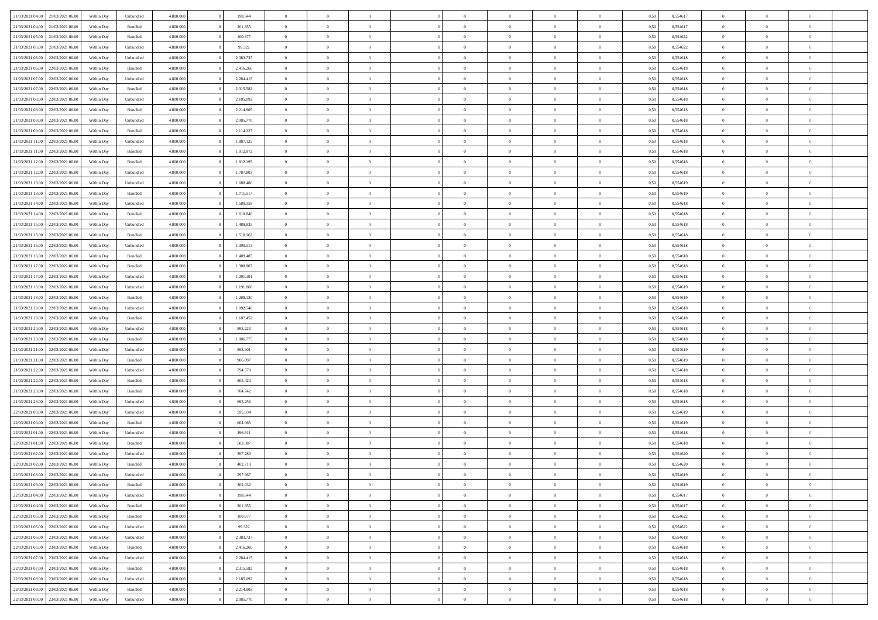| | | | | | | | | | | | | | | | | | | | | | |
|---|---|---|---|---|---|---|---|---|---|---|---|---|---|---|---|---|---|---|---|---|---|
| 21/03/2021 04:00 | 21/03/2021 06:00 | Within Day | Unbundled | 4.800.000 | 0 | 198.644 | 0 | 0 | 0 | | 0 | 0 | 0 | 0 | 0,50 | 0,554617 | 0 | 0 | 0 | |
| 21/03/2021 04:00 | 21/03/2021 06:00 | Within Day | Bundled | 4.800.000 | 0 | 201.355 | 0 | 0 | 0 | | 0 | 0 | 0 | 0 | 0,50 | 0,554617 | 0 | 0 | 0 | |
| 21/03/2021 05:00 | 21/03/2021 06:00 | Within Day | Bundled | 4.800.000 | 0 | 100.677 | 0 | 0 | 0 | | 0 | 0 | 0 | 0 | 0,50 | 0,554622 | 0 | 0 | 0 | |
| 21/03/2021 05:00 | 21/03/2021 06:00 | Within Day | Unbundled | 4.800.000 | 0 | 99.322 | 0 | 0 | 0 | | 0 | 0 | 0 | 0 | 0,50 | 0,554622 | 0 | 0 | 0 | |
| 21/03/2021 06:00 | 22/03/2021 06:00 | Within Day | Unbundled | 4.800.000 | 0 | 2.383.737 | 0 | 0 | 0 | | 0 | 0 | 0 | 0 | 0,50 | 0,554618 | 0 | 0 | 0 | |
| 21/03/2021 06:00 | 22/03/2021 06:00 | Within Day | Bundled | 4.800.000 | 0 | 2.416.260 | 0 | 0 | 0 | | 0 | 0 | 0 | 0 | 0,50 | 0,554618 | 0 | 0 | 0 | |
| 21/03/2021 07:00 | 22/03/2021 06:00 | Within Day | Unbundled | 4.800.000 | 0 | 2.284.415 | 0 | 0 | 0 | | 0 | 0 | 0 | 0 | 0,50 | 0,554618 | 0 | 0 | 0 | |
| 21/03/2021 07:00 | 22/03/2021 06:00 | Within Day | Bundled | 4.800.000 | 0 | 2.315.582 | 0 | 0 | 0 | | 0 | 0 | 0 | 0 | 0,50 | 0,554618 | 0 | 0 | 0 | |
| 21/03/2021 08:00 | 22/03/2021 06:00 | Within Day | Unbundled | 4.800.000 | 0 | 2.185.092 | 0 | 0 | 0 | | 0 | 0 | 0 | 0 | 0,50 | 0,554618 | 0 | 0 | 0 | |
| 21/03/2021 08:00 | 22/03/2021 06:00 | Within Day | Bundled | 4.800.000 | 0 | 2.214.905 | 0 | 0 | 0 | | 0 | 0 | 0 | 0 | 0,50 | 0,554618 | 0 | 0 | 0 | |
| 21/03/2021 09:00 | 22/03/2021 06:00 | Within Day | Unbundled | 4.800.000 | 0 | 2.085.770 | 0 | 0 | 0 | | 0 | 0 | 0 | 0 | 0,50 | 0,554618 | 0 | 0 | 0 | |
| 21/03/2021 09:00 | 22/03/2021 06:00 | Within Day | Bundled | 4.800.000 | 0 | 2.114.227 | 0 | 0 | 0 | | 0 | 0 | 0 | 0 | 0,50 | 0,554618 | 0 | 0 | 0 | |
| 21/03/2021 11:00 | 22/03/2021 06:00 | Within Day | Unbundled | 4.800.000 | 0 | 1.887.125 | 0 | 0 | 0 | | 0 | 0 | 0 | 0 | 0,50 | 0,554618 | 0 | 0 | 0 | |
| 21/03/2021 11:00 | 22/03/2021 06:00 | Within Day | Bundled | 4.800.000 | 0 | 1.912.872 | 0 | 0 | 0 | | 0 | 0 | 0 | 0 | 0,50 | 0,554618 | 0 | 0 | 0 | |
| 21/03/2021 12:00 | 22/03/2021 06:00 | Within Day | Bundled | 4.800.000 | 0 | 1.812.195 | 0 | 0 | 0 | | 0 | 0 | 0 | 0 | 0,50 | 0,554618 | 0 | 0 | 0 | |
| 21/03/2021 12:00 | 22/03/2021 06:00 | Within Day | Unbundled | 4.800.000 | 0 | 1.787.803 | 0 | 0 | 0 | | 0 | 0 | 0 | 0 | 0,50 | 0,554618 | 0 | 0 | 0 | |
| 21/03/2021 13:00 | 22/03/2021 06:00 | Within Day | Unbundled | 4.800.000 | 0 | 1.688.480 | 0 | 0 | 0 | | 0 | 0 | 0 | 0 | 0,50 | 0,554619 | 0 | 0 | 0 | |
| 21/03/2021 13:00 | 22/03/2021 06:00 | Within Day | Bundled | 4.800.000 | 0 | 1.711.517 | 0 | 0 | 0 | | 0 | 0 | 0 | 0 | 0,50 | 0,554619 | 0 | 0 | 0 | |
| 21/03/2021 14:00 | 22/03/2021 06:00 | Within Day | Unbundled | 4.800.000 | 0 | 1.589.158 | 0 | 0 | 0 | | 0 | 0 | 0 | 0 | 0,50 | 0,554618 | 0 | 0 | 0 | |
| 21/03/2021 14:00 | 22/03/2021 06:00 | Within Day | Bundled | 4.800.000 | 0 | 1.610.840 | 0 | 0 | 0 | | 0 | 0 | 0 | 0 | 0,50 | 0,554618 | 0 | 0 | 0 | |
| 21/03/2021 15:00 | 22/03/2021 06:00 | Within Day | Unbundled | 4.800.000 | 0 | 1.489.835 | 0 | 0 | 0 | | 0 | 0 | 0 | 0 | 0,50 | 0,554618 | 0 | 0 | 0 | |
| 21/03/2021 15:00 | 22/03/2021 06:00 | Within Day | Bundled | 4.800.000 | 0 | 1.510.162 | 0 | 0 | 0 | | 0 | 0 | 0 | 0 | 0,50 | 0,554618 | 0 | 0 | 0 | |
| 21/03/2021 16:00 | 22/03/2021 06:00 | Within Day | Unbundled | 4.800.000 | 0 | 1.390.513 | 0 | 0 | 0 | | 0 | 0 | 0 | 0 | 0,50 | 0,554618 | 0 | 0 | 0 | |
| 21/03/2021 16:00 | 22/03/2021 06:00 | Within Day | Bundled | 4.800.000 | 0 | 1.409.485 | 0 | 0 | 0 | | 0 | 0 | 0 | 0 | 0,50 | 0,554618 | 0 | 0 | 0 | |
| 21/03/2021 17:00 | 22/03/2021 06:00 | Within Day | Bundled | 4.800.000 | 0 | 1.308.807 | 0 | 0 | 0 | | 0 | 0 | 0 | 0 | 0,50 | 0,554618 | 0 | 0 | 0 | |
| 21/03/2021 17:00 | 22/03/2021 06:00 | Within Day | Unbundled | 4.800.000 | 0 | 1.291.191 | 0 | 0 | 0 | | 0 | 0 | 0 | 0 | 0,50 | 0,554618 | 0 | 0 | 0 | |
| 21/03/2021 18:00 | 22/03/2021 06:00 | Within Day | Unbundled | 4.800.000 | 0 | 1.191.868 | 0 | 0 | 0 | | 0 | 0 | 0 | 0 | 0,50 | 0,554619 | 0 | 0 | 0 | |
| 21/03/2021 18:00 | 22/03/2021 06:00 | Within Day | Bundled | 4.800.000 | 0 | 1.208.130 | 0 | 0 | 0 | | 0 | 0 | 0 | 0 | 0,50 | 0,554619 | 0 | 0 | 0 | |
| 21/03/2021 19:00 | 22/03/2021 06:00 | Within Day | Unbundled | 4.800.000 | 0 | 1.092.546 | 0 | 0 | 0 | | 0 | 0 | 0 | 0 | 0,50 | 0,554618 | 0 | 0 | 0 | |
| 21/03/2021 19:00 | 22/03/2021 06:00 | Within Day | Bundled | 4.800.000 | 0 | 1.107.452 | 0 | 0 | 0 | | 0 | 0 | 0 | 0 | 0,50 | 0,554618 | 0 | 0 | 0 | |
| 21/03/2021 20:00 | 22/03/2021 06:00 | Within Day | Unbundled | 4.800.000 | 0 | 993.223 | 0 | 0 | 0 | | 0 | 0 | 0 | 0 | 0,50 | 0,554618 | 0 | 0 | 0 | |
| 21/03/2021 20:00 | 22/03/2021 06:00 | Within Day | Bundled | 4.800.000 | 0 | 1.006.775 | 0 | 0 | 0 | | 0 | 0 | 0 | 0 | 0,50 | 0,554618 | 0 | 0 | 0 | |
| 21/03/2021 21:00 | 22/03/2021 06:00 | Within Day | Unbundled | 4.800.000 | 0 | 893.901 | 0 | 0 | 0 | | 0 | 0 | 0 | 0 | 0,50 | 0,554619 | 0 | 0 | 0 | |
| 21/03/2021 21:00 | 22/03/2021 06:00 | Within Day | Bundled | 4.800.000 | 0 | 906.097 | 0 | 0 | 0 | | 0 | 0 | 0 | 0 | 0,50 | 0,554619 | 0 | 0 | 0 | |
| 21/03/2021 22:00 | 22/03/2021 06:00 | Within Day | Unbundled | 4.800.000 | 0 | 794.579 | 0 | 0 | 0 | | 0 | 0 | 0 | 0 | 0,50 | 0,554618 | 0 | 0 | 0 | |
| 21/03/2021 22:00 | 22/03/2021 06:00 | Within Day | Bundled | 4.800.000 | 0 | 805.420 | 0 | 0 | 0 | | 0 | 0 | 0 | 0 | 0,50 | 0,554618 | 0 | 0 | 0 | |
| 21/03/2021 23:00 | 22/03/2021 06:00 | Within Day | Bundled | 4.800.000 | 0 | 704.742 | 0 | 0 | 0 | | 0 | 0 | 0 | 0 | 0,50 | 0,554618 | 0 | 0 | 0 | |
| 21/03/2021 23:00 | 22/03/2021 06:00 | Within Day | Unbundled | 4.800.000 | 0 | 695.256 | 0 | 0 | 0 | | 0 | 0 | 0 | 0 | 0,50 | 0,554618 | 0 | 0 | 0 | |
| 22/03/2021 00:00 | 22/03/2021 06:00 | Within Day | Unbundled | 4.800.000 | 0 | 595.934 | 0 | 0 | 0 | | 0 | 0 | 0 | 0 | 0,50 | 0,554619 | 0 | 0 | 0 | |
| 22/03/2021 00:00 | 22/03/2021 06:00 | Within Day | Bundled | 4.800.000 | 0 | 604.065 | 0 | 0 | 0 | | 0 | 0 | 0 | 0 | 0,50 | 0,554619 | 0 | 0 | 0 | |
| 22/03/2021 01:00 | 22/03/2021 06:00 | Within Day | Unbundled | 4.800.000 | 0 | 496.611 | 0 | 0 | 0 | | 0 | 0 | 0 | 0 | 0,50 | 0,554618 | 0 | 0 | 0 | |
| 22/03/2021 01:00 | 22/03/2021 06:00 | Within Day | Bundled | 4.800.000 | 0 | 503.387 | 0 | 0 | 0 | | 0 | 0 | 0 | 0 | 0,50 | 0,554618 | 0 | 0 | 0 | |
| 22/03/2021 02:00 | 22/03/2021 06:00 | Within Day | Unbundled | 4.800.000 | 0 | 397.289 | 0 | 0 | 0 | | 0 | 0 | 0 | 0 | 0,50 | 0,554620 | 0 | 0 | 0 | |
| 22/03/2021 02:00 | 22/03/2021 06:00 | Within Day | Bundled | 4.800.000 | 0 | 402.710 | 0 | 0 | 0 | | 0 | 0 | 0 | 0 | 0,50 | 0,554620 | 0 | 0 | 0 | |
| 22/03/2021 03:00 | 22/03/2021 06:00 | Within Day | Unbundled | 4.800.000 | 0 | 297.967 | 0 | 0 | 0 | | 0 | 0 | 0 | 0 | 0,50 | 0,554619 | 0 | 0 | 0 | |
| 22/03/2021 03:00 | 22/03/2021 06:00 | Within Day | Bundled | 4.800.000 | 0 | 302.032 | 0 | 0 | 0 | | 0 | 0 | 0 | 0 | 0,50 | 0,554619 | 0 | 0 | 0 | |
| 22/03/2021 04:00 | 22/03/2021 06:00 | Within Day | Unbundled | 4.800.000 | 0 | 198.644 | 0 | 0 | 0 | | 0 | 0 | 0 | 0 | 0,50 | 0,554617 | 0 | 0 | 0 | |
| 22/03/2021 04:00 | 22/03/2021 06:00 | Within Day | Bundled | 4.800.000 | 0 | 201.355 | 0 | 0 | 0 | | 0 | 0 | 0 | 0 | 0,50 | 0,554617 | 0 | 0 | 0 | |
| 22/03/2021 05:00 | 22/03/2021 06:00 | Within Day | Bundled | 4.800.000 | 0 | 100.677 | 0 | 0 | 0 | | 0 | 0 | 0 | 0 | 0,50 | 0,554622 | 0 | 0 | 0 | |
| 22/03/2021 05:00 | 22/03/2021 06:00 | Within Day | Unbundled | 4.800.000 | 0 | 99.322 | 0 | 0 | 0 | | 0 | 0 | 0 | 0 | 0,50 | 0,554622 | 0 | 0 | 0 | |
| 22/03/2021 06:00 | 23/03/2021 06:00 | Within Day | Unbundled | 4.800.000 | 0 | 2.383.737 | 0 | 0 | 0 | | 0 | 0 | 0 | 0 | 0,50 | 0,554618 | 0 | 0 | 0 | |
| 22/03/2021 06:00 | 23/03/2021 06:00 | Within Day | Bundled | 4.800.000 | 0 | 2.416.260 | 0 | 0 | 0 | | 0 | 0 | 0 | 0 | 0,50 | 0,554618 | 0 | 0 | 0 | |
| 22/03/2021 07:00 | 23/03/2021 06:00 | Within Day | Unbundled | 4.800.000 | 0 | 2.284.415 | 0 | 0 | 0 | | 0 | 0 | 0 | 0 | 0,50 | 0,554618 | 0 | 0 | 0 | |
| 22/03/2021 07:00 | 23/03/2021 06:00 | Within Day | Bundled | 4.800.000 | 0 | 2.315.582 | 0 | 0 | 0 | | 0 | 0 | 0 | 0 | 0,50 | 0,554618 | 0 | 0 | 0 | |
| 22/03/2021 08:00 | 23/03/2021 06:00 | Within Day | Unbundled | 4.800.000 | 0 | 2.185.092 | 0 | 0 | 0 | | 0 | 0 | 0 | 0 | 0,50 | 0,554618 | 0 | 0 | 0 | |
| 22/03/2021 08:00 | 23/03/2021 06:00 | Within Day | Bundled | 4.800.000 | 0 | 2.214.905 | 0 | 0 | 0 | | 0 | 0 | 0 | 0 | 0,50 | 0,554618 | 0 | 0 | 0 | |
| 22/03/2021 09:00 | 23/03/2021 06:00 | Within Day | Unbundled | 4.800.000 | 0 | 2.085.770 | 0 | 0 | 0 | | 0 | 0 | 0 | 0 | 0,50 | 0,554618 | 0 | 0 | 0 | |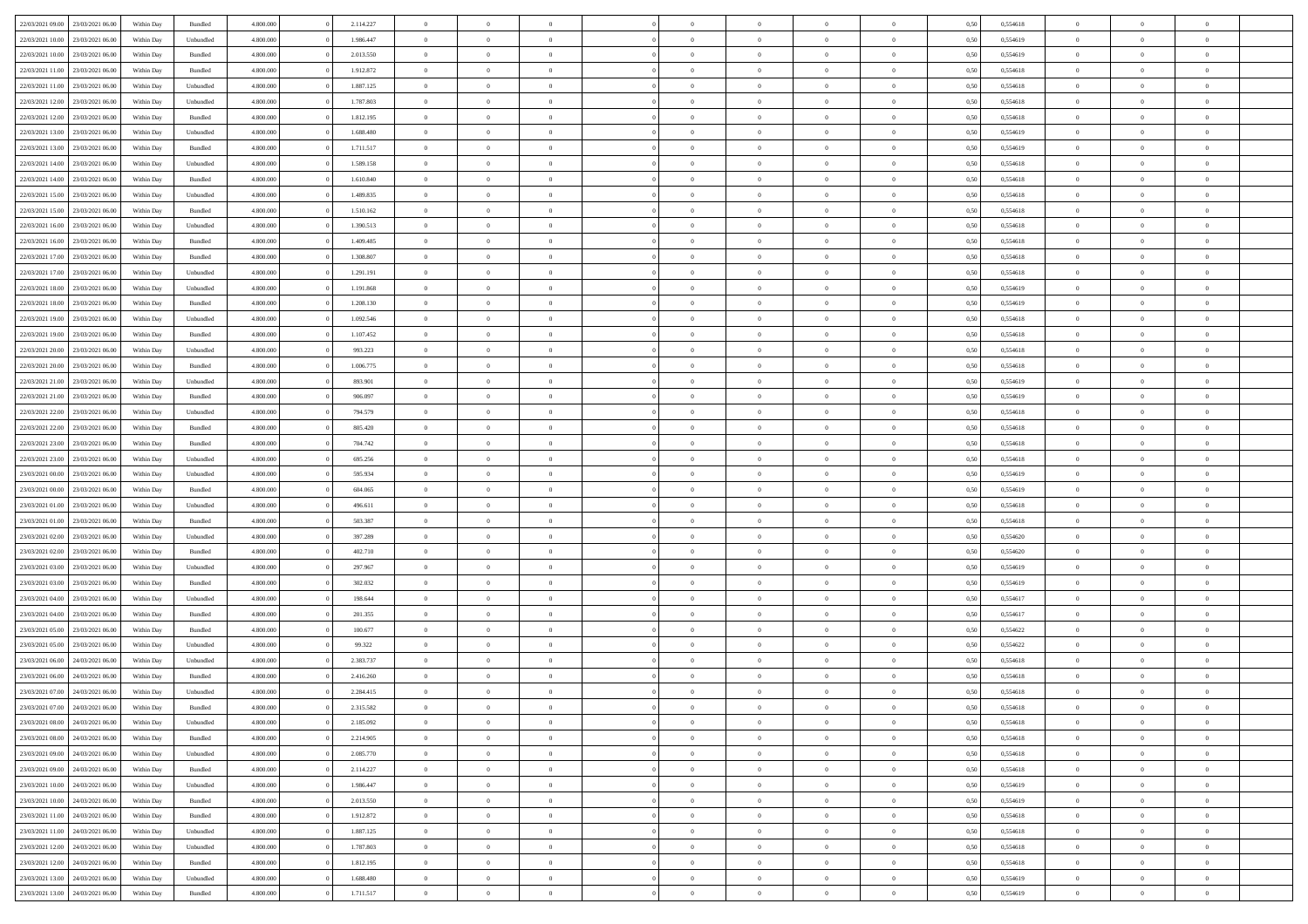| 22/03/2021 09:00 | 23/03/2021 06:00 | Within Day | Bundled | 4.800.000 | 0 | 2.114.227 | 0 | 0 | 0 | | 0 | 0 | 0 | 0 | 0,50 | 0,554618 | 0 | 0 | 0 | |
|---|---|---|---|---|---|---|---|---|---|---|---|---|---|---|---|---|---|---|---|---|
| 22/03/2021 10:00 | 23/03/2021 06:00 | Within Day | Unbundled | 4.800.000 | 0 | 1.986.447 | 0 | 0 | 0 | | 0 | 0 | 0 | 0 | 0,50 | 0,554619 | 0 | 0 | 0 | |
| 22/03/2021 10:00 | 23/03/2021 06:00 | Within Day | Bundled | 4.800.000 | 0 | 2.013.550 | 0 | 0 | 0 | | 0 | 0 | 0 | 0 | 0,50 | 0,554619 | 0 | 0 | 0 | |
| 22/03/2021 11:00 | 23/03/2021 06:00 | Within Day | Bundled | 4.800.000 | 0 | 1.912.872 | 0 | 0 | 0 | | 0 | 0 | 0 | 0 | 0,50 | 0,554618 | 0 | 0 | 0 | |
| 22/03/2021 11:00 | 23/03/2021 06:00 | Within Day | Unbundled | 4.800.000 | 0 | 1.887.125 | 0 | 0 | 0 | | 0 | 0 | 0 | 0 | 0,50 | 0,554618 | 0 | 0 | 0 | |
| 22/03/2021 12:00 | 23/03/2021 06:00 | Within Day | Unbundled | 4.800.000 | 0 | 1.787.803 | 0 | 0 | 0 | | 0 | 0 | 0 | 0 | 0,50 | 0,554618 | 0 | 0 | 0 | |
| 22/03/2021 12:00 | 23/03/2021 06:00 | Within Day | Bundled | 4.800.000 | 0 | 1.812.195 | 0 | 0 | 0 | | 0 | 0 | 0 | 0 | 0,50 | 0,554618 | 0 | 0 | 0 | |
| 22/03/2021 13:00 | 23/03/2021 06:00 | Within Day | Unbundled | 4.800.000 | 0 | 1.688.480 | 0 | 0 | 0 | | 0 | 0 | 0 | 0 | 0,50 | 0,554619 | 0 | 0 | 0 | |
| 22/03/2021 13:00 | 23/03/2021 06:00 | Within Day | Bundled | 4.800.000 | 0 | 1.711.517 | 0 | 0 | 0 | | 0 | 0 | 0 | 0 | 0,50 | 0,554619 | 0 | 0 | 0 | |
| 22/03/2021 14:00 | 23/03/2021 06:00 | Within Day | Unbundled | 4.800.000 | 0 | 1.589.158 | 0 | 0 | 0 | | 0 | 0 | 0 | 0 | 0,50 | 0,554618 | 0 | 0 | 0 | |
| 22/03/2021 14:00 | 23/03/2021 06:00 | Within Day | Bundled | 4.800.000 | 0 | 1.610.840 | 0 | 0 | 0 | | 0 | 0 | 0 | 0 | 0,50 | 0,554618 | 0 | 0 | 0 | |
| 22/03/2021 15:00 | 23/03/2021 06:00 | Within Day | Unbundled | 4.800.000 | 0 | 1.489.835 | 0 | 0 | 0 | | 0 | 0 | 0 | 0 | 0,50 | 0,554618 | 0 | 0 | 0 | |
| 22/03/2021 15:00 | 23/03/2021 06:00 | Within Day | Bundled | 4.800.000 | 0 | 1.510.162 | 0 | 0 | 0 | | 0 | 0 | 0 | 0 | 0,50 | 0,554618 | 0 | 0 | 0 | |
| 22/03/2021 16:00 | 23/03/2021 06:00 | Within Day | Unbundled | 4.800.000 | 0 | 1.390.513 | 0 | 0 | 0 | | 0 | 0 | 0 | 0 | 0,50 | 0,554618 | 0 | 0 | 0 | |
| 22/03/2021 16:00 | 23/03/2021 06:00 | Within Day | Bundled | 4.800.000 | 0 | 1.409.485 | 0 | 0 | 0 | | 0 | 0 | 0 | 0 | 0,50 | 0,554618 | 0 | 0 | 0 | |
| 22/03/2021 17:00 | 23/03/2021 06:00 | Within Day | Bundled | 4.800.000 | 0 | 1.308.807 | 0 | 0 | 0 | | 0 | 0 | 0 | 0 | 0,50 | 0,554618 | 0 | 0 | 0 | |
| 22/03/2021 17:00 | 23/03/2021 06:00 | Within Day | Unbundled | 4.800.000 | 0 | 1.291.191 | 0 | 0 | 0 | | 0 | 0 | 0 | 0 | 0,50 | 0,554618 | 0 | 0 | 0 | |
| 22/03/2021 18:00 | 23/03/2021 06:00 | Within Day | Unbundled | 4.800.000 | 0 | 1.191.868 | 0 | 0 | 0 | | 0 | 0 | 0 | 0 | 0,50 | 0,554619 | 0 | 0 | 0 | |
| 22/03/2021 18:00 | 23/03/2021 06:00 | Within Day | Bundled | 4.800.000 | 0 | 1.208.130 | 0 | 0 | 0 | | 0 | 0 | 0 | 0 | 0,50 | 0,554619 | 0 | 0 | 0 | |
| 22/03/2021 19:00 | 23/03/2021 06:00 | Within Day | Unbundled | 4.800.000 | 0 | 1.092.546 | 0 | 0 | 0 | | 0 | 0 | 0 | 0 | 0,50 | 0,554618 | 0 | 0 | 0 | |
| 22/03/2021 19:00 | 23/03/2021 06:00 | Within Day | Bundled | 4.800.000 | 0 | 1.107.452 | 0 | 0 | 0 | | 0 | 0 | 0 | 0 | 0,50 | 0,554618 | 0 | 0 | 0 | |
| 22/03/2021 20:00 | 23/03/2021 06:00 | Within Day | Unbundled | 4.800.000 | 0 | 993.223 | 0 | 0 | 0 | | 0 | 0 | 0 | 0 | 0,50 | 0,554618 | 0 | 0 | 0 | |
| 22/03/2021 20:00 | 23/03/2021 06:00 | Within Day | Bundled | 4.800.000 | 0 | 1.006.775 | 0 | 0 | 0 | | 0 | 0 | 0 | 0 | 0,50 | 0,554618 | 0 | 0 | 0 | |
| 22/03/2021 21:00 | 23/03/2021 06:00 | Within Day | Unbundled | 4.800.000 | 0 | 893.901 | 0 | 0 | 0 | | 0 | 0 | 0 | 0 | 0,50 | 0,554619 | 0 | 0 | 0 | |
| 22/03/2021 21:00 | 23/03/2021 06:00 | Within Day | Bundled | 4.800.000 | 0 | 906.097 | 0 | 0 | 0 | | 0 | 0 | 0 | 0 | 0,50 | 0,554619 | 0 | 0 | 0 | |
| 22/03/2021 22:00 | 23/03/2021 06:00 | Within Day | Unbundled | 4.800.000 | 0 | 794.579 | 0 | 0 | 0 | | 0 | 0 | 0 | 0 | 0,50 | 0,554618 | 0 | 0 | 0 | |
| 22/03/2021 22:00 | 23/03/2021 06:00 | Within Day | Bundled | 4.800.000 | 0 | 805.420 | 0 | 0 | 0 | | 0 | 0 | 0 | 0 | 0,50 | 0,554618 | 0 | 0 | 0 | |
| 22/03/2021 23:00 | 23/03/2021 06:00 | Within Day | Bundled | 4.800.000 | 0 | 704.742 | 0 | 0 | 0 | | 0 | 0 | 0 | 0 | 0,50 | 0,554618 | 0 | 0 | 0 | |
| 22/03/2021 23:00 | 23/03/2021 06:00 | Within Day | Unbundled | 4.800.000 | 0 | 695.256 | 0 | 0 | 0 | | 0 | 0 | 0 | 0 | 0,50 | 0,554618 | 0 | 0 | 0 | |
| 23/03/2021 00:00 | 23/03/2021 06:00 | Within Day | Unbundled | 4.800.000 | 0 | 595.934 | 0 | 0 | 0 | | 0 | 0 | 0 | 0 | 0,50 | 0,554619 | 0 | 0 | 0 | |
| 23/03/2021 00:00 | 23/03/2021 06:00 | Within Day | Bundled | 4.800.000 | 0 | 604.065 | 0 | 0 | 0 | | 0 | 0 | 0 | 0 | 0,50 | 0,554619 | 0 | 0 | 0 | |
| 23/03/2021 01:00 | 23/03/2021 06:00 | Within Day | Unbundled | 4.800.000 | 0 | 496.611 | 0 | 0 | 0 | | 0 | 0 | 0 | 0 | 0,50 | 0,554618 | 0 | 0 | 0 | |
| 23/03/2021 01:00 | 23/03/2021 06:00 | Within Day | Bundled | 4.800.000 | 0 | 503.387 | 0 | 0 | 0 | | 0 | 0 | 0 | 0 | 0,50 | 0,554618 | 0 | 0 | 0 | |
| 23/03/2021 02:00 | 23/03/2021 06:00 | Within Day | Unbundled | 4.800.000 | 0 | 397.289 | 0 | 0 | 0 | | 0 | 0 | 0 | 0 | 0,50 | 0,554620 | 0 | 0 | 0 | |
| 23/03/2021 02:00 | 23/03/2021 06:00 | Within Day | Bundled | 4.800.000 | 0 | 402.710 | 0 | 0 | 0 | | 0 | 0 | 0 | 0 | 0,50 | 0,554620 | 0 | 0 | 0 | |
| 23/03/2021 03:00 | 23/03/2021 06:00 | Within Day | Unbundled | 4.800.000 | 0 | 297.967 | 0 | 0 | 0 | | 0 | 0 | 0 | 0 | 0,50 | 0,554619 | 0 | 0 | 0 | |
| 23/03/2021 03:00 | 23/03/2021 06:00 | Within Day | Bundled | 4.800.000 | 0 | 302.032 | 0 | 0 | 0 | | 0 | 0 | 0 | 0 | 0,50 | 0,554619 | 0 | 0 | 0 | |
| 23/03/2021 04:00 | 23/03/2021 06:00 | Within Day | Unbundled | 4.800.000 | 0 | 198.644 | 0 | 0 | 0 | | 0 | 0 | 0 | 0 | 0,50 | 0,554617 | 0 | 0 | 0 | |
| 23/03/2021 04:00 | 23/03/2021 06:00 | Within Day | Bundled | 4.800.000 | 0 | 201.355 | 0 | 0 | 0 | | 0 | 0 | 0 | 0 | 0,50 | 0,554617 | 0 | 0 | 0 | |
| 23/03/2021 05:00 | 23/03/2021 06:00 | Within Day | Bundled | 4.800.000 | 0 | 100.677 | 0 | 0 | 0 | | 0 | 0 | 0 | 0 | 0,50 | 0,554622 | 0 | 0 | 0 | |
| 23/03/2021 05:00 | 23/03/2021 06:00 | Within Day | Unbundled | 4.800.000 | 0 | 99.322 | 0 | 0 | 0 | | 0 | 0 | 0 | 0 | 0,50 | 0,554622 | 0 | 0 | 0 | |
| 23/03/2021 06:00 | 24/03/2021 06:00 | Within Day | Unbundled | 4.800.000 | 0 | 2.383.737 | 0 | 0 | 0 | | 0 | 0 | 0 | 0 | 0,50 | 0,554618 | 0 | 0 | 0 | |
| 23/03/2021 06:00 | 24/03/2021 06:00 | Within Day | Bundled | 4.800.000 | 0 | 2.416.260 | 0 | 0 | 0 | | 0 | 0 | 0 | 0 | 0,50 | 0,554618 | 0 | 0 | 0 | |
| 23/03/2021 07:00 | 24/03/2021 06:00 | Within Day | Unbundled | 4.800.000 | 0 | 2.284.415 | 0 | 0 | 0 | | 0 | 0 | 0 | 0 | 0,50 | 0,554618 | 0 | 0 | 0 | |
| 23/03/2021 07:00 | 24/03/2021 06:00 | Within Day | Bundled | 4.800.000 | 0 | 2.315.582 | 0 | 0 | 0 | | 0 | 0 | 0 | 0 | 0,50 | 0,554618 | 0 | 0 | 0 | |
| 23/03/2021 08:00 | 24/03/2021 06:00 | Within Day | Unbundled | 4.800.000 | 0 | 2.185.092 | 0 | 0 | 0 | | 0 | 0 | 0 | 0 | 0,50 | 0,554618 | 0 | 0 | 0 | |
| 23/03/2021 08:00 | 24/03/2021 06:00 | Within Day | Bundled | 4.800.000 | 0 | 2.214.905 | 0 | 0 | 0 | | 0 | 0 | 0 | 0 | 0,50 | 0,554618 | 0 | 0 | 0 | |
| 23/03/2021 09:00 | 24/03/2021 06:00 | Within Day | Unbundled | 4.800.000 | 0 | 2.085.770 | 0 | 0 | 0 | | 0 | 0 | 0 | 0 | 0,50 | 0,554618 | 0 | 0 | 0 | |
| 23/03/2021 09:00 | 24/03/2021 06:00 | Within Day | Bundled | 4.800.000 | 0 | 2.114.227 | 0 | 0 | 0 | | 0 | 0 | 0 | 0 | 0,50 | 0,554618 | 0 | 0 | 0 | |
| 23/03/2021 10:00 | 24/03/2021 06:00 | Within Day | Unbundled | 4.800.000 | 0 | 1.986.447 | 0 | 0 | 0 | | 0 | 0 | 0 | 0 | 0,50 | 0,554619 | 0 | 0 | 0 | |
| 23/03/2021 10:00 | 24/03/2021 06:00 | Within Day | Bundled | 4.800.000 | 0 | 2.013.550 | 0 | 0 | 0 | | 0 | 0 | 0 | 0 | 0,50 | 0,554619 | 0 | 0 | 0 | |
| 23/03/2021 11:00 | 24/03/2021 06:00 | Within Day | Bundled | 4.800.000 | 0 | 1.912.872 | 0 | 0 | 0 | | 0 | 0 | 0 | 0 | 0,50 | 0,554618 | 0 | 0 | 0 | |
| 23/03/2021 11:00 | 24/03/2021 06:00 | Within Day | Unbundled | 4.800.000 | 0 | 1.887.125 | 0 | 0 | 0 | | 0 | 0 | 0 | 0 | 0,50 | 0,554618 | 0 | 0 | 0 | |
| 23/03/2021 12:00 | 24/03/2021 06:00 | Within Day | Unbundled | 4.800.000 | 0 | 1.787.803 | 0 | 0 | 0 | | 0 | 0 | 0 | 0 | 0,50 | 0,554618 | 0 | 0 | 0 | |
| 23/03/2021 12:00 | 24/03/2021 06:00 | Within Day | Bundled | 4.800.000 | 0 | 1.812.195 | 0 | 0 | 0 | | 0 | 0 | 0 | 0 | 0,50 | 0,554618 | 0 | 0 | 0 | |
| 23/03/2021 13:00 | 24/03/2021 06:00 | Within Day | Unbundled | 4.800.000 | 0 | 1.688.480 | 0 | 0 | 0 | | 0 | 0 | 0 | 0 | 0,50 | 0,554619 | 0 | 0 | 0 | |
| 23/03/2021 13:00 | 24/03/2021 06:00 | Within Day | Bundled | 4.800.000 | 0 | 1.711.517 | 0 | 0 | 0 | | 0 | 0 | 0 | 0 | 0,50 | 0,554619 | 0 | 0 | 0 | |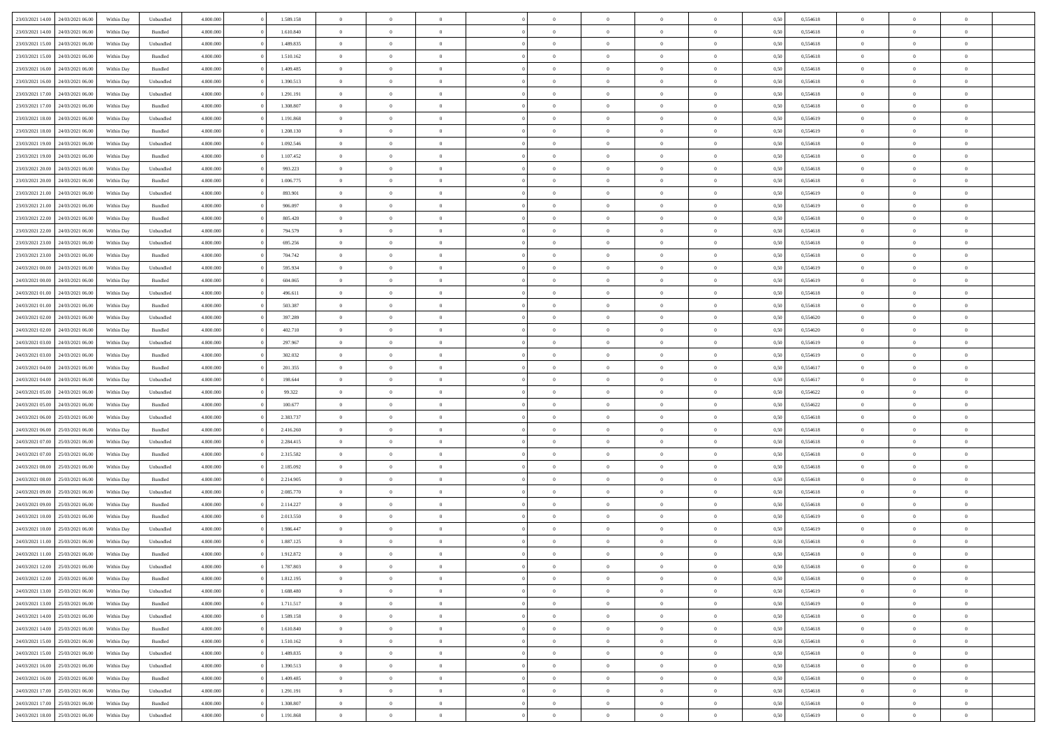| | | | | | | | | | | | | | | | | | | | | |
|---|---|---|---|---|---|---|---|---|---|---|---|---|---|---|---|---|---|---|---|---|
| 23/03/2021 14:00 | 24/03/2021 06:00 | Within Day | Unbundled | 4.800.000 | 0 | 1.589.158 | 0 | 0 | 0 | | 0 | 0 | 0 | 0 | 0,50 | 0,554618 | 0 | 0 | 0 | |
| 23/03/2021 14:00 | 24/03/2021 06:00 | Within Day | Bundled | 4.800.000 | 0 | 1.610.840 | 0 | 0 | 0 | | 0 | 0 | 0 | 0 | 0,50 | 0,554618 | 0 | 0 | 0 | |
| 23/03/2021 15:00 | 24/03/2021 06:00 | Within Day | Unbundled | 4.800.000 | 0 | 1.489.835 | 0 | 0 | 0 | | 0 | 0 | 0 | 0 | 0,50 | 0,554618 | 0 | 0 | 0 | |
| 23/03/2021 15:00 | 24/03/2021 06:00 | Within Day | Bundled | 4.800.000 | 0 | 1.510.162 | 0 | 0 | 0 | | 0 | 0 | 0 | 0 | 0,50 | 0,554618 | 0 | 0 | 0 | |
| 23/03/2021 16:00 | 24/03/2021 06:00 | Within Day | Bundled | 4.800.000 | 0 | 1.409.485 | 0 | 0 | 0 | | 0 | 0 | 0 | 0 | 0,50 | 0,554618 | 0 | 0 | 0 | |
| 23/03/2021 16:00 | 24/03/2021 06:00 | Within Day | Unbundled | 4.800.000 | 0 | 1.390.513 | 0 | 0 | 0 | | 0 | 0 | 0 | 0 | 0,50 | 0,554618 | 0 | 0 | 0 | |
| 23/03/2021 17:00 | 24/03/2021 06:00 | Within Day | Unbundled | 4.800.000 | 0 | 1.291.191 | 0 | 0 | 0 | | 0 | 0 | 0 | 0 | 0,50 | 0,554618 | 0 | 0 | 0 | |
| 23/03/2021 17:00 | 24/03/2021 06:00 | Within Day | Bundled | 4.800.000 | 0 | 1.308.807 | 0 | 0 | 0 | | 0 | 0 | 0 | 0 | 0,50 | 0,554618 | 0 | 0 | 0 | |
| 23/03/2021 18:00 | 24/03/2021 06:00 | Within Day | Unbundled | 4.800.000 | 0 | 1.191.868 | 0 | 0 | 0 | | 0 | 0 | 0 | 0 | 0,50 | 0,554619 | 0 | 0 | 0 | |
| 23/03/2021 18:00 | 24/03/2021 06:00 | Within Day | Bundled | 4.800.000 | 0 | 1.208.130 | 0 | 0 | 0 | | 0 | 0 | 0 | 0 | 0,50 | 0,554619 | 0 | 0 | 0 | |
| 23/03/2021 19:00 | 24/03/2021 06:00 | Within Day | Unbundled | 4.800.000 | 0 | 1.092.546 | 0 | 0 | 0 | | 0 | 0 | 0 | 0 | 0,50 | 0,554618 | 0 | 0 | 0 | |
| 23/03/2021 19:00 | 24/03/2021 06:00 | Within Day | Bundled | 4.800.000 | 0 | 1.107.452 | 0 | 0 | 0 | | 0 | 0 | 0 | 0 | 0,50 | 0,554618 | 0 | 0 | 0 | |
| 23/03/2021 20:00 | 24/03/2021 06:00 | Within Day | Unbundled | 4.800.000 | 0 | 993.223 | 0 | 0 | 0 | | 0 | 0 | 0 | 0 | 0,50 | 0,554618 | 0 | 0 | 0 | |
| 23/03/2021 20:00 | 24/03/2021 06:00 | Within Day | Bundled | 4.800.000 | 0 | 1.006.775 | 0 | 0 | 0 | | 0 | 0 | 0 | 0 | 0,50 | 0,554618 | 0 | 0 | 0 | |
| 23/03/2021 21:00 | 24/03/2021 06:00 | Within Day | Unbundled | 4.800.000 | 0 | 893.901 | 0 | 0 | 0 | | 0 | 0 | 0 | 0 | 0,50 | 0,554619 | 0 | 0 | 0 | |
| 23/03/2021 21:00 | 24/03/2021 06:00 | Within Day | Bundled | 4.800.000 | 0 | 906.097 | 0 | 0 | 0 | | 0 | 0 | 0 | 0 | 0,50 | 0,554619 | 0 | 0 | 0 | |
| 23/03/2021 22:00 | 24/03/2021 06:00 | Within Day | Bundled | 4.800.000 | 0 | 805.420 | 0 | 0 | 0 | | 0 | 0 | 0 | 0 | 0,50 | 0,554618 | 0 | 0 | 0 | |
| 23/03/2021 22:00 | 24/03/2021 06:00 | Within Day | Unbundled | 4.800.000 | 0 | 794.579 | 0 | 0 | 0 | | 0 | 0 | 0 | 0 | 0,50 | 0,554618 | 0 | 0 | 0 | |
| 23/03/2021 23:00 | 24/03/2021 06:00 | Within Day | Unbundled | 4.800.000 | 0 | 695.256 | 0 | 0 | 0 | | 0 | 0 | 0 | 0 | 0,50 | 0,554618 | 0 | 0 | 0 | |
| 23/03/2021 23:00 | 24/03/2021 06:00 | Within Day | Bundled | 4.800.000 | 0 | 704.742 | 0 | 0 | 0 | | 0 | 0 | 0 | 0 | 0,50 | 0,554618 | 0 | 0 | 0 | |
| 24/03/2021 00:00 | 24/03/2021 06:00 | Within Day | Unbundled | 4.800.000 | 0 | 595.934 | 0 | 0 | 0 | | 0 | 0 | 0 | 0 | 0,50 | 0,554619 | 0 | 0 | 0 | |
| 24/03/2021 00:00 | 24/03/2021 06:00 | Within Day | Bundled | 4.800.000 | 0 | 604.065 | 0 | 0 | 0 | | 0 | 0 | 0 | 0 | 0,50 | 0,554619 | 0 | 0 | 0 | |
| 24/03/2021 01:00 | 24/03/2021 06:00 | Within Day | Unbundled | 4.800.000 | 0 | 496.611 | 0 | 0 | 0 | | 0 | 0 | 0 | 0 | 0,50 | 0,554618 | 0 | 0 | 0 | |
| 24/03/2021 01:00 | 24/03/2021 06:00 | Within Day | Bundled | 4.800.000 | 0 | 503.387 | 0 | 0 | 0 | | 0 | 0 | 0 | 0 | 0,50 | 0,554618 | 0 | 0 | 0 | |
| 24/03/2021 02:00 | 24/03/2021 06:00 | Within Day | Unbundled | 4.800.000 | 0 | 397.289 | 0 | 0 | 0 | | 0 | 0 | 0 | 0 | 0,50 | 0,554620 | 0 | 0 | 0 | |
| 24/03/2021 02:00 | 24/03/2021 06:00 | Within Day | Bundled | 4.800.000 | 0 | 402.710 | 0 | 0 | 0 | | 0 | 0 | 0 | 0 | 0,50 | 0,554620 | 0 | 0 | 0 | |
| 24/03/2021 03:00 | 24/03/2021 06:00 | Within Day | Unbundled | 4.800.000 | 0 | 297.967 | 0 | 0 | 0 | | 0 | 0 | 0 | 0 | 0,50 | 0,554619 | 0 | 0 | 0 | |
| 24/03/2021 03:00 | 24/03/2021 06:00 | Within Day | Bundled | 4.800.000 | 0 | 302.032 | 0 | 0 | 0 | | 0 | 0 | 0 | 0 | 0,50 | 0,554619 | 0 | 0 | 0 | |
| 24/03/2021 04:00 | 24/03/2021 06:00 | Within Day | Bundled | 4.800.000 | 0 | 201.355 | 0 | 0 | 0 | | 0 | 0 | 0 | 0 | 0,50 | 0,554617 | 0 | 0 | 0 | |
| 24/03/2021 04:00 | 24/03/2021 06:00 | Within Day | Unbundled | 4.800.000 | 0 | 198.644 | 0 | 0 | 0 | | 0 | 0 | 0 | 0 | 0,50 | 0,554617 | 0 | 0 | 0 | |
| 24/03/2021 05:00 | 24/03/2021 06:00 | Within Day | Unbundled | 4.800.000 | 0 | 99.322 | 0 | 0 | 0 | | 0 | 0 | 0 | 0 | 0,50 | 0,554622 | 0 | 0 | 0 | |
| 24/03/2021 05:00 | 24/03/2021 06:00 | Within Day | Bundled | 4.800.000 | 0 | 100.677 | 0 | 0 | 0 | | 0 | 0 | 0 | 0 | 0,50 | 0,554622 | 0 | 0 | 0 | |
| 24/03/2021 06:00 | 25/03/2021 06:00 | Within Day | Unbundled | 4.800.000 | 0 | 2.383.737 | 0 | 0 | 0 | | 0 | 0 | 0 | 0 | 0,50 | 0,554618 | 0 | 0 | 0 | |
| 24/03/2021 06:00 | 25/03/2021 06:00 | Within Day | Bundled | 4.800.000 | 0 | 2.416.260 | 0 | 0 | 0 | | 0 | 0 | 0 | 0 | 0,50 | 0,554618 | 0 | 0 | 0 | |
| 24/03/2021 07:00 | 25/03/2021 06:00 | Within Day | Unbundled | 4.800.000 | 0 | 2.284.415 | 0 | 0 | 0 | | 0 | 0 | 0 | 0 | 0,50 | 0,554618 | 0 | 0 | 0 | |
| 24/03/2021 07:00 | 25/03/2021 06:00 | Within Day | Bundled | 4.800.000 | 0 | 2.315.582 | 0 | 0 | 0 | | 0 | 0 | 0 | 0 | 0,50 | 0,554618 | 0 | 0 | 0 | |
| 24/03/2021 08:00 | 25/03/2021 06:00 | Within Day | Unbundled | 4.800.000 | 0 | 2.185.092 | 0 | 0 | 0 | | 0 | 0 | 0 | 0 | 0,50 | 0,554618 | 0 | 0 | 0 | |
| 24/03/2021 08:00 | 25/03/2021 06:00 | Within Day | Bundled | 4.800.000 | 0 | 2.214.905 | 0 | 0 | 0 | | 0 | 0 | 0 | 0 | 0,50 | 0,554618 | 0 | 0 | 0 | |
| 24/03/2021 09:00 | 25/03/2021 06:00 | Within Day | Unbundled | 4.800.000 | 0 | 2.085.770 | 0 | 0 | 0 | | 0 | 0 | 0 | 0 | 0,50 | 0,554618 | 0 | 0 | 0 | |
| 24/03/2021 09:00 | 25/03/2021 06:00 | Within Day | Bundled | 4.800.000 | 0 | 2.114.227 | 0 | 0 | 0 | | 0 | 0 | 0 | 0 | 0,50 | 0,554618 | 0 | 0 | 0 | |
| 24/03/2021 10:00 | 25/03/2021 06:00 | Within Day | Bundled | 4.800.000 | 0 | 2.013.550 | 0 | 0 | 0 | | 0 | 0 | 0 | 0 | 0,50 | 0,554619 | 0 | 0 | 0 | |
| 24/03/2021 10:00 | 25/03/2021 06:00 | Within Day | Unbundled | 4.800.000 | 0 | 1.986.447 | 0 | 0 | 0 | | 0 | 0 | 0 | 0 | 0,50 | 0,554619 | 0 | 0 | 0 | |
| 24/03/2021 11:00 | 25/03/2021 06:00 | Within Day | Unbundled | 4.800.000 | 0 | 1.887.125 | 0 | 0 | 0 | | 0 | 0 | 0 | 0 | 0,50 | 0,554618 | 0 | 0 | 0 | |
| 24/03/2021 11:00 | 25/03/2021 06:00 | Within Day | Bundled | 4.800.000 | 0 | 1.912.872 | 0 | 0 | 0 | | 0 | 0 | 0 | 0 | 0,50 | 0,554618 | 0 | 0 | 0 | |
| 24/03/2021 12:00 | 25/03/2021 06:00 | Within Day | Unbundled | 4.800.000 | 0 | 1.787.803 | 0 | 0 | 0 | | 0 | 0 | 0 | 0 | 0,50 | 0,554618 | 0 | 0 | 0 | |
| 24/03/2021 12:00 | 25/03/2021 06:00 | Within Day | Bundled | 4.800.000 | 0 | 1.812.195 | 0 | 0 | 0 | | 0 | 0 | 0 | 0 | 0,50 | 0,554618 | 0 | 0 | 0 | |
| 24/03/2021 13:00 | 25/03/2021 06:00 | Within Day | Unbundled | 4.800.000 | 0 | 1.688.480 | 0 | 0 | 0 | | 0 | 0 | 0 | 0 | 0,50 | 0,554619 | 0 | 0 | 0 | |
| 24/03/2021 13:00 | 25/03/2021 06:00 | Within Day | Bundled | 4.800.000 | 0 | 1.711.517 | 0 | 0 | 0 | | 0 | 0 | 0 | 0 | 0,50 | 0,554619 | 0 | 0 | 0 | |
| 24/03/2021 14:00 | 25/03/2021 06:00 | Within Day | Unbundled | 4.800.000 | 0 | 1.589.158 | 0 | 0 | 0 | | 0 | 0 | 0 | 0 | 0,50 | 0,554618 | 0 | 0 | 0 | |
| 24/03/2021 14:00 | 25/03/2021 06:00 | Within Day | Bundled | 4.800.000 | 0 | 1.610.840 | 0 | 0 | 0 | | 0 | 0 | 0 | 0 | 0,50 | 0,554618 | 0 | 0 | 0 | |
| 24/03/2021 15:00 | 25/03/2021 06:00 | Within Day | Bundled | 4.800.000 | 0 | 1.510.162 | 0 | 0 | 0 | | 0 | 0 | 0 | 0 | 0,50 | 0,554618 | 0 | 0 | 0 | |
| 24/03/2021 15:00 | 25/03/2021 06:00 | Within Day | Unbundled | 4.800.000 | 0 | 1.489.835 | 0 | 0 | 0 | | 0 | 0 | 0 | 0 | 0,50 | 0,554618 | 0 | 0 | 0 | |
| 24/03/2021 16:00 | 25/03/2021 06:00 | Within Day | Unbundled | 4.800.000 | 0 | 1.390.513 | 0 | 0 | 0 | | 0 | 0 | 0 | 0 | 0,50 | 0,554618 | 0 | 0 | 0 | |
| 24/03/2021 16:00 | 25/03/2021 06:00 | Within Day | Bundled | 4.800.000 | 0 | 1.409.485 | 0 | 0 | 0 | | 0 | 0 | 0 | 0 | 0,50 | 0,554618 | 0 | 0 | 0 | |
| 24/03/2021 17:00 | 25/03/2021 06:00 | Within Day | Unbundled | 4.800.000 | 0 | 1.291.191 | 0 | 0 | 0 | | 0 | 0 | 0 | 0 | 0,50 | 0,554618 | 0 | 0 | 0 | |
| 24/03/2021 17:00 | 25/03/2021 06:00 | Within Day | Bundled | 4.800.000 | 0 | 1.308.807 | 0 | 0 | 0 | | 0 | 0 | 0 | 0 | 0,50 | 0,554618 | 0 | 0 | 0 | |
| 24/03/2021 18:00 | 25/03/2021 06:00 | Within Day | Unbundled | 4.800.000 | 0 | 1.191.868 | 0 | 0 | 0 | | 0 | 0 | 0 | 0 | 0,50 | 0,554619 | 0 | 0 | 0 | |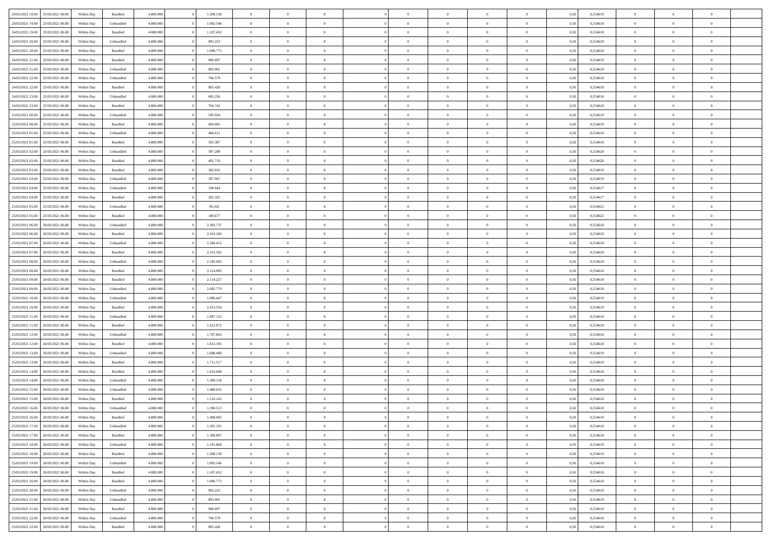| | | | | | | | | | | | | | | | | | | | | | |
|---|---|---|---|---|---|---|---|---|---|---|---|---|---|---|---|---|---|---|---|---|---|
| 24/03/2021 18:00 | 25/03/2021 06:00 | Within Day | Bundled | 4.800.000 | 0 | 1.208.130 | 0 | 0 | 0 | | 0 | 0 | 0 | 0 | 0,50 | 0,554619 | 0 | 0 | 0 | |
| 24/03/2021 19:00 | 25/03/2021 06:00 | Within Day | Unbundled | 4.800.000 | 0 | 1.092.546 | 0 | 0 | 0 | | 0 | 0 | 0 | 0 | 0,50 | 0,554618 | 0 | 0 | 0 | |
| 24/03/2021 19:00 | 25/03/2021 06:00 | Within Day | Bundled | 4.800.000 | 0 | 1.107.452 | 0 | 0 | 0 | | 0 | 0 | 0 | 0 | 0,50 | 0,554618 | 0 | 0 | 0 | |
| 24/03/2021 20:00 | 25/03/2021 06:00 | Within Day | Unbundled | 4.800.000 | 0 | 993.223 | 0 | 0 | 0 | | 0 | 0 | 0 | 0 | 0,50 | 0,554618 | 0 | 0 | 0 | |
| 24/03/2021 20:00 | 25/03/2021 06:00 | Within Day | Bundled | 4.800.000 | 0 | 1.006.775 | 0 | 0 | 0 | | 0 | 0 | 0 | 0 | 0,50 | 0,554618 | 0 | 0 | 0 | |
| 24/03/2021 21:00 | 25/03/2021 06:00 | Within Day | Bundled | 4.800.000 | 0 | 906.097 | 0 | 0 | 0 | | 0 | 0 | 0 | 0 | 0,50 | 0,554619 | 0 | 0 | 0 | |
| 24/03/2021 21:00 | 25/03/2021 06:00 | Within Day | Unbundled | 4.800.000 | 0 | 893.901 | 0 | 0 | 0 | | 0 | 0 | 0 | 0 | 0,50 | 0,554619 | 0 | 0 | 0 | |
| 24/03/2021 22:00 | 25/03/2021 06:00 | Within Day | Unbundled | 4.800.000 | 0 | 794.579 | 0 | 0 | 0 | | 0 | 0 | 0 | 0 | 0,50 | 0,554618 | 0 | 0 | 0 | |
| 24/03/2021 22:00 | 25/03/2021 06:00 | Within Day | Bundled | 4.800.000 | 0 | 805.420 | 0 | 0 | 0 | | 0 | 0 | 0 | 0 | 0,50 | 0,554618 | 0 | 0 | 0 | |
| 24/03/2021 23:00 | 25/03/2021 06:00 | Within Day | Unbundled | 4.800.000 | 0 | 695.256 | 0 | 0 | 0 | | 0 | 0 | 0 | 0 | 0,50 | 0,554618 | 0 | 0 | 0 | |
| 24/03/2021 23:00 | 25/03/2021 06:00 | Within Day | Bundled | 4.800.000 | 0 | 704.742 | 0 | 0 | 0 | | 0 | 0 | 0 | 0 | 0,50 | 0,554618 | 0 | 0 | 0 | |
| 25/03/2021 00:00 | 25/03/2021 06:00 | Within Day | Unbundled | 4.800.000 | 0 | 595.934 | 0 | 0 | 0 | | 0 | 0 | 0 | 0 | 0,50 | 0,554619 | 0 | 0 | 0 | |
| 25/03/2021 00:00 | 25/03/2021 06:00 | Within Day | Bundled | 4.800.000 | 0 | 604.065 | 0 | 0 | 0 | | 0 | 0 | 0 | 0 | 0,50 | 0,554619 | 0 | 0 | 0 | |
| 25/03/2021 01:00 | 25/03/2021 06:00 | Within Day | Unbundled | 4.800.000 | 0 | 496.611 | 0 | 0 | 0 | | 0 | 0 | 0 | 0 | 0,50 | 0,554618 | 0 | 0 | 0 | |
| 25/03/2021 01:00 | 25/03/2021 06:00 | Within Day | Bundled | 4.800.000 | 0 | 503.387 | 0 | 0 | 0 | | 0 | 0 | 0 | 0 | 0,50 | 0,554618 | 0 | 0 | 0 | |
| 25/03/2021 02:00 | 25/03/2021 06:00 | Within Day | Unbundled | 4.800.000 | 0 | 397.289 | 0 | 0 | 0 | | 0 | 0 | 0 | 0 | 0,50 | 0,554620 | 0 | 0 | 0 | |
| 25/03/2021 02:00 | 25/03/2021 06:00 | Within Day | Bundled | 4.800.000 | 0 | 402.710 | 0 | 0 | 0 | | 0 | 0 | 0 | 0 | 0,50 | 0,554620 | 0 | 0 | 0 | |
| 25/03/2021 03:00 | 25/03/2021 06:00 | Within Day | Bundled | 4.800.000 | 0 | 302.032 | 0 | 0 | 0 | | 0 | 0 | 0 | 0 | 0,50 | 0,554619 | 0 | 0 | 0 | |
| 25/03/2021 03:00 | 25/03/2021 06:00 | Within Day | Unbundled | 4.800.000 | 0 | 297.967 | 0 | 0 | 0 | | 0 | 0 | 0 | 0 | 0,50 | 0,554619 | 0 | 0 | 0 | |
| 25/03/2021 04:00 | 25/03/2021 06:00 | Within Day | Unbundled | 4.800.000 | 0 | 198.644 | 0 | 0 | 0 | | 0 | 0 | 0 | 0 | 0,50 | 0,554617 | 0 | 0 | 0 | |
| 25/03/2021 04:00 | 25/03/2021 06:00 | Within Day | Bundled | 4.800.000 | 0 | 201.355 | 0 | 0 | 0 | | 0 | 0 | 0 | 0 | 0,50 | 0,554617 | 0 | 0 | 0 | |
| 25/03/2021 05:00 | 25/03/2021 06:00 | Within Day | Unbundled | 4.800.000 | 0 | 99.322 | 0 | 0 | 0 | | 0 | 0 | 0 | 0 | 0,50 | 0,554622 | 0 | 0 | 0 | |
| 25/03/2021 05:00 | 25/03/2021 06:00 | Within Day | Bundled | 4.800.000 | 0 | 100.677 | 0 | 0 | 0 | | 0 | 0 | 0 | 0 | 0,50 | 0,554622 | 0 | 0 | 0 | |
| 25/03/2021 06:00 | 26/03/2021 06:00 | Within Day | Unbundled | 4.800.000 | 0 | 2.383.737 | 0 | 0 | 0 | | 0 | 0 | 0 | 0 | 0,50 | 0,554618 | 0 | 0 | 0 | |
| 25/03/2021 06:00 | 26/03/2021 06:00 | Within Day | Bundled | 4.800.000 | 0 | 2.416.260 | 0 | 0 | 0 | | 0 | 0 | 0 | 0 | 0,50 | 0,554618 | 0 | 0 | 0 | |
| 25/03/2021 07:00 | 26/03/2021 06:00 | Within Day | Unbundled | 4.800.000 | 0 | 2.284.415 | 0 | 0 | 0 | | 0 | 0 | 0 | 0 | 0,50 | 0,554618 | 0 | 0 | 0 | |
| 25/03/2021 07:00 | 26/03/2021 06:00 | Within Day | Bundled | 4.800.000 | 0 | 2.315.582 | 0 | 0 | 0 | | 0 | 0 | 0 | 0 | 0,50 | 0,554618 | 0 | 0 | 0 | |
| 25/03/2021 08:00 | 26/03/2021 06:00 | Within Day | Unbundled | 4.800.000 | 0 | 2.185.092 | 0 | 0 | 0 | | 0 | 0 | 0 | 0 | 0,50 | 0,554618 | 0 | 0 | 0 | |
| 25/03/2021 08:00 | 26/03/2021 06:00 | Within Day | Bundled | 4.800.000 | 0 | 2.214.905 | 0 | 0 | 0 | | 0 | 0 | 0 | 0 | 0,50 | 0,554618 | 0 | 0 | 0 | |
| 25/03/2021 09:00 | 26/03/2021 06:00 | Within Day | Bundled | 4.800.000 | 0 | 2.114.227 | 0 | 0 | 0 | | 0 | 0 | 0 | 0 | 0,50 | 0,554618 | 0 | 0 | 0 | |
| 25/03/2021 09:00 | 26/03/2021 06:00 | Within Day | Unbundled | 4.800.000 | 0 | 2.085.770 | 0 | 0 | 0 | | 0 | 0 | 0 | 0 | 0,50 | 0,554618 | 0 | 0 | 0 | |
| 25/03/2021 10:00 | 26/03/2021 06:00 | Within Day | Unbundled | 4.800.000 | 0 | 1.986.447 | 0 | 0 | 0 | | 0 | 0 | 0 | 0 | 0,50 | 0,554619 | 0 | 0 | 0 | |
| 25/03/2021 10:00 | 26/03/2021 06:00 | Within Day | Bundled | 4.800.000 | 0 | 2.013.550 | 0 | 0 | 0 | | 0 | 0 | 0 | 0 | 0,50 | 0,554619 | 0 | 0 | 0 | |
| 25/03/2021 11:00 | 26/03/2021 06:00 | Within Day | Unbundled | 4.800.000 | 0 | 1.887.125 | 0 | 0 | 0 | | 0 | 0 | 0 | 0 | 0,50 | 0,554618 | 0 | 0 | 0 | |
| 25/03/2021 11:00 | 26/03/2021 06:00 | Within Day | Bundled | 4.800.000 | 0 | 1.912.872 | 0 | 0 | 0 | | 0 | 0 | 0 | 0 | 0,50 | 0,554618 | 0 | 0 | 0 | |
| 25/03/2021 12:00 | 26/03/2021 06:00 | Within Day | Unbundled | 4.800.000 | 0 | 1.787.803 | 0 | 0 | 0 | | 0 | 0 | 0 | 0 | 0,50 | 0,554618 | 0 | 0 | 0 | |
| 25/03/2021 12:00 | 26/03/2021 06:00 | Within Day | Bundled | 4.800.000 | 0 | 1.812.195 | 0 | 0 | 0 | | 0 | 0 | 0 | 0 | 0,50 | 0,554618 | 0 | 0 | 0 | |
| 25/03/2021 13:00 | 26/03/2021 06:00 | Within Day | Unbundled | 4.800.000 | 0 | 1.688.480 | 0 | 0 | 0 | | 0 | 0 | 0 | 0 | 0,50 | 0,554619 | 0 | 0 | 0 | |
| 25/03/2021 13:00 | 26/03/2021 06:00 | Within Day | Bundled | 4.800.000 | 0 | 1.711.517 | 0 | 0 | 0 | | 0 | 0 | 0 | 0 | 0,50 | 0,554619 | 0 | 0 | 0 | |
| 25/03/2021 14:00 | 26/03/2021 06:00 | Within Day | Bundled | 4.800.000 | 0 | 1.610.840 | 0 | 0 | 0 | | 0 | 0 | 0 | 0 | 0,50 | 0,554618 | 0 | 0 | 0 | |
| 25/03/2021 14:00 | 26/03/2021 06:00 | Within Day | Unbundled | 4.800.000 | 0 | 1.589.158 | 0 | 0 | 0 | | 0 | 0 | 0 | 0 | 0,50 | 0,554618 | 0 | 0 | 0 | |
| 25/03/2021 15:00 | 26/03/2021 06:00 | Within Day | Unbundled | 4.800.000 | 0 | 1.489.835 | 0 | 0 | 0 | | 0 | 0 | 0 | 0 | 0,50 | 0,554618 | 0 | 0 | 0 | |
| 25/03/2021 15:00 | 26/03/2021 06:00 | Within Day | Bundled | 4.800.000 | 0 | 1.510.162 | 0 | 0 | 0 | | 0 | 0 | 0 | 0 | 0,50 | 0,554618 | 0 | 0 | 0 | |
| 25/03/2021 16:00 | 26/03/2021 06:00 | Within Day | Unbundled | 4.800.000 | 0 | 1.390.513 | 0 | 0 | 0 | | 0 | 0 | 0 | 0 | 0,50 | 0,554618 | 0 | 0 | 0 | |
| 25/03/2021 16:00 | 26/03/2021 06:00 | Within Day | Bundled | 4.800.000 | 0 | 1.409.485 | 0 | 0 | 0 | | 0 | 0 | 0 | 0 | 0,50 | 0,554618 | 0 | 0 | 0 | |
| 25/03/2021 17:00 | 26/03/2021 06:00 | Within Day | Unbundled | 4.800.000 | 0 | 1.291.191 | 0 | 0 | 0 | | 0 | 0 | 0 | 0 | 0,50 | 0,554618 | 0 | 0 | 0 | |
| 25/03/2021 17:00 | 26/03/2021 06:00 | Within Day | Bundled | 4.800.000 | 0 | 1.308.807 | 0 | 0 | 0 | | 0 | 0 | 0 | 0 | 0,50 | 0,554618 | 0 | 0 | 0 | |
| 25/03/2021 18:00 | 26/03/2021 06:00 | Within Day | Unbundled | 4.800.000 | 0 | 1.191.868 | 0 | 0 | 0 | | 0 | 0 | 0 | 0 | 0,50 | 0,554619 | 0 | 0 | 0 | |
| 25/03/2021 18:00 | 26/03/2021 06:00 | Within Day | Bundled | 4.800.000 | 0 | 1.208.130 | 0 | 0 | 0 | | 0 | 0 | 0 | 0 | 0,50 | 0,554619 | 0 | 0 | 0 | |
| 25/03/2021 19:00 | 26/03/2021 06:00 | Within Day | Unbundled | 4.800.000 | 0 | 1.092.546 | 0 | 0 | 0 | | 0 | 0 | 0 | 0 | 0,50 | 0,554618 | 0 | 0 | 0 | |
| 25/03/2021 19:00 | 26/03/2021 06:00 | Within Day | Bundled | 4.800.000 | 0 | 1.107.452 | 0 | 0 | 0 | | 0 | 0 | 0 | 0 | 0,50 | 0,554618 | 0 | 0 | 0 | |
| 25/03/2021 20:00 | 26/03/2021 06:00 | Within Day | Bundled | 4.800.000 | 0 | 1.006.775 | 0 | 0 | 0 | | 0 | 0 | 0 | 0 | 0,50 | 0,554618 | 0 | 0 | 0 | |
| 25/03/2021 20:00 | 26/03/2021 06:00 | Within Day | Unbundled | 4.800.000 | 0 | 993.223 | 0 | 0 | 0 | | 0 | 0 | 0 | 0 | 0,50 | 0,554618 | 0 | 0 | 0 | |
| 25/03/2021 21:00 | 26/03/2021 06:00 | Within Day | Unbundled | 4.800.000 | 0 | 893.901 | 0 | 0 | 0 | | 0 | 0 | 0 | 0 | 0,50 | 0,554619 | 0 | 0 | 0 | |
| 25/03/2021 21:00 | 26/03/2021 06:00 | Within Day | Bundled | 4.800.000 | 0 | 906.097 | 0 | 0 | 0 | | 0 | 0 | 0 | 0 | 0,50 | 0,554619 | 0 | 0 | 0 | |
| 25/03/2021 22:00 | 26/03/2021 06:00 | Within Day | Unbundled | 4.800.000 | 0 | 794.579 | 0 | 0 | 0 | | 0 | 0 | 0 | 0 | 0,50 | 0,554618 | 0 | 0 | 0 | |
| 25/03/2021 22:00 | 26/03/2021 06:00 | Within Day | Bundled | 4.800.000 | 0 | 805.420 | 0 | 0 | 0 | | 0 | 0 | 0 | 0 | 0,50 | 0,554618 | 0 | 0 | 0 | |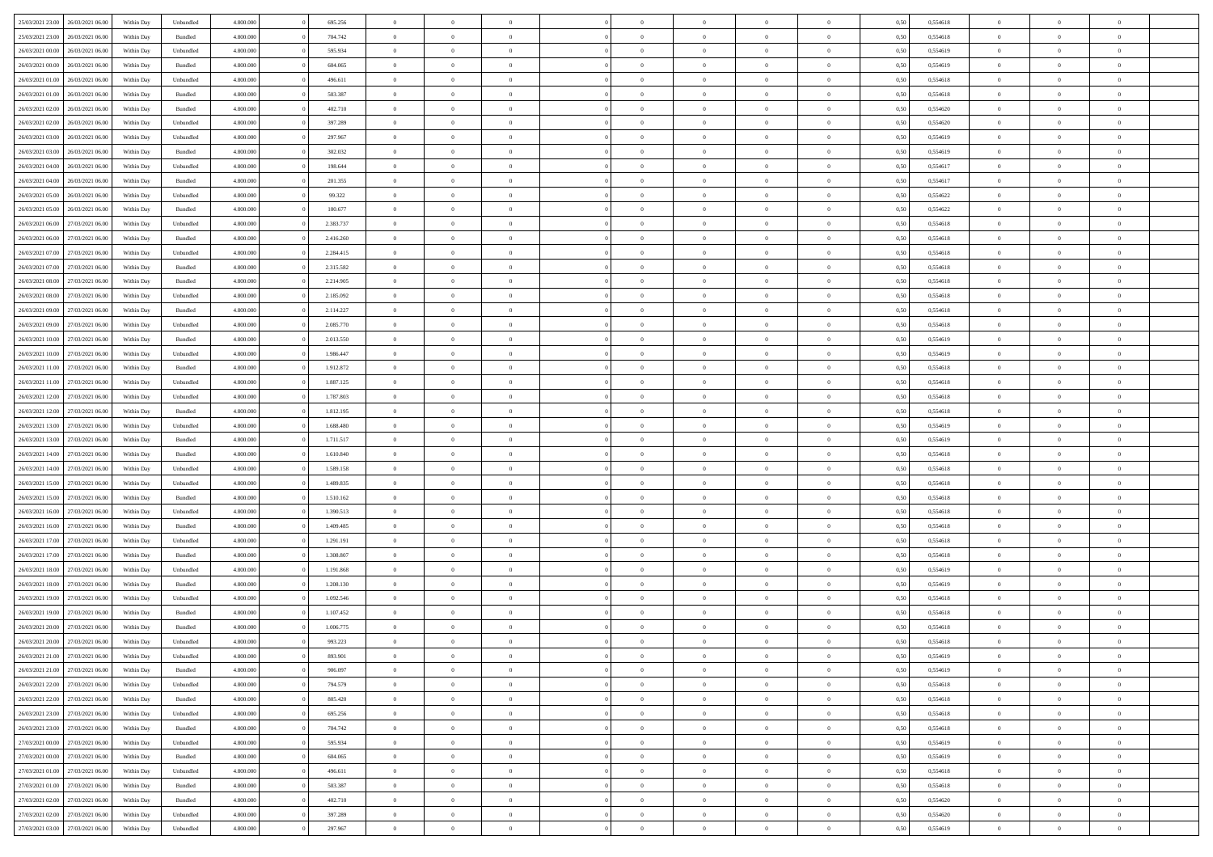| | | | | | | | | | | | | | | | | | | | | | |
|---|---|---|---|---|---|---|---|---|---|---|---|---|---|---|---|---|---|---|---|---|---|
| 25/03/2021 23:00 | 26/03/2021 06:00 | Within Day | Unbundled | 4.800.000 | 0 | 695.256 | 0 | 0 | 0 | | 0 | 0 | 0 | 0 | 0,50 | 0,554618 | 0 | 0 | 0 | |
| 25/03/2021 23:00 | 26/03/2021 06:00 | Within Day | Bundled | 4.800.000 | 0 | 704.742 | 0 | 0 | 0 | | 0 | 0 | 0 | 0 | 0,50 | 0,554618 | 0 | 0 | 0 | |
| 26/03/2021 00:00 | 26/03/2021 06:00 | Within Day | Unbundled | 4.800.000 | 0 | 595.934 | 0 | 0 | 0 | | 0 | 0 | 0 | 0 | 0,50 | 0,554619 | 0 | 0 | 0 | |
| 26/03/2021 00:00 | 26/03/2021 06:00 | Within Day | Bundled | 4.800.000 | 0 | 604.065 | 0 | 0 | 0 | | 0 | 0 | 0 | 0 | 0,50 | 0,554619 | 0 | 0 | 0 | |
| 26/03/2021 01:00 | 26/03/2021 06:00 | Within Day | Unbundled | 4.800.000 | 0 | 496.611 | 0 | 0 | 0 | | 0 | 0 | 0 | 0 | 0,50 | 0,554618 | 0 | 0 | 0 | |
| 26/03/2021 01:00 | 26/03/2021 06:00 | Within Day | Bundled | 4.800.000 | 0 | 503.387 | 0 | 0 | 0 | | 0 | 0 | 0 | 0 | 0,50 | 0,554618 | 0 | 0 | 0 | |
| 26/03/2021 02:00 | 26/03/2021 06:00 | Within Day | Bundled | 4.800.000 | 0 | 402.710 | 0 | 0 | 0 | | 0 | 0 | 0 | 0 | 0,50 | 0,554620 | 0 | 0 | 0 | |
| 26/03/2021 02:00 | 26/03/2021 06:00 | Within Day | Unbundled | 4.800.000 | 0 | 397.289 | 0 | 0 | 0 | | 0 | 0 | 0 | 0 | 0,50 | 0,554620 | 0 | 0 | 0 | |
| 26/03/2021 03:00 | 26/03/2021 06:00 | Within Day | Unbundled | 4.800.000 | 0 | 297.967 | 0 | 0 | 0 | | 0 | 0 | 0 | 0 | 0,50 | 0,554619 | 0 | 0 | 0 | |
| 26/03/2021 03:00 | 26/03/2021 06:00 | Within Day | Bundled | 4.800.000 | 0 | 302.032 | 0 | 0 | 0 | | 0 | 0 | 0 | 0 | 0,50 | 0,554619 | 0 | 0 | 0 | |
| 26/03/2021 04:00 | 26/03/2021 06:00 | Within Day | Unbundled | 4.800.000 | 0 | 198.644 | 0 | 0 | 0 | | 0 | 0 | 0 | 0 | 0,50 | 0,554617 | 0 | 0 | 0 | |
| 26/03/2021 04:00 | 26/03/2021 06:00 | Within Day | Bundled | 4.800.000 | 0 | 201.355 | 0 | 0 | 0 | | 0 | 0 | 0 | 0 | 0,50 | 0,554617 | 0 | 0 | 0 | |
| 26/03/2021 05:00 | 26/03/2021 06:00 | Within Day | Unbundled | 4.800.000 | 0 | 99.322 | 0 | 0 | 0 | | 0 | 0 | 0 | 0 | 0,50 | 0,554622 | 0 | 0 | 0 | |
| 26/03/2021 05:00 | 26/03/2021 06:00 | Within Day | Bundled | 4.800.000 | 0 | 100.677 | 0 | 0 | 0 | | 0 | 0 | 0 | 0 | 0,50 | 0,554622 | 0 | 0 | 0 | |
| 26/03/2021 06:00 | 27/03/2021 06:00 | Within Day | Unbundled | 4.800.000 | 0 | 2.383.737 | 0 | 0 | 0 | | 0 | 0 | 0 | 0 | 0,50 | 0,554618 | 0 | 0 | 0 | |
| 26/03/2021 06:00 | 27/03/2021 06:00 | Within Day | Bundled | 4.800.000 | 0 | 2.416.260 | 0 | 0 | 0 | | 0 | 0 | 0 | 0 | 0,50 | 0,554618 | 0 | 0 | 0 | |
| 26/03/2021 07:00 | 27/03/2021 06:00 | Within Day | Unbundled | 4.800.000 | 0 | 2.284.415 | 0 | 0 | 0 | | 0 | 0 | 0 | 0 | 0,50 | 0,554618 | 0 | 0 | 0 | |
| 26/03/2021 07:00 | 27/03/2021 06:00 | Within Day | Bundled | 4.800.000 | 0 | 2.315.582 | 0 | 0 | 0 | | 0 | 0 | 0 | 0 | 0,50 | 0,554618 | 0 | 0 | 0 | |
| 26/03/2021 08:00 | 27/03/2021 06:00 | Within Day | Bundled | 4.800.000 | 0 | 2.214.905 | 0 | 0 | 0 | | 0 | 0 | 0 | 0 | 0,50 | 0,554618 | 0 | 0 | 0 | |
| 26/03/2021 08:00 | 27/03/2021 06:00 | Within Day | Unbundled | 4.800.000 | 0 | 2.185.092 | 0 | 0 | 0 | | 0 | 0 | 0 | 0 | 0,50 | 0,554618 | 0 | 0 | 0 | |
| 26/03/2021 09:00 | 27/03/2021 06:00 | Within Day | Bundled | 4.800.000 | 0 | 2.114.227 | 0 | 0 | 0 | | 0 | 0 | 0 | 0 | 0,50 | 0,554618 | 0 | 0 | 0 | |
| 26/03/2021 09:00 | 27/03/2021 06:00 | Within Day | Unbundled | 4.800.000 | 0 | 2.085.770 | 0 | 0 | 0 | | 0 | 0 | 0 | 0 | 0,50 | 0,554618 | 0 | 0 | 0 | |
| 26/03/2021 10:00 | 27/03/2021 06:00 | Within Day | Bundled | 4.800.000 | 0 | 2.013.550 | 0 | 0 | 0 | | 0 | 0 | 0 | 0 | 0,50 | 0,554619 | 0 | 0 | 0 | |
| 26/03/2021 10:00 | 27/03/2021 06:00 | Within Day | Unbundled | 4.800.000 | 0 | 1.986.447 | 0 | 0 | 0 | | 0 | 0 | 0 | 0 | 0,50 | 0,554619 | 0 | 0 | 0 | |
| 26/03/2021 11:00 | 27/03/2021 06:00 | Within Day | Bundled | 4.800.000 | 0 | 1.912.872 | 0 | 0 | 0 | | 0 | 0 | 0 | 0 | 0,50 | 0,554618 | 0 | 0 | 0 | |
| 26/03/2021 11:00 | 27/03/2021 06:00 | Within Day | Unbundled | 4.800.000 | 0 | 1.887.125 | 0 | 0 | 0 | | 0 | 0 | 0 | 0 | 0,50 | 0,554618 | 0 | 0 | 0 | |
| 26/03/2021 12:00 | 27/03/2021 06:00 | Within Day | Unbundled | 4.800.000 | 0 | 1.787.803 | 0 | 0 | 0 | | 0 | 0 | 0 | 0 | 0,50 | 0,554618 | 0 | 0 | 0 | |
| 26/03/2021 12:00 | 27/03/2021 06:00 | Within Day | Bundled | 4.800.000 | 0 | 1.812.195 | 0 | 0 | 0 | | 0 | 0 | 0 | 0 | 0,50 | 0,554618 | 0 | 0 | 0 | |
| 26/03/2021 13:00 | 27/03/2021 06:00 | Within Day | Unbundled | 4.800.000 | 0 | 1.688.480 | 0 | 0 | 0 | | 0 | 0 | 0 | 0 | 0,50 | 0,554619 | 0 | 0 | 0 | |
| 26/03/2021 13:00 | 27/03/2021 06:00 | Within Day | Bundled | 4.800.000 | 0 | 1.711.517 | 0 | 0 | 0 | | 0 | 0 | 0 | 0 | 0,50 | 0,554619 | 0 | 0 | 0 | |
| 26/03/2021 14:00 | 27/03/2021 06:00 | Within Day | Bundled | 4.800.000 | 0 | 1.610.840 | 0 | 0 | 0 | | 0 | 0 | 0 | 0 | 0,50 | 0,554618 | 0 | 0 | 0 | |
| 26/03/2021 14:00 | 27/03/2021 06:00 | Within Day | Unbundled | 4.800.000 | 0 | 1.589.158 | 0 | 0 | 0 | | 0 | 0 | 0 | 0 | 0,50 | 0,554618 | 0 | 0 | 0 | |
| 26/03/2021 15:00 | 27/03/2021 06:00 | Within Day | Unbundled | 4.800.000 | 0 | 1.489.835 | 0 | 0 | 0 | | 0 | 0 | 0 | 0 | 0,50 | 0,554618 | 0 | 0 | 0 | |
| 26/03/2021 15:00 | 27/03/2021 06:00 | Within Day | Bundled | 4.800.000 | 0 | 1.510.162 | 0 | 0 | 0 | | 0 | 0 | 0 | 0 | 0,50 | 0,554618 | 0 | 0 | 0 | |
| 26/03/2021 16:00 | 27/03/2021 06:00 | Within Day | Unbundled | 4.800.000 | 0 | 1.390.513 | 0 | 0 | 0 | | 0 | 0 | 0 | 0 | 0,50 | 0,554618 | 0 | 0 | 0 | |
| 26/03/2021 16:00 | 27/03/2021 06:00 | Within Day | Bundled | 4.800.000 | 0 | 1.409.485 | 0 | 0 | 0 | | 0 | 0 | 0 | 0 | 0,50 | 0,554618 | 0 | 0 | 0 | |
| 26/03/2021 17:00 | 27/03/2021 06:00 | Within Day | Unbundled | 4.800.000 | 0 | 1.291.191 | 0 | 0 | 0 | | 0 | 0 | 0 | 0 | 0,50 | 0,554618 | 0 | 0 | 0 | |
| 26/03/2021 17:00 | 27/03/2021 06:00 | Within Day | Bundled | 4.800.000 | 0 | 1.308.807 | 0 | 0 | 0 | | 0 | 0 | 0 | 0 | 0,50 | 0,554618 | 0 | 0 | 0 | |
| 26/03/2021 18:00 | 27/03/2021 06:00 | Within Day | Unbundled | 4.800.000 | 0 | 1.191.868 | 0 | 0 | 0 | | 0 | 0 | 0 | 0 | 0,50 | 0,554619 | 0 | 0 | 0 | |
| 26/03/2021 18:00 | 27/03/2021 06:00 | Within Day | Bundled | 4.800.000 | 0 | 1.208.130 | 0 | 0 | 0 | | 0 | 0 | 0 | 0 | 0,50 | 0,554619 | 0 | 0 | 0 | |
| 26/03/2021 19:00 | 27/03/2021 06:00 | Within Day | Unbundled | 4.800.000 | 0 | 1.092.546 | 0 | 0 | 0 | | 0 | 0 | 0 | 0 | 0,50 | 0,554618 | 0 | 0 | 0 | |
| 26/03/2021 19:00 | 27/03/2021 06:00 | Within Day | Bundled | 4.800.000 | 0 | 1.107.452 | 0 | 0 | 0 | | 0 | 0 | 0 | 0 | 0,50 | 0,554618 | 0 | 0 | 0 | |
| 26/03/2021 20:00 | 27/03/2021 06:00 | Within Day | Bundled | 4.800.000 | 0 | 1.006.775 | 0 | 0 | 0 | | 0 | 0 | 0 | 0 | 0,50 | 0,554618 | 0 | 0 | 0 | |
| 26/03/2021 20:00 | 27/03/2021 06:00 | Within Day | Unbundled | 4.800.000 | 0 | 993.223 | 0 | 0 | 0 | | 0 | 0 | 0 | 0 | 0,50 | 0,554618 | 0 | 0 | 0 | |
| 26/03/2021 21:00 | 27/03/2021 06:00 | Within Day | Unbundled | 4.800.000 | 0 | 893.901 | 0 | 0 | 0 | | 0 | 0 | 0 | 0 | 0,50 | 0,554619 | 0 | 0 | 0 | |
| 26/03/2021 21:00 | 27/03/2021 06:00 | Within Day | Bundled | 4.800.000 | 0 | 906.097 | 0 | 0 | 0 | | 0 | 0 | 0 | 0 | 0,50 | 0,554619 | 0 | 0 | 0 | |
| 26/03/2021 22:00 | 27/03/2021 06:00 | Within Day | Unbundled | 4.800.000 | 0 | 794.579 | 0 | 0 | 0 | | 0 | 0 | 0 | 0 | 0,50 | 0,554618 | 0 | 0 | 0 | |
| 26/03/2021 22:00 | 27/03/2021 06:00 | Within Day | Bundled | 4.800.000 | 0 | 805.420 | 0 | 0 | 0 | | 0 | 0 | 0 | 0 | 0,50 | 0,554618 | 0 | 0 | 0 | |
| 26/03/2021 23:00 | 27/03/2021 06:00 | Within Day | Unbundled | 4.800.000 | 0 | 695.256 | 0 | 0 | 0 | | 0 | 0 | 0 | 0 | 0,50 | 0,554618 | 0 | 0 | 0 | |
| 26/03/2021 23:00 | 27/03/2021 06:00 | Within Day | Bundled | 4.800.000 | 0 | 704.742 | 0 | 0 | 0 | | 0 | 0 | 0 | 0 | 0,50 | 0,554618 | 0 | 0 | 0 | |
| 27/03/2021 00:00 | 27/03/2021 06:00 | Within Day | Unbundled | 4.800.000 | 0 | 595.934 | 0 | 0 | 0 | | 0 | 0 | 0 | 0 | 0,50 | 0,554619 | 0 | 0 | 0 | |
| 27/03/2021 00:00 | 27/03/2021 06:00 | Within Day | Bundled | 4.800.000 | 0 | 604.065 | 0 | 0 | 0 | | 0 | 0 | 0 | 0 | 0,50 | 0,554619 | 0 | 0 | 0 | |
| 27/03/2021 01:00 | 27/03/2021 06:00 | Within Day | Unbundled | 4.800.000 | 0 | 496.611 | 0 | 0 | 0 | | 0 | 0 | 0 | 0 | 0,50 | 0,554618 | 0 | 0 | 0 | |
| 27/03/2021 01:00 | 27/03/2021 06:00 | Within Day | Bundled | 4.800.000 | 0 | 503.387 | 0 | 0 | 0 | | 0 | 0 | 0 | 0 | 0,50 | 0,554618 | 0 | 0 | 0 | |
| 27/03/2021 02:00 | 27/03/2021 06:00 | Within Day | Bundled | 4.800.000 | 0 | 402.710 | 0 | 0 | 0 | | 0 | 0 | 0 | 0 | 0,50 | 0,554620 | 0 | 0 | 0 | |
| 27/03/2021 02:00 | 27/03/2021 06:00 | Within Day | Unbundled | 4.800.000 | 0 | 397.289 | 0 | 0 | 0 | | 0 | 0 | 0 | 0 | 0,50 | 0,554620 | 0 | 0 | 0 | |
| 27/03/2021 03:00 | 27/03/2021 06:00 | Within Day | Unbundled | 4.800.000 | 0 | 297.967 | 0 | 0 | 0 | | 0 | 0 | 0 | 0 | 0,50 | 0,554619 | 0 | 0 | 0 | |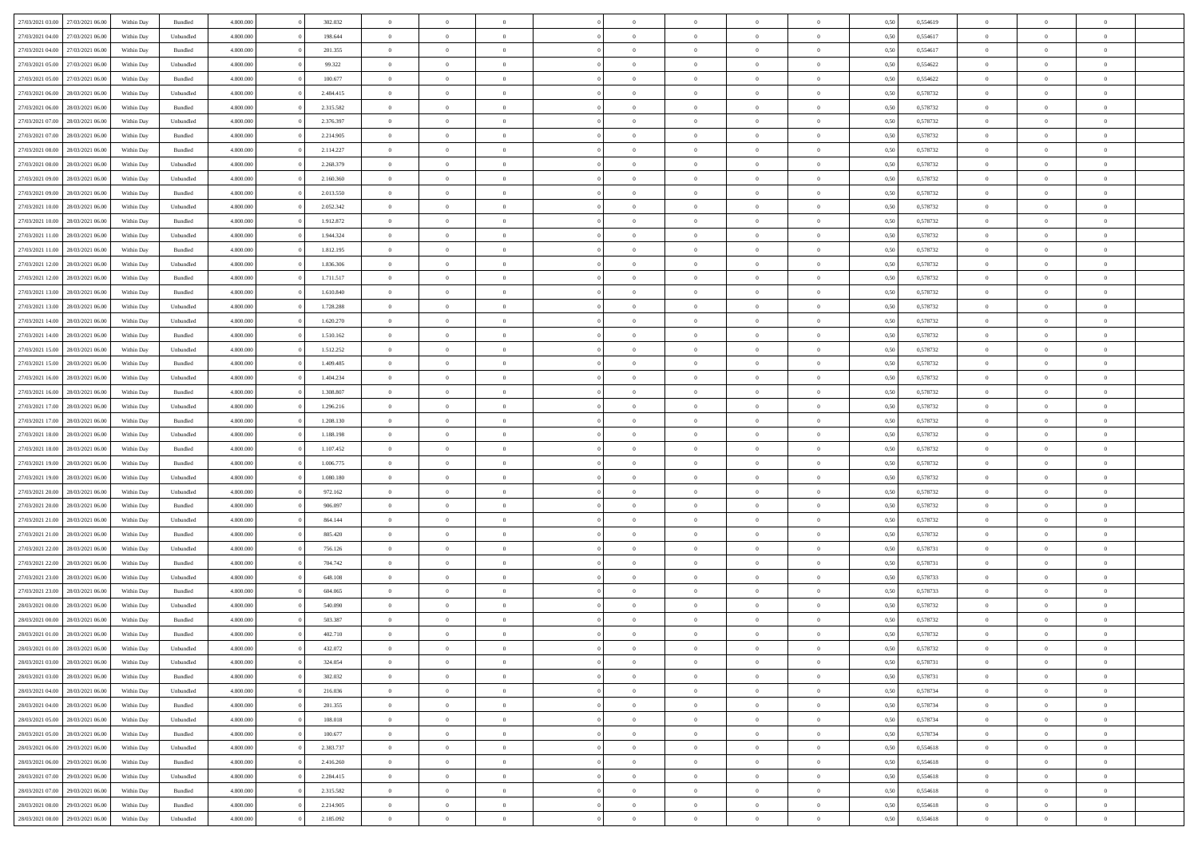| | | | | | | | | | | | | | | | | | | | | |
|---|---|---|---|---|---|---|---|---|---|---|---|---|---|---|---|---|---|---|---|---|
| 27/03/2021 03:00 | 27/03/2021 06:00 | Within Day | Bundled | 4.800.000 | 0 | 302.032 | 0 | 0 | 0 | 0 | 0 | 0 | 0 | 0 | 0,50 | 0,554619 | 0 | 0 | 0 | |
| 27/03/2021 04:00 | 27/03/2021 06:00 | Within Day | Unbundled | 4.800.000 | 0 | 198.644 | 0 | 0 | 0 | 0 | 0 | 0 | 0 | 0 | 0,50 | 0,554617 | 0 | 0 | 0 | |
| 27/03/2021 04:00 | 27/03/2021 06:00 | Within Day | Bundled | 4.800.000 | 0 | 201.355 | 0 | 0 | 0 | 0 | 0 | 0 | 0 | 0 | 0,50 | 0,554617 | 0 | 0 | 0 | |
| 27/03/2021 05:00 | 27/03/2021 06:00 | Within Day | Unbundled | 4.800.000 | 0 | 99.322 | 0 | 0 | 0 | 0 | 0 | 0 | 0 | 0 | 0,50 | 0,554622 | 0 | 0 | 0 | |
| 27/03/2021 05:00 | 27/03/2021 06:00 | Within Day | Bundled | 4.800.000 | 0 | 100.677 | 0 | 0 | 0 | 0 | 0 | 0 | 0 | 0 | 0,50 | 0,554622 | 0 | 0 | 0 | |
| 27/03/2021 06:00 | 28/03/2021 06:00 | Within Day | Unbundled | 4.800.000 | 0 | 2.484.415 | 0 | 0 | 0 | 0 | 0 | 0 | 0 | 0 | 0,50 | 0,578732 | 0 | 0 | 0 | |
| 27/03/2021 06:00 | 28/03/2021 06:00 | Within Day | Bundled | 4.800.000 | 0 | 2.315.582 | 0 | 0 | 0 | 0 | 0 | 0 | 0 | 0 | 0,50 | 0,578732 | 0 | 0 | 0 | |
| 27/03/2021 07:00 | 28/03/2021 06:00 | Within Day | Unbundled | 4.800.000 | 0 | 2.376.397 | 0 | 0 | 0 | 0 | 0 | 0 | 0 | 0 | 0,50 | 0,578732 | 0 | 0 | 0 | |
| 27/03/2021 07:00 | 28/03/2021 06:00 | Within Day | Bundled | 4.800.000 | 0 | 2.214.905 | 0 | 0 | 0 | 0 | 0 | 0 | 0 | 0 | 0,50 | 0,578732 | 0 | 0 | 0 | |
| 27/03/2021 08:00 | 28/03/2021 06:00 | Within Day | Bundled | 4.800.000 | 0 | 2.114.227 | 0 | 0 | 0 | 0 | 0 | 0 | 0 | 0 | 0,50 | 0,578732 | 0 | 0 | 0 | |
| 27/03/2021 08:00 | 28/03/2021 06:00 | Within Day | Unbundled | 4.800.000 | 0 | 2.268.379 | 0 | 0 | 0 | 0 | 0 | 0 | 0 | 0 | 0,50 | 0,578732 | 0 | 0 | 0 | |
| 27/03/2021 09:00 | 28/03/2021 06:00 | Within Day | Unbundled | 4.800.000 | 0 | 2.160.360 | 0 | 0 | 0 | 0 | 0 | 0 | 0 | 0 | 0,50 | 0,578732 | 0 | 0 | 0 | |
| 27/03/2021 09:00 | 28/03/2021 06:00 | Within Day | Bundled | 4.800.000 | 0 | 2.013.550 | 0 | 0 | 0 | 0 | 0 | 0 | 0 | 0 | 0,50 | 0,578732 | 0 | 0 | 0 | |
| 27/03/2021 10:00 | 28/03/2021 06:00 | Within Day | Unbundled | 4.800.000 | 0 | 2.052.342 | 0 | 0 | 0 | 0 | 0 | 0 | 0 | 0 | 0,50 | 0,578732 | 0 | 0 | 0 | |
| 27/03/2021 10:00 | 28/03/2021 06:00 | Within Day | Bundled | 4.800.000 | 0 | 1.912.872 | 0 | 0 | 0 | 0 | 0 | 0 | 0 | 0 | 0,50 | 0,578732 | 0 | 0 | 0 | |
| 27/03/2021 11:00 | 28/03/2021 06:00 | Within Day | Unbundled | 4.800.000 | 0 | 1.944.324 | 0 | 0 | 0 | 0 | 0 | 0 | 0 | 0 | 0,50 | 0,578732 | 0 | 0 | 0 | |
| 27/03/2021 11:00 | 28/03/2021 06:00 | Within Day | Bundled | 4.800.000 | 0 | 1.812.195 | 0 | 0 | 0 | 0 | 0 | 0 | 0 | 0 | 0,50 | 0,578732 | 0 | 0 | 0 | |
| 27/03/2021 12:00 | 28/03/2021 06:00 | Within Day | Unbundled | 4.800.000 | 0 | 1.836.306 | 0 | 0 | 0 | 0 | 0 | 0 | 0 | 0 | 0,50 | 0,578732 | 0 | 0 | 0 | |
| 27/03/2021 12:00 | 28/03/2021 06:00 | Within Day | Bundled | 4.800.000 | 0 | 1.711.517 | 0 | 0 | 0 | 0 | 0 | 0 | 0 | 0 | 0,50 | 0,578732 | 0 | 0 | 0 | |
| 27/03/2021 13:00 | 28/03/2021 06:00 | Within Day | Bundled | 4.800.000 | 0 | 1.610.840 | 0 | 0 | 0 | 0 | 0 | 0 | 0 | 0 | 0,50 | 0,578732 | 0 | 0 | 0 | |
| 27/03/2021 13:00 | 28/03/2021 06:00 | Within Day | Unbundled | 4.800.000 | 0 | 1.728.288 | 0 | 0 | 0 | 0 | 0 | 0 | 0 | 0 | 0,50 | 0,578732 | 0 | 0 | 0 | |
| 27/03/2021 14:00 | 28/03/2021 06:00 | Within Day | Unbundled | 4.800.000 | 0 | 1.620.270 | 0 | 0 | 0 | 0 | 0 | 0 | 0 | 0 | 0,50 | 0,578732 | 0 | 0 | 0 | |
| 27/03/2021 14:00 | 28/03/2021 06:00 | Within Day | Bundled | 4.800.000 | 0 | 1.510.162 | 0 | 0 | 0 | 0 | 0 | 0 | 0 | 0 | 0,50 | 0,578732 | 0 | 0 | 0 | |
| 27/03/2021 15:00 | 28/03/2021 06:00 | Within Day | Unbundled | 4.800.000 | 0 | 1.512.252 | 0 | 0 | 0 | 0 | 0 | 0 | 0 | 0 | 0,50 | 0,578732 | 0 | 0 | 0 | |
| 27/03/2021 15:00 | 28/03/2021 06:00 | Within Day | Bundled | 4.800.000 | 0 | 1.409.485 | 0 | 0 | 0 | 0 | 0 | 0 | 0 | 0 | 0,50 | 0,578732 | 0 | 0 | 0 | |
| 27/03/2021 16:00 | 28/03/2021 06:00 | Within Day | Unbundled | 4.800.000 | 0 | 1.404.234 | 0 | 0 | 0 | 0 | 0 | 0 | 0 | 0 | 0,50 | 0,578732 | 0 | 0 | 0 | |
| 27/03/2021 16:00 | 28/03/2021 06:00 | Within Day | Bundled | 4.800.000 | 0 | 1.308.807 | 0 | 0 | 0 | 0 | 0 | 0 | 0 | 0 | 0,50 | 0,578732 | 0 | 0 | 0 | |
| 27/03/2021 17:00 | 28/03/2021 06:00 | Within Day | Unbundled | 4.800.000 | 0 | 1.296.216 | 0 | 0 | 0 | 0 | 0 | 0 | 0 | 0 | 0,50 | 0,578732 | 0 | 0 | 0 | |
| 27/03/2021 17:00 | 28/03/2021 06:00 | Within Day | Bundled | 4.800.000 | 0 | 1.208.130 | 0 | 0 | 0 | 0 | 0 | 0 | 0 | 0 | 0,50 | 0,578732 | 0 | 0 | 0 | |
| 27/03/2021 18:00 | 28/03/2021 06:00 | Within Day | Unbundled | 4.800.000 | 0 | 1.188.198 | 0 | 0 | 0 | 0 | 0 | 0 | 0 | 0 | 0,50 | 0,578732 | 0 | 0 | 0 | |
| 27/03/2021 18:00 | 28/03/2021 06:00 | Within Day | Bundled | 4.800.000 | 0 | 1.107.452 | 0 | 0 | 0 | 0 | 0 | 0 | 0 | 0 | 0,50 | 0,578732 | 0 | 0 | 0 | |
| 27/03/2021 19:00 | 28/03/2021 06:00 | Within Day | Bundled | 4.800.000 | 0 | 1.006.775 | 0 | 0 | 0 | 0 | 0 | 0 | 0 | 0 | 0,50 | 0,578732 | 0 | 0 | 0 | |
| 27/03/2021 19:00 | 28/03/2021 06:00 | Within Day | Unbundled | 4.800.000 | 0 | 1.080.180 | 0 | 0 | 0 | 0 | 0 | 0 | 0 | 0 | 0,50 | 0,578732 | 0 | 0 | 0 | |
| 27/03/2021 20:00 | 28/03/2021 06:00 | Within Day | Unbundled | 4.800.000 | 0 | 972.162 | 0 | 0 | 0 | 0 | 0 | 0 | 0 | 0 | 0,50 | 0,578732 | 0 | 0 | 0 | |
| 27/03/2021 20:00 | 28/03/2021 06:00 | Within Day | Bundled | 4.800.000 | 0 | 906.097 | 0 | 0 | 0 | 0 | 0 | 0 | 0 | 0 | 0,50 | 0,578732 | 0 | 0 | 0 | |
| 27/03/2021 21:00 | 28/03/2021 06:00 | Within Day | Unbundled | 4.800.000 | 0 | 864.144 | 0 | 0 | 0 | 0 | 0 | 0 | 0 | 0 | 0,50 | 0,578732 | 0 | 0 | 0 | |
| 27/03/2021 21:00 | 28/03/2021 06:00 | Within Day | Bundled | 4.800.000 | 0 | 805.420 | 0 | 0 | 0 | 0 | 0 | 0 | 0 | 0 | 0,50 | 0,578732 | 0 | 0 | 0 | |
| 27/03/2021 22:00 | 28/03/2021 06:00 | Within Day | Unbundled | 4.800.000 | 0 | 756.126 | 0 | 0 | 0 | 0 | 0 | 0 | 0 | 0 | 0,50 | 0,578731 | 0 | 0 | 0 | |
| 27/03/2021 22:00 | 28/03/2021 06:00 | Within Day | Bundled | 4.800.000 | 0 | 704.742 | 0 | 0 | 0 | 0 | 0 | 0 | 0 | 0 | 0,50 | 0,578731 | 0 | 0 | 0 | |
| 27/03/2021 23:00 | 28/03/2021 06:00 | Within Day | Unbundled | 4.800.000 | 0 | 648.108 | 0 | 0 | 0 | 0 | 0 | 0 | 0 | 0 | 0,50 | 0,578733 | 0 | 0 | 0 | |
| 27/03/2021 23:00 | 28/03/2021 06:00 | Within Day | Bundled | 4.800.000 | 0 | 604.065 | 0 | 0 | 0 | 0 | 0 | 0 | 0 | 0 | 0,50 | 0,578733 | 0 | 0 | 0 | |
| 28/03/2021 00:00 | 28/03/2021 06:00 | Within Day | Unbundled | 4.800.000 | 0 | 540.090 | 0 | 0 | 0 | 0 | 0 | 0 | 0 | 0 | 0,50 | 0,578732 | 0 | 0 | 0 | |
| 28/03/2021 00:00 | 28/03/2021 06:00 | Within Day | Bundled | 4.800.000 | 0 | 503.387 | 0 | 0 | 0 | 0 | 0 | 0 | 0 | 0 | 0,50 | 0,578732 | 0 | 0 | 0 | |
| 28/03/2021 01:00 | 28/03/2021 06:00 | Within Day | Bundled | 4.800.000 | 0 | 402.710 | 0 | 0 | 0 | 0 | 0 | 0 | 0 | 0 | 0,50 | 0,578732 | 0 | 0 | 0 | |
| 28/03/2021 01:00 | 28/03/2021 06:00 | Within Day | Unbundled | 4.800.000 | 0 | 432.072 | 0 | 0 | 0 | 0 | 0 | 0 | 0 | 0 | 0,50 | 0,578732 | 0 | 0 | 0 | |
| 28/03/2021 03:00 | 28/03/2021 06:00 | Within Day | Unbundled | 4.800.000 | 0 | 324.054 | 0 | 0 | 0 | 0 | 0 | 0 | 0 | 0 | 0,50 | 0,578731 | 0 | 0 | 0 | |
| 28/03/2021 03:00 | 28/03/2021 06:00 | Within Day | Bundled | 4.800.000 | 0 | 302.032 | 0 | 0 | 0 | 0 | 0 | 0 | 0 | 0 | 0,50 | 0,578731 | 0 | 0 | 0 | |
| 28/03/2021 04:00 | 28/03/2021 06:00 | Within Day | Unbundled | 4.800.000 | 0 | 216.036 | 0 | 0 | 0 | 0 | 0 | 0 | 0 | 0 | 0,50 | 0,578734 | 0 | 0 | 0 | |
| 28/03/2021 04:00 | 28/03/2021 06:00 | Within Day | Bundled | 4.800.000 | 0 | 201.355 | 0 | 0 | 0 | 0 | 0 | 0 | 0 | 0 | 0,50 | 0,578734 | 0 | 0 | 0 | |
| 28/03/2021 05:00 | 28/03/2021 06:00 | Within Day | Unbundled | 4.800.000 | 0 | 108.018 | 0 | 0 | 0 | 0 | 0 | 0 | 0 | 0 | 0,50 | 0,578734 | 0 | 0 | 0 | |
| 28/03/2021 05:00 | 28/03/2021 06:00 | Within Day | Bundled | 4.800.000 | 0 | 100.677 | 0 | 0 | 0 | 0 | 0 | 0 | 0 | 0 | 0,50 | 0,578734 | 0 | 0 | 0 | |
| 28/03/2021 06:00 | 29/03/2021 06:00 | Within Day | Unbundled | 4.800.000 | 0 | 2.383.737 | 0 | 0 | 0 | 0 | 0 | 0 | 0 | 0 | 0,50 | 0,554618 | 0 | 0 | 0 | |
| 28/03/2021 06:00 | 29/03/2021 06:00 | Within Day | Bundled | 4.800.000 | 0 | 2.416.260 | 0 | 0 | 0 | 0 | 0 | 0 | 0 | 0 | 0,50 | 0,554618 | 0 | 0 | 0 | |
| 28/03/2021 07:00 | 29/03/2021 06:00 | Within Day | Unbundled | 4.800.000 | 0 | 2.284.415 | 0 | 0 | 0 | 0 | 0 | 0 | 0 | 0 | 0,50 | 0,554618 | 0 | 0 | 0 | |
| 28/03/2021 07:00 | 29/03/2021 06:00 | Within Day | Bundled | 4.800.000 | 0 | 2.315.582 | 0 | 0 | 0 | 0 | 0 | 0 | 0 | 0 | 0,50 | 0,554618 | 0 | 0 | 0 | |
| 28/03/2021 08:00 | 29/03/2021 06:00 | Within Day | Bundled | 4.800.000 | 0 | 2.214.905 | 0 | 0 | 0 | 0 | 0 | 0 | 0 | 0 | 0,50 | 0,554618 | 0 | 0 | 0 | |
| 28/03/2021 08:00 | 29/03/2021 06:00 | Within Day | Unbundled | 4.800.000 | 0 | 2.185.092 | 0 | 0 | 0 | 0 | 0 | 0 | 0 | 0 | 0,50 | 0,554618 | 0 | 0 | 0 | |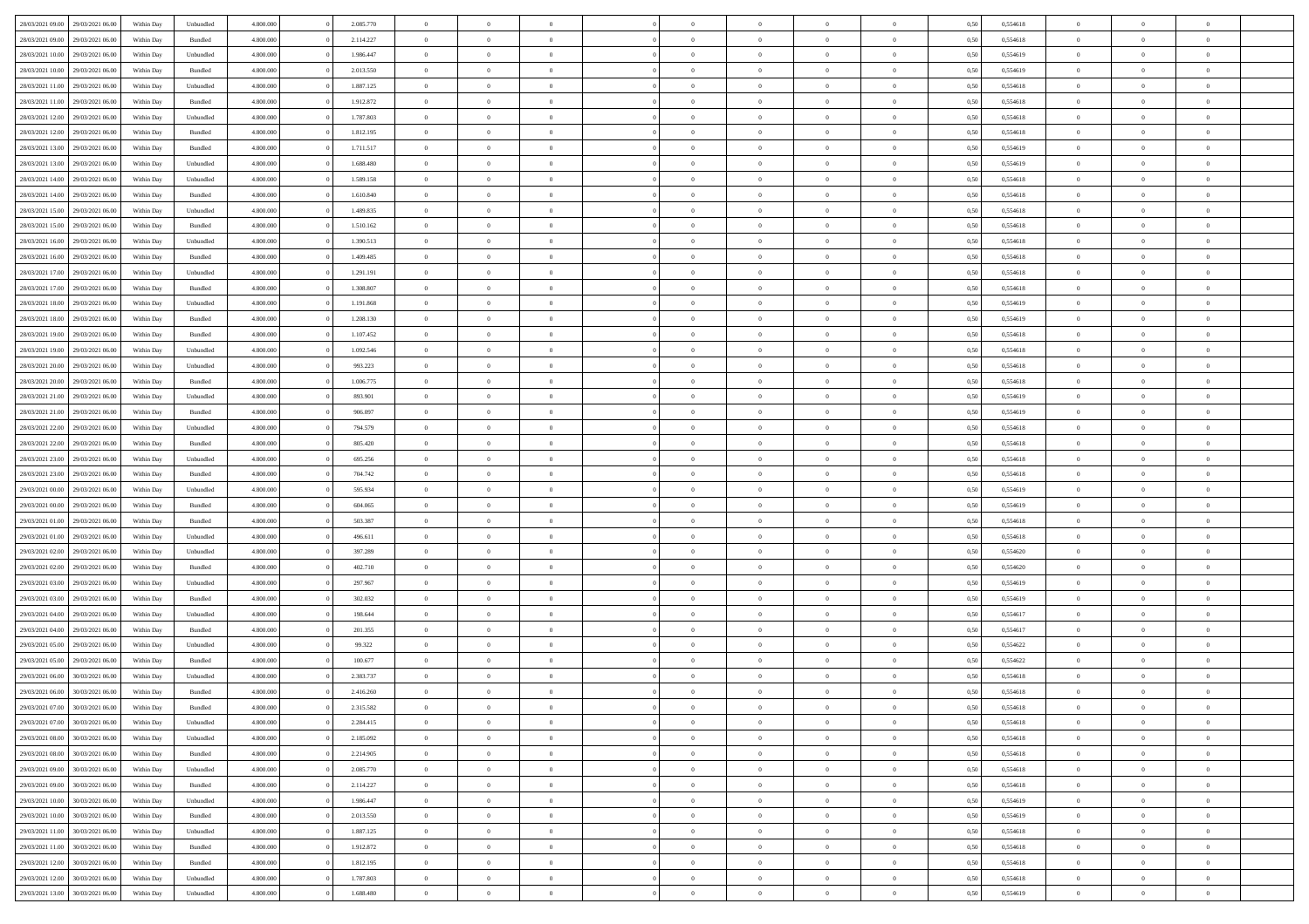| | | | | | | | | | | | | | | | | | | | | | |
|---|---|---|---|---|---|---|---|---|---|---|---|---|---|---|---|---|---|---|---|---|---|
| 28/03/2021 09:00 | 29/03/2021 06:00 | Within Day | Unbundled | 4.800.000 | 0 | 2.085.770 | 0 | 0 | 0 | | 0 | 0 | 0 | 0 | 0 | 0,50 | 0,554618 | 0 | 0 | 0 | |
| 28/03/2021 09:00 | 29/03/2021 06:00 | Within Day | Bundled | 4.800.000 | 0 | 2.114.227 | 0 | 0 | 0 | | 0 | 0 | 0 | 0 | 0 | 0,50 | 0,554618 | 0 | 0 | 0 | |
| 28/03/2021 10:00 | 29/03/2021 06:00 | Within Day | Unbundled | 4.800.000 | 0 | 1.986.447 | 0 | 0 | 0 | | 0 | 0 | 0 | 0 | 0 | 0,50 | 0,554619 | 0 | 0 | 0 | |
| 28/03/2021 10:00 | 29/03/2021 06:00 | Within Day | Bundled | 4.800.000 | 0 | 2.013.550 | 0 | 0 | 0 | | 0 | 0 | 0 | 0 | 0 | 0,50 | 0,554619 | 0 | 0 | 0 | |
| 28/03/2021 11:00 | 29/03/2021 06:00 | Within Day | Unbundled | 4.800.000 | 0 | 1.887.125 | 0 | 0 | 0 | | 0 | 0 | 0 | 0 | 0 | 0,50 | 0,554618 | 0 | 0 | 0 | |
| 28/03/2021 11:00 | 29/03/2021 06:00 | Within Day | Bundled | 4.800.000 | 0 | 1.912.872 | 0 | 0 | 0 | | 0 | 0 | 0 | 0 | 0 | 0,50 | 0,554618 | 0 | 0 | 0 | |
| 28/03/2021 12:00 | 29/03/2021 06:00 | Within Day | Unbundled | 4.800.000 | 0 | 1.787.803 | 0 | 0 | 0 | | 0 | 0 | 0 | 0 | 0 | 0,50 | 0,554618 | 0 | 0 | 0 | |
| 28/03/2021 12:00 | 29/03/2021 06:00 | Within Day | Bundled | 4.800.000 | 0 | 1.812.195 | 0 | 0 | 0 | | 0 | 0 | 0 | 0 | 0 | 0,50 | 0,554618 | 0 | 0 | 0 | |
| 28/03/2021 13:00 | 29/03/2021 06:00 | Within Day | Bundled | 4.800.000 | 0 | 1.711.517 | 0 | 0 | 0 | | 0 | 0 | 0 | 0 | 0 | 0,50 | 0,554619 | 0 | 0 | 0 | |
| 28/03/2021 13:00 | 29/03/2021 06:00 | Within Day | Unbundled | 4.800.000 | 0 | 1.688.480 | 0 | 0 | 0 | | 0 | 0 | 0 | 0 | 0 | 0,50 | 0,554619 | 0 | 0 | 0 | |
| 28/03/2021 14:00 | 29/03/2021 06:00 | Within Day | Unbundled | 4.800.000 | 0 | 1.589.158 | 0 | 0 | 0 | | 0 | 0 | 0 | 0 | 0 | 0,50 | 0,554618 | 0 | 0 | 0 | |
| 28/03/2021 14:00 | 29/03/2021 06:00 | Within Day | Bundled | 4.800.000 | 0 | 1.610.840 | 0 | 0 | 0 | | 0 | 0 | 0 | 0 | 0 | 0,50 | 0,554618 | 0 | 0 | 0 | |
| 28/03/2021 15:00 | 29/03/2021 06:00 | Within Day | Unbundled | 4.800.000 | 0 | 1.489.835 | 0 | 0 | 0 | | 0 | 0 | 0 | 0 | 0 | 0,50 | 0,554618 | 0 | 0 | 0 | |
| 28/03/2021 15:00 | 29/03/2021 06:00 | Within Day | Bundled | 4.800.000 | 0 | 1.510.162 | 0 | 0 | 0 | | 0 | 0 | 0 | 0 | 0 | 0,50 | 0,554618 | 0 | 0 | 0 | |
| 28/03/2021 16:00 | 29/03/2021 06:00 | Within Day | Unbundled | 4.800.000 | 0 | 1.390.513 | 0 | 0 | 0 | | 0 | 0 | 0 | 0 | 0 | 0,50 | 0,554618 | 0 | 0 | 0 | |
| 28/03/2021 16:00 | 29/03/2021 06:00 | Within Day | Bundled | 4.800.000 | 0 | 1.409.485 | 0 | 0 | 0 | | 0 | 0 | 0 | 0 | 0 | 0,50 | 0,554618 | 0 | 0 | 0 | |
| 28/03/2021 17:00 | 29/03/2021 06:00 | Within Day | Unbundled | 4.800.000 | 0 | 1.291.191 | 0 | 0 | 0 | | 0 | 0 | 0 | 0 | 0 | 0,50 | 0,554618 | 0 | 0 | 0 | |
| 28/03/2021 17:00 | 29/03/2021 06:00 | Within Day | Bundled | 4.800.000 | 0 | 1.308.807 | 0 | 0 | 0 | | 0 | 0 | 0 | 0 | 0 | 0,50 | 0,554618 | 0 | 0 | 0 | |
| 28/03/2021 18:00 | 29/03/2021 06:00 | Within Day | Unbundled | 4.800.000 | 0 | 1.191.868 | 0 | 0 | 0 | | 0 | 0 | 0 | 0 | 0 | 0,50 | 0,554619 | 0 | 0 | 0 | |
| 28/03/2021 18:00 | 29/03/2021 06:00 | Within Day | Bundled | 4.800.000 | 0 | 1.208.130 | 0 | 0 | 0 | | 0 | 0 | 0 | 0 | 0 | 0,50 | 0,554619 | 0 | 0 | 0 | |
| 28/03/2021 19:00 | 29/03/2021 06:00 | Within Day | Bundled | 4.800.000 | 0 | 1.107.452 | 0 | 0 | 0 | | 0 | 0 | 0 | 0 | 0 | 0,50 | 0,554618 | 0 | 0 | 0 | |
| 28/03/2021 19:00 | 29/03/2021 06:00 | Within Day | Unbundled | 4.800.000 | 0 | 1.092.546 | 0 | 0 | 0 | | 0 | 0 | 0 | 0 | 0 | 0,50 | 0,554618 | 0 | 0 | 0 | |
| 28/03/2021 20:00 | 29/03/2021 06:00 | Within Day | Unbundled | 4.800.000 | 0 | 993.223 | 0 | 0 | 0 | | 0 | 0 | 0 | 0 | 0 | 0,50 | 0,554618 | 0 | 0 | 0 | |
| 28/03/2021 20:00 | 29/03/2021 06:00 | Within Day | Bundled | 4.800.000 | 0 | 1.006.775 | 0 | 0 | 0 | | 0 | 0 | 0 | 0 | 0 | 0,50 | 0,554618 | 0 | 0 | 0 | |
| 28/03/2021 21:00 | 29/03/2021 06:00 | Within Day | Unbundled | 4.800.000 | 0 | 893.901 | 0 | 0 | 0 | | 0 | 0 | 0 | 0 | 0 | 0,50 | 0,554619 | 0 | 0 | 0 | |
| 28/03/2021 21:00 | 29/03/2021 06:00 | Within Day | Bundled | 4.800.000 | 0 | 906.097 | 0 | 0 | 0 | | 0 | 0 | 0 | 0 | 0 | 0,50 | 0,554619 | 0 | 0 | 0 | |
| 28/03/2021 22:00 | 29/03/2021 06:00 | Within Day | Unbundled | 4.800.000 | 0 | 794.579 | 0 | 0 | 0 | | 0 | 0 | 0 | 0 | 0 | 0,50 | 0,554618 | 0 | 0 | 0 | |
| 28/03/2021 22:00 | 29/03/2021 06:00 | Within Day | Bundled | 4.800.000 | 0 | 805.420 | 0 | 0 | 0 | | 0 | 0 | 0 | 0 | 0 | 0,50 | 0,554618 | 0 | 0 | 0 | |
| 28/03/2021 23:00 | 29/03/2021 06:00 | Within Day | Unbundled | 4.800.000 | 0 | 695.256 | 0 | 0 | 0 | | 0 | 0 | 0 | 0 | 0 | 0,50 | 0,554618 | 0 | 0 | 0 | |
| 28/03/2021 23:00 | 29/03/2021 06:00 | Within Day | Bundled | 4.800.000 | 0 | 704.742 | 0 | 0 | 0 | | 0 | 0 | 0 | 0 | 0 | 0,50 | 0,554618 | 0 | 0 | 0 | |
| 29/03/2021 00:00 | 29/03/2021 06:00 | Within Day | Unbundled | 4.800.000 | 0 | 595.934 | 0 | 0 | 0 | | 0 | 0 | 0 | 0 | 0 | 0,50 | 0,554619 | 0 | 0 | 0 | |
| 29/03/2021 00:00 | 29/03/2021 06:00 | Within Day | Bundled | 4.800.000 | 0 | 604.065 | 0 | 0 | 0 | | 0 | 0 | 0 | 0 | 0 | 0,50 | 0,554619 | 0 | 0 | 0 | |
| 29/03/2021 01:00 | 29/03/2021 06:00 | Within Day | Bundled | 4.800.000 | 0 | 503.387 | 0 | 0 | 0 | | 0 | 0 | 0 | 0 | 0 | 0,50 | 0,554618 | 0 | 0 | 0 | |
| 29/03/2021 01:00 | 29/03/2021 06:00 | Within Day | Unbundled | 4.800.000 | 0 | 496.611 | 0 | 0 | 0 | | 0 | 0 | 0 | 0 | 0 | 0,50 | 0,554618 | 0 | 0 | 0 | |
| 29/03/2021 02:00 | 29/03/2021 06:00 | Within Day | Unbundled | 4.800.000 | 0 | 397.289 | 0 | 0 | 0 | | 0 | 0 | 0 | 0 | 0 | 0,50 | 0,554620 | 0 | 0 | 0 | |
| 29/03/2021 02:00 | 29/03/2021 06:00 | Within Day | Bundled | 4.800.000 | 0 | 402.710 | 0 | 0 | 0 | | 0 | 0 | 0 | 0 | 0 | 0,50 | 0,554620 | 0 | 0 | 0 | |
| 29/03/2021 03:00 | 29/03/2021 06:00 | Within Day | Unbundled | 4.800.000 | 0 | 297.967 | 0 | 0 | 0 | | 0 | 0 | 0 | 0 | 0 | 0,50 | 0,554619 | 0 | 0 | 0 | |
| 29/03/2021 03:00 | 29/03/2021 06:00 | Within Day | Bundled | 4.800.000 | 0 | 302.032 | 0 | 0 | 0 | | 0 | 0 | 0 | 0 | 0 | 0,50 | 0,554619 | 0 | 0 | 0 | |
| 29/03/2021 04:00 | 29/03/2021 06:00 | Within Day | Unbundled | 4.800.000 | 0 | 198.644 | 0 | 0 | 0 | | 0 | 0 | 0 | 0 | 0 | 0,50 | 0,554617 | 0 | 0 | 0 | |
| 29/03/2021 04:00 | 29/03/2021 06:00 | Within Day | Bundled | 4.800.000 | 0 | 201.355 | 0 | 0 | 0 | | 0 | 0 | 0 | 0 | 0 | 0,50 | 0,554617 | 0 | 0 | 0 | |
| 29/03/2021 05:00 | 29/03/2021 06:00 | Within Day | Unbundled | 4.800.000 | 0 | 99.322 | 0 | 0 | 0 | | 0 | 0 | 0 | 0 | 0 | 0,50 | 0,554622 | 0 | 0 | 0 | |
| 29/03/2021 05:00 | 29/03/2021 06:00 | Within Day | Bundled | 4.800.000 | 0 | 100.677 | 0 | 0 | 0 | | 0 | 0 | 0 | 0 | 0 | 0,50 | 0,554622 | 0 | 0 | 0 | |
| 29/03/2021 06:00 | 30/03/2021 06:00 | Within Day | Unbundled | 4.800.000 | 0 | 2.383.737 | 0 | 0 | 0 | | 0 | 0 | 0 | 0 | 0 | 0,50 | 0,554618 | 0 | 0 | 0 | |
| 29/03/2021 06:00 | 30/03/2021 06:00 | Within Day | Bundled | 4.800.000 | 0 | 2.416.260 | 0 | 0 | 0 | | 0 | 0 | 0 | 0 | 0 | 0,50 | 0,554618 | 0 | 0 | 0 | |
| 29/03/2021 07:00 | 30/03/2021 06:00 | Within Day | Bundled | 4.800.000 | 0 | 2.315.582 | 0 | 0 | 0 | | 0 | 0 | 0 | 0 | 0 | 0,50 | 0,554618 | 0 | 0 | 0 | |
| 29/03/2021 07:00 | 30/03/2021 06:00 | Within Day | Unbundled | 4.800.000 | 0 | 2.284.415 | 0 | 0 | 0 | | 0 | 0 | 0 | 0 | 0 | 0,50 | 0,554618 | 0 | 0 | 0 | |
| 29/03/2021 08:00 | 30/03/2021 06:00 | Within Day | Unbundled | 4.800.000 | 0 | 2.185.092 | 0 | 0 | 0 | | 0 | 0 | 0 | 0 | 0 | 0,50 | 0,554618 | 0 | 0 | 0 | |
| 29/03/2021 08:00 | 30/03/2021 06:00 | Within Day | Bundled | 4.800.000 | 0 | 2.214.905 | 0 | 0 | 0 | | 0 | 0 | 0 | 0 | 0 | 0,50 | 0,554618 | 0 | 0 | 0 | |
| 29/03/2021 09:00 | 30/03/2021 06:00 | Within Day | Unbundled | 4.800.000 | 0 | 2.085.770 | 0 | 0 | 0 | | 0 | 0 | 0 | 0 | 0 | 0,50 | 0,554618 | 0 | 0 | 0 | |
| 29/03/2021 09:00 | 30/03/2021 06:00 | Within Day | Bundled | 4.800.000 | 0 | 2.114.227 | 0 | 0 | 0 | | 0 | 0 | 0 | 0 | 0 | 0,50 | 0,554618 | 0 | 0 | 0 | |
| 29/03/2021 10:00 | 30/03/2021 06:00 | Within Day | Unbundled | 4.800.000 | 0 | 1.986.447 | 0 | 0 | 0 | | 0 | 0 | 0 | 0 | 0 | 0,50 | 0,554619 | 0 | 0 | 0 | |
| 29/03/2021 10:00 | 30/03/2021 06:00 | Within Day | Bundled | 4.800.000 | 0 | 2.013.550 | 0 | 0 | 0 | | 0 | 0 | 0 | 0 | 0 | 0,50 | 0,554619 | 0 | 0 | 0 | |
| 29/03/2021 11:00 | 30/03/2021 06:00 | Within Day | Unbundled | 4.800.000 | 0 | 1.887.125 | 0 | 0 | 0 | | 0 | 0 | 0 | 0 | 0 | 0,50 | 0,554618 | 0 | 0 | 0 | |
| 29/03/2021 11:00 | 30/03/2021 06:00 | Within Day | Bundled | 4.800.000 | 0 | 1.912.872 | 0 | 0 | 0 | | 0 | 0 | 0 | 0 | 0 | 0,50 | 0,554618 | 0 | 0 | 0 | |
| 29/03/2021 12:00 | 30/03/2021 06:00 | Within Day | Bundled | 4.800.000 | 0 | 1.812.195 | 0 | 0 | 0 | | 0 | 0 | 0 | 0 | 0 | 0,50 | 0,554618 | 0 | 0 | 0 | |
| 29/03/2021 12:00 | 30/03/2021 06:00 | Within Day | Unbundled | 4.800.000 | 0 | 1.787.803 | 0 | 0 | 0 | | 0 | 0 | 0 | 0 | 0 | 0,50 | 0,554618 | 0 | 0 | 0 | |
| 29/03/2021 13:00 | 30/03/2021 06:00 | Within Day | Unbundled | 4.800.000 | 0 | 1.688.480 | 0 | 0 | 0 | | 0 | 0 | 0 | 0 | 0 | 0,50 | 0,554619 | 0 | 0 | 0 | |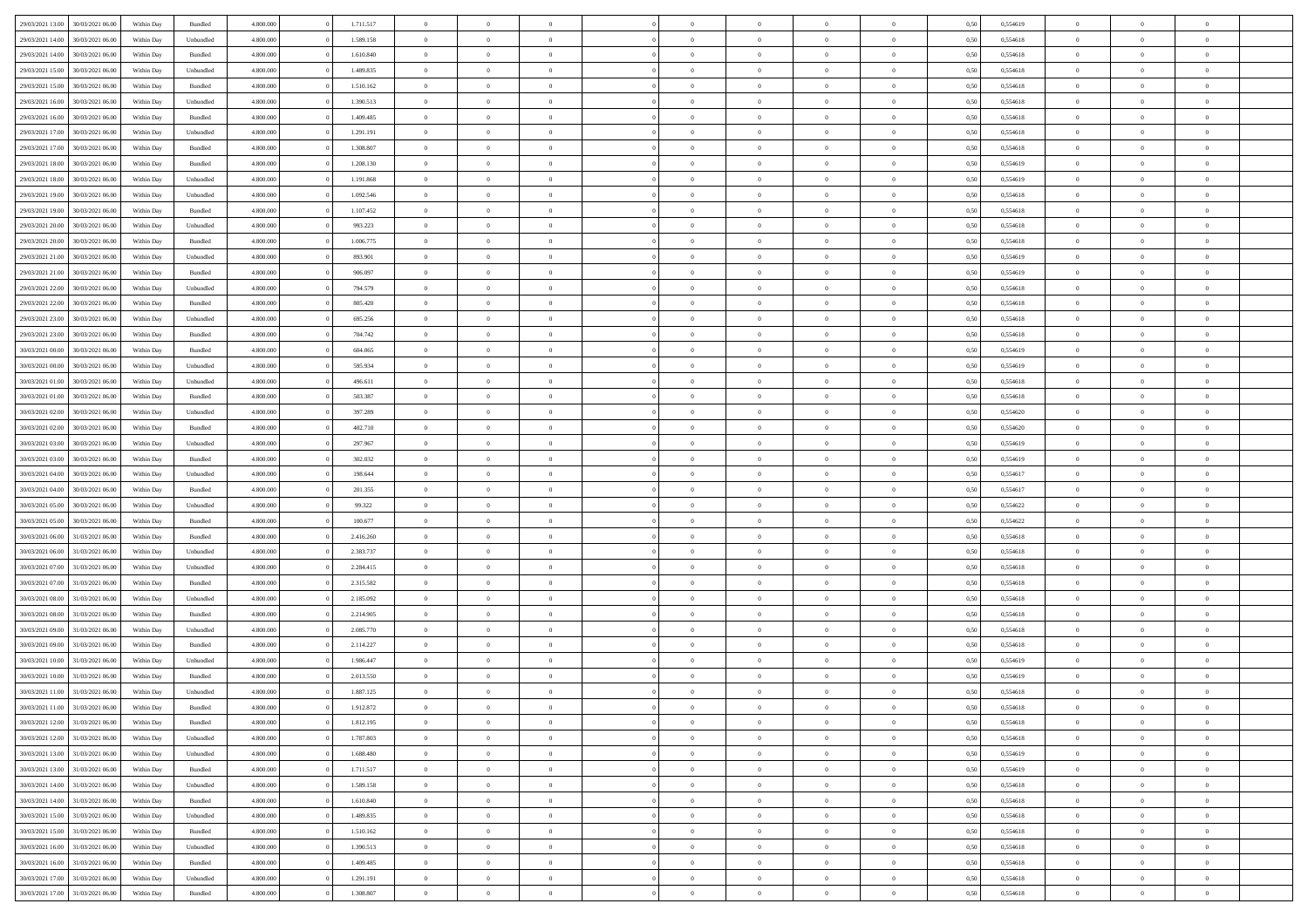| | | | | | | | | | | | | | | | | | | | | |
|---|---|---|---|---|---|---|---|---|---|---|---|---|---|---|---|---|---|---|---|---|
| 29/03/2021 13:00 | 30/03/2021 06:00 | Within Day | Bundled | 4.800.000 | 0 | 1.711.517 | 0 | 0 | 0 | | 0 | 0 | 0 | 0 | 0,50 | 0,554619 | 0 | 0 | 0 | |
| 29/03/2021 14:00 | 30/03/2021 06:00 | Within Day | Unbundled | 4.800.000 | 0 | 1.589.158 | 0 | 0 | 0 | | 0 | 0 | 0 | 0 | 0,50 | 0,554618 | 0 | 0 | 0 | |
| 29/03/2021 14:00 | 30/03/2021 06:00 | Within Day | Bundled | 4.800.000 | 0 | 1.610.840 | 0 | 0 | 0 | | 0 | 0 | 0 | 0 | 0,50 | 0,554618 | 0 | 0 | 0 | |
| 29/03/2021 15:00 | 30/03/2021 06:00 | Within Day | Unbundled | 4.800.000 | 0 | 1.489.835 | 0 | 0 | 0 | | 0 | 0 | 0 | 0 | 0,50 | 0,554618 | 0 | 0 | 0 | |
| 29/03/2021 15:00 | 30/03/2021 06:00 | Within Day | Bundled | 4.800.000 | 0 | 1.510.162 | 0 | 0 | 0 | | 0 | 0 | 0 | 0 | 0,50 | 0,554618 | 0 | 0 | 0 | |
| 29/03/2021 16:00 | 30/03/2021 06:00 | Within Day | Unbundled | 4.800.000 | 0 | 1.390.513 | 0 | 0 | 0 | | 0 | 0 | 0 | 0 | 0,50 | 0,554618 | 0 | 0 | 0 | |
| 29/03/2021 16:00 | 30/03/2021 06:00 | Within Day | Bundled | 4.800.000 | 0 | 1.409.485 | 0 | 0 | 0 | | 0 | 0 | 0 | 0 | 0,50 | 0,554618 | 0 | 0 | 0 | |
| 29/03/2021 17:00 | 30/03/2021 06:00 | Within Day | Unbundled | 4.800.000 | 0 | 1.291.191 | 0 | 0 | 0 | | 0 | 0 | 0 | 0 | 0,50 | 0,554618 | 0 | 0 | 0 | |
| 29/03/2021 17:00 | 30/03/2021 06:00 | Within Day | Bundled | 4.800.000 | 0 | 1.308.807 | 0 | 0 | 0 | | 0 | 0 | 0 | 0 | 0,50 | 0,554618 | 0 | 0 | 0 | |
| 29/03/2021 18:00 | 30/03/2021 06:00 | Within Day | Bundled | 4.800.000 | 0 | 1.208.130 | 0 | 0 | 0 | | 0 | 0 | 0 | 0 | 0,50 | 0,554619 | 0 | 0 | 0 | |
| 29/03/2021 18:00 | 30/03/2021 06:00 | Within Day | Unbundled | 4.800.000 | 0 | 1.191.868 | 0 | 0 | 0 | | 0 | 0 | 0 | 0 | 0,50 | 0,554619 | 0 | 0 | 0 | |
| 29/03/2021 19:00 | 30/03/2021 06:00 | Within Day | Unbundled | 4.800.000 | 0 | 1.092.546 | 0 | 0 | 0 | | 0 | 0 | 0 | 0 | 0,50 | 0,554618 | 0 | 0 | 0 | |
| 29/03/2021 19:00 | 30/03/2021 06:00 | Within Day | Bundled | 4.800.000 | 0 | 1.107.452 | 0 | 0 | 0 | | 0 | 0 | 0 | 0 | 0,50 | 0,554618 | 0 | 0 | 0 | |
| 29/03/2021 20:00 | 30/03/2021 06:00 | Within Day | Unbundled | 4.800.000 | 0 | 993.223 | 0 | 0 | 0 | | 0 | 0 | 0 | 0 | 0,50 | 0,554618 | 0 | 0 | 0 | |
| 29/03/2021 20:00 | 30/03/2021 06:00 | Within Day | Bundled | 4.800.000 | 0 | 1.006.775 | 0 | 0 | 0 | | 0 | 0 | 0 | 0 | 0,50 | 0,554618 | 0 | 0 | 0 | |
| 29/03/2021 21:00 | 30/03/2021 06:00 | Within Day | Unbundled | 4.800.000 | 0 | 893.901 | 0 | 0 | 0 | | 0 | 0 | 0 | 0 | 0,50 | 0,554619 | 0 | 0 | 0 | |
| 29/03/2021 21:00 | 30/03/2021 06:00 | Within Day | Bundled | 4.800.000 | 0 | 906.097 | 0 | 0 | 0 | | 0 | 0 | 0 | 0 | 0,50 | 0,554619 | 0 | 0 | 0 | |
| 29/03/2021 22:00 | 30/03/2021 06:00 | Within Day | Unbundled | 4.800.000 | 0 | 794.579 | 0 | 0 | 0 | | 0 | 0 | 0 | 0 | 0,50 | 0,554618 | 0 | 0 | 0 | |
| 29/03/2021 22:00 | 30/03/2021 06:00 | Within Day | Bundled | 4.800.000 | 0 | 805.420 | 0 | 0 | 0 | | 0 | 0 | 0 | 0 | 0,50 | 0,554618 | 0 | 0 | 0 | |
| 29/03/2021 23:00 | 30/03/2021 06:00 | Within Day | Unbundled | 4.800.000 | 0 | 695.256 | 0 | 0 | 0 | | 0 | 0 | 0 | 0 | 0,50 | 0,554618 | 0 | 0 | 0 | |
| 29/03/2021 23:00 | 30/03/2021 06:00 | Within Day | Bundled | 4.800.000 | 0 | 704.742 | 0 | 0 | 0 | | 0 | 0 | 0 | 0 | 0,50 | 0,554618 | 0 | 0 | 0 | |
| 30/03/2021 00:00 | 30/03/2021 06:00 | Within Day | Bundled | 4.800.000 | 0 | 604.065 | 0 | 0 | 0 | | 0 | 0 | 0 | 0 | 0,50 | 0,554619 | 0 | 0 | 0 | |
| 30/03/2021 00:00 | 30/03/2021 06:00 | Within Day | Unbundled | 4.800.000 | 0 | 595.934 | 0 | 0 | 0 | | 0 | 0 | 0 | 0 | 0,50 | 0,554619 | 0 | 0 | 0 | |
| 30/03/2021 01:00 | 30/03/2021 06:00 | Within Day | Unbundled | 4.800.000 | 0 | 496.611 | 0 | 0 | 0 | | 0 | 0 | 0 | 0 | 0,50 | 0,554618 | 0 | 0 | 0 | |
| 30/03/2021 01:00 | 30/03/2021 06:00 | Within Day | Bundled | 4.800.000 | 0 | 503.387 | 0 | 0 | 0 | | 0 | 0 | 0 | 0 | 0,50 | 0,554618 | 0 | 0 | 0 | |
| 30/03/2021 02:00 | 30/03/2021 06:00 | Within Day | Unbundled | 4.800.000 | 0 | 397.289 | 0 | 0 | 0 | | 0 | 0 | 0 | 0 | 0,50 | 0,554620 | 0 | 0 | 0 | |
| 30/03/2021 02:00 | 30/03/2021 06:00 | Within Day | Bundled | 4.800.000 | 0 | 402.710 | 0 | 0 | 0 | | 0 | 0 | 0 | 0 | 0,50 | 0,554620 | 0 | 0 | 0 | |
| 30/03/2021 03:00 | 30/03/2021 06:00 | Within Day | Unbundled | 4.800.000 | 0 | 297.967 | 0 | 0 | 0 | | 0 | 0 | 0 | 0 | 0,50 | 0,554619 | 0 | 0 | 0 | |
| 30/03/2021 03:00 | 30/03/2021 06:00 | Within Day | Bundled | 4.800.000 | 0 | 302.032 | 0 | 0 | 0 | | 0 | 0 | 0 | 0 | 0,50 | 0,554619 | 0 | 0 | 0 | |
| 30/03/2021 04:00 | 30/03/2021 06:00 | Within Day | Unbundled | 4.800.000 | 0 | 198.644 | 0 | 0 | 0 | | 0 | 0 | 0 | 0 | 0,50 | 0,554617 | 0 | 0 | 0 | |
| 30/03/2021 04:00 | 30/03/2021 06:00 | Within Day | Bundled | 4.800.000 | 0 | 201.355 | 0 | 0 | 0 | | 0 | 0 | 0 | 0 | 0,50 | 0,554617 | 0 | 0 | 0 | |
| 30/03/2021 05:00 | 30/03/2021 06:00 | Within Day | Unbundled | 4.800.000 | 0 | 99.322 | 0 | 0 | 0 | | 0 | 0 | 0 | 0 | 0,50 | 0,554622 | 0 | 0 | 0 | |
| 30/03/2021 05:00 | 30/03/2021 06:00 | Within Day | Bundled | 4.800.000 | 0 | 100.677 | 0 | 0 | 0 | | 0 | 0 | 0 | 0 | 0,50 | 0,554622 | 0 | 0 | 0 | |
| 30/03/2021 06:00 | 31/03/2021 06:00 | Within Day | Bundled | 4.800.000 | 0 | 2.416.260 | 0 | 0 | 0 | | 0 | 0 | 0 | 0 | 0,50 | 0,554618 | 0 | 0 | 0 | |
| 30/03/2021 06:00 | 31/03/2021 06:00 | Within Day | Unbundled | 4.800.000 | 0 | 2.383.737 | 0 | 0 | 0 | | 0 | 0 | 0 | 0 | 0,50 | 0,554618 | 0 | 0 | 0 | |
| 30/03/2021 07:00 | 31/03/2021 06:00 | Within Day | Unbundled | 4.800.000 | 0 | 2.284.415 | 0 | 0 | 0 | | 0 | 0 | 0 | 0 | 0,50 | 0,554618 | 0 | 0 | 0 | |
| 30/03/2021 07:00 | 31/03/2021 06:00 | Within Day | Bundled | 4.800.000 | 0 | 2.315.582 | 0 | 0 | 0 | | 0 | 0 | 0 | 0 | 0,50 | 0,554618 | 0 | 0 | 0 | |
| 30/03/2021 08:00 | 31/03/2021 06:00 | Within Day | Unbundled | 4.800.000 | 0 | 2.185.092 | 0 | 0 | 0 | | 0 | 0 | 0 | 0 | 0,50 | 0,554618 | 0 | 0 | 0 | |
| 30/03/2021 08:00 | 31/03/2021 06:00 | Within Day | Bundled | 4.800.000 | 0 | 2.214.905 | 0 | 0 | 0 | | 0 | 0 | 0 | 0 | 0,50 | 0,554618 | 0 | 0 | 0 | |
| 30/03/2021 09:00 | 31/03/2021 06:00 | Within Day | Unbundled | 4.800.000 | 0 | 2.085.770 | 0 | 0 | 0 | | 0 | 0 | 0 | 0 | 0,50 | 0,554618 | 0 | 0 | 0 | |
| 30/03/2021 09:00 | 31/03/2021 06:00 | Within Day | Bundled | 4.800.000 | 0 | 2.114.227 | 0 | 0 | 0 | | 0 | 0 | 0 | 0 | 0,50 | 0,554618 | 0 | 0 | 0 | |
| 30/03/2021 10:00 | 31/03/2021 06:00 | Within Day | Unbundled | 4.800.000 | 0 | 1.986.447 | 0 | 0 | 0 | | 0 | 0 | 0 | 0 | 0,50 | 0,554619 | 0 | 0 | 0 | |
| 30/03/2021 10:00 | 31/03/2021 06:00 | Within Day | Bundled | 4.800.000 | 0 | 2.013.550 | 0 | 0 | 0 | | 0 | 0 | 0 | 0 | 0,50 | 0,554619 | 0 | 0 | 0 | |
| 30/03/2021 11:00 | 31/03/2021 06:00 | Within Day | Unbundled | 4.800.000 | 0 | 1.887.125 | 0 | 0 | 0 | | 0 | 0 | 0 | 0 | 0,50 | 0,554618 | 0 | 0 | 0 | |
| 30/03/2021 11:00 | 31/03/2021 06:00 | Within Day | Bundled | 4.800.000 | 0 | 1.912.872 | 0 | 0 | 0 | | 0 | 0 | 0 | 0 | 0,50 | 0,554618 | 0 | 0 | 0 | |
| 30/03/2021 12:00 | 31/03/2021 06:00 | Within Day | Bundled | 4.800.000 | 0 | 1.812.195 | 0 | 0 | 0 | | 0 | 0 | 0 | 0 | 0,50 | 0,554618 | 0 | 0 | 0 | |
| 30/03/2021 12:00 | 31/03/2021 06:00 | Within Day | Unbundled | 4.800.000 | 0 | 1.787.803 | 0 | 0 | 0 | | 0 | 0 | 0 | 0 | 0,50 | 0,554618 | 0 | 0 | 0 | |
| 30/03/2021 13:00 | 31/03/2021 06:00 | Within Day | Unbundled | 4.800.000 | 0 | 1.688.480 | 0 | 0 | 0 | | 0 | 0 | 0 | 0 | 0,50 | 0,554619 | 0 | 0 | 0 | |
| 30/03/2021 13:00 | 31/03/2021 06:00 | Within Day | Bundled | 4.800.000 | 0 | 1.711.517 | 0 | 0 | 0 | | 0 | 0 | 0 | 0 | 0,50 | 0,554619 | 0 | 0 | 0 | |
| 30/03/2021 14:00 | 31/03/2021 06:00 | Within Day | Unbundled | 4.800.000 | 0 | 1.589.158 | 0 | 0 | 0 | | 0 | 0 | 0 | 0 | 0,50 | 0,554618 | 0 | 0 | 0 | |
| 30/03/2021 14:00 | 31/03/2021 06:00 | Within Day | Bundled | 4.800.000 | 0 | 1.610.840 | 0 | 0 | 0 | | 0 | 0 | 0 | 0 | 0,50 | 0,554618 | 0 | 0 | 0 | |
| 30/03/2021 15:00 | 31/03/2021 06:00 | Within Day | Unbundled | 4.800.000 | 0 | 1.489.835 | 0 | 0 | 0 | | 0 | 0 | 0 | 0 | 0,50 | 0,554618 | 0 | 0 | 0 | |
| 30/03/2021 15:00 | 31/03/2021 06:00 | Within Day | Bundled | 4.800.000 | 0 | 1.510.162 | 0 | 0 | 0 | | 0 | 0 | 0 | 0 | 0,50 | 0,554618 | 0 | 0 | 0 | |
| 30/03/2021 16:00 | 31/03/2021 06:00 | Within Day | Unbundled | 4.800.000 | 0 | 1.390.513 | 0 | 0 | 0 | | 0 | 0 | 0 | 0 | 0,50 | 0,554618 | 0 | 0 | 0 | |
| 30/03/2021 16:00 | 31/03/2021 06:00 | Within Day | Bundled | 4.800.000 | 0 | 1.409.485 | 0 | 0 | 0 | | 0 | 0 | 0 | 0 | 0,50 | 0,554618 | 0 | 0 | 0 | |
| 30/03/2021 17:00 | 31/03/2021 06:00 | Within Day | Unbundled | 4.800.000 | 0 | 1.291.191 | 0 | 0 | 0 | | 0 | 0 | 0 | 0 | 0,50 | 0,554618 | 0 | 0 | 0 | |
| 30/03/2021 17:00 | 31/03/2021 06:00 | Within Day | Bundled | 4.800.000 | 0 | 1.308.807 | 0 | 0 | 0 | | 0 | 0 | 0 | 0 | 0,50 | 0,554618 | 0 | 0 | 0 | |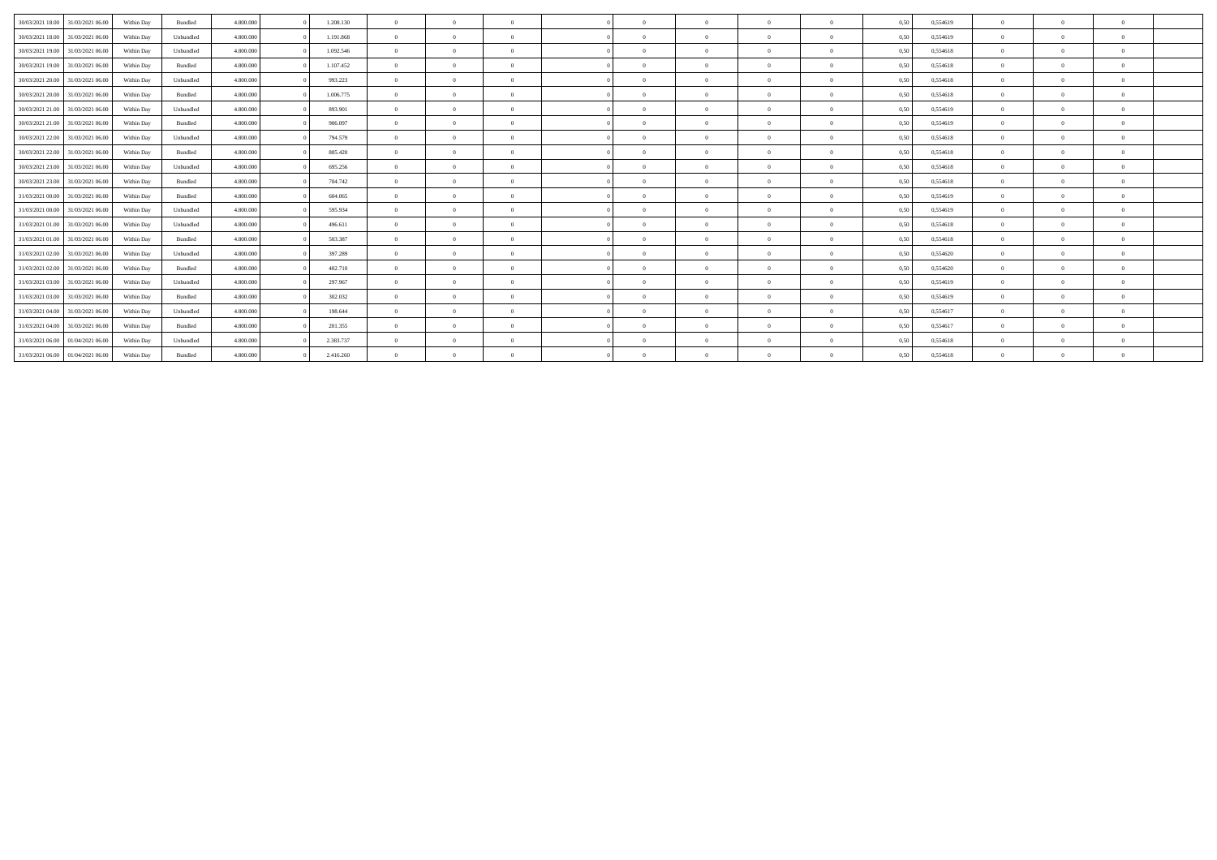| 30/03/2021 18.00 | 31/03/2021 06.00 | Within Day | Bundled | 4.800.000 | 0 | 1.208.130 | 0 | 0 | 0 | | 0 | 0 | 0 | 0 | 0 | 0,50 | 0,554619 | 0 | 0 | 0 | |
|---|---|---|---|---|---|---|---|---|---|---|---|---|---|---|---|---|---|---|---|---|---|
| 30/03/2021 18.00 | 31/03/2021 06.00 | Within Day | Unbundled | 4.800.000 | 0 | 1.191.868 | 0 | 0 | 0 | | 0 | 0 | 0 | 0 | 0 | 0,50 | 0,554619 | 0 | 0 | 0 | |
| 30/03/2021 19.00 | 31/03/2021 06.00 | Within Day | Unbundled | 4.800.000 | 0 | 1.092.546 | 0 | 0 | 0 | | 0 | 0 | 0 | 0 | 0 | 0,50 | 0,554618 | 0 | 0 | 0 | |
| 30/03/2021 19.00 | 31/03/2021 06.00 | Within Day | Bundled | 4.800.000 | 0 | 1.107.452 | 0 | 0 | 0 | | 0 | 0 | 0 | 0 | 0 | 0,50 | 0,554618 | 0 | 0 | 0 | |
| 30/03/2021 20.00 | 31/03/2021 06.00 | Within Day | Unbundled | 4.800.000 | 0 | 993.223 | 0 | 0 | 0 | | 0 | 0 | 0 | 0 | 0 | 0,50 | 0,554618 | 0 | 0 | 0 | |
| 30/03/2021 20.00 | 31/03/2021 06.00 | Within Day | Bundled | 4.800.000 | 0 | 1.006.775 | 0 | 0 | 0 | | 0 | 0 | 0 | 0 | 0 | 0,50 | 0,554618 | 0 | 0 | 0 | |
| 30/03/2021 21.00 | 31/03/2021 06.00 | Within Day | Unbundled | 4.800.000 | 0 | 893.901 | 0 | 0 | 0 | | 0 | 0 | 0 | 0 | 0 | 0,50 | 0,554619 | 0 | 0 | 0 | |
| 30/03/2021 21.00 | 31/03/2021 06.00 | Within Day | Bundled | 4.800.000 | 0 | 906.097 | 0 | 0 | 0 | | 0 | 0 | 0 | 0 | 0 | 0,50 | 0,554619 | 0 | 0 | 0 | |
| 30/03/2021 22.00 | 31/03/2021 06.00 | Within Day | Unbundled | 4.800.000 | 0 | 794.579 | 0 | 0 | 0 | | 0 | 0 | 0 | 0 | 0 | 0,50 | 0,554618 | 0 | 0 | 0 | |
| 30/03/2021 22.00 | 31/03/2021 06.00 | Within Day | Bundled | 4.800.000 | 0 | 805.420 | 0 | 0 | 0 | | 0 | 0 | 0 | 0 | 0 | 0,50 | 0,554618 | 0 | 0 | 0 | |
| 30/03/2021 23.00 | 31/03/2021 06.00 | Within Day | Unbundled | 4.800.000 | 0 | 695.256 | 0 | 0 | 0 | | 0 | 0 | 0 | 0 | 0 | 0,50 | 0,554618 | 0 | 0 | 0 | |
| 30/03/2021 23.00 | 31/03/2021 06.00 | Within Day | Bundled | 4.800.000 | 0 | 704.742 | 0 | 0 | 0 | | 0 | 0 | 0 | 0 | 0 | 0,50 | 0,554618 | 0 | 0 | 0 | |
| 31/03/2021 00.00 | 31/03/2021 06.00 | Within Day | Bundled | 4.800.000 | 0 | 604.065 | 0 | 0 | 0 | | 0 | 0 | 0 | 0 | 0 | 0,50 | 0,554619 | 0 | 0 | 0 | |
| 31/03/2021 00.00 | 31/03/2021 06.00 | Within Day | Unbundled | 4.800.000 | 0 | 595.934 | 0 | 0 | 0 | | 0 | 0 | 0 | 0 | 0 | 0,50 | 0,554619 | 0 | 0 | 0 | |
| 31/03/2021 01.00 | 31/03/2021 06.00 | Within Day | Unbundled | 4.800.000 | 0 | 496.611 | 0 | 0 | 0 | | 0 | 0 | 0 | 0 | 0 | 0,50 | 0,554618 | 0 | 0 | 0 | |
| 31/03/2021 01.00 | 31/03/2021 06.00 | Within Day | Bundled | 4.800.000 | 0 | 503.387 | 0 | 0 | 0 | | 0 | 0 | 0 | 0 | 0 | 0,50 | 0,554618 | 0 | 0 | 0 | |
| 31/03/2021 02.00 | 31/03/2021 06.00 | Within Day | Unbundled | 4.800.000 | 0 | 397.289 | 0 | 0 | 0 | | 0 | 0 | 0 | 0 | 0 | 0,50 | 0,554620 | 0 | 0 | 0 | |
| 31/03/2021 02.00 | 31/03/2021 06.00 | Within Day | Bundled | 4.800.000 | 0 | 402.710 | 0 | 0 | 0 | | 0 | 0 | 0 | 0 | 0 | 0,50 | 0,554620 | 0 | 0 | 0 | |
| 31/03/2021 03.00 | 31/03/2021 06.00 | Within Day | Unbundled | 4.800.000 | 0 | 297.967 | 0 | 0 | 0 | | 0 | 0 | 0 | 0 | 0 | 0,50 | 0,554619 | 0 | 0 | 0 | |
| 31/03/2021 03.00 | 31/03/2021 06.00 | Within Day | Bundled | 4.800.000 | 0 | 302.032 | 0 | 0 | 0 | | 0 | 0 | 0 | 0 | 0 | 0,50 | 0,554619 | 0 | 0 | 0 | |
| 31/03/2021 04.00 | 31/03/2021 06.00 | Within Day | Unbundled | 4.800.000 | 0 | 198.644 | 0 | 0 | 0 | | 0 | 0 | 0 | 0 | 0 | 0,50 | 0,554617 | 0 | 0 | 0 | |
| 31/03/2021 04.00 | 31/03/2021 06.00 | Within Day | Bundled | 4.800.000 | 0 | 201.355 | 0 | 0 | 0 | | 0 | 0 | 0 | 0 | 0 | 0,50 | 0,554617 | 0 | 0 | 0 | |
| 31/03/2021 06.00 | 01/04/2021 06.00 | Within Day | Unbundled | 4.800.000 | 0 | 2.383.737 | 0 | 0 | 0 | | 0 | 0 | 0 | 0 | 0 | 0,50 | 0,554618 | 0 | 0 | 0 | |
| 31/03/2021 06.00 | 01/04/2021 06.00 | Within Day | Bundled | 4.800.000 | 0 | 2.416.260 | 0 | 0 | 0 | | 0 | 0 | 0 | 0 | 0 | 0,50 | 0,554618 | 0 | 0 | 0 | |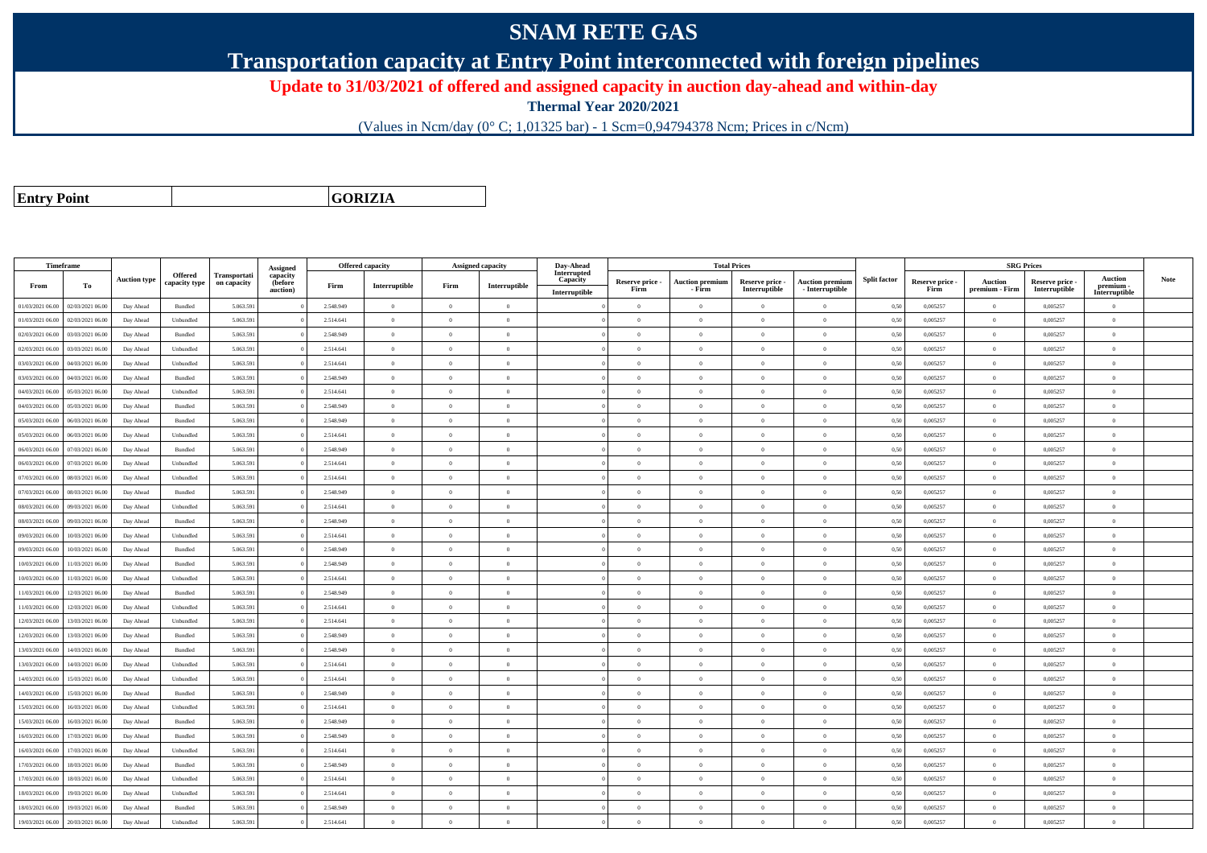# SNAM RETE GAS

## Transportation capacity at Entry Point interconnected with foreign pipelines

**Update to 31/03/2021 of offered and assigned capacity in auction day-ahead and within-day**

**Thermal Year 2020/2021**

(Values in Ncm/day (0° C; 1,01325 bar) - 1 Scm=0,94794378 Ncm; Prices in c/Ncm)

| Entry Point | GORIZIA |
|---|---|

| Timeframe | | Auction type | Offered capacity type | Transportation capacity | Assigned capacity (before auction) | Offered capacity | | Assigned capacity | | Day-Ahead Interrupted Capacity | Total Prices | | | | Split factor | SRG Prices | | | | Note |
|---|---|---|---|---|---|---|---|---|---|---|---|---|---|---|---|---|---|---|---|---|
| From | To | | | | | Firm | Interruptible | Firm | Interruptible | Interruptible | Reserve price - Firm | Auction premium - Firm | Reserve price - Interruptible | Auction premium - Interruptible | | Reserve price - Firm | Auction premium - Firm | Reserve price - Interruptible | Auction premium - Interruptible | |
| 01/03/2021 06.00 | 02/03/2021 06.00 | Day Ahead | Bundled | 5.063.591 | 0 | 2.548.949 | 0 | 0 | 0 | 0 | 0 | 0 | 0 | 0 | 0,50 | 0,005257 | 0 | 0,005257 | 0 | |
| 01/03/2021 06.00 | 02/03/2021 06.00 | Day Ahead | Unbundled | 5.063.591 | 0 | 2.514.641 | 0 | 0 | 0 | 0 | 0 | 0 | 0 | 0 | 0,50 | 0,005257 | 0 | 0,005257 | 0 | |
| 02/03/2021 06.00 | 03/03/2021 06.00 | Day Ahead | Bundled | 5.063.591 | 0 | 2.548.949 | 0 | 0 | 0 | 0 | 0 | 0 | 0 | 0 | 0,50 | 0,005257 | 0 | 0,005257 | 0 | |
| 02/03/2021 06.00 | 03/03/2021 06.00 | Day Ahead | Unbundled | 5.063.591 | 0 | 2.514.641 | 0 | 0 | 0 | 0 | 0 | 0 | 0 | 0 | 0,50 | 0,005257 | 0 | 0,005257 | 0 | |
| 03/03/2021 06.00 | 04/03/2021 06.00 | Day Ahead | Unbundled | 5.063.591 | 0 | 2.514.641 | 0 | 0 | 0 | 0 | 0 | 0 | 0 | 0 | 0,50 | 0,005257 | 0 | 0,005257 | 0 | |
| 03/03/2021 06.00 | 04/03/2021 06.00 | Day Ahead | Bundled | 5.063.591 | 0 | 2.548.949 | 0 | 0 | 0 | 0 | 0 | 0 | 0 | 0 | 0,50 | 0,005257 | 0 | 0,005257 | 0 | |
| 04/03/2021 06.00 | 05/03/2021 06.00 | Day Ahead | Unbundled | 5.063.591 | 0 | 2.514.641 | 0 | 0 | 0 | 0 | 0 | 0 | 0 | 0 | 0,50 | 0,005257 | 0 | 0,005257 | 0 | |
| 04/03/2021 06.00 | 05/03/2021 06.00 | Day Ahead | Bundled | 5.063.591 | 0 | 2.548.949 | 0 | 0 | 0 | 0 | 0 | 0 | 0 | 0 | 0,50 | 0,005257 | 0 | 0,005257 | 0 | |
| 05/03/2021 06.00 | 06/03/2021 06.00 | Day Ahead | Bundled | 5.063.591 | 0 | 2.548.949 | 0 | 0 | 0 | 0 | 0 | 0 | 0 | 0 | 0,50 | 0,005257 | 0 | 0,005257 | 0 | |
| 05/03/2021 06.00 | 06/03/2021 06.00 | Day Ahead | Unbundled | 5.063.591 | 0 | 2.514.641 | 0 | 0 | 0 | 0 | 0 | 0 | 0 | 0 | 0,50 | 0,005257 | 0 | 0,005257 | 0 | |
| 06/03/2021 06.00 | 07/03/2021 06.00 | Day Ahead | Bundled | 5.063.591 | 0 | 2.548.949 | 0 | 0 | 0 | 0 | 0 | 0 | 0 | 0 | 0,50 | 0,005257 | 0 | 0,005257 | 0 | |
| 06/03/2021 06.00 | 07/03/2021 06.00 | Day Ahead | Unbundled | 5.063.591 | 0 | 2.514.641 | 0 | 0 | 0 | 0 | 0 | 0 | 0 | 0 | 0,50 | 0,005257 | 0 | 0,005257 | 0 | |
| 07/03/2021 06.00 | 08/03/2021 06.00 | Day Ahead | Unbundled | 5.063.591 | 0 | 2.514.641 | 0 | 0 | 0 | 0 | 0 | 0 | 0 | 0 | 0,50 | 0,005257 | 0 | 0,005257 | 0 | |
| 07/03/2021 06.00 | 08/03/2021 06.00 | Day Ahead | Bundled | 5.063.591 | 0 | 2.548.949 | 0 | 0 | 0 | 0 | 0 | 0 | 0 | 0 | 0,50 | 0,005257 | 0 | 0,005257 | 0 | |
| 08/03/2021 06.00 | 09/03/2021 06.00 | Day Ahead | Unbundled | 5.063.591 | 0 | 2.514.641 | 0 | 0 | 0 | 0 | 0 | 0 | 0 | 0 | 0,50 | 0,005257 | 0 | 0,005257 | 0 | |
| 08/03/2021 06.00 | 09/03/2021 06.00 | Day Ahead | Bundled | 5.063.591 | 0 | 2.548.949 | 0 | 0 | 0 | 0 | 0 | 0 | 0 | 0 | 0,50 | 0,005257 | 0 | 0,005257 | 0 | |
| 09/03/2021 06.00 | 10/03/2021 06.00 | Day Ahead | Unbundled | 5.063.591 | 0 | 2.514.641 | 0 | 0 | 0 | 0 | 0 | 0 | 0 | 0 | 0,50 | 0,005257 | 0 | 0,005257 | 0 | |
| 09/03/2021 06.00 | 10/03/2021 06.00 | Day Ahead | Bundled | 5.063.591 | 0 | 2.548.949 | 0 | 0 | 0 | 0 | 0 | 0 | 0 | 0 | 0,50 | 0,005257 | 0 | 0,005257 | 0 | |
| 10/03/2021 06.00 | 11/03/2021 06.00 | Day Ahead | Bundled | 5.063.591 | 0 | 2.548.949 | 0 | 0 | 0 | 0 | 0 | 0 | 0 | 0 | 0,50 | 0,005257 | 0 | 0,005257 | 0 | |
| 10/03/2021 06.00 | 11/03/2021 06.00 | Day Ahead | Unbundled | 5.063.591 | 0 | 2.514.641 | 0 | 0 | 0 | 0 | 0 | 0 | 0 | 0 | 0,50 | 0,005257 | 0 | 0,005257 | 0 | |
| 11/03/2021 06.00 | 12/03/2021 06.00 | Day Ahead | Bundled | 5.063.591 | 0 | 2.548.949 | 0 | 0 | 0 | 0 | 0 | 0 | 0 | 0 | 0,50 | 0,005257 | 0 | 0,005257 | 0 | |
| 11/03/2021 06.00 | 12/03/2021 06.00 | Day Ahead | Unbundled | 5.063.591 | 0 | 2.514.641 | 0 | 0 | 0 | 0 | 0 | 0 | 0 | 0 | 0,50 | 0,005257 | 0 | 0,005257 | 0 | |
| 12/03/2021 06.00 | 13/03/2021 06.00 | Day Ahead | Unbundled | 5.063.591 | 0 | 2.514.641 | 0 | 0 | 0 | 0 | 0 | 0 | 0 | 0 | 0,50 | 0,005257 | 0 | 0,005257 | 0 | |
| 12/03/2021 06.00 | 13/03/2021 06.00 | Day Ahead | Bundled | 5.063.591 | 0 | 2.548.949 | 0 | 0 | 0 | 0 | 0 | 0 | 0 | 0 | 0,50 | 0,005257 | 0 | 0,005257 | 0 | |
| 13/03/2021 06.00 | 14/03/2021 06.00 | Day Ahead | Bundled | 5.063.591 | 0 | 2.548.949 | 0 | 0 | 0 | 0 | 0 | 0 | 0 | 0 | 0,50 | 0,005257 | 0 | 0,005257 | 0 | |
| 13/03/2021 06.00 | 14/03/2021 06.00 | Day Ahead | Unbundled | 5.063.591 | 0 | 2.514.641 | 0 | 0 | 0 | 0 | 0 | 0 | 0 | 0 | 0,50 | 0,005257 | 0 | 0,005257 | 0 | |
| 14/03/2021 06.00 | 15/03/2021 06.00 | Day Ahead | Unbundled | 5.063.591 | 0 | 2.514.641 | 0 | 0 | 0 | 0 | 0 | 0 | 0 | 0 | 0,50 | 0,005257 | 0 | 0,005257 | 0 | |
| 14/03/2021 06.00 | 15/03/2021 06.00 | Day Ahead | Bundled | 5.063.591 | 0 | 2.548.949 | 0 | 0 | 0 | 0 | 0 | 0 | 0 | 0 | 0,50 | 0,005257 | 0 | 0,005257 | 0 | |
| 15/03/2021 06.00 | 16/03/2021 06.00 | Day Ahead | Unbundled | 5.063.591 | 0 | 2.514.641 | 0 | 0 | 0 | 0 | 0 | 0 | 0 | 0 | 0,50 | 0,005257 | 0 | 0,005257 | 0 | |
| 15/03/2021 06.00 | 16/03/2021 06.00 | Day Ahead | Bundled | 5.063.591 | 0 | 2.548.949 | 0 | 0 | 0 | 0 | 0 | 0 | 0 | 0 | 0,50 | 0,005257 | 0 | 0,005257 | 0 | |
| 16/03/2021 06.00 | 17/03/2021 06.00 | Day Ahead | Bundled | 5.063.591 | 0 | 2.548.949 | 0 | 0 | 0 | 0 | 0 | 0 | 0 | 0 | 0,50 | 0,005257 | 0 | 0,005257 | 0 | |
| 16/03/2021 06.00 | 17/03/2021 06.00 | Day Ahead | Unbundled | 5.063.591 | 0 | 2.514.641 | 0 | 0 | 0 | 0 | 0 | 0 | 0 | 0 | 0,50 | 0,005257 | 0 | 0,005257 | 0 | |
| 17/03/2021 06.00 | 18/03/2021 06.00 | Day Ahead | Bundled | 5.063.591 | 0 | 2.548.949 | 0 | 0 | 0 | 0 | 0 | 0 | 0 | 0 | 0,50 | 0,005257 | 0 | 0,005257 | 0 | |
| 17/03/2021 06.00 | 18/03/2021 06.00 | Day Ahead | Unbundled | 5.063.591 | 0 | 2.514.641 | 0 | 0 | 0 | 0 | 0 | 0 | 0 | 0 | 0,50 | 0,005257 | 0 | 0,005257 | 0 | |
| 18/03/2021 06.00 | 19/03/2021 06.00 | Day Ahead | Unbundled | 5.063.591 | 0 | 2.514.641 | 0 | 0 | 0 | 0 | 0 | 0 | 0 | 0 | 0,50 | 0,005257 | 0 | 0,005257 | 0 | |
| 18/03/2021 06.00 | 19/03/2021 06.00 | Day Ahead | Bundled | 5.063.591 | 0 | 2.548.949 | 0 | 0 | 0 | 0 | 0 | 0 | 0 | 0 | 0,50 | 0,005257 | 0 | 0,005257 | 0 | |
| 19/03/2021 06.00 | 20/03/2021 06.00 | Day Ahead | Unbundled | 5.063.591 | 0 | 2.514.641 | 0 | 0 | 0 | 0 | 0 | 0 | 0 | 0 | 0,50 | 0,005257 | 0 | 0,005257 | 0 | |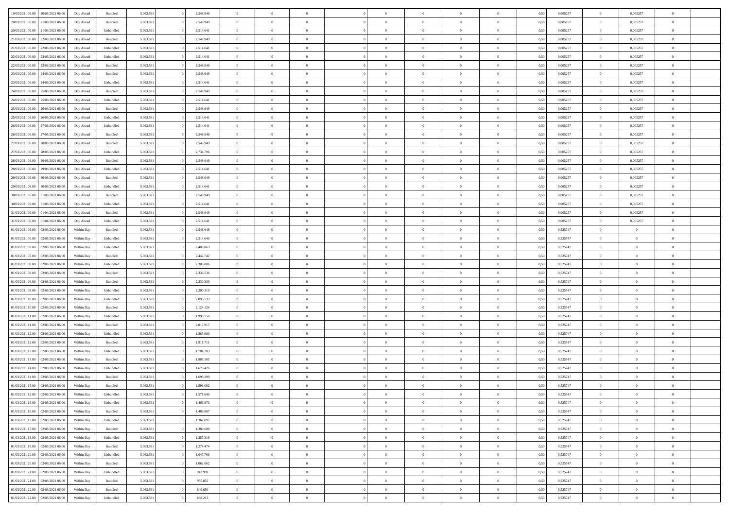| | | | | | | | | | | | | | | | | | | | | | |
|---|---|---|---|---|---|---|---|---|---|---|---|---|---|---|---|---|---|---|---|---|---|
| 19/03/2021 06:00 | 20/03/2021 06:00 | Day Ahead | Bundled | 5.063.591 | 0 | 2.548.949 | 0 | 0 | 0 | | 0 | 0 | 0 | 0 | 0 | 0,50 | 0,005257 | 0 | 0,005257 | 0 | |
| 20/03/2021 06:00 | 21/03/2021 06:00 | Day Ahead | Bundled | 5.063.591 | 0 | 2.548.949 | 0 | 0 | 0 | | 0 | 0 | 0 | 0 | 0 | 0,50 | 0,005257 | 0 | 0,005257 | 0 | |
| 20/03/2021 06:00 | 21/03/2021 06:00 | Day Ahead | Unbundled | 5.063.591 | 0 | 2.514.641 | 0 | 0 | 0 | | 0 | 0 | 0 | 0 | 0 | 0,50 | 0,005257 | 0 | 0,005257 | 0 | |
| 21/03/2021 06:00 | 22/03/2021 06:00 | Day Ahead | Bundled | 5.063.591 | 0 | 2.548.949 | 0 | 0 | 0 | | 0 | 0 | 0 | 0 | 0 | 0,50 | 0,005257 | 0 | 0,005257 | 0 | |
| 21/03/2021 06:00 | 22/03/2021 06:00 | Day Ahead | Unbundled | 5.063.591 | 0 | 2.514.641 | 0 | 0 | 0 | | 0 | 0 | 0 | 0 | 0 | 0,50 | 0,005257 | 0 | 0,005257 | 0 | |
| 22/03/2021 06:00 | 23/03/2021 06:00 | Day Ahead | Unbundled | 5.063.591 | 0 | 2.514.641 | 0 | 0 | 0 | | 0 | 0 | 0 | 0 | 0 | 0,50 | 0,005257 | 0 | 0,005257 | 0 | |
| 22/03/2021 06:00 | 23/03/2021 06:00 | Day Ahead | Bundled | 5.063.591 | 0 | 2.548.949 | 0 | 0 | 0 | | 0 | 0 | 0 | 0 | 0 | 0,50 | 0,005257 | 0 | 0,005257 | 0 | |
| 23/03/2021 06:00 | 24/03/2021 06:00 | Day Ahead | Bundled | 5.063.591 | 0 | 2.548.949 | 0 | 0 | 0 | | 0 | 0 | 0 | 0 | 0 | 0,50 | 0,005257 | 0 | 0,005257 | 0 | |
| 23/03/2021 06:00 | 24/03/2021 06:00 | Day Ahead | Unbundled | 5.063.591 | 0 | 2.514.641 | 0 | 0 | 0 | | 0 | 0 | 0 | 0 | 0 | 0,50 | 0,005257 | 0 | 0,005257 | 0 | |
| 24/03/2021 06:00 | 25/03/2021 06:00 | Day Ahead | Bundled | 5.063.591 | 0 | 2.548.949 | 0 | 0 | 0 | | 0 | 0 | 0 | 0 | 0 | 0,50 | 0,005257 | 0 | 0,005257 | 0 | |
| 24/03/2021 06:00 | 25/03/2021 06:00 | Day Ahead | Unbundled | 5.063.591 | 0 | 2.514.641 | 0 | 0 | 0 | | 0 | 0 | 0 | 0 | 0 | 0,50 | 0,005257 | 0 | 0,005257 | 0 | |
| 25/03/2021 06:00 | 26/03/2021 06:00 | Day Ahead | Bundled | 5.063.591 | 0 | 2.548.949 | 0 | 0 | 0 | | 0 | 0 | 0 | 0 | 0 | 0,50 | 0,005257 | 0 | 0,005257 | 0 | |
| 25/03/2021 06:00 | 26/03/2021 06:00 | Day Ahead | Unbundled | 5.063.591 | 0 | 2.514.641 | 0 | 0 | 0 | | 0 | 0 | 0 | 0 | 0 | 0,50 | 0,005257 | 0 | 0,005257 | 0 | |
| 26/03/2021 06:00 | 27/03/2021 06:00 | Day Ahead | Unbundled | 5.063.591 | 0 | 2.514.641 | 0 | 0 | 0 | | 0 | 0 | 0 | 0 | 0 | 0,50 | 0,005257 | 0 | 0,005257 | 0 | |
| 26/03/2021 06:00 | 27/03/2021 06:00 | Day Ahead | Bundled | 5.063.591 | 0 | 2.548.949 | 0 | 0 | 0 | | 0 | 0 | 0 | 0 | 0 | 0,50 | 0,005257 | 0 | 0,005257 | 0 | |
| 27/03/2021 06:00 | 28/03/2021 06:00 | Day Ahead | Bundled | 5.063.591 | 0 | 2.548.949 | 0 | 0 | 0 | | 0 | 0 | 0 | 0 | 0 | 0,50 | 0,005257 | 0 | 0,005257 | 0 | |
| 27/03/2021 06:00 | 28/03/2021 06:00 | Day Ahead | Unbundled | 5.063.591 | 0 | 2.734.796 | 0 | 0 | 0 | | 0 | 0 | 0 | 0 | 0 | 0,50 | 0,005257 | 0 | 0,005257 | 0 | |
| 28/03/2021 06:00 | 29/03/2021 06:00 | Day Ahead | Bundled | 5.063.591 | 0 | 2.548.949 | 0 | 0 | 0 | | 0 | 0 | 0 | 0 | 0 | 0,50 | 0,005257 | 0 | 0,005257 | 0 | |
| 28/03/2021 06:00 | 29/03/2021 06:00 | Day Ahead | Unbundled | 5.063.591 | 0 | 2.514.641 | 0 | 0 | 0 | | 0 | 0 | 0 | 0 | 0 | 0,50 | 0,005257 | 0 | 0,005257 | 0 | |
| 29/03/2021 06:00 | 30/03/2021 06:00 | Day Ahead | Bundled | 5.063.591 | 0 | 2.548.949 | 0 | 0 | 0 | | 0 | 0 | 0 | 0 | 0 | 0,50 | 0,005257 | 0 | 0,005257 | 0 | |
| 29/03/2021 06:00 | 30/03/2021 06:00 | Day Ahead | Unbundled | 5.063.591 | 0 | 2.514.641 | 0 | 0 | 0 | | 0 | 0 | 0 | 0 | 0 | 0,50 | 0,005257 | 0 | 0,005257 | 0 | |
| 30/03/2021 06:00 | 31/03/2021 06:00 | Day Ahead | Bundled | 5.063.591 | 0 | 2.548.949 | 0 | 0 | 0 | | 0 | 0 | 0 | 0 | 0 | 0,50 | 0,005257 | 0 | 0,005257 | 0 | |
| 30/03/2021 06:00 | 31/03/2021 06:00 | Day Ahead | Unbundled | 5.063.591 | 0 | 2.514.641 | 0 | 0 | 0 | | 0 | 0 | 0 | 0 | 0 | 0,50 | 0,005257 | 0 | 0,005257 | 0 | |
| 31/03/2021 06:00 | 01/04/2021 06:00 | Day Ahead | Bundled | 5.063.591 | 0 | 2.548.949 | 0 | 0 | 0 | | 0 | 0 | 0 | 0 | 0 | 0,50 | 0,005257 | 0 | 0,005257 | 0 | |
| 31/03/2021 06:00 | 01/04/2021 06:00 | Day Ahead | Unbundled | 5.063.591 | 0 | 2.514.641 | 0 | 0 | 0 | | 0 | 0 | 0 | 0 | 0 | 0,50 | 0,005257 | 0 | 0,005257 | 0 | |
| 01/03/2021 06:00 | 02/03/2021 06:00 | Within Day | Bundled | 5.063.591 | 0 | 2.548.949 | 0 | 0 | 0 | | 0 | 0 | 0 | 0 | 0 | 0,50 | 0,525747 | 0 | 0 | 0 | |
| 01/03/2021 06:00 | 02/03/2021 06:00 | Within Day | Unbundled | 5.063.591 | 0 | 2.514.640 | 0 | 0 | 0 | | 0 | 0 | 0 | 0 | 0 | 0,50 | 0,525747 | 0 | 0 | 0 | |
| 01/03/2021 07:00 | 02/03/2021 06:00 | Within Day | Unbundled | 5.063.591 | 0 | 2.409.863 | 0 | 0 | 0 | | 0 | 0 | 0 | 0 | 0 | 0,50 | 0,525747 | 0 | 0 | 0 | |
| 01/03/2021 07:00 | 02/03/2021 06:00 | Within Day | Bundled | 5.063.591 | 0 | 2.442.742 | 0 | 0 | 0 | | 0 | 0 | 0 | 0 | 0 | 0,50 | 0,525747 | 0 | 0 | 0 | |
| 01/03/2021 08:00 | 02/03/2021 06:00 | Within Day | Unbundled | 5.063.591 | 0 | 2.305.086 | 0 | 0 | 0 | | 0 | 0 | 0 | 0 | 0 | 0,50 | 0,525747 | 0 | 0 | 0 | |
| 01/03/2021 08:00 | 02/03/2021 06:00 | Within Day | Bundled | 5.063.591 | 0 | 2.336.536 | 0 | 0 | 0 | | 0 | 0 | 0 | 0 | 0 | 0,50 | 0,525747 | 0 | 0 | 0 | |
| 01/03/2021 09:00 | 02/03/2021 06:00 | Within Day | Bundled | 5.063.591 | 0 | 2.230.330 | 0 | 0 | 0 | | 0 | 0 | 0 | 0 | 0 | 0,50 | 0,525747 | 0 | 0 | 0 | |
| 01/03/2021 09:00 | 02/03/2021 06:00 | Within Day | Unbundled | 5.063.591 | 0 | 2.200.310 | 0 | 0 | 0 | | 0 | 0 | 0 | 0 | 0 | 0,50 | 0,525747 | 0 | 0 | 0 | |
| 01/03/2021 10:00 | 02/03/2021 06:00 | Within Day | Unbundled | 5.063.591 | 0 | 2.095.533 | 0 | 0 | 0 | | 0 | 0 | 0 | 0 | 0 | 0,50 | 0,525747 | 0 | 0 | 0 | |
| 01/03/2021 10:00 | 02/03/2021 06:00 | Within Day | Bundled | 5.063.591 | 0 | 2.124.124 | 0 | 0 | 0 | | 0 | 0 | 0 | 0 | 0 | 0,50 | 0,525747 | 0 | 0 | 0 | |
| 01/03/2021 11:00 | 02/03/2021 06:00 | Within Day | Unbundled | 5.063.591 | 0 | 1.990.756 | 0 | 0 | 0 | | 0 | 0 | 0 | 0 | 0 | 0,50 | 0,525747 | 0 | 0 | 0 | |
| 01/03/2021 11:00 | 02/03/2021 06:00 | Within Day | Bundled | 5.063.591 | 0 | 2.017.917 | 0 | 0 | 0 | | 0 | 0 | 0 | 0 | 0 | 0,50 | 0,525747 | 0 | 0 | 0 | |
| 01/03/2021 12:00 | 02/03/2021 06:00 | Within Day | Unbundled | 5.063.591 | 0 | 1.885.980 | 0 | 0 | 0 | | 0 | 0 | 0 | 0 | 0 | 0,50 | 0,525747 | 0 | 0 | 0 | |
| 01/03/2021 12:00 | 02/03/2021 06:00 | Within Day | Bundled | 5.063.591 | 0 | 1.911.711 | 0 | 0 | 0 | | 0 | 0 | 0 | 0 | 0 | 0,50 | 0,525747 | 0 | 0 | 0 | |
| 01/03/2021 13:00 | 02/03/2021 06:00 | Within Day | Unbundled | 5.063.591 | 0 | 1.781.203 | 0 | 0 | 0 | | 0 | 0 | 0 | 0 | 0 | 0,50 | 0,525747 | 0 | 0 | 0 | |
| 01/03/2021 13:00 | 02/03/2021 06:00 | Within Day | Bundled | 5.063.591 | 0 | 1.805.505 | 0 | 0 | 0 | | 0 | 0 | 0 | 0 | 0 | 0,50 | 0,525747 | 0 | 0 | 0 | |
| 01/03/2021 14:00 | 02/03/2021 06:00 | Within Day | Unbundled | 5.063.591 | 0 | 1.676.426 | 0 | 0 | 0 | | 0 | 0 | 0 | 0 | 0 | 0,50 | 0,525747 | 0 | 0 | 0 | |
| 01/03/2021 14:00 | 02/03/2021 06:00 | Within Day | Bundled | 5.063.591 | 0 | 1.699.299 | 0 | 0 | 0 | | 0 | 0 | 0 | 0 | 0 | 0,50 | 0,525747 | 0 | 0 | 0 | |
| 01/03/2021 15:00 | 02/03/2021 06:00 | Within Day | Bundled | 5.063.591 | 0 | 1.593.092 | 0 | 0 | 0 | | 0 | 0 | 0 | 0 | 0 | 0,50 | 0,525747 | 0 | 0 | 0 | |
| 01/03/2021 15:00 | 02/03/2021 06:00 | Within Day | Unbundled | 5.063.591 | 0 | 1.571.649 | 0 | 0 | 0 | | 0 | 0 | 0 | 0 | 0 | 0,50 | 0,525747 | 0 | 0 | 0 | |
| 01/03/2021 16:00 | 02/03/2021 06:00 | Within Day | Unbundled | 5.063.591 | 0 | 1.466.873 | 0 | 0 | 0 | | 0 | 0 | 0 | 0 | 0 | 0,50 | 0,525747 | 0 | 0 | 0 | |
| 01/03/2021 16:00 | 02/03/2021 06:00 | Within Day | Bundled | 5.063.591 | 0 | 1.486.887 | 0 | 0 | 0 | | 0 | 0 | 0 | 0 | 0 | 0,50 | 0,525747 | 0 | 0 | 0 | |
| 01/03/2021 17:00 | 02/03/2021 06:00 | Within Day | Unbundled | 5.063.591 | 0 | 1.362.097 | 0 | 0 | 0 | | 0 | 0 | 0 | 0 | 0 | 0,50 | 0,525747 | 0 | 0 | 0 | |
| 01/03/2021 17:00 | 02/03/2021 06:00 | Within Day | Bundled | 5.063.591 | 0 | 1.380.680 | 0 | 0 | 0 | | 0 | 0 | 0 | 0 | 0 | 0,50 | 0,525747 | 0 | 0 | 0 | |
| 01/03/2021 18:00 | 02/03/2021 06:00 | Within Day | Unbundled | 5.063.591 | 0 | 1.257.319 | 0 | 0 | 0 | | 0 | 0 | 0 | 0 | 0 | 0,50 | 0,525747 | 0 | 0 | 0 | |
| 01/03/2021 18:00 | 02/03/2021 06:00 | Within Day | Bundled | 5.063.591 | 0 | 1.274.474 | 0 | 0 | 0 | | 0 | 0 | 0 | 0 | 0 | 0,50 | 0,525747 | 0 | 0 | 0 | |
| 01/03/2021 20:00 | 02/03/2021 06:00 | Within Day | Unbundled | 5.063.591 | 0 | 1.047.766 | 0 | 0 | 0 | | 0 | 0 | 0 | 0 | 0 | 0,50 | 0,525747 | 0 | 0 | 0 | |
| 01/03/2021 20:00 | 02/03/2021 06:00 | Within Day | Bundled | 5.063.591 | 0 | 1.062.062 | 0 | 0 | 0 | | 0 | 0 | 0 | 0 | 0 | 0,50 | 0,525747 | 0 | 0 | 0 | |
| 01/03/2021 21:00 | 02/03/2021 06:00 | Within Day | Unbundled | 5.063.591 | 0 | 942.989 | 0 | 0 | 0 | | 0 | 0 | 0 | 0 | 0 | 0,50 | 0,525747 | 0 | 0 | 0 | |
| 01/03/2021 21:00 | 02/03/2021 06:00 | Within Day | Bundled | 5.063.591 | 0 | 955.855 | 0 | 0 | 0 | | 0 | 0 | 0 | 0 | 0 | 0,50 | 0,525747 | 0 | 0 | 0 | |
| 01/03/2021 22:00 | 02/03/2021 06:00 | Within Day | Bundled | 5.063.591 | 0 | 849.650 | 0 | 0 | 0 | | 0 | 0 | 0 | 0 | 0 | 0,50 | 0,525747 | 0 | 0 | 0 | |
| 01/03/2021 22:00 | 02/03/2021 06:00 | Within Day | Unbundled | 5.063.591 | 0 | 838.213 | 0 | 0 | 0 | | 0 | 0 | 0 | 0 | 0 | 0,50 | 0,525747 | 0 | 0 | 0 | |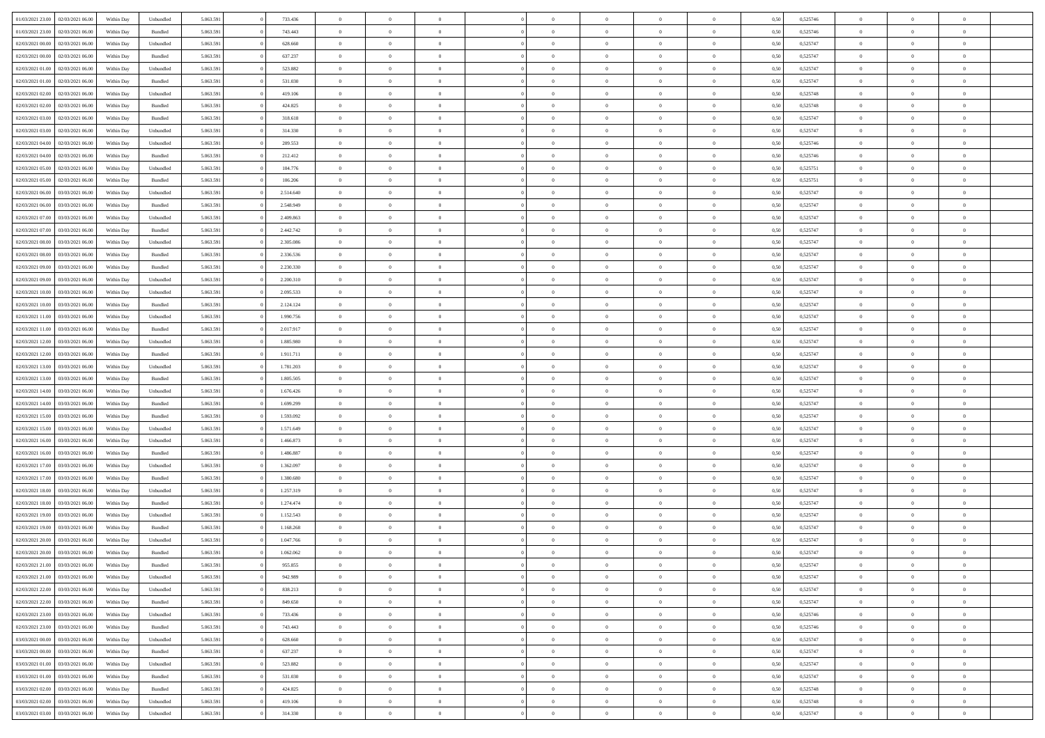| | | | | | | | | | | | | | | | | | | | | |
|---|---|---|---|---|---|---|---|---|---|---|---|---|---|---|---|---|---|---|---|---|
| 01/03/2021 23:00 | 02/03/2021 06:00 | Within Day | Unbundled | 5.063.591 | 0 | 733.436 | 0 | 0 | 0 | 0 | 0 | 0 | 0 | 0 | 0,50 | 0,525746 | 0 | 0 | 0 | |
| 01/03/2021 23:00 | 02/03/2021 06:00 | Within Day | Bundled | 5.063.591 | 0 | 743.443 | 0 | 0 | 0 | 0 | 0 | 0 | 0 | 0 | 0,50 | 0,525746 | 0 | 0 | 0 | |
| 02/03/2021 00:00 | 02/03/2021 06:00 | Within Day | Unbundled | 5.063.591 | 0 | 628.660 | 0 | 0 | 0 | 0 | 0 | 0 | 0 | 0 | 0,50 | 0,525747 | 0 | 0 | 0 | |
| 02/03/2021 00:00 | 02/03/2021 06:00 | Within Day | Bundled | 5.063.591 | 0 | 637.237 | 0 | 0 | 0 | 0 | 0 | 0 | 0 | 0 | 0,50 | 0,525747 | 0 | 0 | 0 | |
| 02/03/2021 01:00 | 02/03/2021 06:00 | Within Day | Unbundled | 5.063.591 | 0 | 523.882 | 0 | 0 | 0 | 0 | 0 | 0 | 0 | 0 | 0,50 | 0,525747 | 0 | 0 | 0 | |
| 02/03/2021 01:00 | 02/03/2021 06:00 | Within Day | Bundled | 5.063.591 | 0 | 531.030 | 0 | 0 | 0 | 0 | 0 | 0 | 0 | 0 | 0,50 | 0,525747 | 0 | 0 | 0 | |
| 02/03/2021 02:00 | 02/03/2021 06:00 | Within Day | Unbundled | 5.063.591 | 0 | 419.106 | 0 | 0 | 0 | 0 | 0 | 0 | 0 | 0 | 0,50 | 0,525748 | 0 | 0 | 0 | |
| 02/03/2021 02:00 | 02/03/2021 06:00 | Within Day | Bundled | 5.063.591 | 0 | 424.825 | 0 | 0 | 0 | 0 | 0 | 0 | 0 | 0 | 0,50 | 0,525748 | 0 | 0 | 0 | |
| 02/03/2021 03:00 | 02/03/2021 06:00 | Within Day | Bundled | 5.063.591 | 0 | 318.618 | 0 | 0 | 0 | 0 | 0 | 0 | 0 | 0 | 0,50 | 0,525747 | 0 | 0 | 0 | |
| 02/03/2021 03:00 | 02/03/2021 06:00 | Within Day | Unbundled | 5.063.591 | 0 | 314.330 | 0 | 0 | 0 | 0 | 0 | 0 | 0 | 0 | 0,50 | 0,525747 | 0 | 0 | 0 | |
| 02/03/2021 04:00 | 02/03/2021 06:00 | Within Day | Unbundled | 5.063.591 | 0 | 209.553 | 0 | 0 | 0 | 0 | 0 | 0 | 0 | 0 | 0,50 | 0,525746 | 0 | 0 | 0 | |
| 02/03/2021 04:00 | 02/03/2021 06:00 | Within Day | Bundled | 5.063.591 | 0 | 212.412 | 0 | 0 | 0 | 0 | 0 | 0 | 0 | 0 | 0,50 | 0,525746 | 0 | 0 | 0 | |
| 02/03/2021 05:00 | 02/03/2021 06:00 | Within Day | Unbundled | 5.063.591 | 0 | 104.776 | 0 | 0 | 0 | 0 | 0 | 0 | 0 | 0 | 0,50 | 0,525751 | 0 | 0 | 0 | |
| 02/03/2021 05:00 | 02/03/2021 06:00 | Within Day | Bundled | 5.063.591 | 0 | 106.206 | 0 | 0 | 0 | 0 | 0 | 0 | 0 | 0 | 0,50 | 0,525751 | 0 | 0 | 0 | |
| 02/03/2021 06:00 | 03/03/2021 06:00 | Within Day | Unbundled | 5.063.591 | 0 | 2.514.640 | 0 | 0 | 0 | 0 | 0 | 0 | 0 | 0 | 0,50 | 0,525747 | 0 | 0 | 0 | |
| 02/03/2021 06:00 | 03/03/2021 06:00 | Within Day | Bundled | 5.063.591 | 0 | 2.548.949 | 0 | 0 | 0 | 0 | 0 | 0 | 0 | 0 | 0,50 | 0,525747 | 0 | 0 | 0 | |
| 02/03/2021 07:00 | 03/03/2021 06:00 | Within Day | Unbundled | 5.063.591 | 0 | 2.409.863 | 0 | 0 | 0 | 0 | 0 | 0 | 0 | 0 | 0,50 | 0,525747 | 0 | 0 | 0 | |
| 02/03/2021 07:00 | 03/03/2021 06:00 | Within Day | Bundled | 5.063.591 | 0 | 2.442.742 | 0 | 0 | 0 | 0 | 0 | 0 | 0 | 0 | 0,50 | 0,525747 | 0 | 0 | 0 | |
| 02/03/2021 08:00 | 03/03/2021 06:00 | Within Day | Unbundled | 5.063.591 | 0 | 2.305.086 | 0 | 0 | 0 | 0 | 0 | 0 | 0 | 0 | 0,50 | 0,525747 | 0 | 0 | 0 | |
| 02/03/2021 08:00 | 03/03/2021 06:00 | Within Day | Bundled | 5.063.591 | 0 | 2.336.536 | 0 | 0 | 0 | 0 | 0 | 0 | 0 | 0 | 0,50 | 0,525747 | 0 | 0 | 0 | |
| 02/03/2021 09:00 | 03/03/2021 06:00 | Within Day | Bundled | 5.063.591 | 0 | 2.230.330 | 0 | 0 | 0 | 0 | 0 | 0 | 0 | 0 | 0,50 | 0,525747 | 0 | 0 | 0 | |
| 02/03/2021 09:00 | 03/03/2021 06:00 | Within Day | Unbundled | 5.063.591 | 0 | 2.200.310 | 0 | 0 | 0 | 0 | 0 | 0 | 0 | 0 | 0,50 | 0,525747 | 0 | 0 | 0 | |
| 02/03/2021 10:00 | 03/03/2021 06:00 | Within Day | Unbundled | 5.063.591 | 0 | 2.095.533 | 0 | 0 | 0 | 0 | 0 | 0 | 0 | 0 | 0,50 | 0,525747 | 0 | 0 | 0 | |
| 02/03/2021 10:00 | 03/03/2021 06:00 | Within Day | Bundled | 5.063.591 | 0 | 2.124.124 | 0 | 0 | 0 | 0 | 0 | 0 | 0 | 0 | 0,50 | 0,525747 | 0 | 0 | 0 | |
| 02/03/2021 11:00 | 03/03/2021 06:00 | Within Day | Unbundled | 5.063.591 | 0 | 1.990.756 | 0 | 0 | 0 | 0 | 0 | 0 | 0 | 0 | 0,50 | 0,525747 | 0 | 0 | 0 | |
| 02/03/2021 11:00 | 03/03/2021 06:00 | Within Day | Bundled | 5.063.591 | 0 | 2.017.917 | 0 | 0 | 0 | 0 | 0 | 0 | 0 | 0 | 0,50 | 0,525747 | 0 | 0 | 0 | |
| 02/03/2021 12:00 | 03/03/2021 06:00 | Within Day | Unbundled | 5.063.591 | 0 | 1.885.980 | 0 | 0 | 0 | 0 | 0 | 0 | 0 | 0 | 0,50 | 0,525747 | 0 | 0 | 0 | |
| 02/03/2021 12:00 | 03/03/2021 06:00 | Within Day | Bundled | 5.063.591 | 0 | 1.911.711 | 0 | 0 | 0 | 0 | 0 | 0 | 0 | 0 | 0,50 | 0,525747 | 0 | 0 | 0 | |
| 02/03/2021 13:00 | 03/03/2021 06:00 | Within Day | Unbundled | 5.063.591 | 0 | 1.781.203 | 0 | 0 | 0 | 0 | 0 | 0 | 0 | 0 | 0,50 | 0,525747 | 0 | 0 | 0 | |
| 02/03/2021 13:00 | 03/03/2021 06:00 | Within Day | Bundled | 5.063.591 | 0 | 1.805.505 | 0 | 0 | 0 | 0 | 0 | 0 | 0 | 0 | 0,50 | 0,525747 | 0 | 0 | 0 | |
| 02/03/2021 14:00 | 03/03/2021 06:00 | Within Day | Unbundled | 5.063.591 | 0 | 1.676.426 | 0 | 0 | 0 | 0 | 0 | 0 | 0 | 0 | 0,50 | 0,525747 | 0 | 0 | 0 | |
| 02/03/2021 14:00 | 03/03/2021 06:00 | Within Day | Bundled | 5.063.591 | 0 | 1.699.299 | 0 | 0 | 0 | 0 | 0 | 0 | 0 | 0 | 0,50 | 0,525747 | 0 | 0 | 0 | |
| 02/03/2021 15:00 | 03/03/2021 06:00 | Within Day | Bundled | 5.063.591 | 0 | 1.593.092 | 0 | 0 | 0 | 0 | 0 | 0 | 0 | 0 | 0,50 | 0,525747 | 0 | 0 | 0 | |
| 02/03/2021 15:00 | 03/03/2021 06:00 | Within Day | Unbundled | 5.063.591 | 0 | 1.571.649 | 0 | 0 | 0 | 0 | 0 | 0 | 0 | 0 | 0,50 | 0,525747 | 0 | 0 | 0 | |
| 02/03/2021 16:00 | 03/03/2021 06:00 | Within Day | Unbundled | 5.063.591 | 0 | 1.466.873 | 0 | 0 | 0 | 0 | 0 | 0 | 0 | 0 | 0,50 | 0,525747 | 0 | 0 | 0 | |
| 02/03/2021 16:00 | 03/03/2021 06:00 | Within Day | Bundled | 5.063.591 | 0 | 1.486.887 | 0 | 0 | 0 | 0 | 0 | 0 | 0 | 0 | 0,50 | 0,525747 | 0 | 0 | 0 | |
| 02/03/2021 17:00 | 03/03/2021 06:00 | Within Day | Unbundled | 5.063.591 | 0 | 1.362.097 | 0 | 0 | 0 | 0 | 0 | 0 | 0 | 0 | 0,50 | 0,525747 | 0 | 0 | 0 | |
| 02/03/2021 17:00 | 03/03/2021 06:00 | Within Day | Bundled | 5.063.591 | 0 | 1.380.680 | 0 | 0 | 0 | 0 | 0 | 0 | 0 | 0 | 0,50 | 0,525747 | 0 | 0 | 0 | |
| 02/03/2021 18:00 | 03/03/2021 06:00 | Within Day | Unbundled | 5.063.591 | 0 | 1.257.319 | 0 | 0 | 0 | 0 | 0 | 0 | 0 | 0 | 0,50 | 0,525747 | 0 | 0 | 0 | |
| 02/03/2021 18:00 | 03/03/2021 06:00 | Within Day | Bundled | 5.063.591 | 0 | 1.274.474 | 0 | 0 | 0 | 0 | 0 | 0 | 0 | 0 | 0,50 | 0,525747 | 0 | 0 | 0 | |
| 02/03/2021 19:00 | 03/03/2021 06:00 | Within Day | Unbundled | 5.063.591 | 0 | 1.152.543 | 0 | 0 | 0 | 0 | 0 | 0 | 0 | 0 | 0,50 | 0,525747 | 0 | 0 | 0 | |
| 02/03/2021 19:00 | 03/03/2021 06:00 | Within Day | Bundled | 5.063.591 | 0 | 1.168.268 | 0 | 0 | 0 | 0 | 0 | 0 | 0 | 0 | 0,50 | 0,525747 | 0 | 0 | 0 | |
| 02/03/2021 20:00 | 03/03/2021 06:00 | Within Day | Unbundled | 5.063.591 | 0 | 1.047.766 | 0 | 0 | 0 | 0 | 0 | 0 | 0 | 0 | 0,50 | 0,525747 | 0 | 0 | 0 | |
| 02/03/2021 20:00 | 03/03/2021 06:00 | Within Day | Bundled | 5.063.591 | 0 | 1.062.062 | 0 | 0 | 0 | 0 | 0 | 0 | 0 | 0 | 0,50 | 0,525747 | 0 | 0 | 0 | |
| 02/03/2021 21:00 | 03/03/2021 06:00 | Within Day | Bundled | 5.063.591 | 0 | 955.855 | 0 | 0 | 0 | 0 | 0 | 0 | 0 | 0 | 0,50 | 0,525747 | 0 | 0 | 0 | |
| 02/03/2021 21:00 | 03/03/2021 06:00 | Within Day | Unbundled | 5.063.591 | 0 | 942.989 | 0 | 0 | 0 | 0 | 0 | 0 | 0 | 0 | 0,50 | 0,525747 | 0 | 0 | 0 | |
| 02/03/2021 22:00 | 03/03/2021 06:00 | Within Day | Unbundled | 5.063.591 | 0 | 838.213 | 0 | 0 | 0 | 0 | 0 | 0 | 0 | 0 | 0,50 | 0,525747 | 0 | 0 | 0 | |
| 02/03/2021 22:00 | 03/03/2021 06:00 | Within Day | Bundled | 5.063.591 | 0 | 849.650 | 0 | 0 | 0 | 0 | 0 | 0 | 0 | 0 | 0,50 | 0,525747 | 0 | 0 | 0 | |
| 02/03/2021 23:00 | 03/03/2021 06:00 | Within Day | Unbundled | 5.063.591 | 0 | 733.436 | 0 | 0 | 0 | 0 | 0 | 0 | 0 | 0 | 0,50 | 0,525746 | 0 | 0 | 0 | |
| 02/03/2021 23:00 | 03/03/2021 06:00 | Within Day | Bundled | 5.063.591 | 0 | 743.443 | 0 | 0 | 0 | 0 | 0 | 0 | 0 | 0 | 0,50 | 0,525746 | 0 | 0 | 0 | |
| 03/03/2021 00:00 | 03/03/2021 06:00 | Within Day | Unbundled | 5.063.591 | 0 | 628.660 | 0 | 0 | 0 | 0 | 0 | 0 | 0 | 0 | 0,50 | 0,525747 | 0 | 0 | 0 | |
| 03/03/2021 00:00 | 03/03/2021 06:00 | Within Day | Bundled | 5.063.591 | 0 | 637.237 | 0 | 0 | 0 | 0 | 0 | 0 | 0 | 0 | 0,50 | 0,525747 | 0 | 0 | 0 | |
| 03/03/2021 01:00 | 03/03/2021 06:00 | Within Day | Unbundled | 5.063.591 | 0 | 523.882 | 0 | 0 | 0 | 0 | 0 | 0 | 0 | 0 | 0,50 | 0,525747 | 0 | 0 | 0 | |
| 03/03/2021 01:00 | 03/03/2021 06:00 | Within Day | Bundled | 5.063.591 | 0 | 531.030 | 0 | 0 | 0 | 0 | 0 | 0 | 0 | 0 | 0,50 | 0,525747 | 0 | 0 | 0 | |
| 03/03/2021 02:00 | 03/03/2021 06:00 | Within Day | Bundled | 5.063.591 | 0 | 424.825 | 0 | 0 | 0 | 0 | 0 | 0 | 0 | 0 | 0,50 | 0,525748 | 0 | 0 | 0 | |
| 03/03/2021 02:00 | 03/03/2021 06:00 | Within Day | Unbundled | 5.063.591 | 0 | 419.106 | 0 | 0 | 0 | 0 | 0 | 0 | 0 | 0 | 0,50 | 0,525748 | 0 | 0 | 0 | |
| 03/03/2021 03:00 | 03/03/2021 06:00 | Within Day | Unbundled | 5.063.591 | 0 | 314.330 | 0 | 0 | 0 | 0 | 0 | 0 | 0 | 0 | 0,50 | 0,525747 | 0 | 0 | 0 | |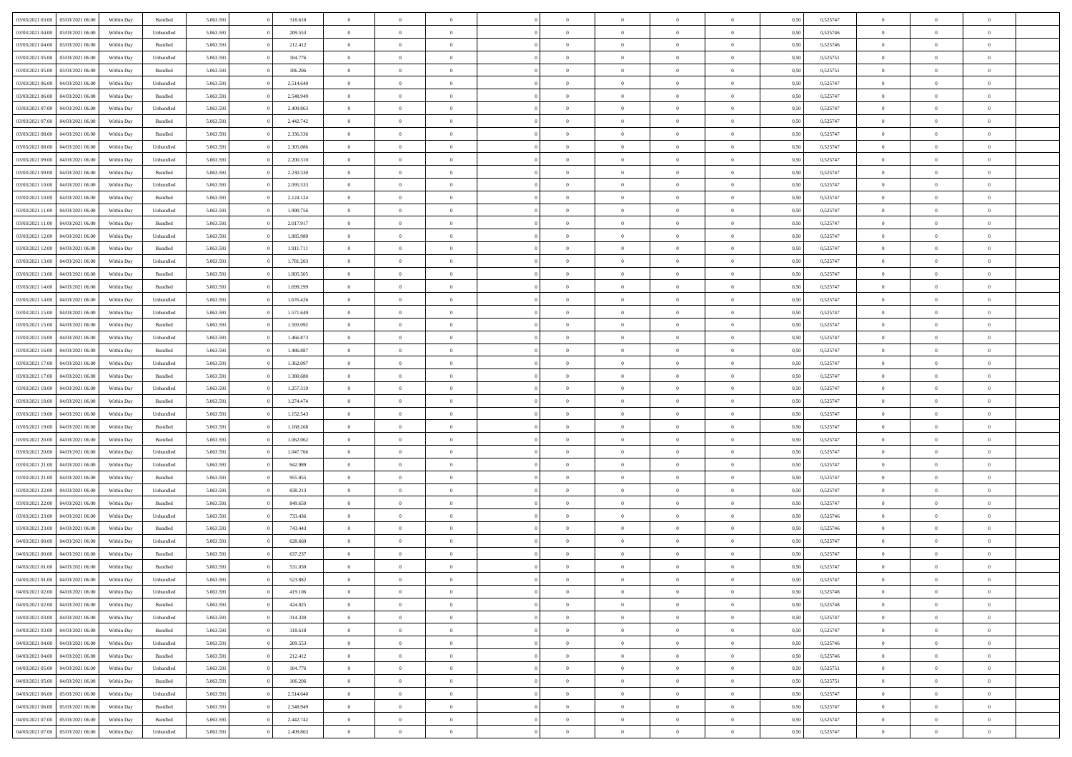| | | | | | | | | | | | | | | | | | | | | |
|---|---|---|---|---|---|---|---|---|---|---|---|---|---|---|---|---|---|---|---|---|
| 03/03/2021 03:00 | 03/03/2021 06:00 | Within Day | Bundled | 5.063.591 | 0 | 318.618 | 0 | 0 | 0 | | 0 | 0 | 0 | 0 | 0,50 | 0,525747 | 0 | 0 | 0 | |
| 03/03/2021 04:00 | 03/03/2021 06:00 | Within Day | Unbundled | 5.063.591 | 0 | 209.553 | 0 | 0 | 0 | | 0 | 0 | 0 | 0 | 0,50 | 0,525746 | 0 | 0 | 0 | |
| 03/03/2021 04:00 | 03/03/2021 06:00 | Within Day | Bundled | 5.063.591 | 0 | 212.412 | 0 | 0 | 0 | | 0 | 0 | 0 | 0 | 0,50 | 0,525746 | 0 | 0 | 0 | |
| 03/03/2021 05:00 | 03/03/2021 06:00 | Within Day | Unbundled | 5.063.591 | 0 | 104.776 | 0 | 0 | 0 | | 0 | 0 | 0 | 0 | 0,50 | 0,525751 | 0 | 0 | 0 | |
| 03/03/2021 05:00 | 03/03/2021 06:00 | Within Day | Bundled | 5.063.591 | 0 | 106.206 | 0 | 0 | 0 | | 0 | 0 | 0 | 0 | 0,50 | 0,525751 | 0 | 0 | 0 | |
| 03/03/2021 06:00 | 04/03/2021 06:00 | Within Day | Unbundled | 5.063.591 | 0 | 2.514.640 | 0 | 0 | 0 | | 0 | 0 | 0 | 0 | 0,50 | 0,525747 | 0 | 0 | 0 | |
| 03/03/2021 06:00 | 04/03/2021 06:00 | Within Day | Bundled | 5.063.591 | 0 | 2.548.949 | 0 | 0 | 0 | | 0 | 0 | 0 | 0 | 0,50 | 0,525747 | 0 | 0 | 0 | |
| 03/03/2021 07:00 | 04/03/2021 06:00 | Within Day | Unbundled | 5.063.591 | 0 | 2.409.863 | 0 | 0 | 0 | | 0 | 0 | 0 | 0 | 0,50 | 0,525747 | 0 | 0 | 0 | |
| 03/03/2021 07:00 | 04/03/2021 06:00 | Within Day | Bundled | 5.063.591 | 0 | 2.442.742 | 0 | 0 | 0 | | 0 | 0 | 0 | 0 | 0,50 | 0,525747 | 0 | 0 | 0 | |
| 03/03/2021 08:00 | 04/03/2021 06:00 | Within Day | Bundled | 5.063.591 | 0 | 2.336.536 | 0 | 0 | 0 | | 0 | 0 | 0 | 0 | 0,50 | 0,525747 | 0 | 0 | 0 | |
| 03/03/2021 08:00 | 04/03/2021 06:00 | Within Day | Unbundled | 5.063.591 | 0 | 2.305.086 | 0 | 0 | 0 | | 0 | 0 | 0 | 0 | 0,50 | 0,525747 | 0 | 0 | 0 | |
| 03/03/2021 09:00 | 04/03/2021 06:00 | Within Day | Unbundled | 5.063.591 | 0 | 2.200.310 | 0 | 0 | 0 | | 0 | 0 | 0 | 0 | 0,50 | 0,525747 | 0 | 0 | 0 | |
| 03/03/2021 09:00 | 04/03/2021 06:00 | Within Day | Bundled | 5.063.591 | 0 | 2.230.330 | 0 | 0 | 0 | | 0 | 0 | 0 | 0 | 0,50 | 0,525747 | 0 | 0 | 0 | |
| 03/03/2021 10:00 | 04/03/2021 06:00 | Within Day | Unbundled | 5.063.591 | 0 | 2.095.533 | 0 | 0 | 0 | | 0 | 0 | 0 | 0 | 0,50 | 0,525747 | 0 | 0 | 0 | |
| 03/03/2021 10:00 | 04/03/2021 06:00 | Within Day | Bundled | 5.063.591 | 0 | 2.124.124 | 0 | 0 | 0 | | 0 | 0 | 0 | 0 | 0,50 | 0,525747 | 0 | 0 | 0 | |
| 03/03/2021 11:00 | 04/03/2021 06:00 | Within Day | Unbundled | 5.063.591 | 0 | 1.990.756 | 0 | 0 | 0 | | 0 | 0 | 0 | 0 | 0,50 | 0,525747 | 0 | 0 | 0 | |
| 03/03/2021 11:00 | 04/03/2021 06:00 | Within Day | Bundled | 5.063.591 | 0 | 2.017.917 | 0 | 0 | 0 | | 0 | 0 | 0 | 0 | 0,50 | 0,525747 | 0 | 0 | 0 | |
| 03/03/2021 12:00 | 04/03/2021 06:00 | Within Day | Unbundled | 5.063.591 | 0 | 1.885.980 | 0 | 0 | 0 | | 0 | 0 | 0 | 0 | 0,50 | 0,525747 | 0 | 0 | 0 | |
| 03/03/2021 12:00 | 04/03/2021 06:00 | Within Day | Bundled | 5.063.591 | 0 | 1.911.711 | 0 | 0 | 0 | | 0 | 0 | 0 | 0 | 0,50 | 0,525747 | 0 | 0 | 0 | |
| 03/03/2021 13:00 | 04/03/2021 06:00 | Within Day | Unbundled | 5.063.591 | 0 | 1.781.203 | 0 | 0 | 0 | | 0 | 0 | 0 | 0 | 0,50 | 0,525747 | 0 | 0 | 0 | |
| 03/03/2021 13:00 | 04/03/2021 06:00 | Within Day | Bundled | 5.063.591 | 0 | 1.805.505 | 0 | 0 | 0 | | 0 | 0 | 0 | 0 | 0,50 | 0,525747 | 0 | 0 | 0 | |
| 03/03/2021 14:00 | 04/03/2021 06:00 | Within Day | Bundled | 5.063.591 | 0 | 1.699.299 | 0 | 0 | 0 | | 0 | 0 | 0 | 0 | 0,50 | 0,525747 | 0 | 0 | 0 | |
| 03/03/2021 14:00 | 04/03/2021 06:00 | Within Day | Unbundled | 5.063.591 | 0 | 1.676.426 | 0 | 0 | 0 | | 0 | 0 | 0 | 0 | 0,50 | 0,525747 | 0 | 0 | 0 | |
| 03/03/2021 15:00 | 04/03/2021 06:00 | Within Day | Unbundled | 5.063.591 | 0 | 1.571.649 | 0 | 0 | 0 | | 0 | 0 | 0 | 0 | 0,50 | 0,525747 | 0 | 0 | 0 | |
| 03/03/2021 15:00 | 04/03/2021 06:00 | Within Day | Bundled | 5.063.591 | 0 | 1.593.092 | 0 | 0 | 0 | | 0 | 0 | 0 | 0 | 0,50 | 0,525747 | 0 | 0 | 0 | |
| 03/03/2021 16:00 | 04/03/2021 06:00 | Within Day | Unbundled | 5.063.591 | 0 | 1.466.873 | 0 | 0 | 0 | | 0 | 0 | 0 | 0 | 0,50 | 0,525747 | 0 | 0 | 0 | |
| 03/03/2021 16:00 | 04/03/2021 06:00 | Within Day | Bundled | 5.063.591 | 0 | 1.486.887 | 0 | 0 | 0 | | 0 | 0 | 0 | 0 | 0,50 | 0,525747 | 0 | 0 | 0 | |
| 03/03/2021 17:00 | 04/03/2021 06:00 | Within Day | Unbundled | 5.063.591 | 0 | 1.362.097 | 0 | 0 | 0 | | 0 | 0 | 0 | 0 | 0,50 | 0,525747 | 0 | 0 | 0 | |
| 03/03/2021 17:00 | 04/03/2021 06:00 | Within Day | Bundled | 5.063.591 | 0 | 1.380.680 | 0 | 0 | 0 | | 0 | 0 | 0 | 0 | 0,50 | 0,525747 | 0 | 0 | 0 | |
| 03/03/2021 18:00 | 04/03/2021 06:00 | Within Day | Unbundled | 5.063.591 | 0 | 1.257.319 | 0 | 0 | 0 | | 0 | 0 | 0 | 0 | 0,50 | 0,525747 | 0 | 0 | 0 | |
| 03/03/2021 18:00 | 04/03/2021 06:00 | Within Day | Bundled | 5.063.591 | 0 | 1.274.474 | 0 | 0 | 0 | | 0 | 0 | 0 | 0 | 0,50 | 0,525747 | 0 | 0 | 0 | |
| 03/03/2021 19:00 | 04/03/2021 06:00 | Within Day | Unbundled | 5.063.591 | 0 | 1.152.543 | 0 | 0 | 0 | | 0 | 0 | 0 | 0 | 0,50 | 0,525747 | 0 | 0 | 0 | |
| 03/03/2021 19:00 | 04/03/2021 06:00 | Within Day | Bundled | 5.063.591 | 0 | 1.168.268 | 0 | 0 | 0 | | 0 | 0 | 0 | 0 | 0,50 | 0,525747 | 0 | 0 | 0 | |
| 03/03/2021 20:00 | 04/03/2021 06:00 | Within Day | Bundled | 5.063.591 | 0 | 1.062.062 | 0 | 0 | 0 | | 0 | 0 | 0 | 0 | 0,50 | 0,525747 | 0 | 0 | 0 | |
| 03/03/2021 20:00 | 04/03/2021 06:00 | Within Day | Unbundled | 5.063.591 | 0 | 1.047.766 | 0 | 0 | 0 | | 0 | 0 | 0 | 0 | 0,50 | 0,525747 | 0 | 0 | 0 | |
| 03/03/2021 21:00 | 04/03/2021 06:00 | Within Day | Unbundled | 5.063.591 | 0 | 942.989 | 0 | 0 | 0 | | 0 | 0 | 0 | 0 | 0,50 | 0,525747 | 0 | 0 | 0 | |
| 03/03/2021 21:00 | 04/03/2021 06:00 | Within Day | Bundled | 5.063.591 | 0 | 955.855 | 0 | 0 | 0 | | 0 | 0 | 0 | 0 | 0,50 | 0,525747 | 0 | 0 | 0 | |
| 03/03/2021 22:00 | 04/03/2021 06:00 | Within Day | Unbundled | 5.063.591 | 0 | 838.213 | 0 | 0 | 0 | | 0 | 0 | 0 | 0 | 0,50 | 0,525747 | 0 | 0 | 0 | |
| 03/03/2021 22:00 | 04/03/2021 06:00 | Within Day | Bundled | 5.063.591 | 0 | 849.650 | 0 | 0 | 0 | | 0 | 0 | 0 | 0 | 0,50 | 0,525747 | 0 | 0 | 0 | |
| 03/03/2021 23:00 | 04/03/2021 06:00 | Within Day | Unbundled | 5.063.591 | 0 | 733.436 | 0 | 0 | 0 | | 0 | 0 | 0 | 0 | 0,50 | 0,525746 | 0 | 0 | 0 | |
| 03/03/2021 23:00 | 04/03/2021 06:00 | Within Day | Bundled | 5.063.591 | 0 | 743.443 | 0 | 0 | 0 | | 0 | 0 | 0 | 0 | 0,50 | 0,525746 | 0 | 0 | 0 | |
| 04/03/2021 00:00 | 04/03/2021 06:00 | Within Day | Unbundled | 5.063.591 | 0 | 628.660 | 0 | 0 | 0 | | 0 | 0 | 0 | 0 | 0,50 | 0,525747 | 0 | 0 | 0 | |
| 04/03/2021 00:00 | 04/03/2021 06:00 | Within Day | Bundled | 5.063.591 | 0 | 637.237 | 0 | 0 | 0 | | 0 | 0 | 0 | 0 | 0,50 | 0,525747 | 0 | 0 | 0 | |
| 04/03/2021 01:00 | 04/03/2021 06:00 | Within Day | Bundled | 5.063.591 | 0 | 531.030 | 0 | 0 | 0 | | 0 | 0 | 0 | 0 | 0,50 | 0,525747 | 0 | 0 | 0 | |
| 04/03/2021 01:00 | 04/03/2021 06:00 | Within Day | Unbundled | 5.063.591 | 0 | 523.882 | 0 | 0 | 0 | | 0 | 0 | 0 | 0 | 0,50 | 0,525747 | 0 | 0 | 0 | |
| 04/03/2021 02:00 | 04/03/2021 06:00 | Within Day | Unbundled | 5.063.591 | 0 | 419.106 | 0 | 0 | 0 | | 0 | 0 | 0 | 0 | 0,50 | 0,525748 | 0 | 0 | 0 | |
| 04/03/2021 02:00 | 04/03/2021 06:00 | Within Day | Bundled | 5.063.591 | 0 | 424.825 | 0 | 0 | 0 | | 0 | 0 | 0 | 0 | 0,50 | 0,525748 | 0 | 0 | 0 | |
| 04/03/2021 03:00 | 04/03/2021 06:00 | Within Day | Unbundled | 5.063.591 | 0 | 314.330 | 0 | 0 | 0 | | 0 | 0 | 0 | 0 | 0,50 | 0,525747 | 0 | 0 | 0 | |
| 04/03/2021 03:00 | 04/03/2021 06:00 | Within Day | Bundled | 5.063.591 | 0 | 318.618 | 0 | 0 | 0 | | 0 | 0 | 0 | 0 | 0,50 | 0,525747 | 0 | 0 | 0 | |
| 04/03/2021 04:00 | 04/03/2021 06:00 | Within Day | Unbundled | 5.063.591 | 0 | 209.553 | 0 | 0 | 0 | | 0 | 0 | 0 | 0 | 0,50 | 0,525746 | 0 | 0 | 0 | |
| 04/03/2021 04:00 | 04/03/2021 06:00 | Within Day | Bundled | 5.063.591 | 0 | 212.412 | 0 | 0 | 0 | | 0 | 0 | 0 | 0 | 0,50 | 0,525746 | 0 | 0 | 0 | |
| 04/03/2021 05:00 | 04/03/2021 06:00 | Within Day | Unbundled | 5.063.591 | 0 | 104.776 | 0 | 0 | 0 | | 0 | 0 | 0 | 0 | 0,50 | 0,525751 | 0 | 0 | 0 | |
| 04/03/2021 05:00 | 04/03/2021 06:00 | Within Day | Bundled | 5.063.591 | 0 | 106.206 | 0 | 0 | 0 | | 0 | 0 | 0 | 0 | 0,50 | 0,525751 | 0 | 0 | 0 | |
| 04/03/2021 06:00 | 05/03/2021 06:00 | Within Day | Unbundled | 5.063.591 | 0 | 2.514.640 | 0 | 0 | 0 | | 0 | 0 | 0 | 0 | 0,50 | 0,525747 | 0 | 0 | 0 | |
| 04/03/2021 06:00 | 05/03/2021 06:00 | Within Day | Bundled | 5.063.591 | 0 | 2.548.949 | 0 | 0 | 0 | | 0 | 0 | 0 | 0 | 0,50 | 0,525747 | 0 | 0 | 0 | |
| 04/03/2021 07:00 | 05/03/2021 06:00 | Within Day | Bundled | 5.063.591 | 0 | 2.442.742 | 0 | 0 | 0 | | 0 | 0 | 0 | 0 | 0,50 | 0,525747 | 0 | 0 | 0 | |
| 04/03/2021 07:00 | 05/03/2021 06:00 | Within Day | Unbundled | 5.063.591 | 0 | 2.409.863 | 0 | 0 | 0 | | 0 | 0 | 0 | 0 | 0,50 | 0,525747 | 0 | 0 | 0 | |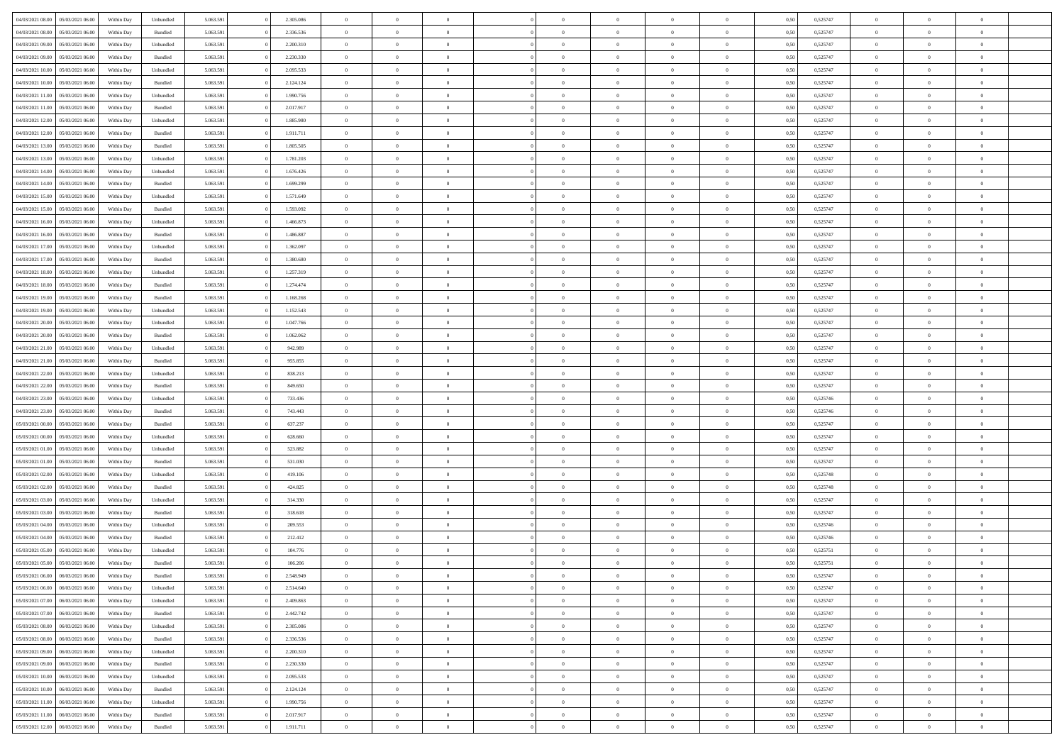| | | | | | | | | | | | | | | | | | | | | |
|---|---|---|---|---|---|---|---|---|---|---|---|---|---|---|---|---|---|---|---|---|
| 04/03/2021 08:00 | 05/03/2021 06:00 | Within Day | Unbundled | 5.063.591 | 0 | 2.305.086 | 0 | 0 | 0 | 0 | 0 | 0 | 0 | 0 | 0,50 | 0,525747 | 0 | 0 | 0 | |
| 04/03/2021 08:00 | 05/03/2021 06:00 | Within Day | Bundled | 5.063.591 | 0 | 2.336.536 | 0 | 0 | 0 | 0 | 0 | 0 | 0 | 0 | 0,50 | 0,525747 | 0 | 0 | 0 | |
| 04/03/2021 09:00 | 05/03/2021 06:00 | Within Day | Unbundled | 5.063.591 | 0 | 2.200.310 | 0 | 0 | 0 | 0 | 0 | 0 | 0 | 0 | 0,50 | 0,525747 | 0 | 0 | 0 | |
| 04/03/2021 09:00 | 05/03/2021 06:00 | Within Day | Bundled | 5.063.591 | 0 | 2.230.330 | 0 | 0 | 0 | 0 | 0 | 0 | 0 | 0 | 0,50 | 0,525747 | 0 | 0 | 0 | |
| 04/03/2021 10:00 | 05/03/2021 06:00 | Within Day | Unbundled | 5.063.591 | 0 | 2.095.533 | 0 | 0 | 0 | 0 | 0 | 0 | 0 | 0 | 0,50 | 0,525747 | 0 | 0 | 0 | |
| 04/03/2021 10:00 | 05/03/2021 06:00 | Within Day | Bundled | 5.063.591 | 0 | 2.124.124 | 0 | 0 | 0 | 0 | 0 | 0 | 0 | 0 | 0,50 | 0,525747 | 0 | 0 | 0 | |
| 04/03/2021 11:00 | 05/03/2021 06:00 | Within Day | Unbundled | 5.063.591 | 0 | 1.990.756 | 0 | 0 | 0 | 0 | 0 | 0 | 0 | 0 | 0,50 | 0,525747 | 0 | 0 | 0 | |
| 04/03/2021 11:00 | 05/03/2021 06:00 | Within Day | Bundled | 5.063.591 | 0 | 2.017.917 | 0 | 0 | 0 | 0 | 0 | 0 | 0 | 0 | 0,50 | 0,525747 | 0 | 0 | 0 | |
| 04/03/2021 12:00 | 05/03/2021 06:00 | Within Day | Unbundled | 5.063.591 | 0 | 1.885.980 | 0 | 0 | 0 | 0 | 0 | 0 | 0 | 0 | 0,50 | 0,525747 | 0 | 0 | 0 | |
| 04/03/2021 12:00 | 05/03/2021 06:00 | Within Day | Bundled | 5.063.591 | 0 | 1.911.711 | 0 | 0 | 0 | 0 | 0 | 0 | 0 | 0 | 0,50 | 0,525747 | 0 | 0 | 0 | |
| 04/03/2021 13:00 | 05/03/2021 06:00 | Within Day | Bundled | 5.063.591 | 0 | 1.805.505 | 0 | 0 | 0 | 0 | 0 | 0 | 0 | 0 | 0,50 | 0,525747 | 0 | 0 | 0 | |
| 04/03/2021 13:00 | 05/03/2021 06:00 | Within Day | Unbundled | 5.063.591 | 0 | 1.781.203 | 0 | 0 | 0 | 0 | 0 | 0 | 0 | 0 | 0,50 | 0,525747 | 0 | 0 | 0 | |
| 04/03/2021 14:00 | 05/03/2021 06:00 | Within Day | Unbundled | 5.063.591 | 0 | 1.676.426 | 0 | 0 | 0 | 0 | 0 | 0 | 0 | 0 | 0,50 | 0,525747 | 0 | 0 | 0 | |
| 04/03/2021 14:00 | 05/03/2021 06:00 | Within Day | Bundled | 5.063.591 | 0 | 1.699.299 | 0 | 0 | 0 | 0 | 0 | 0 | 0 | 0 | 0,50 | 0,525747 | 0 | 0 | 0 | |
| 04/03/2021 15:00 | 05/03/2021 06:00 | Within Day | Unbundled | 5.063.591 | 0 | 1.571.649 | 0 | 0 | 0 | 0 | 0 | 0 | 0 | 0 | 0,50 | 0,525747 | 0 | 0 | 0 | |
| 04/03/2021 15:00 | 05/03/2021 06:00 | Within Day | Bundled | 5.063.591 | 0 | 1.593.092 | 0 | 0 | 0 | 0 | 0 | 0 | 0 | 0 | 0,50 | 0,525747 | 0 | 0 | 0 | |
| 04/03/2021 16:00 | 05/03/2021 06:00 | Within Day | Unbundled | 5.063.591 | 0 | 1.466.873 | 0 | 0 | 0 | 0 | 0 | 0 | 0 | 0 | 0,50 | 0,525747 | 0 | 0 | 0 | |
| 04/03/2021 16:00 | 05/03/2021 06:00 | Within Day | Bundled | 5.063.591 | 0 | 1.486.887 | 0 | 0 | 0 | 0 | 0 | 0 | 0 | 0 | 0,50 | 0,525747 | 0 | 0 | 0 | |
| 04/03/2021 17:00 | 05/03/2021 06:00 | Within Day | Unbundled | 5.063.591 | 0 | 1.362.097 | 0 | 0 | 0 | 0 | 0 | 0 | 0 | 0 | 0,50 | 0,525747 | 0 | 0 | 0 | |
| 04/03/2021 17:00 | 05/03/2021 06:00 | Within Day | Bundled | 5.063.591 | 0 | 1.380.680 | 0 | 0 | 0 | 0 | 0 | 0 | 0 | 0 | 0,50 | 0,525747 | 0 | 0 | 0 | |
| 04/03/2021 18:00 | 05/03/2021 06:00 | Within Day | Unbundled | 5.063.591 | 0 | 1.257.319 | 0 | 0 | 0 | 0 | 0 | 0 | 0 | 0 | 0,50 | 0,525747 | 0 | 0 | 0 | |
| 04/03/2021 18:00 | 05/03/2021 06:00 | Within Day | Bundled | 5.063.591 | 0 | 1.274.474 | 0 | 0 | 0 | 0 | 0 | 0 | 0 | 0 | 0,50 | 0,525747 | 0 | 0 | 0 | |
| 04/03/2021 19:00 | 05/03/2021 06:00 | Within Day | Bundled | 5.063.591 | 0 | 1.168.268 | 0 | 0 | 0 | 0 | 0 | 0 | 0 | 0 | 0,50 | 0,525747 | 0 | 0 | 0 | |
| 04/03/2021 19:00 | 05/03/2021 06:00 | Within Day | Unbundled | 5.063.591 | 0 | 1.152.543 | 0 | 0 | 0 | 0 | 0 | 0 | 0 | 0 | 0,50 | 0,525747 | 0 | 0 | 0 | |
| 04/03/2021 20:00 | 05/03/2021 06:00 | Within Day | Unbundled | 5.063.591 | 0 | 1.047.766 | 0 | 0 | 0 | 0 | 0 | 0 | 0 | 0 | 0,50 | 0,525747 | 0 | 0 | 0 | |
| 04/03/2021 20:00 | 05/03/2021 06:00 | Within Day | Bundled | 5.063.591 | 0 | 1.062.062 | 0 | 0 | 0 | 0 | 0 | 0 | 0 | 0 | 0,50 | 0,525747 | 0 | 0 | 0 | |
| 04/03/2021 21:00 | 05/03/2021 06:00 | Within Day | Unbundled | 5.063.591 | 0 | 942.989 | 0 | 0 | 0 | 0 | 0 | 0 | 0 | 0 | 0,50 | 0,525747 | 0 | 0 | 0 | |
| 04/03/2021 21:00 | 05/03/2021 06:00 | Within Day | Bundled | 5.063.591 | 0 | 955.855 | 0 | 0 | 0 | 0 | 0 | 0 | 0 | 0 | 0,50 | 0,525747 | 0 | 0 | 0 | |
| 04/03/2021 22:00 | 05/03/2021 06:00 | Within Day | Unbundled | 5.063.591 | 0 | 838.213 | 0 | 0 | 0 | 0 | 0 | 0 | 0 | 0 | 0,50 | 0,525747 | 0 | 0 | 0 | |
| 04/03/2021 22:00 | 05/03/2021 06:00 | Within Day | Bundled | 5.063.591 | 0 | 849.650 | 0 | 0 | 0 | 0 | 0 | 0 | 0 | 0 | 0,50 | 0,525747 | 0 | 0 | 0 | |
| 04/03/2021 23:00 | 05/03/2021 06:00 | Within Day | Unbundled | 5.063.591 | 0 | 733.436 | 0 | 0 | 0 | 0 | 0 | 0 | 0 | 0 | 0,50 | 0,525746 | 0 | 0 | 0 | |
| 04/03/2021 23:00 | 05/03/2021 06:00 | Within Day | Bundled | 5.063.591 | 0 | 743.443 | 0 | 0 | 0 | 0 | 0 | 0 | 0 | 0 | 0,50 | 0,525746 | 0 | 0 | 0 | |
| 05/03/2021 00:00 | 05/03/2021 06:00 | Within Day | Bundled | 5.063.591 | 0 | 637.237 | 0 | 0 | 0 | 0 | 0 | 0 | 0 | 0 | 0,50 | 0,525747 | 0 | 0 | 0 | |
| 05/03/2021 00:00 | 05/03/2021 06:00 | Within Day | Unbundled | 5.063.591 | 0 | 628.660 | 0 | 0 | 0 | 0 | 0 | 0 | 0 | 0 | 0,50 | 0,525747 | 0 | 0 | 0 | |
| 05/03/2021 01:00 | 05/03/2021 06:00 | Within Day | Unbundled | 5.063.591 | 0 | 523.882 | 0 | 0 | 0 | 0 | 0 | 0 | 0 | 0 | 0,50 | 0,525747 | 0 | 0 | 0 | |
| 05/03/2021 01:00 | 05/03/2021 06:00 | Within Day | Bundled | 5.063.591 | 0 | 531.030 | 0 | 0 | 0 | 0 | 0 | 0 | 0 | 0 | 0,50 | 0,525747 | 0 | 0 | 0 | |
| 05/03/2021 02:00 | 05/03/2021 06:00 | Within Day | Unbundled | 5.063.591 | 0 | 419.106 | 0 | 0 | 0 | 0 | 0 | 0 | 0 | 0 | 0,50 | 0,525748 | 0 | 0 | 0 | |
| 05/03/2021 02:00 | 05/03/2021 06:00 | Within Day | Bundled | 5.063.591 | 0 | 424.825 | 0 | 0 | 0 | 0 | 0 | 0 | 0 | 0 | 0,50 | 0,525748 | 0 | 0 | 0 | |
| 05/03/2021 03:00 | 05/03/2021 06:00 | Within Day | Unbundled | 5.063.591 | 0 | 314.330 | 0 | 0 | 0 | 0 | 0 | 0 | 0 | 0 | 0,50 | 0,525747 | 0 | 0 | 0 | |
| 05/03/2021 03:00 | 05/03/2021 06:00 | Within Day | Bundled | 5.063.591 | 0 | 318.618 | 0 | 0 | 0 | 0 | 0 | 0 | 0 | 0 | 0,50 | 0,525747 | 0 | 0 | 0 | |
| 05/03/2021 04:00 | 05/03/2021 06:00 | Within Day | Unbundled | 5.063.591 | 0 | 209.553 | 0 | 0 | 0 | 0 | 0 | 0 | 0 | 0 | 0,50 | 0,525746 | 0 | 0 | 0 | |
| 05/03/2021 04:00 | 05/03/2021 06:00 | Within Day | Bundled | 5.063.591 | 0 | 212.412 | 0 | 0 | 0 | 0 | 0 | 0 | 0 | 0 | 0,50 | 0,525746 | 0 | 0 | 0 | |
| 05/03/2021 05:00 | 05/03/2021 06:00 | Within Day | Unbundled | 5.063.591 | 0 | 104.776 | 0 | 0 | 0 | 0 | 0 | 0 | 0 | 0 | 0,50 | 0,525751 | 0 | 0 | 0 | |
| 05/03/2021 05:00 | 05/03/2021 06:00 | Within Day | Bundled | 5.063.591 | 0 | 106.206 | 0 | 0 | 0 | 0 | 0 | 0 | 0 | 0 | 0,50 | 0,525751 | 0 | 0 | 0 | |
| 05/03/2021 06:00 | 06/03/2021 06:00 | Within Day | Bundled | 5.063.591 | 0 | 2.548.949 | 0 | 0 | 0 | 0 | 0 | 0 | 0 | 0 | 0,50 | 0,525747 | 0 | 0 | 0 | |
| 05/03/2021 06:00 | 06/03/2021 06:00 | Within Day | Unbundled | 5.063.591 | 0 | 2.514.640 | 0 | 0 | 0 | 0 | 0 | 0 | 0 | 0 | 0,50 | 0,525747 | 0 | 0 | 0 | |
| 05/03/2021 07:00 | 06/03/2021 06:00 | Within Day | Unbundled | 5.063.591 | 0 | 2.409.863 | 0 | 0 | 0 | 0 | 0 | 0 | 0 | 0 | 0,50 | 0,525747 | 0 | 0 | 0 | |
| 05/03/2021 07:00 | 06/03/2021 06:00 | Within Day | Bundled | 5.063.591 | 0 | 2.442.742 | 0 | 0 | 0 | 0 | 0 | 0 | 0 | 0 | 0,50 | 0,525747 | 0 | 0 | 0 | |
| 05/03/2021 08:00 | 06/03/2021 06:00 | Within Day | Unbundled | 5.063.591 | 0 | 2.305.086 | 0 | 0 | 0 | 0 | 0 | 0 | 0 | 0 | 0,50 | 0,525747 | 0 | 0 | 0 | |
| 05/03/2021 08:00 | 06/03/2021 06:00 | Within Day | Bundled | 5.063.591 | 0 | 2.336.536 | 0 | 0 | 0 | 0 | 0 | 0 | 0 | 0 | 0,50 | 0,525747 | 0 | 0 | 0 | |
| 05/03/2021 09:00 | 06/03/2021 06:00 | Within Day | Unbundled | 5.063.591 | 0 | 2.200.310 | 0 | 0 | 0 | 0 | 0 | 0 | 0 | 0 | 0,50 | 0,525747 | 0 | 0 | 0 | |
| 05/03/2021 09:00 | 06/03/2021 06:00 | Within Day | Bundled | 5.063.591 | 0 | 2.230.330 | 0 | 0 | 0 | 0 | 0 | 0 | 0 | 0 | 0,50 | 0,525747 | 0 | 0 | 0 | |
| 05/03/2021 10:00 | 06/03/2021 06:00 | Within Day | Unbundled | 5.063.591 | 0 | 2.095.533 | 0 | 0 | 0 | 0 | 0 | 0 | 0 | 0 | 0,50 | 0,525747 | 0 | 0 | 0 | |
| 05/03/2021 10:00 | 06/03/2021 06:00 | Within Day | Bundled | 5.063.591 | 0 | 2.124.124 | 0 | 0 | 0 | 0 | 0 | 0 | 0 | 0 | 0,50 | 0,525747 | 0 | 0 | 0 | |
| 05/03/2021 11:00 | 06/03/2021 06:00 | Within Day | Unbundled | 5.063.591 | 0 | 1.990.756 | 0 | 0 | 0 | 0 | 0 | 0 | 0 | 0 | 0,50 | 0,525747 | 0 | 0 | 0 | |
| 05/03/2021 11:00 | 06/03/2021 06:00 | Within Day | Bundled | 5.063.591 | 0 | 2.017.917 | 0 | 0 | 0 | 0 | 0 | 0 | 0 | 0 | 0,50 | 0,525747 | 0 | 0 | 0 | |
| 05/03/2021 12:00 | 06/03/2021 06:00 | Within Day | Bundled | 5.063.591 | 0 | 1.911.711 | 0 | 0 | 0 | 0 | 0 | 0 | 0 | 0 | 0,50 | 0,525747 | 0 | 0 | 0 | |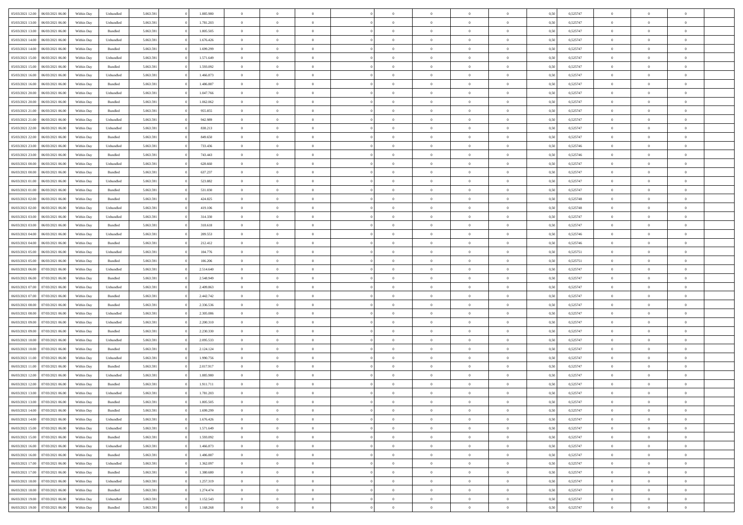| | | | | | | | | | | | | | | | | | | | | | |
|---|---|---|---|---|---|---|---|---|---|---|---|---|---|---|---|---|---|---|---|---|---|
| 05/03/2021 12:00 | 06/03/2021 06:00 | Within Day | Unbundled | 5.063.591 | 0 | 1.885.980 | 0 | 0 | 0 | | 0 | 0 | 0 | 0 | 0,50 | 0,525747 | 0 | 0 | 0 | |
| 05/03/2021 13:00 | 06/03/2021 06:00 | Within Day | Unbundled | 5.063.591 | 0 | 1.781.203 | 0 | 0 | 0 | | 0 | 0 | 0 | 0 | 0,50 | 0,525747 | 0 | 0 | 0 | |
| 05/03/2021 13:00 | 06/03/2021 06:00 | Within Day | Bundled | 5.063.591 | 0 | 1.805.505 | 0 | 0 | 0 | | 0 | 0 | 0 | 0 | 0,50 | 0,525747 | 0 | 0 | 0 | |
| 05/03/2021 14:00 | 06/03/2021 06:00 | Within Day | Unbundled | 5.063.591 | 0 | 1.676.426 | 0 | 0 | 0 | | 0 | 0 | 0 | 0 | 0,50 | 0,525747 | 0 | 0 | 0 | |
| 05/03/2021 14:00 | 06/03/2021 06:00 | Within Day | Bundled | 5.063.591 | 0 | 1.699.299 | 0 | 0 | 0 | | 0 | 0 | 0 | 0 | 0,50 | 0,525747 | 0 | 0 | 0 | |
| 05/03/2021 15:00 | 06/03/2021 06:00 | Within Day | Unbundled | 5.063.591 | 0 | 1.571.649 | 0 | 0 | 0 | | 0 | 0 | 0 | 0 | 0,50 | 0,525747 | 0 | 0 | 0 | |
| 05/03/2021 15:00 | 06/03/2021 06:00 | Within Day | Bundled | 5.063.591 | 0 | 1.593.092 | 0 | 0 | 0 | | 0 | 0 | 0 | 0 | 0,50 | 0,525747 | 0 | 0 | 0 | |
| 05/03/2021 16:00 | 06/03/2021 06:00 | Within Day | Unbundled | 5.063.591 | 0 | 1.466.873 | 0 | 0 | 0 | | 0 | 0 | 0 | 0 | 0,50 | 0,525747 | 0 | 0 | 0 | |
| 05/03/2021 16:00 | 06/03/2021 06:00 | Within Day | Bundled | 5.063.591 | 0 | 1.486.887 | 0 | 0 | 0 | | 0 | 0 | 0 | 0 | 0,50 | 0,525747 | 0 | 0 | 0 | |
| 05/03/2021 20:00 | 06/03/2021 06:00 | Within Day | Unbundled | 5.063.591 | 0 | 1.047.766 | 0 | 0 | 0 | | 0 | 0 | 0 | 0 | 0,50 | 0,525747 | 0 | 0 | 0 | |
| 05/03/2021 20:00 | 06/03/2021 06:00 | Within Day | Bundled | 5.063.591 | 0 | 1.062.062 | 0 | 0 | 0 | | 0 | 0 | 0 | 0 | 0,50 | 0,525747 | 0 | 0 | 0 | |
| 05/03/2021 21:00 | 06/03/2021 06:00 | Within Day | Bundled | 5.063.591 | 0 | 955.855 | 0 | 0 | 0 | | 0 | 0 | 0 | 0 | 0,50 | 0,525747 | 0 | 0 | 0 | |
| 05/03/2021 21:00 | 06/03/2021 06:00 | Within Day | Unbundled | 5.063.591 | 0 | 942.989 | 0 | 0 | 0 | | 0 | 0 | 0 | 0 | 0,50 | 0,525747 | 0 | 0 | 0 | |
| 05/03/2021 22:00 | 06/03/2021 06:00 | Within Day | Unbundled | 5.063.591 | 0 | 838.213 | 0 | 0 | 0 | | 0 | 0 | 0 | 0 | 0,50 | 0,525747 | 0 | 0 | 0 | |
| 05/03/2021 22:00 | 06/03/2021 06:00 | Within Day | Bundled | 5.063.591 | 0 | 849.650 | 0 | 0 | 0 | | 0 | 0 | 0 | 0 | 0,50 | 0,525747 | 0 | 0 | 0 | |
| 05/03/2021 23:00 | 06/03/2021 06:00 | Within Day | Unbundled | 5.063.591 | 0 | 733.436 | 0 | 0 | 0 | | 0 | 0 | 0 | 0 | 0,50 | 0,525746 | 0 | 0 | 0 | |
| 05/03/2021 23:00 | 06/03/2021 06:00 | Within Day | Bundled | 5.063.591 | 0 | 743.443 | 0 | 0 | 0 | | 0 | 0 | 0 | 0 | 0,50 | 0,525746 | 0 | 0 | 0 | |
| 06/03/2021 00:00 | 06/03/2021 06:00 | Within Day | Unbundled | 5.063.591 | 0 | 628.660 | 0 | 0 | 0 | | 0 | 0 | 0 | 0 | 0,50 | 0,525747 | 0 | 0 | 0 | |
| 06/03/2021 00:00 | 06/03/2021 06:00 | Within Day | Bundled | 5.063.591 | 0 | 637.237 | 0 | 0 | 0 | | 0 | 0 | 0 | 0 | 0,50 | 0,525747 | 0 | 0 | 0 | |
| 06/03/2021 01:00 | 06/03/2021 06:00 | Within Day | Unbundled | 5.063.591 | 0 | 523.882 | 0 | 0 | 0 | | 0 | 0 | 0 | 0 | 0,50 | 0,525747 | 0 | 0 | 0 | |
| 06/03/2021 01:00 | 06/03/2021 06:00 | Within Day | Bundled | 5.063.591 | 0 | 531.030 | 0 | 0 | 0 | | 0 | 0 | 0 | 0 | 0,50 | 0,525747 | 0 | 0 | 0 | |
| 06/03/2021 02:00 | 06/03/2021 06:00 | Within Day | Bundled | 5.063.591 | 0 | 424.825 | 0 | 0 | 0 | | 0 | 0 | 0 | 0 | 0,50 | 0,525748 | 0 | 0 | 0 | |
| 06/03/2021 02:00 | 06/03/2021 06:00 | Within Day | Unbundled | 5.063.591 | 0 | 419.106 | 0 | 0 | 0 | | 0 | 0 | 0 | 0 | 0,50 | 0,525748 | 0 | 0 | 0 | |
| 06/03/2021 03:00 | 06/03/2021 06:00 | Within Day | Unbundled | 5.063.591 | 0 | 314.330 | 0 | 0 | 0 | | 0 | 0 | 0 | 0 | 0,50 | 0,525747 | 0 | 0 | 0 | |
| 06/03/2021 03:00 | 06/03/2021 06:00 | Within Day | Bundled | 5.063.591 | 0 | 318.618 | 0 | 0 | 0 | | 0 | 0 | 0 | 0 | 0,50 | 0,525747 | 0 | 0 | 0 | |
| 06/03/2021 04:00 | 06/03/2021 06:00 | Within Day | Unbundled | 5.063.591 | 0 | 209.553 | 0 | 0 | 0 | | 0 | 0 | 0 | 0 | 0,50 | 0,525746 | 0 | 0 | 0 | |
| 06/03/2021 04:00 | 06/03/2021 06:00 | Within Day | Bundled | 5.063.591 | 0 | 212.412 | 0 | 0 | 0 | | 0 | 0 | 0 | 0 | 0,50 | 0,525746 | 0 | 0 | 0 | |
| 06/03/2021 05:00 | 06/03/2021 06:00 | Within Day | Unbundled | 5.063.591 | 0 | 104.776 | 0 | 0 | 0 | | 0 | 0 | 0 | 0 | 0,50 | 0,525751 | 0 | 0 | 0 | |
| 06/03/2021 05:00 | 06/03/2021 06:00 | Within Day | Bundled | 5.063.591 | 0 | 106.206 | 0 | 0 | 0 | | 0 | 0 | 0 | 0 | 0,50 | 0,525751 | 0 | 0 | 0 | |
| 06/03/2021 06:00 | 07/03/2021 06:00 | Within Day | Unbundled | 5.063.591 | 0 | 2.514.640 | 0 | 0 | 0 | | 0 | 0 | 0 | 0 | 0,50 | 0,525747 | 0 | 0 | 0 | |
| 06/03/2021 06:00 | 07/03/2021 06:00 | Within Day | Bundled | 5.063.591 | 0 | 2.548.949 | 0 | 0 | 0 | | 0 | 0 | 0 | 0 | 0,50 | 0,525747 | 0 | 0 | 0 | |
| 06/03/2021 07:00 | 07/03/2021 06:00 | Within Day | Unbundled | 5.063.591 | 0 | 2.409.863 | 0 | 0 | 0 | | 0 | 0 | 0 | 0 | 0,50 | 0,525747 | 0 | 0 | 0 | |
| 06/03/2021 07:00 | 07/03/2021 06:00 | Within Day | Bundled | 5.063.591 | 0 | 2.442.742 | 0 | 0 | 0 | | 0 | 0 | 0 | 0 | 0,50 | 0,525747 | 0 | 0 | 0 | |
| 06/03/2021 08:00 | 07/03/2021 06:00 | Within Day | Bundled | 5.063.591 | 0 | 2.336.536 | 0 | 0 | 0 | | 0 | 0 | 0 | 0 | 0,50 | 0,525747 | 0 | 0 | 0 | |
| 06/03/2021 08:00 | 07/03/2021 06:00 | Within Day | Unbundled | 5.063.591 | 0 | 2.305.086 | 0 | 0 | 0 | | 0 | 0 | 0 | 0 | 0,50 | 0,525747 | 0 | 0 | 0 | |
| 06/03/2021 09:00 | 07/03/2021 06:00 | Within Day | Unbundled | 5.063.591 | 0 | 2.200.310 | 0 | 0 | 0 | | 0 | 0 | 0 | 0 | 0,50 | 0,525747 | 0 | 0 | 0 | |
| 06/03/2021 09:00 | 07/03/2021 06:00 | Within Day | Bundled | 5.063.591 | 0 | 2.230.330 | 0 | 0 | 0 | | 0 | 0 | 0 | 0 | 0,50 | 0,525747 | 0 | 0 | 0 | |
| 06/03/2021 10:00 | 07/03/2021 06:00 | Within Day | Unbundled | 5.063.591 | 0 | 2.095.533 | 0 | 0 | 0 | | 0 | 0 | 0 | 0 | 0,50 | 0,525747 | 0 | 0 | 0 | |
| 06/03/2021 10:00 | 07/03/2021 06:00 | Within Day | Bundled | 5.063.591 | 0 | 2.124.124 | 0 | 0 | 0 | | 0 | 0 | 0 | 0 | 0,50 | 0,525747 | 0 | 0 | 0 | |
| 06/03/2021 11:00 | 07/03/2021 06:00 | Within Day | Unbundled | 5.063.591 | 0 | 1.990.756 | 0 | 0 | 0 | | 0 | 0 | 0 | 0 | 0,50 | 0,525747 | 0 | 0 | 0 | |
| 06/03/2021 11:00 | 07/03/2021 06:00 | Within Day | Bundled | 5.063.591 | 0 | 2.017.917 | 0 | 0 | 0 | | 0 | 0 | 0 | 0 | 0,50 | 0,525747 | 0 | 0 | 0 | |
| 06/03/2021 12:00 | 07/03/2021 06:00 | Within Day | Unbundled | 5.063.591 | 0 | 1.885.980 | 0 | 0 | 0 | | 0 | 0 | 0 | 0 | 0,50 | 0,525747 | 0 | 0 | 0 | |
| 06/03/2021 12:00 | 07/03/2021 06:00 | Within Day | Bundled | 5.063.591 | 0 | 1.911.711 | 0 | 0 | 0 | | 0 | 0 | 0 | 0 | 0,50 | 0,525747 | 0 | 0 | 0 | |
| 06/03/2021 13:00 | 07/03/2021 06:00 | Within Day | Unbundled | 5.063.591 | 0 | 1.781.203 | 0 | 0 | 0 | | 0 | 0 | 0 | 0 | 0,50 | 0,525747 | 0 | 0 | 0 | |
| 06/03/2021 13:00 | 07/03/2021 06:00 | Within Day | Bundled | 5.063.591 | 0 | 1.805.505 | 0 | 0 | 0 | | 0 | 0 | 0 | 0 | 0,50 | 0,525747 | 0 | 0 | 0 | |
| 06/03/2021 14:00 | 07/03/2021 06:00 | Within Day | Bundled | 5.063.591 | 0 | 1.699.299 | 0 | 0 | 0 | | 0 | 0 | 0 | 0 | 0,50 | 0,525747 | 0 | 0 | 0 | |
| 06/03/2021 14:00 | 07/03/2021 06:00 | Within Day | Unbundled | 5.063.591 | 0 | 1.676.426 | 0 | 0 | 0 | | 0 | 0 | 0 | 0 | 0,50 | 0,525747 | 0 | 0 | 0 | |
| 06/03/2021 15:00 | 07/03/2021 06:00 | Within Day | Unbundled | 5.063.591 | 0 | 1.571.649 | 0 | 0 | 0 | | 0 | 0 | 0 | 0 | 0,50 | 0,525747 | 0 | 0 | 0 | |
| 06/03/2021 15:00 | 07/03/2021 06:00 | Within Day | Bundled | 5.063.591 | 0 | 1.593.092 | 0 | 0 | 0 | | 0 | 0 | 0 | 0 | 0,50 | 0,525747 | 0 | 0 | 0 | |
| 06/03/2021 16:00 | 07/03/2021 06:00 | Within Day | Unbundled | 5.063.591 | 0 | 1.466.873 | 0 | 0 | 0 | | 0 | 0 | 0 | 0 | 0,50 | 0,525747 | 0 | 0 | 0 | |
| 06/03/2021 16:00 | 07/03/2021 06:00 | Within Day | Bundled | 5.063.591 | 0 | 1.486.887 | 0 | 0 | 0 | | 0 | 0 | 0 | 0 | 0,50 | 0,525747 | 0 | 0 | 0 | |
| 06/03/2021 17:00 | 07/03/2021 06:00 | Within Day | Unbundled | 5.063.591 | 0 | 1.362.097 | 0 | 0 | 0 | | 0 | 0 | 0 | 0 | 0,50 | 0,525747 | 0 | 0 | 0 | |
| 06/03/2021 17:00 | 07/03/2021 06:00 | Within Day | Bundled | 5.063.591 | 0 | 1.380.680 | 0 | 0 | 0 | | 0 | 0 | 0 | 0 | 0,50 | 0,525747 | 0 | 0 | 0 | |
| 06/03/2021 18:00 | 07/03/2021 06:00 | Within Day | Unbundled | 5.063.591 | 0 | 1.257.319 | 0 | 0 | 0 | | 0 | 0 | 0 | 0 | 0,50 | 0,525747 | 0 | 0 | 0 | |
| 06/03/2021 18:00 | 07/03/2021 06:00 | Within Day | Bundled | 5.063.591 | 0 | 1.274.474 | 0 | 0 | 0 | | 0 | 0 | 0 | 0 | 0,50 | 0,525747 | 0 | 0 | 0 | |
| 06/03/2021 19:00 | 07/03/2021 06:00 | Within Day | Unbundled | 5.063.591 | 0 | 1.152.543 | 0 | 0 | 0 | | 0 | 0 | 0 | 0 | 0,50 | 0,525747 | 0 | 0 | 0 | |
| 06/03/2021 19:00 | 07/03/2021 06:00 | Within Day | Bundled | 5.063.591 | 0 | 1.168.268 | 0 | 0 | 0 | | 0 | 0 | 0 | 0 | 0,50 | 0,525747 | 0 | 0 | 0 | |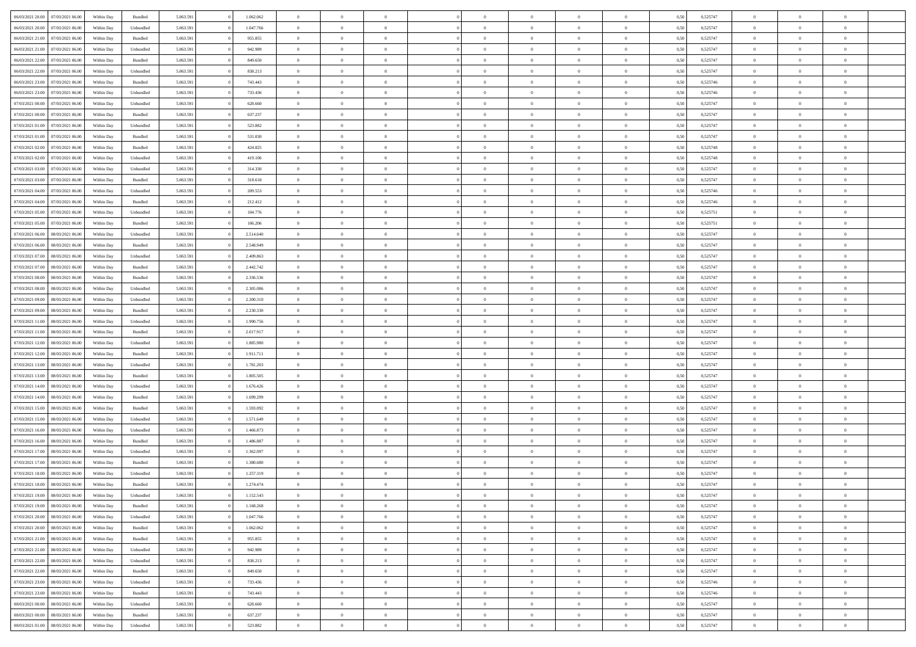| | | | | | | | | | | | | | | | | | | | | |
|---|---|---|---|---|---|---|---|---|---|---|---|---|---|---|---|---|---|---|---|---|
| 06/03/2021 20:00 | 07/03/2021 06:00 | Within Day | Bundled | 5.063.591 | 0 | 1.062.062 | 0 | 0 | 0 | | 0 | 0 | 0 | 0 | 0,50 | 0,525747 | 0 | 0 | 0 | |
| 06/03/2021 20:00 | 07/03/2021 06:00 | Within Day | Unbundled | 5.063.591 | 0 | 1.047.766 | 0 | 0 | 0 | | 0 | 0 | 0 | 0 | 0,50 | 0,525747 | 0 | 0 | 0 | |
| 06/03/2021 21:00 | 07/03/2021 06:00 | Within Day | Bundled | 5.063.591 | 0 | 955.855 | 0 | 0 | 0 | | 0 | 0 | 0 | 0 | 0,50 | 0,525747 | 0 | 0 | 0 | |
| 06/03/2021 21:00 | 07/03/2021 06:00 | Within Day | Unbundled | 5.063.591 | 0 | 942.989 | 0 | 0 | 0 | | 0 | 0 | 0 | 0 | 0,50 | 0,525747 | 0 | 0 | 0 | |
| 06/03/2021 22:00 | 07/03/2021 06:00 | Within Day | Bundled | 5.063.591 | 0 | 849.650 | 0 | 0 | 0 | | 0 | 0 | 0 | 0 | 0,50 | 0,525747 | 0 | 0 | 0 | |
| 06/03/2021 22:00 | 07/03/2021 06:00 | Within Day | Unbundled | 5.063.591 | 0 | 838.213 | 0 | 0 | 0 | | 0 | 0 | 0 | 0 | 0,50 | 0,525747 | 0 | 0 | 0 | |
| 06/03/2021 23:00 | 07/03/2021 06:00 | Within Day | Bundled | 5.063.591 | 0 | 743.443 | 0 | 0 | 0 | | 0 | 0 | 0 | 0 | 0,50 | 0,525746 | 0 | 0 | 0 | |
| 06/03/2021 23:00 | 07/03/2021 06:00 | Within Day | Unbundled | 5.063.591 | 0 | 733.436 | 0 | 0 | 0 | | 0 | 0 | 0 | 0 | 0,50 | 0,525746 | 0 | 0 | 0 | |
| 07/03/2021 00:00 | 07/03/2021 06:00 | Within Day | Unbundled | 5.063.591 | 0 | 628.660 | 0 | 0 | 0 | | 0 | 0 | 0 | 0 | 0,50 | 0,525747 | 0 | 0 | 0 | |
| 07/03/2021 00:00 | 07/03/2021 06:00 | Within Day | Bundled | 5.063.591 | 0 | 637.237 | 0 | 0 | 0 | | 0 | 0 | 0 | 0 | 0,50 | 0,525747 | 0 | 0 | 0 | |
| 07/03/2021 01:00 | 07/03/2021 06:00 | Within Day | Unbundled | 5.063.591 | 0 | 523.882 | 0 | 0 | 0 | | 0 | 0 | 0 | 0 | 0,50 | 0,525747 | 0 | 0 | 0 | |
| 07/03/2021 01:00 | 07/03/2021 06:00 | Within Day | Bundled | 5.063.591 | 0 | 531.030 | 0 | 0 | 0 | | 0 | 0 | 0 | 0 | 0,50 | 0,525747 | 0 | 0 | 0 | |
| 07/03/2021 02:00 | 07/03/2021 06:00 | Within Day | Bundled | 5.063.591 | 0 | 424.825 | 0 | 0 | 0 | | 0 | 0 | 0 | 0 | 0,50 | 0,525748 | 0 | 0 | 0 | |
| 07/03/2021 02:00 | 07/03/2021 06:00 | Within Day | Unbundled | 5.063.591 | 0 | 419.106 | 0 | 0 | 0 | | 0 | 0 | 0 | 0 | 0,50 | 0,525748 | 0 | 0 | 0 | |
| 07/03/2021 03:00 | 07/03/2021 06:00 | Within Day | Unbundled | 5.063.591 | 0 | 314.330 | 0 | 0 | 0 | | 0 | 0 | 0 | 0 | 0,50 | 0,525747 | 0 | 0 | 0 | |
| 07/03/2021 03:00 | 07/03/2021 06:00 | Within Day | Bundled | 5.063.591 | 0 | 318.618 | 0 | 0 | 0 | | 0 | 0 | 0 | 0 | 0,50 | 0,525747 | 0 | 0 | 0 | |
| 07/03/2021 04:00 | 07/03/2021 06:00 | Within Day | Unbundled | 5.063.591 | 0 | 209.553 | 0 | 0 | 0 | | 0 | 0 | 0 | 0 | 0,50 | 0,525746 | 0 | 0 | 0 | |
| 07/03/2021 04:00 | 07/03/2021 06:00 | Within Day | Bundled | 5.063.591 | 0 | 212.412 | 0 | 0 | 0 | | 0 | 0 | 0 | 0 | 0,50 | 0,525746 | 0 | 0 | 0 | |
| 07/03/2021 05:00 | 07/03/2021 06:00 | Within Day | Unbundled | 5.063.591 | 0 | 104.776 | 0 | 0 | 0 | | 0 | 0 | 0 | 0 | 0,50 | 0,525751 | 0 | 0 | 0 | |
| 07/03/2021 05:00 | 07/03/2021 06:00 | Within Day | Bundled | 5.063.591 | 0 | 106.206 | 0 | 0 | 0 | | 0 | 0 | 0 | 0 | 0,50 | 0,525751 | 0 | 0 | 0 | |
| 07/03/2021 06:00 | 08/03/2021 06:00 | Within Day | Unbundled | 5.063.591 | 0 | 2.514.640 | 0 | 0 | 0 | | 0 | 0 | 0 | 0 | 0,50 | 0,525747 | 0 | 0 | 0 | |
| 07/03/2021 06:00 | 08/03/2021 06:00 | Within Day | Bundled | 5.063.591 | 0 | 2.548.949 | 0 | 0 | 0 | | 0 | 0 | 0 | 0 | 0,50 | 0,525747 | 0 | 0 | 0 | |
| 07/03/2021 07:00 | 08/03/2021 06:00 | Within Day | Unbundled | 5.063.591 | 0 | 2.409.863 | 0 | 0 | 0 | | 0 | 0 | 0 | 0 | 0,50 | 0,525747 | 0 | 0 | 0 | |
| 07/03/2021 07:00 | 08/03/2021 06:00 | Within Day | Bundled | 5.063.591 | 0 | 2.442.742 | 0 | 0 | 0 | | 0 | 0 | 0 | 0 | 0,50 | 0,525747 | 0 | 0 | 0 | |
| 07/03/2021 08:00 | 08/03/2021 06:00 | Within Day | Bundled | 5.063.591 | 0 | 2.336.536 | 0 | 0 | 0 | | 0 | 0 | 0 | 0 | 0,50 | 0,525747 | 0 | 0 | 0 | |
| 07/03/2021 08:00 | 08/03/2021 06:00 | Within Day | Unbundled | 5.063.591 | 0 | 2.305.086 | 0 | 0 | 0 | | 0 | 0 | 0 | 0 | 0,50 | 0,525747 | 0 | 0 | 0 | |
| 07/03/2021 09:00 | 08/03/2021 06:00 | Within Day | Unbundled | 5.063.591 | 0 | 2.200.310 | 0 | 0 | 0 | | 0 | 0 | 0 | 0 | 0,50 | 0,525747 | 0 | 0 | 0 | |
| 07/03/2021 09:00 | 08/03/2021 06:00 | Within Day | Bundled | 5.063.591 | 0 | 2.230.330 | 0 | 0 | 0 | | 0 | 0 | 0 | 0 | 0,50 | 0,525747 | 0 | 0 | 0 | |
| 07/03/2021 11:00 | 08/03/2021 06:00 | Within Day | Unbundled | 5.063.591 | 0 | 1.990.756 | 0 | 0 | 0 | | 0 | 0 | 0 | 0 | 0,50 | 0,525747 | 0 | 0 | 0 | |
| 07/03/2021 11:00 | 08/03/2021 06:00 | Within Day | Bundled | 5.063.591 | 0 | 2.017.917 | 0 | 0 | 0 | | 0 | 0 | 0 | 0 | 0,50 | 0,525747 | 0 | 0 | 0 | |
| 07/03/2021 12:00 | 08/03/2021 06:00 | Within Day | Unbundled | 5.063.591 | 0 | 1.885.980 | 0 | 0 | 0 | | 0 | 0 | 0 | 0 | 0,50 | 0,525747 | 0 | 0 | 0 | |
| 07/03/2021 12:00 | 08/03/2021 06:00 | Within Day | Bundled | 5.063.591 | 0 | 1.911.711 | 0 | 0 | 0 | | 0 | 0 | 0 | 0 | 0,50 | 0,525747 | 0 | 0 | 0 | |
| 07/03/2021 13:00 | 08/03/2021 06:00 | Within Day | Unbundled | 5.063.591 | 0 | 1.781.203 | 0 | 0 | 0 | | 0 | 0 | 0 | 0 | 0,50 | 0,525747 | 0 | 0 | 0 | |
| 07/03/2021 13:00 | 08/03/2021 06:00 | Within Day | Bundled | 5.063.591 | 0 | 1.805.505 | 0 | 0 | 0 | | 0 | 0 | 0 | 0 | 0,50 | 0,525747 | 0 | 0 | 0 | |
| 07/03/2021 14:00 | 08/03/2021 06:00 | Within Day | Unbundled | 5.063.591 | 0 | 1.676.426 | 0 | 0 | 0 | | 0 | 0 | 0 | 0 | 0,50 | 0,525747 | 0 | 0 | 0 | |
| 07/03/2021 14:00 | 08/03/2021 06:00 | Within Day | Bundled | 5.063.591 | 0 | 1.699.299 | 0 | 0 | 0 | | 0 | 0 | 0 | 0 | 0,50 | 0,525747 | 0 | 0 | 0 | |
| 07/03/2021 15:00 | 08/03/2021 06:00 | Within Day | Bundled | 5.063.591 | 0 | 1.593.092 | 0 | 0 | 0 | | 0 | 0 | 0 | 0 | 0,50 | 0,525747 | 0 | 0 | 0 | |
| 07/03/2021 15:00 | 08/03/2021 06:00 | Within Day | Unbundled | 5.063.591 | 0 | 1.571.649 | 0 | 0 | 0 | | 0 | 0 | 0 | 0 | 0,50 | 0,525747 | 0 | 0 | 0 | |
| 07/03/2021 16:00 | 08/03/2021 06:00 | Within Day | Unbundled | 5.063.591 | 0 | 1.466.873 | 0 | 0 | 0 | | 0 | 0 | 0 | 0 | 0,50 | 0,525747 | 0 | 0 | 0 | |
| 07/03/2021 16:00 | 08/03/2021 06:00 | Within Day | Bundled | 5.063.591 | 0 | 1.486.887 | 0 | 0 | 0 | | 0 | 0 | 0 | 0 | 0,50 | 0,525747 | 0 | 0 | 0 | |
| 07/03/2021 17:00 | 08/03/2021 06:00 | Within Day | Unbundled | 5.063.591 | 0 | 1.362.097 | 0 | 0 | 0 | | 0 | 0 | 0 | 0 | 0,50 | 0,525747 | 0 | 0 | 0 | |
| 07/03/2021 17:00 | 08/03/2021 06:00 | Within Day | Bundled | 5.063.591 | 0 | 1.380.680 | 0 | 0 | 0 | | 0 | 0 | 0 | 0 | 0,50 | 0,525747 | 0 | 0 | 0 | |
| 07/03/2021 18:00 | 08/03/2021 06:00 | Within Day | Unbundled | 5.063.591 | 0 | 1.257.319 | 0 | 0 | 0 | | 0 | 0 | 0 | 0 | 0,50 | 0,525747 | 0 | 0 | 0 | |
| 07/03/2021 18:00 | 08/03/2021 06:00 | Within Day | Bundled | 5.063.591 | 0 | 1.274.474 | 0 | 0 | 0 | | 0 | 0 | 0 | 0 | 0,50 | 0,525747 | 0 | 0 | 0 | |
| 07/03/2021 19:00 | 08/03/2021 06:00 | Within Day | Unbundled | 5.063.591 | 0 | 1.152.543 | 0 | 0 | 0 | | 0 | 0 | 0 | 0 | 0,50 | 0,525747 | 0 | 0 | 0 | |
| 07/03/2021 19:00 | 08/03/2021 06:00 | Within Day | Bundled | 5.063.591 | 0 | 1.168.268 | 0 | 0 | 0 | | 0 | 0 | 0 | 0 | 0,50 | 0,525747 | 0 | 0 | 0 | |
| 07/03/2021 20:00 | 08/03/2021 06:00 | Within Day | Unbundled | 5.063.591 | 0 | 1.047.766 | 0 | 0 | 0 | | 0 | 0 | 0 | 0 | 0,50 | 0,525747 | 0 | 0 | 0 | |
| 07/03/2021 20:00 | 08/03/2021 06:00 | Within Day | Bundled | 5.063.591 | 0 | 1.062.062 | 0 | 0 | 0 | | 0 | 0 | 0 | 0 | 0,50 | 0,525747 | 0 | 0 | 0 | |
| 07/03/2021 21:00 | 08/03/2021 06:00 | Within Day | Bundled | 5.063.591 | 0 | 955.855 | 0 | 0 | 0 | | 0 | 0 | 0 | 0 | 0,50 | 0,525747 | 0 | 0 | 0 | |
| 07/03/2021 21:00 | 08/03/2021 06:00 | Within Day | Unbundled | 5.063.591 | 0 | 942.989 | 0 | 0 | 0 | | 0 | 0 | 0 | 0 | 0,50 | 0,525747 | 0 | 0 | 0 | |
| 07/03/2021 22:00 | 08/03/2021 06:00 | Within Day | Unbundled | 5.063.591 | 0 | 838.213 | 0 | 0 | 0 | | 0 | 0 | 0 | 0 | 0,50 | 0,525747 | 0 | 0 | 0 | |
| 07/03/2021 22:00 | 08/03/2021 06:00 | Within Day | Bundled | 5.063.591 | 0 | 849.650 | 0 | 0 | 0 | | 0 | 0 | 0 | 0 | 0,50 | 0,525747 | 0 | 0 | 0 | |
| 07/03/2021 23:00 | 08/03/2021 06:00 | Within Day | Unbundled | 5.063.591 | 0 | 733.436 | 0 | 0 | 0 | | 0 | 0 | 0 | 0 | 0,50 | 0,525746 | 0 | 0 | 0 | |
| 07/03/2021 23:00 | 08/03/2021 06:00 | Within Day | Bundled | 5.063.591 | 0 | 743.443 | 0 | 0 | 0 | | 0 | 0 | 0 | 0 | 0,50 | 0,525746 | 0 | 0 | 0 | |
| 08/03/2021 00:00 | 08/03/2021 06:00 | Within Day | Unbundled | 5.063.591 | 0 | 628.660 | 0 | 0 | 0 | | 0 | 0 | 0 | 0 | 0,50 | 0,525747 | 0 | 0 | 0 | |
| 08/03/2021 00:00 | 08/03/2021 06:00 | Within Day | Bundled | 5.063.591 | 0 | 637.237 | 0 | 0 | 0 | | 0 | 0 | 0 | 0 | 0,50 | 0,525747 | 0 | 0 | 0 | |
| 08/03/2021 01:00 | 08/03/2021 06:00 | Within Day | Unbundled | 5.063.591 | 0 | 523.882 | 0 | 0 | 0 | | 0 | 0 | 0 | 0 | 0,50 | 0,525747 | 0 | 0 | 0 | |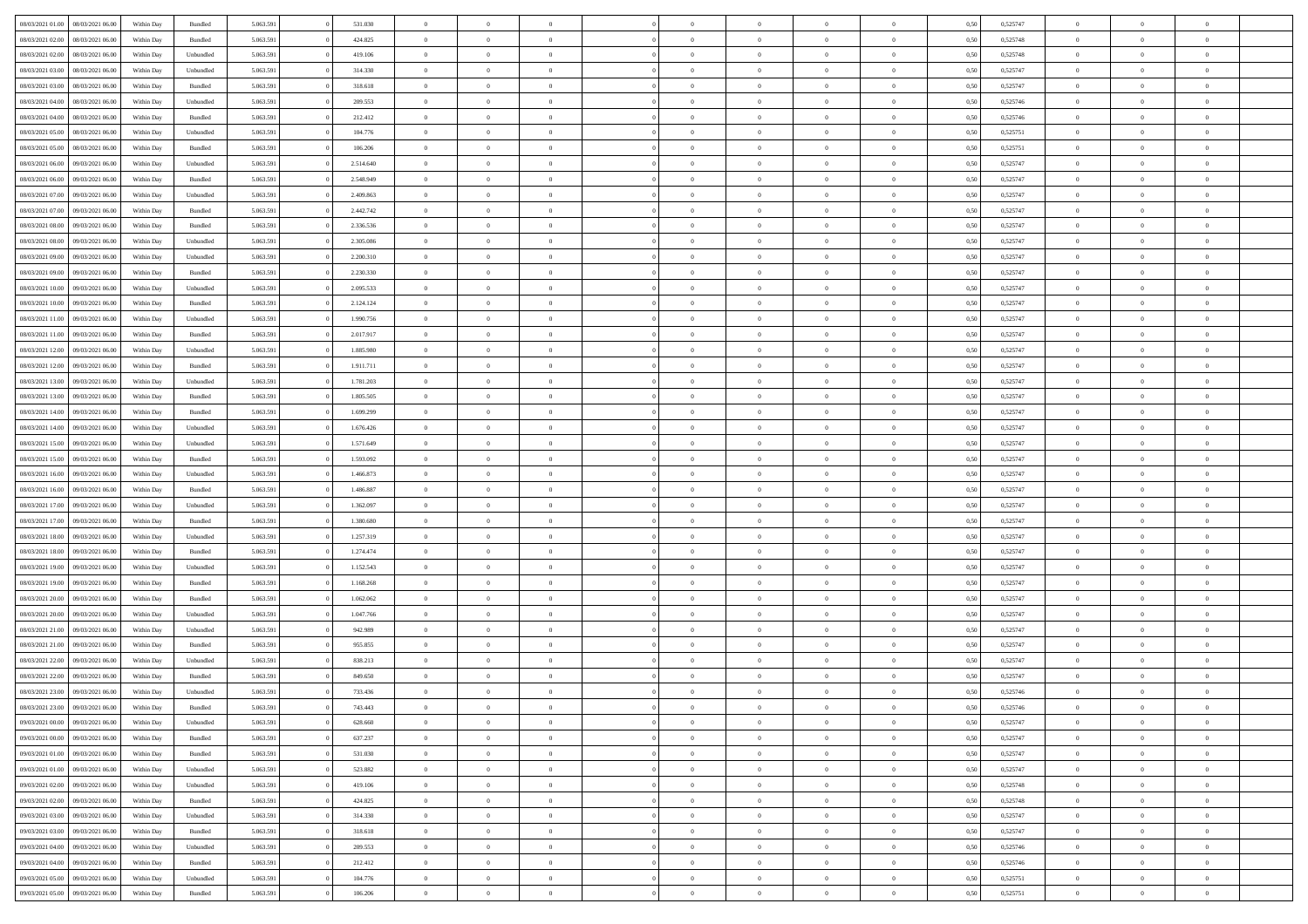| | | | | | | | | | | | | | | | | | | | | |
|---|---|---|---|---|---|---|---|---|---|---|---|---|---|---|---|---|---|---|---|---|
| 08/03/2021 01:00 | 08/03/2021 06:00 | Within Day | Bundled | 5.063.591 | 0 | 531.030 | 0 | 0 | 0 | | 0 | 0 | 0 | 0 | 0,50 | 0,525747 | 0 | 0 | 0 | |
| 08/03/2021 02:00 | 08/03/2021 06:00 | Within Day | Bundled | 5.063.591 | 0 | 424.825 | 0 | 0 | 0 | | 0 | 0 | 0 | 0 | 0,50 | 0,525748 | 0 | 0 | 0 | |
| 08/03/2021 02:00 | 08/03/2021 06:00 | Within Day | Unbundled | 5.063.591 | 0 | 419.106 | 0 | 0 | 0 | | 0 | 0 | 0 | 0 | 0,50 | 0,525748 | 0 | 0 | 0 | |
| 08/03/2021 03:00 | 08/03/2021 06:00 | Within Day | Unbundled | 5.063.591 | 0 | 314.330 | 0 | 0 | 0 | | 0 | 0 | 0 | 0 | 0,50 | 0,525747 | 0 | 0 | 0 | |
| 08/03/2021 03:00 | 08/03/2021 06:00 | Within Day | Bundled | 5.063.591 | 0 | 318.618 | 0 | 0 | 0 | | 0 | 0 | 0 | 0 | 0,50 | 0,525747 | 0 | 0 | 0 | |
| 08/03/2021 04:00 | 08/03/2021 06:00 | Within Day | Unbundled | 5.063.591 | 0 | 209.553 | 0 | 0 | 0 | | 0 | 0 | 0 | 0 | 0,50 | 0,525746 | 0 | 0 | 0 | |
| 08/03/2021 04:00 | 08/03/2021 06:00 | Within Day | Bundled | 5.063.591 | 0 | 212.412 | 0 | 0 | 0 | | 0 | 0 | 0 | 0 | 0,50 | 0,525746 | 0 | 0 | 0 | |
| 08/03/2021 05:00 | 08/03/2021 06:00 | Within Day | Unbundled | 5.063.591 | 0 | 104.776 | 0 | 0 | 0 | | 0 | 0 | 0 | 0 | 0,50 | 0,525751 | 0 | 0 | 0 | |
| 08/03/2021 05:00 | 08/03/2021 06:00 | Within Day | Bundled | 5.063.591 | 0 | 106.206 | 0 | 0 | 0 | | 0 | 0 | 0 | 0 | 0,50 | 0,525751 | 0 | 0 | 0 | |
| 08/03/2021 06:00 | 09/03/2021 06:00 | Within Day | Unbundled | 5.063.591 | 0 | 2.514.640 | 0 | 0 | 0 | | 0 | 0 | 0 | 0 | 0,50 | 0,525747 | 0 | 0 | 0 | |
| 08/03/2021 06:00 | 09/03/2021 06:00 | Within Day | Bundled | 5.063.591 | 0 | 2.548.949 | 0 | 0 | 0 | | 0 | 0 | 0 | 0 | 0,50 | 0,525747 | 0 | 0 | 0 | |
| 08/03/2021 07:00 | 09/03/2021 06:00 | Within Day | Unbundled | 5.063.591 | 0 | 2.409.863 | 0 | 0 | 0 | | 0 | 0 | 0 | 0 | 0,50 | 0,525747 | 0 | 0 | 0 | |
| 08/03/2021 07:00 | 09/03/2021 06:00 | Within Day | Bundled | 5.063.591 | 0 | 2.442.742 | 0 | 0 | 0 | | 0 | 0 | 0 | 0 | 0,50 | 0,525747 | 0 | 0 | 0 | |
| 08/03/2021 08:00 | 09/03/2021 06:00 | Within Day | Bundled | 5.063.591 | 0 | 2.336.536 | 0 | 0 | 0 | | 0 | 0 | 0 | 0 | 0,50 | 0,525747 | 0 | 0 | 0 | |
| 08/03/2021 08:00 | 09/03/2021 06:00 | Within Day | Unbundled | 5.063.591 | 0 | 2.305.086 | 0 | 0 | 0 | | 0 | 0 | 0 | 0 | 0,50 | 0,525747 | 0 | 0 | 0 | |
| 08/03/2021 09:00 | 09/03/2021 06:00 | Within Day | Unbundled | 5.063.591 | 0 | 2.200.310 | 0 | 0 | 0 | | 0 | 0 | 0 | 0 | 0,50 | 0,525747 | 0 | 0 | 0 | |
| 08/03/2021 09:00 | 09/03/2021 06:00 | Within Day | Bundled | 5.063.591 | 0 | 2.230.330 | 0 | 0 | 0 | | 0 | 0 | 0 | 0 | 0,50 | 0,525747 | 0 | 0 | 0 | |
| 08/03/2021 10:00 | 09/03/2021 06:00 | Within Day | Unbundled | 5.063.591 | 0 | 2.095.533 | 0 | 0 | 0 | | 0 | 0 | 0 | 0 | 0,50 | 0,525747 | 0 | 0 | 0 | |
| 08/03/2021 10:00 | 09/03/2021 06:00 | Within Day | Bundled | 5.063.591 | 0 | 2.124.124 | 0 | 0 | 0 | | 0 | 0 | 0 | 0 | 0,50 | 0,525747 | 0 | 0 | 0 | |
| 08/03/2021 11:00 | 09/03/2021 06:00 | Within Day | Unbundled | 5.063.591 | 0 | 1.990.756 | 0 | 0 | 0 | | 0 | 0 | 0 | 0 | 0,50 | 0,525747 | 0 | 0 | 0 | |
| 08/03/2021 11:00 | 09/03/2021 06:00 | Within Day | Bundled | 5.063.591 | 0 | 2.017.917 | 0 | 0 | 0 | | 0 | 0 | 0 | 0 | 0,50 | 0,525747 | 0 | 0 | 0 | |
| 08/03/2021 12:00 | 09/03/2021 06:00 | Within Day | Unbundled | 5.063.591 | 0 | 1.885.980 | 0 | 0 | 0 | | 0 | 0 | 0 | 0 | 0,50 | 0,525747 | 0 | 0 | 0 | |
| 08/03/2021 12:00 | 09/03/2021 06:00 | Within Day | Bundled | 5.063.591 | 0 | 1.911.711 | 0 | 0 | 0 | | 0 | 0 | 0 | 0 | 0,50 | 0,525747 | 0 | 0 | 0 | |
| 08/03/2021 13:00 | 09/03/2021 06:00 | Within Day | Unbundled | 5.063.591 | 0 | 1.781.203 | 0 | 0 | 0 | | 0 | 0 | 0 | 0 | 0,50 | 0,525747 | 0 | 0 | 0 | |
| 08/03/2021 13:00 | 09/03/2021 06:00 | Within Day | Bundled | 5.063.591 | 0 | 1.805.505 | 0 | 0 | 0 | | 0 | 0 | 0 | 0 | 0,50 | 0,525747 | 0 | 0 | 0 | |
| 08/03/2021 14:00 | 09/03/2021 06:00 | Within Day | Bundled | 5.063.591 | 0 | 1.699.299 | 0 | 0 | 0 | | 0 | 0 | 0 | 0 | 0,50 | 0,525747 | 0 | 0 | 0 | |
| 08/03/2021 14:00 | 09/03/2021 06:00 | Within Day | Unbundled | 5.063.591 | 0 | 1.676.426 | 0 | 0 | 0 | | 0 | 0 | 0 | 0 | 0,50 | 0,525747 | 0 | 0 | 0 | |
| 08/03/2021 15:00 | 09/03/2021 06:00 | Within Day | Unbundled | 5.063.591 | 0 | 1.571.649 | 0 | 0 | 0 | | 0 | 0 | 0 | 0 | 0,50 | 0,525747 | 0 | 0 | 0 | |
| 08/03/2021 15:00 | 09/03/2021 06:00 | Within Day | Bundled | 5.063.591 | 0 | 1.593.092 | 0 | 0 | 0 | | 0 | 0 | 0 | 0 | 0,50 | 0,525747 | 0 | 0 | 0 | |
| 08/03/2021 16:00 | 09/03/2021 06:00 | Within Day | Unbundled | 5.063.591 | 0 | 1.466.873 | 0 | 0 | 0 | | 0 | 0 | 0 | 0 | 0,50 | 0,525747 | 0 | 0 | 0 | |
| 08/03/2021 16:00 | 09/03/2021 06:00 | Within Day | Bundled | 5.063.591 | 0 | 1.486.887 | 0 | 0 | 0 | | 0 | 0 | 0 | 0 | 0,50 | 0,525747 | 0 | 0 | 0 | |
| 08/03/2021 17:00 | 09/03/2021 06:00 | Within Day | Unbundled | 5.063.591 | 0 | 1.362.097 | 0 | 0 | 0 | | 0 | 0 | 0 | 0 | 0,50 | 0,525747 | 0 | 0 | 0 | |
| 08/03/2021 17:00 | 09/03/2021 06:00 | Within Day | Bundled | 5.063.591 | 0 | 1.380.680 | 0 | 0 | 0 | | 0 | 0 | 0 | 0 | 0,50 | 0,525747 | 0 | 0 | 0 | |
| 08/03/2021 18:00 | 09/03/2021 06:00 | Within Day | Unbundled | 5.063.591 | 0 | 1.257.319 | 0 | 0 | 0 | | 0 | 0 | 0 | 0 | 0,50 | 0,525747 | 0 | 0 | 0 | |
| 08/03/2021 18:00 | 09/03/2021 06:00 | Within Day | Bundled | 5.063.591 | 0 | 1.274.474 | 0 | 0 | 0 | | 0 | 0 | 0 | 0 | 0,50 | 0,525747 | 0 | 0 | 0 | |
| 08/03/2021 19:00 | 09/03/2021 06:00 | Within Day | Unbundled | 5.063.591 | 0 | 1.152.543 | 0 | 0 | 0 | | 0 | 0 | 0 | 0 | 0,50 | 0,525747 | 0 | 0 | 0 | |
| 08/03/2021 19:00 | 09/03/2021 06:00 | Within Day | Bundled | 5.063.591 | 0 | 1.168.268 | 0 | 0 | 0 | | 0 | 0 | 0 | 0 | 0,50 | 0,525747 | 0 | 0 | 0 | |
| 08/03/2021 20:00 | 09/03/2021 06:00 | Within Day | Bundled | 5.063.591 | 0 | 1.062.062 | 0 | 0 | 0 | | 0 | 0 | 0 | 0 | 0,50 | 0,525747 | 0 | 0 | 0 | |
| 08/03/2021 20:00 | 09/03/2021 06:00 | Within Day | Unbundled | 5.063.591 | 0 | 1.047.766 | 0 | 0 | 0 | | 0 | 0 | 0 | 0 | 0,50 | 0,525747 | 0 | 0 | 0 | |
| 08/03/2021 21:00 | 09/03/2021 06:00 | Within Day | Unbundled | 5.063.591 | 0 | 942.989 | 0 | 0 | 0 | | 0 | 0 | 0 | 0 | 0,50 | 0,525747 | 0 | 0 | 0 | |
| 08/03/2021 21:00 | 09/03/2021 06:00 | Within Day | Bundled | 5.063.591 | 0 | 955.855 | 0 | 0 | 0 | | 0 | 0 | 0 | 0 | 0,50 | 0,525747 | 0 | 0 | 0 | |
| 08/03/2021 22:00 | 09/03/2021 06:00 | Within Day | Unbundled | 5.063.591 | 0 | 838.213 | 0 | 0 | 0 | | 0 | 0 | 0 | 0 | 0,50 | 0,525747 | 0 | 0 | 0 | |
| 08/03/2021 22:00 | 09/03/2021 06:00 | Within Day | Bundled | 5.063.591 | 0 | 849.650 | 0 | 0 | 0 | | 0 | 0 | 0 | 0 | 0,50 | 0,525747 | 0 | 0 | 0 | |
| 08/03/2021 23:00 | 09/03/2021 06:00 | Within Day | Unbundled | 5.063.591 | 0 | 733.436 | 0 | 0 | 0 | | 0 | 0 | 0 | 0 | 0,50 | 0,525746 | 0 | 0 | 0 | |
| 08/03/2021 23:00 | 09/03/2021 06:00 | Within Day | Bundled | 5.063.591 | 0 | 743.443 | 0 | 0 | 0 | | 0 | 0 | 0 | 0 | 0,50 | 0,525746 | 0 | 0 | 0 | |
| 09/03/2021 00:00 | 09/03/2021 06:00 | Within Day | Unbundled | 5.063.591 | 0 | 628.660 | 0 | 0 | 0 | | 0 | 0 | 0 | 0 | 0,50 | 0,525747 | 0 | 0 | 0 | |
| 09/03/2021 00:00 | 09/03/2021 06:00 | Within Day | Bundled | 5.063.591 | 0 | 637.237 | 0 | 0 | 0 | | 0 | 0 | 0 | 0 | 0,50 | 0,525747 | 0 | 0 | 0 | |
| 09/03/2021 01:00 | 09/03/2021 06:00 | Within Day | Bundled | 5.063.591 | 0 | 531.030 | 0 | 0 | 0 | | 0 | 0 | 0 | 0 | 0,50 | 0,525747 | 0 | 0 | 0 | |
| 09/03/2021 01:00 | 09/03/2021 06:00 | Within Day | Unbundled | 5.063.591 | 0 | 523.882 | 0 | 0 | 0 | | 0 | 0 | 0 | 0 | 0,50 | 0,525747 | 0 | 0 | 0 | |
| 09/03/2021 02:00 | 09/03/2021 06:00 | Within Day | Unbundled | 5.063.591 | 0 | 419.106 | 0 | 0 | 0 | | 0 | 0 | 0 | 0 | 0,50 | 0,525748 | 0 | 0 | 0 | |
| 09/03/2021 02:00 | 09/03/2021 06:00 | Within Day | Bundled | 5.063.591 | 0 | 424.825 | 0 | 0 | 0 | | 0 | 0 | 0 | 0 | 0,50 | 0,525748 | 0 | 0 | 0 | |
| 09/03/2021 03:00 | 09/03/2021 06:00 | Within Day | Unbundled | 5.063.591 | 0 | 314.330 | 0 | 0 | 0 | | 0 | 0 | 0 | 0 | 0,50 | 0,525747 | 0 | 0 | 0 | |
| 09/03/2021 03:00 | 09/03/2021 06:00 | Within Day | Bundled | 5.063.591 | 0 | 318.618 | 0 | 0 | 0 | | 0 | 0 | 0 | 0 | 0,50 | 0,525747 | 0 | 0 | 0 | |
| 09/03/2021 04:00 | 09/03/2021 06:00 | Within Day | Unbundled | 5.063.591 | 0 | 209.553 | 0 | 0 | 0 | | 0 | 0 | 0 | 0 | 0,50 | 0,525746 | 0 | 0 | 0 | |
| 09/03/2021 04:00 | 09/03/2021 06:00 | Within Day | Bundled | 5.063.591 | 0 | 212.412 | 0 | 0 | 0 | | 0 | 0 | 0 | 0 | 0,50 | 0,525746 | 0 | 0 | 0 | |
| 09/03/2021 05:00 | 09/03/2021 06:00 | Within Day | Unbundled | 5.063.591 | 0 | 104.776 | 0 | 0 | 0 | | 0 | 0 | 0 | 0 | 0,50 | 0,525751 | 0 | 0 | 0 | |
| 09/03/2021 05:00 | 09/03/2021 06:00 | Within Day | Bundled | 5.063.591 | 0 | 106.206 | 0 | 0 | 0 | | 0 | 0 | 0 | 0 | 0,50 | 0,525751 | 0 | 0 | 0 | |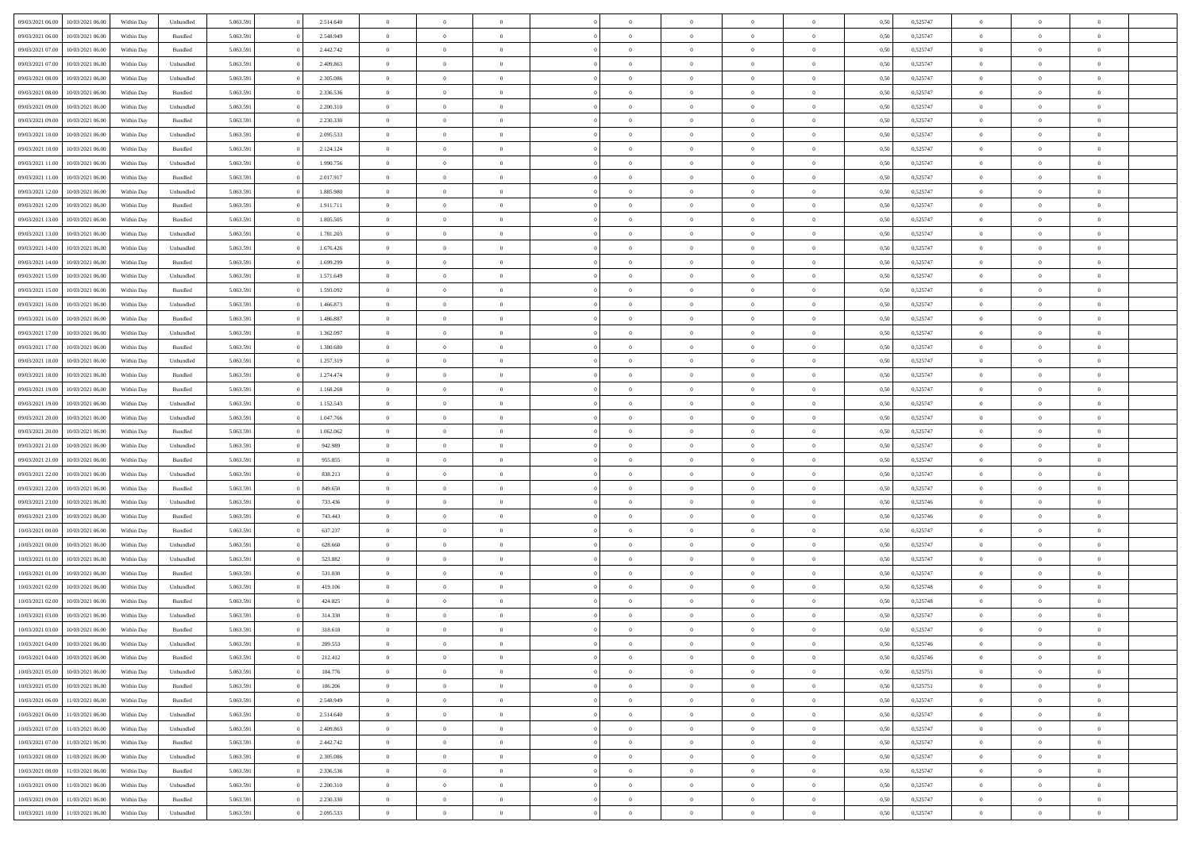| | | | | | | | | | | | | | | | | | | | | | |
|---|---|---|---|---|---|---|---|---|---|---|---|---|---|---|---|---|---|---|---|---|---|
| 09/03/2021 06:00 | 10/03/2021 06:00 | Within Day | Unbundled | 5.063.591 | 0 | 2.514.640 | 0 | 0 | 0 | | 0 | 0 | 0 | 0 | 0 | 0,50 | 0,525747 | 0 | 0 | 0 | |
| 09/03/2021 06:00 | 10/03/2021 06:00 | Within Day | Bundled | 5.063.591 | 0 | 2.548.949 | 0 | 0 | 0 | | 0 | 0 | 0 | 0 | 0 | 0,50 | 0,525747 | 0 | 0 | 0 | |
| 09/03/2021 07:00 | 10/03/2021 06:00 | Within Day | Bundled | 5.063.591 | 0 | 2.442.742 | 0 | 0 | 0 | | 0 | 0 | 0 | 0 | 0 | 0,50 | 0,525747 | 0 | 0 | 0 | |
| 09/03/2021 07:00 | 10/03/2021 06:00 | Within Day | Unbundled | 5.063.591 | 0 | 2.409.863 | 0 | 0 | 0 | | 0 | 0 | 0 | 0 | 0 | 0,50 | 0,525747 | 0 | 0 | 0 | |
| 09/03/2021 08:00 | 10/03/2021 06:00 | Within Day | Unbundled | 5.063.591 | 0 | 2.305.086 | 0 | 0 | 0 | | 0 | 0 | 0 | 0 | 0 | 0,50 | 0,525747 | 0 | 0 | 0 | |
| 09/03/2021 08:00 | 10/03/2021 06:00 | Within Day | Bundled | 5.063.591 | 0 | 2.336.536 | 0 | 0 | 0 | | 0 | 0 | 0 | 0 | 0 | 0,50 | 0,525747 | 0 | 0 | 0 | |
| 09/03/2021 09:00 | 10/03/2021 06:00 | Within Day | Unbundled | 5.063.591 | 0 | 2.200.310 | 0 | 0 | 0 | | 0 | 0 | 0 | 0 | 0 | 0,50 | 0,525747 | 0 | 0 | 0 | |
| 09/03/2021 09:00 | 10/03/2021 06:00 | Within Day | Bundled | 5.063.591 | 0 | 2.230.330 | 0 | 0 | 0 | | 0 | 0 | 0 | 0 | 0 | 0,50 | 0,525747 | 0 | 0 | 0 | |
| 09/03/2021 10:00 | 10/03/2021 06:00 | Within Day | Unbundled | 5.063.591 | 0 | 2.095.533 | 0 | 0 | 0 | | 0 | 0 | 0 | 0 | 0 | 0,50 | 0,525747 | 0 | 0 | 0 | |
| 09/03/2021 10:00 | 10/03/2021 06:00 | Within Day | Bundled | 5.063.591 | 0 | 2.124.124 | 0 | 0 | 0 | | 0 | 0 | 0 | 0 | 0 | 0,50 | 0,525747 | 0 | 0 | 0 | |
| 09/03/2021 11:00 | 10/03/2021 06:00 | Within Day | Unbundled | 5.063.591 | 0 | 1.990.756 | 0 | 0 | 0 | | 0 | 0 | 0 | 0 | 0 | 0,50 | 0,525747 | 0 | 0 | 0 | |
| 09/03/2021 11:00 | 10/03/2021 06:00 | Within Day | Bundled | 5.063.591 | 0 | 2.017.917 | 0 | 0 | 0 | | 0 | 0 | 0 | 0 | 0 | 0,50 | 0,525747 | 0 | 0 | 0 | |
| 09/03/2021 12:00 | 10/03/2021 06:00 | Within Day | Unbundled | 5.063.591 | 0 | 1.885.980 | 0 | 0 | 0 | | 0 | 0 | 0 | 0 | 0 | 0,50 | 0,525747 | 0 | 0 | 0 | |
| 09/03/2021 12:00 | 10/03/2021 06:00 | Within Day | Bundled | 5.063.591 | 0 | 1.911.711 | 0 | 0 | 0 | | 0 | 0 | 0 | 0 | 0 | 0,50 | 0,525747 | 0 | 0 | 0 | |
| 09/03/2021 13:00 | 10/03/2021 06:00 | Within Day | Bundled | 5.063.591 | 0 | 1.805.505 | 0 | 0 | 0 | | 0 | 0 | 0 | 0 | 0 | 0,50 | 0,525747 | 0 | 0 | 0 | |
| 09/03/2021 13:00 | 10/03/2021 06:00 | Within Day | Unbundled | 5.063.591 | 0 | 1.781.203 | 0 | 0 | 0 | | 0 | 0 | 0 | 0 | 0 | 0,50 | 0,525747 | 0 | 0 | 0 | |
| 09/03/2021 14:00 | 10/03/2021 06:00 | Within Day | Unbundled | 5.063.591 | 0 | 1.676.426 | 0 | 0 | 0 | | 0 | 0 | 0 | 0 | 0 | 0,50 | 0,525747 | 0 | 0 | 0 | |
| 09/03/2021 14:00 | 10/03/2021 06:00 | Within Day | Bundled | 5.063.591 | 0 | 1.699.299 | 0 | 0 | 0 | | 0 | 0 | 0 | 0 | 0 | 0,50 | 0,525747 | 0 | 0 | 0 | |
| 09/03/2021 15:00 | 10/03/2021 06:00 | Within Day | Unbundled | 5.063.591 | 0 | 1.571.649 | 0 | 0 | 0 | | 0 | 0 | 0 | 0 | 0 | 0,50 | 0,525747 | 0 | 0 | 0 | |
| 09/03/2021 15:00 | 10/03/2021 06:00 | Within Day | Bundled | 5.063.591 | 0 | 1.593.092 | 0 | 0 | 0 | | 0 | 0 | 0 | 0 | 0 | 0,50 | 0,525747 | 0 | 0 | 0 | |
| 09/03/2021 16:00 | 10/03/2021 06:00 | Within Day | Unbundled | 5.063.591 | 0 | 1.466.873 | 0 | 0 | 0 | | 0 | 0 | 0 | 0 | 0 | 0,50 | 0,525747 | 0 | 0 | 0 | |
| 09/03/2021 16:00 | 10/03/2021 06:00 | Within Day | Bundled | 5.063.591 | 0 | 1.486.887 | 0 | 0 | 0 | | 0 | 0 | 0 | 0 | 0 | 0,50 | 0,525747 | 0 | 0 | 0 | |
| 09/03/2021 17:00 | 10/03/2021 06:00 | Within Day | Unbundled | 5.063.591 | 0 | 1.362.097 | 0 | 0 | 0 | | 0 | 0 | 0 | 0 | 0 | 0,50 | 0,525747 | 0 | 0 | 0 | |
| 09/03/2021 17:00 | 10/03/2021 06:00 | Within Day | Bundled | 5.063.591 | 0 | 1.380.680 | 0 | 0 | 0 | | 0 | 0 | 0 | 0 | 0 | 0,50 | 0,525747 | 0 | 0 | 0 | |
| 09/03/2021 18:00 | 10/03/2021 06:00 | Within Day | Unbundled | 5.063.591 | 0 | 1.257.319 | 0 | 0 | 0 | | 0 | 0 | 0 | 0 | 0 | 0,50 | 0,525747 | 0 | 0 | 0 | |
| 09/03/2021 18:00 | 10/03/2021 06:00 | Within Day | Bundled | 5.063.591 | 0 | 1.274.474 | 0 | 0 | 0 | | 0 | 0 | 0 | 0 | 0 | 0,50 | 0,525747 | 0 | 0 | 0 | |
| 09/03/2021 19:00 | 10/03/2021 06:00 | Within Day | Bundled | 5.063.591 | 0 | 1.168.268 | 0 | 0 | 0 | | 0 | 0 | 0 | 0 | 0 | 0,50 | 0,525747 | 0 | 0 | 0 | |
| 09/03/2021 19:00 | 10/03/2021 06:00 | Within Day | Unbundled | 5.063.591 | 0 | 1.152.543 | 0 | 0 | 0 | | 0 | 0 | 0 | 0 | 0 | 0,50 | 0,525747 | 0 | 0 | 0 | |
| 09/03/2021 20:00 | 10/03/2021 06:00 | Within Day | Unbundled | 5.063.591 | 0 | 1.047.766 | 0 | 0 | 0 | | 0 | 0 | 0 | 0 | 0 | 0,50 | 0,525747 | 0 | 0 | 0 | |
| 09/03/2021 20:00 | 10/03/2021 06:00 | Within Day | Bundled | 5.063.591 | 0 | 1.062.062 | 0 | 0 | 0 | | 0 | 0 | 0 | 0 | 0 | 0,50 | 0,525747 | 0 | 0 | 0 | |
| 09/03/2021 21:00 | 10/03/2021 06:00 | Within Day | Unbundled | 5.063.591 | 0 | 942.989 | 0 | 0 | 0 | | 0 | 0 | 0 | 0 | 0 | 0,50 | 0,525747 | 0 | 0 | 0 | |
| 09/03/2021 21:00 | 10/03/2021 06:00 | Within Day | Bundled | 5.063.591 | 0 | 955.855 | 0 | 0 | 0 | | 0 | 0 | 0 | 0 | 0 | 0,50 | 0,525747 | 0 | 0 | 0 | |
| 09/03/2021 22:00 | 10/03/2021 06:00 | Within Day | Unbundled | 5.063.591 | 0 | 838.213 | 0 | 0 | 0 | | 0 | 0 | 0 | 0 | 0 | 0,50 | 0,525747 | 0 | 0 | 0 | |
| 09/03/2021 22:00 | 10/03/2021 06:00 | Within Day | Bundled | 5.063.591 | 0 | 849.650 | 0 | 0 | 0 | | 0 | 0 | 0 | 0 | 0 | 0,50 | 0,525747 | 0 | 0 | 0 | |
| 09/03/2021 23:00 | 10/03/2021 06:00 | Within Day | Unbundled | 5.063.591 | 0 | 733.436 | 0 | 0 | 0 | | 0 | 0 | 0 | 0 | 0 | 0,50 | 0,525746 | 0 | 0 | 0 | |
| 09/03/2021 23:00 | 10/03/2021 06:00 | Within Day | Bundled | 5.063.591 | 0 | 743.443 | 0 | 0 | 0 | | 0 | 0 | 0 | 0 | 0 | 0,50 | 0,525746 | 0 | 0 | 0 | |
| 10/03/2021 00:00 | 10/03/2021 06:00 | Within Day | Bundled | 5.063.591 | 0 | 637.237 | 0 | 0 | 0 | | 0 | 0 | 0 | 0 | 0 | 0,50 | 0,525747 | 0 | 0 | 0 | |
| 10/03/2021 00:00 | 10/03/2021 06:00 | Within Day | Unbundled | 5.063.591 | 0 | 628.660 | 0 | 0 | 0 | | 0 | 0 | 0 | 0 | 0 | 0,50 | 0,525747 | 0 | 0 | 0 | |
| 10/03/2021 01:00 | 10/03/2021 06:00 | Within Day | Unbundled | 5.063.591 | 0 | 523.882 | 0 | 0 | 0 | | 0 | 0 | 0 | 0 | 0 | 0,50 | 0,525747 | 0 | 0 | 0 | |
| 10/03/2021 01:00 | 10/03/2021 06:00 | Within Day | Bundled | 5.063.591 | 0 | 531.030 | 0 | 0 | 0 | | 0 | 0 | 0 | 0 | 0 | 0,50 | 0,525747 | 0 | 0 | 0 | |
| 10/03/2021 02:00 | 10/03/2021 06:00 | Within Day | Unbundled | 5.063.591 | 0 | 419.106 | 0 | 0 | 0 | | 0 | 0 | 0 | 0 | 0 | 0,50 | 0,525748 | 0 | 0 | 0 | |
| 10/03/2021 02:00 | 10/03/2021 06:00 | Within Day | Bundled | 5.063.591 | 0 | 424.825 | 0 | 0 | 0 | | 0 | 0 | 0 | 0 | 0 | 0,50 | 0,525748 | 0 | 0 | 0 | |
| 10/03/2021 03:00 | 10/03/2021 06:00 | Within Day | Unbundled | 5.063.591 | 0 | 314.330 | 0 | 0 | 0 | | 0 | 0 | 0 | 0 | 0 | 0,50 | 0,525747 | 0 | 0 | 0 | |
| 10/03/2021 03:00 | 10/03/2021 06:00 | Within Day | Bundled | 5.063.591 | 0 | 318.618 | 0 | 0 | 0 | | 0 | 0 | 0 | 0 | 0 | 0,50 | 0,525747 | 0 | 0 | 0 | |
| 10/03/2021 04:00 | 10/03/2021 06:00 | Within Day | Unbundled | 5.063.591 | 0 | 209.553 | 0 | 0 | 0 | | 0 | 0 | 0 | 0 | 0 | 0,50 | 0,525746 | 0 | 0 | 0 | |
| 10/03/2021 04:00 | 10/03/2021 06:00 | Within Day | Bundled | 5.063.591 | 0 | 212.412 | 0 | 0 | 0 | | 0 | 0 | 0 | 0 | 0 | 0,50 | 0,525746 | 0 | 0 | 0 | |
| 10/03/2021 05:00 | 10/03/2021 06:00 | Within Day | Unbundled | 5.063.591 | 0 | 104.776 | 0 | 0 | 0 | | 0 | 0 | 0 | 0 | 0 | 0,50 | 0,525751 | 0 | 0 | 0 | |
| 10/03/2021 05:00 | 10/03/2021 06:00 | Within Day | Bundled | 5.063.591 | 0 | 106.206 | 0 | 0 | 0 | | 0 | 0 | 0 | 0 | 0 | 0,50 | 0,525751 | 0 | 0 | 0 | |
| 10/03/2021 06:00 | 11/03/2021 06:00 | Within Day | Bundled | 5.063.591 | 0 | 2.548.949 | 0 | 0 | 0 | | 0 | 0 | 0 | 0 | 0 | 0,50 | 0,525747 | 0 | 0 | 0 | |
| 10/03/2021 06:00 | 11/03/2021 06:00 | Within Day | Unbundled | 5.063.591 | 0 | 2.514.640 | 0 | 0 | 0 | | 0 | 0 | 0 | 0 | 0 | 0,50 | 0,525747 | 0 | 0 | 0 | |
| 10/03/2021 07:00 | 11/03/2021 06:00 | Within Day | Unbundled | 5.063.591 | 0 | 2.409.863 | 0 | 0 | 0 | | 0 | 0 | 0 | 0 | 0 | 0,50 | 0,525747 | 0 | 0 | 0 | |
| 10/03/2021 07:00 | 11/03/2021 06:00 | Within Day | Bundled | 5.063.591 | 0 | 2.442.742 | 0 | 0 | 0 | | 0 | 0 | 0 | 0 | 0 | 0,50 | 0,525747 | 0 | 0 | 0 | |
| 10/03/2021 08:00 | 11/03/2021 06:00 | Within Day | Unbundled | 5.063.591 | 0 | 2.305.086 | 0 | 0 | 0 | | 0 | 0 | 0 | 0 | 0 | 0,50 | 0,525747 | 0 | 0 | 0 | |
| 10/03/2021 08:00 | 11/03/2021 06:00 | Within Day | Bundled | 5.063.591 | 0 | 2.336.536 | 0 | 0 | 0 | | 0 | 0 | 0 | 0 | 0 | 0,50 | 0,525747 | 0 | 0 | 0 | |
| 10/03/2021 09:00 | 11/03/2021 06:00 | Within Day | Unbundled | 5.063.591 | 0 | 2.200.310 | 0 | 0 | 0 | | 0 | 0 | 0 | 0 | 0 | 0,50 | 0,525747 | 0 | 0 | 0 | |
| 10/03/2021 09:00 | 11/03/2021 06:00 | Within Day | Bundled | 5.063.591 | 0 | 2.230.330 | 0 | 0 | 0 | | 0 | 0 | 0 | 0 | 0 | 0,50 | 0,525747 | 0 | 0 | 0 | |
| 10/03/2021 10:00 | 11/03/2021 06:00 | Within Day | Unbundled | 5.063.591 | 0 | 2.095.533 | 0 | 0 | 0 | | 0 | 0 | 0 | 0 | 0 | 0,50 | 0,525747 | 0 | 0 | 0 | |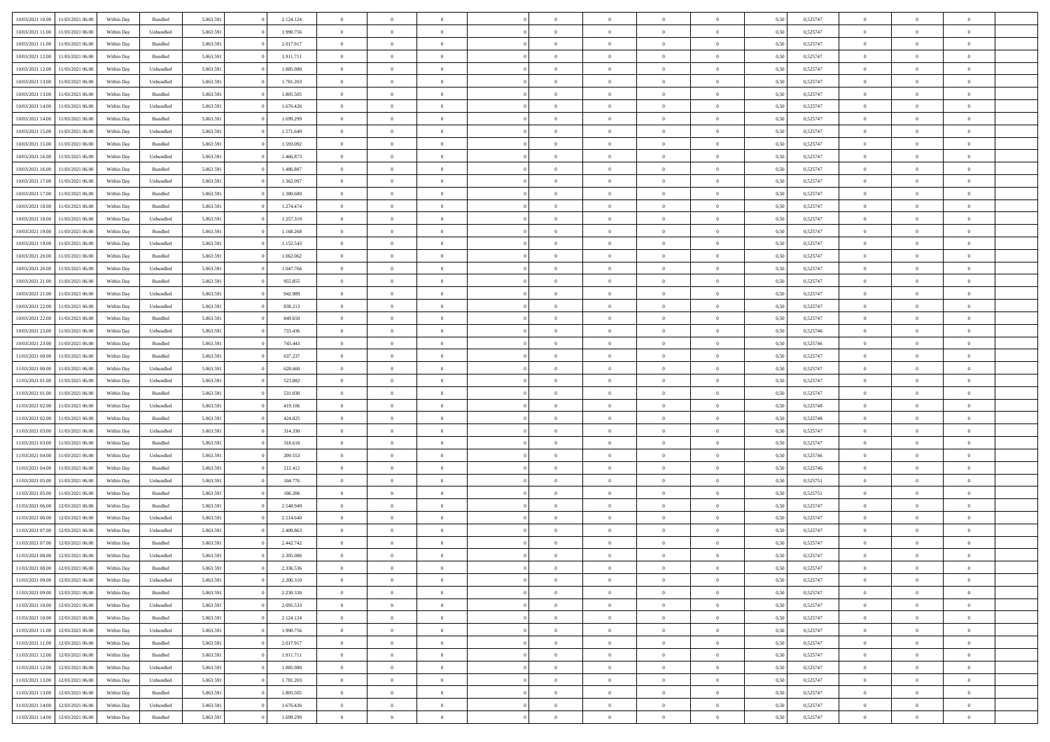| | | | | | | | | | | | | | | | | | | | | |
|---|---|---|---|---|---|---|---|---|---|---|---|---|---|---|---|---|---|---|---|---|
| 10/03/2021 10:00 | 11/03/2021 06:00 | Within Day | Bundled | 5.063.591 | 0 | 2.124.124 | 0 | 0 | 0 | 0 | 0 | 0 | 0 | 0 | 0,50 | 0,525747 | 0 | 0 | 0 | |
| 10/03/2021 11:00 | 11/03/2021 06:00 | Within Day | Unbundled | 5.063.591 | 0 | 1.990.756 | 0 | 0 | 0 | 0 | 0 | 0 | 0 | 0 | 0,50 | 0,525747 | 0 | 0 | 0 | |
| 10/03/2021 11:00 | 11/03/2021 06:00 | Within Day | Bundled | 5.063.591 | 0 | 2.017.917 | 0 | 0 | 0 | 0 | 0 | 0 | 0 | 0 | 0,50 | 0,525747 | 0 | 0 | 0 | |
| 10/03/2021 12:00 | 11/03/2021 06:00 | Within Day | Bundled | 5.063.591 | 0 | 1.911.711 | 0 | 0 | 0 | 0 | 0 | 0 | 0 | 0 | 0,50 | 0,525747 | 0 | 0 | 0 | |
| 10/03/2021 12:00 | 11/03/2021 06:00 | Within Day | Unbundled | 5.063.591 | 0 | 1.885.980 | 0 | 0 | 0 | 0 | 0 | 0 | 0 | 0 | 0,50 | 0,525747 | 0 | 0 | 0 | |
| 10/03/2021 13:00 | 11/03/2021 06:00 | Within Day | Unbundled | 5.063.591 | 0 | 1.781.203 | 0 | 0 | 0 | 0 | 0 | 0 | 0 | 0 | 0,50 | 0,525747 | 0 | 0 | 0 | |
| 10/03/2021 13:00 | 11/03/2021 06:00 | Within Day | Bundled | 5.063.591 | 0 | 1.805.505 | 0 | 0 | 0 | 0 | 0 | 0 | 0 | 0 | 0,50 | 0,525747 | 0 | 0 | 0 | |
| 10/03/2021 14:00 | 11/03/2021 06:00 | Within Day | Unbundled | 5.063.591 | 0 | 1.676.426 | 0 | 0 | 0 | 0 | 0 | 0 | 0 | 0 | 0,50 | 0,525747 | 0 | 0 | 0 | |
| 10/03/2021 14:00 | 11/03/2021 06:00 | Within Day | Bundled | 5.063.591 | 0 | 1.699.299 | 0 | 0 | 0 | 0 | 0 | 0 | 0 | 0 | 0,50 | 0,525747 | 0 | 0 | 0 | |
| 10/03/2021 15:00 | 11/03/2021 06:00 | Within Day | Unbundled | 5.063.591 | 0 | 1.571.649 | 0 | 0 | 0 | 0 | 0 | 0 | 0 | 0 | 0,50 | 0,525747 | 0 | 0 | 0 | |
| 10/03/2021 15:00 | 11/03/2021 06:00 | Within Day | Bundled | 5.063.591 | 0 | 1.593.092 | 0 | 0 | 0 | 0 | 0 | 0 | 0 | 0 | 0,50 | 0,525747 | 0 | 0 | 0 | |
| 10/03/2021 16:00 | 11/03/2021 06:00 | Within Day | Unbundled | 5.063.591 | 0 | 1.466.873 | 0 | 0 | 0 | 0 | 0 | 0 | 0 | 0 | 0,50 | 0,525747 | 0 | 0 | 0 | |
| 10/03/2021 16:00 | 11/03/2021 06:00 | Within Day | Bundled | 5.063.591 | 0 | 1.486.887 | 0 | 0 | 0 | 0 | 0 | 0 | 0 | 0 | 0,50 | 0,525747 | 0 | 0 | 0 | |
| 10/03/2021 17:00 | 11/03/2021 06:00 | Within Day | Unbundled | 5.063.591 | 0 | 1.362.097 | 0 | 0 | 0 | 0 | 0 | 0 | 0 | 0 | 0,50 | 0,525747 | 0 | 0 | 0 | |
| 10/03/2021 17:00 | 11/03/2021 06:00 | Within Day | Bundled | 5.063.591 | 0 | 1.380.680 | 0 | 0 | 0 | 0 | 0 | 0 | 0 | 0 | 0,50 | 0,525747 | 0 | 0 | 0 | |
| 10/03/2021 18:00 | 11/03/2021 06:00 | Within Day | Bundled | 5.063.591 | 0 | 1.274.474 | 0 | 0 | 0 | 0 | 0 | 0 | 0 | 0 | 0,50 | 0,525747 | 0 | 0 | 0 | |
| 10/03/2021 18:00 | 11/03/2021 06:00 | Within Day | Unbundled | 5.063.591 | 0 | 1.257.319 | 0 | 0 | 0 | 0 | 0 | 0 | 0 | 0 | 0,50 | 0,525747 | 0 | 0 | 0 | |
| 10/03/2021 19:00 | 11/03/2021 06:00 | Within Day | Bundled | 5.063.591 | 0 | 1.168.268 | 0 | 0 | 0 | 0 | 0 | 0 | 0 | 0 | 0,50 | 0,525747 | 0 | 0 | 0 | |
| 10/03/2021 19:00 | 11/03/2021 06:00 | Within Day | Unbundled | 5.063.591 | 0 | 1.152.543 | 0 | 0 | 0 | 0 | 0 | 0 | 0 | 0 | 0,50 | 0,525747 | 0 | 0 | 0 | |
| 10/03/2021 20:00 | 11/03/2021 06:00 | Within Day | Bundled | 5.063.591 | 0 | 1.062.062 | 0 | 0 | 0 | 0 | 0 | 0 | 0 | 0 | 0,50 | 0,525747 | 0 | 0 | 0 | |
| 10/03/2021 20:00 | 11/03/2021 06:00 | Within Day | Unbundled | 5.063.591 | 0 | 1.047.766 | 0 | 0 | 0 | 0 | 0 | 0 | 0 | 0 | 0,50 | 0,525747 | 0 | 0 | 0 | |
| 10/03/2021 21:00 | 11/03/2021 06:00 | Within Day | Bundled | 5.063.591 | 0 | 955.855 | 0 | 0 | 0 | 0 | 0 | 0 | 0 | 0 | 0,50 | 0,525747 | 0 | 0 | 0 | |
| 10/03/2021 21:00 | 11/03/2021 06:00 | Within Day | Unbundled | 5.063.591 | 0 | 942.989 | 0 | 0 | 0 | 0 | 0 | 0 | 0 | 0 | 0,50 | 0,525747 | 0 | 0 | 0 | |
| 10/03/2021 22:00 | 11/03/2021 06:00 | Within Day | Unbundled | 5.063.591 | 0 | 838.213 | 0 | 0 | 0 | 0 | 0 | 0 | 0 | 0 | 0,50 | 0,525747 | 0 | 0 | 0 | |
| 10/03/2021 22:00 | 11/03/2021 06:00 | Within Day | Bundled | 5.063.591 | 0 | 849.650 | 0 | 0 | 0 | 0 | 0 | 0 | 0 | 0 | 0,50 | 0,525747 | 0 | 0 | 0 | |
| 10/03/2021 23:00 | 11/03/2021 06:00 | Within Day | Unbundled | 5.063.591 | 0 | 733.436 | 0 | 0 | 0 | 0 | 0 | 0 | 0 | 0 | 0,50 | 0,525746 | 0 | 0 | 0 | |
| 10/03/2021 23:00 | 11/03/2021 06:00 | Within Day | Bundled | 5.063.591 | 0 | 743.443 | 0 | 0 | 0 | 0 | 0 | 0 | 0 | 0 | 0,50 | 0,525746 | 0 | 0 | 0 | |
| 11/03/2021 00:00 | 11/03/2021 06:00 | Within Day | Bundled | 5.063.591 | 0 | 637.237 | 0 | 0 | 0 | 0 | 0 | 0 | 0 | 0 | 0,50 | 0,525747 | 0 | 0 | 0 | |
| 11/03/2021 00:00 | 11/03/2021 06:00 | Within Day | Unbundled | 5.063.591 | 0 | 628.660 | 0 | 0 | 0 | 0 | 0 | 0 | 0 | 0 | 0,50 | 0,525747 | 0 | 0 | 0 | |
| 11/03/2021 01:00 | 11/03/2021 06:00 | Within Day | Unbundled | 5.063.591 | 0 | 523.882 | 0 | 0 | 0 | 0 | 0 | 0 | 0 | 0 | 0,50 | 0,525747 | 0 | 0 | 0 | |
| 11/03/2021 01:00 | 11/03/2021 06:00 | Within Day | Bundled | 5.063.591 | 0 | 531.030 | 0 | 0 | 0 | 0 | 0 | 0 | 0 | 0 | 0,50 | 0,525747 | 0 | 0 | 0 | |
| 11/03/2021 02:00 | 11/03/2021 06:00 | Within Day | Unbundled | 5.063.591 | 0 | 419.106 | 0 | 0 | 0 | 0 | 0 | 0 | 0 | 0 | 0,50 | 0,525748 | 0 | 0 | 0 | |
| 11/03/2021 02:00 | 11/03/2021 06:00 | Within Day | Bundled | 5.063.591 | 0 | 424.825 | 0 | 0 | 0 | 0 | 0 | 0 | 0 | 0 | 0,50 | 0,525748 | 0 | 0 | 0 | |
| 11/03/2021 03:00 | 11/03/2021 06:00 | Within Day | Unbundled | 5.063.591 | 0 | 314.330 | 0 | 0 | 0 | 0 | 0 | 0 | 0 | 0 | 0,50 | 0,525747 | 0 | 0 | 0 | |
| 11/03/2021 03:00 | 11/03/2021 06:00 | Within Day | Bundled | 5.063.591 | 0 | 318.618 | 0 | 0 | 0 | 0 | 0 | 0 | 0 | 0 | 0,50 | 0,525747 | 0 | 0 | 0 | |
| 11/03/2021 04:00 | 11/03/2021 06:00 | Within Day | Unbundled | 5.063.591 | 0 | 209.553 | 0 | 0 | 0 | 0 | 0 | 0 | 0 | 0 | 0,50 | 0,525746 | 0 | 0 | 0 | |
| 11/03/2021 04:00 | 11/03/2021 06:00 | Within Day | Bundled | 5.063.591 | 0 | 212.412 | 0 | 0 | 0 | 0 | 0 | 0 | 0 | 0 | 0,50 | 0,525746 | 0 | 0 | 0 | |
| 11/03/2021 05:00 | 11/03/2021 06:00 | Within Day | Unbundled | 5.063.591 | 0 | 104.776 | 0 | 0 | 0 | 0 | 0 | 0 | 0 | 0 | 0,50 | 0,525751 | 0 | 0 | 0 | |
| 11/03/2021 05:00 | 11/03/2021 06:00 | Within Day | Bundled | 5.063.591 | 0 | 106.206 | 0 | 0 | 0 | 0 | 0 | 0 | 0 | 0 | 0,50 | 0,525751 | 0 | 0 | 0 | |
| 11/03/2021 06:00 | 12/03/2021 06:00 | Within Day | Bundled | 5.063.591 | 0 | 2.548.949 | 0 | 0 | 0 | 0 | 0 | 0 | 0 | 0 | 0,50 | 0,525747 | 0 | 0 | 0 | |
| 11/03/2021 06:00 | 12/03/2021 06:00 | Within Day | Unbundled | 5.063.591 | 0 | 2.514.640 | 0 | 0 | 0 | 0 | 0 | 0 | 0 | 0 | 0,50 | 0,525747 | 0 | 0 | 0 | |
| 11/03/2021 07:00 | 12/03/2021 06:00 | Within Day | Unbundled | 5.063.591 | 0 | 2.409.863 | 0 | 0 | 0 | 0 | 0 | 0 | 0 | 0 | 0,50 | 0,525747 | 0 | 0 | 0 | |
| 11/03/2021 07:00 | 12/03/2021 06:00 | Within Day | Bundled | 5.063.591 | 0 | 2.442.742 | 0 | 0 | 0 | 0 | 0 | 0 | 0 | 0 | 0,50 | 0,525747 | 0 | 0 | 0 | |
| 11/03/2021 08:00 | 12/03/2021 06:00 | Within Day | Unbundled | 5.063.591 | 0 | 2.305.086 | 0 | 0 | 0 | 0 | 0 | 0 | 0 | 0 | 0,50 | 0,525747 | 0 | 0 | 0 | |
| 11/03/2021 08:00 | 12/03/2021 06:00 | Within Day | Bundled | 5.063.591 | 0 | 2.336.536 | 0 | 0 | 0 | 0 | 0 | 0 | 0 | 0 | 0,50 | 0,525747 | 0 | 0 | 0 | |
| 11/03/2021 09:00 | 12/03/2021 06:00 | Within Day | Unbundled | 5.063.591 | 0 | 2.200.310 | 0 | 0 | 0 | 0 | 0 | 0 | 0 | 0 | 0,50 | 0,525747 | 0 | 0 | 0 | |
| 11/03/2021 09:00 | 12/03/2021 06:00 | Within Day | Bundled | 5.063.591 | 0 | 2.230.330 | 0 | 0 | 0 | 0 | 0 | 0 | 0 | 0 | 0,50 | 0,525747 | 0 | 0 | 0 | |
| 11/03/2021 10:00 | 12/03/2021 06:00 | Within Day | Unbundled | 5.063.591 | 0 | 2.095.533 | 0 | 0 | 0 | 0 | 0 | 0 | 0 | 0 | 0,50 | 0,525747 | 0 | 0 | 0 | |
| 11/03/2021 10:00 | 12/03/2021 06:00 | Within Day | Bundled | 5.063.591 | 0 | 2.124.124 | 0 | 0 | 0 | 0 | 0 | 0 | 0 | 0 | 0,50 | 0,525747 | 0 | 0 | 0 | |
| 11/03/2021 11:00 | 12/03/2021 06:00 | Within Day | Unbundled | 5.063.591 | 0 | 1.990.756 | 0 | 0 | 0 | 0 | 0 | 0 | 0 | 0 | 0,50 | 0,525747 | 0 | 0 | 0 | |
| 11/03/2021 11:00 | 12/03/2021 06:00 | Within Day | Bundled | 5.063.591 | 0 | 2.017.917 | 0 | 0 | 0 | 0 | 0 | 0 | 0 | 0 | 0,50 | 0,525747 | 0 | 0 | 0 | |
| 11/03/2021 12:00 | 12/03/2021 06:00 | Within Day | Bundled | 5.063.591 | 0 | 1.911.711 | 0 | 0 | 0 | 0 | 0 | 0 | 0 | 0 | 0,50 | 0,525747 | 0 | 0 | 0 | |
| 11/03/2021 12:00 | 12/03/2021 06:00 | Within Day | Unbundled | 5.063.591 | 0 | 1.885.980 | 0 | 0 | 0 | 0 | 0 | 0 | 0 | 0 | 0,50 | 0,525747 | 0 | 0 | 0 | |
| 11/03/2021 13:00 | 12/03/2021 06:00 | Within Day | Unbundled | 5.063.591 | 0 | 1.781.203 | 0 | 0 | 0 | 0 | 0 | 0 | 0 | 0 | 0,50 | 0,525747 | 0 | 0 | 0 | |
| 11/03/2021 13:00 | 12/03/2021 06:00 | Within Day | Bundled | 5.063.591 | 0 | 1.805.505 | 0 | 0 | 0 | 0 | 0 | 0 | 0 | 0 | 0,50 | 0,525747 | 0 | 0 | 0 | |
| 11/03/2021 14:00 | 12/03/2021 06:00 | Within Day | Unbundled | 5.063.591 | 0 | 1.676.426 | 0 | 0 | 0 | 0 | 0 | 0 | 0 | 0 | 0,50 | 0,525747 | 0 | 0 | 0 | |
| 11/03/2021 14:00 | 12/03/2021 06:00 | Within Day | Bundled | 5.063.591 | 0 | 1.699.299 | 0 | 0 | 0 | 0 | 0 | 0 | 0 | 0 | 0,50 | 0,525747 | 0 | 0 | 0 | |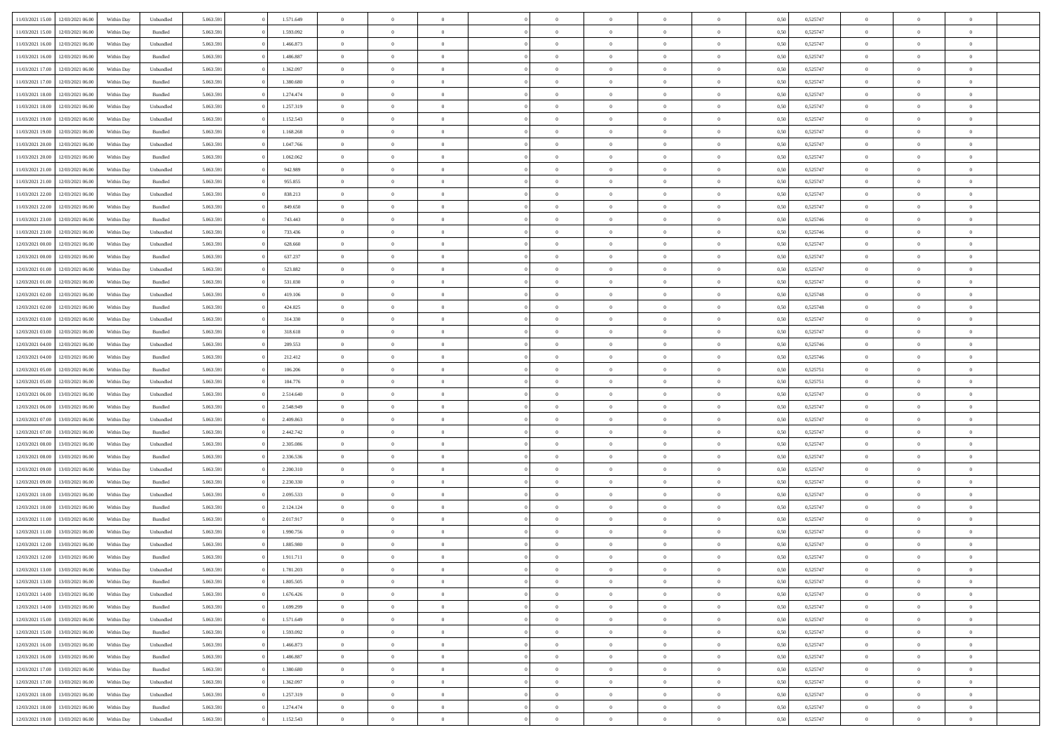| | | | | | | | | | | | | | | | | | | | | |
|---|---|---|---|---|---|---|---|---|---|---|---|---|---|---|---|---|---|---|---|---|
| 11/03/2021 15:00 | 12/03/2021 06:00 | Within Day | Unbundled | 5.063.591 | 0 | 1.571.649 | 0 | 0 | 0 | | 0 | 0 | 0 | 0 | 0,50 | 0,525747 | 0 | 0 | 0 | |
| 11/03/2021 15:00 | 12/03/2021 06:00 | Within Day | Bundled | 5.063.591 | 0 | 1.593.092 | 0 | 0 | 0 | | 0 | 0 | 0 | 0 | 0,50 | 0,525747 | 0 | 0 | 0 | |
| 11/03/2021 16:00 | 12/03/2021 06:00 | Within Day | Unbundled | 5.063.591 | 0 | 1.466.873 | 0 | 0 | 0 | | 0 | 0 | 0 | 0 | 0,50 | 0,525747 | 0 | 0 | 0 | |
| 11/03/2021 16:00 | 12/03/2021 06:00 | Within Day | Bundled | 5.063.591 | 0 | 1.486.887 | 0 | 0 | 0 | | 0 | 0 | 0 | 0 | 0,50 | 0,525747 | 0 | 0 | 0 | |
| 11/03/2021 17:00 | 12/03/2021 06:00 | Within Day | Unbundled | 5.063.591 | 0 | 1.362.097 | 0 | 0 | 0 | | 0 | 0 | 0 | 0 | 0,50 | 0,525747 | 0 | 0 | 0 | |
| 11/03/2021 17:00 | 12/03/2021 06:00 | Within Day | Bundled | 5.063.591 | 0 | 1.380.680 | 0 | 0 | 0 | | 0 | 0 | 0 | 0 | 0,50 | 0,525747 | 0 | 0 | 0 | |
| 11/03/2021 18:00 | 12/03/2021 06:00 | Within Day | Bundled | 5.063.591 | 0 | 1.274.474 | 0 | 0 | 0 | | 0 | 0 | 0 | 0 | 0,50 | 0,525747 | 0 | 0 | 0 | |
| 11/03/2021 18:00 | 12/03/2021 06:00 | Within Day | Unbundled | 5.063.591 | 0 | 1.257.319 | 0 | 0 | 0 | | 0 | 0 | 0 | 0 | 0,50 | 0,525747 | 0 | 0 | 0 | |
| 11/03/2021 19:00 | 12/03/2021 06:00 | Within Day | Unbundled | 5.063.591 | 0 | 1.152.543 | 0 | 0 | 0 | | 0 | 0 | 0 | 0 | 0,50 | 0,525747 | 0 | 0 | 0 | |
| 11/03/2021 19:00 | 12/03/2021 06:00 | Within Day | Bundled | 5.063.591 | 0 | 1.168.268 | 0 | 0 | 0 | | 0 | 0 | 0 | 0 | 0,50 | 0,525747 | 0 | 0 | 0 | |
| 11/03/2021 20:00 | 12/03/2021 06:00 | Within Day | Unbundled | 5.063.591 | 0 | 1.047.766 | 0 | 0 | 0 | | 0 | 0 | 0 | 0 | 0,50 | 0,525747 | 0 | 0 | 0 | |
| 11/03/2021 20:00 | 12/03/2021 06:00 | Within Day | Bundled | 5.063.591 | 0 | 1.062.062 | 0 | 0 | 0 | | 0 | 0 | 0 | 0 | 0,50 | 0,525747 | 0 | 0 | 0 | |
| 11/03/2021 21:00 | 12/03/2021 06:00 | Within Day | Unbundled | 5.063.591 | 0 | 942.989 | 0 | 0 | 0 | | 0 | 0 | 0 | 0 | 0,50 | 0,525747 | 0 | 0 | 0 | |
| 11/03/2021 21:00 | 12/03/2021 06:00 | Within Day | Bundled | 5.063.591 | 0 | 955.855 | 0 | 0 | 0 | | 0 | 0 | 0 | 0 | 0,50 | 0,525747 | 0 | 0 | 0 | |
| 11/03/2021 22:00 | 12/03/2021 06:00 | Within Day | Unbundled | 5.063.591 | 0 | 838.213 | 0 | 0 | 0 | | 0 | 0 | 0 | 0 | 0,50 | 0,525747 | 0 | 0 | 0 | |
| 11/03/2021 22:00 | 12/03/2021 06:00 | Within Day | Bundled | 5.063.591 | 0 | 849.650 | 0 | 0 | 0 | | 0 | 0 | 0 | 0 | 0,50 | 0,525747 | 0 | 0 | 0 | |
| 11/03/2021 23:00 | 12/03/2021 06:00 | Within Day | Bundled | 5.063.591 | 0 | 743.443 | 0 | 0 | 0 | | 0 | 0 | 0 | 0 | 0,50 | 0,525746 | 0 | 0 | 0 | |
| 11/03/2021 23:00 | 12/03/2021 06:00 | Within Day | Unbundled | 5.063.591 | 0 | 733.436 | 0 | 0 | 0 | | 0 | 0 | 0 | 0 | 0,50 | 0,525746 | 0 | 0 | 0 | |
| 12/03/2021 00:00 | 12/03/2021 06:00 | Within Day | Unbundled | 5.063.591 | 0 | 628.660 | 0 | 0 | 0 | | 0 | 0 | 0 | 0 | 0,50 | 0,525747 | 0 | 0 | 0 | |
| 12/03/2021 00:00 | 12/03/2021 06:00 | Within Day | Bundled | 5.063.591 | 0 | 637.237 | 0 | 0 | 0 | | 0 | 0 | 0 | 0 | 0,50 | 0,525747 | 0 | 0 | 0 | |
| 12/03/2021 01:00 | 12/03/2021 06:00 | Within Day | Unbundled | 5.063.591 | 0 | 523.882 | 0 | 0 | 0 | | 0 | 0 | 0 | 0 | 0,50 | 0,525747 | 0 | 0 | 0 | |
| 12/03/2021 01:00 | 12/03/2021 06:00 | Within Day | Bundled | 5.063.591 | 0 | 531.030 | 0 | 0 | 0 | | 0 | 0 | 0 | 0 | 0,50 | 0,525747 | 0 | 0 | 0 | |
| 12/03/2021 02:00 | 12/03/2021 06:00 | Within Day | Unbundled | 5.063.591 | 0 | 419.106 | 0 | 0 | 0 | | 0 | 0 | 0 | 0 | 0,50 | 0,525748 | 0 | 0 | 0 | |
| 12/03/2021 02:00 | 12/03/2021 06:00 | Within Day | Bundled | 5.063.591 | 0 | 424.825 | 0 | 0 | 0 | | 0 | 0 | 0 | 0 | 0,50 | 0,525748 | 0 | 0 | 0 | |
| 12/03/2021 03:00 | 12/03/2021 06:00 | Within Day | Unbundled | 5.063.591 | 0 | 314.330 | 0 | 0 | 0 | | 0 | 0 | 0 | 0 | 0,50 | 0,525747 | 0 | 0 | 0 | |
| 12/03/2021 03:00 | 12/03/2021 06:00 | Within Day | Bundled | 5.063.591 | 0 | 318.618 | 0 | 0 | 0 | | 0 | 0 | 0 | 0 | 0,50 | 0,525747 | 0 | 0 | 0 | |
| 12/03/2021 04:00 | 12/03/2021 06:00 | Within Day | Unbundled | 5.063.591 | 0 | 209.553 | 0 | 0 | 0 | | 0 | 0 | 0 | 0 | 0,50 | 0,525746 | 0 | 0 | 0 | |
| 12/03/2021 04:00 | 12/03/2021 06:00 | Within Day | Bundled | 5.063.591 | 0 | 212.412 | 0 | 0 | 0 | | 0 | 0 | 0 | 0 | 0,50 | 0,525746 | 0 | 0 | 0 | |
| 12/03/2021 05:00 | 12/03/2021 06:00 | Within Day | Bundled | 5.063.591 | 0 | 106.206 | 0 | 0 | 0 | | 0 | 0 | 0 | 0 | 0,50 | 0,525751 | 0 | 0 | 0 | |
| 12/03/2021 05:00 | 12/03/2021 06:00 | Within Day | Unbundled | 5.063.591 | 0 | 104.776 | 0 | 0 | 0 | | 0 | 0 | 0 | 0 | 0,50 | 0,525751 | 0 | 0 | 0 | |
| 12/03/2021 06:00 | 13/03/2021 06:00 | Within Day | Unbundled | 5.063.591 | 0 | 2.514.640 | 0 | 0 | 0 | | 0 | 0 | 0 | 0 | 0,50 | 0,525747 | 0 | 0 | 0 | |
| 12/03/2021 06:00 | 13/03/2021 06:00 | Within Day | Bundled | 5.063.591 | 0 | 2.548.949 | 0 | 0 | 0 | | 0 | 0 | 0 | 0 | 0,50 | 0,525747 | 0 | 0 | 0 | |
| 12/03/2021 07:00 | 13/03/2021 06:00 | Within Day | Unbundled | 5.063.591 | 0 | 2.409.863 | 0 | 0 | 0 | | 0 | 0 | 0 | 0 | 0,50 | 0,525747 | 0 | 0 | 0 | |
| 12/03/2021 07:00 | 13/03/2021 06:00 | Within Day | Bundled | 5.063.591 | 0 | 2.442.742 | 0 | 0 | 0 | | 0 | 0 | 0 | 0 | 0,50 | 0,525747 | 0 | 0 | 0 | |
| 12/03/2021 08:00 | 13/03/2021 06:00 | Within Day | Unbundled | 5.063.591 | 0 | 2.305.086 | 0 | 0 | 0 | | 0 | 0 | 0 | 0 | 0,50 | 0,525747 | 0 | 0 | 0 | |
| 12/03/2021 08:00 | 13/03/2021 06:00 | Within Day | Bundled | 5.063.591 | 0 | 2.336.536 | 0 | 0 | 0 | | 0 | 0 | 0 | 0 | 0,50 | 0,525747 | 0 | 0 | 0 | |
| 12/03/2021 09:00 | 13/03/2021 06:00 | Within Day | Unbundled | 5.063.591 | 0 | 2.200.310 | 0 | 0 | 0 | | 0 | 0 | 0 | 0 | 0,50 | 0,525747 | 0 | 0 | 0 | |
| 12/03/2021 09:00 | 13/03/2021 06:00 | Within Day | Bundled | 5.063.591 | 0 | 2.230.330 | 0 | 0 | 0 | | 0 | 0 | 0 | 0 | 0,50 | 0,525747 | 0 | 0 | 0 | |
| 12/03/2021 10:00 | 13/03/2021 06:00 | Within Day | Unbundled | 5.063.591 | 0 | 2.095.533 | 0 | 0 | 0 | | 0 | 0 | 0 | 0 | 0,50 | 0,525747 | 0 | 0 | 0 | |
| 12/03/2021 10:00 | 13/03/2021 06:00 | Within Day | Bundled | 5.063.591 | 0 | 2.124.124 | 0 | 0 | 0 | | 0 | 0 | 0 | 0 | 0,50 | 0,525747 | 0 | 0 | 0 | |
| 12/03/2021 11:00 | 13/03/2021 06:00 | Within Day | Bundled | 5.063.591 | 0 | 2.017.917 | 0 | 0 | 0 | | 0 | 0 | 0 | 0 | 0,50 | 0,525747 | 0 | 0 | 0 | |
| 12/03/2021 11:00 | 13/03/2021 06:00 | Within Day | Unbundled | 5.063.591 | 0 | 1.990.756 | 0 | 0 | 0 | | 0 | 0 | 0 | 0 | 0,50 | 0,525747 | 0 | 0 | 0 | |
| 12/03/2021 12:00 | 13/03/2021 06:00 | Within Day | Unbundled | 5.063.591 | 0 | 1.885.980 | 0 | 0 | 0 | | 0 | 0 | 0 | 0 | 0,50 | 0,525747 | 0 | 0 | 0 | |
| 12/03/2021 12:00 | 13/03/2021 06:00 | Within Day | Bundled | 5.063.591 | 0 | 1.911.711 | 0 | 0 | 0 | | 0 | 0 | 0 | 0 | 0,50 | 0,525747 | 0 | 0 | 0 | |
| 12/03/2021 13:00 | 13/03/2021 06:00 | Within Day | Unbundled | 5.063.591 | 0 | 1.781.203 | 0 | 0 | 0 | | 0 | 0 | 0 | 0 | 0,50 | 0,525747 | 0 | 0 | 0 | |
| 12/03/2021 13:00 | 13/03/2021 06:00 | Within Day | Bundled | 5.063.591 | 0 | 1.805.505 | 0 | 0 | 0 | | 0 | 0 | 0 | 0 | 0,50 | 0,525747 | 0 | 0 | 0 | |
| 12/03/2021 14:00 | 13/03/2021 06:00 | Within Day | Unbundled | 5.063.591 | 0 | 1.676.426 | 0 | 0 | 0 | | 0 | 0 | 0 | 0 | 0,50 | 0,525747 | 0 | 0 | 0 | |
| 12/03/2021 14:00 | 13/03/2021 06:00 | Within Day | Bundled | 5.063.591 | 0 | 1.699.299 | 0 | 0 | 0 | | 0 | 0 | 0 | 0 | 0,50 | 0,525747 | 0 | 0 | 0 | |
| 12/03/2021 15:00 | 13/03/2021 06:00 | Within Day | Unbundled | 5.063.591 | 0 | 1.571.649 | 0 | 0 | 0 | | 0 | 0 | 0 | 0 | 0,50 | 0,525747 | 0 | 0 | 0 | |
| 12/03/2021 15:00 | 13/03/2021 06:00 | Within Day | Bundled | 5.063.591 | 0 | 1.593.092 | 0 | 0 | 0 | | 0 | 0 | 0 | 0 | 0,50 | 0,525747 | 0 | 0 | 0 | |
| 12/03/2021 16:00 | 13/03/2021 06:00 | Within Day | Unbundled | 5.063.591 | 0 | 1.466.873 | 0 | 0 | 0 | | 0 | 0 | 0 | 0 | 0,50 | 0,525747 | 0 | 0 | 0 | |
| 12/03/2021 16:00 | 13/03/2021 06:00 | Within Day | Bundled | 5.063.591 | 0 | 1.486.887 | 0 | 0 | 0 | | 0 | 0 | 0 | 0 | 0,50 | 0,525747 | 0 | 0 | 0 | |
| 12/03/2021 17:00 | 13/03/2021 06:00 | Within Day | Bundled | 5.063.591 | 0 | 1.380.680 | 0 | 0 | 0 | | 0 | 0 | 0 | 0 | 0,50 | 0,525747 | 0 | 0 | 0 | |
| 12/03/2021 17:00 | 13/03/2021 06:00 | Within Day | Unbundled | 5.063.591 | 0 | 1.362.097 | 0 | 0 | 0 | | 0 | 0 | 0 | 0 | 0,50 | 0,525747 | 0 | 0 | 0 | |
| 12/03/2021 18:00 | 13/03/2021 06:00 | Within Day | Unbundled | 5.063.591 | 0 | 1.257.319 | 0 | 0 | 0 | | 0 | 0 | 0 | 0 | 0,50 | 0,525747 | 0 | 0 | 0 | |
| 12/03/2021 18:00 | 13/03/2021 06:00 | Within Day | Bundled | 5.063.591 | 0 | 1.274.474 | 0 | 0 | 0 | | 0 | 0 | 0 | 0 | 0,50 | 0,525747 | 0 | 0 | 0 | |
| 12/03/2021 19:00 | 13/03/2021 06:00 | Within Day | Unbundled | 5.063.591 | 0 | 1.152.543 | 0 | 0 | 0 | | 0 | 0 | 0 | 0 | 0,50 | 0,525747 | 0 | 0 | 0 | |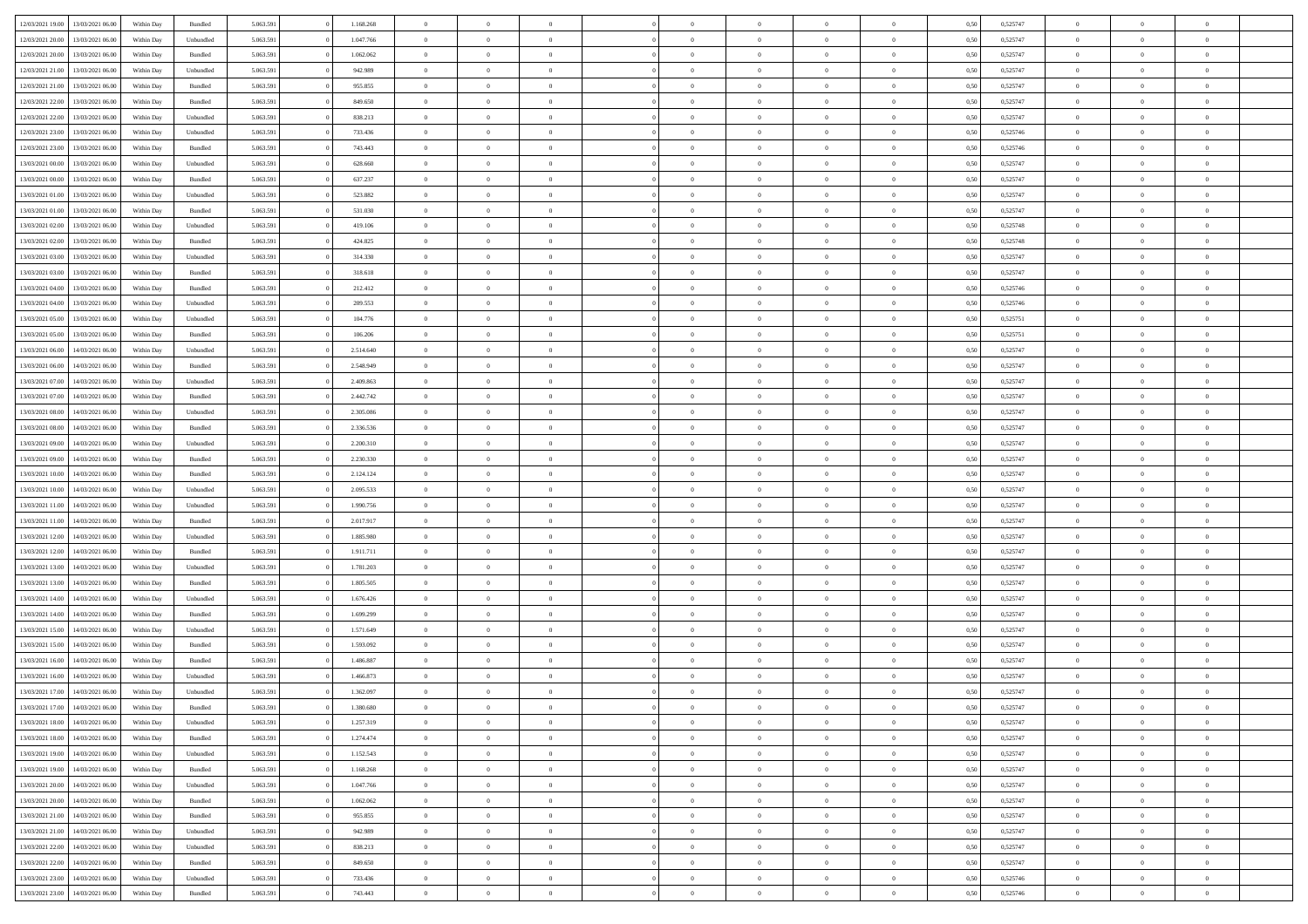| | | | | | | | | | | | | | | | | | | | | | |
|---|---|---|---|---|---|---|---|---|---|---|---|---|---|---|---|---|---|---|---|---|---|
| 12/03/2021 19:00 | 13/03/2021 06:00 | Within Day | Bundled | 5.063.591 | 0 | 1.168.268 | 0 | 0 | 0 | | 0 | 0 | 0 | 0 | 0,50 | 0,525747 | 0 | 0 | 0 | |
| 12/03/2021 20:00 | 13/03/2021 06:00 | Within Day | Unbundled | 5.063.591 | 0 | 1.047.766 | 0 | 0 | 0 | | 0 | 0 | 0 | 0 | 0,50 | 0,525747 | 0 | 0 | 0 | |
| 12/03/2021 20:00 | 13/03/2021 06:00 | Within Day | Bundled | 5.063.591 | 0 | 1.062.062 | 0 | 0 | 0 | | 0 | 0 | 0 | 0 | 0,50 | 0,525747 | 0 | 0 | 0 | |
| 12/03/2021 21:00 | 13/03/2021 06:00 | Within Day | Unbundled | 5.063.591 | 0 | 942.989 | 0 | 0 | 0 | | 0 | 0 | 0 | 0 | 0,50 | 0,525747 | 0 | 0 | 0 | |
| 12/03/2021 21:00 | 13/03/2021 06:00 | Within Day | Bundled | 5.063.591 | 0 | 955.855 | 0 | 0 | 0 | | 0 | 0 | 0 | 0 | 0,50 | 0,525747 | 0 | 0 | 0 | |
| 12/03/2021 22:00 | 13/03/2021 06:00 | Within Day | Bundled | 5.063.591 | 0 | 849.650 | 0 | 0 | 0 | | 0 | 0 | 0 | 0 | 0,50 | 0,525747 | 0 | 0 | 0 | |
| 12/03/2021 22:00 | 13/03/2021 06:00 | Within Day | Unbundled | 5.063.591 | 0 | 838.213 | 0 | 0 | 0 | | 0 | 0 | 0 | 0 | 0,50 | 0,525747 | 0 | 0 | 0 | |
| 12/03/2021 23:00 | 13/03/2021 06:00 | Within Day | Unbundled | 5.063.591 | 0 | 733.436 | 0 | 0 | 0 | | 0 | 0 | 0 | 0 | 0,50 | 0,525746 | 0 | 0 | 0 | |
| 12/03/2021 23:00 | 13/03/2021 06:00 | Within Day | Bundled | 5.063.591 | 0 | 743.443 | 0 | 0 | 0 | | 0 | 0 | 0 | 0 | 0,50 | 0,525746 | 0 | 0 | 0 | |
| 13/03/2021 00:00 | 13/03/2021 06:00 | Within Day | Unbundled | 5.063.591 | 0 | 628.660 | 0 | 0 | 0 | | 0 | 0 | 0 | 0 | 0,50 | 0,525747 | 0 | 0 | 0 | |
| 13/03/2021 00:00 | 13/03/2021 06:00 | Within Day | Bundled | 5.063.591 | 0 | 637.237 | 0 | 0 | 0 | | 0 | 0 | 0 | 0 | 0,50 | 0,525747 | 0 | 0 | 0 | |
| 13/03/2021 01:00 | 13/03/2021 06:00 | Within Day | Unbundled | 5.063.591 | 0 | 523.882 | 0 | 0 | 0 | | 0 | 0 | 0 | 0 | 0,50 | 0,525747 | 0 | 0 | 0 | |
| 13/03/2021 01:00 | 13/03/2021 06:00 | Within Day | Bundled | 5.063.591 | 0 | 531.030 | 0 | 0 | 0 | | 0 | 0 | 0 | 0 | 0,50 | 0,525747 | 0 | 0 | 0 | |
| 13/03/2021 02:00 | 13/03/2021 06:00 | Within Day | Unbundled | 5.063.591 | 0 | 419.106 | 0 | 0 | 0 | | 0 | 0 | 0 | 0 | 0,50 | 0,525748 | 0 | 0 | 0 | |
| 13/03/2021 02:00 | 13/03/2021 06:00 | Within Day | Bundled | 5.063.591 | 0 | 424.825 | 0 | 0 | 0 | | 0 | 0 | 0 | 0 | 0,50 | 0,525748 | 0 | 0 | 0 | |
| 13/03/2021 03:00 | 13/03/2021 06:00 | Within Day | Unbundled | 5.063.591 | 0 | 314.330 | 0 | 0 | 0 | | 0 | 0 | 0 | 0 | 0,50 | 0,525747 | 0 | 0 | 0 | |
| 13/03/2021 03:00 | 13/03/2021 06:00 | Within Day | Bundled | 5.063.591 | 0 | 318.618 | 0 | 0 | 0 | | 0 | 0 | 0 | 0 | 0,50 | 0,525747 | 0 | 0 | 0 | |
| 13/03/2021 04:00 | 13/03/2021 06:00 | Within Day | Bundled | 5.063.591 | 0 | 212.412 | 0 | 0 | 0 | | 0 | 0 | 0 | 0 | 0,50 | 0,525746 | 0 | 0 | 0 | |
| 13/03/2021 04:00 | 13/03/2021 06:00 | Within Day | Unbundled | 5.063.591 | 0 | 209.553 | 0 | 0 | 0 | | 0 | 0 | 0 | 0 | 0,50 | 0,525746 | 0 | 0 | 0 | |
| 13/03/2021 05:00 | 13/03/2021 06:00 | Within Day | Unbundled | 5.063.591 | 0 | 104.776 | 0 | 0 | 0 | | 0 | 0 | 0 | 0 | 0,50 | 0,525751 | 0 | 0 | 0 | |
| 13/03/2021 05:00 | 13/03/2021 06:00 | Within Day | Bundled | 5.063.591 | 0 | 106.206 | 0 | 0 | 0 | | 0 | 0 | 0 | 0 | 0,50 | 0,525751 | 0 | 0 | 0 | |
| 13/03/2021 06:00 | 14/03/2021 06:00 | Within Day | Unbundled | 5.063.591 | 0 | 2.514.640 | 0 | 0 | 0 | | 0 | 0 | 0 | 0 | 0,50 | 0,525747 | 0 | 0 | 0 | |
| 13/03/2021 06:00 | 14/03/2021 06:00 | Within Day | Bundled | 5.063.591 | 0 | 2.548.949 | 0 | 0 | 0 | | 0 | 0 | 0 | 0 | 0,50 | 0,525747 | 0 | 0 | 0 | |
| 13/03/2021 07:00 | 14/03/2021 06:00 | Within Day | Unbundled | 5.063.591 | 0 | 2.409.863 | 0 | 0 | 0 | | 0 | 0 | 0 | 0 | 0,50 | 0,525747 | 0 | 0 | 0 | |
| 13/03/2021 07:00 | 14/03/2021 06:00 | Within Day | Bundled | 5.063.591 | 0 | 2.442.742 | 0 | 0 | 0 | | 0 | 0 | 0 | 0 | 0,50 | 0,525747 | 0 | 0 | 0 | |
| 13/03/2021 08:00 | 14/03/2021 06:00 | Within Day | Unbundled | 5.063.591 | 0 | 2.305.086 | 0 | 0 | 0 | | 0 | 0 | 0 | 0 | 0,50 | 0,525747 | 0 | 0 | 0 | |
| 13/03/2021 08:00 | 14/03/2021 06:00 | Within Day | Bundled | 5.063.591 | 0 | 2.336.536 | 0 | 0 | 0 | | 0 | 0 | 0 | 0 | 0,50 | 0,525747 | 0 | 0 | 0 | |
| 13/03/2021 09:00 | 14/03/2021 06:00 | Within Day | Unbundled | 5.063.591 | 0 | 2.200.310 | 0 | 0 | 0 | | 0 | 0 | 0 | 0 | 0,50 | 0,525747 | 0 | 0 | 0 | |
| 13/03/2021 09:00 | 14/03/2021 06:00 | Within Day | Bundled | 5.063.591 | 0 | 2.230.330 | 0 | 0 | 0 | | 0 | 0 | 0 | 0 | 0,50 | 0,525747 | 0 | 0 | 0 | |
| 13/03/2021 10:00 | 14/03/2021 06:00 | Within Day | Bundled | 5.063.591 | 0 | 2.124.124 | 0 | 0 | 0 | | 0 | 0 | 0 | 0 | 0,50 | 0,525747 | 0 | 0 | 0 | |
| 13/03/2021 10:00 | 14/03/2021 06:00 | Within Day | Unbundled | 5.063.591 | 0 | 2.095.533 | 0 | 0 | 0 | | 0 | 0 | 0 | 0 | 0,50 | 0,525747 | 0 | 0 | 0 | |
| 13/03/2021 11:00 | 14/03/2021 06:00 | Within Day | Unbundled | 5.063.591 | 0 | 1.990.756 | 0 | 0 | 0 | | 0 | 0 | 0 | 0 | 0,50 | 0,525747 | 0 | 0 | 0 | |
| 13/03/2021 11:00 | 14/03/2021 06:00 | Within Day | Bundled | 5.063.591 | 0 | 2.017.917 | 0 | 0 | 0 | | 0 | 0 | 0 | 0 | 0,50 | 0,525747 | 0 | 0 | 0 | |
| 13/03/2021 12:00 | 14/03/2021 06:00 | Within Day | Unbundled | 5.063.591 | 0 | 1.885.980 | 0 | 0 | 0 | | 0 | 0 | 0 | 0 | 0,50 | 0,525747 | 0 | 0 | 0 | |
| 13/03/2021 12:00 | 14/03/2021 06:00 | Within Day | Bundled | 5.063.591 | 0 | 1.911.711 | 0 | 0 | 0 | | 0 | 0 | 0 | 0 | 0,50 | 0,525747 | 0 | 0 | 0 | |
| 13/03/2021 13:00 | 14/03/2021 06:00 | Within Day | Unbundled | 5.063.591 | 0 | 1.781.203 | 0 | 0 | 0 | | 0 | 0 | 0 | 0 | 0,50 | 0,525747 | 0 | 0 | 0 | |
| 13/03/2021 13:00 | 14/03/2021 06:00 | Within Day | Bundled | 5.063.591 | 0 | 1.805.505 | 0 | 0 | 0 | | 0 | 0 | 0 | 0 | 0,50 | 0,525747 | 0 | 0 | 0 | |
| 13/03/2021 14:00 | 14/03/2021 06:00 | Within Day | Unbundled | 5.063.591 | 0 | 1.676.426 | 0 | 0 | 0 | | 0 | 0 | 0 | 0 | 0,50 | 0,525747 | 0 | 0 | 0 | |
| 13/03/2021 14:00 | 14/03/2021 06:00 | Within Day | Bundled | 5.063.591 | 0 | 1.699.299 | 0 | 0 | 0 | | 0 | 0 | 0 | 0 | 0,50 | 0,525747 | 0 | 0 | 0 | |
| 13/03/2021 15:00 | 14/03/2021 06:00 | Within Day | Unbundled | 5.063.591 | 0 | 1.571.649 | 0 | 0 | 0 | | 0 | 0 | 0 | 0 | 0,50 | 0,525747 | 0 | 0 | 0 | |
| 13/03/2021 15:00 | 14/03/2021 06:00 | Within Day | Bundled | 5.063.591 | 0 | 1.593.092 | 0 | 0 | 0 | | 0 | 0 | 0 | 0 | 0,50 | 0,525747 | 0 | 0 | 0 | |
| 13/03/2021 16:00 | 14/03/2021 06:00 | Within Day | Bundled | 5.063.591 | 0 | 1.486.887 | 0 | 0 | 0 | | 0 | 0 | 0 | 0 | 0,50 | 0,525747 | 0 | 0 | 0 | |
| 13/03/2021 16:00 | 14/03/2021 06:00 | Within Day | Unbundled | 5.063.591 | 0 | 1.466.873 | 0 | 0 | 0 | | 0 | 0 | 0 | 0 | 0,50 | 0,525747 | 0 | 0 | 0 | |
| 13/03/2021 17:00 | 14/03/2021 06:00 | Within Day | Unbundled | 5.063.591 | 0 | 1.362.097 | 0 | 0 | 0 | | 0 | 0 | 0 | 0 | 0,50 | 0,525747 | 0 | 0 | 0 | |
| 13/03/2021 17:00 | 14/03/2021 06:00 | Within Day | Bundled | 5.063.591 | 0 | 1.380.680 | 0 | 0 | 0 | | 0 | 0 | 0 | 0 | 0,50 | 0,525747 | 0 | 0 | 0 | |
| 13/03/2021 18:00 | 14/03/2021 06:00 | Within Day | Unbundled | 5.063.591 | 0 | 1.257.319 | 0 | 0 | 0 | | 0 | 0 | 0 | 0 | 0,50 | 0,525747 | 0 | 0 | 0 | |
| 13/03/2021 18:00 | 14/03/2021 06:00 | Within Day | Bundled | 5.063.591 | 0 | 1.274.474 | 0 | 0 | 0 | | 0 | 0 | 0 | 0 | 0,50 | 0,525747 | 0 | 0 | 0 | |
| 13/03/2021 19:00 | 14/03/2021 06:00 | Within Day | Unbundled | 5.063.591 | 0 | 1.152.543 | 0 | 0 | 0 | | 0 | 0 | 0 | 0 | 0,50 | 0,525747 | 0 | 0 | 0 | |
| 13/03/2021 19:00 | 14/03/2021 06:00 | Within Day | Bundled | 5.063.591 | 0 | 1.168.268 | 0 | 0 | 0 | | 0 | 0 | 0 | 0 | 0,50 | 0,525747 | 0 | 0 | 0 | |
| 13/03/2021 20:00 | 14/03/2021 06:00 | Within Day | Unbundled | 5.063.591 | 0 | 1.047.766 | 0 | 0 | 0 | | 0 | 0 | 0 | 0 | 0,50 | 0,525747 | 0 | 0 | 0 | |
| 13/03/2021 20:00 | 14/03/2021 06:00 | Within Day | Bundled | 5.063.591 | 0 | 1.062.062 | 0 | 0 | 0 | | 0 | 0 | 0 | 0 | 0,50 | 0,525747 | 0 | 0 | 0 | |
| 13/03/2021 21:00 | 14/03/2021 06:00 | Within Day | Bundled | 5.063.591 | 0 | 955.855 | 0 | 0 | 0 | | 0 | 0 | 0 | 0 | 0,50 | 0,525747 | 0 | 0 | 0 | |
| 13/03/2021 21:00 | 14/03/2021 06:00 | Within Day | Unbundled | 5.063.591 | 0 | 942.989 | 0 | 0 | 0 | | 0 | 0 | 0 | 0 | 0,50 | 0,525747 | 0 | 0 | 0 | |
| 13/03/2021 22:00 | 14/03/2021 06:00 | Within Day | Unbundled | 5.063.591 | 0 | 838.213 | 0 | 0 | 0 | | 0 | 0 | 0 | 0 | 0,50 | 0,525747 | 0 | 0 | 0 | |
| 13/03/2021 22:00 | 14/03/2021 06:00 | Within Day | Bundled | 5.063.591 | 0 | 849.650 | 0 | 0 | 0 | | 0 | 0 | 0 | 0 | 0,50 | 0,525747 | 0 | 0 | 0 | |
| 13/03/2021 23:00 | 14/03/2021 06:00 | Within Day | Unbundled | 5.063.591 | 0 | 733.436 | 0 | 0 | 0 | | 0 | 0 | 0 | 0 | 0,50 | 0,525746 | 0 | 0 | 0 | |
| 13/03/2021 23:00 | 14/03/2021 06:00 | Within Day | Bundled | 5.063.591 | 0 | 743.443 | 0 | 0 | 0 | | 0 | 0 | 0 | 0 | 0,50 | 0,525746 | 0 | 0 | 0 | |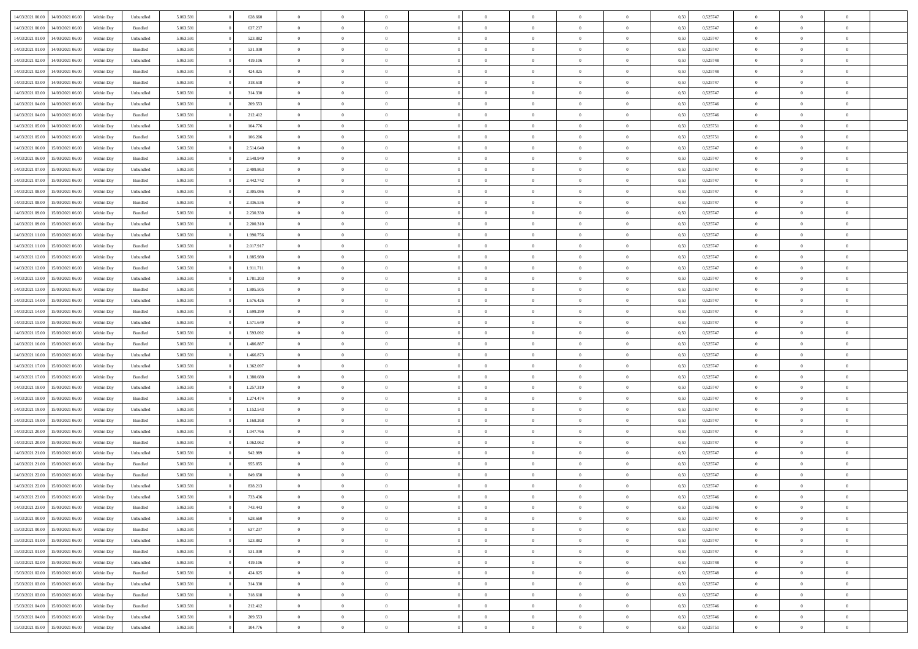| | | | | | | | | | | | | | | | | | | | | |
|---|---|---|---|---|---|---|---|---|---|---|---|---|---|---|---|---|---|---|---|---|
| 14/03/2021 00:00 | 14/03/2021 06:00 | Within Day | Unbundled | 5.063.591 | 0 | 628.660 | 0 | 0 | 0 | | 0 | 0 | 0 | 0 | 0,50 | 0,525747 | 0 | 0 | 0 | |
| 14/03/2021 00:00 | 14/03/2021 06:00 | Within Day | Bundled | 5.063.591 | 0 | 637.237 | 0 | 0 | 0 | | 0 | 0 | 0 | 0 | 0,50 | 0,525747 | 0 | 0 | 0 | |
| 14/03/2021 01:00 | 14/03/2021 06:00 | Within Day | Unbundled | 5.063.591 | 0 | 523.882 | 0 | 0 | 0 | | 0 | 0 | 0 | 0 | 0,50 | 0,525747 | 0 | 0 | 0 | |
| 14/03/2021 01:00 | 14/03/2021 06:00 | Within Day | Bundled | 5.063.591 | 0 | 531.030 | 0 | 0 | 0 | | 0 | 0 | 0 | 0 | 0,50 | 0,525747 | 0 | 0 | 0 | |
| 14/03/2021 02:00 | 14/03/2021 06:00 | Within Day | Unbundled | 5.063.591 | 0 | 419.106 | 0 | 0 | 0 | | 0 | 0 | 0 | 0 | 0,50 | 0,525748 | 0 | 0 | 0 | |
| 14/03/2021 02:00 | 14/03/2021 06:00 | Within Day | Bundled | 5.063.591 | 0 | 424.825 | 0 | 0 | 0 | | 0 | 0 | 0 | 0 | 0,50 | 0,525748 | 0 | 0 | 0 | |
| 14/03/2021 03:00 | 14/03/2021 06:00 | Within Day | Bundled | 5.063.591 | 0 | 318.618 | 0 | 0 | 0 | | 0 | 0 | 0 | 0 | 0,50 | 0,525747 | 0 | 0 | 0 | |
| 14/03/2021 03:00 | 14/03/2021 06:00 | Within Day | Unbundled | 5.063.591 | 0 | 314.330 | 0 | 0 | 0 | | 0 | 0 | 0 | 0 | 0,50 | 0,525747 | 0 | 0 | 0 | |
| 14/03/2021 04:00 | 14/03/2021 06:00 | Within Day | Unbundled | 5.063.591 | 0 | 209.553 | 0 | 0 | 0 | | 0 | 0 | 0 | 0 | 0,50 | 0,525746 | 0 | 0 | 0 | |
| 14/03/2021 04:00 | 14/03/2021 06:00 | Within Day | Bundled | 5.063.591 | 0 | 212.412 | 0 | 0 | 0 | | 0 | 0 | 0 | 0 | 0,50 | 0,525746 | 0 | 0 | 0 | |
| 14/03/2021 05:00 | 14/03/2021 06:00 | Within Day | Unbundled | 5.063.591 | 0 | 104.776 | 0 | 0 | 0 | | 0 | 0 | 0 | 0 | 0,50 | 0,525751 | 0 | 0 | 0 | |
| 14/03/2021 05:00 | 14/03/2021 06:00 | Within Day | Bundled | 5.063.591 | 0 | 106.206 | 0 | 0 | 0 | | 0 | 0 | 0 | 0 | 0,50 | 0,525751 | 0 | 0 | 0 | |
| 14/03/2021 06:00 | 15/03/2021 06:00 | Within Day | Unbundled | 5.063.591 | 0 | 2.514.640 | 0 | 0 | 0 | | 0 | 0 | 0 | 0 | 0,50 | 0,525747 | 0 | 0 | 0 | |
| 14/03/2021 06:00 | 15/03/2021 06:00 | Within Day | Bundled | 5.063.591 | 0 | 2.548.949 | 0 | 0 | 0 | | 0 | 0 | 0 | 0 | 0,50 | 0,525747 | 0 | 0 | 0 | |
| 14/03/2021 07:00 | 15/03/2021 06:00 | Within Day | Unbundled | 5.063.591 | 0 | 2.409.863 | 0 | 0 | 0 | | 0 | 0 | 0 | 0 | 0,50 | 0,525747 | 0 | 0 | 0 | |
| 14/03/2021 07:00 | 15/03/2021 06:00 | Within Day | Bundled | 5.063.591 | 0 | 2.442.742 | 0 | 0 | 0 | | 0 | 0 | 0 | 0 | 0,50 | 0,525747 | 0 | 0 | 0 | |
| 14/03/2021 08:00 | 15/03/2021 06:00 | Within Day | Unbundled | 5.063.591 | 0 | 2.305.086 | 0 | 0 | 0 | | 0 | 0 | 0 | 0 | 0,50 | 0,525747 | 0 | 0 | 0 | |
| 14/03/2021 08:00 | 15/03/2021 06:00 | Within Day | Bundled | 5.063.591 | 0 | 2.336.536 | 0 | 0 | 0 | | 0 | 0 | 0 | 0 | 0,50 | 0,525747 | 0 | 0 | 0 | |
| 14/03/2021 09:00 | 15/03/2021 06:00 | Within Day | Bundled | 5.063.591 | 0 | 2.230.330 | 0 | 0 | 0 | | 0 | 0 | 0 | 0 | 0,50 | 0,525747 | 0 | 0 | 0 | |
| 14/03/2021 09:00 | 15/03/2021 06:00 | Within Day | Unbundled | 5.063.591 | 0 | 2.200.310 | 0 | 0 | 0 | | 0 | 0 | 0 | 0 | 0,50 | 0,525747 | 0 | 0 | 0 | |
| 14/03/2021 11:00 | 15/03/2021 06:00 | Within Day | Unbundled | 5.063.591 | 0 | 1.990.756 | 0 | 0 | 0 | | 0 | 0 | 0 | 0 | 0,50 | 0,525747 | 0 | 0 | 0 | |
| 14/03/2021 11:00 | 15/03/2021 06:00 | Within Day | Bundled | 5.063.591 | 0 | 2.017.917 | 0 | 0 | 0 | | 0 | 0 | 0 | 0 | 0,50 | 0,525747 | 0 | 0 | 0 | |
| 14/03/2021 12:00 | 15/03/2021 06:00 | Within Day | Unbundled | 5.063.591 | 0 | 1.885.980 | 0 | 0 | 0 | | 0 | 0 | 0 | 0 | 0,50 | 0,525747 | 0 | 0 | 0 | |
| 14/03/2021 12:00 | 15/03/2021 06:00 | Within Day | Bundled | 5.063.591 | 0 | 1.911.711 | 0 | 0 | 0 | | 0 | 0 | 0 | 0 | 0,50 | 0,525747 | 0 | 0 | 0 | |
| 14/03/2021 13:00 | 15/03/2021 06:00 | Within Day | Unbundled | 5.063.591 | 0 | 1.781.203 | 0 | 0 | 0 | | 0 | 0 | 0 | 0 | 0,50 | 0,525747 | 0 | 0 | 0 | |
| 14/03/2021 13:00 | 15/03/2021 06:00 | Within Day | Bundled | 5.063.591 | 0 | 1.805.505 | 0 | 0 | 0 | | 0 | 0 | 0 | 0 | 0,50 | 0,525747 | 0 | 0 | 0 | |
| 14/03/2021 14:00 | 15/03/2021 06:00 | Within Day | Unbundled | 5.063.591 | 0 | 1.676.426 | 0 | 0 | 0 | | 0 | 0 | 0 | 0 | 0,50 | 0,525747 | 0 | 0 | 0 | |
| 14/03/2021 14:00 | 15/03/2021 06:00 | Within Day | Bundled | 5.063.591 | 0 | 1.699.299 | 0 | 0 | 0 | | 0 | 0 | 0 | 0 | 0,50 | 0,525747 | 0 | 0 | 0 | |
| 14/03/2021 15:00 | 15/03/2021 06:00 | Within Day | Unbundled | 5.063.591 | 0 | 1.571.649 | 0 | 0 | 0 | | 0 | 0 | 0 | 0 | 0,50 | 0,525747 | 0 | 0 | 0 | |
| 14/03/2021 15:00 | 15/03/2021 06:00 | Within Day | Bundled | 5.063.591 | 0 | 1.593.092 | 0 | 0 | 0 | | 0 | 0 | 0 | 0 | 0,50 | 0,525747 | 0 | 0 | 0 | |
| 14/03/2021 16:00 | 15/03/2021 06:00 | Within Day | Bundled | 5.063.591 | 0 | 1.486.887 | 0 | 0 | 0 | | 0 | 0 | 0 | 0 | 0,50 | 0,525747 | 0 | 0 | 0 | |
| 14/03/2021 16:00 | 15/03/2021 06:00 | Within Day | Unbundled | 5.063.591 | 0 | 1.466.873 | 0 | 0 | 0 | | 0 | 0 | 0 | 0 | 0,50 | 0,525747 | 0 | 0 | 0 | |
| 14/03/2021 17:00 | 15/03/2021 06:00 | Within Day | Unbundled | 5.063.591 | 0 | 1.362.097 | 0 | 0 | 0 | | 0 | 0 | 0 | 0 | 0,50 | 0,525747 | 0 | 0 | 0 | |
| 14/03/2021 17:00 | 15/03/2021 06:00 | Within Day | Bundled | 5.063.591 | 0 | 1.380.680 | 0 | 0 | 0 | | 0 | 0 | 0 | 0 | 0,50 | 0,525747 | 0 | 0 | 0 | |
| 14/03/2021 18:00 | 15/03/2021 06:00 | Within Day | Unbundled | 5.063.591 | 0 | 1.257.319 | 0 | 0 | 0 | | 0 | 0 | 0 | 0 | 0,50 | 0,525747 | 0 | 0 | 0 | |
| 14/03/2021 18:00 | 15/03/2021 06:00 | Within Day | Bundled | 5.063.591 | 0 | 1.274.474 | 0 | 0 | 0 | | 0 | 0 | 0 | 0 | 0,50 | 0,525747 | 0 | 0 | 0 | |
| 14/03/2021 19:00 | 15/03/2021 06:00 | Within Day | Unbundled | 5.063.591 | 0 | 1.152.543 | 0 | 0 | 0 | | 0 | 0 | 0 | 0 | 0,50 | 0,525747 | 0 | 0 | 0 | |
| 14/03/2021 19:00 | 15/03/2021 06:00 | Within Day | Bundled | 5.063.591 | 0 | 1.168.268 | 0 | 0 | 0 | | 0 | 0 | 0 | 0 | 0,50 | 0,525747 | 0 | 0 | 0 | |
| 14/03/2021 20:00 | 15/03/2021 06:00 | Within Day | Unbundled | 5.063.591 | 0 | 1.047.766 | 0 | 0 | 0 | | 0 | 0 | 0 | 0 | 0,50 | 0,525747 | 0 | 0 | 0 | |
| 14/03/2021 20:00 | 15/03/2021 06:00 | Within Day | Bundled | 5.063.591 | 0 | 1.062.062 | 0 | 0 | 0 | | 0 | 0 | 0 | 0 | 0,50 | 0,525747 | 0 | 0 | 0 | |
| 14/03/2021 21:00 | 15/03/2021 06:00 | Within Day | Unbundled | 5.063.591 | 0 | 942.989 | 0 | 0 | 0 | | 0 | 0 | 0 | 0 | 0,50 | 0,525747 | 0 | 0 | 0 | |
| 14/03/2021 21:00 | 15/03/2021 06:00 | Within Day | Bundled | 5.063.591 | 0 | 955.855 | 0 | 0 | 0 | | 0 | 0 | 0 | 0 | 0,50 | 0,525747 | 0 | 0 | 0 | |
| 14/03/2021 22:00 | 15/03/2021 06:00 | Within Day | Bundled | 5.063.591 | 0 | 849.650 | 0 | 0 | 0 | | 0 | 0 | 0 | 0 | 0,50 | 0,525747 | 0 | 0 | 0 | |
| 14/03/2021 22:00 | 15/03/2021 06:00 | Within Day | Unbundled | 5.063.591 | 0 | 838.213 | 0 | 0 | 0 | | 0 | 0 | 0 | 0 | 0,50 | 0,525747 | 0 | 0 | 0 | |
| 14/03/2021 23:00 | 15/03/2021 06:00 | Within Day | Unbundled | 5.063.591 | 0 | 733.436 | 0 | 0 | 0 | | 0 | 0 | 0 | 0 | 0,50 | 0,525746 | 0 | 0 | 0 | |
| 14/03/2021 23:00 | 15/03/2021 06:00 | Within Day | Bundled | 5.063.591 | 0 | 743.443 | 0 | 0 | 0 | | 0 | 0 | 0 | 0 | 0,50 | 0,525746 | 0 | 0 | 0 | |
| 15/03/2021 00:00 | 15/03/2021 06:00 | Within Day | Unbundled | 5.063.591 | 0 | 628.660 | 0 | 0 | 0 | | 0 | 0 | 0 | 0 | 0,50 | 0,525747 | 0 | 0 | 0 | |
| 15/03/2021 00:00 | 15/03/2021 06:00 | Within Day | Bundled | 5.063.591 | 0 | 637.237 | 0 | 0 | 0 | | 0 | 0 | 0 | 0 | 0,50 | 0,525747 | 0 | 0 | 0 | |
| 15/03/2021 01:00 | 15/03/2021 06:00 | Within Day | Unbundled | 5.063.591 | 0 | 523.882 | 0 | 0 | 0 | | 0 | 0 | 0 | 0 | 0,50 | 0,525747 | 0 | 0 | 0 | |
| 15/03/2021 01:00 | 15/03/2021 06:00 | Within Day | Bundled | 5.063.591 | 0 | 531.030 | 0 | 0 | 0 | | 0 | 0 | 0 | 0 | 0,50 | 0,525747 | 0 | 0 | 0 | |
| 15/03/2021 02:00 | 15/03/2021 06:00 | Within Day | Unbundled | 5.063.591 | 0 | 419.106 | 0 | 0 | 0 | | 0 | 0 | 0 | 0 | 0,50 | 0,525748 | 0 | 0 | 0 | |
| 15/03/2021 02:00 | 15/03/2021 06:00 | Within Day | Bundled | 5.063.591 | 0 | 424.825 | 0 | 0 | 0 | | 0 | 0 | 0 | 0 | 0,50 | 0,525748 | 0 | 0 | 0 | |
| 15/03/2021 03:00 | 15/03/2021 06:00 | Within Day | Unbundled | 5.063.591 | 0 | 314.330 | 0 | 0 | 0 | | 0 | 0 | 0 | 0 | 0,50 | 0,525747 | 0 | 0 | 0 | |
| 15/03/2021 03:00 | 15/03/2021 06:00 | Within Day | Bundled | 5.063.591 | 0 | 318.618 | 0 | 0 | 0 | | 0 | 0 | 0 | 0 | 0,50 | 0,525747 | 0 | 0 | 0 | |
| 15/03/2021 04:00 | 15/03/2021 06:00 | Within Day | Bundled | 5.063.591 | 0 | 212.412 | 0 | 0 | 0 | | 0 | 0 | 0 | 0 | 0,50 | 0,525746 | 0 | 0 | 0 | |
| 15/03/2021 04:00 | 15/03/2021 06:00 | Within Day | Unbundled | 5.063.591 | 0 | 209.553 | 0 | 0 | 0 | | 0 | 0 | 0 | 0 | 0,50 | 0,525746 | 0 | 0 | 0 | |
| 15/03/2021 05:00 | 15/03/2021 06:00 | Within Day | Unbundled | 5.063.591 | 0 | 104.776 | 0 | 0 | 0 | | 0 | 0 | 0 | 0 | 0,50 | 0,525751 | 0 | 0 | 0 | |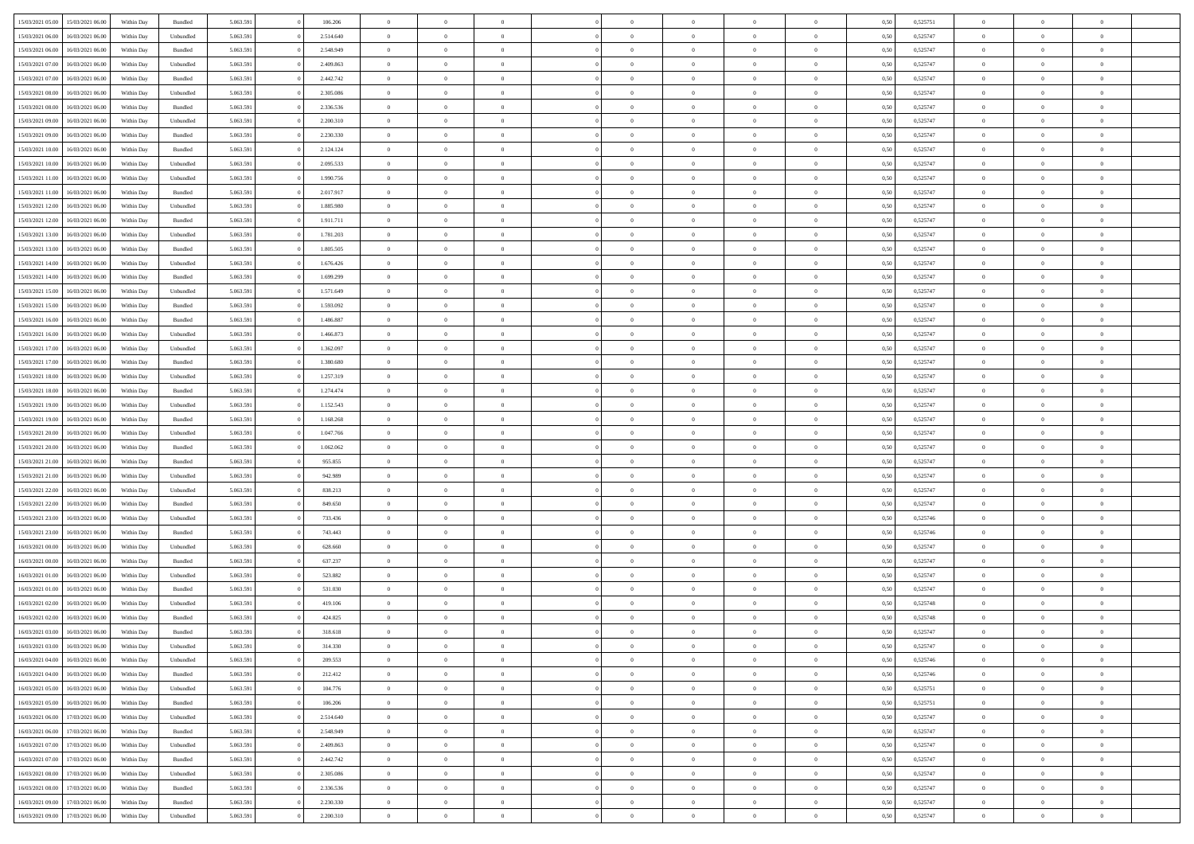| | | | | | | | | | | | | | | | | | | | | | |
|---|---|---|---|---|---|---|---|---|---|---|---|---|---|---|---|---|---|---|---|---|---|
| 15/03/2021 05:00 | 15/03/2021 06:00 | Within Day | Bundled | 5.063.591 | 0 | 106.206 | 0 | 0 | 0 | | 0 | 0 | 0 | 0 | 0 | 0,50 | 0,525751 | 0 | 0 | 0 | |
| 15/03/2021 06:00 | 16/03/2021 06:00 | Within Day | Unbundled | 5.063.591 | 0 | 2.514.640 | 0 | 0 | 0 | | 0 | 0 | 0 | 0 | 0 | 0,50 | 0,525747 | 0 | 0 | 0 | |
| 15/03/2021 06:00 | 16/03/2021 06:00 | Within Day | Bundled | 5.063.591 | 0 | 2.548.949 | 0 | 0 | 0 | | 0 | 0 | 0 | 0 | 0 | 0,50 | 0,525747 | 0 | 0 | 0 | |
| 15/03/2021 07:00 | 16/03/2021 06:00 | Within Day | Unbundled | 5.063.591 | 0 | 2.409.863 | 0 | 0 | 0 | | 0 | 0 | 0 | 0 | 0 | 0,50 | 0,525747 | 0 | 0 | 0 | |
| 15/03/2021 07:00 | 16/03/2021 06:00 | Within Day | Bundled | 5.063.591 | 0 | 2.442.742 | 0 | 0 | 0 | | 0 | 0 | 0 | 0 | 0 | 0,50 | 0,525747 | 0 | 0 | 0 | |
| 15/03/2021 08:00 | 16/03/2021 06:00 | Within Day | Unbundled | 5.063.591 | 0 | 2.305.086 | 0 | 0 | 0 | | 0 | 0 | 0 | 0 | 0 | 0,50 | 0,525747 | 0 | 0 | 0 | |
| 15/03/2021 08:00 | 16/03/2021 06:00 | Within Day | Bundled | 5.063.591 | 0 | 2.336.536 | 0 | 0 | 0 | | 0 | 0 | 0 | 0 | 0 | 0,50 | 0,525747 | 0 | 0 | 0 | |
| 15/03/2021 09:00 | 16/03/2021 06:00 | Within Day | Unbundled | 5.063.591 | 0 | 2.200.310 | 0 | 0 | 0 | | 0 | 0 | 0 | 0 | 0 | 0,50 | 0,525747 | 0 | 0 | 0 | |
| 15/03/2021 09:00 | 16/03/2021 06:00 | Within Day | Bundled | 5.063.591 | 0 | 2.230.330 | 0 | 0 | 0 | | 0 | 0 | 0 | 0 | 0 | 0,50 | 0,525747 | 0 | 0 | 0 | |
| 15/03/2021 10:00 | 16/03/2021 06:00 | Within Day | Bundled | 5.063.591 | 0 | 2.124.124 | 0 | 0 | 0 | | 0 | 0 | 0 | 0 | 0 | 0,50 | 0,525747 | 0 | 0 | 0 | |
| 15/03/2021 10:00 | 16/03/2021 06:00 | Within Day | Unbundled | 5.063.591 | 0 | 2.095.533 | 0 | 0 | 0 | | 0 | 0 | 0 | 0 | 0 | 0,50 | 0,525747 | 0 | 0 | 0 | |
| 15/03/2021 11:00 | 16/03/2021 06:00 | Within Day | Unbundled | 5.063.591 | 0 | 1.990.756 | 0 | 0 | 0 | | 0 | 0 | 0 | 0 | 0 | 0,50 | 0,525747 | 0 | 0 | 0 | |
| 15/03/2021 11:00 | 16/03/2021 06:00 | Within Day | Bundled | 5.063.591 | 0 | 2.017.917 | 0 | 0 | 0 | | 0 | 0 | 0 | 0 | 0 | 0,50 | 0,525747 | 0 | 0 | 0 | |
| 15/03/2021 12:00 | 16/03/2021 06:00 | Within Day | Unbundled | 5.063.591 | 0 | 1.885.980 | 0 | 0 | 0 | | 0 | 0 | 0 | 0 | 0 | 0,50 | 0,525747 | 0 | 0 | 0 | |
| 15/03/2021 12:00 | 16/03/2021 06:00 | Within Day | Bundled | 5.063.591 | 0 | 1.911.711 | 0 | 0 | 0 | | 0 | 0 | 0 | 0 | 0 | 0,50 | 0,525747 | 0 | 0 | 0 | |
| 15/03/2021 13:00 | 16/03/2021 06:00 | Within Day | Unbundled | 5.063.591 | 0 | 1.781.203 | 0 | 0 | 0 | | 0 | 0 | 0 | 0 | 0 | 0,50 | 0,525747 | 0 | 0 | 0 | |
| 15/03/2021 13:00 | 16/03/2021 06:00 | Within Day | Bundled | 5.063.591 | 0 | 1.805.505 | 0 | 0 | 0 | | 0 | 0 | 0 | 0 | 0 | 0,50 | 0,525747 | 0 | 0 | 0 | |
| 15/03/2021 14:00 | 16/03/2021 06:00 | Within Day | Unbundled | 5.063.591 | 0 | 1.676.426 | 0 | 0 | 0 | | 0 | 0 | 0 | 0 | 0 | 0,50 | 0,525747 | 0 | 0 | 0 | |
| 15/03/2021 14:00 | 16/03/2021 06:00 | Within Day | Bundled | 5.063.591 | 0 | 1.699.299 | 0 | 0 | 0 | | 0 | 0 | 0 | 0 | 0 | 0,50 | 0,525747 | 0 | 0 | 0 | |
| 15/03/2021 15:00 | 16/03/2021 06:00 | Within Day | Unbundled | 5.063.591 | 0 | 1.571.649 | 0 | 0 | 0 | | 0 | 0 | 0 | 0 | 0 | 0,50 | 0,525747 | 0 | 0 | 0 | |
| 15/03/2021 15:00 | 16/03/2021 06:00 | Within Day | Bundled | 5.063.591 | 0 | 1.593.092 | 0 | 0 | 0 | | 0 | 0 | 0 | 0 | 0 | 0,50 | 0,525747 | 0 | 0 | 0 | |
| 15/03/2021 16:00 | 16/03/2021 06:00 | Within Day | Bundled | 5.063.591 | 0 | 1.486.887 | 0 | 0 | 0 | | 0 | 0 | 0 | 0 | 0 | 0,50 | 0,525747 | 0 | 0 | 0 | |
| 15/03/2021 16:00 | 16/03/2021 06:00 | Within Day | Unbundled | 5.063.591 | 0 | 1.466.873 | 0 | 0 | 0 | | 0 | 0 | 0 | 0 | 0 | 0,50 | 0,525747 | 0 | 0 | 0 | |
| 15/03/2021 17:00 | 16/03/2021 06:00 | Within Day | Unbundled | 5.063.591 | 0 | 1.362.097 | 0 | 0 | 0 | | 0 | 0 | 0 | 0 | 0 | 0,50 | 0,525747 | 0 | 0 | 0 | |
| 15/03/2021 17:00 | 16/03/2021 06:00 | Within Day | Bundled | 5.063.591 | 0 | 1.380.680 | 0 | 0 | 0 | | 0 | 0 | 0 | 0 | 0 | 0,50 | 0,525747 | 0 | 0 | 0 | |
| 15/03/2021 18:00 | 16/03/2021 06:00 | Within Day | Unbundled | 5.063.591 | 0 | 1.257.319 | 0 | 0 | 0 | | 0 | 0 | 0 | 0 | 0 | 0,50 | 0,525747 | 0 | 0 | 0 | |
| 15/03/2021 18:00 | 16/03/2021 06:00 | Within Day | Bundled | 5.063.591 | 0 | 1.274.474 | 0 | 0 | 0 | | 0 | 0 | 0 | 0 | 0 | 0,50 | 0,525747 | 0 | 0 | 0 | |
| 15/03/2021 19:00 | 16/03/2021 06:00 | Within Day | Unbundled | 5.063.591 | 0 | 1.152.543 | 0 | 0 | 0 | | 0 | 0 | 0 | 0 | 0 | 0,50 | 0,525747 | 0 | 0 | 0 | |
| 15/03/2021 19:00 | 16/03/2021 06:00 | Within Day | Bundled | 5.063.591 | 0 | 1.168.268 | 0 | 0 | 0 | | 0 | 0 | 0 | 0 | 0 | 0,50 | 0,525747 | 0 | 0 | 0 | |
| 15/03/2021 20:00 | 16/03/2021 06:00 | Within Day | Unbundled | 5.063.591 | 0 | 1.047.766 | 0 | 0 | 0 | | 0 | 0 | 0 | 0 | 0 | 0,50 | 0,525747 | 0 | 0 | 0 | |
| 15/03/2021 20:00 | 16/03/2021 06:00 | Within Day | Bundled | 5.063.591 | 0 | 1.062.062 | 0 | 0 | 0 | | 0 | 0 | 0 | 0 | 0 | 0,50 | 0,525747 | 0 | 0 | 0 | |
| 15/03/2021 21:00 | 16/03/2021 06:00 | Within Day | Bundled | 5.063.591 | 0 | 955.855 | 0 | 0 | 0 | | 0 | 0 | 0 | 0 | 0 | 0,50 | 0,525747 | 0 | 0 | 0 | |
| 15/03/2021 21:00 | 16/03/2021 06:00 | Within Day | Unbundled | 5.063.591 | 0 | 942.989 | 0 | 0 | 0 | | 0 | 0 | 0 | 0 | 0 | 0,50 | 0,525747 | 0 | 0 | 0 | |
| 15/03/2021 22:00 | 16/03/2021 06:00 | Within Day | Unbundled | 5.063.591 | 0 | 838.213 | 0 | 0 | 0 | | 0 | 0 | 0 | 0 | 0 | 0,50 | 0,525747 | 0 | 0 | 0 | |
| 15/03/2021 22:00 | 16/03/2021 06:00 | Within Day | Bundled | 5.063.591 | 0 | 849.650 | 0 | 0 | 0 | | 0 | 0 | 0 | 0 | 0 | 0,50 | 0,525747 | 0 | 0 | 0 | |
| 15/03/2021 23:00 | 16/03/2021 06:00 | Within Day | Unbundled | 5.063.591 | 0 | 733.436 | 0 | 0 | 0 | | 0 | 0 | 0 | 0 | 0 | 0,50 | 0,525746 | 0 | 0 | 0 | |
| 15/03/2021 23:00 | 16/03/2021 06:00 | Within Day | Bundled | 5.063.591 | 0 | 743.443 | 0 | 0 | 0 | | 0 | 0 | 0 | 0 | 0 | 0,50 | 0,525746 | 0 | 0 | 0 | |
| 16/03/2021 00:00 | 16/03/2021 06:00 | Within Day | Unbundled | 5.063.591 | 0 | 628.660 | 0 | 0 | 0 | | 0 | 0 | 0 | 0 | 0 | 0,50 | 0,525747 | 0 | 0 | 0 | |
| 16/03/2021 00:00 | 16/03/2021 06:00 | Within Day | Bundled | 5.063.591 | 0 | 637.237 | 0 | 0 | 0 | | 0 | 0 | 0 | 0 | 0 | 0,50 | 0,525747 | 0 | 0 | 0 | |
| 16/03/2021 01:00 | 16/03/2021 06:00 | Within Day | Unbundled | 5.063.591 | 0 | 523.882 | 0 | 0 | 0 | | 0 | 0 | 0 | 0 | 0 | 0,50 | 0,525747 | 0 | 0 | 0 | |
| 16/03/2021 01:00 | 16/03/2021 06:00 | Within Day | Bundled | 5.063.591 | 0 | 531.030 | 0 | 0 | 0 | | 0 | 0 | 0 | 0 | 0 | 0,50 | 0,525747 | 0 | 0 | 0 | |
| 16/03/2021 02:00 | 16/03/2021 06:00 | Within Day | Unbundled | 5.063.591 | 0 | 419.106 | 0 | 0 | 0 | | 0 | 0 | 0 | 0 | 0 | 0,50 | 0,525748 | 0 | 0 | 0 | |
| 16/03/2021 02:00 | 16/03/2021 06:00 | Within Day | Bundled | 5.063.591 | 0 | 424.825 | 0 | 0 | 0 | | 0 | 0 | 0 | 0 | 0 | 0,50 | 0,525748 | 0 | 0 | 0 | |
| 16/03/2021 03:00 | 16/03/2021 06:00 | Within Day | Bundled | 5.063.591 | 0 | 318.618 | 0 | 0 | 0 | | 0 | 0 | 0 | 0 | 0 | 0,50 | 0,525747 | 0 | 0 | 0 | |
| 16/03/2021 03:00 | 16/03/2021 06:00 | Within Day | Unbundled | 5.063.591 | 0 | 314.330 | 0 | 0 | 0 | | 0 | 0 | 0 | 0 | 0 | 0,50 | 0,525747 | 0 | 0 | 0 | |
| 16/03/2021 04:00 | 16/03/2021 06:00 | Within Day | Unbundled | 5.063.591 | 0 | 209.553 | 0 | 0 | 0 | | 0 | 0 | 0 | 0 | 0 | 0,50 | 0,525746 | 0 | 0 | 0 | |
| 16/03/2021 04:00 | 16/03/2021 06:00 | Within Day | Bundled | 5.063.591 | 0 | 212.412 | 0 | 0 | 0 | | 0 | 0 | 0 | 0 | 0 | 0,50 | 0,525746 | 0 | 0 | 0 | |
| 16/03/2021 05:00 | 16/03/2021 06:00 | Within Day | Unbundled | 5.063.591 | 0 | 104.776 | 0 | 0 | 0 | | 0 | 0 | 0 | 0 | 0 | 0,50 | 0,525751 | 0 | 0 | 0 | |
| 16/03/2021 05:00 | 16/03/2021 06:00 | Within Day | Bundled | 5.063.591 | 0 | 106.206 | 0 | 0 | 0 | | 0 | 0 | 0 | 0 | 0 | 0,50 | 0,525751 | 0 | 0 | 0 | |
| 16/03/2021 06:00 | 17/03/2021 06:00 | Within Day | Unbundled | 5.063.591 | 0 | 2.514.640 | 0 | 0 | 0 | | 0 | 0 | 0 | 0 | 0 | 0,50 | 0,525747 | 0 | 0 | 0 | |
| 16/03/2021 06:00 | 17/03/2021 06:00 | Within Day | Bundled | 5.063.591 | 0 | 2.548.949 | 0 | 0 | 0 | | 0 | 0 | 0 | 0 | 0 | 0,50 | 0,525747 | 0 | 0 | 0 | |
| 16/03/2021 07:00 | 17/03/2021 06:00 | Within Day | Unbundled | 5.063.591 | 0 | 2.409.863 | 0 | 0 | 0 | | 0 | 0 | 0 | 0 | 0 | 0,50 | 0,525747 | 0 | 0 | 0 | |
| 16/03/2021 07:00 | 17/03/2021 06:00 | Within Day | Bundled | 5.063.591 | 0 | 2.442.742 | 0 | 0 | 0 | | 0 | 0 | 0 | 0 | 0 | 0,50 | 0,525747 | 0 | 0 | 0 | |
| 16/03/2021 08:00 | 17/03/2021 06:00 | Within Day | Unbundled | 5.063.591 | 0 | 2.305.086 | 0 | 0 | 0 | | 0 | 0 | 0 | 0 | 0 | 0,50 | 0,525747 | 0 | 0 | 0 | |
| 16/03/2021 08:00 | 17/03/2021 06:00 | Within Day | Bundled | 5.063.591 | 0 | 2.336.536 | 0 | 0 | 0 | | 0 | 0 | 0 | 0 | 0 | 0,50 | 0,525747 | 0 | 0 | 0 | |
| 16/03/2021 09:00 | 17/03/2021 06:00 | Within Day | Bundled | 5.063.591 | 0 | 2.230.330 | 0 | 0 | 0 | | 0 | 0 | 0 | 0 | 0 | 0,50 | 0,525747 | 0 | 0 | 0 | |
| 16/03/2021 09:00 | 17/03/2021 06:00 | Within Day | Unbundled | 5.063.591 | 0 | 2.200.310 | 0 | 0 | 0 | | 0 | 0 | 0 | 0 | 0 | 0,50 | 0,525747 | 0 | 0 | 0 | |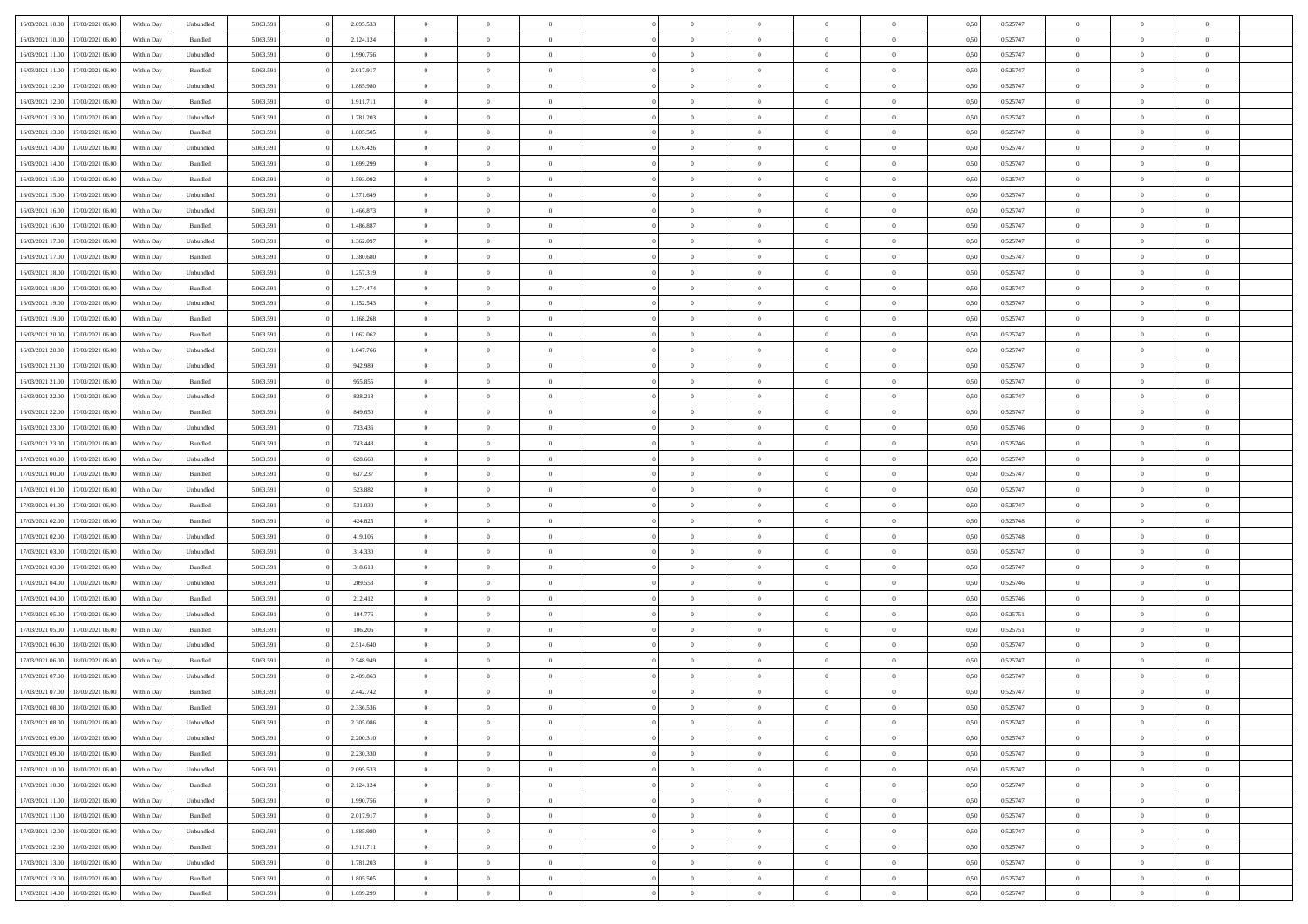| | | | | | | | | | | | | | | | | | | | | | |
|---|---|---|---|---|---|---|---|---|---|---|---|---|---|---|---|---|---|---|---|---|---|
| 16/03/2021 10:00 | 17/03/2021 06:00 | Within Day | Unbundled | 5.063.591 | 0 | 2.095.533 | 0 | 0 | 0 | | 0 | 0 | 0 | 0 | 0,50 | 0,525747 | 0 | 0 | 0 | |
| 16/03/2021 10:00 | 17/03/2021 06:00 | Within Day | Bundled | 5.063.591 | 0 | 2.124.124 | 0 | 0 | 0 | | 0 | 0 | 0 | 0 | 0,50 | 0,525747 | 0 | 0 | 0 | |
| 16/03/2021 11:00 | 17/03/2021 06:00 | Within Day | Unbundled | 5.063.591 | 0 | 1.990.756 | 0 | 0 | 0 | | 0 | 0 | 0 | 0 | 0,50 | 0,525747 | 0 | 0 | 0 | |
| 16/03/2021 11:00 | 17/03/2021 06:00 | Within Day | Bundled | 5.063.591 | 0 | 2.017.917 | 0 | 0 | 0 | | 0 | 0 | 0 | 0 | 0,50 | 0,525747 | 0 | 0 | 0 | |
| 16/03/2021 12:00 | 17/03/2021 06:00 | Within Day | Unbundled | 5.063.591 | 0 | 1.885.980 | 0 | 0 | 0 | | 0 | 0 | 0 | 0 | 0,50 | 0,525747 | 0 | 0 | 0 | |
| 16/03/2021 12:00 | 17/03/2021 06:00 | Within Day | Bundled | 5.063.591 | 0 | 1.911.711 | 0 | 0 | 0 | | 0 | 0 | 0 | 0 | 0,50 | 0,525747 | 0 | 0 | 0 | |
| 16/03/2021 13:00 | 17/03/2021 06:00 | Within Day | Unbundled | 5.063.591 | 0 | 1.781.203 | 0 | 0 | 0 | | 0 | 0 | 0 | 0 | 0,50 | 0,525747 | 0 | 0 | 0 | |
| 16/03/2021 13:00 | 17/03/2021 06:00 | Within Day | Bundled | 5.063.591 | 0 | 1.805.505 | 0 | 0 | 0 | | 0 | 0 | 0 | 0 | 0,50 | 0,525747 | 0 | 0 | 0 | |
| 16/03/2021 14:00 | 17/03/2021 06:00 | Within Day | Unbundled | 5.063.591 | 0 | 1.676.426 | 0 | 0 | 0 | | 0 | 0 | 0 | 0 | 0,50 | 0,525747 | 0 | 0 | 0 | |
| 16/03/2021 14:00 | 17/03/2021 06:00 | Within Day | Bundled | 5.063.591 | 0 | 1.699.299 | 0 | 0 | 0 | | 0 | 0 | 0 | 0 | 0,50 | 0,525747 | 0 | 0 | 0 | |
| 16/03/2021 15:00 | 17/03/2021 06:00 | Within Day | Bundled | 5.063.591 | 0 | 1.593.092 | 0 | 0 | 0 | | 0 | 0 | 0 | 0 | 0,50 | 0,525747 | 0 | 0 | 0 | |
| 16/03/2021 15:00 | 17/03/2021 06:00 | Within Day | Unbundled | 5.063.591 | 0 | 1.571.649 | 0 | 0 | 0 | | 0 | 0 | 0 | 0 | 0,50 | 0,525747 | 0 | 0 | 0 | |
| 16/03/2021 16:00 | 17/03/2021 06:00 | Within Day | Unbundled | 5.063.591 | 0 | 1.466.873 | 0 | 0 | 0 | | 0 | 0 | 0 | 0 | 0,50 | 0,525747 | 0 | 0 | 0 | |
| 16/03/2021 16:00 | 17/03/2021 06:00 | Within Day | Bundled | 5.063.591 | 0 | 1.486.887 | 0 | 0 | 0 | | 0 | 0 | 0 | 0 | 0,50 | 0,525747 | 0 | 0 | 0 | |
| 16/03/2021 17:00 | 17/03/2021 06:00 | Within Day | Unbundled | 5.063.591 | 0 | 1.362.097 | 0 | 0 | 0 | | 0 | 0 | 0 | 0 | 0,50 | 0,525747 | 0 | 0 | 0 | |
| 16/03/2021 17:00 | 17/03/2021 06:00 | Within Day | Bundled | 5.063.591 | 0 | 1.380.680 | 0 | 0 | 0 | | 0 | 0 | 0 | 0 | 0,50 | 0,525747 | 0 | 0 | 0 | |
| 16/03/2021 18:00 | 17/03/2021 06:00 | Within Day | Unbundled | 5.063.591 | 0 | 1.257.319 | 0 | 0 | 0 | | 0 | 0 | 0 | 0 | 0,50 | 0,525747 | 0 | 0 | 0 | |
| 16/03/2021 18:00 | 17/03/2021 06:00 | Within Day | Bundled | 5.063.591 | 0 | 1.274.474 | 0 | 0 | 0 | | 0 | 0 | 0 | 0 | 0,50 | 0,525747 | 0 | 0 | 0 | |
| 16/03/2021 19:00 | 17/03/2021 06:00 | Within Day | Unbundled | 5.063.591 | 0 | 1.152.543 | 0 | 0 | 0 | | 0 | 0 | 0 | 0 | 0,50 | 0,525747 | 0 | 0 | 0 | |
| 16/03/2021 19:00 | 17/03/2021 06:00 | Within Day | Bundled | 5.063.591 | 0 | 1.168.268 | 0 | 0 | 0 | | 0 | 0 | 0 | 0 | 0,50 | 0,525747 | 0 | 0 | 0 | |
| 16/03/2021 20:00 | 17/03/2021 06:00 | Within Day | Bundled | 5.063.591 | 0 | 1.062.062 | 0 | 0 | 0 | | 0 | 0 | 0 | 0 | 0,50 | 0,525747 | 0 | 0 | 0 | |
| 16/03/2021 20:00 | 17/03/2021 06:00 | Within Day | Unbundled | 5.063.591 | 0 | 1.047.766 | 0 | 0 | 0 | | 0 | 0 | 0 | 0 | 0,50 | 0,525747 | 0 | 0 | 0 | |
| 16/03/2021 21:00 | 17/03/2021 06:00 | Within Day | Unbundled | 5.063.591 | 0 | 942.989 | 0 | 0 | 0 | | 0 | 0 | 0 | 0 | 0,50 | 0,525747 | 0 | 0 | 0 | |
| 16/03/2021 21:00 | 17/03/2021 06:00 | Within Day | Bundled | 5.063.591 | 0 | 955.855 | 0 | 0 | 0 | | 0 | 0 | 0 | 0 | 0,50 | 0,525747 | 0 | 0 | 0 | |
| 16/03/2021 22:00 | 17/03/2021 06:00 | Within Day | Unbundled | 5.063.591 | 0 | 838.213 | 0 | 0 | 0 | | 0 | 0 | 0 | 0 | 0,50 | 0,525747 | 0 | 0 | 0 | |
| 16/03/2021 22:00 | 17/03/2021 06:00 | Within Day | Bundled | 5.063.591 | 0 | 849.650 | 0 | 0 | 0 | | 0 | 0 | 0 | 0 | 0,50 | 0,525747 | 0 | 0 | 0 | |
| 16/03/2021 23:00 | 17/03/2021 06:00 | Within Day | Unbundled | 5.063.591 | 0 | 733.436 | 0 | 0 | 0 | | 0 | 0 | 0 | 0 | 0,50 | 0,525746 | 0 | 0 | 0 | |
| 16/03/2021 23:00 | 17/03/2021 06:00 | Within Day | Bundled | 5.063.591 | 0 | 743.443 | 0 | 0 | 0 | | 0 | 0 | 0 | 0 | 0,50 | 0,525746 | 0 | 0 | 0 | |
| 17/03/2021 00:00 | 17/03/2021 06:00 | Within Day | Unbundled | 5.063.591 | 0 | 628.660 | 0 | 0 | 0 | | 0 | 0 | 0 | 0 | 0,50 | 0,525747 | 0 | 0 | 0 | |
| 17/03/2021 00:00 | 17/03/2021 06:00 | Within Day | Bundled | 5.063.591 | 0 | 637.237 | 0 | 0 | 0 | | 0 | 0 | 0 | 0 | 0,50 | 0,525747 | 0 | 0 | 0 | |
| 17/03/2021 01:00 | 17/03/2021 06:00 | Within Day | Unbundled | 5.063.591 | 0 | 523.882 | 0 | 0 | 0 | | 0 | 0 | 0 | 0 | 0,50 | 0,525747 | 0 | 0 | 0 | |
| 17/03/2021 01:00 | 17/03/2021 06:00 | Within Day | Bundled | 5.063.591 | 0 | 531.030 | 0 | 0 | 0 | | 0 | 0 | 0 | 0 | 0,50 | 0,525747 | 0 | 0 | 0 | |
| 17/03/2021 02:00 | 17/03/2021 06:00 | Within Day | Bundled | 5.063.591 | 0 | 424.825 | 0 | 0 | 0 | | 0 | 0 | 0 | 0 | 0,50 | 0,525748 | 0 | 0 | 0 | |
| 17/03/2021 02:00 | 17/03/2021 06:00 | Within Day | Unbundled | 5.063.591 | 0 | 419.106 | 0 | 0 | 0 | | 0 | 0 | 0 | 0 | 0,50 | 0,525748 | 0 | 0 | 0 | |
| 17/03/2021 03:00 | 17/03/2021 06:00 | Within Day | Unbundled | 5.063.591 | 0 | 314.330 | 0 | 0 | 0 | | 0 | 0 | 0 | 0 | 0,50 | 0,525747 | 0 | 0 | 0 | |
| 17/03/2021 03:00 | 17/03/2021 06:00 | Within Day | Bundled | 5.063.591 | 0 | 318.618 | 0 | 0 | 0 | | 0 | 0 | 0 | 0 | 0,50 | 0,525747 | 0 | 0 | 0 | |
| 17/03/2021 04:00 | 17/03/2021 06:00 | Within Day | Unbundled | 5.063.591 | 0 | 209.553 | 0 | 0 | 0 | | 0 | 0 | 0 | 0 | 0,50 | 0,525746 | 0 | 0 | 0 | |
| 17/03/2021 04:00 | 17/03/2021 06:00 | Within Day | Bundled | 5.063.591 | 0 | 212.412 | 0 | 0 | 0 | | 0 | 0 | 0 | 0 | 0,50 | 0,525746 | 0 | 0 | 0 | |
| 17/03/2021 05:00 | 17/03/2021 06:00 | Within Day | Unbundled | 5.063.591 | 0 | 104.776 | 0 | 0 | 0 | | 0 | 0 | 0 | 0 | 0,50 | 0,525751 | 0 | 0 | 0 | |
| 17/03/2021 05:00 | 17/03/2021 06:00 | Within Day | Bundled | 5.063.591 | 0 | 106.206 | 0 | 0 | 0 | | 0 | 0 | 0 | 0 | 0,50 | 0,525751 | 0 | 0 | 0 | |
| 17/03/2021 06:00 | 18/03/2021 06:00 | Within Day | Unbundled | 5.063.591 | 0 | 2.514.640 | 0 | 0 | 0 | | 0 | 0 | 0 | 0 | 0,50 | 0,525747 | 0 | 0 | 0 | |
| 17/03/2021 06:00 | 18/03/2021 06:00 | Within Day | Bundled | 5.063.591 | 0 | 2.548.949 | 0 | 0 | 0 | | 0 | 0 | 0 | 0 | 0,50 | 0,525747 | 0 | 0 | 0 | |
| 17/03/2021 07:00 | 18/03/2021 06:00 | Within Day | Unbundled | 5.063.591 | 0 | 2.409.863 | 0 | 0 | 0 | | 0 | 0 | 0 | 0 | 0,50 | 0,525747 | 0 | 0 | 0 | |
| 17/03/2021 07:00 | 18/03/2021 06:00 | Within Day | Bundled | 5.063.591 | 0 | 2.442.742 | 0 | 0 | 0 | | 0 | 0 | 0 | 0 | 0,50 | 0,525747 | 0 | 0 | 0 | |
| 17/03/2021 08:00 | 18/03/2021 06:00 | Within Day | Bundled | 5.063.591 | 0 | 2.336.536 | 0 | 0 | 0 | | 0 | 0 | 0 | 0 | 0,50 | 0,525747 | 0 | 0 | 0 | |
| 17/03/2021 08:00 | 18/03/2021 06:00 | Within Day | Unbundled | 5.063.591 | 0 | 2.305.086 | 0 | 0 | 0 | | 0 | 0 | 0 | 0 | 0,50 | 0,525747 | 0 | 0 | 0 | |
| 17/03/2021 09:00 | 18/03/2021 06:00 | Within Day | Unbundled | 5.063.591 | 0 | 2.200.310 | 0 | 0 | 0 | | 0 | 0 | 0 | 0 | 0,50 | 0,525747 | 0 | 0 | 0 | |
| 17/03/2021 09:00 | 18/03/2021 06:00 | Within Day | Bundled | 5.063.591 | 0 | 2.230.330 | 0 | 0 | 0 | | 0 | 0 | 0 | 0 | 0,50 | 0,525747 | 0 | 0 | 0 | |
| 17/03/2021 10:00 | 18/03/2021 06:00 | Within Day | Unbundled | 5.063.591 | 0 | 2.095.533 | 0 | 0 | 0 | | 0 | 0 | 0 | 0 | 0,50 | 0,525747 | 0 | 0 | 0 | |
| 17/03/2021 10:00 | 18/03/2021 06:00 | Within Day | Bundled | 5.063.591 | 0 | 2.124.124 | 0 | 0 | 0 | | 0 | 0 | 0 | 0 | 0,50 | 0,525747 | 0 | 0 | 0 | |
| 17/03/2021 11:00 | 18/03/2021 06:00 | Within Day | Unbundled | 5.063.591 | 0 | 1.990.756 | 0 | 0 | 0 | | 0 | 0 | 0 | 0 | 0,50 | 0,525747 | 0 | 0 | 0 | |
| 17/03/2021 11:00 | 18/03/2021 06:00 | Within Day | Bundled | 5.063.591 | 0 | 2.017.917 | 0 | 0 | 0 | | 0 | 0 | 0 | 0 | 0,50 | 0,525747 | 0 | 0 | 0 | |
| 17/03/2021 12:00 | 18/03/2021 06:00 | Within Day | Unbundled | 5.063.591 | 0 | 1.885.980 | 0 | 0 | 0 | | 0 | 0 | 0 | 0 | 0,50 | 0,525747 | 0 | 0 | 0 | |
| 17/03/2021 12:00 | 18/03/2021 06:00 | Within Day | Bundled | 5.063.591 | 0 | 1.911.711 | 0 | 0 | 0 | | 0 | 0 | 0 | 0 | 0,50 | 0,525747 | 0 | 0 | 0 | |
| 17/03/2021 13:00 | 18/03/2021 06:00 | Within Day | Unbundled | 5.063.591 | 0 | 1.781.203 | 0 | 0 | 0 | | 0 | 0 | 0 | 0 | 0,50 | 0,525747 | 0 | 0 | 0 | |
| 17/03/2021 13:00 | 18/03/2021 06:00 | Within Day | Bundled | 5.063.591 | 0 | 1.805.505 | 0 | 0 | 0 | | 0 | 0 | 0 | 0 | 0,50 | 0,525747 | 0 | 0 | 0 | |
| 17/03/2021 14:00 | 18/03/2021 06:00 | Within Day | Bundled | 5.063.591 | 0 | 1.699.299 | 0 | 0 | 0 | | 0 | 0 | 0 | 0 | 0,50 | 0,525747 | 0 | 0 | 0 | |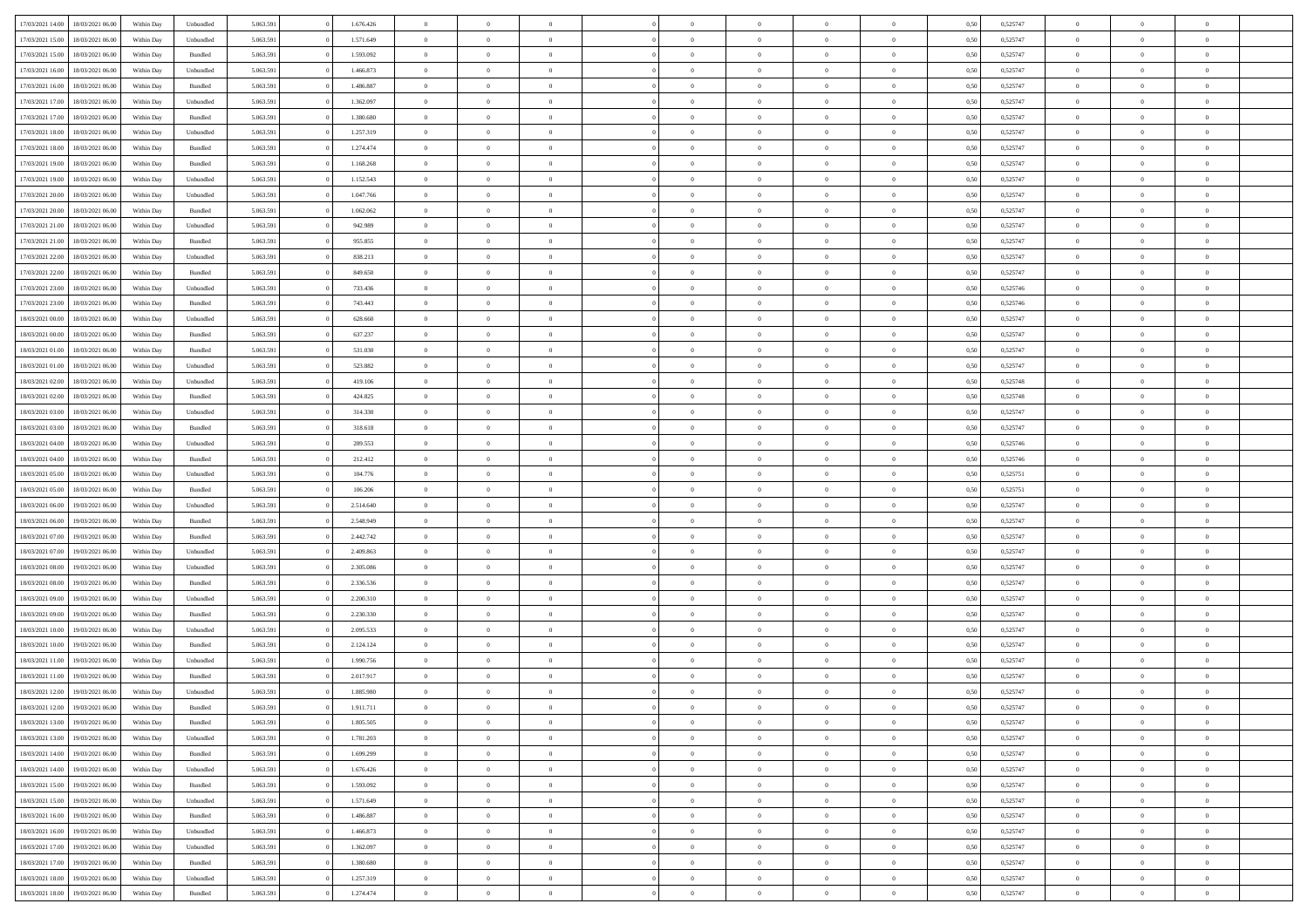| | | | | | | | | | | | | | | | | | | | | |
|---|---|---|---|---|---|---|---|---|---|---|---|---|---|---|---|---|---|---|---|---|
| 17/03/2021 14:00 | 18/03/2021 06:00 | Within Day | Unbundled | 5.063.591 | 0 | 1.676.426 | 0 | 0 | 0 | | 0 | 0 | 0 | 0 | 0,50 | 0,525747 | 0 | 0 | 0 | |
| 17/03/2021 15:00 | 18/03/2021 06:00 | Within Day | Unbundled | 5.063.591 | 0 | 1.571.649 | 0 | 0 | 0 | | 0 | 0 | 0 | 0 | 0,50 | 0,525747 | 0 | 0 | 0 | |
| 17/03/2021 15:00 | 18/03/2021 06:00 | Within Day | Bundled | 5.063.591 | 0 | 1.593.092 | 0 | 0 | 0 | | 0 | 0 | 0 | 0 | 0,50 | 0,525747 | 0 | 0 | 0 | |
| 17/03/2021 16:00 | 18/03/2021 06:00 | Within Day | Unbundled | 5.063.591 | 0 | 1.466.873 | 0 | 0 | 0 | | 0 | 0 | 0 | 0 | 0,50 | 0,525747 | 0 | 0 | 0 | |
| 17/03/2021 16:00 | 18/03/2021 06:00 | Within Day | Bundled | 5.063.591 | 0 | 1.486.887 | 0 | 0 | 0 | | 0 | 0 | 0 | 0 | 0,50 | 0,525747 | 0 | 0 | 0 | |
| 17/03/2021 17:00 | 18/03/2021 06:00 | Within Day | Unbundled | 5.063.591 | 0 | 1.362.097 | 0 | 0 | 0 | | 0 | 0 | 0 | 0 | 0,50 | 0,525747 | 0 | 0 | 0 | |
| 17/03/2021 17:00 | 18/03/2021 06:00 | Within Day | Bundled | 5.063.591 | 0 | 1.380.680 | 0 | 0 | 0 | | 0 | 0 | 0 | 0 | 0,50 | 0,525747 | 0 | 0 | 0 | |
| 17/03/2021 18:00 | 18/03/2021 06:00 | Within Day | Unbundled | 5.063.591 | 0 | 1.257.319 | 0 | 0 | 0 | | 0 | 0 | 0 | 0 | 0,50 | 0,525747 | 0 | 0 | 0 | |
| 17/03/2021 18:00 | 18/03/2021 06:00 | Within Day | Bundled | 5.063.591 | 0 | 1.274.474 | 0 | 0 | 0 | | 0 | 0 | 0 | 0 | 0,50 | 0,525747 | 0 | 0 | 0 | |
| 17/03/2021 19:00 | 18/03/2021 06:00 | Within Day | Bundled | 5.063.591 | 0 | 1.168.268 | 0 | 0 | 0 | | 0 | 0 | 0 | 0 | 0,50 | 0,525747 | 0 | 0 | 0 | |
| 17/03/2021 19:00 | 18/03/2021 06:00 | Within Day | Unbundled | 5.063.591 | 0 | 1.152.543 | 0 | 0 | 0 | | 0 | 0 | 0 | 0 | 0,50 | 0,525747 | 0 | 0 | 0 | |
| 17/03/2021 20:00 | 18/03/2021 06:00 | Within Day | Unbundled | 5.063.591 | 0 | 1.047.766 | 0 | 0 | 0 | | 0 | 0 | 0 | 0 | 0,50 | 0,525747 | 0 | 0 | 0 | |
| 17/03/2021 20:00 | 18/03/2021 06:00 | Within Day | Bundled | 5.063.591 | 0 | 1.062.062 | 0 | 0 | 0 | | 0 | 0 | 0 | 0 | 0,50 | 0,525747 | 0 | 0 | 0 | |
| 17/03/2021 21:00 | 18/03/2021 06:00 | Within Day | Unbundled | 5.063.591 | 0 | 942.989 | 0 | 0 | 0 | | 0 | 0 | 0 | 0 | 0,50 | 0,525747 | 0 | 0 | 0 | |
| 17/03/2021 21:00 | 18/03/2021 06:00 | Within Day | Bundled | 5.063.591 | 0 | 955.855 | 0 | 0 | 0 | | 0 | 0 | 0 | 0 | 0,50 | 0,525747 | 0 | 0 | 0 | |
| 17/03/2021 22:00 | 18/03/2021 06:00 | Within Day | Unbundled | 5.063.591 | 0 | 838.213 | 0 | 0 | 0 | | 0 | 0 | 0 | 0 | 0,50 | 0,525747 | 0 | 0 | 0 | |
| 17/03/2021 22:00 | 18/03/2021 06:00 | Within Day | Bundled | 5.063.591 | 0 | 849.650 | 0 | 0 | 0 | | 0 | 0 | 0 | 0 | 0,50 | 0,525747 | 0 | 0 | 0 | |
| 17/03/2021 23:00 | 18/03/2021 06:00 | Within Day | Unbundled | 5.063.591 | 0 | 733.436 | 0 | 0 | 0 | | 0 | 0 | 0 | 0 | 0,50 | 0,525746 | 0 | 0 | 0 | |
| 17/03/2021 23:00 | 18/03/2021 06:00 | Within Day | Bundled | 5.063.591 | 0 | 743.443 | 0 | 0 | 0 | | 0 | 0 | 0 | 0 | 0,50 | 0,525746 | 0 | 0 | 0 | |
| 18/03/2021 00:00 | 18/03/2021 06:00 | Within Day | Unbundled | 5.063.591 | 0 | 628.660 | 0 | 0 | 0 | | 0 | 0 | 0 | 0 | 0,50 | 0,525747 | 0 | 0 | 0 | |
| 18/03/2021 00:00 | 18/03/2021 06:00 | Within Day | Bundled | 5.063.591 | 0 | 637.237 | 0 | 0 | 0 | | 0 | 0 | 0 | 0 | 0,50 | 0,525747 | 0 | 0 | 0 | |
| 18/03/2021 01:00 | 18/03/2021 06:00 | Within Day | Bundled | 5.063.591 | 0 | 531.030 | 0 | 0 | 0 | | 0 | 0 | 0 | 0 | 0,50 | 0,525747 | 0 | 0 | 0 | |
| 18/03/2021 01:00 | 18/03/2021 06:00 | Within Day | Unbundled | 5.063.591 | 0 | 523.882 | 0 | 0 | 0 | | 0 | 0 | 0 | 0 | 0,50 | 0,525747 | 0 | 0 | 0 | |
| 18/03/2021 02:00 | 18/03/2021 06:00 | Within Day | Unbundled | 5.063.591 | 0 | 419.106 | 0 | 0 | 0 | | 0 | 0 | 0 | 0 | 0,50 | 0,525748 | 0 | 0 | 0 | |
| 18/03/2021 02:00 | 18/03/2021 06:00 | Within Day | Bundled | 5.063.591 | 0 | 424.825 | 0 | 0 | 0 | | 0 | 0 | 0 | 0 | 0,50 | 0,525748 | 0 | 0 | 0 | |
| 18/03/2021 03:00 | 18/03/2021 06:00 | Within Day | Unbundled | 5.063.591 | 0 | 314.330 | 0 | 0 | 0 | | 0 | 0 | 0 | 0 | 0,50 | 0,525747 | 0 | 0 | 0 | |
| 18/03/2021 03:00 | 18/03/2021 06:00 | Within Day | Bundled | 5.063.591 | 0 | 318.618 | 0 | 0 | 0 | | 0 | 0 | 0 | 0 | 0,50 | 0,525747 | 0 | 0 | 0 | |
| 18/03/2021 04:00 | 18/03/2021 06:00 | Within Day | Unbundled | 5.063.591 | 0 | 209.553 | 0 | 0 | 0 | | 0 | 0 | 0 | 0 | 0,50 | 0,525746 | 0 | 0 | 0 | |
| 18/03/2021 04:00 | 18/03/2021 06:00 | Within Day | Bundled | 5.063.591 | 0 | 212.412 | 0 | 0 | 0 | | 0 | 0 | 0 | 0 | 0,50 | 0,525746 | 0 | 0 | 0 | |
| 18/03/2021 05:00 | 18/03/2021 06:00 | Within Day | Unbundled | 5.063.591 | 0 | 104.776 | 0 | 0 | 0 | | 0 | 0 | 0 | 0 | 0,50 | 0,525751 | 0 | 0 | 0 | |
| 18/03/2021 05:00 | 18/03/2021 06:00 | Within Day | Bundled | 5.063.591 | 0 | 106.206 | 0 | 0 | 0 | | 0 | 0 | 0 | 0 | 0,50 | 0,525751 | 0 | 0 | 0 | |
| 18/03/2021 06:00 | 19/03/2021 06:00 | Within Day | Unbundled | 5.063.591 | 0 | 2.514.640 | 0 | 0 | 0 | | 0 | 0 | 0 | 0 | 0,50 | 0,525747 | 0 | 0 | 0 | |
| 18/03/2021 06:00 | 19/03/2021 06:00 | Within Day | Bundled | 5.063.591 | 0 | 2.548.949 | 0 | 0 | 0 | | 0 | 0 | 0 | 0 | 0,50 | 0,525747 | 0 | 0 | 0 | |
| 18/03/2021 07:00 | 19/03/2021 06:00 | Within Day | Bundled | 5.063.591 | 0 | 2.442.742 | 0 | 0 | 0 | | 0 | 0 | 0 | 0 | 0,50 | 0,525747 | 0 | 0 | 0 | |
| 18/03/2021 07:00 | 19/03/2021 06:00 | Within Day | Unbundled | 5.063.591 | 0 | 2.409.863 | 0 | 0 | 0 | | 0 | 0 | 0 | 0 | 0,50 | 0,525747 | 0 | 0 | 0 | |
| 18/03/2021 08:00 | 19/03/2021 06:00 | Within Day | Unbundled | 5.063.591 | 0 | 2.305.086 | 0 | 0 | 0 | | 0 | 0 | 0 | 0 | 0,50 | 0,525747 | 0 | 0 | 0 | |
| 18/03/2021 08:00 | 19/03/2021 06:00 | Within Day | Bundled | 5.063.591 | 0 | 2.336.536 | 0 | 0 | 0 | | 0 | 0 | 0 | 0 | 0,50 | 0,525747 | 0 | 0 | 0 | |
| 18/03/2021 09:00 | 19/03/2021 06:00 | Within Day | Unbundled | 5.063.591 | 0 | 2.200.310 | 0 | 0 | 0 | | 0 | 0 | 0 | 0 | 0,50 | 0,525747 | 0 | 0 | 0 | |
| 18/03/2021 09:00 | 19/03/2021 06:00 | Within Day | Bundled | 5.063.591 | 0 | 2.230.330 | 0 | 0 | 0 | | 0 | 0 | 0 | 0 | 0,50 | 0,525747 | 0 | 0 | 0 | |
| 18/03/2021 10:00 | 19/03/2021 06:00 | Within Day | Unbundled | 5.063.591 | 0 | 2.095.533 | 0 | 0 | 0 | | 0 | 0 | 0 | 0 | 0,50 | 0,525747 | 0 | 0 | 0 | |
| 18/03/2021 10:00 | 19/03/2021 06:00 | Within Day | Bundled | 5.063.591 | 0 | 2.124.124 | 0 | 0 | 0 | | 0 | 0 | 0 | 0 | 0,50 | 0,525747 | 0 | 0 | 0 | |
| 18/03/2021 11:00 | 19/03/2021 06:00 | Within Day | Unbundled | 5.063.591 | 0 | 1.990.756 | 0 | 0 | 0 | | 0 | 0 | 0 | 0 | 0,50 | 0,525747 | 0 | 0 | 0 | |
| 18/03/2021 11:00 | 19/03/2021 06:00 | Within Day | Bundled | 5.063.591 | 0 | 2.017.917 | 0 | 0 | 0 | | 0 | 0 | 0 | 0 | 0,50 | 0,525747 | 0 | 0 | 0 | |
| 18/03/2021 12:00 | 19/03/2021 06:00 | Within Day | Unbundled | 5.063.591 | 0 | 1.885.980 | 0 | 0 | 0 | | 0 | 0 | 0 | 0 | 0,50 | 0,525747 | 0 | 0 | 0 | |
| 18/03/2021 12:00 | 19/03/2021 06:00 | Within Day | Bundled | 5.063.591 | 0 | 1.911.711 | 0 | 0 | 0 | | 0 | 0 | 0 | 0 | 0,50 | 0,525747 | 0 | 0 | 0 | |
| 18/03/2021 13:00 | 19/03/2021 06:00 | Within Day | Bundled | 5.063.591 | 0 | 1.805.505 | 0 | 0 | 0 | | 0 | 0 | 0 | 0 | 0,50 | 0,525747 | 0 | 0 | 0 | |
| 18/03/2021 13:00 | 19/03/2021 06:00 | Within Day | Unbundled | 5.063.591 | 0 | 1.781.203 | 0 | 0 | 0 | | 0 | 0 | 0 | 0 | 0,50 | 0,525747 | 0 | 0 | 0 | |
| 18/03/2021 14:00 | 19/03/2021 06:00 | Within Day | Bundled | 5.063.591 | 0 | 1.699.299 | 0 | 0 | 0 | | 0 | 0 | 0 | 0 | 0,50 | 0,525747 | 0 | 0 | 0 | |
| 18/03/2021 14:00 | 19/03/2021 06:00 | Within Day | Unbundled | 5.063.591 | 0 | 1.676.426 | 0 | 0 | 0 | | 0 | 0 | 0 | 0 | 0,50 | 0,525747 | 0 | 0 | 0 | |
| 18/03/2021 15:00 | 19/03/2021 06:00 | Within Day | Bundled | 5.063.591 | 0 | 1.593.092 | 0 | 0 | 0 | | 0 | 0 | 0 | 0 | 0,50 | 0,525747 | 0 | 0 | 0 | |
| 18/03/2021 15:00 | 19/03/2021 06:00 | Within Day | Unbundled | 5.063.591 | 0 | 1.571.649 | 0 | 0 | 0 | | 0 | 0 | 0 | 0 | 0,50 | 0,525747 | 0 | 0 | 0 | |
| 18/03/2021 16:00 | 19/03/2021 06:00 | Within Day | Bundled | 5.063.591 | 0 | 1.486.887 | 0 | 0 | 0 | | 0 | 0 | 0 | 0 | 0,50 | 0,525747 | 0 | 0 | 0 | |
| 18/03/2021 16:00 | 19/03/2021 06:00 | Within Day | Unbundled | 5.063.591 | 0 | 1.466.873 | 0 | 0 | 0 | | 0 | 0 | 0 | 0 | 0,50 | 0,525747 | 0 | 0 | 0 | |
| 18/03/2021 17:00 | 19/03/2021 06:00 | Within Day | Unbundled | 5.063.591 | 0 | 1.362.097 | 0 | 0 | 0 | | 0 | 0 | 0 | 0 | 0,50 | 0,525747 | 0 | 0 | 0 | |
| 18/03/2021 17:00 | 19/03/2021 06:00 | Within Day | Bundled | 5.063.591 | 0 | 1.380.680 | 0 | 0 | 0 | | 0 | 0 | 0 | 0 | 0,50 | 0,525747 | 0 | 0 | 0 | |
| 18/03/2021 18:00 | 19/03/2021 06:00 | Within Day | Unbundled | 5.063.591 | 0 | 1.257.319 | 0 | 0 | 0 | | 0 | 0 | 0 | 0 | 0,50 | 0,525747 | 0 | 0 | 0 | |
| 18/03/2021 18:00 | 19/03/2021 06:00 | Within Day | Bundled | 5.063.591 | 0 | 1.274.474 | 0 | 0 | 0 | | 0 | 0 | 0 | 0 | 0,50 | 0,525747 | 0 | 0 | 0 | |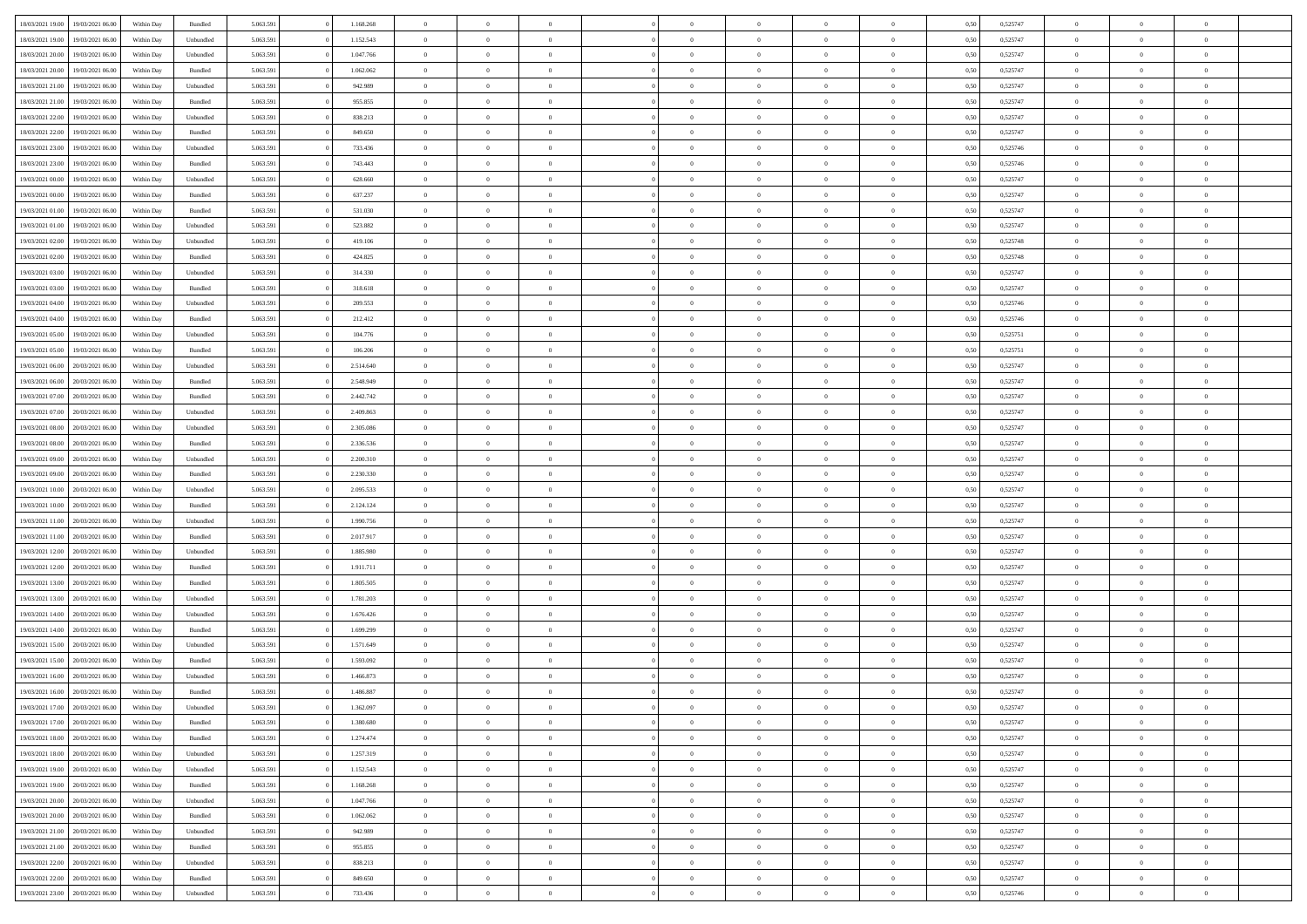| | | | | | | | | | | | | | | | | | | | | |
|---|---|---|---|---|---|---|---|---|---|---|---|---|---|---|---|---|---|---|---|---|
| 18/03/2021 19:00 | 19/03/2021 06:00 | Within Day | Bundled | 5.063.591 | 0 | 1.168.268 | 0 | 0 | 0 | | 0 | 0 | 0 | 0 | 0,50 | 0,525747 | 0 | 0 | 0 | |
| 18/03/2021 19:00 | 19/03/2021 06:00 | Within Day | Unbundled | 5.063.591 | 0 | 1.152.543 | 0 | 0 | 0 | | 0 | 0 | 0 | 0 | 0,50 | 0,525747 | 0 | 0 | 0 | |
| 18/03/2021 20:00 | 19/03/2021 06:00 | Within Day | Unbundled | 5.063.591 | 0 | 1.047.766 | 0 | 0 | 0 | | 0 | 0 | 0 | 0 | 0,50 | 0,525747 | 0 | 0 | 0 | |
| 18/03/2021 20:00 | 19/03/2021 06:00 | Within Day | Bundled | 5.063.591 | 0 | 1.062.062 | 0 | 0 | 0 | | 0 | 0 | 0 | 0 | 0,50 | 0,525747 | 0 | 0 | 0 | |
| 18/03/2021 21:00 | 19/03/2021 06:00 | Within Day | Unbundled | 5.063.591 | 0 | 942.989 | 0 | 0 | 0 | | 0 | 0 | 0 | 0 | 0,50 | 0,525747 | 0 | 0 | 0 | |
| 18/03/2021 21:00 | 19/03/2021 06:00 | Within Day | Bundled | 5.063.591 | 0 | 955.855 | 0 | 0 | 0 | | 0 | 0 | 0 | 0 | 0,50 | 0,525747 | 0 | 0 | 0 | |
| 18/03/2021 22:00 | 19/03/2021 06:00 | Within Day | Unbundled | 5.063.591 | 0 | 838.213 | 0 | 0 | 0 | | 0 | 0 | 0 | 0 | 0,50 | 0,525747 | 0 | 0 | 0 | |
| 18/03/2021 22:00 | 19/03/2021 06:00 | Within Day | Bundled | 5.063.591 | 0 | 849.650 | 0 | 0 | 0 | | 0 | 0 | 0 | 0 | 0,50 | 0,525747 | 0 | 0 | 0 | |
| 18/03/2021 23:00 | 19/03/2021 06:00 | Within Day | Unbundled | 5.063.591 | 0 | 733.436 | 0 | 0 | 0 | | 0 | 0 | 0 | 0 | 0,50 | 0,525746 | 0 | 0 | 0 | |
| 18/03/2021 23:00 | 19/03/2021 06:00 | Within Day | Bundled | 5.063.591 | 0 | 743.443 | 0 | 0 | 0 | | 0 | 0 | 0 | 0 | 0,50 | 0,525746 | 0 | 0 | 0 | |
| 19/03/2021 00:00 | 19/03/2021 06:00 | Within Day | Unbundled | 5.063.591 | 0 | 628.660 | 0 | 0 | 0 | | 0 | 0 | 0 | 0 | 0,50 | 0,525747 | 0 | 0 | 0 | |
| 19/03/2021 00:00 | 19/03/2021 06:00 | Within Day | Bundled | 5.063.591 | 0 | 637.237 | 0 | 0 | 0 | | 0 | 0 | 0 | 0 | 0,50 | 0,525747 | 0 | 0 | 0 | |
| 19/03/2021 01:00 | 19/03/2021 06:00 | Within Day | Bundled | 5.063.591 | 0 | 531.030 | 0 | 0 | 0 | | 0 | 0 | 0 | 0 | 0,50 | 0,525747 | 0 | 0 | 0 | |
| 19/03/2021 01:00 | 19/03/2021 06:00 | Within Day | Unbundled | 5.063.591 | 0 | 523.882 | 0 | 0 | 0 | | 0 | 0 | 0 | 0 | 0,50 | 0,525747 | 0 | 0 | 0 | |
| 19/03/2021 02:00 | 19/03/2021 06:00 | Within Day | Unbundled | 5.063.591 | 0 | 419.106 | 0 | 0 | 0 | | 0 | 0 | 0 | 0 | 0,50 | 0,525748 | 0 | 0 | 0 | |
| 19/03/2021 02:00 | 19/03/2021 06:00 | Within Day | Bundled | 5.063.591 | 0 | 424.825 | 0 | 0 | 0 | | 0 | 0 | 0 | 0 | 0,50 | 0,525748 | 0 | 0 | 0 | |
| 19/03/2021 03:00 | 19/03/2021 06:00 | Within Day | Unbundled | 5.063.591 | 0 | 314.330 | 0 | 0 | 0 | | 0 | 0 | 0 | 0 | 0,50 | 0,525747 | 0 | 0 | 0 | |
| 19/03/2021 03:00 | 19/03/2021 06:00 | Within Day | Bundled | 5.063.591 | 0 | 318.618 | 0 | 0 | 0 | | 0 | 0 | 0 | 0 | 0,50 | 0,525747 | 0 | 0 | 0 | |
| 19/03/2021 04:00 | 19/03/2021 06:00 | Within Day | Unbundled | 5.063.591 | 0 | 209.553 | 0 | 0 | 0 | | 0 | 0 | 0 | 0 | 0,50 | 0,525746 | 0 | 0 | 0 | |
| 19/03/2021 04:00 | 19/03/2021 06:00 | Within Day | Bundled | 5.063.591 | 0 | 212.412 | 0 | 0 | 0 | | 0 | 0 | 0 | 0 | 0,50 | 0,525746 | 0 | 0 | 0 | |
| 19/03/2021 05:00 | 19/03/2021 06:00 | Within Day | Unbundled | 5.063.591 | 0 | 104.776 | 0 | 0 | 0 | | 0 | 0 | 0 | 0 | 0,50 | 0,525751 | 0 | 0 | 0 | |
| 19/03/2021 05:00 | 19/03/2021 06:00 | Within Day | Bundled | 5.063.591 | 0 | 106.206 | 0 | 0 | 0 | | 0 | 0 | 0 | 0 | 0,50 | 0,525751 | 0 | 0 | 0 | |
| 19/03/2021 06:00 | 20/03/2021 06:00 | Within Day | Unbundled | 5.063.591 | 0 | 2.514.640 | 0 | 0 | 0 | | 0 | 0 | 0 | 0 | 0,50 | 0,525747 | 0 | 0 | 0 | |
| 19/03/2021 06:00 | 20/03/2021 06:00 | Within Day | Bundled | 5.063.591 | 0 | 2.548.949 | 0 | 0 | 0 | | 0 | 0 | 0 | 0 | 0,50 | 0,525747 | 0 | 0 | 0 | |
| 19/03/2021 07:00 | 20/03/2021 06:00 | Within Day | Bundled | 5.063.591 | 0 | 2.442.742 | 0 | 0 | 0 | | 0 | 0 | 0 | 0 | 0,50 | 0,525747 | 0 | 0 | 0 | |
| 19/03/2021 07:00 | 20/03/2021 06:00 | Within Day | Unbundled | 5.063.591 | 0 | 2.409.863 | 0 | 0 | 0 | | 0 | 0 | 0 | 0 | 0,50 | 0,525747 | 0 | 0 | 0 | |
| 19/03/2021 08:00 | 20/03/2021 06:00 | Within Day | Unbundled | 5.063.591 | 0 | 2.305.086 | 0 | 0 | 0 | | 0 | 0 | 0 | 0 | 0,50 | 0,525747 | 0 | 0 | 0 | |
| 19/03/2021 08:00 | 20/03/2021 06:00 | Within Day | Bundled | 5.063.591 | 0 | 2.336.536 | 0 | 0 | 0 | | 0 | 0 | 0 | 0 | 0,50 | 0,525747 | 0 | 0 | 0 | |
| 19/03/2021 09:00 | 20/03/2021 06:00 | Within Day | Unbundled | 5.063.591 | 0 | 2.200.310 | 0 | 0 | 0 | | 0 | 0 | 0 | 0 | 0,50 | 0,525747 | 0 | 0 | 0 | |
| 19/03/2021 09:00 | 20/03/2021 06:00 | Within Day | Bundled | 5.063.591 | 0 | 2.230.330 | 0 | 0 | 0 | | 0 | 0 | 0 | 0 | 0,50 | 0,525747 | 0 | 0 | 0 | |
| 19/03/2021 10:00 | 20/03/2021 06:00 | Within Day | Unbundled | 5.063.591 | 0 | 2.095.533 | 0 | 0 | 0 | | 0 | 0 | 0 | 0 | 0,50 | 0,525747 | 0 | 0 | 0 | |
| 19/03/2021 10:00 | 20/03/2021 06:00 | Within Day | Bundled | 5.063.591 | 0 | 2.124.124 | 0 | 0 | 0 | | 0 | 0 | 0 | 0 | 0,50 | 0,525747 | 0 | 0 | 0 | |
| 19/03/2021 11:00 | 20/03/2021 06:00 | Within Day | Unbundled | 5.063.591 | 0 | 1.990.756 | 0 | 0 | 0 | | 0 | 0 | 0 | 0 | 0,50 | 0,525747 | 0 | 0 | 0 | |
| 19/03/2021 11:00 | 20/03/2021 06:00 | Within Day | Bundled | 5.063.591 | 0 | 2.017.917 | 0 | 0 | 0 | | 0 | 0 | 0 | 0 | 0,50 | 0,525747 | 0 | 0 | 0 | |
| 19/03/2021 12:00 | 20/03/2021 06:00 | Within Day | Unbundled | 5.063.591 | 0 | 1.885.980 | 0 | 0 | 0 | | 0 | 0 | 0 | 0 | 0,50 | 0,525747 | 0 | 0 | 0 | |
| 19/03/2021 12:00 | 20/03/2021 06:00 | Within Day | Bundled | 5.063.591 | 0 | 1.911.711 | 0 | 0 | 0 | | 0 | 0 | 0 | 0 | 0,50 | 0,525747 | 0 | 0 | 0 | |
| 19/03/2021 13:00 | 20/03/2021 06:00 | Within Day | Bundled | 5.063.591 | 0 | 1.805.505 | 0 | 0 | 0 | | 0 | 0 | 0 | 0 | 0,50 | 0,525747 | 0 | 0 | 0 | |
| 19/03/2021 13:00 | 20/03/2021 06:00 | Within Day | Unbundled | 5.063.591 | 0 | 1.781.203 | 0 | 0 | 0 | | 0 | 0 | 0 | 0 | 0,50 | 0,525747 | 0 | 0 | 0 | |
| 19/03/2021 14:00 | 20/03/2021 06:00 | Within Day | Unbundled | 5.063.591 | 0 | 1.676.426 | 0 | 0 | 0 | | 0 | 0 | 0 | 0 | 0,50 | 0,525747 | 0 | 0 | 0 | |
| 19/03/2021 14:00 | 20/03/2021 06:00 | Within Day | Bundled | 5.063.591 | 0 | 1.699.299 | 0 | 0 | 0 | | 0 | 0 | 0 | 0 | 0,50 | 0,525747 | 0 | 0 | 0 | |
| 19/03/2021 15:00 | 20/03/2021 06:00 | Within Day | Unbundled | 5.063.591 | 0 | 1.571.649 | 0 | 0 | 0 | | 0 | 0 | 0 | 0 | 0,50 | 0,525747 | 0 | 0 | 0 | |
| 19/03/2021 15:00 | 20/03/2021 06:00 | Within Day | Bundled | 5.063.591 | 0 | 1.593.092 | 0 | 0 | 0 | | 0 | 0 | 0 | 0 | 0,50 | 0,525747 | 0 | 0 | 0 | |
| 19/03/2021 16:00 | 20/03/2021 06:00 | Within Day | Unbundled | 5.063.591 | 0 | 1.466.873 | 0 | 0 | 0 | | 0 | 0 | 0 | 0 | 0,50 | 0,525747 | 0 | 0 | 0 | |
| 19/03/2021 16:00 | 20/03/2021 06:00 | Within Day | Bundled | 5.063.591 | 0 | 1.486.887 | 0 | 0 | 0 | | 0 | 0 | 0 | 0 | 0,50 | 0,525747 | 0 | 0 | 0 | |
| 19/03/2021 17:00 | 20/03/2021 06:00 | Within Day | Unbundled | 5.063.591 | 0 | 1.362.097 | 0 | 0 | 0 | | 0 | 0 | 0 | 0 | 0,50 | 0,525747 | 0 | 0 | 0 | |
| 19/03/2021 17:00 | 20/03/2021 06:00 | Within Day | Bundled | 5.063.591 | 0 | 1.380.680 | 0 | 0 | 0 | | 0 | 0 | 0 | 0 | 0,50 | 0,525747 | 0 | 0 | 0 | |
| 19/03/2021 18:00 | 20/03/2021 06:00 | Within Day | Bundled | 5.063.591 | 0 | 1.274.474 | 0 | 0 | 0 | | 0 | 0 | 0 | 0 | 0,50 | 0,525747 | 0 | 0 | 0 | |
| 19/03/2021 18:00 | 20/03/2021 06:00 | Within Day | Unbundled | 5.063.591 | 0 | 1.257.319 | 0 | 0 | 0 | | 0 | 0 | 0 | 0 | 0,50 | 0,525747 | 0 | 0 | 0 | |
| 19/03/2021 19:00 | 20/03/2021 06:00 | Within Day | Unbundled | 5.063.591 | 0 | 1.152.543 | 0 | 0 | 0 | | 0 | 0 | 0 | 0 | 0,50 | 0,525747 | 0 | 0 | 0 | |
| 19/03/2021 19:00 | 20/03/2021 06:00 | Within Day | Bundled | 5.063.591 | 0 | 1.168.268 | 0 | 0 | 0 | | 0 | 0 | 0 | 0 | 0,50 | 0,525747 | 0 | 0 | 0 | |
| 19/03/2021 20:00 | 20/03/2021 06:00 | Within Day | Unbundled | 5.063.591 | 0 | 1.047.766 | 0 | 0 | 0 | | 0 | 0 | 0 | 0 | 0,50 | 0,525747 | 0 | 0 | 0 | |
| 19/03/2021 20:00 | 20/03/2021 06:00 | Within Day | Bundled | 5.063.591 | 0 | 1.062.062 | 0 | 0 | 0 | | 0 | 0 | 0 | 0 | 0,50 | 0,525747 | 0 | 0 | 0 | |
| 19/03/2021 21:00 | 20/03/2021 06:00 | Within Day | Unbundled | 5.063.591 | 0 | 942.989 | 0 | 0 | 0 | | 0 | 0 | 0 | 0 | 0,50 | 0,525747 | 0 | 0 | 0 | |
| 19/03/2021 21:00 | 20/03/2021 06:00 | Within Day | Bundled | 5.063.591 | 0 | 955.855 | 0 | 0 | 0 | | 0 | 0 | 0 | 0 | 0,50 | 0,525747 | 0 | 0 | 0 | |
| 19/03/2021 22:00 | 20/03/2021 06:00 | Within Day | Unbundled | 5.063.591 | 0 | 838.213 | 0 | 0 | 0 | | 0 | 0 | 0 | 0 | 0,50 | 0,525747 | 0 | 0 | 0 | |
| 19/03/2021 22:00 | 20/03/2021 06:00 | Within Day | Bundled | 5.063.591 | 0 | 849.650 | 0 | 0 | 0 | | 0 | 0 | 0 | 0 | 0,50 | 0,525747 | 0 | 0 | 0 | |
| 19/03/2021 23:00 | 20/03/2021 06:00 | Within Day | Unbundled | 5.063.591 | 0 | 733.436 | 0 | 0 | 0 | | 0 | 0 | 0 | 0 | 0,50 | 0,525746 | 0 | 0 | 0 | |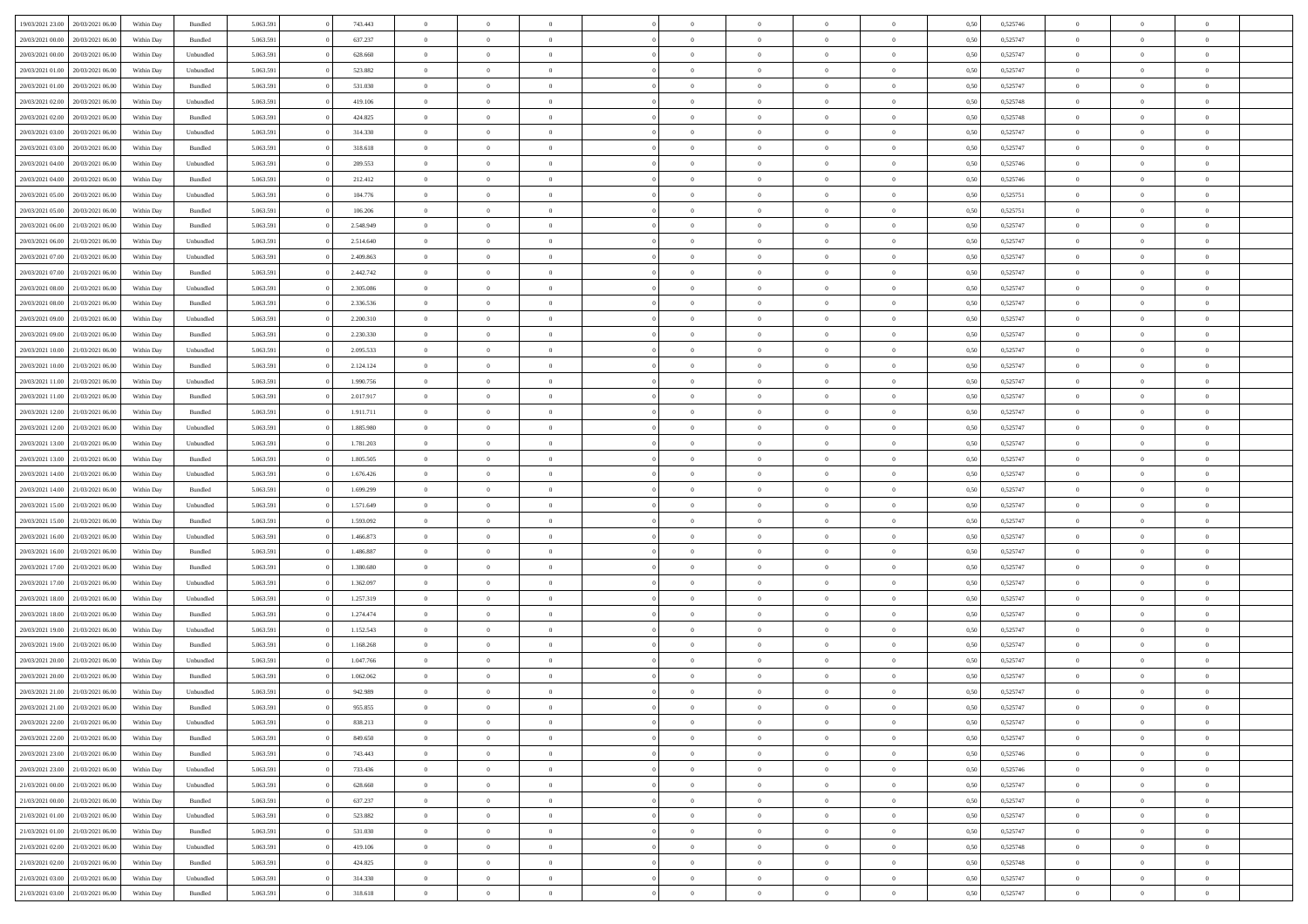| | | | | | | | | | | | | | | | | | | | | |
|---|---|---|---|---|---|---|---|---|---|---|---|---|---|---|---|---|---|---|---|---|
| 19/03/2021 23:00 | 20/03/2021 06:00 | Within Day | Bundled | 5.063.591 | 0 | 743.443 | 0 | 0 | 0 | | 0 | 0 | 0 | 0 | 0,50 | 0,525746 | 0 | 0 | 0 | |
| 20/03/2021 00:00 | 20/03/2021 06:00 | Within Day | Bundled | 5.063.591 | 0 | 637.237 | 0 | 0 | 0 | | 0 | 0 | 0 | 0 | 0,50 | 0,525747 | 0 | 0 | 0 | |
| 20/03/2021 00:00 | 20/03/2021 06:00 | Within Day | Unbundled | 5.063.591 | 0 | 628.660 | 0 | 0 | 0 | | 0 | 0 | 0 | 0 | 0,50 | 0,525747 | 0 | 0 | 0 | |
| 20/03/2021 01:00 | 20/03/2021 06:00 | Within Day | Unbundled | 5.063.591 | 0 | 523.882 | 0 | 0 | 0 | | 0 | 0 | 0 | 0 | 0,50 | 0,525747 | 0 | 0 | 0 | |
| 20/03/2021 01:00 | 20/03/2021 06:00 | Within Day | Bundled | 5.063.591 | 0 | 531.030 | 0 | 0 | 0 | | 0 | 0 | 0 | 0 | 0,50 | 0,525747 | 0 | 0 | 0 | |
| 20/03/2021 02:00 | 20/03/2021 06:00 | Within Day | Unbundled | 5.063.591 | 0 | 419.106 | 0 | 0 | 0 | | 0 | 0 | 0 | 0 | 0,50 | 0,525748 | 0 | 0 | 0 | |
| 20/03/2021 02:00 | 20/03/2021 06:00 | Within Day | Bundled | 5.063.591 | 0 | 424.825 | 0 | 0 | 0 | | 0 | 0 | 0 | 0 | 0,50 | 0,525748 | 0 | 0 | 0 | |
| 20/03/2021 03:00 | 20/03/2021 06:00 | Within Day | Unbundled | 5.063.591 | 0 | 314.330 | 0 | 0 | 0 | | 0 | 0 | 0 | 0 | 0,50 | 0,525747 | 0 | 0 | 0 | |
| 20/03/2021 03:00 | 20/03/2021 06:00 | Within Day | Bundled | 5.063.591 | 0 | 318.618 | 0 | 0 | 0 | | 0 | 0 | 0 | 0 | 0,50 | 0,525747 | 0 | 0 | 0 | |
| 20/03/2021 04:00 | 20/03/2021 06:00 | Within Day | Unbundled | 5.063.591 | 0 | 209.553 | 0 | 0 | 0 | | 0 | 0 | 0 | 0 | 0,50 | 0,525746 | 0 | 0 | 0 | |
| 20/03/2021 04:00 | 20/03/2021 06:00 | Within Day | Bundled | 5.063.591 | 0 | 212.412 | 0 | 0 | 0 | | 0 | 0 | 0 | 0 | 0,50 | 0,525746 | 0 | 0 | 0 | |
| 20/03/2021 05:00 | 20/03/2021 06:00 | Within Day | Unbundled | 5.063.591 | 0 | 104.776 | 0 | 0 | 0 | | 0 | 0 | 0 | 0 | 0,50 | 0,525751 | 0 | 0 | 0 | |
| 20/03/2021 05:00 | 20/03/2021 06:00 | Within Day | Bundled | 5.063.591 | 0 | 106.206 | 0 | 0 | 0 | | 0 | 0 | 0 | 0 | 0,50 | 0,525751 | 0 | 0 | 0 | |
| 20/03/2021 06:00 | 21/03/2021 06:00 | Within Day | Bundled | 5.063.591 | 0 | 2.548.949 | 0 | 0 | 0 | | 0 | 0 | 0 | 0 | 0,50 | 0,525747 | 0 | 0 | 0 | |
| 20/03/2021 06:00 | 21/03/2021 06:00 | Within Day | Unbundled | 5.063.591 | 0 | 2.514.640 | 0 | 0 | 0 | | 0 | 0 | 0 | 0 | 0,50 | 0,525747 | 0 | 0 | 0 | |
| 20/03/2021 07:00 | 21/03/2021 06:00 | Within Day | Unbundled | 5.063.591 | 0 | 2.409.863 | 0 | 0 | 0 | | 0 | 0 | 0 | 0 | 0,50 | 0,525747 | 0 | 0 | 0 | |
| 20/03/2021 07:00 | 21/03/2021 06:00 | Within Day | Bundled | 5.063.591 | 0 | 2.442.742 | 0 | 0 | 0 | | 0 | 0 | 0 | 0 | 0,50 | 0,525747 | 0 | 0 | 0 | |
| 20/03/2021 08:00 | 21/03/2021 06:00 | Within Day | Unbundled | 5.063.591 | 0 | 2.305.086 | 0 | 0 | 0 | | 0 | 0 | 0 | 0 | 0,50 | 0,525747 | 0 | 0 | 0 | |
| 20/03/2021 08:00 | 21/03/2021 06:00 | Within Day | Bundled | 5.063.591 | 0 | 2.336.536 | 0 | 0 | 0 | | 0 | 0 | 0 | 0 | 0,50 | 0,525747 | 0 | 0 | 0 | |
| 20/03/2021 09:00 | 21/03/2021 06:00 | Within Day | Unbundled | 5.063.591 | 0 | 2.200.310 | 0 | 0 | 0 | | 0 | 0 | 0 | 0 | 0,50 | 0,525747 | 0 | 0 | 0 | |
| 20/03/2021 09:00 | 21/03/2021 06:00 | Within Day | Bundled | 5.063.591 | 0 | 2.230.330 | 0 | 0 | 0 | | 0 | 0 | 0 | 0 | 0,50 | 0,525747 | 0 | 0 | 0 | |
| 20/03/2021 10:00 | 21/03/2021 06:00 | Within Day | Unbundled | 5.063.591 | 0 | 2.095.533 | 0 | 0 | 0 | | 0 | 0 | 0 | 0 | 0,50 | 0,525747 | 0 | 0 | 0 | |
| 20/03/2021 10:00 | 21/03/2021 06:00 | Within Day | Bundled | 5.063.591 | 0 | 2.124.124 | 0 | 0 | 0 | | 0 | 0 | 0 | 0 | 0,50 | 0,525747 | 0 | 0 | 0 | |
| 20/03/2021 11:00 | 21/03/2021 06:00 | Within Day | Unbundled | 5.063.591 | 0 | 1.990.756 | 0 | 0 | 0 | | 0 | 0 | 0 | 0 | 0,50 | 0,525747 | 0 | 0 | 0 | |
| 20/03/2021 11:00 | 21/03/2021 06:00 | Within Day | Bundled | 5.063.591 | 0 | 2.017.917 | 0 | 0 | 0 | | 0 | 0 | 0 | 0 | 0,50 | 0,525747 | 0 | 0 | 0 | |
| 20/03/2021 12:00 | 21/03/2021 06:00 | Within Day | Bundled | 5.063.591 | 0 | 1.911.711 | 0 | 0 | 0 | | 0 | 0 | 0 | 0 | 0,50 | 0,525747 | 0 | 0 | 0 | |
| 20/03/2021 12:00 | 21/03/2021 06:00 | Within Day | Unbundled | 5.063.591 | 0 | 1.885.980 | 0 | 0 | 0 | | 0 | 0 | 0 | 0 | 0,50 | 0,525747 | 0 | 0 | 0 | |
| 20/03/2021 13:00 | 21/03/2021 06:00 | Within Day | Unbundled | 5.063.591 | 0 | 1.781.203 | 0 | 0 | 0 | | 0 | 0 | 0 | 0 | 0,50 | 0,525747 | 0 | 0 | 0 | |
| 20/03/2021 13:00 | 21/03/2021 06:00 | Within Day | Bundled | 5.063.591 | 0 | 1.805.505 | 0 | 0 | 0 | | 0 | 0 | 0 | 0 | 0,50 | 0,525747 | 0 | 0 | 0 | |
| 20/03/2021 14:00 | 21/03/2021 06:00 | Within Day | Unbundled | 5.063.591 | 0 | 1.676.426 | 0 | 0 | 0 | | 0 | 0 | 0 | 0 | 0,50 | 0,525747 | 0 | 0 | 0 | |
| 20/03/2021 14:00 | 21/03/2021 06:00 | Within Day | Bundled | 5.063.591 | 0 | 1.699.299 | 0 | 0 | 0 | | 0 | 0 | 0 | 0 | 0,50 | 0,525747 | 0 | 0 | 0 | |
| 20/03/2021 15:00 | 21/03/2021 06:00 | Within Day | Unbundled | 5.063.591 | 0 | 1.571.649 | 0 | 0 | 0 | | 0 | 0 | 0 | 0 | 0,50 | 0,525747 | 0 | 0 | 0 | |
| 20/03/2021 15:00 | 21/03/2021 06:00 | Within Day | Bundled | 5.063.591 | 0 | 1.593.092 | 0 | 0 | 0 | | 0 | 0 | 0 | 0 | 0,50 | 0,525747 | 0 | 0 | 0 | |
| 20/03/2021 16:00 | 21/03/2021 06:00 | Within Day | Unbundled | 5.063.591 | 0 | 1.466.873 | 0 | 0 | 0 | | 0 | 0 | 0 | 0 | 0,50 | 0,525747 | 0 | 0 | 0 | |
| 20/03/2021 16:00 | 21/03/2021 06:00 | Within Day | Bundled | 5.063.591 | 0 | 1.486.887 | 0 | 0 | 0 | | 0 | 0 | 0 | 0 | 0,50 | 0,525747 | 0 | 0 | 0 | |
| 20/03/2021 17:00 | 21/03/2021 06:00 | Within Day | Bundled | 5.063.591 | 0 | 1.380.680 | 0 | 0 | 0 | | 0 | 0 | 0 | 0 | 0,50 | 0,525747 | 0 | 0 | 0 | |
| 20/03/2021 17:00 | 21/03/2021 06:00 | Within Day | Unbundled | 5.063.591 | 0 | 1.362.097 | 0 | 0 | 0 | | 0 | 0 | 0 | 0 | 0,50 | 0,525747 | 0 | 0 | 0 | |
| 20/03/2021 18:00 | 21/03/2021 06:00 | Within Day | Unbundled | 5.063.591 | 0 | 1.257.319 | 0 | 0 | 0 | | 0 | 0 | 0 | 0 | 0,50 | 0,525747 | 0 | 0 | 0 | |
| 20/03/2021 18:00 | 21/03/2021 06:00 | Within Day | Bundled | 5.063.591 | 0 | 1.274.474 | 0 | 0 | 0 | | 0 | 0 | 0 | 0 | 0,50 | 0,525747 | 0 | 0 | 0 | |
| 20/03/2021 19:00 | 21/03/2021 06:00 | Within Day | Unbundled | 5.063.591 | 0 | 1.152.543 | 0 | 0 | 0 | | 0 | 0 | 0 | 0 | 0,50 | 0,525747 | 0 | 0 | 0 | |
| 20/03/2021 19:00 | 21/03/2021 06:00 | Within Day | Bundled | 5.063.591 | 0 | 1.168.268 | 0 | 0 | 0 | | 0 | 0 | 0 | 0 | 0,50 | 0,525747 | 0 | 0 | 0 | |
| 20/03/2021 20:00 | 21/03/2021 06:00 | Within Day | Unbundled | 5.063.591 | 0 | 1.047.766 | 0 | 0 | 0 | | 0 | 0 | 0 | 0 | 0,50 | 0,525747 | 0 | 0 | 0 | |
| 20/03/2021 20:00 | 21/03/2021 06:00 | Within Day | Bundled | 5.063.591 | 0 | 1.062.062 | 0 | 0 | 0 | | 0 | 0 | 0 | 0 | 0,50 | 0,525747 | 0 | 0 | 0 | |
| 20/03/2021 21:00 | 21/03/2021 06:00 | Within Day | Unbundled | 5.063.591 | 0 | 942.989 | 0 | 0 | 0 | | 0 | 0 | 0 | 0 | 0,50 | 0,525747 | 0 | 0 | 0 | |
| 20/03/2021 21:00 | 21/03/2021 06:00 | Within Day | Bundled | 5.063.591 | 0 | 955.855 | 0 | 0 | 0 | | 0 | 0 | 0 | 0 | 0,50 | 0,525747 | 0 | 0 | 0 | |
| 20/03/2021 22:00 | 21/03/2021 06:00 | Within Day | Unbundled | 5.063.591 | 0 | 838.213 | 0 | 0 | 0 | | 0 | 0 | 0 | 0 | 0,50 | 0,525747 | 0 | 0 | 0 | |
| 20/03/2021 22:00 | 21/03/2021 06:00 | Within Day | Bundled | 5.063.591 | 0 | 849.650 | 0 | 0 | 0 | | 0 | 0 | 0 | 0 | 0,50 | 0,525747 | 0 | 0 | 0 | |
| 20/03/2021 23:00 | 21/03/2021 06:00 | Within Day | Bundled | 5.063.591 | 0 | 743.443 | 0 | 0 | 0 | | 0 | 0 | 0 | 0 | 0,50 | 0,525746 | 0 | 0 | 0 | |
| 20/03/2021 23:00 | 21/03/2021 06:00 | Within Day | Unbundled | 5.063.591 | 0 | 733.436 | 0 | 0 | 0 | | 0 | 0 | 0 | 0 | 0,50 | 0,525746 | 0 | 0 | 0 | |
| 21/03/2021 00:00 | 21/03/2021 06:00 | Within Day | Unbundled | 5.063.591 | 0 | 628.660 | 0 | 0 | 0 | | 0 | 0 | 0 | 0 | 0,50 | 0,525747 | 0 | 0 | 0 | |
| 21/03/2021 00:00 | 21/03/2021 06:00 | Within Day | Bundled | 5.063.591 | 0 | 637.237 | 0 | 0 | 0 | | 0 | 0 | 0 | 0 | 0,50 | 0,525747 | 0 | 0 | 0 | |
| 21/03/2021 01:00 | 21/03/2021 06:00 | Within Day | Unbundled | 5.063.591 | 0 | 523.882 | 0 | 0 | 0 | | 0 | 0 | 0 | 0 | 0,50 | 0,525747 | 0 | 0 | 0 | |
| 21/03/2021 01:00 | 21/03/2021 06:00 | Within Day | Bundled | 5.063.591 | 0 | 531.030 | 0 | 0 | 0 | | 0 | 0 | 0 | 0 | 0,50 | 0,525747 | 0 | 0 | 0 | |
| 21/03/2021 02:00 | 21/03/2021 06:00 | Within Day | Unbundled | 5.063.591 | 0 | 419.106 | 0 | 0 | 0 | | 0 | 0 | 0 | 0 | 0,50 | 0,525748 | 0 | 0 | 0 | |
| 21/03/2021 02:00 | 21/03/2021 06:00 | Within Day | Bundled | 5.063.591 | 0 | 424.825 | 0 | 0 | 0 | | 0 | 0 | 0 | 0 | 0,50 | 0,525748 | 0 | 0 | 0 | |
| 21/03/2021 03:00 | 21/03/2021 06:00 | Within Day | Unbundled | 5.063.591 | 0 | 314.330 | 0 | 0 | 0 | | 0 | 0 | 0 | 0 | 0,50 | 0,525747 | 0 | 0 | 0 | |
| 21/03/2021 03:00 | 21/03/2021 06:00 | Within Day | Bundled | 5.063.591 | 0 | 318.618 | 0 | 0 | 0 | | 0 | 0 | 0 | 0 | 0,50 | 0,525747 | 0 | 0 | 0 | |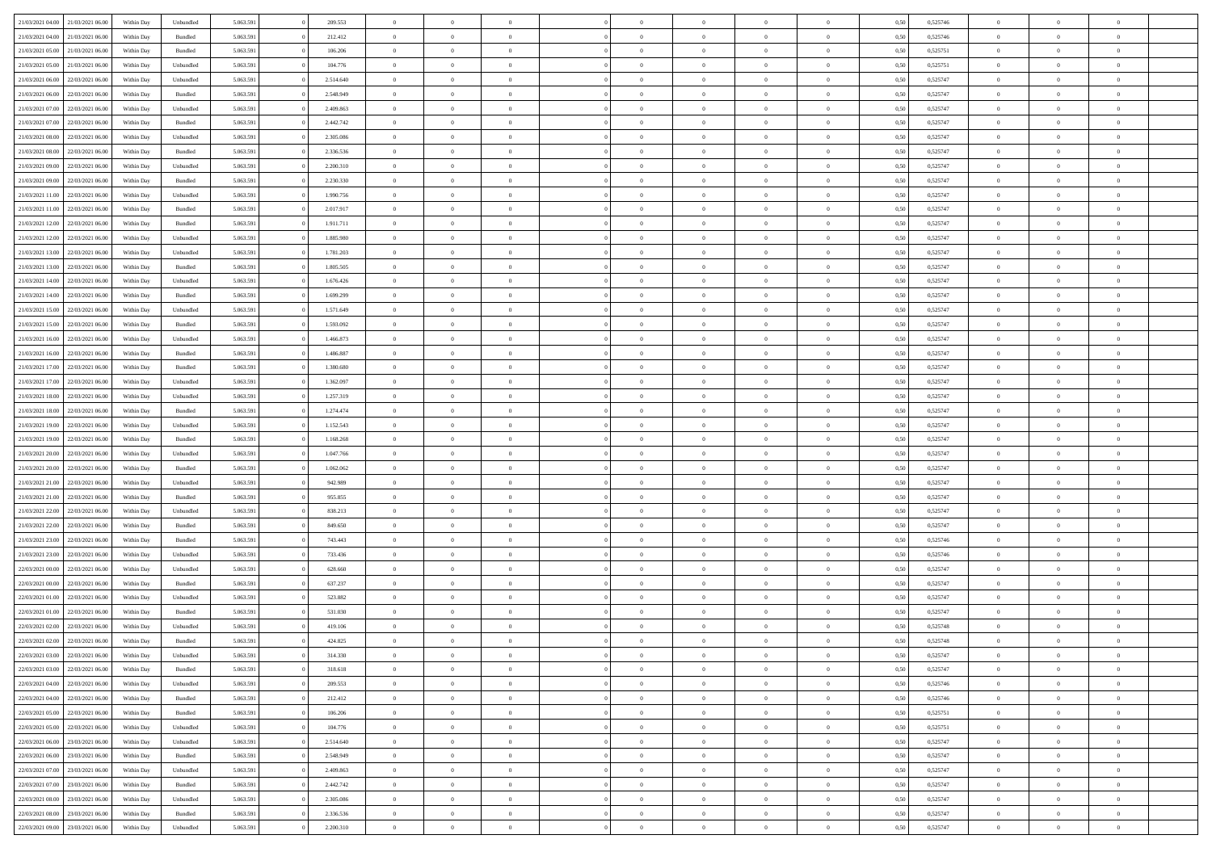| 21/03/2021 04:00 | 21/03/2021 06:00 | Within Day | Unbundled | 5.063.591 | 0 | 209.553 | 0 | 0 | 0 | | 0 | 0 | 0 | 0 | 0,50 | 0,525746 | 0 | 0 | 0 |
|---|---|---|---|---|---|---|---|---|---|---|---|---|---|---|---|---|---|---|---|
| 21/03/2021 04:00 | 21/03/2021 06:00 | Within Day | Bundled | 5.063.591 | 0 | 212.412 | 0 | 0 | 0 | | 0 | 0 | 0 | 0 | 0,50 | 0,525746 | 0 | 0 | 0 |
| 21/03/2021 05:00 | 21/03/2021 06:00 | Within Day | Bundled | 5.063.591 | 0 | 106.206 | 0 | 0 | 0 | | 0 | 0 | 0 | 0 | 0,50 | 0,525751 | 0 | 0 | 0 |
| 21/03/2021 05:00 | 21/03/2021 06:00 | Within Day | Unbundled | 5.063.591 | 0 | 104.776 | 0 | 0 | 0 | | 0 | 0 | 0 | 0 | 0,50 | 0,525751 | 0 | 0 | 0 |
| 21/03/2021 06:00 | 22/03/2021 06:00 | Within Day | Unbundled | 5.063.591 | 0 | 2.514.640 | 0 | 0 | 0 | | 0 | 0 | 0 | 0 | 0,50 | 0,525747 | 0 | 0 | 0 |
| 21/03/2021 06:00 | 22/03/2021 06:00 | Within Day | Bundled | 5.063.591 | 0 | 2.548.949 | 0 | 0 | 0 | | 0 | 0 | 0 | 0 | 0,50 | 0,525747 | 0 | 0 | 0 |
| 21/03/2021 07:00 | 22/03/2021 06:00 | Within Day | Unbundled | 5.063.591 | 0 | 2.409.863 | 0 | 0 | 0 | | 0 | 0 | 0 | 0 | 0,50 | 0,525747 | 0 | 0 | 0 |
| 21/03/2021 07:00 | 22/03/2021 06:00 | Within Day | Bundled | 5.063.591 | 0 | 2.442.742 | 0 | 0 | 0 | | 0 | 0 | 0 | 0 | 0,50 | 0,525747 | 0 | 0 | 0 |
| 21/03/2021 08:00 | 22/03/2021 06:00 | Within Day | Unbundled | 5.063.591 | 0 | 2.305.086 | 0 | 0 | 0 | | 0 | 0 | 0 | 0 | 0,50 | 0,525747 | 0 | 0 | 0 |
| 21/03/2021 08:00 | 22/03/2021 06:00 | Within Day | Bundled | 5.063.591 | 0 | 2.336.536 | 0 | 0 | 0 | | 0 | 0 | 0 | 0 | 0,50 | 0,525747 | 0 | 0 | 0 |
| 21/03/2021 09:00 | 22/03/2021 06:00 | Within Day | Unbundled | 5.063.591 | 0 | 2.200.310 | 0 | 0 | 0 | | 0 | 0 | 0 | 0 | 0,50 | 0,525747 | 0 | 0 | 0 |
| 21/03/2021 09:00 | 22/03/2021 06:00 | Within Day | Bundled | 5.063.591 | 0 | 2.230.330 | 0 | 0 | 0 | | 0 | 0 | 0 | 0 | 0,50 | 0,525747 | 0 | 0 | 0 |
| 21/03/2021 11:00 | 22/03/2021 06:00 | Within Day | Unbundled | 5.063.591 | 0 | 1.990.756 | 0 | 0 | 0 | | 0 | 0 | 0 | 0 | 0,50 | 0,525747 | 0 | 0 | 0 |
| 21/03/2021 11:00 | 22/03/2021 06:00 | Within Day | Bundled | 5.063.591 | 0 | 2.017.917 | 0 | 0 | 0 | | 0 | 0 | 0 | 0 | 0,50 | 0,525747 | 0 | 0 | 0 |
| 21/03/2021 12:00 | 22/03/2021 06:00 | Within Day | Bundled | 5.063.591 | 0 | 1.911.711 | 0 | 0 | 0 | | 0 | 0 | 0 | 0 | 0,50 | 0,525747 | 0 | 0 | 0 |
| 21/03/2021 12:00 | 22/03/2021 06:00 | Within Day | Unbundled | 5.063.591 | 0 | 1.885.980 | 0 | 0 | 0 | | 0 | 0 | 0 | 0 | 0,50 | 0,525747 | 0 | 0 | 0 |
| 21/03/2021 13:00 | 22/03/2021 06:00 | Within Day | Unbundled | 5.063.591 | 0 | 1.781.203 | 0 | 0 | 0 | | 0 | 0 | 0 | 0 | 0,50 | 0,525747 | 0 | 0 | 0 |
| 21/03/2021 13:00 | 22/03/2021 06:00 | Within Day | Bundled | 5.063.591 | 0 | 1.805.505 | 0 | 0 | 0 | | 0 | 0 | 0 | 0 | 0,50 | 0,525747 | 0 | 0 | 0 |
| 21/03/2021 14:00 | 22/03/2021 06:00 | Within Day | Unbundled | 5.063.591 | 0 | 1.676.426 | 0 | 0 | 0 | | 0 | 0 | 0 | 0 | 0,50 | 0,525747 | 0 | 0 | 0 |
| 21/03/2021 14:00 | 22/03/2021 06:00 | Within Day | Bundled | 5.063.591 | 0 | 1.699.299 | 0 | 0 | 0 | | 0 | 0 | 0 | 0 | 0,50 | 0,525747 | 0 | 0 | 0 |
| 21/03/2021 15:00 | 22/03/2021 06:00 | Within Day | Unbundled | 5.063.591 | 0 | 1.571.649 | 0 | 0 | 0 | | 0 | 0 | 0 | 0 | 0,50 | 0,525747 | 0 | 0 | 0 |
| 21/03/2021 15:00 | 22/03/2021 06:00 | Within Day | Bundled | 5.063.591 | 0 | 1.593.092 | 0 | 0 | 0 | | 0 | 0 | 0 | 0 | 0,50 | 0,525747 | 0 | 0 | 0 |
| 21/03/2021 16:00 | 22/03/2021 06:00 | Within Day | Unbundled | 5.063.591 | 0 | 1.466.873 | 0 | 0 | 0 | | 0 | 0 | 0 | 0 | 0,50 | 0,525747 | 0 | 0 | 0 |
| 21/03/2021 16:00 | 22/03/2021 06:00 | Within Day | Bundled | 5.063.591 | 0 | 1.486.887 | 0 | 0 | 0 | | 0 | 0 | 0 | 0 | 0,50 | 0,525747 | 0 | 0 | 0 |
| 21/03/2021 17:00 | 22/03/2021 06:00 | Within Day | Bundled | 5.063.591 | 0 | 1.380.680 | 0 | 0 | 0 | | 0 | 0 | 0 | 0 | 0,50 | 0,525747 | 0 | 0 | 0 |
| 21/03/2021 17:00 | 22/03/2021 06:00 | Within Day | Unbundled | 5.063.591 | 0 | 1.362.097 | 0 | 0 | 0 | | 0 | 0 | 0 | 0 | 0,50 | 0,525747 | 0 | 0 | 0 |
| 21/03/2021 18:00 | 22/03/2021 06:00 | Within Day | Unbundled | 5.063.591 | 0 | 1.257.319 | 0 | 0 | 0 | | 0 | 0 | 0 | 0 | 0,50 | 0,525747 | 0 | 0 | 0 |
| 21/03/2021 18:00 | 22/03/2021 06:00 | Within Day | Bundled | 5.063.591 | 0 | 1.274.474 | 0 | 0 | 0 | | 0 | 0 | 0 | 0 | 0,50 | 0,525747 | 0 | 0 | 0 |
| 21/03/2021 19:00 | 22/03/2021 06:00 | Within Day | Unbundled | 5.063.591 | 0 | 1.152.543 | 0 | 0 | 0 | | 0 | 0 | 0 | 0 | 0,50 | 0,525747 | 0 | 0 | 0 |
| 21/03/2021 19:00 | 22/03/2021 06:00 | Within Day | Bundled | 5.063.591 | 0 | 1.168.268 | 0 | 0 | 0 | | 0 | 0 | 0 | 0 | 0,50 | 0,525747 | 0 | 0 | 0 |
| 21/03/2021 20:00 | 22/03/2021 06:00 | Within Day | Unbundled | 5.063.591 | 0 | 1.047.766 | 0 | 0 | 0 | | 0 | 0 | 0 | 0 | 0,50 | 0,525747 | 0 | 0 | 0 |
| 21/03/2021 20:00 | 22/03/2021 06:00 | Within Day | Bundled | 5.063.591 | 0 | 1.062.062 | 0 | 0 | 0 | | 0 | 0 | 0 | 0 | 0,50 | 0,525747 | 0 | 0 | 0 |
| 21/03/2021 21:00 | 22/03/2021 06:00 | Within Day | Unbundled | 5.063.591 | 0 | 942.989 | 0 | 0 | 0 | | 0 | 0 | 0 | 0 | 0,50 | 0,525747 | 0 | 0 | 0 |
| 21/03/2021 21:00 | 22/03/2021 06:00 | Within Day | Bundled | 5.063.591 | 0 | 955.855 | 0 | 0 | 0 | | 0 | 0 | 0 | 0 | 0,50 | 0,525747 | 0 | 0 | 0 |
| 21/03/2021 22:00 | 22/03/2021 06:00 | Within Day | Unbundled | 5.063.591 | 0 | 838.213 | 0 | 0 | 0 | | 0 | 0 | 0 | 0 | 0,50 | 0,525747 | 0 | 0 | 0 |
| 21/03/2021 22:00 | 22/03/2021 06:00 | Within Day | Bundled | 5.063.591 | 0 | 849.650 | 0 | 0 | 0 | | 0 | 0 | 0 | 0 | 0,50 | 0,525747 | 0 | 0 | 0 |
| 21/03/2021 23:00 | 22/03/2021 06:00 | Within Day | Bundled | 5.063.591 | 0 | 743.443 | 0 | 0 | 0 | | 0 | 0 | 0 | 0 | 0,50 | 0,525746 | 0 | 0 | 0 |
| 21/03/2021 23:00 | 22/03/2021 06:00 | Within Day | Unbundled | 5.063.591 | 0 | 733.436 | 0 | 0 | 0 | | 0 | 0 | 0 | 0 | 0,50 | 0,525746 | 0 | 0 | 0 |
| 22/03/2021 00:00 | 22/03/2021 06:00 | Within Day | Unbundled | 5.063.591 | 0 | 628.660 | 0 | 0 | 0 | | 0 | 0 | 0 | 0 | 0,50 | 0,525747 | 0 | 0 | 0 |
| 22/03/2021 00:00 | 22/03/2021 06:00 | Within Day | Bundled | 5.063.591 | 0 | 637.237 | 0 | 0 | 0 | | 0 | 0 | 0 | 0 | 0,50 | 0,525747 | 0 | 0 | 0 |
| 22/03/2021 01:00 | 22/03/2021 06:00 | Within Day | Unbundled | 5.063.591 | 0 | 523.882 | 0 | 0 | 0 | | 0 | 0 | 0 | 0 | 0,50 | 0,525747 | 0 | 0 | 0 |
| 22/03/2021 01:00 | 22/03/2021 06:00 | Within Day | Bundled | 5.063.591 | 0 | 531.030 | 0 | 0 | 0 | | 0 | 0 | 0 | 0 | 0,50 | 0,525747 | 0 | 0 | 0 |
| 22/03/2021 02:00 | 22/03/2021 06:00 | Within Day | Unbundled | 5.063.591 | 0 | 419.106 | 0 | 0 | 0 | | 0 | 0 | 0 | 0 | 0,50 | 0,525748 | 0 | 0 | 0 |
| 22/03/2021 02:00 | 22/03/2021 06:00 | Within Day | Bundled | 5.063.591 | 0 | 424.825 | 0 | 0 | 0 | | 0 | 0 | 0 | 0 | 0,50 | 0,525748 | 0 | 0 | 0 |
| 22/03/2021 03:00 | 22/03/2021 06:00 | Within Day | Unbundled | 5.063.591 | 0 | 314.330 | 0 | 0 | 0 | | 0 | 0 | 0 | 0 | 0,50 | 0,525747 | 0 | 0 | 0 |
| 22/03/2021 03:00 | 22/03/2021 06:00 | Within Day | Bundled | 5.063.591 | 0 | 318.618 | 0 | 0 | 0 | | 0 | 0 | 0 | 0 | 0,50 | 0,525747 | 0 | 0 | 0 |
| 22/03/2021 04:00 | 22/03/2021 06:00 | Within Day | Unbundled | 5.063.591 | 0 | 209.553 | 0 | 0 | 0 | | 0 | 0 | 0 | 0 | 0,50 | 0,525746 | 0 | 0 | 0 |
| 22/03/2021 04:00 | 22/03/2021 06:00 | Within Day | Bundled | 5.063.591 | 0 | 212.412 | 0 | 0 | 0 | | 0 | 0 | 0 | 0 | 0,50 | 0,525746 | 0 | 0 | 0 |
| 22/03/2021 05:00 | 22/03/2021 06:00 | Within Day | Bundled | 5.063.591 | 0 | 106.206 | 0 | 0 | 0 | | 0 | 0 | 0 | 0 | 0,50 | 0,525751 | 0 | 0 | 0 |
| 22/03/2021 05:00 | 22/03/2021 06:00 | Within Day | Unbundled | 5.063.591 | 0 | 104.776 | 0 | 0 | 0 | | 0 | 0 | 0 | 0 | 0,50 | 0,525751 | 0 | 0 | 0 |
| 22/03/2021 06:00 | 23/03/2021 06:00 | Within Day | Unbundled | 5.063.591 | 0 | 2.514.640 | 0 | 0 | 0 | | 0 | 0 | 0 | 0 | 0,50 | 0,525747 | 0 | 0 | 0 |
| 22/03/2021 06:00 | 23/03/2021 06:00 | Within Day | Bundled | 5.063.591 | 0 | 2.548.949 | 0 | 0 | 0 | | 0 | 0 | 0 | 0 | 0,50 | 0,525747 | 0 | 0 | 0 |
| 22/03/2021 07:00 | 23/03/2021 06:00 | Within Day | Unbundled | 5.063.591 | 0 | 2.409.863 | 0 | 0 | 0 | | 0 | 0 | 0 | 0 | 0,50 | 0,525747 | 0 | 0 | 0 |
| 22/03/2021 07:00 | 23/03/2021 06:00 | Within Day | Bundled | 5.063.591 | 0 | 2.442.742 | 0 | 0 | 0 | | 0 | 0 | 0 | 0 | 0,50 | 0,525747 | 0 | 0 | 0 |
| 22/03/2021 08:00 | 23/03/2021 06:00 | Within Day | Unbundled | 5.063.591 | 0 | 2.305.086 | 0 | 0 | 0 | | 0 | 0 | 0 | 0 | 0,50 | 0,525747 | 0 | 0 | 0 |
| 22/03/2021 08:00 | 23/03/2021 06:00 | Within Day | Bundled | 5.063.591 | 0 | 2.336.536 | 0 | 0 | 0 | | 0 | 0 | 0 | 0 | 0,50 | 0,525747 | 0 | 0 | 0 |
| 22/03/2021 09:00 | 23/03/2021 06:00 | Within Day | Unbundled | 5.063.591 | 0 | 2.200.310 | 0 | 0 | 0 | | 0 | 0 | 0 | 0 | 0,50 | 0,525747 | 0 | 0 | 0 |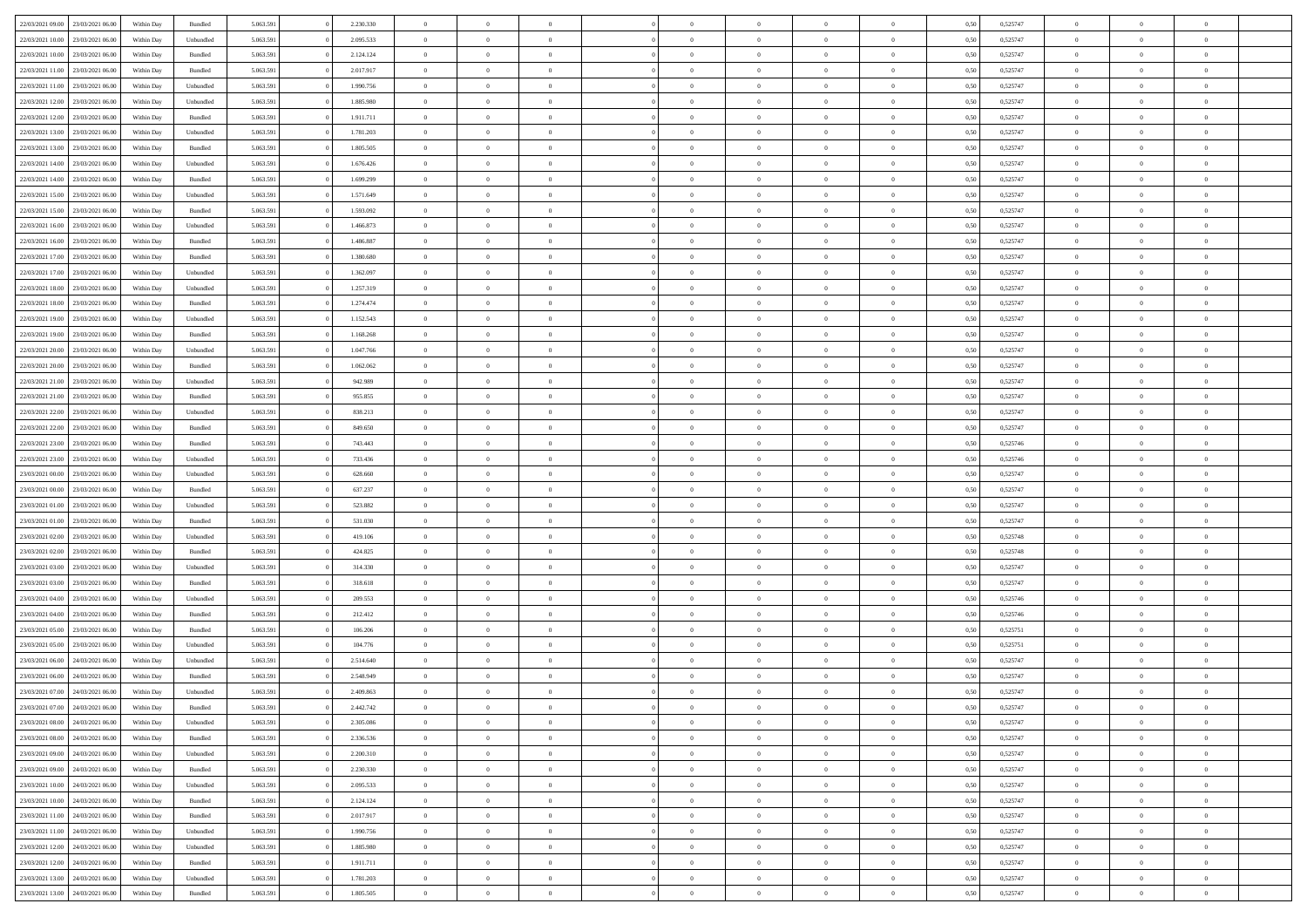| | | | | | | | | | | | | | | | | | | | | |
|---|---|---|---|---|---|---|---|---|---|---|---|---|---|---|---|---|---|---|---|---|
| 22/03/2021 09:00 | 23/03/2021 06:00 | Within Day | Bundled | 5.063.591 | 0 | 2.230.330 | 0 | 0 | 0 | | 0 | 0 | 0 | 0 | 0,50 | 0,525747 | 0 | 0 | 0 | |
| 22/03/2021 10:00 | 23/03/2021 06:00 | Within Day | Unbundled | 5.063.591 | 0 | 2.095.533 | 0 | 0 | 0 | | 0 | 0 | 0 | 0 | 0,50 | 0,525747 | 0 | 0 | 0 | |
| 22/03/2021 10:00 | 23/03/2021 06:00 | Within Day | Bundled | 5.063.591 | 0 | 2.124.124 | 0 | 0 | 0 | | 0 | 0 | 0 | 0 | 0,50 | 0,525747 | 0 | 0 | 0 | |
| 22/03/2021 11:00 | 23/03/2021 06:00 | Within Day | Bundled | 5.063.591 | 0 | 2.017.917 | 0 | 0 | 0 | | 0 | 0 | 0 | 0 | 0,50 | 0,525747 | 0 | 0 | 0 | |
| 22/03/2021 11:00 | 23/03/2021 06:00 | Within Day | Unbundled | 5.063.591 | 0 | 1.990.756 | 0 | 0 | 0 | | 0 | 0 | 0 | 0 | 0,50 | 0,525747 | 0 | 0 | 0 | |
| 22/03/2021 12:00 | 23/03/2021 06:00 | Within Day | Unbundled | 5.063.591 | 0 | 1.885.980 | 0 | 0 | 0 | | 0 | 0 | 0 | 0 | 0,50 | 0,525747 | 0 | 0 | 0 | |
| 22/03/2021 12:00 | 23/03/2021 06:00 | Within Day | Bundled | 5.063.591 | 0 | 1.911.711 | 0 | 0 | 0 | | 0 | 0 | 0 | 0 | 0,50 | 0,525747 | 0 | 0 | 0 | |
| 22/03/2021 13:00 | 23/03/2021 06:00 | Within Day | Unbundled | 5.063.591 | 0 | 1.781.203 | 0 | 0 | 0 | | 0 | 0 | 0 | 0 | 0,50 | 0,525747 | 0 | 0 | 0 | |
| 22/03/2021 13:00 | 23/03/2021 06:00 | Within Day | Bundled | 5.063.591 | 0 | 1.805.505 | 0 | 0 | 0 | | 0 | 0 | 0 | 0 | 0,50 | 0,525747 | 0 | 0 | 0 | |
| 22/03/2021 14:00 | 23/03/2021 06:00 | Within Day | Unbundled | 5.063.591 | 0 | 1.676.426 | 0 | 0 | 0 | | 0 | 0 | 0 | 0 | 0,50 | 0,525747 | 0 | 0 | 0 | |
| 22/03/2021 14:00 | 23/03/2021 06:00 | Within Day | Bundled | 5.063.591 | 0 | 1.699.299 | 0 | 0 | 0 | | 0 | 0 | 0 | 0 | 0,50 | 0,525747 | 0 | 0 | 0 | |
| 22/03/2021 15:00 | 23/03/2021 06:00 | Within Day | Unbundled | 5.063.591 | 0 | 1.571.649 | 0 | 0 | 0 | | 0 | 0 | 0 | 0 | 0,50 | 0,525747 | 0 | 0 | 0 | |
| 22/03/2021 15:00 | 23/03/2021 06:00 | Within Day | Bundled | 5.063.591 | 0 | 1.593.092 | 0 | 0 | 0 | | 0 | 0 | 0 | 0 | 0,50 | 0,525747 | 0 | 0 | 0 | |
| 22/03/2021 16:00 | 23/03/2021 06:00 | Within Day | Unbundled | 5.063.591 | 0 | 1.466.873 | 0 | 0 | 0 | | 0 | 0 | 0 | 0 | 0,50 | 0,525747 | 0 | 0 | 0 | |
| 22/03/2021 16:00 | 23/03/2021 06:00 | Within Day | Bundled | 5.063.591 | 0 | 1.486.887 | 0 | 0 | 0 | | 0 | 0 | 0 | 0 | 0,50 | 0,525747 | 0 | 0 | 0 | |
| 22/03/2021 17:00 | 23/03/2021 06:00 | Within Day | Bundled | 5.063.591 | 0 | 1.380.680 | 0 | 0 | 0 | | 0 | 0 | 0 | 0 | 0,50 | 0,525747 | 0 | 0 | 0 | |
| 22/03/2021 17:00 | 23/03/2021 06:00 | Within Day | Unbundled | 5.063.591 | 0 | 1.362.097 | 0 | 0 | 0 | | 0 | 0 | 0 | 0 | 0,50 | 0,525747 | 0 | 0 | 0 | |
| 22/03/2021 18:00 | 23/03/2021 06:00 | Within Day | Unbundled | 5.063.591 | 0 | 1.257.319 | 0 | 0 | 0 | | 0 | 0 | 0 | 0 | 0,50 | 0,525747 | 0 | 0 | 0 | |
| 22/03/2021 18:00 | 23/03/2021 06:00 | Within Day | Bundled | 5.063.591 | 0 | 1.274.474 | 0 | 0 | 0 | | 0 | 0 | 0 | 0 | 0,50 | 0,525747 | 0 | 0 | 0 | |
| 22/03/2021 19:00 | 23/03/2021 06:00 | Within Day | Unbundled | 5.063.591 | 0 | 1.152.543 | 0 | 0 | 0 | | 0 | 0 | 0 | 0 | 0,50 | 0,525747 | 0 | 0 | 0 | |
| 22/03/2021 19:00 | 23/03/2021 06:00 | Within Day | Bundled | 5.063.591 | 0 | 1.168.268 | 0 | 0 | 0 | | 0 | 0 | 0 | 0 | 0,50 | 0,525747 | 0 | 0 | 0 | |
| 22/03/2021 20:00 | 23/03/2021 06:00 | Within Day | Unbundled | 5.063.591 | 0 | 1.047.766 | 0 | 0 | 0 | | 0 | 0 | 0 | 0 | 0,50 | 0,525747 | 0 | 0 | 0 | |
| 22/03/2021 20:00 | 23/03/2021 06:00 | Within Day | Bundled | 5.063.591 | 0 | 1.062.062 | 0 | 0 | 0 | | 0 | 0 | 0 | 0 | 0,50 | 0,525747 | 0 | 0 | 0 | |
| 22/03/2021 21:00 | 23/03/2021 06:00 | Within Day | Unbundled | 5.063.591 | 0 | 942.989 | 0 | 0 | 0 | | 0 | 0 | 0 | 0 | 0,50 | 0,525747 | 0 | 0 | 0 | |
| 22/03/2021 21:00 | 23/03/2021 06:00 | Within Day | Bundled | 5.063.591 | 0 | 955.855 | 0 | 0 | 0 | | 0 | 0 | 0 | 0 | 0,50 | 0,525747 | 0 | 0 | 0 | |
| 22/03/2021 22:00 | 23/03/2021 06:00 | Within Day | Unbundled | 5.063.591 | 0 | 838.213 | 0 | 0 | 0 | | 0 | 0 | 0 | 0 | 0,50 | 0,525747 | 0 | 0 | 0 | |
| 22/03/2021 22:00 | 23/03/2021 06:00 | Within Day | Bundled | 5.063.591 | 0 | 849.650 | 0 | 0 | 0 | | 0 | 0 | 0 | 0 | 0,50 | 0,525747 | 0 | 0 | 0 | |
| 22/03/2021 23:00 | 23/03/2021 06:00 | Within Day | Bundled | 5.063.591 | 0 | 743.443 | 0 | 0 | 0 | | 0 | 0 | 0 | 0 | 0,50 | 0,525746 | 0 | 0 | 0 | |
| 22/03/2021 23:00 | 23/03/2021 06:00 | Within Day | Unbundled | 5.063.591 | 0 | 733.436 | 0 | 0 | 0 | | 0 | 0 | 0 | 0 | 0,50 | 0,525746 | 0 | 0 | 0 | |
| 23/03/2021 00:00 | 23/03/2021 06:00 | Within Day | Unbundled | 5.063.591 | 0 | 628.660 | 0 | 0 | 0 | | 0 | 0 | 0 | 0 | 0,50 | 0,525747 | 0 | 0 | 0 | |
| 23/03/2021 00:00 | 23/03/2021 06:00 | Within Day | Bundled | 5.063.591 | 0 | 637.237 | 0 | 0 | 0 | | 0 | 0 | 0 | 0 | 0,50 | 0,525747 | 0 | 0 | 0 | |
| 23/03/2021 01:00 | 23/03/2021 06:00 | Within Day | Unbundled | 5.063.591 | 0 | 523.882 | 0 | 0 | 0 | | 0 | 0 | 0 | 0 | 0,50 | 0,525747 | 0 | 0 | 0 | |
| 23/03/2021 01:00 | 23/03/2021 06:00 | Within Day | Bundled | 5.063.591 | 0 | 531.030 | 0 | 0 | 0 | | 0 | 0 | 0 | 0 | 0,50 | 0,525747 | 0 | 0 | 0 | |
| 23/03/2021 02:00 | 23/03/2021 06:00 | Within Day | Unbundled | 5.063.591 | 0 | 419.106 | 0 | 0 | 0 | | 0 | 0 | 0 | 0 | 0,50 | 0,525748 | 0 | 0 | 0 | |
| 23/03/2021 02:00 | 23/03/2021 06:00 | Within Day | Bundled | 5.063.591 | 0 | 424.825 | 0 | 0 | 0 | | 0 | 0 | 0 | 0 | 0,50 | 0,525748 | 0 | 0 | 0 | |
| 23/03/2021 03:00 | 23/03/2021 06:00 | Within Day | Unbundled | 5.063.591 | 0 | 314.330 | 0 | 0 | 0 | | 0 | 0 | 0 | 0 | 0,50 | 0,525747 | 0 | 0 | 0 | |
| 23/03/2021 03:00 | 23/03/2021 06:00 | Within Day | Bundled | 5.063.591 | 0 | 318.618 | 0 | 0 | 0 | | 0 | 0 | 0 | 0 | 0,50 | 0,525747 | 0 | 0 | 0 | |
| 23/03/2021 04:00 | 23/03/2021 06:00 | Within Day | Unbundled | 5.063.591 | 0 | 209.553 | 0 | 0 | 0 | | 0 | 0 | 0 | 0 | 0,50 | 0,525746 | 0 | 0 | 0 | |
| 23/03/2021 04:00 | 23/03/2021 06:00 | Within Day | Bundled | 5.063.591 | 0 | 212.412 | 0 | 0 | 0 | | 0 | 0 | 0 | 0 | 0,50 | 0,525746 | 0 | 0 | 0 | |
| 23/03/2021 05:00 | 23/03/2021 06:00 | Within Day | Bundled | 5.063.591 | 0 | 106.206 | 0 | 0 | 0 | | 0 | 0 | 0 | 0 | 0,50 | 0,525751 | 0 | 0 | 0 | |
| 23/03/2021 05:00 | 23/03/2021 06:00 | Within Day | Unbundled | 5.063.591 | 0 | 104.776 | 0 | 0 | 0 | | 0 | 0 | 0 | 0 | 0,50 | 0,525751 | 0 | 0 | 0 | |
| 23/03/2021 06:00 | 24/03/2021 06:00 | Within Day | Unbundled | 5.063.591 | 0 | 2.514.640 | 0 | 0 | 0 | | 0 | 0 | 0 | 0 | 0,50 | 0,525747 | 0 | 0 | 0 | |
| 23/03/2021 06:00 | 24/03/2021 06:00 | Within Day | Bundled | 5.063.591 | 0 | 2.548.949 | 0 | 0 | 0 | | 0 | 0 | 0 | 0 | 0,50 | 0,525747 | 0 | 0 | 0 | |
| 23/03/2021 07:00 | 24/03/2021 06:00 | Within Day | Unbundled | 5.063.591 | 0 | 2.409.863 | 0 | 0 | 0 | | 0 | 0 | 0 | 0 | 0,50 | 0,525747 | 0 | 0 | 0 | |
| 23/03/2021 07:00 | 24/03/2021 06:00 | Within Day | Bundled | 5.063.591 | 0 | 2.442.742 | 0 | 0 | 0 | | 0 | 0 | 0 | 0 | 0,50 | 0,525747 | 0 | 0 | 0 | |
| 23/03/2021 08:00 | 24/03/2021 06:00 | Within Day | Unbundled | 5.063.591 | 0 | 2.305.086 | 0 | 0 | 0 | | 0 | 0 | 0 | 0 | 0,50 | 0,525747 | 0 | 0 | 0 | |
| 23/03/2021 08:00 | 24/03/2021 06:00 | Within Day | Bundled | 5.063.591 | 0 | 2.336.536 | 0 | 0 | 0 | | 0 | 0 | 0 | 0 | 0,50 | 0,525747 | 0 | 0 | 0 | |
| 23/03/2021 09:00 | 24/03/2021 06:00 | Within Day | Unbundled | 5.063.591 | 0 | 2.200.310 | 0 | 0 | 0 | | 0 | 0 | 0 | 0 | 0,50 | 0,525747 | 0 | 0 | 0 | |
| 23/03/2021 09:00 | 24/03/2021 06:00 | Within Day | Bundled | 5.063.591 | 0 | 2.230.330 | 0 | 0 | 0 | | 0 | 0 | 0 | 0 | 0,50 | 0,525747 | 0 | 0 | 0 | |
| 23/03/2021 10:00 | 24/03/2021 06:00 | Within Day | Unbundled | 5.063.591 | 0 | 2.095.533 | 0 | 0 | 0 | | 0 | 0 | 0 | 0 | 0,50 | 0,525747 | 0 | 0 | 0 | |
| 23/03/2021 10:00 | 24/03/2021 06:00 | Within Day | Bundled | 5.063.591 | 0 | 2.124.124 | 0 | 0 | 0 | | 0 | 0 | 0 | 0 | 0,50 | 0,525747 | 0 | 0 | 0 | |
| 23/03/2021 11:00 | 24/03/2021 06:00 | Within Day | Bundled | 5.063.591 | 0 | 2.017.917 | 0 | 0 | 0 | | 0 | 0 | 0 | 0 | 0,50 | 0,525747 | 0 | 0 | 0 | |
| 23/03/2021 11:00 | 24/03/2021 06:00 | Within Day | Unbundled | 5.063.591 | 0 | 1.990.756 | 0 | 0 | 0 | | 0 | 0 | 0 | 0 | 0,50 | 0,525747 | 0 | 0 | 0 | |
| 23/03/2021 12:00 | 24/03/2021 06:00 | Within Day | Unbundled | 5.063.591 | 0 | 1.885.980 | 0 | 0 | 0 | | 0 | 0 | 0 | 0 | 0,50 | 0,525747 | 0 | 0 | 0 | |
| 23/03/2021 12:00 | 24/03/2021 06:00 | Within Day | Bundled | 5.063.591 | 0 | 1.911.711 | 0 | 0 | 0 | | 0 | 0 | 0 | 0 | 0,50 | 0,525747 | 0 | 0 | 0 | |
| 23/03/2021 13:00 | 24/03/2021 06:00 | Within Day | Unbundled | 5.063.591 | 0 | 1.781.203 | 0 | 0 | 0 | | 0 | 0 | 0 | 0 | 0,50 | 0,525747 | 0 | 0 | 0 | |
| 23/03/2021 13:00 | 24/03/2021 06:00 | Within Day | Bundled | 5.063.591 | 0 | 1.805.505 | 0 | 0 | 0 | | 0 | 0 | 0 | 0 | 0,50 | 0,525747 | 0 | 0 | 0 | |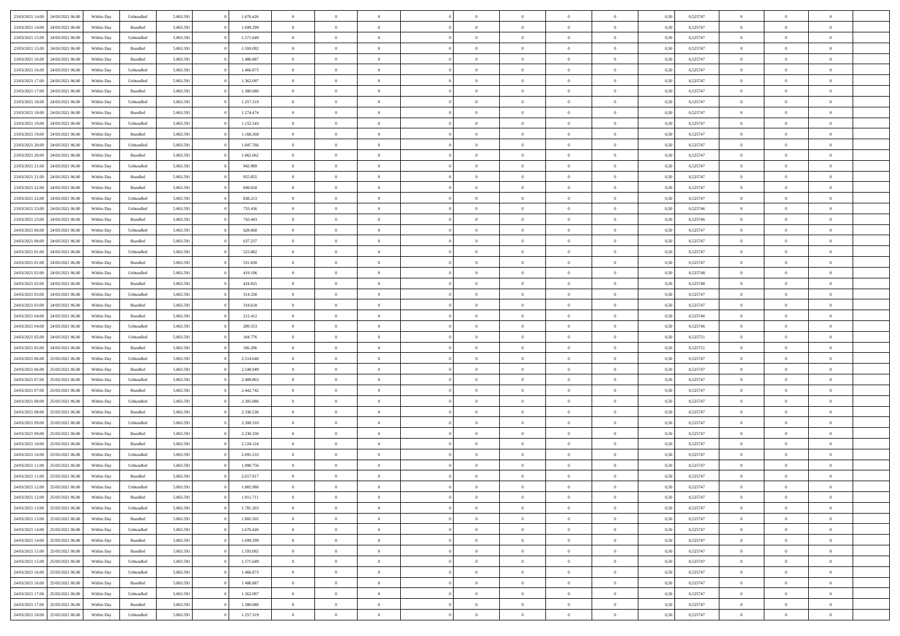| | | | | | | | | | | | | | | | | | | | | |
|---|---|---|---|---|---|---|---|---|---|---|---|---|---|---|---|---|---|---|---|---|
| 23/03/2021 14:00 | 24/03/2021 06:00 | Within Day | Unbundled | 5.063.591 | 0 | 1.676.426 | 0 | 0 | 0 | | 0 | 0 | 0 | 0 | 0,50 | 0,525747 | 0 | 0 | 0 | |
| 23/03/2021 14:00 | 24/03/2021 06:00 | Within Day | Bundled | 5.063.591 | 0 | 1.699.299 | 0 | 0 | 0 | | 0 | 0 | 0 | 0 | 0,50 | 0,525747 | 0 | 0 | 0 | |
| 23/03/2021 15:00 | 24/03/2021 06:00 | Within Day | Unbundled | 5.063.591 | 0 | 1.571.649 | 0 | 0 | 0 | | 0 | 0 | 0 | 0 | 0,50 | 0,525747 | 0 | 0 | 0 | |
| 23/03/2021 15:00 | 24/03/2021 06:00 | Within Day | Bundled | 5.063.591 | 0 | 1.593.092 | 0 | 0 | 0 | | 0 | 0 | 0 | 0 | 0,50 | 0,525747 | 0 | 0 | 0 | |
| 23/03/2021 16:00 | 24/03/2021 06:00 | Within Day | Bundled | 5.063.591 | 0 | 1.486.887 | 0 | 0 | 0 | | 0 | 0 | 0 | 0 | 0,50 | 0,525747 | 0 | 0 | 0 | |
| 23/03/2021 16:00 | 24/03/2021 06:00 | Within Day | Unbundled | 5.063.591 | 0 | 1.466.873 | 0 | 0 | 0 | | 0 | 0 | 0 | 0 | 0,50 | 0,525747 | 0 | 0 | 0 | |
| 23/03/2021 17:00 | 24/03/2021 06:00 | Within Day | Unbundled | 5.063.591 | 0 | 1.362.097 | 0 | 0 | 0 | | 0 | 0 | 0 | 0 | 0,50 | 0,525747 | 0 | 0 | 0 | |
| 23/03/2021 17:00 | 24/03/2021 06:00 | Within Day | Bundled | 5.063.591 | 0 | 1.380.680 | 0 | 0 | 0 | | 0 | 0 | 0 | 0 | 0,50 | 0,525747 | 0 | 0 | 0 | |
| 23/03/2021 18:00 | 24/03/2021 06:00 | Within Day | Unbundled | 5.063.591 | 0 | 1.257.319 | 0 | 0 | 0 | | 0 | 0 | 0 | 0 | 0,50 | 0,525747 | 0 | 0 | 0 | |
| 23/03/2021 18:00 | 24/03/2021 06:00 | Within Day | Bundled | 5.063.591 | 0 | 1.274.474 | 0 | 0 | 0 | | 0 | 0 | 0 | 0 | 0,50 | 0,525747 | 0 | 0 | 0 | |
| 23/03/2021 19:00 | 24/03/2021 06:00 | Within Day | Unbundled | 5.063.591 | 0 | 1.152.543 | 0 | 0 | 0 | | 0 | 0 | 0 | 0 | 0,50 | 0,525747 | 0 | 0 | 0 | |
| 23/03/2021 19:00 | 24/03/2021 06:00 | Within Day | Bundled | 5.063.591 | 0 | 1.168.268 | 0 | 0 | 0 | | 0 | 0 | 0 | 0 | 0,50 | 0,525747 | 0 | 0 | 0 | |
| 23/03/2021 20:00 | 24/03/2021 06:00 | Within Day | Unbundled | 5.063.591 | 0 | 1.047.766 | 0 | 0 | 0 | | 0 | 0 | 0 | 0 | 0,50 | 0,525747 | 0 | 0 | 0 | |
| 23/03/2021 20:00 | 24/03/2021 06:00 | Within Day | Bundled | 5.063.591 | 0 | 1.062.062 | 0 | 0 | 0 | | 0 | 0 | 0 | 0 | 0,50 | 0,525747 | 0 | 0 | 0 | |
| 23/03/2021 21:00 | 24/03/2021 06:00 | Within Day | Unbundled | 5.063.591 | 0 | 942.989 | 0 | 0 | 0 | | 0 | 0 | 0 | 0 | 0,50 | 0,525747 | 0 | 0 | 0 | |
| 23/03/2021 21:00 | 24/03/2021 06:00 | Within Day | Bundled | 5.063.591 | 0 | 955.855 | 0 | 0 | 0 | | 0 | 0 | 0 | 0 | 0,50 | 0,525747 | 0 | 0 | 0 | |
| 23/03/2021 22:00 | 24/03/2021 06:00 | Within Day | Bundled | 5.063.591 | 0 | 849.650 | 0 | 0 | 0 | | 0 | 0 | 0 | 0 | 0,50 | 0,525747 | 0 | 0 | 0 | |
| 23/03/2021 22:00 | 24/03/2021 06:00 | Within Day | Unbundled | 5.063.591 | 0 | 838.213 | 0 | 0 | 0 | | 0 | 0 | 0 | 0 | 0,50 | 0,525747 | 0 | 0 | 0 | |
| 23/03/2021 23:00 | 24/03/2021 06:00 | Within Day | Unbundled | 5.063.591 | 0 | 733.436 | 0 | 0 | 0 | | 0 | 0 | 0 | 0 | 0,50 | 0,525746 | 0 | 0 | 0 | |
| 23/03/2021 23:00 | 24/03/2021 06:00 | Within Day | Bundled | 5.063.591 | 0 | 743.443 | 0 | 0 | 0 | | 0 | 0 | 0 | 0 | 0,50 | 0,525746 | 0 | 0 | 0 | |
| 24/03/2021 00:00 | 24/03/2021 06:00 | Within Day | Unbundled | 5.063.591 | 0 | 628.660 | 0 | 0 | 0 | | 0 | 0 | 0 | 0 | 0,50 | 0,525747 | 0 | 0 | 0 | |
| 24/03/2021 00:00 | 24/03/2021 06:00 | Within Day | Bundled | 5.063.591 | 0 | 637.237 | 0 | 0 | 0 | | 0 | 0 | 0 | 0 | 0,50 | 0,525747 | 0 | 0 | 0 | |
| 24/03/2021 01:00 | 24/03/2021 06:00 | Within Day | Unbundled | 5.063.591 | 0 | 523.882 | 0 | 0 | 0 | | 0 | 0 | 0 | 0 | 0,50 | 0,525747 | 0 | 0 | 0 | |
| 24/03/2021 01:00 | 24/03/2021 06:00 | Within Day | Bundled | 5.063.591 | 0 | 531.030 | 0 | 0 | 0 | | 0 | 0 | 0 | 0 | 0,50 | 0,525747 | 0 | 0 | 0 | |
| 24/03/2021 02:00 | 24/03/2021 06:00 | Within Day | Unbundled | 5.063.591 | 0 | 419.106 | 0 | 0 | 0 | | 0 | 0 | 0 | 0 | 0,50 | 0,525748 | 0 | 0 | 0 | |
| 24/03/2021 02:00 | 24/03/2021 06:00 | Within Day | Bundled | 5.063.591 | 0 | 424.825 | 0 | 0 | 0 | | 0 | 0 | 0 | 0 | 0,50 | 0,525748 | 0 | 0 | 0 | |
| 24/03/2021 03:00 | 24/03/2021 06:00 | Within Day | Unbundled | 5.063.591 | 0 | 314.330 | 0 | 0 | 0 | | 0 | 0 | 0 | 0 | 0,50 | 0,525747 | 0 | 0 | 0 | |
| 24/03/2021 03:00 | 24/03/2021 06:00 | Within Day | Bundled | 5.063.591 | 0 | 318.618 | 0 | 0 | 0 | | 0 | 0 | 0 | 0 | 0,50 | 0,525747 | 0 | 0 | 0 | |
| 24/03/2021 04:00 | 24/03/2021 06:00 | Within Day | Bundled | 5.063.591 | 0 | 212.412 | 0 | 0 | 0 | | 0 | 0 | 0 | 0 | 0,50 | 0,525746 | 0 | 0 | 0 | |
| 24/03/2021 04:00 | 24/03/2021 06:00 | Within Day | Unbundled | 5.063.591 | 0 | 209.553 | 0 | 0 | 0 | | 0 | 0 | 0 | 0 | 0,50 | 0,525746 | 0 | 0 | 0 | |
| 24/03/2021 05:00 | 24/03/2021 06:00 | Within Day | Unbundled | 5.063.591 | 0 | 104.776 | 0 | 0 | 0 | | 0 | 0 | 0 | 0 | 0,50 | 0,525751 | 0 | 0 | 0 | |
| 24/03/2021 05:00 | 24/03/2021 06:00 | Within Day | Bundled | 5.063.591 | 0 | 106.206 | 0 | 0 | 0 | | 0 | 0 | 0 | 0 | 0,50 | 0,525751 | 0 | 0 | 0 | |
| 24/03/2021 06:00 | 25/03/2021 06:00 | Within Day | Unbundled | 5.063.591 | 0 | 2.514.640 | 0 | 0 | 0 | | 0 | 0 | 0 | 0 | 0,50 | 0,525747 | 0 | 0 | 0 | |
| 24/03/2021 06:00 | 25/03/2021 06:00 | Within Day | Bundled | 5.063.591 | 0 | 2.548.949 | 0 | 0 | 0 | | 0 | 0 | 0 | 0 | 0,50 | 0,525747 | 0 | 0 | 0 | |
| 24/03/2021 07:00 | 25/03/2021 06:00 | Within Day | Unbundled | 5.063.591 | 0 | 2.409.863 | 0 | 0 | 0 | | 0 | 0 | 0 | 0 | 0,50 | 0,525747 | 0 | 0 | 0 | |
| 24/03/2021 07:00 | 25/03/2021 06:00 | Within Day | Bundled | 5.063.591 | 0 | 2.442.742 | 0 | 0 | 0 | | 0 | 0 | 0 | 0 | 0,50 | 0,525747 | 0 | 0 | 0 | |
| 24/03/2021 08:00 | 25/03/2021 06:00 | Within Day | Unbundled | 5.063.591 | 0 | 2.305.086 | 0 | 0 | 0 | | 0 | 0 | 0 | 0 | 0,50 | 0,525747 | 0 | 0 | 0 | |
| 24/03/2021 08:00 | 25/03/2021 06:00 | Within Day | Bundled | 5.063.591 | 0 | 2.336.536 | 0 | 0 | 0 | | 0 | 0 | 0 | 0 | 0,50 | 0,525747 | 0 | 0 | 0 | |
| 24/03/2021 09:00 | 25/03/2021 06:00 | Within Day | Unbundled | 5.063.591 | 0 | 2.200.310 | 0 | 0 | 0 | | 0 | 0 | 0 | 0 | 0,50 | 0,525747 | 0 | 0 | 0 | |
| 24/03/2021 09:00 | 25/03/2021 06:00 | Within Day | Bundled | 5.063.591 | 0 | 2.230.330 | 0 | 0 | 0 | | 0 | 0 | 0 | 0 | 0,50 | 0,525747 | 0 | 0 | 0 | |
| 24/03/2021 10:00 | 25/03/2021 06:00 | Within Day | Bundled | 5.063.591 | 0 | 2.124.124 | 0 | 0 | 0 | | 0 | 0 | 0 | 0 | 0,50 | 0,525747 | 0 | 0 | 0 | |
| 24/03/2021 10:00 | 25/03/2021 06:00 | Within Day | Unbundled | 5.063.591 | 0 | 2.095.533 | 0 | 0 | 0 | | 0 | 0 | 0 | 0 | 0,50 | 0,525747 | 0 | 0 | 0 | |
| 24/03/2021 11:00 | 25/03/2021 06:00 | Within Day | Unbundled | 5.063.591 | 0 | 1.990.756 | 0 | 0 | 0 | | 0 | 0 | 0 | 0 | 0,50 | 0,525747 | 0 | 0 | 0 | |
| 24/03/2021 11:00 | 25/03/2021 06:00 | Within Day | Bundled | 5.063.591 | 0 | 2.017.917 | 0 | 0 | 0 | | 0 | 0 | 0 | 0 | 0,50 | 0,525747 | 0 | 0 | 0 | |
| 24/03/2021 12:00 | 25/03/2021 06:00 | Within Day | Unbundled | 5.063.591 | 0 | 1.885.980 | 0 | 0 | 0 | | 0 | 0 | 0 | 0 | 0,50 | 0,525747 | 0 | 0 | 0 | |
| 24/03/2021 12:00 | 25/03/2021 06:00 | Within Day | Bundled | 5.063.591 | 0 | 1.911.711 | 0 | 0 | 0 | | 0 | 0 | 0 | 0 | 0,50 | 0,525747 | 0 | 0 | 0 | |
| 24/03/2021 13:00 | 25/03/2021 06:00 | Within Day | Unbundled | 5.063.591 | 0 | 1.781.203 | 0 | 0 | 0 | | 0 | 0 | 0 | 0 | 0,50 | 0,525747 | 0 | 0 | 0 | |
| 24/03/2021 13:00 | 25/03/2021 06:00 | Within Day | Bundled | 5.063.591 | 0 | 1.805.505 | 0 | 0 | 0 | | 0 | 0 | 0 | 0 | 0,50 | 0,525747 | 0 | 0 | 0 | |
| 24/03/2021 14:00 | 25/03/2021 06:00 | Within Day | Unbundled | 5.063.591 | 0 | 1.676.426 | 0 | 0 | 0 | | 0 | 0 | 0 | 0 | 0,50 | 0,525747 | 0 | 0 | 0 | |
| 24/03/2021 14:00 | 25/03/2021 06:00 | Within Day | Bundled | 5.063.591 | 0 | 1.699.299 | 0 | 0 | 0 | | 0 | 0 | 0 | 0 | 0,50 | 0,525747 | 0 | 0 | 0 | |
| 24/03/2021 15:00 | 25/03/2021 06:00 | Within Day | Bundled | 5.063.591 | 0 | 1.593.092 | 0 | 0 | 0 | | 0 | 0 | 0 | 0 | 0,50 | 0,525747 | 0 | 0 | 0 | |
| 24/03/2021 15:00 | 25/03/2021 06:00 | Within Day | Unbundled | 5.063.591 | 0 | 1.571.649 | 0 | 0 | 0 | | 0 | 0 | 0 | 0 | 0,50 | 0,525747 | 0 | 0 | 0 | |
| 24/03/2021 16:00 | 25/03/2021 06:00 | Within Day | Unbundled | 5.063.591 | 0 | 1.466.873 | 0 | 0 | 0 | | 0 | 0 | 0 | 0 | 0,50 | 0,525747 | 0 | 0 | 0 | |
| 24/03/2021 16:00 | 25/03/2021 06:00 | Within Day | Bundled | 5.063.591 | 0 | 1.486.887 | 0 | 0 | 0 | | 0 | 0 | 0 | 0 | 0,50 | 0,525747 | 0 | 0 | 0 | |
| 24/03/2021 17:00 | 25/03/2021 06:00 | Within Day | Unbundled | 5.063.591 | 0 | 1.362.097 | 0 | 0 | 0 | | 0 | 0 | 0 | 0 | 0,50 | 0,525747 | 0 | 0 | 0 | |
| 24/03/2021 17:00 | 25/03/2021 06:00 | Within Day | Bundled | 5.063.591 | 0 | 1.380.680 | 0 | 0 | 0 | | 0 | 0 | 0 | 0 | 0,50 | 0,525747 | 0 | 0 | 0 | |
| 24/03/2021 18:00 | 25/03/2021 06:00 | Within Day | Unbundled | 5.063.591 | 0 | 1.257.319 | 0 | 0 | 0 | | 0 | 0 | 0 | 0 | 0,50 | 0,525747 | 0 | 0 | 0 | |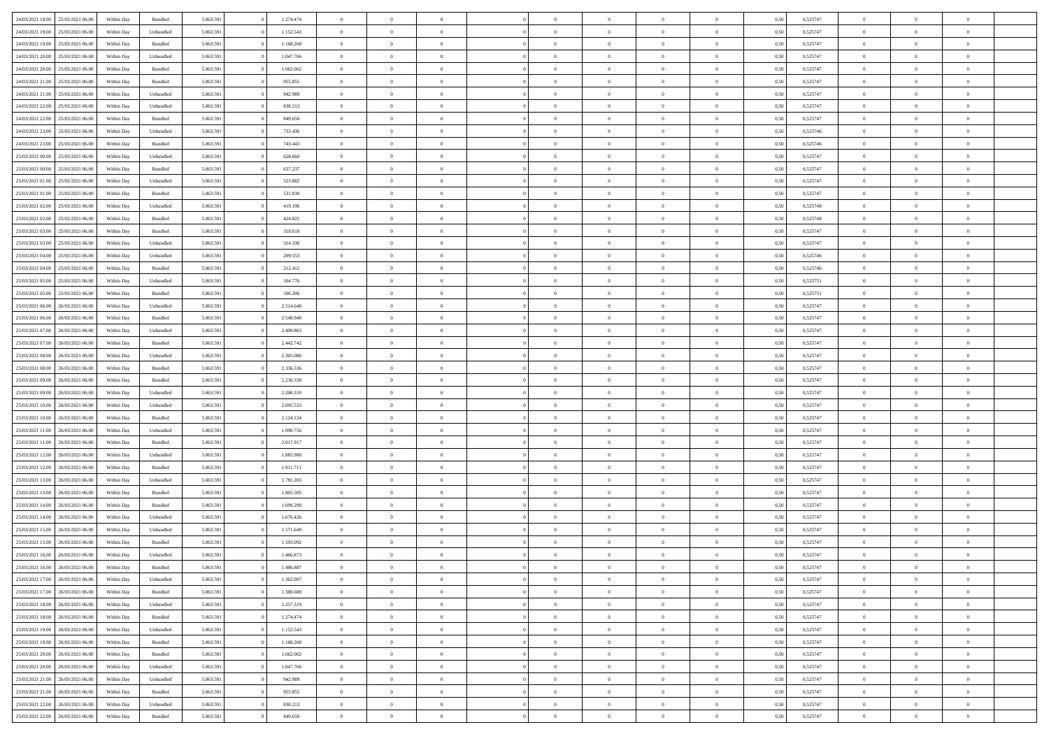| | | | | | | | | | | | | | | | | | | | | |
|---|---|---|---|---|---|---|---|---|---|---|---|---|---|---|---|---|---|---|---|---|
| 24/03/2021 18.00 | 25/03/2021 06.00 | Within Day | Bundled | 5.063.591 | 0 | 1.274.474 | 0 | 0 | 0 | | 0 | 0 | 0 | 0 | 0,50 | 0,525747 | 0 | 0 | 0 | |
| 24/03/2021 19.00 | 25/03/2021 06.00 | Within Day | Unbundled | 5.063.591 | 0 | 1.152.543 | 0 | 0 | 0 | | 0 | 0 | 0 | 0 | 0,50 | 0,525747 | 0 | 0 | 0 | |
| 24/03/2021 19.00 | 25/03/2021 06.00 | Within Day | Bundled | 5.063.591 | 0 | 1.168.268 | 0 | 0 | 0 | | 0 | 0 | 0 | 0 | 0,50 | 0,525747 | 0 | 0 | 0 | |
| 24/03/2021 20.00 | 25/03/2021 06.00 | Within Day | Unbundled | 5.063.591 | 0 | 1.047.766 | 0 | 0 | 0 | | 0 | 0 | 0 | 0 | 0,50 | 0,525747 | 0 | 0 | 0 | |
| 24/03/2021 20.00 | 25/03/2021 06.00 | Within Day | Bundled | 5.063.591 | 0 | 1.062.062 | 0 | 0 | 0 | | 0 | 0 | 0 | 0 | 0,50 | 0,525747 | 0 | 0 | 0 | |
| 24/03/2021 21.00 | 25/03/2021 06.00 | Within Day | Bundled | 5.063.591 | 0 | 955.855 | 0 | 0 | 0 | | 0 | 0 | 0 | 0 | 0,50 | 0,525747 | 0 | 0 | 0 | |
| 24/03/2021 21.00 | 25/03/2021 06.00 | Within Day | Unbundled | 5.063.591 | 0 | 942.989 | 0 | 0 | 0 | | 0 | 0 | 0 | 0 | 0,50 | 0,525747 | 0 | 0 | 0 | |
| 24/03/2021 22.00 | 25/03/2021 06.00 | Within Day | Unbundled | 5.063.591 | 0 | 838.213 | 0 | 0 | 0 | | 0 | 0 | 0 | 0 | 0,50 | 0,525747 | 0 | 0 | 0 | |
| 24/03/2021 22.00 | 25/03/2021 06.00 | Within Day | Bundled | 5.063.591 | 0 | 849.650 | 0 | 0 | 0 | | 0 | 0 | 0 | 0 | 0,50 | 0,525747 | 0 | 0 | 0 | |
| 24/03/2021 23.00 | 25/03/2021 06.00 | Within Day | Unbundled | 5.063.591 | 0 | 733.436 | 0 | 0 | 0 | | 0 | 0 | 0 | 0 | 0,50 | 0,525746 | 0 | 0 | 0 | |
| 24/03/2021 23.00 | 25/03/2021 06.00 | Within Day | Bundled | 5.063.591 | 0 | 743.443 | 0 | 0 | 0 | | 0 | 0 | 0 | 0 | 0,50 | 0,525746 | 0 | 0 | 0 | |
| 25/03/2021 00.00 | 25/03/2021 06.00 | Within Day | Unbundled | 5.063.591 | 0 | 628.660 | 0 | 0 | 0 | | 0 | 0 | 0 | 0 | 0,50 | 0,525747 | 0 | 0 | 0 | |
| 25/03/2021 00.00 | 25/03/2021 06.00 | Within Day | Bundled | 5.063.591 | 0 | 637.237 | 0 | 0 | 0 | | 0 | 0 | 0 | 0 | 0,50 | 0,525747 | 0 | 0 | 0 | |
| 25/03/2021 01.00 | 25/03/2021 06.00 | Within Day | Unbundled | 5.063.591 | 0 | 523.882 | 0 | 0 | 0 | | 0 | 0 | 0 | 0 | 0,50 | 0,525747 | 0 | 0 | 0 | |
| 25/03/2021 01.00 | 25/03/2021 06.00 | Within Day | Bundled | 5.063.591 | 0 | 531.030 | 0 | 0 | 0 | | 0 | 0 | 0 | 0 | 0,50 | 0,525747 | 0 | 0 | 0 | |
| 25/03/2021 02.00 | 25/03/2021 06.00 | Within Day | Unbundled | 5.063.591 | 0 | 419.106 | 0 | 0 | 0 | | 0 | 0 | 0 | 0 | 0,50 | 0,525748 | 0 | 0 | 0 | |
| 25/03/2021 02.00 | 25/03/2021 06.00 | Within Day | Bundled | 5.063.591 | 0 | 424.825 | 0 | 0 | 0 | | 0 | 0 | 0 | 0 | 0,50 | 0,525748 | 0 | 0 | 0 | |
| 25/03/2021 03.00 | 25/03/2021 06.00 | Within Day | Bundled | 5.063.591 | 0 | 318.618 | 0 | 0 | 0 | | 0 | 0 | 0 | 0 | 0,50 | 0,525747 | 0 | 0 | 0 | |
| 25/03/2021 03.00 | 25/03/2021 06.00 | Within Day | Unbundled | 5.063.591 | 0 | 314.330 | 0 | 0 | 0 | | 0 | 0 | 0 | 0 | 0,50 | 0,525747 | 0 | 0 | 0 | |
| 25/03/2021 04.00 | 25/03/2021 06.00 | Within Day | Unbundled | 5.063.591 | 0 | 209.553 | 0 | 0 | 0 | | 0 | 0 | 0 | 0 | 0,50 | 0,525746 | 0 | 0 | 0 | |
| 25/03/2021 04.00 | 25/03/2021 06.00 | Within Day | Bundled | 5.063.591 | 0 | 212.412 | 0 | 0 | 0 | | 0 | 0 | 0 | 0 | 0,50 | 0,525746 | 0 | 0 | 0 | |
| 25/03/2021 05.00 | 25/03/2021 06.00 | Within Day | Unbundled | 5.063.591 | 0 | 104.776 | 0 | 0 | 0 | | 0 | 0 | 0 | 0 | 0,50 | 0,525751 | 0 | 0 | 0 | |
| 25/03/2021 05.00 | 25/03/2021 06.00 | Within Day | Bundled | 5.063.591 | 0 | 106.206 | 0 | 0 | 0 | | 0 | 0 | 0 | 0 | 0,50 | 0,525751 | 0 | 0 | 0 | |
| 25/03/2021 06.00 | 26/03/2021 06.00 | Within Day | Unbundled | 5.063.591 | 0 | 2.514.640 | 0 | 0 | 0 | | 0 | 0 | 0 | 0 | 0,50 | 0,525747 | 0 | 0 | 0 | |
| 25/03/2021 06.00 | 26/03/2021 06.00 | Within Day | Bundled | 5.063.591 | 0 | 2.548.949 | 0 | 0 | 0 | | 0 | 0 | 0 | 0 | 0,50 | 0,525747 | 0 | 0 | 0 | |
| 25/03/2021 07.00 | 26/03/2021 06.00 | Within Day | Unbundled | 5.063.591 | 0 | 2.409.863 | 0 | 0 | 0 | | 0 | 0 | 0 | 0 | 0,50 | 0,525747 | 0 | 0 | 0 | |
| 25/03/2021 07.00 | 26/03/2021 06.00 | Within Day | Bundled | 5.063.591 | 0 | 2.442.742 | 0 | 0 | 0 | | 0 | 0 | 0 | 0 | 0,50 | 0,525747 | 0 | 0 | 0 | |
| 25/03/2021 08.00 | 26/03/2021 06.00 | Within Day | Unbundled | 5.063.591 | 0 | 2.305.086 | 0 | 0 | 0 | | 0 | 0 | 0 | 0 | 0,50 | 0,525747 | 0 | 0 | 0 | |
| 25/03/2021 08.00 | 26/03/2021 06.00 | Within Day | Bundled | 5.063.591 | 0 | 2.336.536 | 0 | 0 | 0 | | 0 | 0 | 0 | 0 | 0,50 | 0,525747 | 0 | 0 | 0 | |
| 25/03/2021 09.00 | 26/03/2021 06.00 | Within Day | Bundled | 5.063.591 | 0 | 2.230.330 | 0 | 0 | 0 | | 0 | 0 | 0 | 0 | 0,50 | 0,525747 | 0 | 0 | 0 | |
| 25/03/2021 09.00 | 26/03/2021 06.00 | Within Day | Unbundled | 5.063.591 | 0 | 2.200.310 | 0 | 0 | 0 | | 0 | 0 | 0 | 0 | 0,50 | 0,525747 | 0 | 0 | 0 | |
| 25/03/2021 10.00 | 26/03/2021 06.00 | Within Day | Unbundled | 5.063.591 | 0 | 2.095.533 | 0 | 0 | 0 | | 0 | 0 | 0 | 0 | 0,50 | 0,525747 | 0 | 0 | 0 | |
| 25/03/2021 10.00 | 26/03/2021 06.00 | Within Day | Bundled | 5.063.591 | 0 | 2.124.124 | 0 | 0 | 0 | | 0 | 0 | 0 | 0 | 0,50 | 0,525747 | 0 | 0 | 0 | |
| 25/03/2021 11.00 | 26/03/2021 06.00 | Within Day | Unbundled | 5.063.591 | 0 | 1.990.756 | 0 | 0 | 0 | | 0 | 0 | 0 | 0 | 0,50 | 0,525747 | 0 | 0 | 0 | |
| 25/03/2021 11.00 | 26/03/2021 06.00 | Within Day | Bundled | 5.063.591 | 0 | 2.017.917 | 0 | 0 | 0 | | 0 | 0 | 0 | 0 | 0,50 | 0,525747 | 0 | 0 | 0 | |
| 25/03/2021 12.00 | 26/03/2021 06.00 | Within Day | Unbundled | 5.063.591 | 0 | 1.885.980 | 0 | 0 | 0 | | 0 | 0 | 0 | 0 | 0,50 | 0,525747 | 0 | 0 | 0 | |
| 25/03/2021 12.00 | 26/03/2021 06.00 | Within Day | Bundled | 5.063.591 | 0 | 1.911.711 | 0 | 0 | 0 | | 0 | 0 | 0 | 0 | 0,50 | 0,525747 | 0 | 0 | 0 | |
| 25/03/2021 13.00 | 26/03/2021 06.00 | Within Day | Unbundled | 5.063.591 | 0 | 1.781.203 | 0 | 0 | 0 | | 0 | 0 | 0 | 0 | 0,50 | 0,525747 | 0 | 0 | 0 | |
| 25/03/2021 13.00 | 26/03/2021 06.00 | Within Day | Bundled | 5.063.591 | 0 | 1.805.505 | 0 | 0 | 0 | | 0 | 0 | 0 | 0 | 0,50 | 0,525747 | 0 | 0 | 0 | |
| 25/03/2021 14.00 | 26/03/2021 06.00 | Within Day | Bundled | 5.063.591 | 0 | 1.699.299 | 0 | 0 | 0 | | 0 | 0 | 0 | 0 | 0,50 | 0,525747 | 0 | 0 | 0 | |
| 25/03/2021 14.00 | 26/03/2021 06.00 | Within Day | Unbundled | 5.063.591 | 0 | 1.676.426 | 0 | 0 | 0 | | 0 | 0 | 0 | 0 | 0,50 | 0,525747 | 0 | 0 | 0 | |
| 25/03/2021 15.00 | 26/03/2021 06.00 | Within Day | Unbundled | 5.063.591 | 0 | 1.571.649 | 0 | 0 | 0 | | 0 | 0 | 0 | 0 | 0,50 | 0,525747 | 0 | 0 | 0 | |
| 25/03/2021 15.00 | 26/03/2021 06.00 | Within Day | Bundled | 5.063.591 | 0 | 1.593.092 | 0 | 0 | 0 | | 0 | 0 | 0 | 0 | 0,50 | 0,525747 | 0 | 0 | 0 | |
| 25/03/2021 16.00 | 26/03/2021 06.00 | Within Day | Unbundled | 5.063.591 | 0 | 1.466.873 | 0 | 0 | 0 | | 0 | 0 | 0 | 0 | 0,50 | 0,525747 | 0 | 0 | 0 | |
| 25/03/2021 16.00 | 26/03/2021 06.00 | Within Day | Bundled | 5.063.591 | 0 | 1.486.887 | 0 | 0 | 0 | | 0 | 0 | 0 | 0 | 0,50 | 0,525747 | 0 | 0 | 0 | |
| 25/03/2021 17.00 | 26/03/2021 06.00 | Within Day | Unbundled | 5.063.591 | 0 | 1.362.097 | 0 | 0 | 0 | | 0 | 0 | 0 | 0 | 0,50 | 0,525747 | 0 | 0 | 0 | |
| 25/03/2021 17.00 | 26/03/2021 06.00 | Within Day | Bundled | 5.063.591 | 0 | 1.380.680 | 0 | 0 | 0 | | 0 | 0 | 0 | 0 | 0,50 | 0,525747 | 0 | 0 | 0 | |
| 25/03/2021 18.00 | 26/03/2021 06.00 | Within Day | Unbundled | 5.063.591 | 0 | 1.257.319 | 0 | 0 | 0 | | 0 | 0 | 0 | 0 | 0,50 | 0,525747 | 0 | 0 | 0 | |
| 25/03/2021 18.00 | 26/03/2021 06.00 | Within Day | Bundled | 5.063.591 | 0 | 1.274.474 | 0 | 0 | 0 | | 0 | 0 | 0 | 0 | 0,50 | 0,525747 | 0 | 0 | 0 | |
| 25/03/2021 19.00 | 26/03/2021 06.00 | Within Day | Unbundled | 5.063.591 | 0 | 1.152.543 | 0 | 0 | 0 | | 0 | 0 | 0 | 0 | 0,50 | 0,525747 | 0 | 0 | 0 | |
| 25/03/2021 19.00 | 26/03/2021 06.00 | Within Day | Bundled | 5.063.591 | 0 | 1.168.268 | 0 | 0 | 0 | | 0 | 0 | 0 | 0 | 0,50 | 0,525747 | 0 | 0 | 0 | |
| 25/03/2021 20.00 | 26/03/2021 06.00 | Within Day | Bundled | 5.063.591 | 0 | 1.062.062 | 0 | 0 | 0 | | 0 | 0 | 0 | 0 | 0,50 | 0,525747 | 0 | 0 | 0 | |
| 25/03/2021 20.00 | 26/03/2021 06.00 | Within Day | Unbundled | 5.063.591 | 0 | 1.047.766 | 0 | 0 | 0 | | 0 | 0 | 0 | 0 | 0,50 | 0,525747 | 0 | 0 | 0 | |
| 25/03/2021 21.00 | 26/03/2021 06.00 | Within Day | Unbundled | 5.063.591 | 0 | 942.989 | 0 | 0 | 0 | | 0 | 0 | 0 | 0 | 0,50 | 0,525747 | 0 | 0 | 0 | |
| 25/03/2021 21.00 | 26/03/2021 06.00 | Within Day | Bundled | 5.063.591 | 0 | 955.855 | 0 | 0 | 0 | | 0 | 0 | 0 | 0 | 0,50 | 0,525747 | 0 | 0 | 0 | |
| 25/03/2021 22.00 | 26/03/2021 06.00 | Within Day | Unbundled | 5.063.591 | 0 | 838.213 | 0 | 0 | 0 | | 0 | 0 | 0 | 0 | 0,50 | 0,525747 | 0 | 0 | 0 | |
| 25/03/2021 22.00 | 26/03/2021 06.00 | Within Day | Bundled | 5.063.591 | 0 | 849.650 | 0 | 0 | 0 | | 0 | 0 | 0 | 0 | 0,50 | 0,525747 | 0 | 0 | 0 | |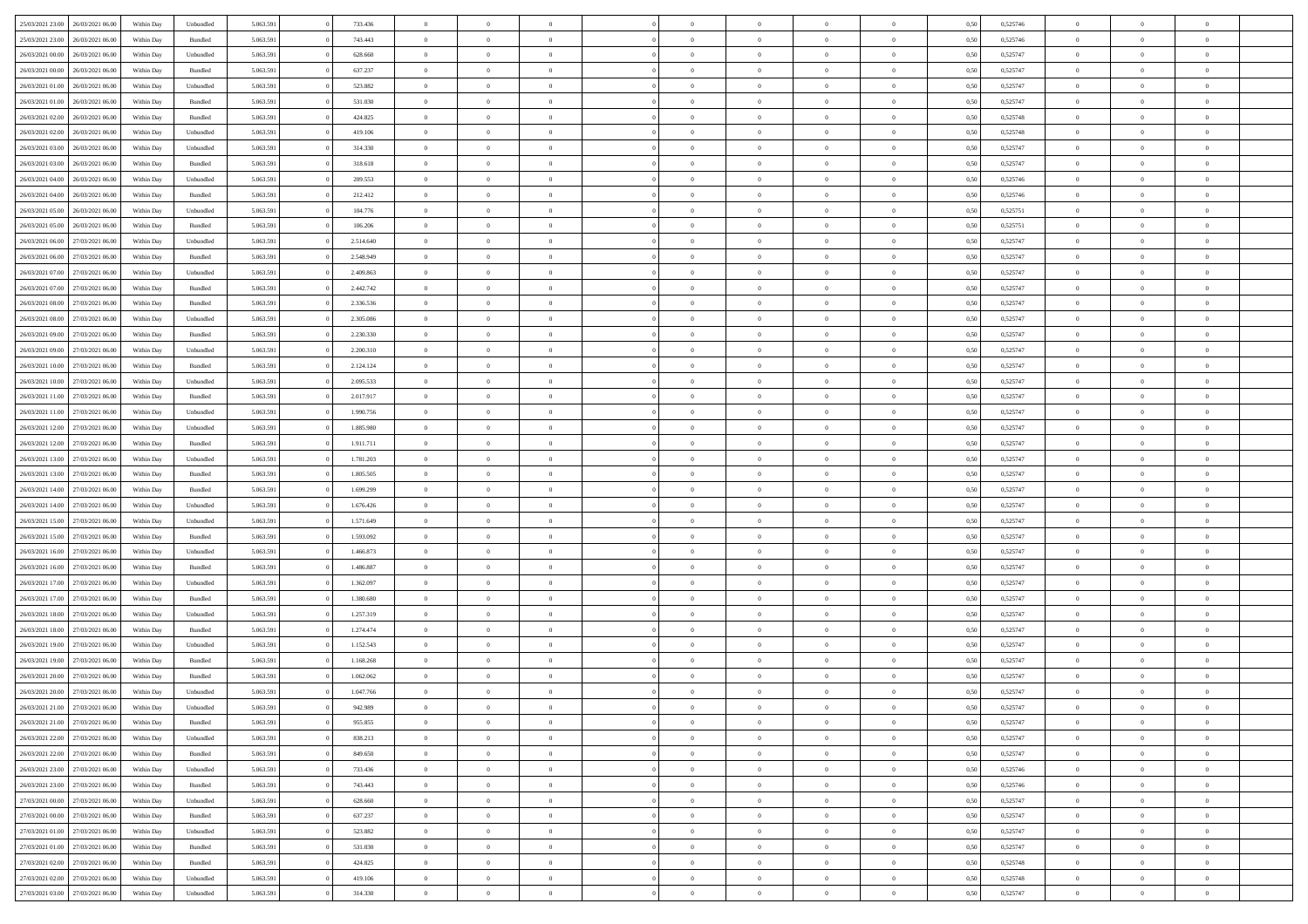| 25/03/2021 23:00 | 26/03/2021 06:00 | Within Day | Unbundled | 5.063.591 | 0 | 733.436 | 0 | 0 | 0 | | 0 | 0 | 0 | 0 | 0,50 | 0,525746 | 0 | 0 | 0 | |
|---|---|---|---|---|---|---|---|---|---|---|---|---|---|---|---|---|---|---|---|---|
| 25/03/2021 23:00 | 26/03/2021 06:00 | Within Day | Bundled | 5.063.591 | 0 | 743.443 | 0 | 0 | 0 | | 0 | 0 | 0 | 0 | 0,50 | 0,525746 | 0 | 0 | 0 | |
| 26/03/2021 00:00 | 26/03/2021 06:00 | Within Day | Unbundled | 5.063.591 | 0 | 628.660 | 0 | 0 | 0 | | 0 | 0 | 0 | 0 | 0,50 | 0,525747 | 0 | 0 | 0 | |
| 26/03/2021 00:00 | 26/03/2021 06:00 | Within Day | Bundled | 5.063.591 | 0 | 637.237 | 0 | 0 | 0 | | 0 | 0 | 0 | 0 | 0,50 | 0,525747 | 0 | 0 | 0 | |
| 26/03/2021 01:00 | 26/03/2021 06:00 | Within Day | Unbundled | 5.063.591 | 0 | 523.882 | 0 | 0 | 0 | | 0 | 0 | 0 | 0 | 0,50 | 0,525747 | 0 | 0 | 0 | |
| 26/03/2021 01:00 | 26/03/2021 06:00 | Within Day | Bundled | 5.063.591 | 0 | 531.030 | 0 | 0 | 0 | | 0 | 0 | 0 | 0 | 0,50 | 0,525747 | 0 | 0 | 0 | |
| 26/03/2021 02:00 | 26/03/2021 06:00 | Within Day | Bundled | 5.063.591 | 0 | 424.825 | 0 | 0 | 0 | | 0 | 0 | 0 | 0 | 0,50 | 0,525748 | 0 | 0 | 0 | |
| 26/03/2021 02:00 | 26/03/2021 06:00 | Within Day | Unbundled | 5.063.591 | 0 | 419.106 | 0 | 0 | 0 | | 0 | 0 | 0 | 0 | 0,50 | 0,525748 | 0 | 0 | 0 | |
| 26/03/2021 03:00 | 26/03/2021 06:00 | Within Day | Unbundled | 5.063.591 | 0 | 314.330 | 0 | 0 | 0 | | 0 | 0 | 0 | 0 | 0,50 | 0,525747 | 0 | 0 | 0 | |
| 26/03/2021 03:00 | 26/03/2021 06:00 | Within Day | Bundled | 5.063.591 | 0 | 318.618 | 0 | 0 | 0 | | 0 | 0 | 0 | 0 | 0,50 | 0,525747 | 0 | 0 | 0 | |
| 26/03/2021 04:00 | 26/03/2021 06:00 | Within Day | Unbundled | 5.063.591 | 0 | 209.553 | 0 | 0 | 0 | | 0 | 0 | 0 | 0 | 0,50 | 0,525746 | 0 | 0 | 0 | |
| 26/03/2021 04:00 | 26/03/2021 06:00 | Within Day | Bundled | 5.063.591 | 0 | 212.412 | 0 | 0 | 0 | | 0 | 0 | 0 | 0 | 0,50 | 0,525746 | 0 | 0 | 0 | |
| 26/03/2021 05:00 | 26/03/2021 06:00 | Within Day | Unbundled | 5.063.591 | 0 | 104.776 | 0 | 0 | 0 | | 0 | 0 | 0 | 0 | 0,50 | 0,525751 | 0 | 0 | 0 | |
| 26/03/2021 05:00 | 26/03/2021 06:00 | Within Day | Bundled | 5.063.591 | 0 | 106.206 | 0 | 0 | 0 | | 0 | 0 | 0 | 0 | 0,50 | 0,525751 | 0 | 0 | 0 | |
| 26/03/2021 06:00 | 27/03/2021 06:00 | Within Day | Unbundled | 5.063.591 | 0 | 2.514.640 | 0 | 0 | 0 | | 0 | 0 | 0 | 0 | 0,50 | 0,525747 | 0 | 0 | 0 | |
| 26/03/2021 06:00 | 27/03/2021 06:00 | Within Day | Bundled | 5.063.591 | 0 | 2.548.949 | 0 | 0 | 0 | | 0 | 0 | 0 | 0 | 0,50 | 0,525747 | 0 | 0 | 0 | |
| 26/03/2021 07:00 | 27/03/2021 06:00 | Within Day | Unbundled | 5.063.591 | 0 | 2.409.863 | 0 | 0 | 0 | | 0 | 0 | 0 | 0 | 0,50 | 0,525747 | 0 | 0 | 0 | |
| 26/03/2021 07:00 | 27/03/2021 06:00 | Within Day | Bundled | 5.063.591 | 0 | 2.442.742 | 0 | 0 | 0 | | 0 | 0 | 0 | 0 | 0,50 | 0,525747 | 0 | 0 | 0 | |
| 26/03/2021 08:00 | 27/03/2021 06:00 | Within Day | Bundled | 5.063.591 | 0 | 2.336.536 | 0 | 0 | 0 | | 0 | 0 | 0 | 0 | 0,50 | 0,525747 | 0 | 0 | 0 | |
| 26/03/2021 08:00 | 27/03/2021 06:00 | Within Day | Unbundled | 5.063.591 | 0 | 2.305.086 | 0 | 0 | 0 | | 0 | 0 | 0 | 0 | 0,50 | 0,525747 | 0 | 0 | 0 | |
| 26/03/2021 09:00 | 27/03/2021 06:00 | Within Day | Bundled | 5.063.591 | 0 | 2.230.330 | 0 | 0 | 0 | | 0 | 0 | 0 | 0 | 0,50 | 0,525747 | 0 | 0 | 0 | |
| 26/03/2021 09:00 | 27/03/2021 06:00 | Within Day | Unbundled | 5.063.591 | 0 | 2.200.310 | 0 | 0 | 0 | | 0 | 0 | 0 | 0 | 0,50 | 0,525747 | 0 | 0 | 0 | |
| 26/03/2021 10:00 | 27/03/2021 06:00 | Within Day | Bundled | 5.063.591 | 0 | 2.124.124 | 0 | 0 | 0 | | 0 | 0 | 0 | 0 | 0,50 | 0,525747 | 0 | 0 | 0 | |
| 26/03/2021 10:00 | 27/03/2021 06:00 | Within Day | Unbundled | 5.063.591 | 0 | 2.095.533 | 0 | 0 | 0 | | 0 | 0 | 0 | 0 | 0,50 | 0,525747 | 0 | 0 | 0 | |
| 26/03/2021 11:00 | 27/03/2021 06:00 | Within Day | Bundled | 5.063.591 | 0 | 2.017.917 | 0 | 0 | 0 | | 0 | 0 | 0 | 0 | 0,50 | 0,525747 | 0 | 0 | 0 | |
| 26/03/2021 11:00 | 27/03/2021 06:00 | Within Day | Unbundled | 5.063.591 | 0 | 1.990.756 | 0 | 0 | 0 | | 0 | 0 | 0 | 0 | 0,50 | 0,525747 | 0 | 0 | 0 | |
| 26/03/2021 12:00 | 27/03/2021 06:00 | Within Day | Unbundled | 5.063.591 | 0 | 1.885.980 | 0 | 0 | 0 | | 0 | 0 | 0 | 0 | 0,50 | 0,525747 | 0 | 0 | 0 | |
| 26/03/2021 12:00 | 27/03/2021 06:00 | Within Day | Bundled | 5.063.591 | 0 | 1.911.711 | 0 | 0 | 0 | | 0 | 0 | 0 | 0 | 0,50 | 0,525747 | 0 | 0 | 0 | |
| 26/03/2021 13:00 | 27/03/2021 06:00 | Within Day | Unbundled | 5.063.591 | 0 | 1.781.203 | 0 | 0 | 0 | | 0 | 0 | 0 | 0 | 0,50 | 0,525747 | 0 | 0 | 0 | |
| 26/03/2021 13:00 | 27/03/2021 06:00 | Within Day | Bundled | 5.063.591 | 0 | 1.805.505 | 0 | 0 | 0 | | 0 | 0 | 0 | 0 | 0,50 | 0,525747 | 0 | 0 | 0 | |
| 26/03/2021 14:00 | 27/03/2021 06:00 | Within Day | Bundled | 5.063.591 | 0 | 1.699.299 | 0 | 0 | 0 | | 0 | 0 | 0 | 0 | 0,50 | 0,525747 | 0 | 0 | 0 | |
| 26/03/2021 14:00 | 27/03/2021 06:00 | Within Day | Unbundled | 5.063.591 | 0 | 1.676.426 | 0 | 0 | 0 | | 0 | 0 | 0 | 0 | 0,50 | 0,525747 | 0 | 0 | 0 | |
| 26/03/2021 15:00 | 27/03/2021 06:00 | Within Day | Unbundled | 5.063.591 | 0 | 1.571.649 | 0 | 0 | 0 | | 0 | 0 | 0 | 0 | 0,50 | 0,525747 | 0 | 0 | 0 | |
| 26/03/2021 15:00 | 27/03/2021 06:00 | Within Day | Bundled | 5.063.591 | 0 | 1.593.092 | 0 | 0 | 0 | | 0 | 0 | 0 | 0 | 0,50 | 0,525747 | 0 | 0 | 0 | |
| 26/03/2021 16:00 | 27/03/2021 06:00 | Within Day | Unbundled | 5.063.591 | 0 | 1.466.873 | 0 | 0 | 0 | | 0 | 0 | 0 | 0 | 0,50 | 0,525747 | 0 | 0 | 0 | |
| 26/03/2021 16:00 | 27/03/2021 06:00 | Within Day | Bundled | 5.063.591 | 0 | 1.486.887 | 0 | 0 | 0 | | 0 | 0 | 0 | 0 | 0,50 | 0,525747 | 0 | 0 | 0 | |
| 26/03/2021 17:00 | 27/03/2021 06:00 | Within Day | Unbundled | 5.063.591 | 0 | 1.362.097 | 0 | 0 | 0 | | 0 | 0 | 0 | 0 | 0,50 | 0,525747 | 0 | 0 | 0 | |
| 26/03/2021 17:00 | 27/03/2021 06:00 | Within Day | Bundled | 5.063.591 | 0 | 1.380.680 | 0 | 0 | 0 | | 0 | 0 | 0 | 0 | 0,50 | 0,525747 | 0 | 0 | 0 | |
| 26/03/2021 18:00 | 27/03/2021 06:00 | Within Day | Unbundled | 5.063.591 | 0 | 1.257.319 | 0 | 0 | 0 | | 0 | 0 | 0 | 0 | 0,50 | 0,525747 | 0 | 0 | 0 | |
| 26/03/2021 18:00 | 27/03/2021 06:00 | Within Day | Bundled | 5.063.591 | 0 | 1.274.474 | 0 | 0 | 0 | | 0 | 0 | 0 | 0 | 0,50 | 0,525747 | 0 | 0 | 0 | |
| 26/03/2021 19:00 | 27/03/2021 06:00 | Within Day | Unbundled | 5.063.591 | 0 | 1.152.543 | 0 | 0 | 0 | | 0 | 0 | 0 | 0 | 0,50 | 0,525747 | 0 | 0 | 0 | |
| 26/03/2021 19:00 | 27/03/2021 06:00 | Within Day | Bundled | 5.063.591 | 0 | 1.168.268 | 0 | 0 | 0 | | 0 | 0 | 0 | 0 | 0,50 | 0,525747 | 0 | 0 | 0 | |
| 26/03/2021 20:00 | 27/03/2021 06:00 | Within Day | Bundled | 5.063.591 | 0 | 1.062.062 | 0 | 0 | 0 | | 0 | 0 | 0 | 0 | 0,50 | 0,525747 | 0 | 0 | 0 | |
| 26/03/2021 20:00 | 27/03/2021 06:00 | Within Day | Unbundled | 5.063.591 | 0 | 1.047.766 | 0 | 0 | 0 | | 0 | 0 | 0 | 0 | 0,50 | 0,525747 | 0 | 0 | 0 | |
| 26/03/2021 21:00 | 27/03/2021 06:00 | Within Day | Unbundled | 5.063.591 | 0 | 942.989 | 0 | 0 | 0 | | 0 | 0 | 0 | 0 | 0,50 | 0,525747 | 0 | 0 | 0 | |
| 26/03/2021 21:00 | 27/03/2021 06:00 | Within Day | Bundled | 5.063.591 | 0 | 955.855 | 0 | 0 | 0 | | 0 | 0 | 0 | 0 | 0,50 | 0,525747 | 0 | 0 | 0 | |
| 26/03/2021 22:00 | 27/03/2021 06:00 | Within Day | Unbundled | 5.063.591 | 0 | 838.213 | 0 | 0 | 0 | | 0 | 0 | 0 | 0 | 0,50 | 0,525747 | 0 | 0 | 0 | |
| 26/03/2021 22:00 | 27/03/2021 06:00 | Within Day | Bundled | 5.063.591 | 0 | 849.650 | 0 | 0 | 0 | | 0 | 0 | 0 | 0 | 0,50 | 0,525747 | 0 | 0 | 0 | |
| 26/03/2021 23:00 | 27/03/2021 06:00 | Within Day | Unbundled | 5.063.591 | 0 | 733.436 | 0 | 0 | 0 | | 0 | 0 | 0 | 0 | 0,50 | 0,525746 | 0 | 0 | 0 | |
| 26/03/2021 23:00 | 27/03/2021 06:00 | Within Day | Bundled | 5.063.591 | 0 | 743.443 | 0 | 0 | 0 | | 0 | 0 | 0 | 0 | 0,50 | 0,525746 | 0 | 0 | 0 | |
| 27/03/2021 00:00 | 27/03/2021 06:00 | Within Day | Unbundled | 5.063.591 | 0 | 628.660 | 0 | 0 | 0 | | 0 | 0 | 0 | 0 | 0,50 | 0,525747 | 0 | 0 | 0 | |
| 27/03/2021 00:00 | 27/03/2021 06:00 | Within Day | Bundled | 5.063.591 | 0 | 637.237 | 0 | 0 | 0 | | 0 | 0 | 0 | 0 | 0,50 | 0,525747 | 0 | 0 | 0 | |
| 27/03/2021 01:00 | 27/03/2021 06:00 | Within Day | Unbundled | 5.063.591 | 0 | 523.882 | 0 | 0 | 0 | | 0 | 0 | 0 | 0 | 0,50 | 0,525747 | 0 | 0 | 0 | |
| 27/03/2021 01:00 | 27/03/2021 06:00 | Within Day | Bundled | 5.063.591 | 0 | 531.030 | 0 | 0 | 0 | | 0 | 0 | 0 | 0 | 0,50 | 0,525747 | 0 | 0 | 0 | |
| 27/03/2021 02:00 | 27/03/2021 06:00 | Within Day | Bundled | 5.063.591 | 0 | 424.825 | 0 | 0 | 0 | | 0 | 0 | 0 | 0 | 0,50 | 0,525748 | 0 | 0 | 0 | |
| 27/03/2021 02:00 | 27/03/2021 06:00 | Within Day | Unbundled | 5.063.591 | 0 | 419.106 | 0 | 0 | 0 | | 0 | 0 | 0 | 0 | 0,50 | 0,525748 | 0 | 0 | 0 | |
| 27/03/2021 03:00 | 27/03/2021 06:00 | Within Day | Unbundled | 5.063.591 | 0 | 314.330 | 0 | 0 | 0 | | 0 | 0 | 0 | 0 | 0,50 | 0,525747 | 0 | 0 | 0 | |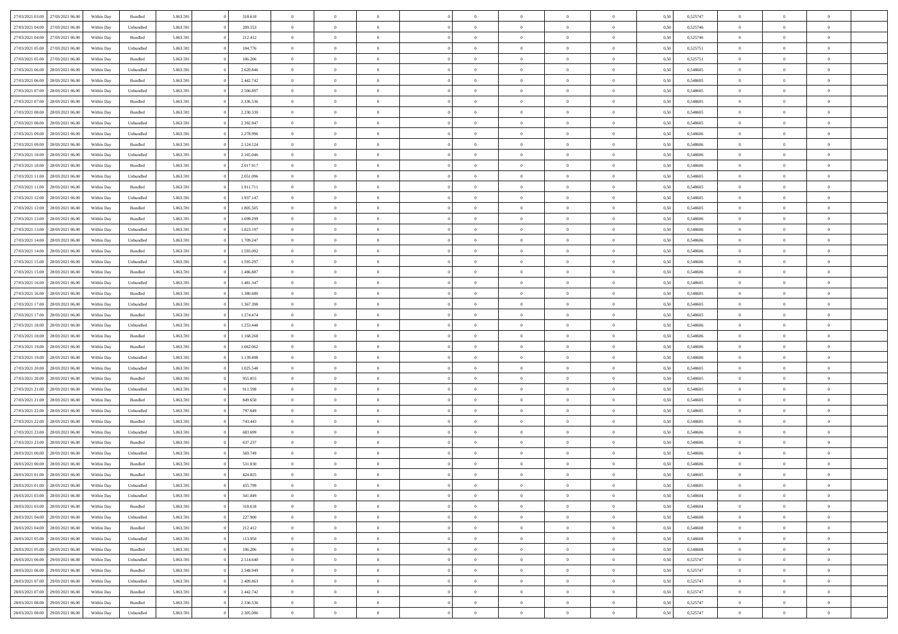| | | | | | | | | | | | | | | | | | | | | |
|---|---|---|---|---|---|---|---|---|---|---|---|---|---|---|---|---|---|---|---|---|
| 27/03/2021 03:00 | 27/03/2021 06:00 | Within Day | Bundled | 5.063.591 | 0 | 318.618 | 0 | 0 | 0 | 0 | 0 | 0 | 0 | 0 | 0,50 | 0,525747 | 0 | 0 | 0 | |
| 27/03/2021 04:00 | 27/03/2021 06:00 | Within Day | Unbundled | 5.063.591 | 0 | 209.553 | 0 | 0 | 0 | 0 | 0 | 0 | 0 | 0 | 0,50 | 0,525746 | 0 | 0 | 0 | |
| 27/03/2021 04:00 | 27/03/2021 06:00 | Within Day | Bundled | 5.063.591 | 0 | 212.412 | 0 | 0 | 0 | 0 | 0 | 0 | 0 | 0 | 0,50 | 0,525746 | 0 | 0 | 0 | |
| 27/03/2021 05:00 | 27/03/2021 06:00 | Within Day | Unbundled | 5.063.591 | 0 | 104.776 | 0 | 0 | 0 | 0 | 0 | 0 | 0 | 0 | 0,50 | 0,525751 | 0 | 0 | 0 | |
| 27/03/2021 05:00 | 27/03/2021 06:00 | Within Day | Bundled | 5.063.591 | 0 | 106.206 | 0 | 0 | 0 | 0 | 0 | 0 | 0 | 0 | 0,50 | 0,525751 | 0 | 0 | 0 | |
| 27/03/2021 06:00 | 28/03/2021 06:00 | Within Day | Unbundled | 5.063.591 | 0 | 2.620.846 | 0 | 0 | 0 | 0 | 0 | 0 | 0 | 0 | 0,50 | 0,548605 | 0 | 0 | 0 | |
| 27/03/2021 06:00 | 28/03/2021 06:00 | Within Day | Bundled | 5.063.591 | 0 | 2.442.742 | 0 | 0 | 0 | 0 | 0 | 0 | 0 | 0 | 0,50 | 0,548605 | 0 | 0 | 0 | |
| 27/03/2021 07:00 | 28/03/2021 06:00 | Within Day | Unbundled | 5.063.591 | 0 | 2.506.897 | 0 | 0 | 0 | 0 | 0 | 0 | 0 | 0 | 0,50 | 0,548605 | 0 | 0 | 0 | |
| 27/03/2021 07:00 | 28/03/2021 06:00 | Within Day | Bundled | 5.063.591 | 0 | 2.336.536 | 0 | 0 | 0 | 0 | 0 | 0 | 0 | 0 | 0,50 | 0,548605 | 0 | 0 | 0 | |
| 27/03/2021 08:00 | 28/03/2021 06:00 | Within Day | Bundled | 5.063.591 | 0 | 2.230.330 | 0 | 0 | 0 | 0 | 0 | 0 | 0 | 0 | 0,50 | 0,548605 | 0 | 0 | 0 | |
| 27/03/2021 08:00 | 28/03/2021 06:00 | Within Day | Unbundled | 5.063.591 | 0 | 2.392.947 | 0 | 0 | 0 | 0 | 0 | 0 | 0 | 0 | 0,50 | 0,548605 | 0 | 0 | 0 | |
| 27/03/2021 09:00 | 28/03/2021 06:00 | Within Day | Unbundled | 5.063.591 | 0 | 2.278.996 | 0 | 0 | 0 | 0 | 0 | 0 | 0 | 0 | 0,50 | 0,548606 | 0 | 0 | 0 | |
| 27/03/2021 09:00 | 28/03/2021 06:00 | Within Day | Bundled | 5.063.591 | 0 | 2.124.124 | 0 | 0 | 0 | 0 | 0 | 0 | 0 | 0 | 0,50 | 0,548606 | 0 | 0 | 0 | |
| 27/03/2021 10:00 | 28/03/2021 06:00 | Within Day | Unbundled | 5.063.591 | 0 | 2.165.046 | 0 | 0 | 0 | 0 | 0 | 0 | 0 | 0 | 0,50 | 0,548606 | 0 | 0 | 0 | |
| 27/03/2021 10:00 | 28/03/2021 06:00 | Within Day | Bundled | 5.063.591 | 0 | 2.017.917 | 0 | 0 | 0 | 0 | 0 | 0 | 0 | 0 | 0,50 | 0,548606 | 0 | 0 | 0 | |
| 27/03/2021 11:00 | 28/03/2021 06:00 | Within Day | Unbundled | 5.063.591 | 0 | 2.051.096 | 0 | 0 | 0 | 0 | 0 | 0 | 0 | 0 | 0,50 | 0,548605 | 0 | 0 | 0 | |
| 27/03/2021 11:00 | 28/03/2021 06:00 | Within Day | Bundled | 5.063.591 | 0 | 1.911.711 | 0 | 0 | 0 | 0 | 0 | 0 | 0 | 0 | 0,50 | 0,548605 | 0 | 0 | 0 | |
| 27/03/2021 12:00 | 28/03/2021 06:00 | Within Day | Unbundled | 5.063.591 | 0 | 1.937.147 | 0 | 0 | 0 | 0 | 0 | 0 | 0 | 0 | 0,50 | 0,548605 | 0 | 0 | 0 | |
| 27/03/2021 12:00 | 28/03/2021 06:00 | Within Day | Bundled | 5.063.591 | 0 | 1.805.505 | 0 | 0 | 0 | 0 | 0 | 0 | 0 | 0 | 0,50 | 0,548605 | 0 | 0 | 0 | |
| 27/03/2021 13:00 | 28/03/2021 06:00 | Within Day | Bundled | 5.063.591 | 0 | 1.699.299 | 0 | 0 | 0 | 0 | 0 | 0 | 0 | 0 | 0,50 | 0,548606 | 0 | 0 | 0 | |
| 27/03/2021 13:00 | 28/03/2021 06:00 | Within Day | Unbundled | 5.063.591 | 0 | 1.823.197 | 0 | 0 | 0 | 0 | 0 | 0 | 0 | 0 | 0,50 | 0,548606 | 0 | 0 | 0 | |
| 27/03/2021 14:00 | 28/03/2021 06:00 | Within Day | Unbundled | 5.063.591 | 0 | 1.709.247 | 0 | 0 | 0 | 0 | 0 | 0 | 0 | 0 | 0,50 | 0,548606 | 0 | 0 | 0 | |
| 27/03/2021 14:00 | 28/03/2021 06:00 | Within Day | Bundled | 5.063.591 | 0 | 1.593.092 | 0 | 0 | 0 | 0 | 0 | 0 | 0 | 0 | 0,50 | 0,548606 | 0 | 0 | 0 | |
| 27/03/2021 15:00 | 28/03/2021 06:00 | Within Day | Unbundled | 5.063.591 | 0 | 1.595.297 | 0 | 0 | 0 | 0 | 0 | 0 | 0 | 0 | 0,50 | 0,548606 | 0 | 0 | 0 | |
| 27/03/2021 15:00 | 28/03/2021 06:00 | Within Day | Bundled | 5.063.591 | 0 | 1.486.887 | 0 | 0 | 0 | 0 | 0 | 0 | 0 | 0 | 0,50 | 0,548606 | 0 | 0 | 0 | |
| 27/03/2021 16:00 | 28/03/2021 06:00 | Within Day | Unbundled | 5.063.591 | 0 | 1.481.347 | 0 | 0 | 0 | 0 | 0 | 0 | 0 | 0 | 0,50 | 0,548605 | 0 | 0 | 0 | |
| 27/03/2021 16:00 | 28/03/2021 06:00 | Within Day | Bundled | 5.063.591 | 0 | 1.380.680 | 0 | 0 | 0 | 0 | 0 | 0 | 0 | 0 | 0,50 | 0,548605 | 0 | 0 | 0 | |
| 27/03/2021 17:00 | 28/03/2021 06:00 | Within Day | Unbundled | 5.063.591 | 0 | 1.367.398 | 0 | 0 | 0 | 0 | 0 | 0 | 0 | 0 | 0,50 | 0,548605 | 0 | 0 | 0 | |
| 27/03/2021 17:00 | 28/03/2021 06:00 | Within Day | Bundled | 5.063.591 | 0 | 1.274.474 | 0 | 0 | 0 | 0 | 0 | 0 | 0 | 0 | 0,50 | 0,548605 | 0 | 0 | 0 | |
| 27/03/2021 18:00 | 28/03/2021 06:00 | Within Day | Unbundled | 5.063.591 | 0 | 1.253.448 | 0 | 0 | 0 | 0 | 0 | 0 | 0 | 0 | 0,50 | 0,548606 | 0 | 0 | 0 | |
| 27/03/2021 18:00 | 28/03/2021 06:00 | Within Day | Bundled | 5.063.591 | 0 | 1.168.268 | 0 | 0 | 0 | 0 | 0 | 0 | 0 | 0 | 0,50 | 0,548606 | 0 | 0 | 0 | |
| 27/03/2021 19:00 | 28/03/2021 06:00 | Within Day | Bundled | 5.063.591 | 0 | 1.062.062 | 0 | 0 | 0 | 0 | 0 | 0 | 0 | 0 | 0,50 | 0,548606 | 0 | 0 | 0 | |
| 27/03/2021 19:00 | 28/03/2021 06:00 | Within Day | Unbundled | 5.063.591 | 0 | 1.139.498 | 0 | 0 | 0 | 0 | 0 | 0 | 0 | 0 | 0,50 | 0,548606 | 0 | 0 | 0 | |
| 27/03/2021 20:00 | 28/03/2021 06:00 | Within Day | Unbundled | 5.063.591 | 0 | 1.025.548 | 0 | 0 | 0 | 0 | 0 | 0 | 0 | 0 | 0,50 | 0,548605 | 0 | 0 | 0 | |
| 27/03/2021 20:00 | 28/03/2021 06:00 | Within Day | Bundled | 5.063.591 | 0 | 955.855 | 0 | 0 | 0 | 0 | 0 | 0 | 0 | 0 | 0,50 | 0,548605 | 0 | 0 | 0 | |
| 27/03/2021 21:00 | 28/03/2021 06:00 | Within Day | Unbundled | 5.063.591 | 0 | 911.598 | 0 | 0 | 0 | 0 | 0 | 0 | 0 | 0 | 0,50 | 0,548605 | 0 | 0 | 0 | |
| 27/03/2021 21:00 | 28/03/2021 06:00 | Within Day | Bundled | 5.063.591 | 0 | 849.650 | 0 | 0 | 0 | 0 | 0 | 0 | 0 | 0 | 0,50 | 0,548605 | 0 | 0 | 0 | |
| 27/03/2021 22:00 | 28/03/2021 06:00 | Within Day | Unbundled | 5.063.591 | 0 | 797.649 | 0 | 0 | 0 | 0 | 0 | 0 | 0 | 0 | 0,50 | 0,548605 | 0 | 0 | 0 | |
| 27/03/2021 22:00 | 28/03/2021 06:00 | Within Day | Bundled | 5.063.591 | 0 | 743.443 | 0 | 0 | 0 | 0 | 0 | 0 | 0 | 0 | 0,50 | 0,548605 | 0 | 0 | 0 | |
| 27/03/2021 23:00 | 28/03/2021 06:00 | Within Day | Unbundled | 5.063.591 | 0 | 683.699 | 0 | 0 | 0 | 0 | 0 | 0 | 0 | 0 | 0,50 | 0,548606 | 0 | 0 | 0 | |
| 27/03/2021 23:00 | 28/03/2021 06:00 | Within Day | Bundled | 5.063.591 | 0 | 637.237 | 0 | 0 | 0 | 0 | 0 | 0 | 0 | 0 | 0,50 | 0,548606 | 0 | 0 | 0 | |
| 28/03/2021 00:00 | 28/03/2021 06:00 | Within Day | Unbundled | 5.063.591 | 0 | 569.749 | 0 | 0 | 0 | 0 | 0 | 0 | 0 | 0 | 0,50 | 0,548606 | 0 | 0 | 0 | |
| 28/03/2021 00:00 | 28/03/2021 06:00 | Within Day | Bundled | 5.063.591 | 0 | 531.030 | 0 | 0 | 0 | 0 | 0 | 0 | 0 | 0 | 0,50 | 0,548606 | 0 | 0 | 0 | |
| 28/03/2021 01:00 | 28/03/2021 06:00 | Within Day | Bundled | 5.063.591 | 0 | 424.825 | 0 | 0 | 0 | 0 | 0 | 0 | 0 | 0 | 0,50 | 0,548605 | 0 | 0 | 0 | |
| 28/03/2021 01:00 | 28/03/2021 06:00 | Within Day | Unbundled | 5.063.591 | 0 | 455.799 | 0 | 0 | 0 | 0 | 0 | 0 | 0 | 0 | 0,50 | 0,548605 | 0 | 0 | 0 | |
| 28/03/2021 03:00 | 28/03/2021 06:00 | Within Day | Unbundled | 5.063.591 | 0 | 341.849 | 0 | 0 | 0 | 0 | 0 | 0 | 0 | 0 | 0,50 | 0,548604 | 0 | 0 | 0 | |
| 28/03/2021 03:00 | 28/03/2021 06:00 | Within Day | Bundled | 5.063.591 | 0 | 318.618 | 0 | 0 | 0 | 0 | 0 | 0 | 0 | 0 | 0,50 | 0,548604 | 0 | 0 | 0 | |
| 28/03/2021 04:00 | 28/03/2021 06:00 | Within Day | Unbundled | 5.063.591 | 0 | 227.900 | 0 | 0 | 0 | 0 | 0 | 0 | 0 | 0 | 0,50 | 0,548608 | 0 | 0 | 0 | |
| 28/03/2021 04:00 | 28/03/2021 06:00 | Within Day | Bundled | 5.063.591 | 0 | 212.412 | 0 | 0 | 0 | 0 | 0 | 0 | 0 | 0 | 0,50 | 0,548608 | 0 | 0 | 0 | |
| 28/03/2021 05:00 | 28/03/2021 06:00 | Within Day | Unbundled | 5.063.591 | 0 | 113.950 | 0 | 0 | 0 | 0 | 0 | 0 | 0 | 0 | 0,50 | 0,548608 | 0 | 0 | 0 | |
| 28/03/2021 05:00 | 28/03/2021 06:00 | Within Day | Bundled | 5.063.591 | 0 | 106.206 | 0 | 0 | 0 | 0 | 0 | 0 | 0 | 0 | 0,50 | 0,548608 | 0 | 0 | 0 | |
| 28/03/2021 06:00 | 29/03/2021 06:00 | Within Day | Unbundled | 5.063.591 | 0 | 2.514.640 | 0 | 0 | 0 | 0 | 0 | 0 | 0 | 0 | 0,50 | 0,525747 | 0 | 0 | 0 | |
| 28/03/2021 06:00 | 29/03/2021 06:00 | Within Day | Bundled | 5.063.591 | 0 | 2.548.949 | 0 | 0 | 0 | 0 | 0 | 0 | 0 | 0 | 0,50 | 0,525747 | 0 | 0 | 0 | |
| 28/03/2021 07:00 | 29/03/2021 06:00 | Within Day | Unbundled | 5.063.591 | 0 | 2.409.863 | 0 | 0 | 0 | 0 | 0 | 0 | 0 | 0 | 0,50 | 0,525747 | 0 | 0 | 0 | |
| 28/03/2021 07:00 | 29/03/2021 06:00 | Within Day | Bundled | 5.063.591 | 0 | 2.442.742 | 0 | 0 | 0 | 0 | 0 | 0 | 0 | 0 | 0,50 | 0,525747 | 0 | 0 | 0 | |
| 28/03/2021 08:00 | 29/03/2021 06:00 | Within Day | Bundled | 5.063.591 | 0 | 2.336.536 | 0 | 0 | 0 | 0 | 0 | 0 | 0 | 0 | 0,50 | 0,525747 | 0 | 0 | 0 | |
| 28/03/2021 08:00 | 29/03/2021 06:00 | Within Day | Unbundled | 5.063.591 | 0 | 2.305.086 | 0 | 0 | 0 | 0 | 0 | 0 | 0 | 0 | 0,50 | 0,525747 | 0 | 0 | 0 | |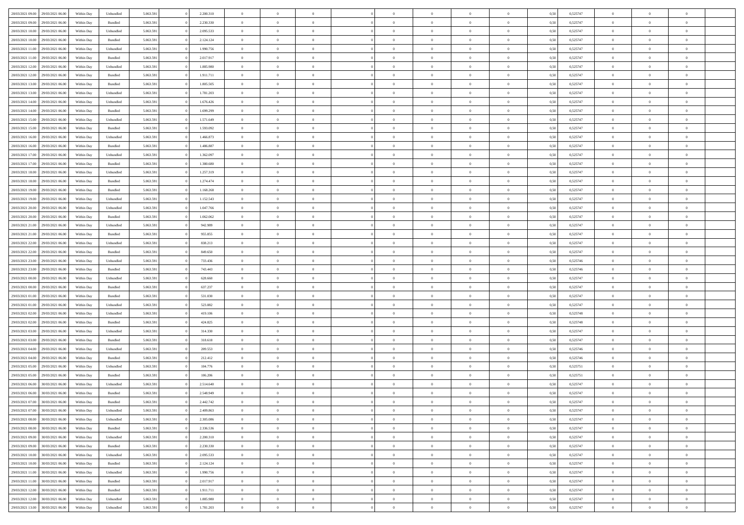| | | | | | | | | | | | | | | | | | | | | |
|---|---|---|---|---|---|---|---|---|---|---|---|---|---|---|---|---|---|---|---|---|
| 28/03/2021 09:00 | 29/03/2021 06:00 | Within Day | Unbundled | 5.063.591 | 0 | 2.200.310 | 0 | 0 | 0 | | 0 | 0 | 0 | 0 | 0,50 | 0,525747 | 0 | 0 | 0 | |
| 28/03/2021 09:00 | 29/03/2021 06:00 | Within Day | Bundled | 5.063.591 | 0 | 2.230.330 | 0 | 0 | 0 | | 0 | 0 | 0 | 0 | 0,50 | 0,525747 | 0 | 0 | 0 | |
| 28/03/2021 10:00 | 29/03/2021 06:00 | Within Day | Unbundled | 5.063.591 | 0 | 2.095.533 | 0 | 0 | 0 | | 0 | 0 | 0 | 0 | 0,50 | 0,525747 | 0 | 0 | 0 | |
| 28/03/2021 10:00 | 29/03/2021 06:00 | Within Day | Bundled | 5.063.591 | 0 | 2.124.124 | 0 | 0 | 0 | | 0 | 0 | 0 | 0 | 0,50 | 0,525747 | 0 | 0 | 0 | |
| 28/03/2021 11:00 | 29/03/2021 06:00 | Within Day | Unbundled | 5.063.591 | 0 | 1.990.756 | 0 | 0 | 0 | | 0 | 0 | 0 | 0 | 0,50 | 0,525747 | 0 | 0 | 0 | |
| 28/03/2021 11:00 | 29/03/2021 06:00 | Within Day | Bundled | 5.063.591 | 0 | 2.017.917 | 0 | 0 | 0 | | 0 | 0 | 0 | 0 | 0,50 | 0,525747 | 0 | 0 | 0 | |
| 28/03/2021 12:00 | 29/03/2021 06:00 | Within Day | Unbundled | 5.063.591 | 0 | 1.885.980 | 0 | 0 | 0 | | 0 | 0 | 0 | 0 | 0,50 | 0,525747 | 0 | 0 | 0 | |
| 28/03/2021 12:00 | 29/03/2021 06:00 | Within Day | Bundled | 5.063.591 | 0 | 1.911.711 | 0 | 0 | 0 | | 0 | 0 | 0 | 0 | 0,50 | 0,525747 | 0 | 0 | 0 | |
| 28/03/2021 13:00 | 29/03/2021 06:00 | Within Day | Bundled | 5.063.591 | 0 | 1.805.505 | 0 | 0 | 0 | | 0 | 0 | 0 | 0 | 0,50 | 0,525747 | 0 | 0 | 0 | |
| 28/03/2021 13:00 | 29/03/2021 06:00 | Within Day | Unbundled | 5.063.591 | 0 | 1.781.203 | 0 | 0 | 0 | | 0 | 0 | 0 | 0 | 0,50 | 0,525747 | 0 | 0 | 0 | |
| 28/03/2021 14:00 | 29/03/2021 06:00 | Within Day | Unbundled | 5.063.591 | 0 | 1.676.426 | 0 | 0 | 0 | | 0 | 0 | 0 | 0 | 0,50 | 0,525747 | 0 | 0 | 0 | |
| 28/03/2021 14:00 | 29/03/2021 06:00 | Within Day | Bundled | 5.063.591 | 0 | 1.699.299 | 0 | 0 | 0 | | 0 | 0 | 0 | 0 | 0,50 | 0,525747 | 0 | 0 | 0 | |
| 28/03/2021 15:00 | 29/03/2021 06:00 | Within Day | Unbundled | 5.063.591 | 0 | 1.571.649 | 0 | 0 | 0 | | 0 | 0 | 0 | 0 | 0,50 | 0,525747 | 0 | 0 | 0 | |
| 28/03/2021 15:00 | 29/03/2021 06:00 | Within Day | Bundled | 5.063.591 | 0 | 1.593.092 | 0 | 0 | 0 | | 0 | 0 | 0 | 0 | 0,50 | 0,525747 | 0 | 0 | 0 | |
| 28/03/2021 16:00 | 29/03/2021 06:00 | Within Day | Unbundled | 5.063.591 | 0 | 1.466.873 | 0 | 0 | 0 | | 0 | 0 | 0 | 0 | 0,50 | 0,525747 | 0 | 0 | 0 | |
| 28/03/2021 16:00 | 29/03/2021 06:00 | Within Day | Bundled | 5.063.591 | 0 | 1.486.887 | 0 | 0 | 0 | | 0 | 0 | 0 | 0 | 0,50 | 0,525747 | 0 | 0 | 0 | |
| 28/03/2021 17:00 | 29/03/2021 06:00 | Within Day | Unbundled | 5.063.591 | 0 | 1.362.097 | 0 | 0 | 0 | | 0 | 0 | 0 | 0 | 0,50 | 0,525747 | 0 | 0 | 0 | |
| 28/03/2021 17:00 | 29/03/2021 06:00 | Within Day | Bundled | 5.063.591 | 0 | 1.380.680 | 0 | 0 | 0 | | 0 | 0 | 0 | 0 | 0,50 | 0,525747 | 0 | 0 | 0 | |
| 28/03/2021 18:00 | 29/03/2021 06:00 | Within Day | Unbundled | 5.063.591 | 0 | 1.257.319 | 0 | 0 | 0 | | 0 | 0 | 0 | 0 | 0,50 | 0,525747 | 0 | 0 | 0 | |
| 28/03/2021 18:00 | 29/03/2021 06:00 | Within Day | Bundled | 5.063.591 | 0 | 1.274.474 | 0 | 0 | 0 | | 0 | 0 | 0 | 0 | 0,50 | 0,525747 | 0 | 0 | 0 | |
| 28/03/2021 19:00 | 29/03/2021 06:00 | Within Day | Bundled | 5.063.591 | 0 | 1.168.268 | 0 | 0 | 0 | | 0 | 0 | 0 | 0 | 0,50 | 0,525747 | 0 | 0 | 0 | |
| 28/03/2021 19:00 | 29/03/2021 06:00 | Within Day | Unbundled | 5.063.591 | 0 | 1.152.543 | 0 | 0 | 0 | | 0 | 0 | 0 | 0 | 0,50 | 0,525747 | 0 | 0 | 0 | |
| 28/03/2021 20:00 | 29/03/2021 06:00 | Within Day | Unbundled | 5.063.591 | 0 | 1.047.766 | 0 | 0 | 0 | | 0 | 0 | 0 | 0 | 0,50 | 0,525747 | 0 | 0 | 0 | |
| 28/03/2021 20:00 | 29/03/2021 06:00 | Within Day | Bundled | 5.063.591 | 0 | 1.062.062 | 0 | 0 | 0 | | 0 | 0 | 0 | 0 | 0,50 | 0,525747 | 0 | 0 | 0 | |
| 28/03/2021 21:00 | 29/03/2021 06:00 | Within Day | Unbundled | 5.063.591 | 0 | 942.989 | 0 | 0 | 0 | | 0 | 0 | 0 | 0 | 0,50 | 0,525747 | 0 | 0 | 0 | |
| 28/03/2021 21:00 | 29/03/2021 06:00 | Within Day | Bundled | 5.063.591 | 0 | 955.855 | 0 | 0 | 0 | | 0 | 0 | 0 | 0 | 0,50 | 0,525747 | 0 | 0 | 0 | |
| 28/03/2021 22:00 | 29/03/2021 06:00 | Within Day | Unbundled | 5.063.591 | 0 | 838.213 | 0 | 0 | 0 | | 0 | 0 | 0 | 0 | 0,50 | 0,525747 | 0 | 0 | 0 | |
| 28/03/2021 22:00 | 29/03/2021 06:00 | Within Day | Bundled | 5.063.591 | 0 | 849.650 | 0 | 0 | 0 | | 0 | 0 | 0 | 0 | 0,50 | 0,525747 | 0 | 0 | 0 | |
| 28/03/2021 23:00 | 29/03/2021 06:00 | Within Day | Unbundled | 5.063.591 | 0 | 733.436 | 0 | 0 | 0 | | 0 | 0 | 0 | 0 | 0,50 | 0,525746 | 0 | 0 | 0 | |
| 28/03/2021 23:00 | 29/03/2021 06:00 | Within Day | Bundled | 5.063.591 | 0 | 743.443 | 0 | 0 | 0 | | 0 | 0 | 0 | 0 | 0,50 | 0,525746 | 0 | 0 | 0 | |
| 29/03/2021 00:00 | 29/03/2021 06:00 | Within Day | Unbundled | 5.063.591 | 0 | 628.660 | 0 | 0 | 0 | | 0 | 0 | 0 | 0 | 0,50 | 0,525747 | 0 | 0 | 0 | |
| 29/03/2021 00:00 | 29/03/2021 06:00 | Within Day | Bundled | 5.063.591 | 0 | 637.237 | 0 | 0 | 0 | | 0 | 0 | 0 | 0 | 0,50 | 0,525747 | 0 | 0 | 0 | |
| 29/03/2021 01:00 | 29/03/2021 06:00 | Within Day | Bundled | 5.063.591 | 0 | 531.030 | 0 | 0 | 0 | | 0 | 0 | 0 | 0 | 0,50 | 0,525747 | 0 | 0 | 0 | |
| 29/03/2021 01:00 | 29/03/2021 06:00 | Within Day | Unbundled | 5.063.591 | 0 | 523.882 | 0 | 0 | 0 | | 0 | 0 | 0 | 0 | 0,50 | 0,525747 | 0 | 0 | 0 | |
| 29/03/2021 02:00 | 29/03/2021 06:00 | Within Day | Unbundled | 5.063.591 | 0 | 419.106 | 0 | 0 | 0 | | 0 | 0 | 0 | 0 | 0,50 | 0,525748 | 0 | 0 | 0 | |
| 29/03/2021 02:00 | 29/03/2021 06:00 | Within Day | Bundled | 5.063.591 | 0 | 424.825 | 0 | 0 | 0 | | 0 | 0 | 0 | 0 | 0,50 | 0,525748 | 0 | 0 | 0 | |
| 29/03/2021 03:00 | 29/03/2021 06:00 | Within Day | Unbundled | 5.063.591 | 0 | 314.330 | 0 | 0 | 0 | | 0 | 0 | 0 | 0 | 0,50 | 0,525747 | 0 | 0 | 0 | |
| 29/03/2021 03:00 | 29/03/2021 06:00 | Within Day | Bundled | 5.063.591 | 0 | 318.618 | 0 | 0 | 0 | | 0 | 0 | 0 | 0 | 0,50 | 0,525747 | 0 | 0 | 0 | |
| 29/03/2021 04:00 | 29/03/2021 06:00 | Within Day | Unbundled | 5.063.591 | 0 | 209.553 | 0 | 0 | 0 | | 0 | 0 | 0 | 0 | 0,50 | 0,525746 | 0 | 0 | 0 | |
| 29/03/2021 04:00 | 29/03/2021 06:00 | Within Day | Bundled | 5.063.591 | 0 | 212.412 | 0 | 0 | 0 | | 0 | 0 | 0 | 0 | 0,50 | 0,525746 | 0 | 0 | 0 | |
| 29/03/2021 05:00 | 29/03/2021 06:00 | Within Day | Unbundled | 5.063.591 | 0 | 104.776 | 0 | 0 | 0 | | 0 | 0 | 0 | 0 | 0,50 | 0,525751 | 0 | 0 | 0 | |
| 29/03/2021 05:00 | 29/03/2021 06:00 | Within Day | Bundled | 5.063.591 | 0 | 106.206 | 0 | 0 | 0 | | 0 | 0 | 0 | 0 | 0,50 | 0,525751 | 0 | 0 | 0 | |
| 29/03/2021 06:00 | 30/03/2021 06:00 | Within Day | Unbundled | 5.063.591 | 0 | 2.514.640 | 0 | 0 | 0 | | 0 | 0 | 0 | 0 | 0,50 | 0,525747 | 0 | 0 | 0 | |
| 29/03/2021 06:00 | 30/03/2021 06:00 | Within Day | Bundled | 5.063.591 | 0 | 2.548.949 | 0 | 0 | 0 | | 0 | 0 | 0 | 0 | 0,50 | 0,525747 | 0 | 0 | 0 | |
| 29/03/2021 07:00 | 30/03/2021 06:00 | Within Day | Bundled | 5.063.591 | 0 | 2.442.742 | 0 | 0 | 0 | | 0 | 0 | 0 | 0 | 0,50 | 0,525747 | 0 | 0 | 0 | |
| 29/03/2021 07:00 | 30/03/2021 06:00 | Within Day | Unbundled | 5.063.591 | 0 | 2.409.863 | 0 | 0 | 0 | | 0 | 0 | 0 | 0 | 0,50 | 0,525747 | 0 | 0 | 0 | |
| 29/03/2021 08:00 | 30/03/2021 06:00 | Within Day | Unbundled | 5.063.591 | 0 | 2.305.086 | 0 | 0 | 0 | | 0 | 0 | 0 | 0 | 0,50 | 0,525747 | 0 | 0 | 0 | |
| 29/03/2021 08:00 | 30/03/2021 06:00 | Within Day | Bundled | 5.063.591 | 0 | 2.336.536 | 0 | 0 | 0 | | 0 | 0 | 0 | 0 | 0,50 | 0,525747 | 0 | 0 | 0 | |
| 29/03/2021 09:00 | 30/03/2021 06:00 | Within Day | Unbundled | 5.063.591 | 0 | 2.200.310 | 0 | 0 | 0 | | 0 | 0 | 0 | 0 | 0,50 | 0,525747 | 0 | 0 | 0 | |
| 29/03/2021 09:00 | 30/03/2021 06:00 | Within Day | Bundled | 5.063.591 | 0 | 2.230.330 | 0 | 0 | 0 | | 0 | 0 | 0 | 0 | 0,50 | 0,525747 | 0 | 0 | 0 | |
| 29/03/2021 10:00 | 30/03/2021 06:00 | Within Day | Unbundled | 5.063.591 | 0 | 2.095.533 | 0 | 0 | 0 | | 0 | 0 | 0 | 0 | 0,50 | 0,525747 | 0 | 0 | 0 | |
| 29/03/2021 10:00 | 30/03/2021 06:00 | Within Day | Bundled | 5.063.591 | 0 | 2.124.124 | 0 | 0 | 0 | | 0 | 0 | 0 | 0 | 0,50 | 0,525747 | 0 | 0 | 0 | |
| 29/03/2021 11:00 | 30/03/2021 06:00 | Within Day | Unbundled | 5.063.591 | 0 | 1.990.756 | 0 | 0 | 0 | | 0 | 0 | 0 | 0 | 0,50 | 0,525747 | 0 | 0 | 0 | |
| 29/03/2021 11:00 | 30/03/2021 06:00 | Within Day | Bundled | 5.063.591 | 0 | 2.017.917 | 0 | 0 | 0 | | 0 | 0 | 0 | 0 | 0,50 | 0,525747 | 0 | 0 | 0 | |
| 29/03/2021 12:00 | 30/03/2021 06:00 | Within Day | Bundled | 5.063.591 | 0 | 1.911.711 | 0 | 0 | 0 | | 0 | 0 | 0 | 0 | 0,50 | 0,525747 | 0 | 0 | 0 | |
| 29/03/2021 12:00 | 30/03/2021 06:00 | Within Day | Unbundled | 5.063.591 | 0 | 1.885.980 | 0 | 0 | 0 | | 0 | 0 | 0 | 0 | 0,50 | 0,525747 | 0 | 0 | 0 | |
| 29/03/2021 13:00 | 30/03/2021 06:00 | Within Day | Unbundled | 5.063.591 | 0 | 1.781.203 | 0 | 0 | 0 | | 0 | 0 | 0 | 0 | 0,50 | 0,525747 | 0 | 0 | 0 | |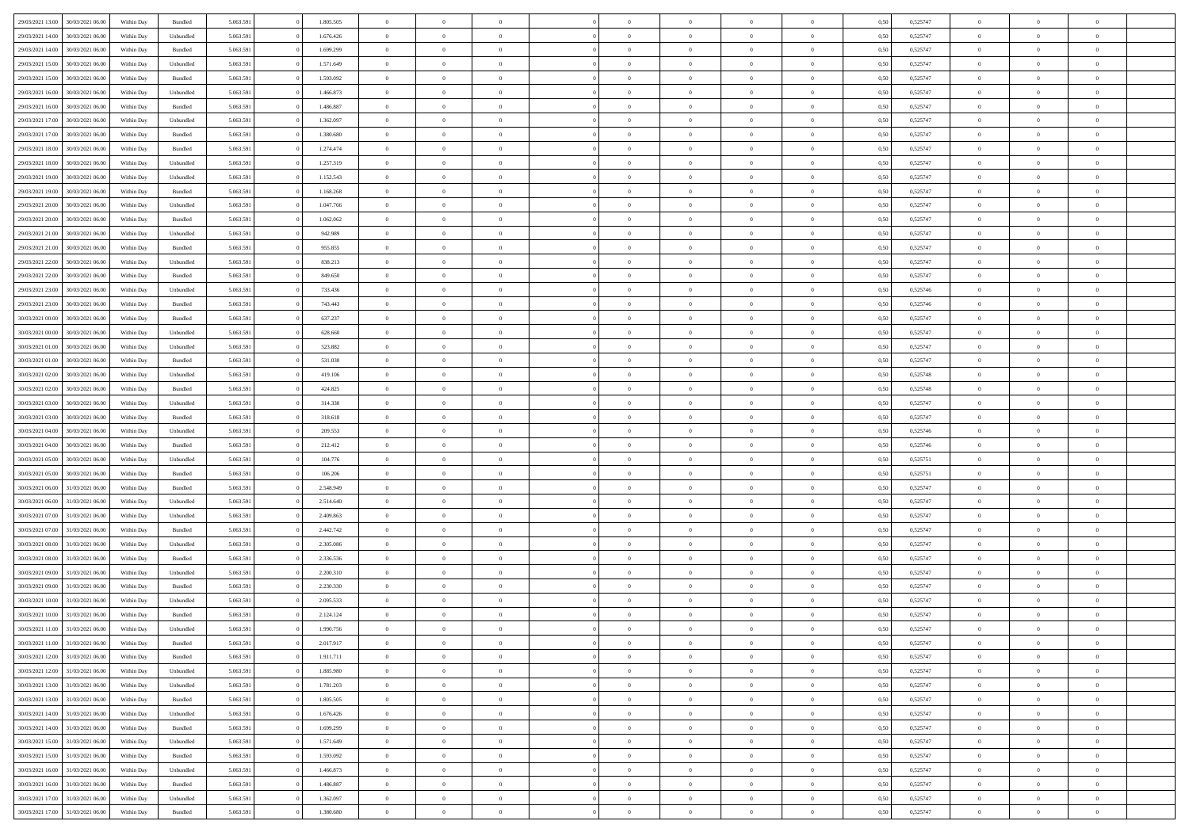| | | | | | | | | | | | | | | | | | | | | |
|---|---|---|---|---|---|---|---|---|---|---|---|---|---|---|---|---|---|---|---|---|
| 29/03/2021 13:00 | 30/03/2021 06:00 | Within Day | Bundled | 5.063.591 | 0 | 1.805.505 | 0 | 0 | 0 | | 0 | 0 | 0 | 0 | 0,50 | 0,525747 | 0 | 0 | 0 | |
| 29/03/2021 14:00 | 30/03/2021 06:00 | Within Day | Unbundled | 5.063.591 | 0 | 1.676.426 | 0 | 0 | 0 | | 0 | 0 | 0 | 0 | 0,50 | 0,525747 | 0 | 0 | 0 | |
| 29/03/2021 14:00 | 30/03/2021 06:00 | Within Day | Bundled | 5.063.591 | 0 | 1.699.299 | 0 | 0 | 0 | | 0 | 0 | 0 | 0 | 0,50 | 0,525747 | 0 | 0 | 0 | |
| 29/03/2021 15:00 | 30/03/2021 06:00 | Within Day | Unbundled | 5.063.591 | 0 | 1.571.649 | 0 | 0 | 0 | | 0 | 0 | 0 | 0 | 0,50 | 0,525747 | 0 | 0 | 0 | |
| 29/03/2021 15:00 | 30/03/2021 06:00 | Within Day | Bundled | 5.063.591 | 0 | 1.593.092 | 0 | 0 | 0 | | 0 | 0 | 0 | 0 | 0,50 | 0,525747 | 0 | 0 | 0 | |
| 29/03/2021 16:00 | 30/03/2021 06:00 | Within Day | Unbundled | 5.063.591 | 0 | 1.466.873 | 0 | 0 | 0 | | 0 | 0 | 0 | 0 | 0,50 | 0,525747 | 0 | 0 | 0 | |
| 29/03/2021 16:00 | 30/03/2021 06:00 | Within Day | Bundled | 5.063.591 | 0 | 1.486.887 | 0 | 0 | 0 | | 0 | 0 | 0 | 0 | 0,50 | 0,525747 | 0 | 0 | 0 | |
| 29/03/2021 17:00 | 30/03/2021 06:00 | Within Day | Unbundled | 5.063.591 | 0 | 1.362.097 | 0 | 0 | 0 | | 0 | 0 | 0 | 0 | 0,50 | 0,525747 | 0 | 0 | 0 | |
| 29/03/2021 17:00 | 30/03/2021 06:00 | Within Day | Bundled | 5.063.591 | 0 | 1.380.680 | 0 | 0 | 0 | | 0 | 0 | 0 | 0 | 0,50 | 0,525747 | 0 | 0 | 0 | |
| 29/03/2021 18:00 | 30/03/2021 06:00 | Within Day | Bundled | 5.063.591 | 0 | 1.274.474 | 0 | 0 | 0 | | 0 | 0 | 0 | 0 | 0,50 | 0,525747 | 0 | 0 | 0 | |
| 29/03/2021 18:00 | 30/03/2021 06:00 | Within Day | Unbundled | 5.063.591 | 0 | 1.257.319 | 0 | 0 | 0 | | 0 | 0 | 0 | 0 | 0,50 | 0,525747 | 0 | 0 | 0 | |
| 29/03/2021 19:00 | 30/03/2021 06:00 | Within Day | Unbundled | 5.063.591 | 0 | 1.152.543 | 0 | 0 | 0 | | 0 | 0 | 0 | 0 | 0,50 | 0,525747 | 0 | 0 | 0 | |
| 29/03/2021 19:00 | 30/03/2021 06:00 | Within Day | Bundled | 5.063.591 | 0 | 1.168.268 | 0 | 0 | 0 | | 0 | 0 | 0 | 0 | 0,50 | 0,525747 | 0 | 0 | 0 | |
| 29/03/2021 20:00 | 30/03/2021 06:00 | Within Day | Unbundled | 5.063.591 | 0 | 1.047.766 | 0 | 0 | 0 | | 0 | 0 | 0 | 0 | 0,50 | 0,525747 | 0 | 0 | 0 | |
| 29/03/2021 20:00 | 30/03/2021 06:00 | Within Day | Bundled | 5.063.591 | 0 | 1.062.062 | 0 | 0 | 0 | | 0 | 0 | 0 | 0 | 0,50 | 0,525747 | 0 | 0 | 0 | |
| 29/03/2021 21:00 | 30/03/2021 06:00 | Within Day | Unbundled | 5.063.591 | 0 | 942.989 | 0 | 0 | 0 | | 0 | 0 | 0 | 0 | 0,50 | 0,525747 | 0 | 0 | 0 | |
| 29/03/2021 21:00 | 30/03/2021 06:00 | Within Day | Bundled | 5.063.591 | 0 | 955.855 | 0 | 0 | 0 | | 0 | 0 | 0 | 0 | 0,50 | 0,525747 | 0 | 0 | 0 | |
| 29/03/2021 22:00 | 30/03/2021 06:00 | Within Day | Unbundled | 5.063.591 | 0 | 838.213 | 0 | 0 | 0 | | 0 | 0 | 0 | 0 | 0,50 | 0,525747 | 0 | 0 | 0 | |
| 29/03/2021 22:00 | 30/03/2021 06:00 | Within Day | Bundled | 5.063.591 | 0 | 849.650 | 0 | 0 | 0 | | 0 | 0 | 0 | 0 | 0,50 | 0,525747 | 0 | 0 | 0 | |
| 29/03/2021 23:00 | 30/03/2021 06:00 | Within Day | Unbundled | 5.063.591 | 0 | 733.436 | 0 | 0 | 0 | | 0 | 0 | 0 | 0 | 0,50 | 0,525746 | 0 | 0 | 0 | |
| 29/03/2021 23:00 | 30/03/2021 06:00 | Within Day | Bundled | 5.063.591 | 0 | 743.443 | 0 | 0 | 0 | | 0 | 0 | 0 | 0 | 0,50 | 0,525746 | 0 | 0 | 0 | |
| 30/03/2021 00:00 | 30/03/2021 06:00 | Within Day | Bundled | 5.063.591 | 0 | 637.237 | 0 | 0 | 0 | | 0 | 0 | 0 | 0 | 0,50 | 0,525747 | 0 | 0 | 0 | |
| 30/03/2021 00:00 | 30/03/2021 06:00 | Within Day | Unbundled | 5.063.591 | 0 | 628.660 | 0 | 0 | 0 | | 0 | 0 | 0 | 0 | 0,50 | 0,525747 | 0 | 0 | 0 | |
| 30/03/2021 01:00 | 30/03/2021 06:00 | Within Day | Unbundled | 5.063.591 | 0 | 523.882 | 0 | 0 | 0 | | 0 | 0 | 0 | 0 | 0,50 | 0,525747 | 0 | 0 | 0 | |
| 30/03/2021 01:00 | 30/03/2021 06:00 | Within Day | Bundled | 5.063.591 | 0 | 531.030 | 0 | 0 | 0 | | 0 | 0 | 0 | 0 | 0,50 | 0,525747 | 0 | 0 | 0 | |
| 30/03/2021 02:00 | 30/03/2021 06:00 | Within Day | Unbundled | 5.063.591 | 0 | 419.106 | 0 | 0 | 0 | | 0 | 0 | 0 | 0 | 0,50 | 0,525748 | 0 | 0 | 0 | |
| 30/03/2021 02:00 | 30/03/2021 06:00 | Within Day | Bundled | 5.063.591 | 0 | 424.825 | 0 | 0 | 0 | | 0 | 0 | 0 | 0 | 0,50 | 0,525748 | 0 | 0 | 0 | |
| 30/03/2021 03:00 | 30/03/2021 06:00 | Within Day | Unbundled | 5.063.591 | 0 | 314.330 | 0 | 0 | 0 | | 0 | 0 | 0 | 0 | 0,50 | 0,525747 | 0 | 0 | 0 | |
| 30/03/2021 03:00 | 30/03/2021 06:00 | Within Day | Bundled | 5.063.591 | 0 | 318.618 | 0 | 0 | 0 | | 0 | 0 | 0 | 0 | 0,50 | 0,525747 | 0 | 0 | 0 | |
| 30/03/2021 04:00 | 30/03/2021 06:00 | Within Day | Unbundled | 5.063.591 | 0 | 209.553 | 0 | 0 | 0 | | 0 | 0 | 0 | 0 | 0,50 | 0,525746 | 0 | 0 | 0 | |
| 30/03/2021 04:00 | 30/03/2021 06:00 | Within Day | Bundled | 5.063.591 | 0 | 212.412 | 0 | 0 | 0 | | 0 | 0 | 0 | 0 | 0,50 | 0,525746 | 0 | 0 | 0 | |
| 30/03/2021 05:00 | 30/03/2021 06:00 | Within Day | Unbundled | 5.063.591 | 0 | 104.776 | 0 | 0 | 0 | | 0 | 0 | 0 | 0 | 0,50 | 0,525751 | 0 | 0 | 0 | |
| 30/03/2021 05:00 | 30/03/2021 06:00 | Within Day | Bundled | 5.063.591 | 0 | 106.206 | 0 | 0 | 0 | | 0 | 0 | 0 | 0 | 0,50 | 0,525751 | 0 | 0 | 0 | |
| 30/03/2021 06:00 | 31/03/2021 06:00 | Within Day | Bundled | 5.063.591 | 0 | 2.548.949 | 0 | 0 | 0 | | 0 | 0 | 0 | 0 | 0,50 | 0,525747 | 0 | 0 | 0 | |
| 30/03/2021 06:00 | 31/03/2021 06:00 | Within Day | Unbundled | 5.063.591 | 0 | 2.514.640 | 0 | 0 | 0 | | 0 | 0 | 0 | 0 | 0,50 | 0,525747 | 0 | 0 | 0 | |
| 30/03/2021 07:00 | 31/03/2021 06:00 | Within Day | Unbundled | 5.063.591 | 0 | 2.409.863 | 0 | 0 | 0 | | 0 | 0 | 0 | 0 | 0,50 | 0,525747 | 0 | 0 | 0 | |
| 30/03/2021 07:00 | 31/03/2021 06:00 | Within Day | Bundled | 5.063.591 | 0 | 2.442.742 | 0 | 0 | 0 | | 0 | 0 | 0 | 0 | 0,50 | 0,525747 | 0 | 0 | 0 | |
| 30/03/2021 08:00 | 31/03/2021 06:00 | Within Day | Unbundled | 5.063.591 | 0 | 2.305.086 | 0 | 0 | 0 | | 0 | 0 | 0 | 0 | 0,50 | 0,525747 | 0 | 0 | 0 | |
| 30/03/2021 08:00 | 31/03/2021 06:00 | Within Day | Bundled | 5.063.591 | 0 | 2.336.536 | 0 | 0 | 0 | | 0 | 0 | 0 | 0 | 0,50 | 0,525747 | 0 | 0 | 0 | |
| 30/03/2021 09:00 | 31/03/2021 06:00 | Within Day | Unbundled | 5.063.591 | 0 | 2.200.310 | 0 | 0 | 0 | | 0 | 0 | 0 | 0 | 0,50 | 0,525747 | 0 | 0 | 0 | |
| 30/03/2021 09:00 | 31/03/2021 06:00 | Within Day | Bundled | 5.063.591 | 0 | 2.230.330 | 0 | 0 | 0 | | 0 | 0 | 0 | 0 | 0,50 | 0,525747 | 0 | 0 | 0 | |
| 30/03/2021 10:00 | 31/03/2021 06:00 | Within Day | Unbundled | 5.063.591 | 0 | 2.095.533 | 0 | 0 | 0 | | 0 | 0 | 0 | 0 | 0,50 | 0,525747 | 0 | 0 | 0 | |
| 30/03/2021 10:00 | 31/03/2021 06:00 | Within Day | Bundled | 5.063.591 | 0 | 2.124.124 | 0 | 0 | 0 | | 0 | 0 | 0 | 0 | 0,50 | 0,525747 | 0 | 0 | 0 | |
| 30/03/2021 11:00 | 31/03/2021 06:00 | Within Day | Unbundled | 5.063.591 | 0 | 1.990.756 | 0 | 0 | 0 | | 0 | 0 | 0 | 0 | 0,50 | 0,525747 | 0 | 0 | 0 | |
| 30/03/2021 11:00 | 31/03/2021 06:00 | Within Day | Bundled | 5.063.591 | 0 | 2.017.917 | 0 | 0 | 0 | | 0 | 0 | 0 | 0 | 0,50 | 0,525747 | 0 | 0 | 0 | |
| 30/03/2021 12:00 | 31/03/2021 06:00 | Within Day | Bundled | 5.063.591 | 0 | 1.911.711 | 0 | 0 | 0 | | 0 | 0 | 0 | 0 | 0,50 | 0,525747 | 0 | 0 | 0 | |
| 30/03/2021 12:00 | 31/03/2021 06:00 | Within Day | Unbundled | 5.063.591 | 0 | 1.885.980 | 0 | 0 | 0 | | 0 | 0 | 0 | 0 | 0,50 | 0,525747 | 0 | 0 | 0 | |
| 30/03/2021 13:00 | 31/03/2021 06:00 | Within Day | Unbundled | 5.063.591 | 0 | 1.781.203 | 0 | 0 | 0 | | 0 | 0 | 0 | 0 | 0,50 | 0,525747 | 0 | 0 | 0 | |
| 30/03/2021 13:00 | 31/03/2021 06:00 | Within Day | Bundled | 5.063.591 | 0 | 1.805.505 | 0 | 0 | 0 | | 0 | 0 | 0 | 0 | 0,50 | 0,525747 | 0 | 0 | 0 | |
| 30/03/2021 14:00 | 31/03/2021 06:00 | Within Day | Unbundled | 5.063.591 | 0 | 1.676.426 | 0 | 0 | 0 | | 0 | 0 | 0 | 0 | 0,50 | 0,525747 | 0 | 0 | 0 | |
| 30/03/2021 14:00 | 31/03/2021 06:00 | Within Day | Bundled | 5.063.591 | 0 | 1.699.299 | 0 | 0 | 0 | | 0 | 0 | 0 | 0 | 0,50 | 0,525747 | 0 | 0 | 0 | |
| 30/03/2021 15:00 | 31/03/2021 06:00 | Within Day | Unbundled | 5.063.591 | 0 | 1.571.649 | 0 | 0 | 0 | | 0 | 0 | 0 | 0 | 0,50 | 0,525747 | 0 | 0 | 0 | |
| 30/03/2021 15:00 | 31/03/2021 06:00 | Within Day | Bundled | 5.063.591 | 0 | 1.593.092 | 0 | 0 | 0 | | 0 | 0 | 0 | 0 | 0,50 | 0,525747 | 0 | 0 | 0 | |
| 30/03/2021 16:00 | 31/03/2021 06:00 | Within Day | Unbundled | 5.063.591 | 0 | 1.466.873 | 0 | 0 | 0 | | 0 | 0 | 0 | 0 | 0,50 | 0,525747 | 0 | 0 | 0 | |
| 30/03/2021 16:00 | 31/03/2021 06:00 | Within Day | Bundled | 5.063.591 | 0 | 1.486.887 | 0 | 0 | 0 | | 0 | 0 | 0 | 0 | 0,50 | 0,525747 | 0 | 0 | 0 | |
| 30/03/2021 17:00 | 31/03/2021 06:00 | Within Day | Unbundled | 5.063.591 | 0 | 1.362.097 | 0 | 0 | 0 | | 0 | 0 | 0 | 0 | 0,50 | 0,525747 | 0 | 0 | 0 | |
| 30/03/2021 17:00 | 31/03/2021 06:00 | Within Day | Bundled | 5.063.591 | 0 | 1.380.680 | 0 | 0 | 0 | | 0 | 0 | 0 | 0 | 0,50 | 0,525747 | 0 | 0 | 0 | |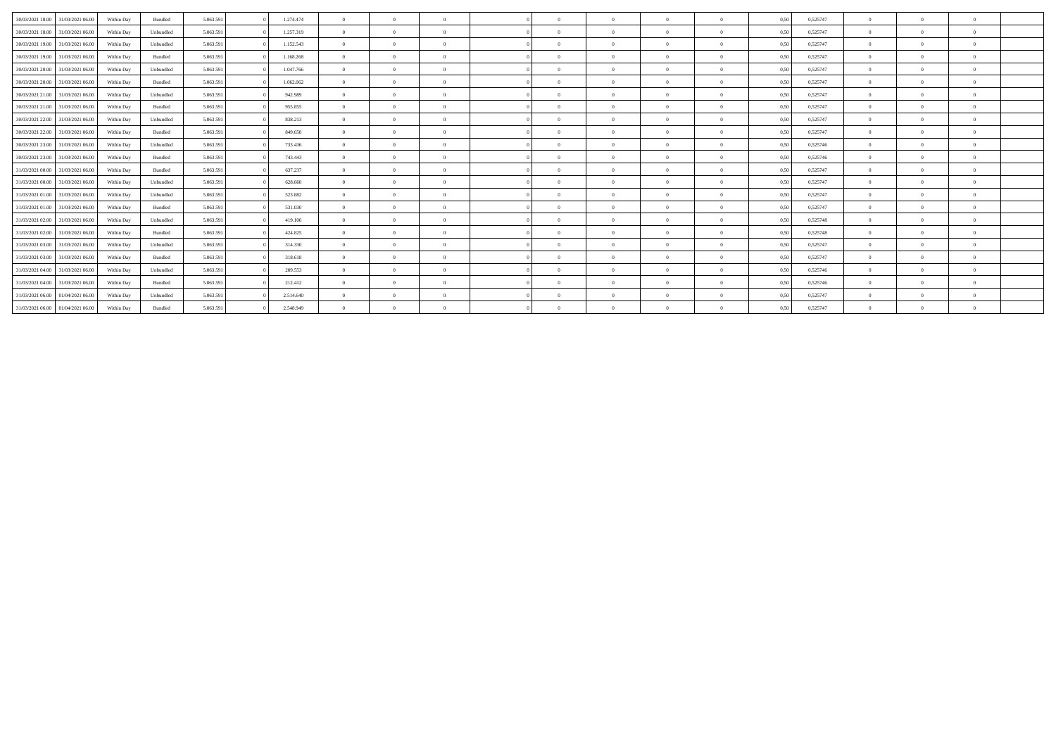| | | | | | | | | | | | | | | | | | | | | |
|---|---|---|---|---|---|---|---|---|---|---|---|---|---|---|---|---|---|---|---|---|
| 30/03/2021 18.00 | 31/03/2021 06.00 | Within Day | Bundled | 5.063.591 | 0 | 1.274.474 | 0 | 0 | 0 | 0 | 0 | 0 | 0 | 0 | 0,50 | 0,525747 | 0 | 0 | 0 | |
| 30/03/2021 18.00 | 31/03/2021 06.00 | Within Day | Unbundled | 5.063.591 | 0 | 1.257.319 | 0 | 0 | 0 | 0 | 0 | 0 | 0 | 0 | 0,50 | 0,525747 | 0 | 0 | 0 | |
| 30/03/2021 19.00 | 31/03/2021 06.00 | Within Day | Unbundled | 5.063.591 | 0 | 1.152.543 | 0 | 0 | 0 | 0 | 0 | 0 | 0 | 0 | 0,50 | 0,525747 | 0 | 0 | 0 | |
| 30/03/2021 19.00 | 31/03/2021 06.00 | Within Day | Bundled | 5.063.591 | 0 | 1.168.268 | 0 | 0 | 0 | 0 | 0 | 0 | 0 | 0 | 0,50 | 0,525747 | 0 | 0 | 0 | |
| 30/03/2021 20.00 | 31/03/2021 06.00 | Within Day | Unbundled | 5.063.591 | 0 | 1.047.766 | 0 | 0 | 0 | 0 | 0 | 0 | 0 | 0 | 0,50 | 0,525747 | 0 | 0 | 0 | |
| 30/03/2021 20.00 | 31/03/2021 06.00 | Within Day | Bundled | 5.063.591 | 0 | 1.062.062 | 0 | 0 | 0 | 0 | 0 | 0 | 0 | 0 | 0,50 | 0,525747 | 0 | 0 | 0 | |
| 30/03/2021 21.00 | 31/03/2021 06.00 | Within Day | Unbundled | 5.063.591 | 0 | 942.989 | 0 | 0 | 0 | 0 | 0 | 0 | 0 | 0 | 0,50 | 0,525747 | 0 | 0 | 0 | |
| 30/03/2021 21.00 | 31/03/2021 06.00 | Within Day | Bundled | 5.063.591 | 0 | 955.855 | 0 | 0 | 0 | 0 | 0 | 0 | 0 | 0 | 0,50 | 0,525747 | 0 | 0 | 0 | |
| 30/03/2021 22.00 | 31/03/2021 06.00 | Within Day | Unbundled | 5.063.591 | 0 | 838.213 | 0 | 0 | 0 | 0 | 0 | 0 | 0 | 0 | 0,50 | 0,525747 | 0 | 0 | 0 | |
| 30/03/2021 22.00 | 31/03/2021 06.00 | Within Day | Bundled | 5.063.591 | 0 | 849.650 | 0 | 0 | 0 | 0 | 0 | 0 | 0 | 0 | 0,50 | 0,525747 | 0 | 0 | 0 | |
| 30/03/2021 23.00 | 31/03/2021 06.00 | Within Day | Unbundled | 5.063.591 | 0 | 733.436 | 0 | 0 | 0 | 0 | 0 | 0 | 0 | 0 | 0,50 | 0,525746 | 0 | 0 | 0 | |
| 30/03/2021 23.00 | 31/03/2021 06.00 | Within Day | Bundled | 5.063.591 | 0 | 743.443 | 0 | 0 | 0 | 0 | 0 | 0 | 0 | 0 | 0,50 | 0,525746 | 0 | 0 | 0 | |
| 31/03/2021 00.00 | 31/03/2021 06.00 | Within Day | Bundled | 5.063.591 | 0 | 637.237 | 0 | 0 | 0 | 0 | 0 | 0 | 0 | 0 | 0,50 | 0,525747 | 0 | 0 | 0 | |
| 31/03/2021 00.00 | 31/03/2021 06.00 | Within Day | Unbundled | 5.063.591 | 0 | 628.660 | 0 | 0 | 0 | 0 | 0 | 0 | 0 | 0 | 0,50 | 0,525747 | 0 | 0 | 0 | |
| 31/03/2021 01.00 | 31/03/2021 06.00 | Within Day | Unbundled | 5.063.591 | 0 | 523.882 | 0 | 0 | 0 | 0 | 0 | 0 | 0 | 0 | 0,50 | 0,525747 | 0 | 0 | 0 | |
| 31/03/2021 01.00 | 31/03/2021 06.00 | Within Day | Bundled | 5.063.591 | 0 | 531.030 | 0 | 0 | 0 | 0 | 0 | 0 | 0 | 0 | 0,50 | 0,525747 | 0 | 0 | 0 | |
| 31/03/2021 02.00 | 31/03/2021 06.00 | Within Day | Unbundled | 5.063.591 | 0 | 419.106 | 0 | 0 | 0 | 0 | 0 | 0 | 0 | 0 | 0,50 | 0,525748 | 0 | 0 | 0 | |
| 31/03/2021 02.00 | 31/03/2021 06.00 | Within Day | Bundled | 5.063.591 | 0 | 424.825 | 0 | 0 | 0 | 0 | 0 | 0 | 0 | 0 | 0,50 | 0,525748 | 0 | 0 | 0 | |
| 31/03/2021 03.00 | 31/03/2021 06.00 | Within Day | Unbundled | 5.063.591 | 0 | 314.330 | 0 | 0 | 0 | 0 | 0 | 0 | 0 | 0 | 0,50 | 0,525747 | 0 | 0 | 0 | |
| 31/03/2021 03.00 | 31/03/2021 06.00 | Within Day | Bundled | 5.063.591 | 0 | 318.618 | 0 | 0 | 0 | 0 | 0 | 0 | 0 | 0 | 0,50 | 0,525747 | 0 | 0 | 0 | |
| 31/03/2021 04.00 | 31/03/2021 06.00 | Within Day | Unbundled | 5.063.591 | 0 | 209.553 | 0 | 0 | 0 | 0 | 0 | 0 | 0 | 0 | 0,50 | 0,525746 | 0 | 0 | 0 | |
| 31/03/2021 04.00 | 31/03/2021 06.00 | Within Day | Bundled | 5.063.591 | 0 | 212.412 | 0 | 0 | 0 | 0 | 0 | 0 | 0 | 0 | 0,50 | 0,525746 | 0 | 0 | 0 | |
| 31/03/2021 06.00 | 01/04/2021 06.00 | Within Day | Unbundled | 5.063.591 | 0 | 2.514.640 | 0 | 0 | 0 | 0 | 0 | 0 | 0 | 0 | 0,50 | 0,525747 | 0 | 0 | 0 | |
| 31/03/2021 06.00 | 01/04/2021 06.00 | Within Day | Bundled | 5.063.591 | 0 | 2.548.949 | 0 | 0 | 0 | 0 | 0 | 0 | 0 | 0 | 0,50 | 0,525747 | 0 | 0 | 0 | |